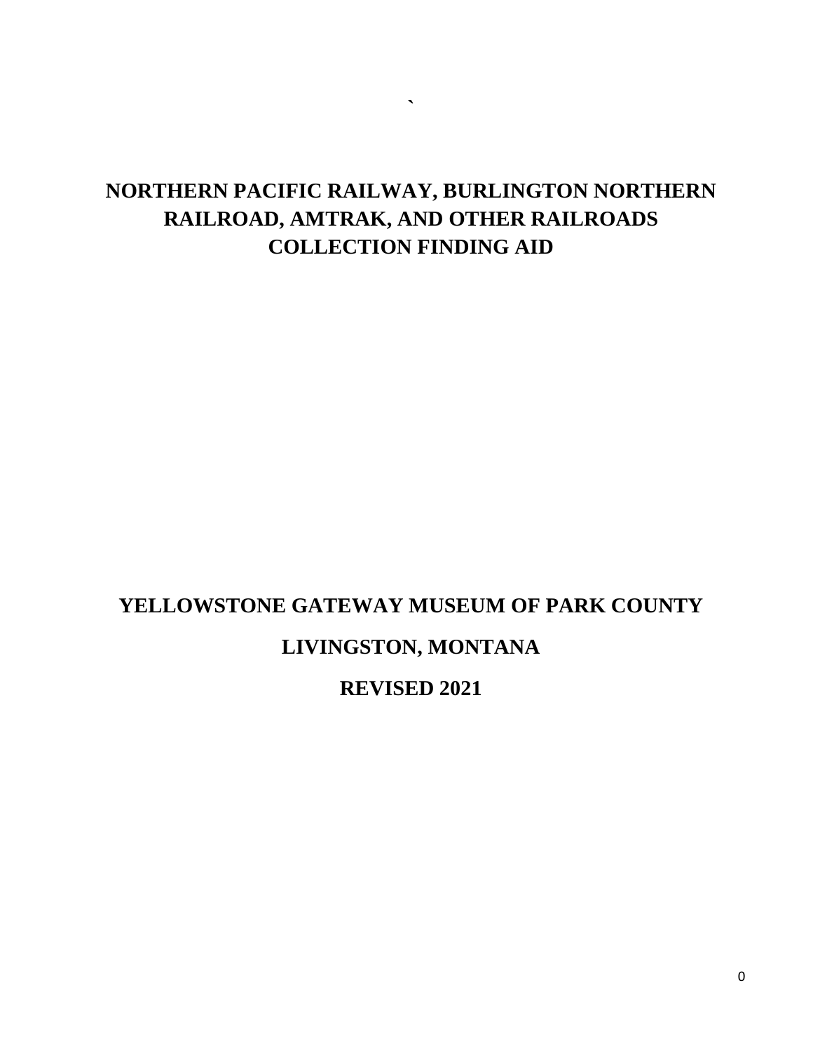# NORTHERN PACIFIC RAILWAY, BURLINGTON NORTHERN RAILROAD, AMTRAK, AND OTHER RAILROADS COLLECTION FINDING AID

## YELLOWSTONE GATEWAY MUSEUM OF PARK COUNTY

## LIVINGSTON, MONTANA

## REVISED 2021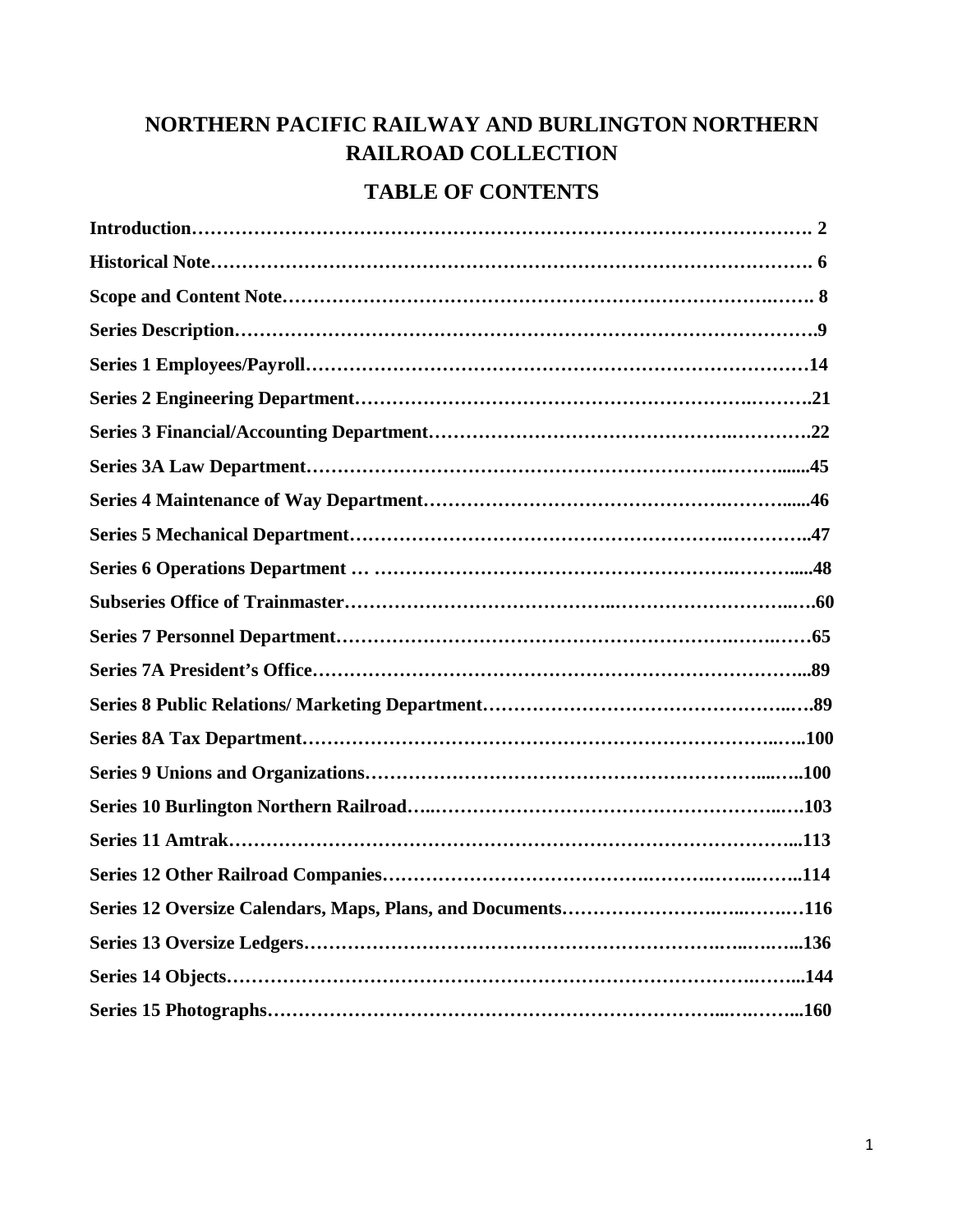# NORTHERN PACIFIC RAILWAY AND BURLINGTON NORTHERN RAILROAD COLLECTION

## TABLE OF CONTENTS

**Introduction……………………………………………………………………………………. 2**

**Historical Note………………………………………………………………………………. 6**

**Scope and Content Note……………………………………………………………………. 8**

**Series Description……………………………………………………………………………9**

**Series 1 Employees/Payroll…………………………………………………………………14**

**Series 2 Engineering Department……………………………………………………………21**

**Series 3 Financial/Accounting Department…………………………………………………22**

**Series 3A Law Department…………………………………………………………………45**

**Series 4 Maintenance of Way Department…………………………………………………46**

**Series 5 Mechanical Department……………………………………………………………47**

**Series 6 Operations Department … ………………………………………………………48**

**Subseries Office of Trainmaster……………………………………………………………60**

**Series 7 Personnel Department………………………………………………………………65**

**Series 7A President's Office…………………………………………………………………89**

**Series 8 Public Relations/ Marketing Department…………………………………………89**

**Series 8A Tax Department…………………………………………………………………100**

**Series 9 Unions and Organizations…………………………………………………………100**

**Series 10 Burlington Northern Railroad……………………………………………………103**

**Series 11 Amtrak……………………………………………………………………………113**

**Series 12 Other Railroad Companies………………………………………………………114**

**Series 12 Oversize Calendars, Maps, Plans, and Documents………………………………116**

**Series 13 Oversize Ledgers…………………………………………………………………136**

**Series 14 Objects……………………………………………………………………………144**

**Series 15 Photographs………………………………………………………………………160**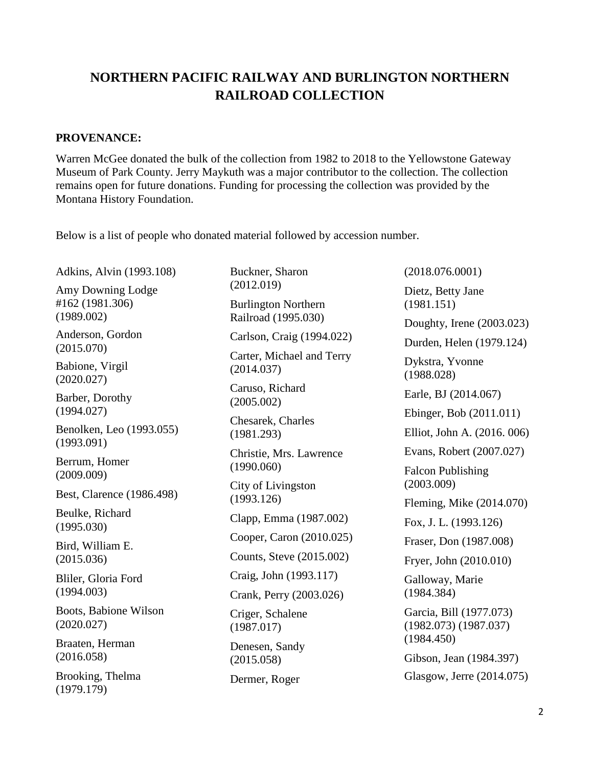# NORTHERN PACIFIC RAILWAY AND BURLINGTON NORTHERN RAILROAD COLLECTION

**PROVENANCE:**

Warren McGee donated the bulk of the collection from 1982 to 2018 to the Yellowstone Gateway Museum of Park County. Jerry Maykuth was a major contributor to the collection. The collection remains open for future donations. Funding for processing the collection was provided by the Montana History Foundation.

Below is a list of people who donated material followed by accession number.

Adkins, Alvin (1993.108)

Amy Downing Lodge #162 (1981.306) (1989.002)

Anderson, Gordon (2015.070)

Babione, Virgil (2020.027)

Barber, Dorothy (1994.027)

Benolken, Leo (1993.055) (1993.091)

Berrum, Homer (2009.009)

Best, Clarence (1986.498)

Beulke, Richard (1995.030)

Bird, William E. (2015.036)

Bliler, Gloria Ford (1994.003)

Boots, Babione Wilson (2020.027)

Braaten, Herman (2016.058)

Brooking, Thelma (1979.179)

Buckner, Sharon (2012.019)

Burlington Northern Railroad (1995.030)

Carlson, Craig (1994.022)

Carter, Michael and Terry (2014.037)

Caruso, Richard (2005.002)

Chesarek, Charles (1981.293)

Christie, Mrs. Lawrence (1990.060)

City of Livingston (1993.126)

Clapp, Emma (1987.002)

Cooper, Caron (2010.025)

Counts, Steve (2015.002)

Craig, John (1993.117)

Crank, Perry (2003.026)

Criger, Schalene (1987.017)

Denesen, Sandy (2015.058)

Dermer, Roger (2018.076.0001)

Dietz, Betty Jane (1981.151)

Doughty, Irene (2003.023)

Durden, Helen (1979.124)

Dykstra, Yvonne (1988.028)

Earle, BJ (2014.067)

Ebinger, Bob (2011.011)

Elliot, John A. (2016. 006)

Evans, Robert (2007.027)

Falcon Publishing (2003.009)

Fleming, Mike (2014.070)

Fox, J. L. (1993.126)

Fraser, Don (1987.008)

Fryer, John (2010.010)

Galloway, Marie (1984.384)

Garcia, Bill (1977.073) (1982.073) (1987.037) (1984.450)

Gibson, Jean (1984.397)

Glasgow, Jerre (2014.075)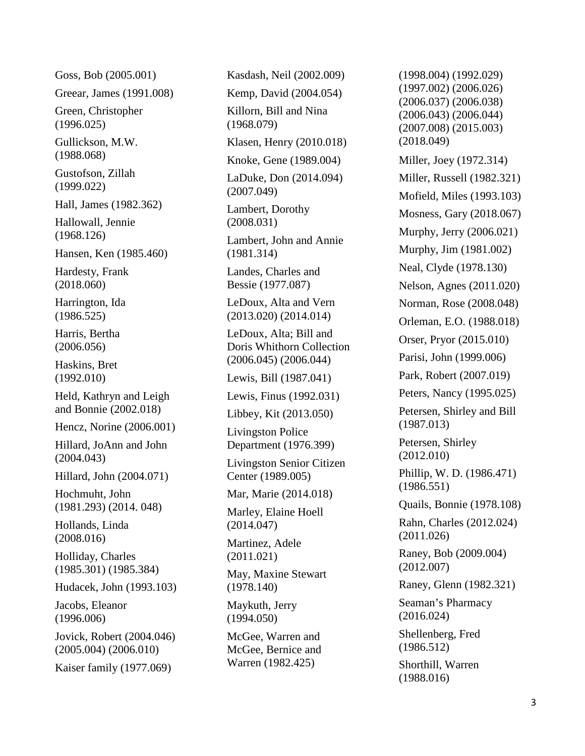Goss, Bob (2005.001)

Greear, James (1991.008)

Green, Christopher (1996.025)

Gullickson, M.W. (1988.068)

Gustofson, Zillah (1999.022)

Hall, James (1982.362)

Hallowall, Jennie (1968.126)

Hansen, Ken (1985.460)

Hardesty, Frank (2018.060)

Harrington, Ida (1986.525)

Harris, Bertha (2006.056)

Haskins, Bret (1992.010)

Held, Kathryn and Leigh and Bonnie (2002.018)

Hencz, Norine (2006.001)

Hillard, JoAnn and John (2004.043)

Hillard, John (2004.071)

Hochmuht, John (1981.293) (2014. 048)

Hollands, Linda (2008.016)

Holliday, Charles (1985.301) (1985.384)

Hudacek, John (1993.103)

Jacobs, Eleanor (1996.006)

Jovick, Robert (2004.046) (2005.004) (2006.010)

Kaiser family (1977.069)

Kasdash, Neil (2002.009)

Kemp, David (2004.054)

Killorn, Bill and Nina (1968.079)

Klasen, Henry (2010.018)

Knoke, Gene (1989.004)

LaDuke, Don (2014.094) (2007.049)

Lambert, Dorothy (2008.031)

Lambert, John and Annie (1981.314)

Landes, Charles and Bessie (1977.087)

LeDoux, Alta and Vern (2013.020) (2014.014)

LeDoux, Alta; Bill and Doris Whithorn Collection (2006.045) (2006.044)

Lewis, Bill (1987.041)

Lewis, Finus (1992.031)

Libbey, Kit (2013.050)

Livingston Police Department (1976.399)

Livingston Senior Citizen Center (1989.005)

Mar, Marie (2014.018)

Marley, Elaine Hoell (2014.047)

Martinez, Adele (2011.021)

May, Maxine Stewart (1978.140)

Maykuth, Jerry (1994.050)

McGee, Warren and McGee, Bernice and Warren (1982.425)

(1998.004) (1992.029) (1997.002) (2006.026) (2006.037) (2006.038) (2006.043) (2006.044) (2007.008) (2015.003) (2018.049)

Miller, Joey (1972.314)

Miller, Russell (1982.321)

Mofield, Miles (1993.103)

Mosness, Gary (2018.067)

Murphy, Jerry (2006.021)

Murphy, Jim (1981.002)

Neal, Clyde (1978.130)

Nelson, Agnes (2011.020)

Norman, Rose (2008.048)

Orleman, E.O. (1988.018)

Orser, Pryor (2015.010)

Parisi, John (1999.006)

Park, Robert (2007.019)

Peters, Nancy (1995.025)

Petersen, Shirley and Bill (1987.013)

Petersen, Shirley (2012.010)

Phillip, W. D. (1986.471) (1986.551)

Quails, Bonnie (1978.108)

Rahn, Charles (2012.024) (2011.026)

Raney, Bob (2009.004) (2012.007)

Raney, Glenn (1982.321)

Seaman's Pharmacy (2016.024)

Shellenberg, Fred (1986.512)

Shorthill, Warren (1988.016)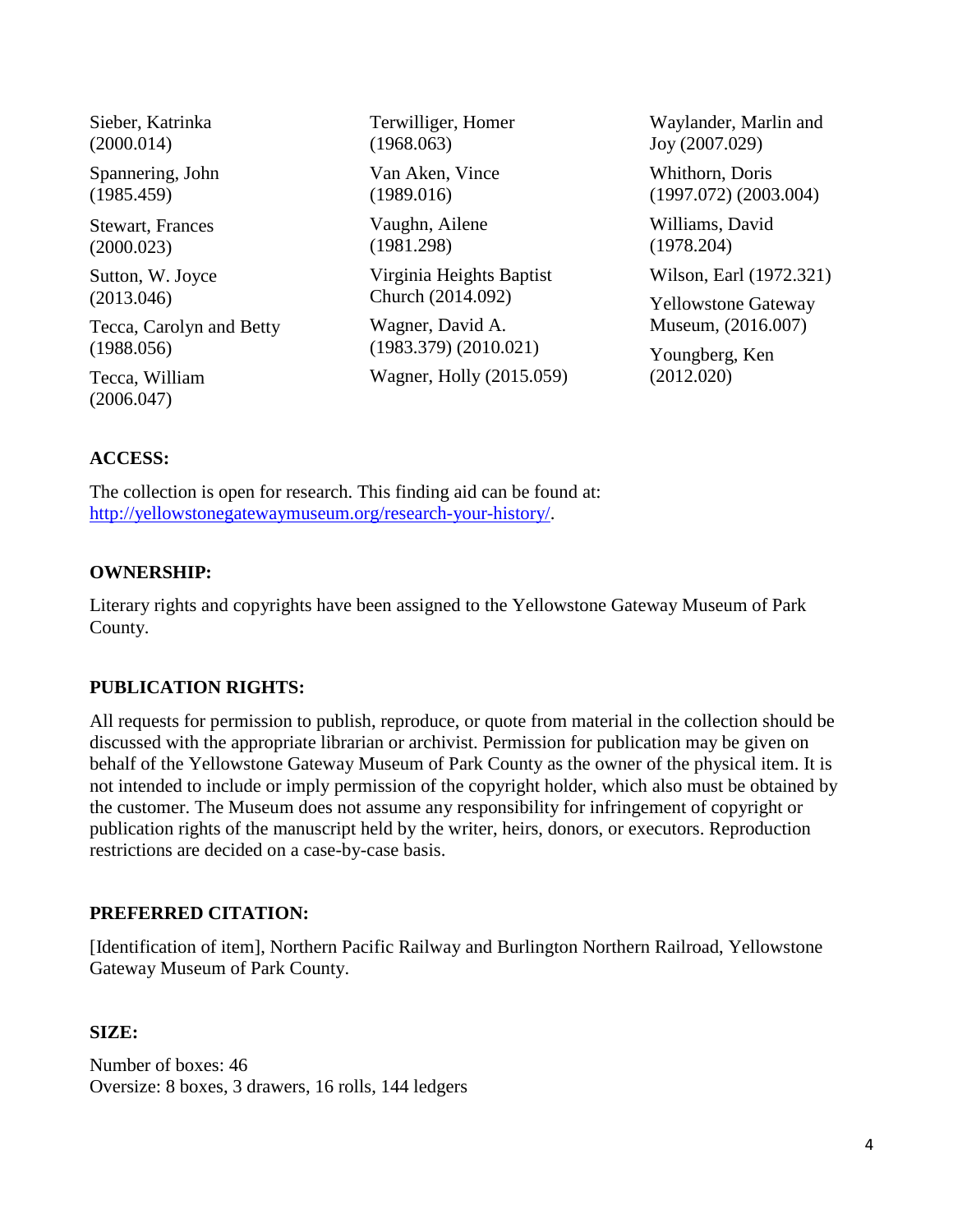Sieber, Katrinka (2000.014)

Spannering, John (1985.459)

Stewart, Frances (2000.023)

Sutton, W. Joyce (2013.046)

Tecca, Carolyn and Betty (1988.056)

Tecca, William (2006.047)

Terwilliger, Homer (1968.063)

Van Aken, Vince (1989.016)

Vaughn, Ailene (1981.298)

Virginia Heights Baptist Church (2014.092)

Wagner, David A. (1983.379) (2010.021)

Wagner, Holly (2015.059)

Waylander, Marlin and Joy (2007.029)

Whithorn, Doris (1997.072) (2003.004)

Williams, David (1978.204)

Wilson, Earl (1972.321)

Yellowstone Gateway Museum, (2016.007)

Youngberg, Ken (2012.020)

**ACCESS:**

The collection is open for research. This finding aid can be found at: [http://yellowstonegatewaymuseum.org/research-your-history/](http://yellowstonegatewaymuseum.org/research-your-history/).

**OWNERSHIP:**

Literary rights and copyrights have been assigned to the Yellowstone Gateway Museum of Park County.

**PUBLICATION RIGHTS:**

All requests for permission to publish, reproduce, or quote from material in the collection should be discussed with the appropriate librarian or archivist. Permission for publication may be given on behalf of the Yellowstone Gateway Museum of Park County as the owner of the physical item. It is not intended to include or imply permission of the copyright holder, which also must be obtained by the customer. The Museum does not assume any responsibility for infringement of copyright or publication rights of the manuscript held by the writer, heirs, donors, or executors. Reproduction restrictions are decided on a case-by-case basis.

**PREFERRED CITATION:**

[Identification of item], Northern Pacific Railway and Burlington Northern Railroad, Yellowstone Gateway Museum of Park County.

**SIZE:**

Number of boxes: 46
Oversize: 8 boxes, 3 drawers, 16 rolls, 144 ledgers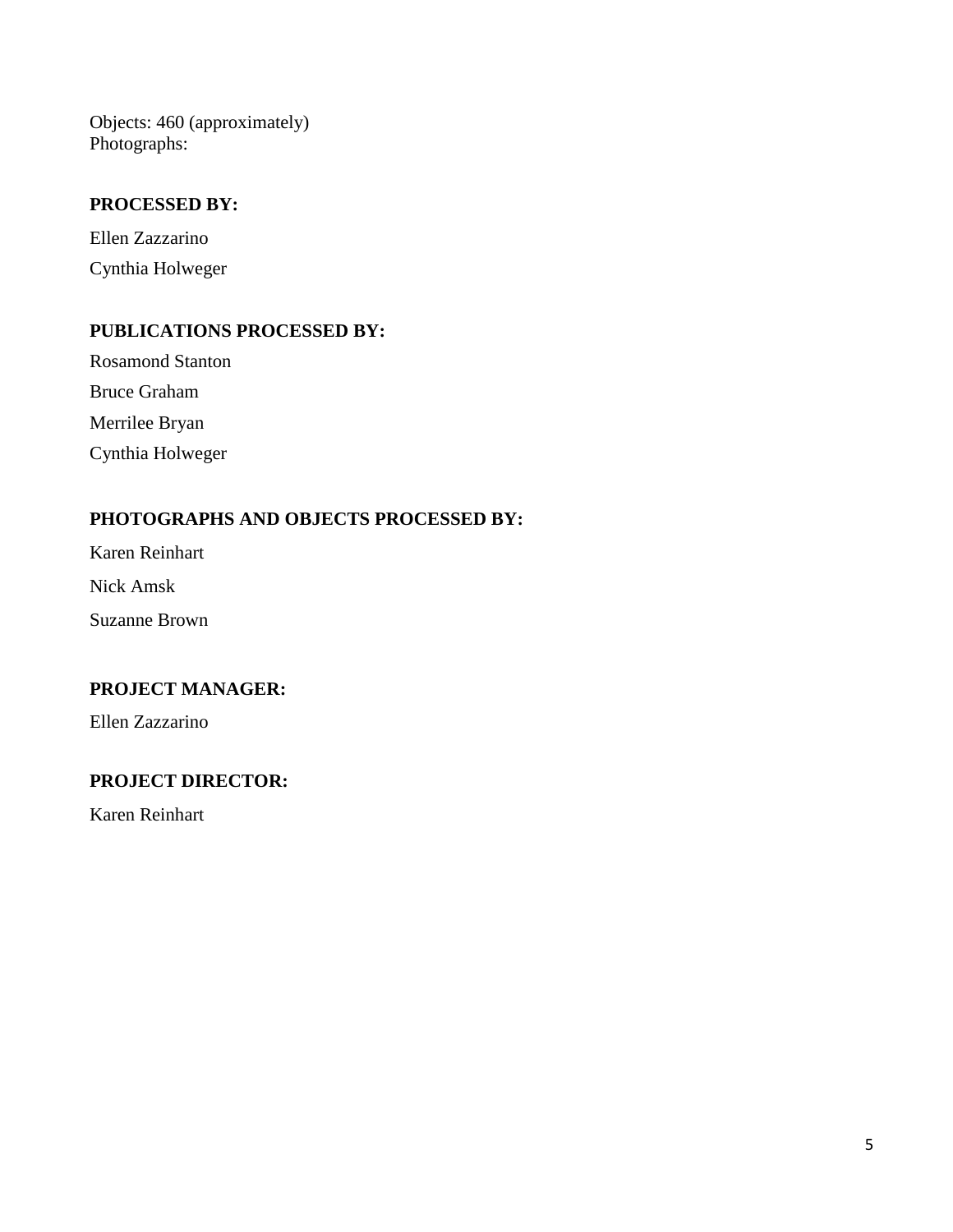Objects: 460 (approximately)
Photographs:

**PROCESSED BY:**

Ellen Zazzarino

Cynthia Holweger

**PUBLICATIONS PROCESSED BY:**

Rosamond Stanton

Bruce Graham

Merrilee Bryan

Cynthia Holweger

**PHOTOGRAPHS AND OBJECTS PROCESSED BY:**

Karen Reinhart

Nick Amsk

Suzanne Brown

**PROJECT MANAGER:**

Ellen Zazzarino

**PROJECT DIRECTOR:**

Karen Reinhart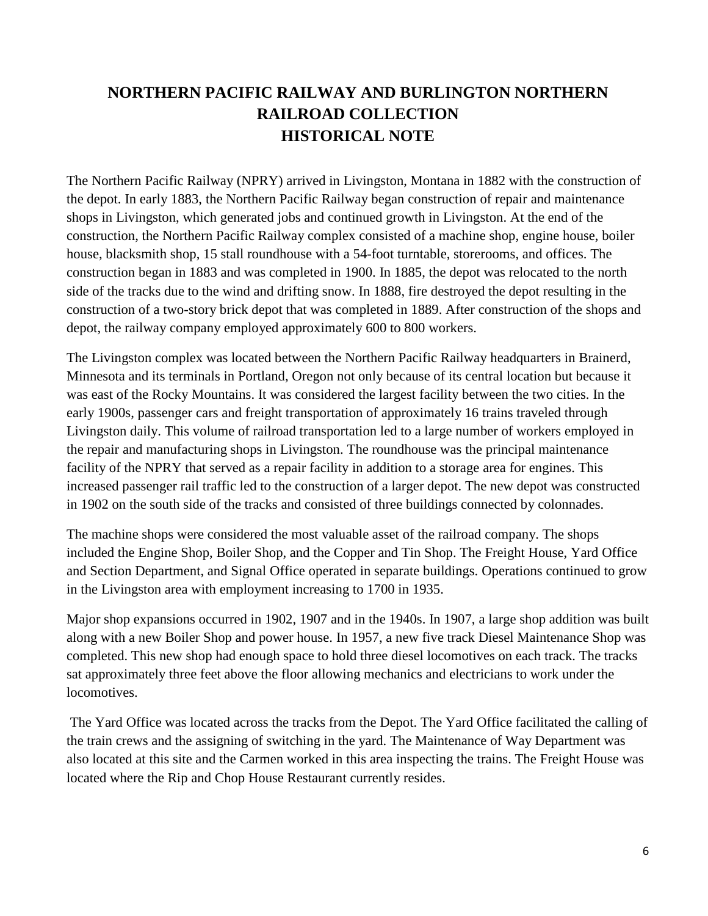# NORTHERN PACIFIC RAILWAY AND BURLINGTON NORTHERN RAILROAD COLLECTION
# HISTORICAL NOTE

The Northern Pacific Railway (NPRY) arrived in Livingston, Montana in 1882 with the construction of the depot. In early 1883, the Northern Pacific Railway began construction of repair and maintenance shops in Livingston, which generated jobs and continued growth in Livingston. At the end of the construction, the Northern Pacific Railway complex consisted of a machine shop, engine house, boiler house, blacksmith shop, 15 stall roundhouse with a 54-foot turntable, storerooms, and offices. The construction began in 1883 and was completed in 1900. In 1885, the depot was relocated to the north side of the tracks due to the wind and drifting snow. In 1888, fire destroyed the depot resulting in the construction of a two-story brick depot that was completed in 1889. After construction of the shops and depot, the railway company employed approximately 600 to 800 workers.

The Livingston complex was located between the Northern Pacific Railway headquarters in Brainerd, Minnesota and its terminals in Portland, Oregon not only because of its central location but because it was east of the Rocky Mountains. It was considered the largest facility between the two cities. In the early 1900s, passenger cars and freight transportation of approximately 16 trains traveled through Livingston daily. This volume of railroad transportation led to a large number of workers employed in the repair and manufacturing shops in Livingston. The roundhouse was the principal maintenance facility of the NPRY that served as a repair facility in addition to a storage area for engines. This increased passenger rail traffic led to the construction of a larger depot. The new depot was constructed in 1902 on the south side of the tracks and consisted of three buildings connected by colonnades.

The machine shops were considered the most valuable asset of the railroad company. The shops included the Engine Shop, Boiler Shop, and the Copper and Tin Shop. The Freight House, Yard Office and Section Department, and Signal Office operated in separate buildings. Operations continued to grow in the Livingston area with employment increasing to 1700 in 1935.

Major shop expansions occurred in 1902, 1907 and in the 1940s. In 1907, a large shop addition was built along with a new Boiler Shop and power house. In 1957, a new five track Diesel Maintenance Shop was completed. This new shop had enough space to hold three diesel locomotives on each track. The tracks sat approximately three feet above the floor allowing mechanics and electricians to work under the locomotives.

The Yard Office was located across the tracks from the Depot. The Yard Office facilitated the calling of the train crews and the assigning of switching in the yard. The Maintenance of Way Department was also located at this site and the Carmen worked in this area inspecting the trains. The Freight House was located where the Rip and Chop House Restaurant currently resides.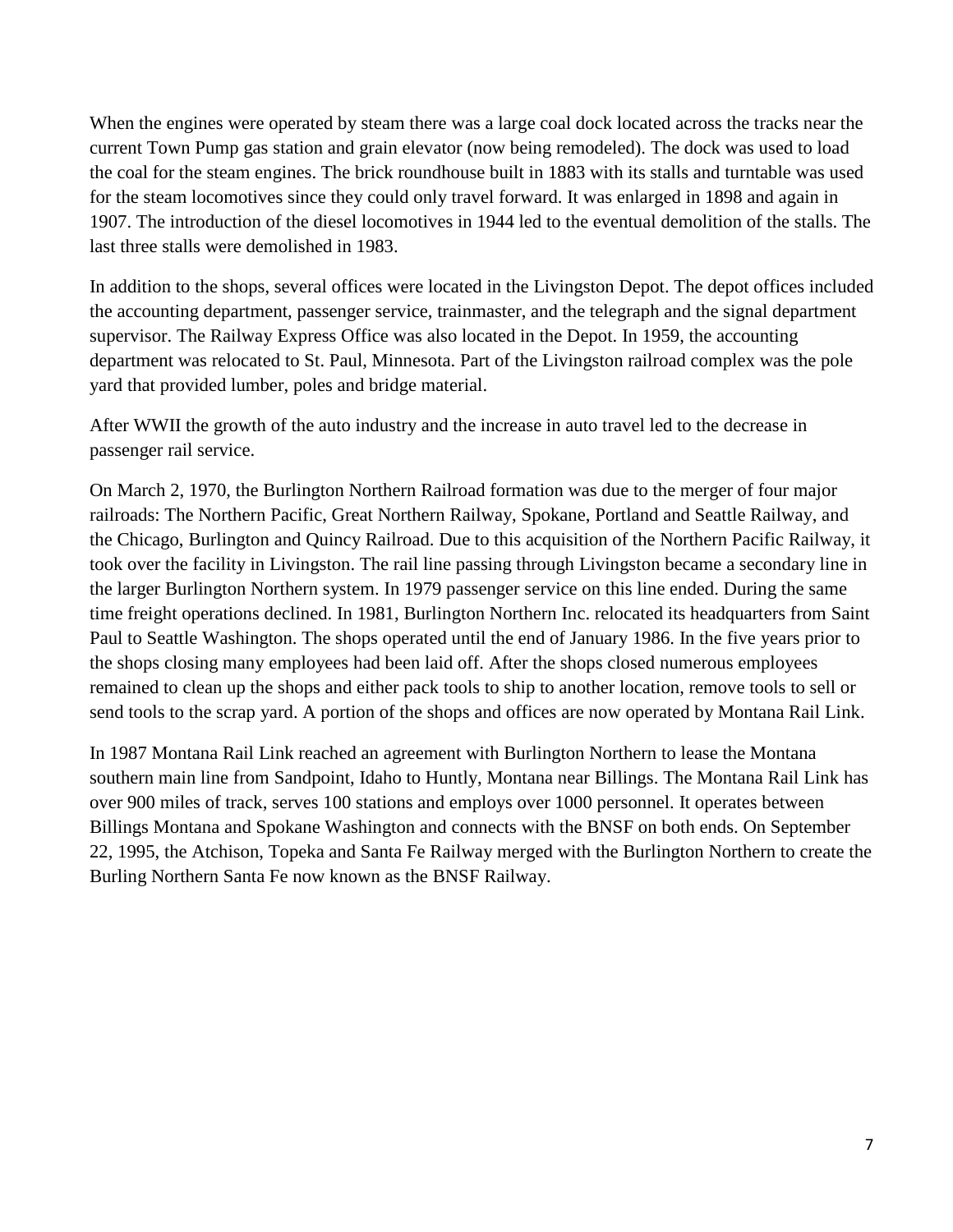When the engines were operated by steam there was a large coal dock located across the tracks near the current Town Pump gas station and grain elevator (now being remodeled). The dock was used to load the coal for the steam engines. The brick roundhouse built in 1883 with its stalls and turntable was used for the steam locomotives since they could only travel forward. It was enlarged in 1898 and again in 1907. The introduction of the diesel locomotives in 1944 led to the eventual demolition of the stalls. The last three stalls were demolished in 1983.

In addition to the shops, several offices were located in the Livingston Depot. The depot offices included the accounting department, passenger service, trainmaster, and the telegraph and the signal department supervisor. The Railway Express Office was also located in the Depot. In 1959, the accounting department was relocated to St. Paul, Minnesota. Part of the Livingston railroad complex was the pole yard that provided lumber, poles and bridge material.

After WWII the growth of the auto industry and the increase in auto travel led to the decrease in passenger rail service.

On March 2, 1970, the Burlington Northern Railroad formation was due to the merger of four major railroads: The Northern Pacific, Great Northern Railway, Spokane, Portland and Seattle Railway, and the Chicago, Burlington and Quincy Railroad. Due to this acquisition of the Northern Pacific Railway, it took over the facility in Livingston. The rail line passing through Livingston became a secondary line in the larger Burlington Northern system. In 1979 passenger service on this line ended. During the same time freight operations declined. In 1981, Burlington Northern Inc. relocated its headquarters from Saint Paul to Seattle Washington. The shops operated until the end of January 1986. In the five years prior to the shops closing many employees had been laid off. After the shops closed numerous employees remained to clean up the shops and either pack tools to ship to another location, remove tools to sell or send tools to the scrap yard. A portion of the shops and offices are now operated by Montana Rail Link.

In 1987 Montana Rail Link reached an agreement with Burlington Northern to lease the Montana southern main line from Sandpoint, Idaho to Huntly, Montana near Billings. The Montana Rail Link has over 900 miles of track, serves 100 stations and employs over 1000 personnel. It operates between Billings Montana and Spokane Washington and connects with the BNSF on both ends. On September 22, 1995, the Atchison, Topeka and Santa Fe Railway merged with the Burlington Northern to create the Burling Northern Santa Fe now known as the BNSF Railway.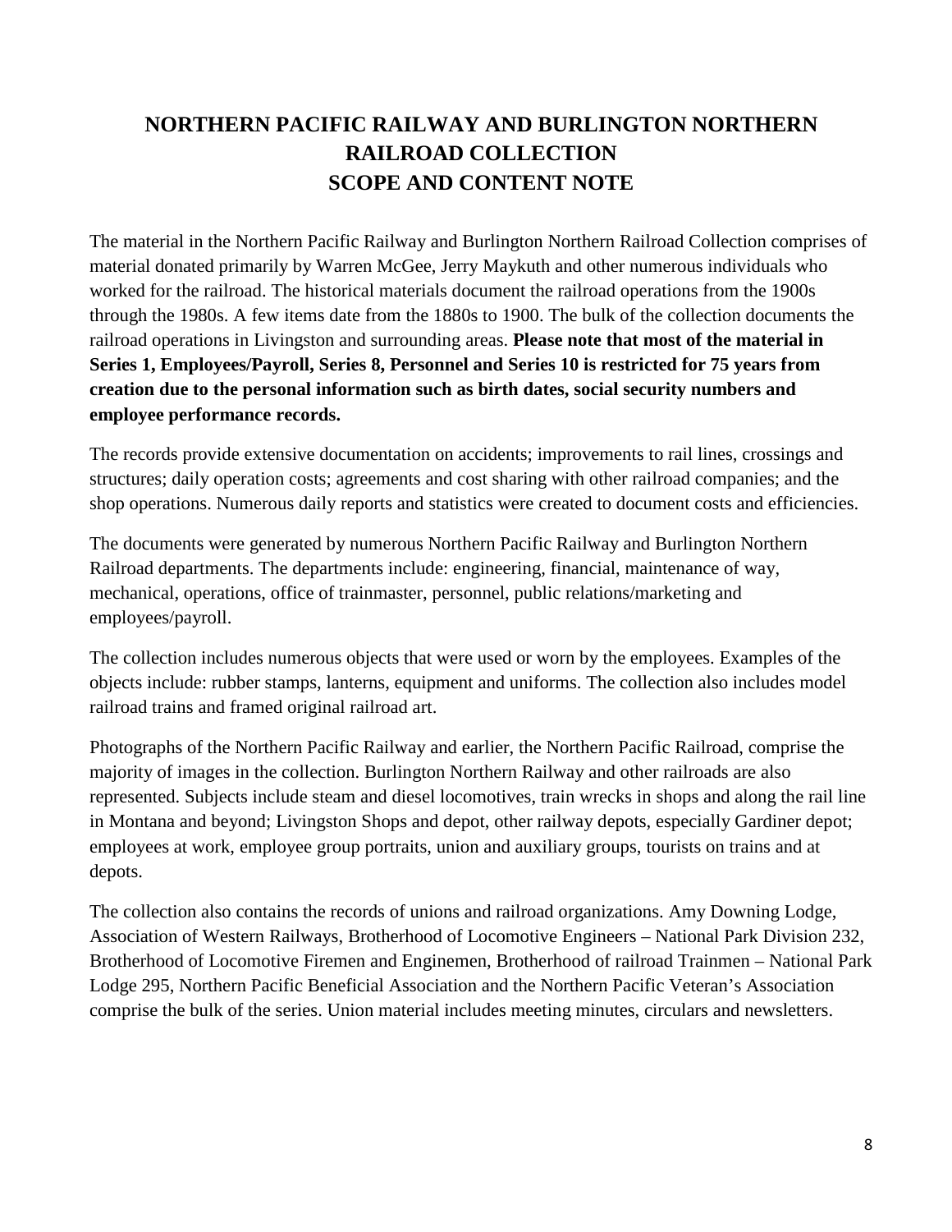# NORTHERN PACIFIC RAILWAY AND BURLINGTON NORTHERN RAILROAD COLLECTION
# SCOPE AND CONTENT NOTE

The material in the Northern Pacific Railway and Burlington Northern Railroad Collection comprises of material donated primarily by Warren McGee, Jerry Maykuth and other numerous individuals who worked for the railroad. The historical materials document the railroad operations from the 1900s through the 1980s. A few items date from the 1880s to 1900. The bulk of the collection documents the railroad operations in Livingston and surrounding areas. **Please note that most of the material in Series 1, Employees/Payroll, Series 8, Personnel and Series 10 is restricted for 75 years from creation due to the personal information such as birth dates, social security numbers and employee performance records.**

The records provide extensive documentation on accidents; improvements to rail lines, crossings and structures; daily operation costs; agreements and cost sharing with other railroad companies; and the shop operations. Numerous daily reports and statistics were created to document costs and efficiencies.

The documents were generated by numerous Northern Pacific Railway and Burlington Northern Railroad departments. The departments include: engineering, financial, maintenance of way, mechanical, operations, office of trainmaster, personnel, public relations/marketing and employees/payroll.

The collection includes numerous objects that were used or worn by the employees. Examples of the objects include: rubber stamps, lanterns, equipment and uniforms. The collection also includes model railroad trains and framed original railroad art.

Photographs of the Northern Pacific Railway and earlier, the Northern Pacific Railroad, comprise the majority of images in the collection. Burlington Northern Railway and other railroads are also represented. Subjects include steam and diesel locomotives, train wrecks in shops and along the rail line in Montana and beyond; Livingston Shops and depot, other railway depots, especially Gardiner depot; employees at work, employee group portraits, union and auxiliary groups, tourists on trains and at depots.

The collection also contains the records of unions and railroad organizations. Amy Downing Lodge, Association of Western Railways, Brotherhood of Locomotive Engineers – National Park Division 232, Brotherhood of Locomotive Firemen and Enginemen, Brotherhood of railroad Trainmen – National Park Lodge 295, Northern Pacific Beneficial Association and the Northern Pacific Veteran's Association comprise the bulk of the series. Union material includes meeting minutes, circulars and newsletters.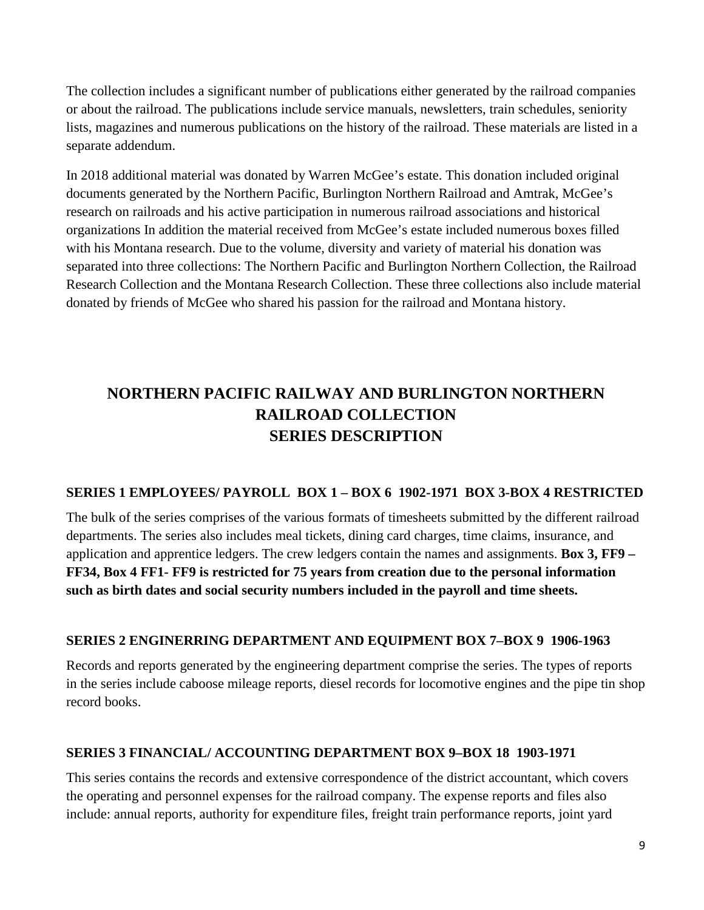The collection includes a significant number of publications either generated by the railroad companies or about the railroad. The publications include service manuals, newsletters, train schedules, seniority lists, magazines and numerous publications on the history of the railroad. These materials are listed in a separate addendum.

In 2018 additional material was donated by Warren McGee's estate. This donation included original documents generated by the Northern Pacific, Burlington Northern Railroad and Amtrak, McGee's research on railroads and his active participation in numerous railroad associations and historical organizations In addition the material received from McGee's estate included numerous boxes filled with his Montana research. Due to the volume, diversity and variety of material his donation was separated into three collections: The Northern Pacific and Burlington Northern Collection, the Railroad Research Collection and the Montana Research Collection. These three collections also include material donated by friends of McGee who shared his passion for the railroad and Montana history.

# NORTHERN PACIFIC RAILWAY AND BURLINGTON NORTHERN RAILROAD COLLECTION SERIES DESCRIPTION

### SERIES 1 EMPLOYEES/ PAYROLL BOX 1 – BOX 6 1902-1971 BOX 3-BOX 4 RESTRICTED

The bulk of the series comprises of the various formats of timesheets submitted by the different railroad departments. The series also includes meal tickets, dining card charges, time claims, insurance, and application and apprentice ledgers. The crew ledgers contain the names and assignments. **Box 3, FF9 – FF34, Box 4 FF1- FF9 is restricted for 75 years from creation due to the personal information such as birth dates and social security numbers included in the payroll and time sheets.**

### SERIES 2 ENGINERRING DEPARTMENT AND EQUIPMENT BOX 7–BOX 9 1906-1963

Records and reports generated by the engineering department comprise the series. The types of reports in the series include caboose mileage reports, diesel records for locomotive engines and the pipe tin shop record books.

### SERIES 3 FINANCIAL/ ACCOUNTING DEPARTMENT BOX 9–BOX 18 1903-1971

This series contains the records and extensive correspondence of the district accountant, which covers the operating and personnel expenses for the railroad company. The expense reports and files also include: annual reports, authority for expenditure files, freight train performance reports, joint yard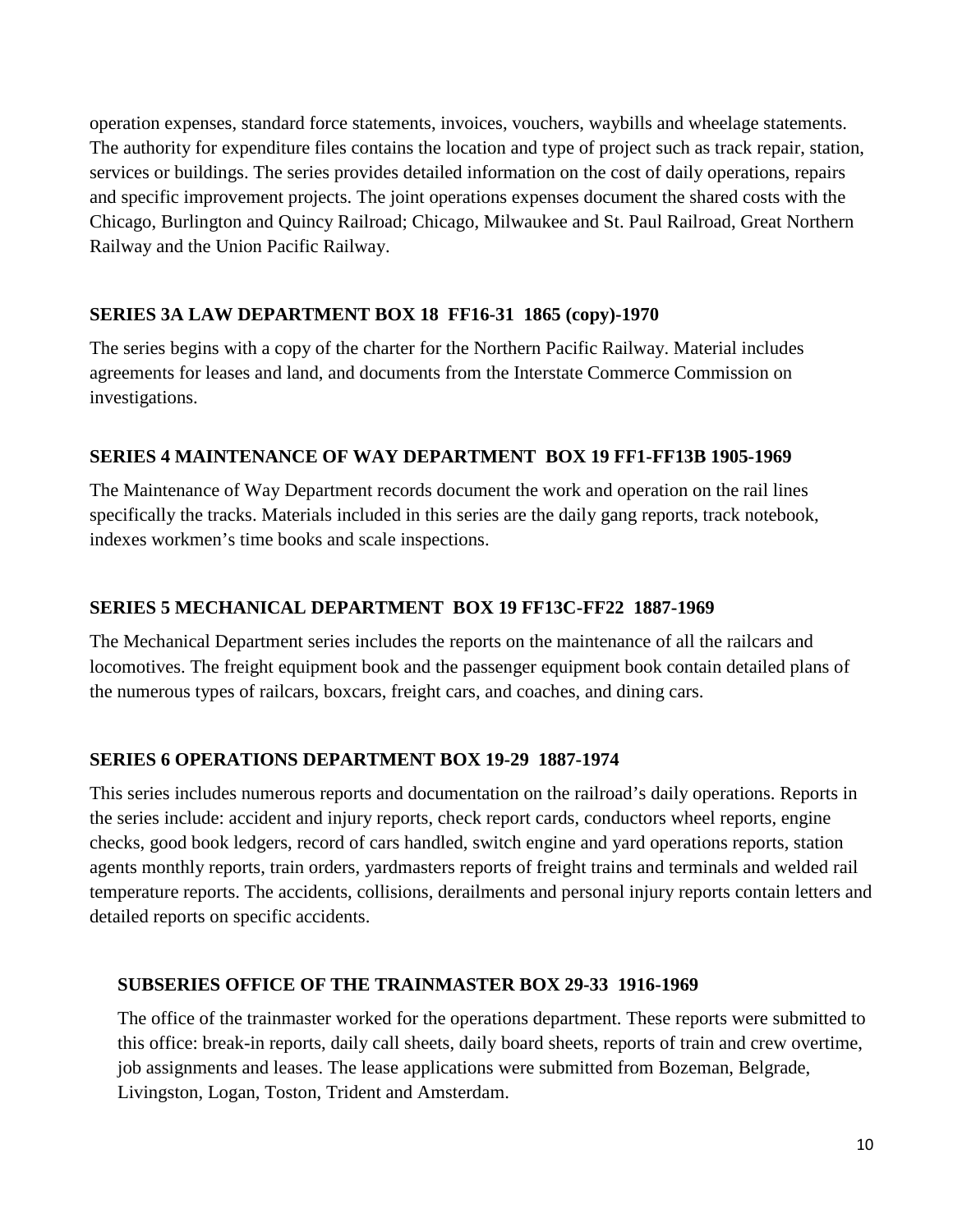operation expenses, standard force statements, invoices, vouchers, waybills and wheelage statements. The authority for expenditure files contains the location and type of project such as track repair, station, services or buildings. The series provides detailed information on the cost of daily operations, repairs and specific improvement projects. The joint operations expenses document the shared costs with the Chicago, Burlington and Quincy Railroad; Chicago, Milwaukee and St. Paul Railroad, Great Northern Railway and the Union Pacific Railway.

### SERIES 3A LAW DEPARTMENT BOX 18 FF16-31 1865 (copy)-1970

The series begins with a copy of the charter for the Northern Pacific Railway. Material includes agreements for leases and land, and documents from the Interstate Commerce Commission on investigations.

### SERIES 4 MAINTENANCE OF WAY DEPARTMENT BOX 19 FF1-FF13B 1905-1969

The Maintenance of Way Department records document the work and operation on the rail lines specifically the tracks. Materials included in this series are the daily gang reports, track notebook, indexes workmen's time books and scale inspections.

### SERIES 5 MECHANICAL DEPARTMENT BOX 19 FF13C-FF22 1887-1969

The Mechanical Department series includes the reports on the maintenance of all the railcars and locomotives. The freight equipment book and the passenger equipment book contain detailed plans of the numerous types of railcars, boxcars, freight cars, and coaches, and dining cars.

### SERIES 6 OPERATIONS DEPARTMENT BOX 19-29 1887-1974

This series includes numerous reports and documentation on the railroad's daily operations. Reports in the series include: accident and injury reports, check report cards, conductors wheel reports, engine checks, good book ledgers, record of cars handled, switch engine and yard operations reports, station agents monthly reports, train orders, yardmasters reports of freight trains and terminals and welded rail temperature reports. The accidents, collisions, derailments and personal injury reports contain letters and detailed reports on specific accidents.

#### SUBSERIES OFFICE OF THE TRAINMASTER BOX 29-33 1916-1969

The office of the trainmaster worked for the operations department. These reports were submitted to this office: break-in reports, daily call sheets, daily board sheets, reports of train and crew overtime, job assignments and leases. The lease applications were submitted from Bozeman, Belgrade, Livingston, Logan, Toston, Trident and Amsterdam.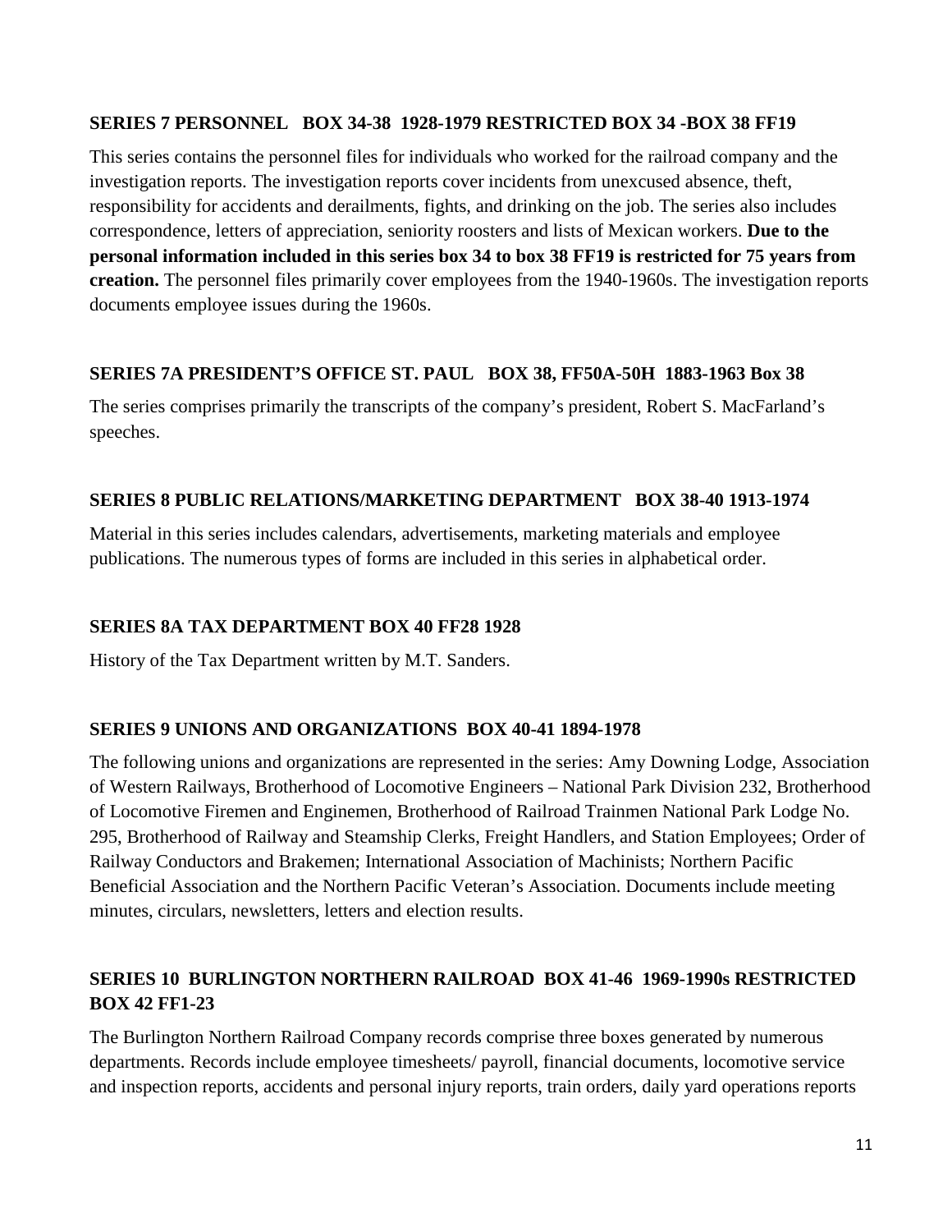### SERIES 7 PERSONNEL BOX 34-38 1928-1979 RESTRICTED BOX 34 -BOX 38 FF19

This series contains the personnel files for individuals who worked for the railroad company and the investigation reports. The investigation reports cover incidents from unexcused absence, theft, responsibility for accidents and derailments, fights, and drinking on the job. The series also includes correspondence, letters of appreciation, seniority roosters and lists of Mexican workers. **Due to the personal information included in this series box 34 to box 38 FF19 is restricted for 75 years from creation.** The personnel files primarily cover employees from the 1940-1960s. The investigation reports documents employee issues during the 1960s.

### SERIES 7A PRESIDENT'S OFFICE ST. PAUL BOX 38, FF50A-50H 1883-1963 Box 38

The series comprises primarily the transcripts of the company's president, Robert S. MacFarland's speeches.

### SERIES 8 PUBLIC RELATIONS/MARKETING DEPARTMENT BOX 38-40 1913-1974

Material in this series includes calendars, advertisements, marketing materials and employee publications. The numerous types of forms are included in this series in alphabetical order.

### SERIES 8A TAX DEPARTMENT BOX 40 FF28 1928

History of the Tax Department written by M.T. Sanders.

### SERIES 9 UNIONS AND ORGANIZATIONS BOX 40-41 1894-1978

The following unions and organizations are represented in the series: Amy Downing Lodge, Association of Western Railways, Brotherhood of Locomotive Engineers – National Park Division 232, Brotherhood of Locomotive Firemen and Enginemen, Brotherhood of Railroad Trainmen National Park Lodge No. 295, Brotherhood of Railway and Steamship Clerks, Freight Handlers, and Station Employees; Order of Railway Conductors and Brakemen; International Association of Machinists; Northern Pacific Beneficial Association and the Northern Pacific Veteran's Association. Documents include meeting minutes, circulars, newsletters, letters and election results.

### SERIES 10 BURLINGTON NORTHERN RAILROAD BOX 41-46 1969-1990s RESTRICTED BOX 42 FF1-23

The Burlington Northern Railroad Company records comprise three boxes generated by numerous departments. Records include employee timesheets/ payroll, financial documents, locomotive service and inspection reports, accidents and personal injury reports, train orders, daily yard operations reports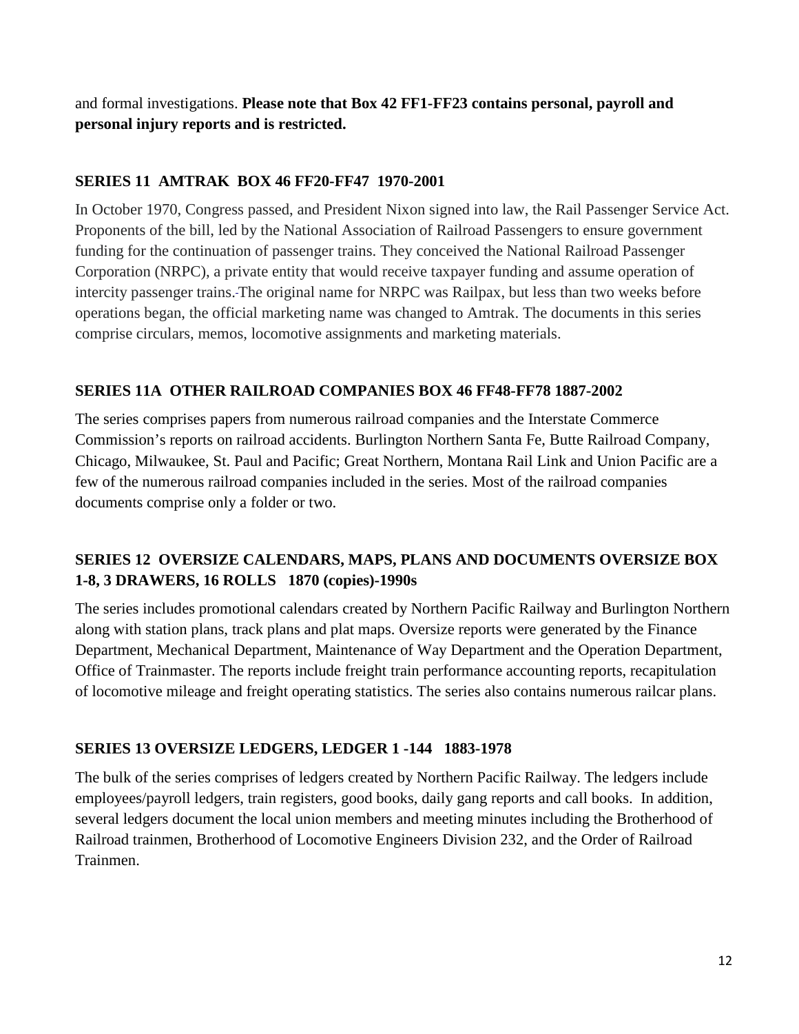and formal investigations. **Please note that Box 42 FF1-FF23 contains personal, payroll and personal injury reports and is restricted.**

### SERIES 11 AMTRAK BOX 46 FF20-FF47 1970-2001

In October 1970, Congress passed, and President Nixon signed into law, the Rail Passenger Service Act. Proponents of the bill, led by the National Association of Railroad Passengers to ensure government funding for the continuation of passenger trains. They conceived the National Railroad Passenger Corporation (NRPC), a private entity that would receive taxpayer funding and assume operation of intercity passenger trains. The original name for NRPC was Railpax, but less than two weeks before operations began, the official marketing name was changed to Amtrak. The documents in this series comprise circulars, memos, locomotive assignments and marketing materials.

### SERIES 11A OTHER RAILROAD COMPANIES BOX 46 FF48-FF78 1887-2002

The series comprises papers from numerous railroad companies and the Interstate Commerce Commission's reports on railroad accidents. Burlington Northern Santa Fe, Butte Railroad Company, Chicago, Milwaukee, St. Paul and Pacific; Great Northern, Montana Rail Link and Union Pacific are a few of the numerous railroad companies included in the series. Most of the railroad companies documents comprise only a folder or two.

### SERIES 12 OVERSIZE CALENDARS, MAPS, PLANS AND DOCUMENTS OVERSIZE BOX 1-8, 3 DRAWERS, 16 ROLLS 1870 (copies)-1990s

The series includes promotional calendars created by Northern Pacific Railway and Burlington Northern along with station plans, track plans and plat maps. Oversize reports were generated by the Finance Department, Mechanical Department, Maintenance of Way Department and the Operation Department, Office of Trainmaster. The reports include freight train performance accounting reports, recapitulation of locomotive mileage and freight operating statistics. The series also contains numerous railcar plans.

### SERIES 13 OVERSIZE LEDGERS, LEDGER 1 -144 1883-1978

The bulk of the series comprises of ledgers created by Northern Pacific Railway. The ledgers include employees/payroll ledgers, train registers, good books, daily gang reports and call books. In addition, several ledgers document the local union members and meeting minutes including the Brotherhood of Railroad trainmen, Brotherhood of Locomotive Engineers Division 232, and the Order of Railroad Trainmen.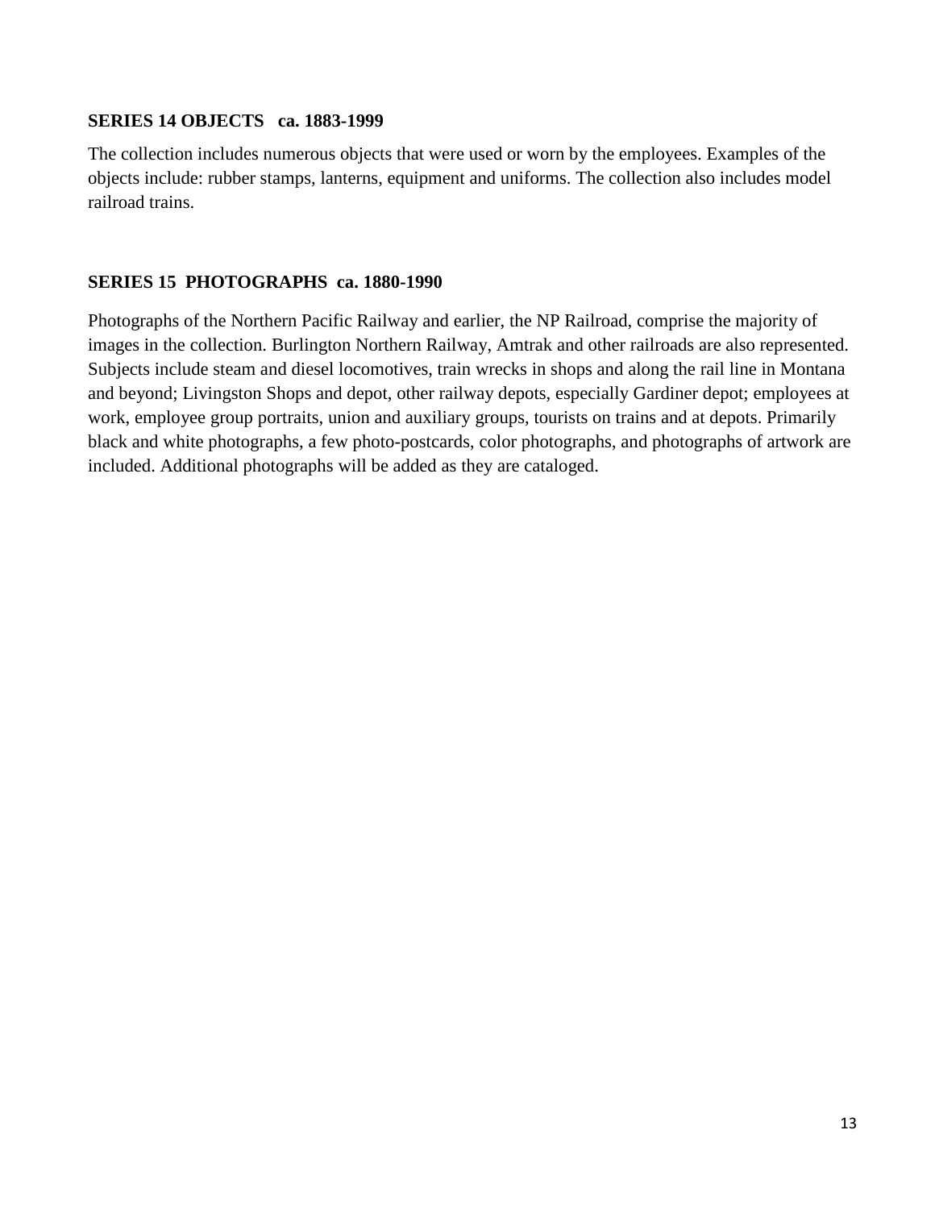**SERIES 14 OBJECTS ca. 1883-1999**

The collection includes numerous objects that were used or worn by the employees. Examples of the objects include: rubber stamps, lanterns, equipment and uniforms. The collection also includes model railroad trains.

**SERIES 15 PHOTOGRAPHS ca. 1880-1990**

Photographs of the Northern Pacific Railway and earlier, the NP Railroad, comprise the majority of images in the collection. Burlington Northern Railway, Amtrak and other railroads are also represented. Subjects include steam and diesel locomotives, train wrecks in shops and along the rail line in Montana and beyond; Livingston Shops and depot, other railway depots, especially Gardiner depot; employees at work, employee group portraits, union and auxiliary groups, tourists on trains and at depots. Primarily black and white photographs, a few photo-postcards, color photographs, and photographs of artwork are included. Additional photographs will be added as they are cataloged.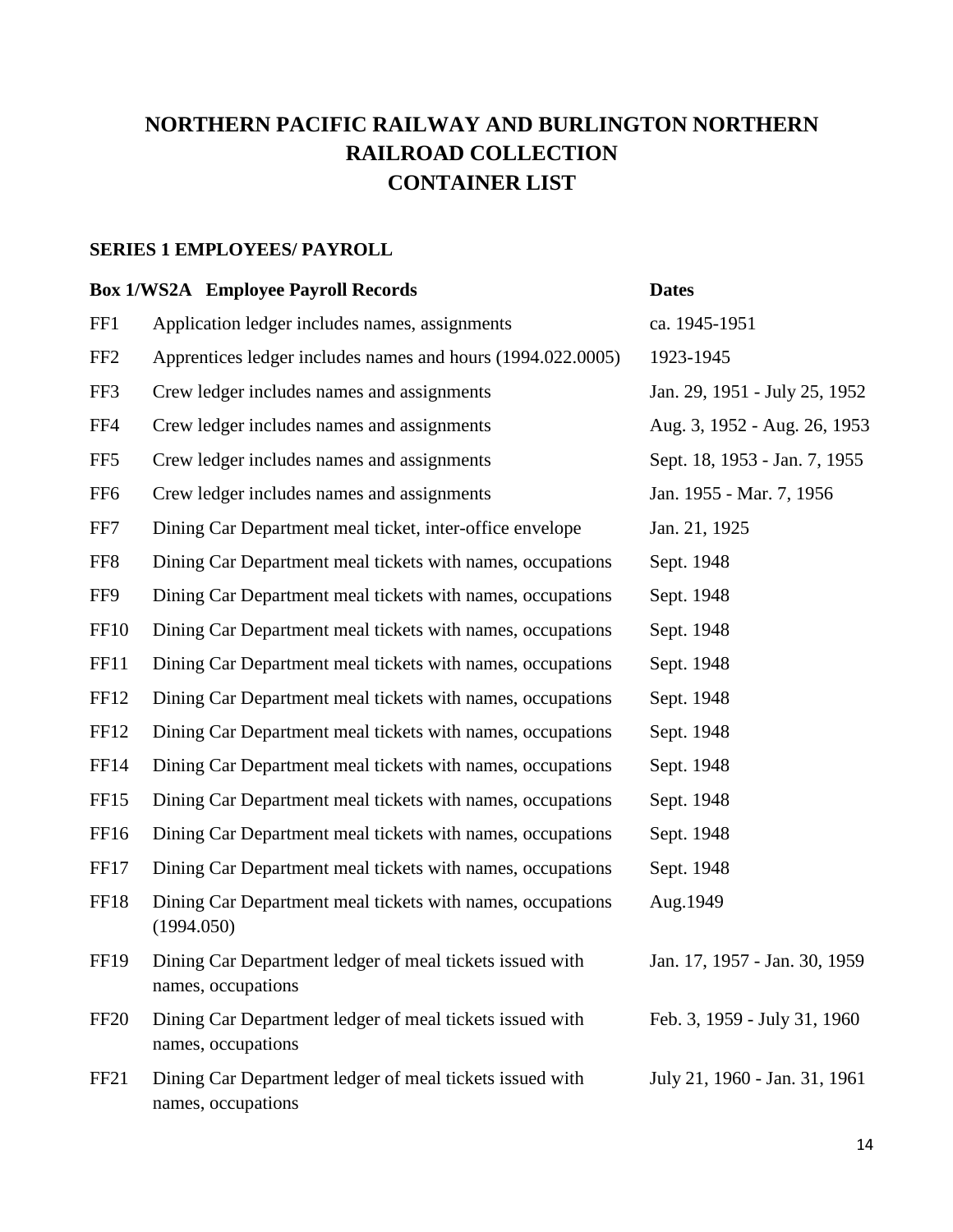# NORTHERN PACIFIC RAILWAY AND BURLINGTON NORTHERN RAILROAD COLLECTION
# CONTAINER LIST

## SERIES 1 EMPLOYEES/ PAYROLL

| **Box 1/WS2A** | **Employee Payroll Records** | **Dates** |
|---|---|---|
| FF1 | Application ledger includes names, assignments | ca. 1945-1951 |
| FF2 | Apprentices ledger includes names and hours (1994.022.0005) | 1923-1945 |
| FF3 | Crew ledger includes names and assignments | Jan. 29, 1951 - July 25, 1952 |
| FF4 | Crew ledger includes names and assignments | Aug. 3, 1952 - Aug. 26, 1953 |
| FF5 | Crew ledger includes names and assignments | Sept. 18, 1953 - Jan. 7, 1955 |
| FF6 | Crew ledger includes names and assignments | Jan. 1955 - Mar. 7, 1956 |
| FF7 | Dining Car Department meal ticket, inter-office envelope | Jan. 21, 1925 |
| FF8 | Dining Car Department meal tickets with names, occupations | Sept. 1948 |
| FF9 | Dining Car Department meal tickets with names, occupations | Sept. 1948 |
| FF10 | Dining Car Department meal tickets with names, occupations | Sept. 1948 |
| FF11 | Dining Car Department meal tickets with names, occupations | Sept. 1948 |
| FF12 | Dining Car Department meal tickets with names, occupations | Sept. 1948 |
| FF12 | Dining Car Department meal tickets with names, occupations | Sept. 1948 |
| FF14 | Dining Car Department meal tickets with names, occupations | Sept. 1948 |
| FF15 | Dining Car Department meal tickets with names, occupations | Sept. 1948 |
| FF16 | Dining Car Department meal tickets with names, occupations | Sept. 1948 |
| FF17 | Dining Car Department meal tickets with names, occupations | Sept. 1948 |
| FF18 | Dining Car Department meal tickets with names, occupations (1994.050) | Aug.1949 |
| FF19 | Dining Car Department ledger of meal tickets issued with names, occupations | Jan. 17, 1957 - Jan. 30, 1959 |
| FF20 | Dining Car Department ledger of meal tickets issued with names, occupations | Feb. 3, 1959 - July 31, 1960 |
| FF21 | Dining Car Department ledger of meal tickets issued with names, occupations | July 21, 1960 - Jan. 31, 1961 |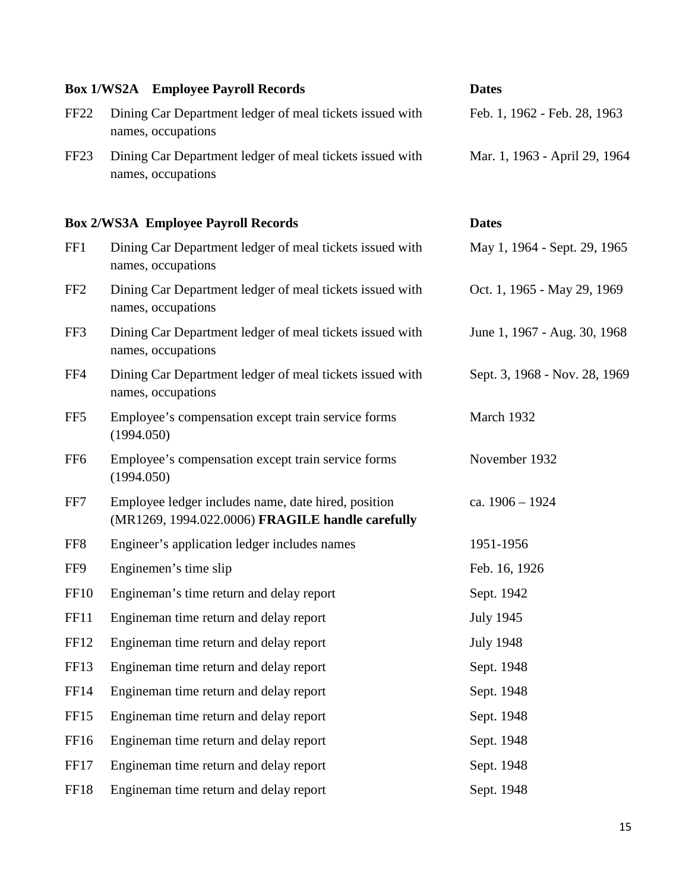| Box 1/WS2A | Employee Payroll Records | Dates |
|---|---|---|
| FF22 | Dining Car Department ledger of meal tickets issued with names, occupations | Feb. 1, 1962 - Feb. 28, 1963 |
| FF23 | Dining Car Department ledger of meal tickets issued with names, occupations | Mar. 1, 1963 - April 29, 1964 |

| Box 2/WS3A | Employee Payroll Records | Dates |
|---|---|---|
| FF1 | Dining Car Department ledger of meal tickets issued with names, occupations | May 1, 1964 - Sept. 29, 1965 |
| FF2 | Dining Car Department ledger of meal tickets issued with names, occupations | Oct. 1, 1965 - May 29, 1969 |
| FF3 | Dining Car Department ledger of meal tickets issued with names, occupations | June 1, 1967 - Aug. 30, 1968 |
| FF4 | Dining Car Department ledger of meal tickets issued with names, occupations | Sept. 3, 1968 - Nov. 28, 1969 |
| FF5 | Employee's compensation except train service forms (1994.050) | March 1932 |
| FF6 | Employee's compensation except train service forms (1994.050) | November 1932 |
| FF7 | Employee ledger includes name, date hired, position (MR1269, 1994.022.0006) **FRAGILE handle carefully** | ca. 1906 – 1924 |
| FF8 | Engineer's application ledger includes names | 1951-1956 |
| FF9 | Enginemen's time slip | Feb. 16, 1926 |
| FF10 | Engineman's time return and delay report | Sept. 1942 |
| FF11 | Engineman time return and delay report | July 1945 |
| FF12 | Engineman time return and delay report | July 1948 |
| FF13 | Engineman time return and delay report | Sept. 1948 |
| FF14 | Engineman time return and delay report | Sept. 1948 |
| FF15 | Engineman time return and delay report | Sept. 1948 |
| FF16 | Engineman time return and delay report | Sept. 1948 |
| FF17 | Engineman time return and delay report | Sept. 1948 |
| FF18 | Engineman time return and delay report | Sept. 1948 |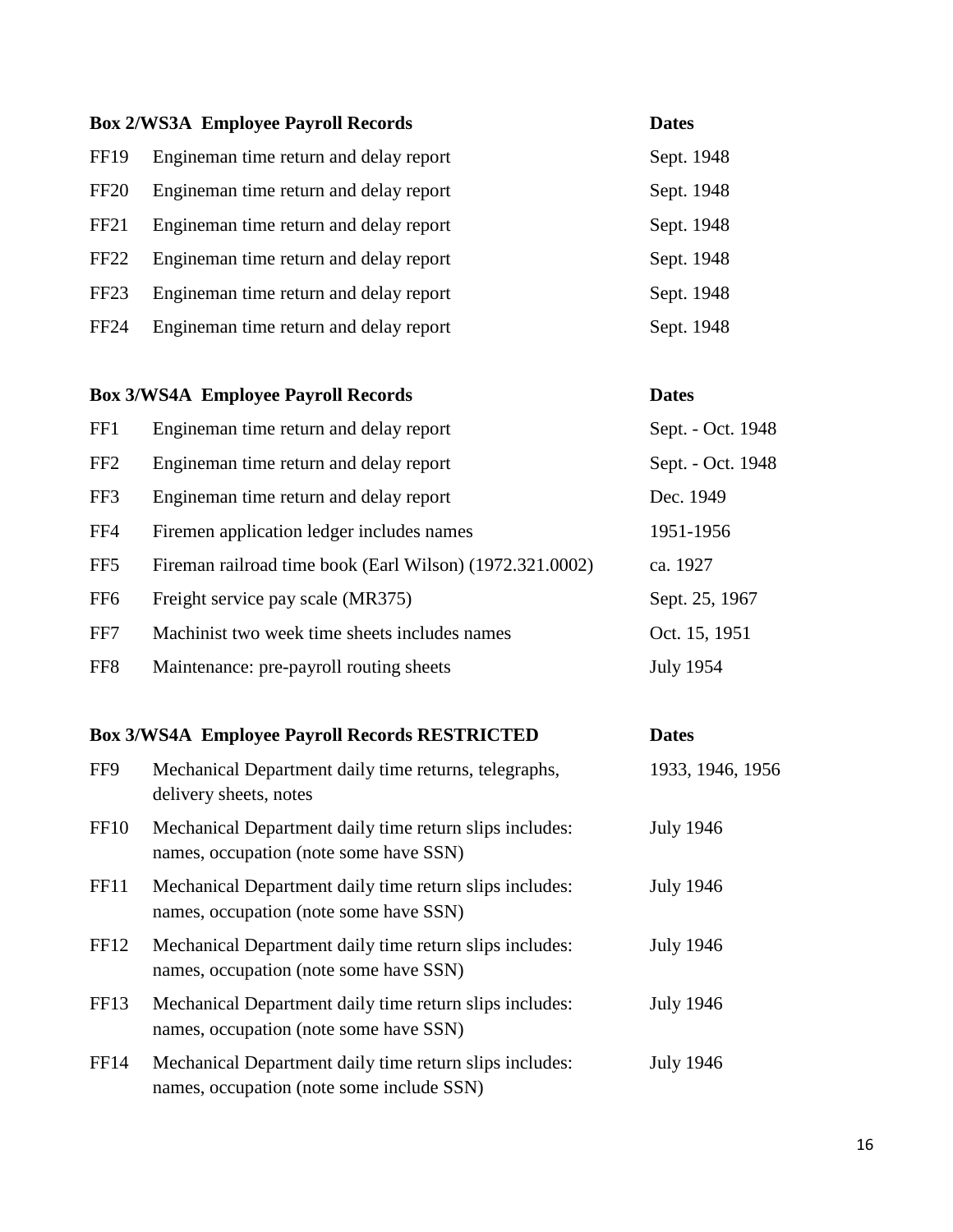| Box 2/WS3A Employee Payroll Records | | Dates |
|---|---|---|
| FF19 | Engineman time return and delay report | Sept. 1948 |
| FF20 | Engineman time return and delay report | Sept. 1948 |
| FF21 | Engineman time return and delay report | Sept. 1948 |
| FF22 | Engineman time return and delay report | Sept. 1948 |
| FF23 | Engineman time return and delay report | Sept. 1948 |
| FF24 | Engineman time return and delay report | Sept. 1948 |

| Box 3/WS4A Employee Payroll Records | | Dates |
|---|---|---|
| FF1 | Engineman time return and delay report | Sept. - Oct. 1948 |
| FF2 | Engineman time return and delay report | Sept. - Oct. 1948 |
| FF3 | Engineman time return and delay report | Dec. 1949 |
| FF4 | Firemen application ledger includes names | 1951-1956 |
| FF5 | Fireman railroad time book (Earl Wilson) (1972.321.0002) | ca. 1927 |
| FF6 | Freight service pay scale (MR375) | Sept. 25, 1967 |
| FF7 | Machinist two week time sheets includes names | Oct. 15, 1951 |
| FF8 | Maintenance: pre-payroll routing sheets | July 1954 |

| Box 3/WS4A Employee Payroll Records RESTRICTED | | Dates |
|---|---|---|
| FF9 | Mechanical Department daily time returns, telegraphs, delivery sheets, notes | 1933, 1946, 1956 |
| FF10 | Mechanical Department daily time return slips includes: names, occupation (note some have SSN) | July 1946 |
| FF11 | Mechanical Department daily time return slips includes: names, occupation (note some have SSN) | July 1946 |
| FF12 | Mechanical Department daily time return slips includes: names, occupation (note some have SSN) | July 1946 |
| FF13 | Mechanical Department daily time return slips includes: names, occupation (note some have SSN) | July 1946 |
| FF14 | Mechanical Department daily time return slips includes: names, occupation (note some include SSN) | July 1946 |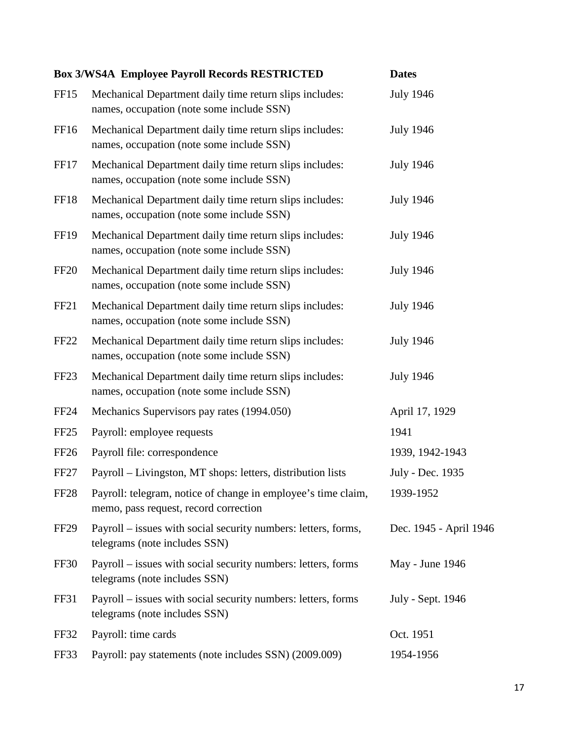| Box 3/WS4A Employee Payroll Records RESTRICTED | | Dates |
|---|---|---|
| FF15 | Mechanical Department daily time return slips includes: names, occupation (note some include SSN) | July 1946 |
| FF16 | Mechanical Department daily time return slips includes: names, occupation (note some include SSN) | July 1946 |
| FF17 | Mechanical Department daily time return slips includes: names, occupation (note some include SSN) | July 1946 |
| FF18 | Mechanical Department daily time return slips includes: names, occupation (note some include SSN) | July 1946 |
| FF19 | Mechanical Department daily time return slips includes: names, occupation (note some include SSN) | July 1946 |
| FF20 | Mechanical Department daily time return slips includes: names, occupation (note some include SSN) | July 1946 |
| FF21 | Mechanical Department daily time return slips includes: names, occupation (note some include SSN) | July 1946 |
| FF22 | Mechanical Department daily time return slips includes: names, occupation (note some include SSN) | July 1946 |
| FF23 | Mechanical Department daily time return slips includes: names, occupation (note some include SSN) | July 1946 |
| FF24 | Mechanics Supervisors pay rates (1994.050) | April 17, 1929 |
| FF25 | Payroll: employee requests | 1941 |
| FF26 | Payroll file: correspondence | 1939, 1942-1943 |
| FF27 | Payroll – Livingston, MT shops: letters, distribution lists | July - Dec. 1935 |
| FF28 | Payroll: telegram, notice of change in employee's time claim, memo, pass request, record correction | 1939-1952 |
| FF29 | Payroll – issues with social security numbers: letters, forms, telegrams (note includes SSN) | Dec. 1945 - April 1946 |
| FF30 | Payroll – issues with social security numbers: letters, forms telegrams (note includes SSN) | May - June 1946 |
| FF31 | Payroll – issues with social security numbers: letters, forms telegrams (note includes SSN) | July - Sept. 1946 |
| FF32 | Payroll: time cards | Oct. 1951 |
| FF33 | Payroll: pay statements (note includes SSN) (2009.009) | 1954-1956 |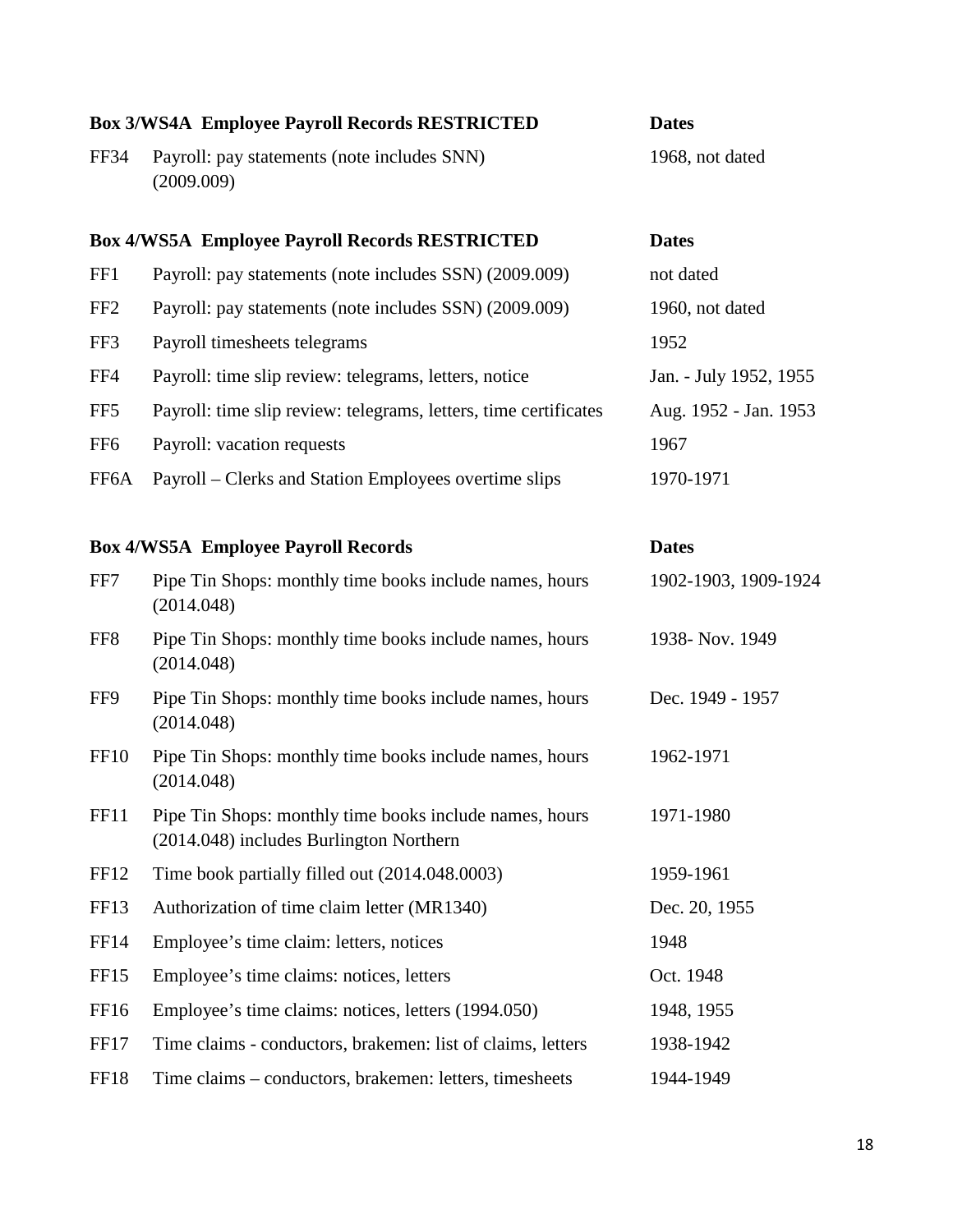| Box 3/WS4A Employee Payroll Records RESTRICTED | | Dates |
|---|---|---|
| FF34 | Payroll: pay statements (note includes SNN) (2009.009) | 1968, not dated |

| Box 4/WS5A Employee Payroll Records RESTRICTED | | Dates |
|---|---|---|
| FF1 | Payroll: pay statements (note includes SSN) (2009.009) | not dated |
| FF2 | Payroll: pay statements (note includes SSN) (2009.009) | 1960, not dated |
| FF3 | Payroll timesheets telegrams | 1952 |
| FF4 | Payroll: time slip review: telegrams, letters, notice | Jan. - July 1952, 1955 |
| FF5 | Payroll: time slip review: telegrams, letters, time certificates | Aug. 1952 - Jan. 1953 |
| FF6 | Payroll: vacation requests | 1967 |
| FF6A | Payroll – Clerks and Station Employees overtime slips | 1970-1971 |

| Box 4/WS5A Employee Payroll Records | | Dates |
|---|---|---|
| FF7 | Pipe Tin Shops: monthly time books include names, hours (2014.048) | 1902-1903, 1909-1924 |
| FF8 | Pipe Tin Shops: monthly time books include names, hours (2014.048) | 1938- Nov. 1949 |
| FF9 | Pipe Tin Shops: monthly time books include names, hours (2014.048) | Dec. 1949 - 1957 |
| FF10 | Pipe Tin Shops: monthly time books include names, hours (2014.048) | 1962-1971 |
| FF11 | Pipe Tin Shops: monthly time books include names, hours (2014.048) includes Burlington Northern | 1971-1980 |
| FF12 | Time book partially filled out (2014.048.0003) | 1959-1961 |
| FF13 | Authorization of time claim letter (MR1340) | Dec. 20, 1955 |
| FF14 | Employee's time claim: letters, notices | 1948 |
| FF15 | Employee's time claims: notices, letters | Oct. 1948 |
| FF16 | Employee's time claims: notices, letters (1994.050) | 1948, 1955 |
| FF17 | Time claims - conductors, brakemen: list of claims, letters | 1938-1942 |
| FF18 | Time claims – conductors, brakemen: letters, timesheets | 1944-1949 |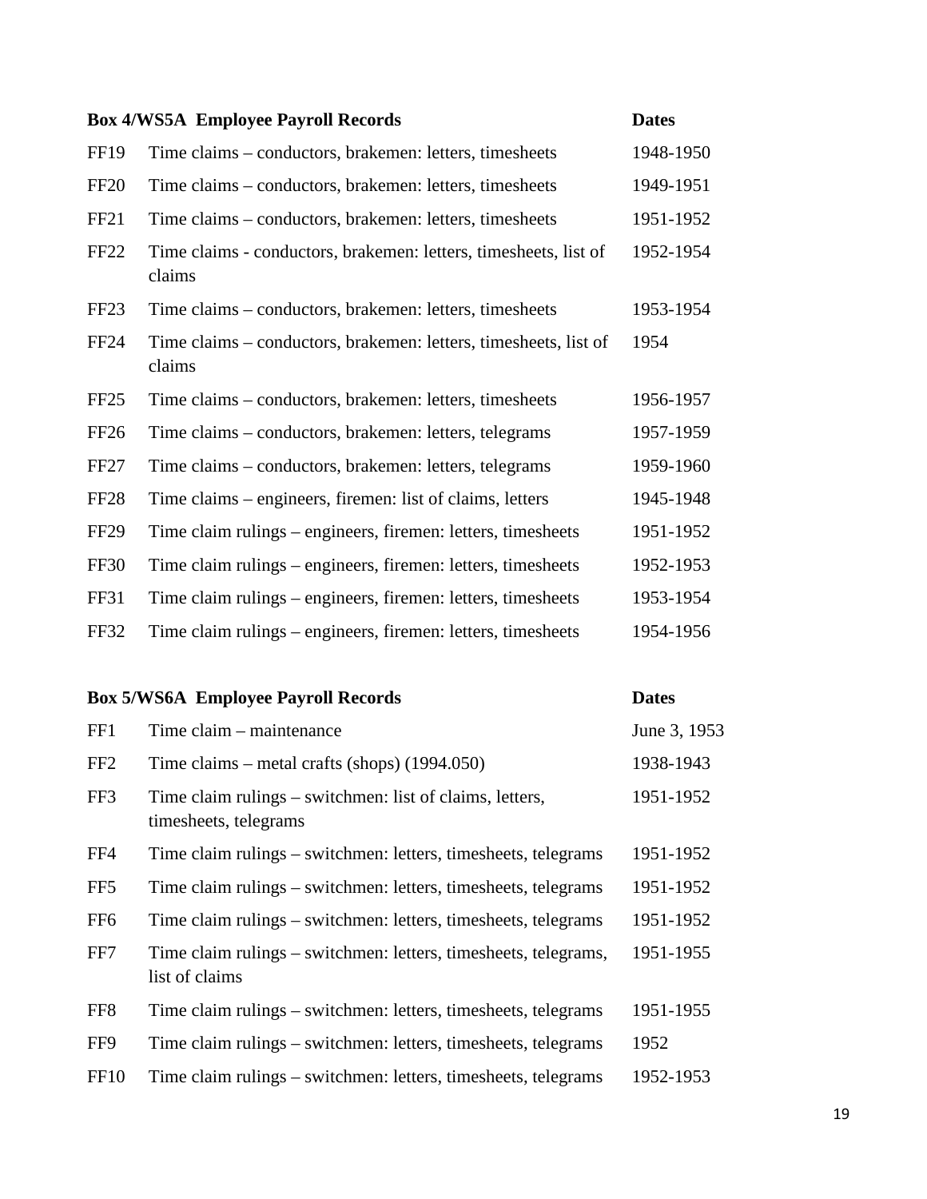| Box 4/WS5A Employee Payroll Records | | Dates |
|---|---|---|
| FF19 | Time claims – conductors, brakemen: letters, timesheets | 1948-1950 |
| FF20 | Time claims – conductors, brakemen: letters, timesheets | 1949-1951 |
| FF21 | Time claims – conductors, brakemen: letters, timesheets | 1951-1952 |
| FF22 | Time claims - conductors, brakemen: letters, timesheets, list of claims | 1952-1954 |
| FF23 | Time claims – conductors, brakemen: letters, timesheets | 1953-1954 |
| FF24 | Time claims – conductors, brakemen: letters, timesheets, list of claims | 1954 |
| FF25 | Time claims – conductors, brakemen: letters, timesheets | 1956-1957 |
| FF26 | Time claims – conductors, brakemen: letters, telegrams | 1957-1959 |
| FF27 | Time claims – conductors, brakemen: letters, telegrams | 1959-1960 |
| FF28 | Time claims – engineers, firemen: list of claims, letters | 1945-1948 |
| FF29 | Time claim rulings – engineers, firemen: letters, timesheets | 1951-1952 |
| FF30 | Time claim rulings – engineers, firemen: letters, timesheets | 1952-1953 |
| FF31 | Time claim rulings – engineers, firemen: letters, timesheets | 1953-1954 |
| FF32 | Time claim rulings – engineers, firemen: letters, timesheets | 1954-1956 |

| Box 5/WS6A Employee Payroll Records | | Dates |
|---|---|---|
| FF1 | Time claim – maintenance | June 3, 1953 |
| FF2 | Time claims – metal crafts (shops) (1994.050) | 1938-1943 |
| FF3 | Time claim rulings – switchmen: list of claims, letters, timesheets, telegrams | 1951-1952 |
| FF4 | Time claim rulings – switchmen: letters, timesheets, telegrams | 1951-1952 |
| FF5 | Time claim rulings – switchmen: letters, timesheets, telegrams | 1951-1952 |
| FF6 | Time claim rulings – switchmen: letters, timesheets, telegrams | 1951-1952 |
| FF7 | Time claim rulings – switchmen: letters, timesheets, telegrams, list of claims | 1951-1955 |
| FF8 | Time claim rulings – switchmen: letters, timesheets, telegrams | 1951-1955 |
| FF9 | Time claim rulings – switchmen: letters, timesheets, telegrams | 1952 |
| FF10 | Time claim rulings – switchmen: letters, timesheets, telegrams | 1952-1953 |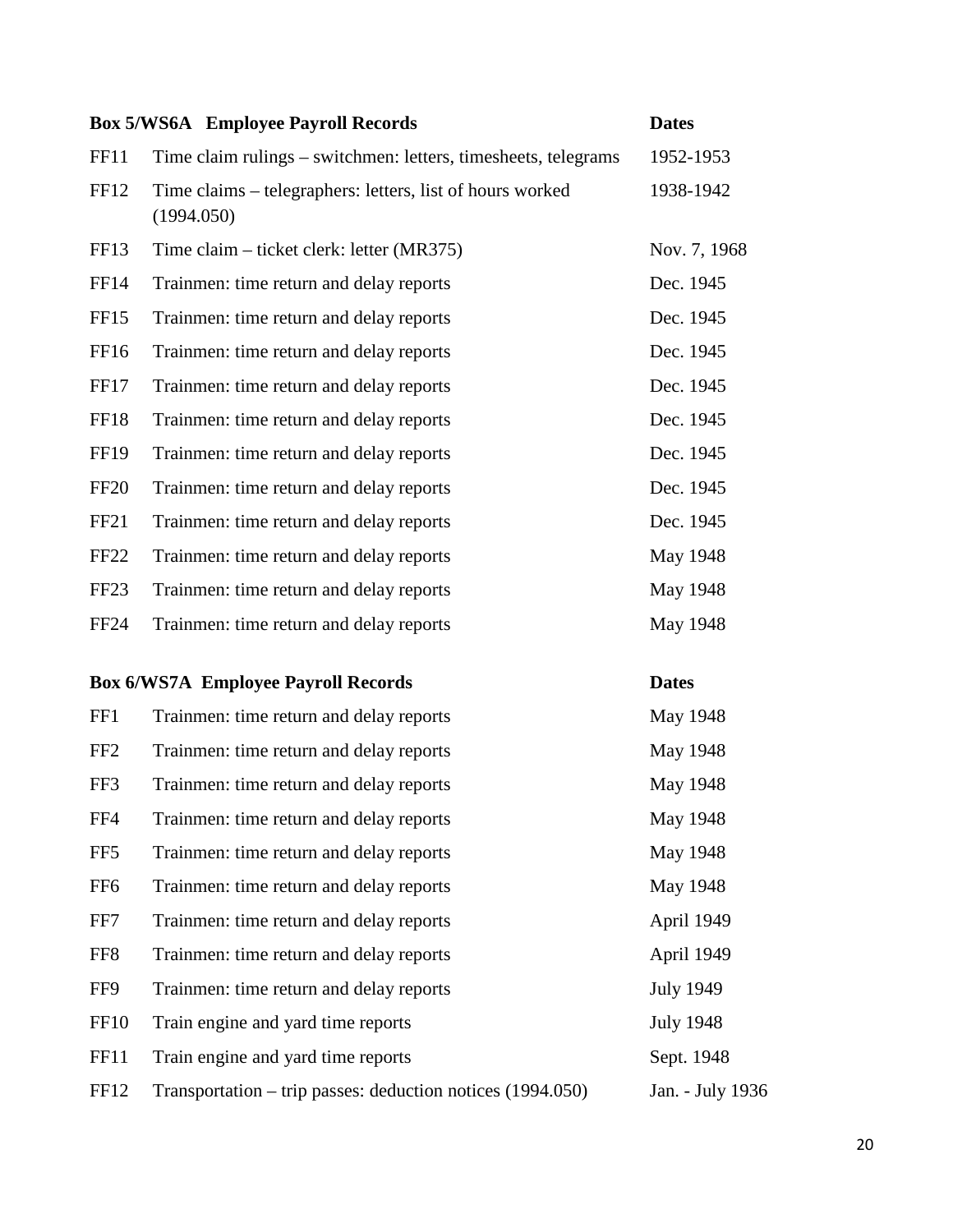| Box 5/WS6A | Employee Payroll Records | Dates |
|---|---|---|
| FF11 | Time claim rulings – switchmen: letters, timesheets, telegrams | 1952-1953 |
| FF12 | Time claims – telegraphers: letters, list of hours worked (1994.050) | 1938-1942 |
| FF13 | Time claim – ticket clerk: letter (MR375) | Nov. 7, 1968 |
| FF14 | Trainmen: time return and delay reports | Dec. 1945 |
| FF15 | Trainmen: time return and delay reports | Dec. 1945 |
| FF16 | Trainmen: time return and delay reports | Dec. 1945 |
| FF17 | Trainmen: time return and delay reports | Dec. 1945 |
| FF18 | Trainmen: time return and delay reports | Dec. 1945 |
| FF19 | Trainmen: time return and delay reports | Dec. 1945 |
| FF20 | Trainmen: time return and delay reports | Dec. 1945 |
| FF21 | Trainmen: time return and delay reports | Dec. 1945 |
| FF22 | Trainmen: time return and delay reports | May 1948 |
| FF23 | Trainmen: time return and delay reports | May 1948 |
| FF24 | Trainmen: time return and delay reports | May 1948 |

| Box 6/WS7A | Employee Payroll Records | Dates |
|---|---|---|
| FF1 | Trainmen: time return and delay reports | May 1948 |
| FF2 | Trainmen: time return and delay reports | May 1948 |
| FF3 | Trainmen: time return and delay reports | May 1948 |
| FF4 | Trainmen: time return and delay reports | May 1948 |
| FF5 | Trainmen: time return and delay reports | May 1948 |
| FF6 | Trainmen: time return and delay reports | May 1948 |
| FF7 | Trainmen: time return and delay reports | April 1949 |
| FF8 | Trainmen: time return and delay reports | April 1949 |
| FF9 | Trainmen: time return and delay reports | July 1949 |
| FF10 | Train engine and yard time reports | July 1948 |
| FF11 | Train engine and yard time reports | Sept. 1948 |
| FF12 | Transportation – trip passes: deduction notices (1994.050) | Jan. - July 1936 |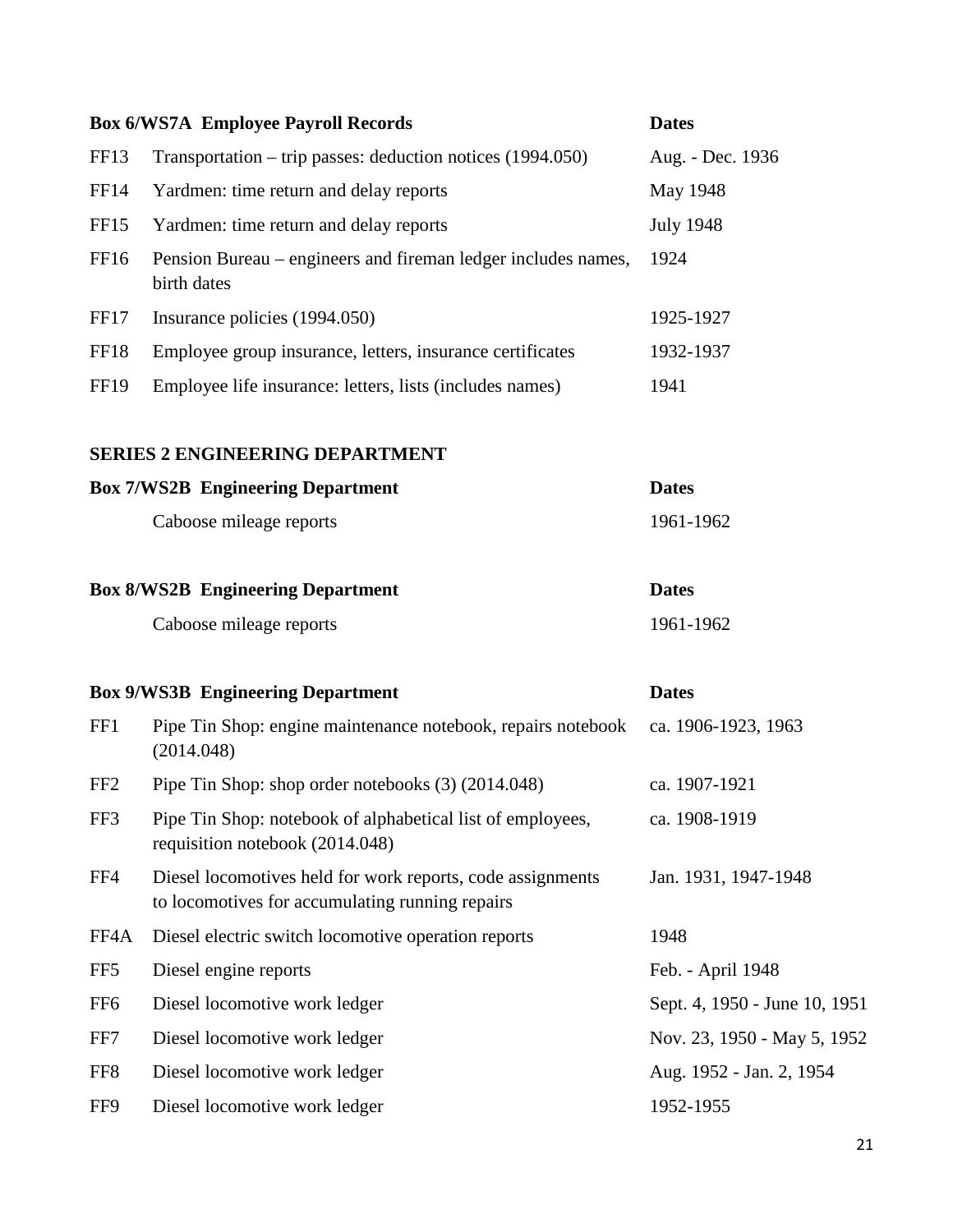| Box 6/WS7A Employee Payroll Records | | Dates |
|---|---|---|
| FF13 | Transportation – trip passes: deduction notices (1994.050) | Aug. - Dec. 1936 |
| FF14 | Yardmen: time return and delay reports | May 1948 |
| FF15 | Yardmen: time return and delay reports | July 1948 |
| FF16 | Pension Bureau – engineers and fireman ledger includes names, birth dates | 1924 |
| FF17 | Insurance policies (1994.050) | 1925-1927 |
| FF18 | Employee group insurance, letters, insurance certificates | 1932-1937 |
| FF19 | Employee life insurance: letters, lists (includes names) | 1941 |

## SERIES 2 ENGINEERING DEPARTMENT

| Box 7/WS2B Engineering Department | | Dates |
|---|---|---|
| | Caboose mileage reports | 1961-1962 |

| Box 8/WS2B Engineering Department | | Dates |
|---|---|---|
| | Caboose mileage reports | 1961-1962 |

| Box 9/WS3B Engineering Department | | Dates |
|---|---|---|
| FF1 | Pipe Tin Shop: engine maintenance notebook, repairs notebook (2014.048) | ca. 1906-1923, 1963 |
| FF2 | Pipe Tin Shop: shop order notebooks (3) (2014.048) | ca. 1907-1921 |
| FF3 | Pipe Tin Shop: notebook of alphabetical list of employees, requisition notebook (2014.048) | ca. 1908-1919 |
| FF4 | Diesel locomotives held for work reports, code assignments to locomotives for accumulating running repairs | Jan. 1931, 1947-1948 |
| FF4A | Diesel electric switch locomotive operation reports | 1948 |
| FF5 | Diesel engine reports | Feb. - April 1948 |
| FF6 | Diesel locomotive work ledger | Sept. 4, 1950 - June 10, 1951 |
| FF7 | Diesel locomotive work ledger | Nov. 23, 1950 - May 5, 1952 |
| FF8 | Diesel locomotive work ledger | Aug. 1952 - Jan. 2, 1954 |
| FF9 | Diesel locomotive work ledger | 1952-1955 |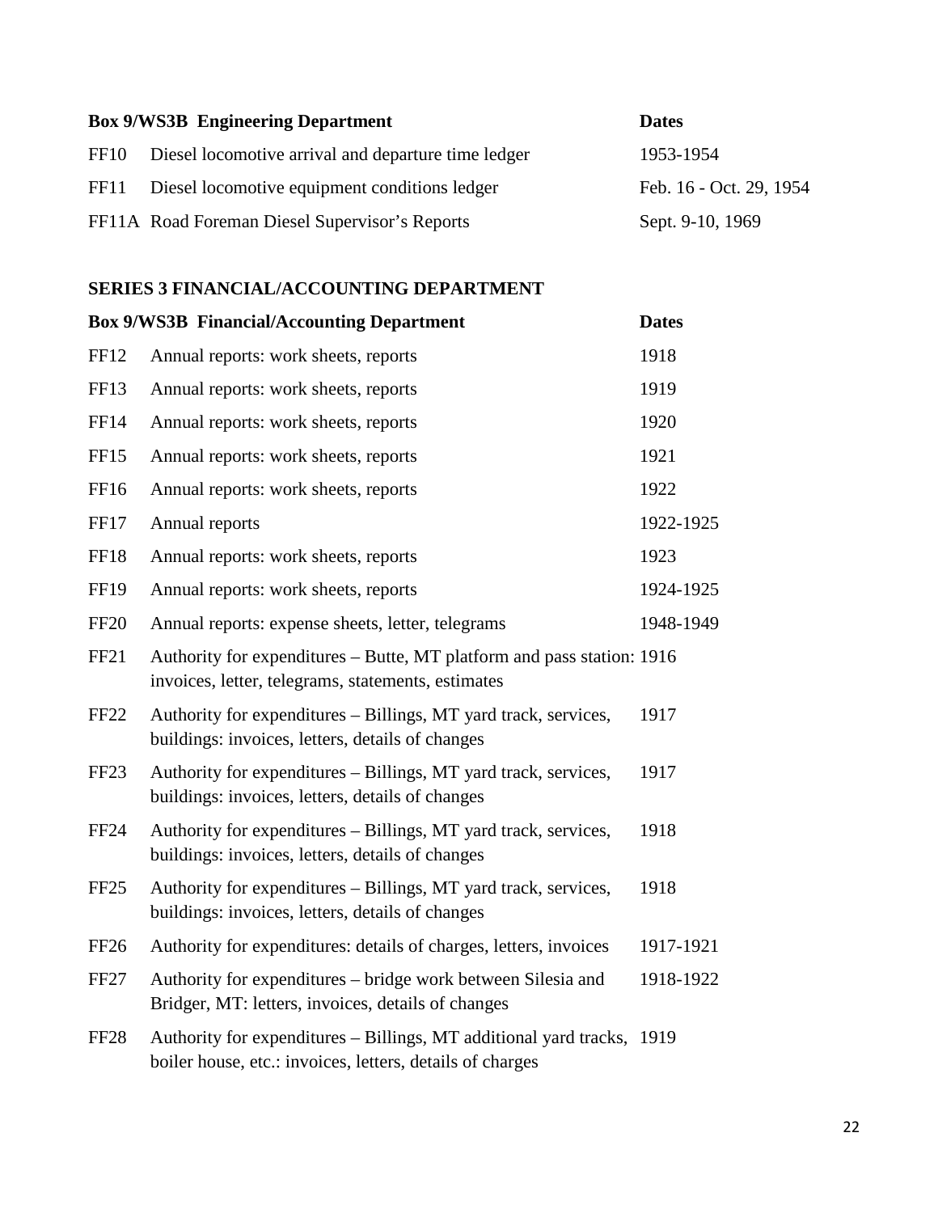| **Box 9/WS3B Engineering Department** | | **Dates** |
|---|---|---|
| FF10 | Diesel locomotive arrival and departure time ledger | 1953-1954 |
| FF11 | Diesel locomotive equipment conditions ledger | Feb. 16 - Oct. 29, 1954 |
| FF11A | Road Foreman Diesel Supervisor's Reports | Sept. 9-10, 1969 |

## SERIES 3 FINANCIAL/ACCOUNTING DEPARTMENT

| **Box 9/WS3B Financial/Accounting Department** | | **Dates** |
|---|---|---|
| FF12 | Annual reports: work sheets, reports | 1918 |
| FF13 | Annual reports: work sheets, reports | 1919 |
| FF14 | Annual reports: work sheets, reports | 1920 |
| FF15 | Annual reports: work sheets, reports | 1921 |
| FF16 | Annual reports: work sheets, reports | 1922 |
| FF17 | Annual reports | 1922-1925 |
| FF18 | Annual reports: work sheets, reports | 1923 |
| FF19 | Annual reports: work sheets, reports | 1924-1925 |
| FF20 | Annual reports: expense sheets, letter, telegrams | 1948-1949 |
| FF21 | Authority for expenditures – Butte, MT platform and pass station: invoices, letter, telegrams, statements, estimates | 1916 |
| FF22 | Authority for expenditures – Billings, MT yard track, services, buildings: invoices, letters, details of changes | 1917 |
| FF23 | Authority for expenditures – Billings, MT yard track, services, buildings: invoices, letters, details of changes | 1917 |
| FF24 | Authority for expenditures – Billings, MT yard track, services, buildings: invoices, letters, details of changes | 1918 |
| FF25 | Authority for expenditures – Billings, MT yard track, services, buildings: invoices, letters, details of changes | 1918 |
| FF26 | Authority for expenditures: details of charges, letters, invoices | 1917-1921 |
| FF27 | Authority for expenditures – bridge work between Silesia and Bridger, MT: letters, invoices, details of changes | 1918-1922 |
| FF28 | Authority for expenditures – Billings, MT additional yard tracks, boiler house, etc.: invoices, letters, details of charges | 1919 |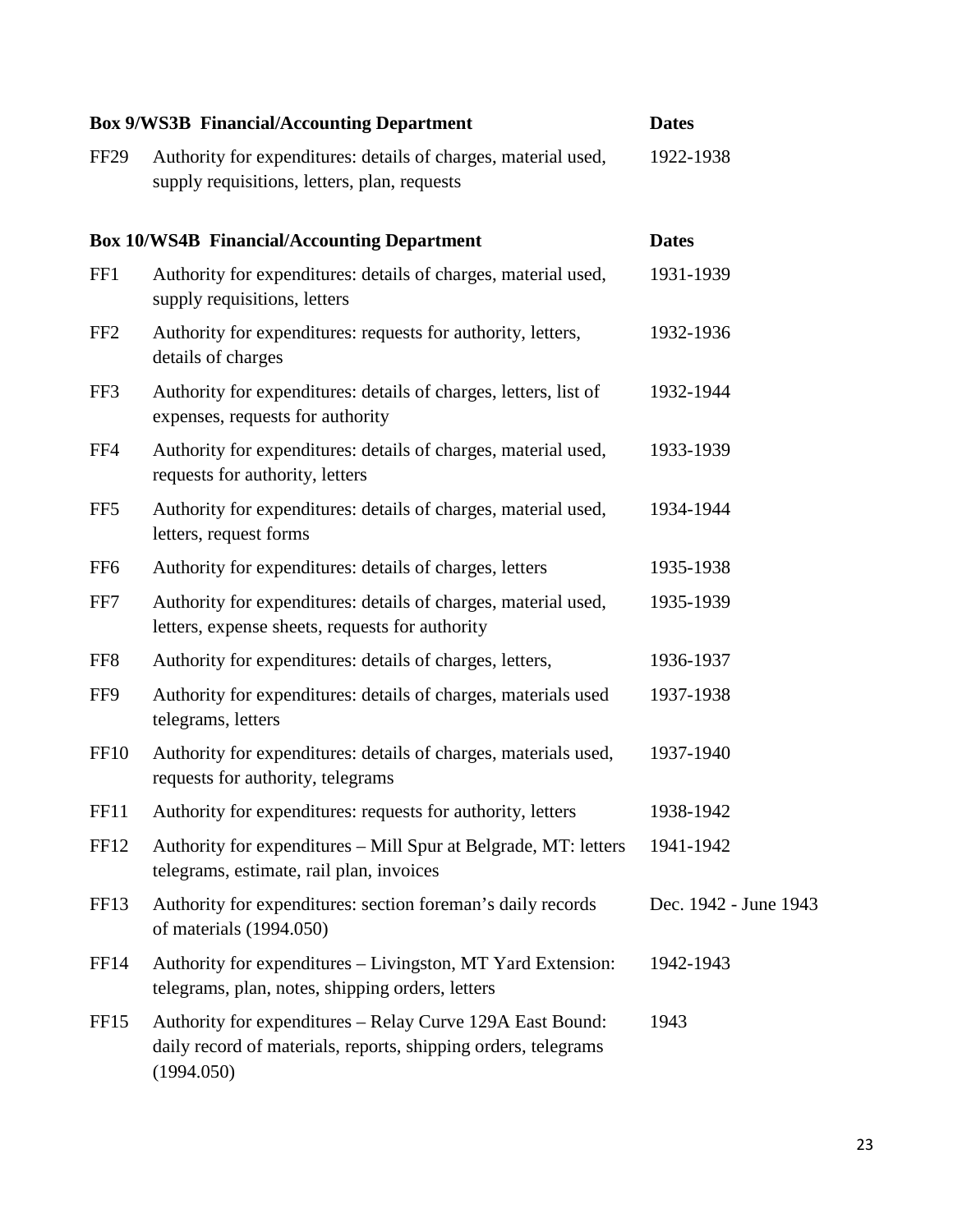| Box 9/WS3B Financial/Accounting Department | | Dates |
|---|---|---|
| FF29 | Authority for expenditures: details of charges, material used, supply requisitions, letters, plan, requests | 1922-1938 |

| Box 10/WS4B Financial/Accounting Department | | Dates |
|---|---|---|
| FF1 | Authority for expenditures: details of charges, material used, supply requisitions, letters | 1931-1939 |
| FF2 | Authority for expenditures: requests for authority, letters, details of charges | 1932-1936 |
| FF3 | Authority for expenditures: details of charges, letters, list of expenses, requests for authority | 1932-1944 |
| FF4 | Authority for expenditures: details of charges, material used, requests for authority, letters | 1933-1939 |
| FF5 | Authority for expenditures: details of charges, material used, letters, request forms | 1934-1944 |
| FF6 | Authority for expenditures: details of charges, letters | 1935-1938 |
| FF7 | Authority for expenditures: details of charges, material used, letters, expense sheets, requests for authority | 1935-1939 |
| FF8 | Authority for expenditures: details of charges, letters, | 1936-1937 |
| FF9 | Authority for expenditures: details of charges, materials used telegrams, letters | 1937-1938 |
| FF10 | Authority for expenditures: details of charges, materials used, requests for authority, telegrams | 1937-1940 |
| FF11 | Authority for expenditures: requests for authority, letters | 1938-1942 |
| FF12 | Authority for expenditures – Mill Spur at Belgrade, MT: letters telegrams, estimate, rail plan, invoices | 1941-1942 |
| FF13 | Authority for expenditures: section foreman's daily records of materials (1994.050) | Dec. 1942 - June 1943 |
| FF14 | Authority for expenditures – Livingston, MT Yard Extension: telegrams, plan, notes, shipping orders, letters | 1942-1943 |
| FF15 | Authority for expenditures – Relay Curve 129A East Bound: daily record of materials, reports, shipping orders, telegrams (1994.050) | 1943 |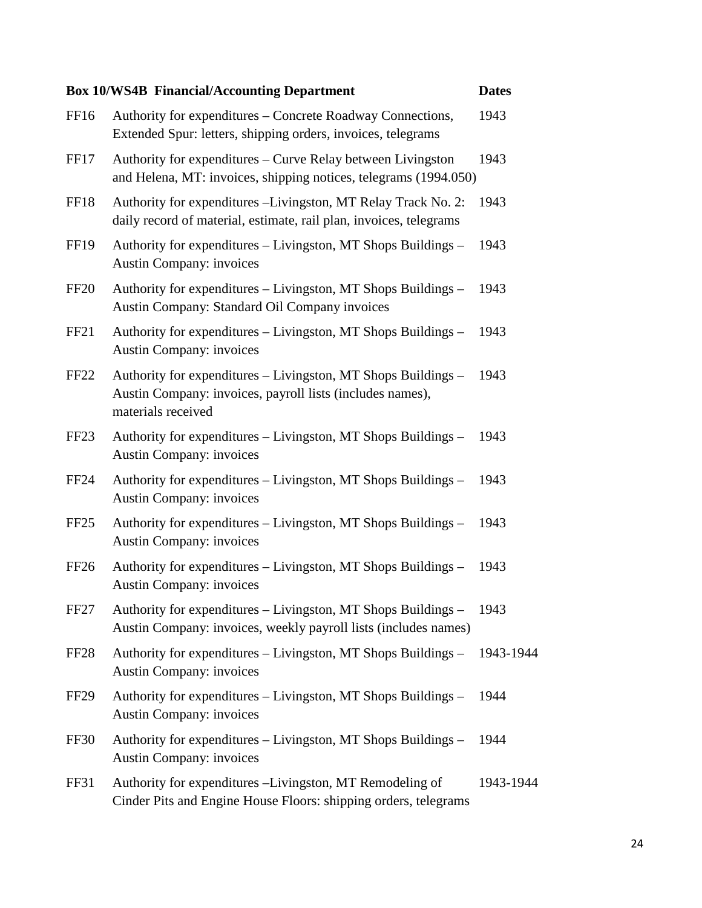| Box 10/WS4B Financial/Accounting Department | | Dates |
|---|---|---|
| FF16 | Authority for expenditures – Concrete Roadway Connections, Extended Spur: letters, shipping orders, invoices, telegrams | 1943 |
| FF17 | Authority for expenditures – Curve Relay between Livingston and Helena, MT: invoices, shipping notices, telegrams (1994.050) | 1943 |
| FF18 | Authority for expenditures –Livingston, MT Relay Track No. 2: daily record of material, estimate, rail plan, invoices, telegrams | 1943 |
| FF19 | Authority for expenditures – Livingston, MT Shops Buildings – Austin Company: invoices | 1943 |
| FF20 | Authority for expenditures – Livingston, MT Shops Buildings – Austin Company: Standard Oil Company invoices | 1943 |
| FF21 | Authority for expenditures – Livingston, MT Shops Buildings – Austin Company: invoices | 1943 |
| FF22 | Authority for expenditures – Livingston, MT Shops Buildings – Austin Company: invoices, payroll lists (includes names), materials received | 1943 |
| FF23 | Authority for expenditures – Livingston, MT Shops Buildings – Austin Company: invoices | 1943 |
| FF24 | Authority for expenditures – Livingston, MT Shops Buildings – Austin Company: invoices | 1943 |
| FF25 | Authority for expenditures – Livingston, MT Shops Buildings – Austin Company: invoices | 1943 |
| FF26 | Authority for expenditures – Livingston, MT Shops Buildings – Austin Company: invoices | 1943 |
| FF27 | Authority for expenditures – Livingston, MT Shops Buildings – Austin Company: invoices, weekly payroll lists (includes names) | 1943 |
| FF28 | Authority for expenditures – Livingston, MT Shops Buildings – Austin Company: invoices | 1943-1944 |
| FF29 | Authority for expenditures – Livingston, MT Shops Buildings – Austin Company: invoices | 1944 |
| FF30 | Authority for expenditures – Livingston, MT Shops Buildings – Austin Company: invoices | 1944 |
| FF31 | Authority for expenditures –Livingston, MT Remodeling of Cinder Pits and Engine House Floors: shipping orders, telegrams | 1943-1944 |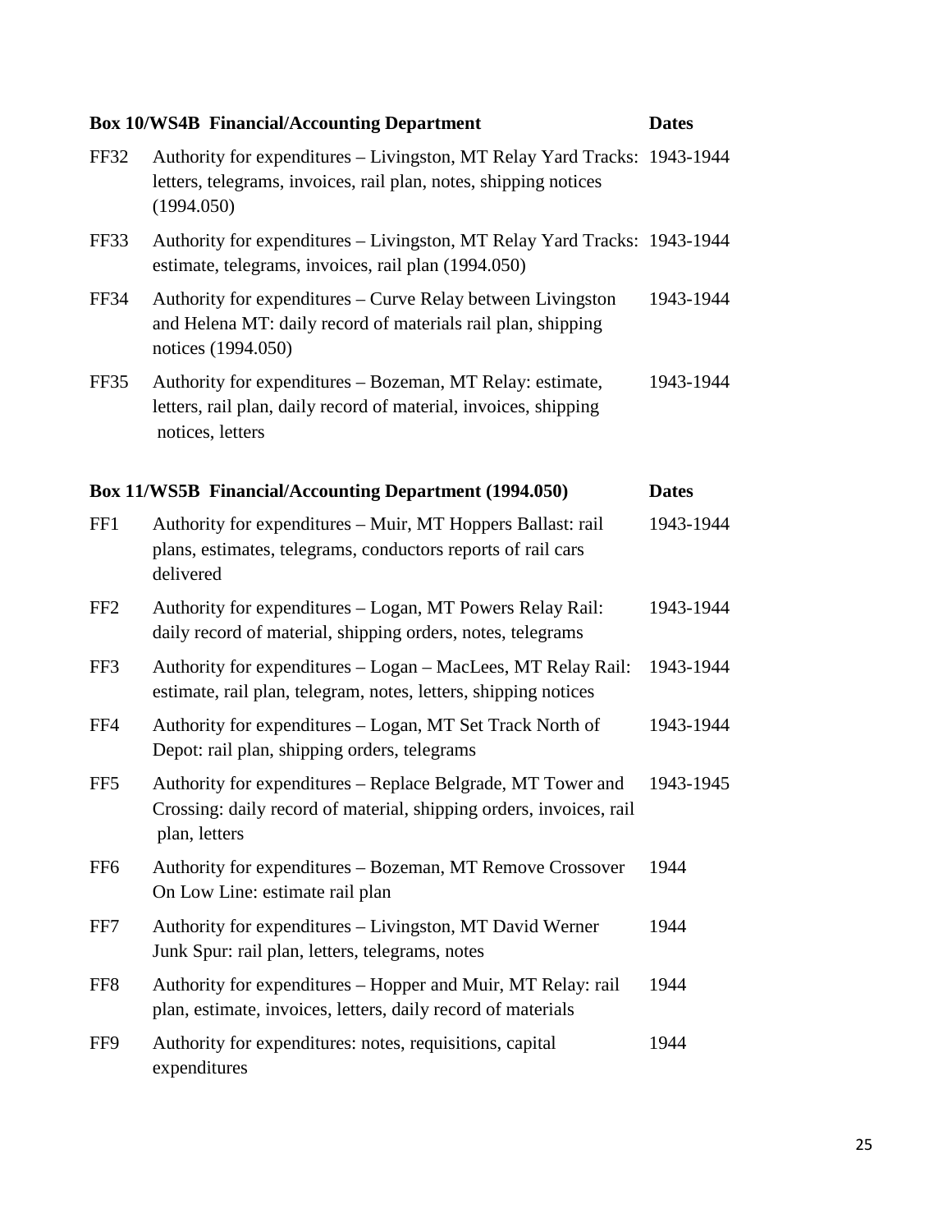| Box 10/WS4B Financial/Accounting Department | | Dates |
|---|---|---|
| FF32 | Authority for expenditures – Livingston, MT Relay Yard Tracks: letters, telegrams, invoices, rail plan, notes, shipping notices (1994.050) | 1943-1944 |
| FF33 | Authority for expenditures – Livingston, MT Relay Yard Tracks: estimate, telegrams, invoices, rail plan (1994.050) | 1943-1944 |
| FF34 | Authority for expenditures – Curve Relay between Livingston and Helena MT: daily record of materials rail plan, shipping notices (1994.050) | 1943-1944 |
| FF35 | Authority for expenditures – Bozeman, MT Relay: estimate, letters, rail plan, daily record of material, invoices, shipping notices, letters | 1943-1944 |

| Box 11/WS5B Financial/Accounting Department (1994.050) | | Dates |
|---|---|---|
| FF1 | Authority for expenditures – Muir, MT Hoppers Ballast: rail plans, estimates, telegrams, conductors reports of rail cars delivered | 1943-1944 |
| FF2 | Authority for expenditures – Logan, MT Powers Relay Rail: daily record of material, shipping orders, notes, telegrams | 1943-1944 |
| FF3 | Authority for expenditures – Logan – MacLees, MT Relay Rail: estimate, rail plan, telegram, notes, letters, shipping notices | 1943-1944 |
| FF4 | Authority for expenditures – Logan, MT Set Track North of Depot: rail plan, shipping orders, telegrams | 1943-1944 |
| FF5 | Authority for expenditures – Replace Belgrade, MT Tower and Crossing: daily record of material, shipping orders, invoices, rail plan, letters | 1943-1945 |
| FF6 | Authority for expenditures – Bozeman, MT Remove Crossover On Low Line: estimate rail plan | 1944 |
| FF7 | Authority for expenditures – Livingston, MT David Werner Junk Spur: rail plan, letters, telegrams, notes | 1944 |
| FF8 | Authority for expenditures – Hopper and Muir, MT Relay: rail plan, estimate, invoices, letters, daily record of materials | 1944 |
| FF9 | Authority for expenditures: notes, requisitions, capital expenditures | 1944 |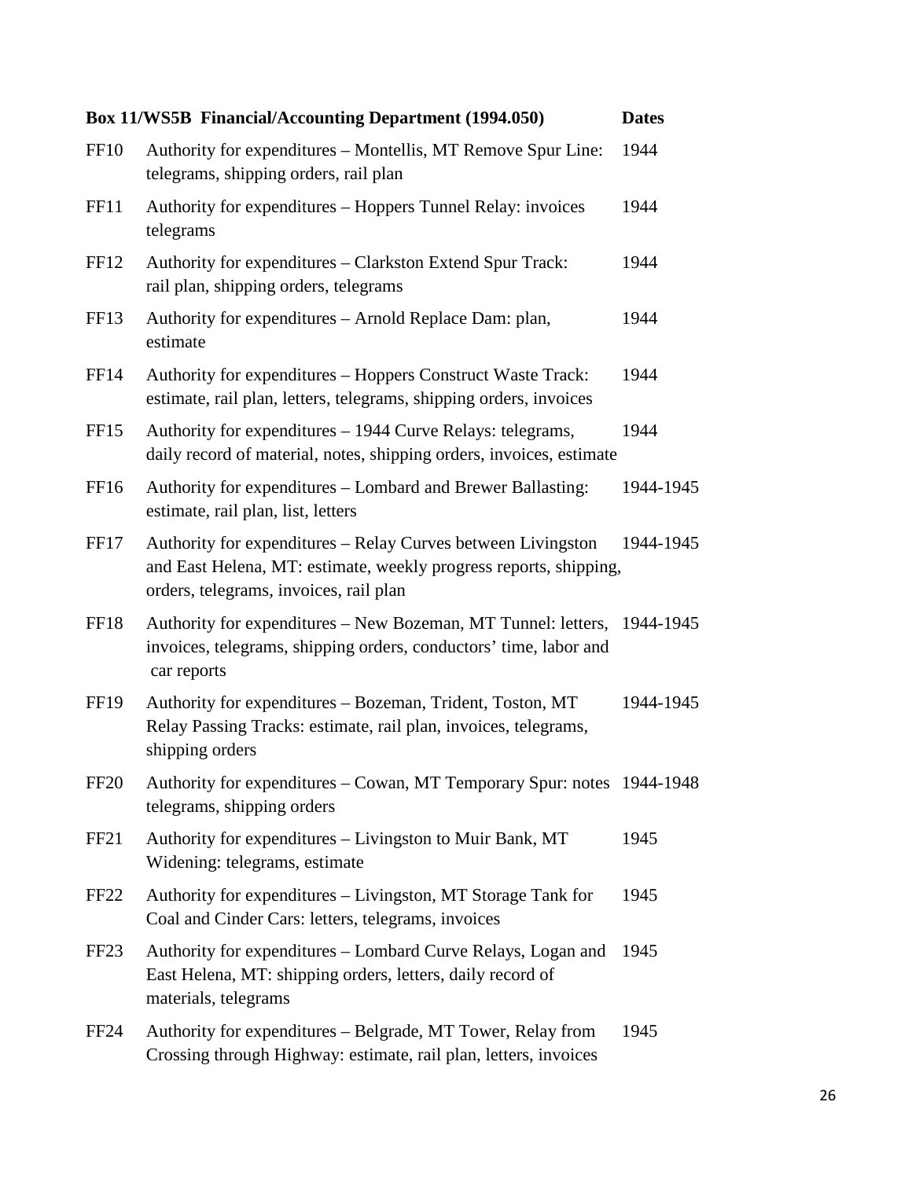| Box 11/WS5B Financial/Accounting Department (1994.050) | | Dates |
|---|---|---|
| FF10 | Authority for expenditures – Montellis, MT Remove Spur Line: telegrams, shipping orders, rail plan | 1944 |
| FF11 | Authority for expenditures – Hoppers Tunnel Relay: invoices telegrams | 1944 |
| FF12 | Authority for expenditures – Clarkston Extend Spur Track: rail plan, shipping orders, telegrams | 1944 |
| FF13 | Authority for expenditures – Arnold Replace Dam: plan, estimate | 1944 |
| FF14 | Authority for expenditures – Hoppers Construct Waste Track: estimate, rail plan, letters, telegrams, shipping orders, invoices | 1944 |
| FF15 | Authority for expenditures – 1944 Curve Relays: telegrams, daily record of material, notes, shipping orders, invoices, estimate | 1944 |
| FF16 | Authority for expenditures – Lombard and Brewer Ballasting: estimate, rail plan, list, letters | 1944-1945 |
| FF17 | Authority for expenditures – Relay Curves between Livingston and East Helena, MT: estimate, weekly progress reports, shipping, orders, telegrams, invoices, rail plan | 1944-1945 |
| FF18 | Authority for expenditures – New Bozeman, MT Tunnel: letters, invoices, telegrams, shipping orders, conductors' time, labor and car reports | 1944-1945 |
| FF19 | Authority for expenditures – Bozeman, Trident, Toston, MT Relay Passing Tracks: estimate, rail plan, invoices, telegrams, shipping orders | 1944-1945 |
| FF20 | Authority for expenditures – Cowan, MT Temporary Spur: notes telegrams, shipping orders | 1944-1948 |
| FF21 | Authority for expenditures – Livingston to Muir Bank, MT Widening: telegrams, estimate | 1945 |
| FF22 | Authority for expenditures – Livingston, MT Storage Tank for Coal and Cinder Cars: letters, telegrams, invoices | 1945 |
| FF23 | Authority for expenditures – Lombard Curve Relays, Logan and East Helena, MT: shipping orders, letters, daily record of materials, telegrams | 1945 |
| FF24 | Authority for expenditures – Belgrade, MT Tower, Relay from Crossing through Highway: estimate, rail plan, letters, invoices | 1945 |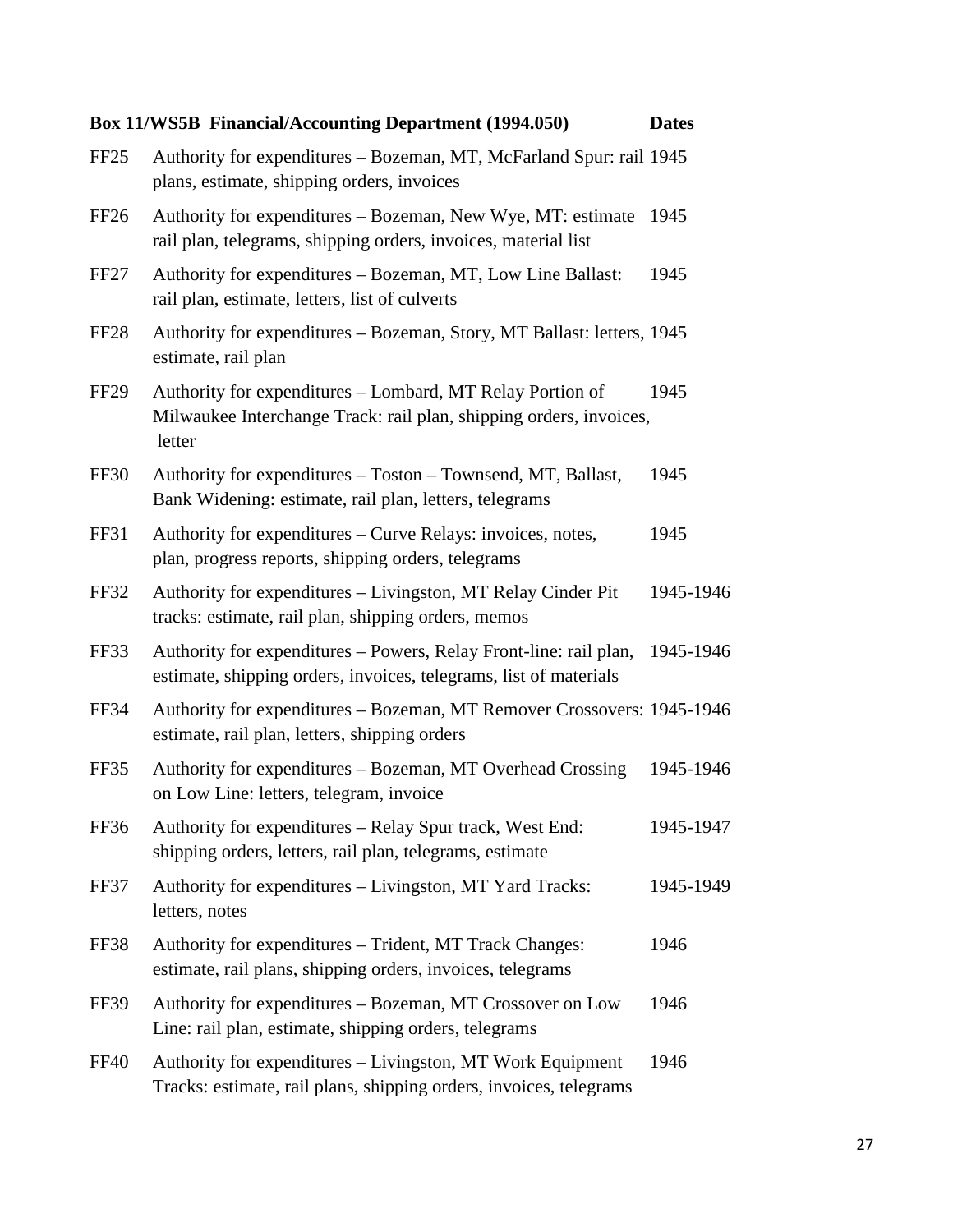| Box 11/WS5B Financial/Accounting Department (1994.050) | | Dates |
|---|---|---|
| FF25 | Authority for expenditures – Bozeman, MT, McFarland Spur: rail plans, estimate, shipping orders, invoices | 1945 |
| FF26 | Authority for expenditures – Bozeman, New Wye, MT: estimate rail plan, telegrams, shipping orders, invoices, material list | 1945 |
| FF27 | Authority for expenditures – Bozeman, MT, Low Line Ballast: rail plan, estimate, letters, list of culverts | 1945 |
| FF28 | Authority for expenditures – Bozeman, Story, MT Ballast: letters, estimate, rail plan | 1945 |
| FF29 | Authority for expenditures – Lombard, MT Relay Portion of Milwaukee Interchange Track: rail plan, shipping orders, invoices, letter | 1945 |
| FF30 | Authority for expenditures – Toston – Townsend, MT, Ballast, Bank Widening: estimate, rail plan, letters, telegrams | 1945 |
| FF31 | Authority for expenditures – Curve Relays: invoices, notes, plan, progress reports, shipping orders, telegrams | 1945 |
| FF32 | Authority for expenditures – Livingston, MT Relay Cinder Pit tracks: estimate, rail plan, shipping orders, memos | 1945-1946 |
| FF33 | Authority for expenditures – Powers, Relay Front-line: rail plan, estimate, shipping orders, invoices, telegrams, list of materials | 1945-1946 |
| FF34 | Authority for expenditures – Bozeman, MT Remover Crossovers: estimate, rail plan, letters, shipping orders | 1945-1946 |
| FF35 | Authority for expenditures – Bozeman, MT Overhead Crossing on Low Line: letters, telegram, invoice | 1945-1946 |
| FF36 | Authority for expenditures – Relay Spur track, West End: shipping orders, letters, rail plan, telegrams, estimate | 1945-1947 |
| FF37 | Authority for expenditures – Livingston, MT Yard Tracks: letters, notes | 1945-1949 |
| FF38 | Authority for expenditures – Trident, MT Track Changes: estimate, rail plans, shipping orders, invoices, telegrams | 1946 |
| FF39 | Authority for expenditures – Bozeman, MT Crossover on Low Line: rail plan, estimate, shipping orders, telegrams | 1946 |
| FF40 | Authority for expenditures – Livingston, MT Work Equipment Tracks: estimate, rail plans, shipping orders, invoices, telegrams | 1946 |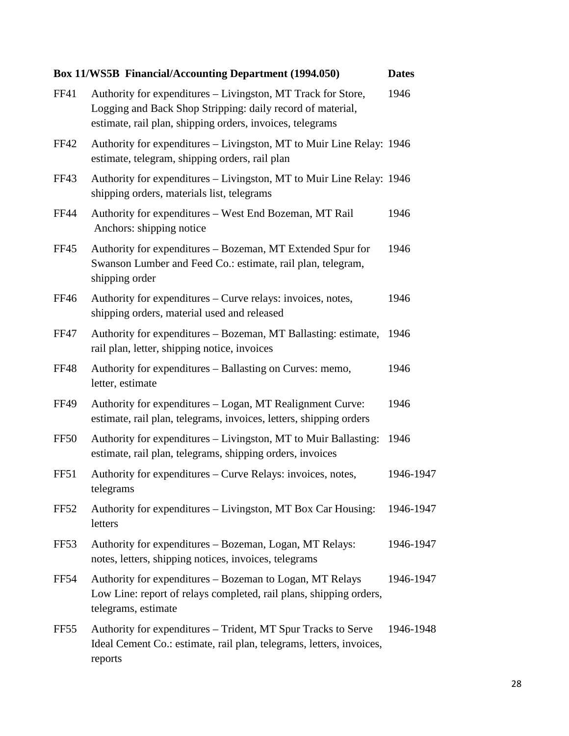| Box 11/WS5B Financial/Accounting Department (1994.050) | | Dates |
| --- | --- | --- |
| FF41 | Authority for expenditures – Livingston, MT Track for Store, Logging and Back Shop Stripping: daily record of material, estimate, rail plan, shipping orders, invoices, telegrams | 1946 |
| FF42 | Authority for expenditures – Livingston, MT to Muir Line Relay: estimate, telegram, shipping orders, rail plan | 1946 |
| FF43 | Authority for expenditures – Livingston, MT to Muir Line Relay: shipping orders, materials list, telegrams | 1946 |
| FF44 | Authority for expenditures – West End Bozeman, MT Rail Anchors: shipping notice | 1946 |
| FF45 | Authority for expenditures – Bozeman, MT Extended Spur for Swanson Lumber and Feed Co.: estimate, rail plan, telegram, shipping order | 1946 |
| FF46 | Authority for expenditures – Curve relays: invoices, notes, shipping orders, material used and released | 1946 |
| FF47 | Authority for expenditures – Bozeman, MT Ballasting: estimate, rail plan, letter, shipping notice, invoices | 1946 |
| FF48 | Authority for expenditures – Ballasting on Curves: memo, letter, estimate | 1946 |
| FF49 | Authority for expenditures – Logan, MT Realignment Curve: estimate, rail plan, telegrams, invoices, letters, shipping orders | 1946 |
| FF50 | Authority for expenditures – Livingston, MT to Muir Ballasting: estimate, rail plan, telegrams, shipping orders, invoices | 1946 |
| FF51 | Authority for expenditures – Curve Relays: invoices, notes, telegrams | 1946-1947 |
| FF52 | Authority for expenditures – Livingston, MT Box Car Housing: letters | 1946-1947 |
| FF53 | Authority for expenditures – Bozeman, Logan, MT Relays: notes, letters, shipping notices, invoices, telegrams | 1946-1947 |
| FF54 | Authority for expenditures – Bozeman to Logan, MT Relays Low Line: report of relays completed, rail plans, shipping orders, telegrams, estimate | 1946-1947 |
| FF55 | Authority for expenditures – Trident, MT Spur Tracks to Serve Ideal Cement Co.: estimate, rail plan, telegrams, letters, invoices, reports | 1946-1948 |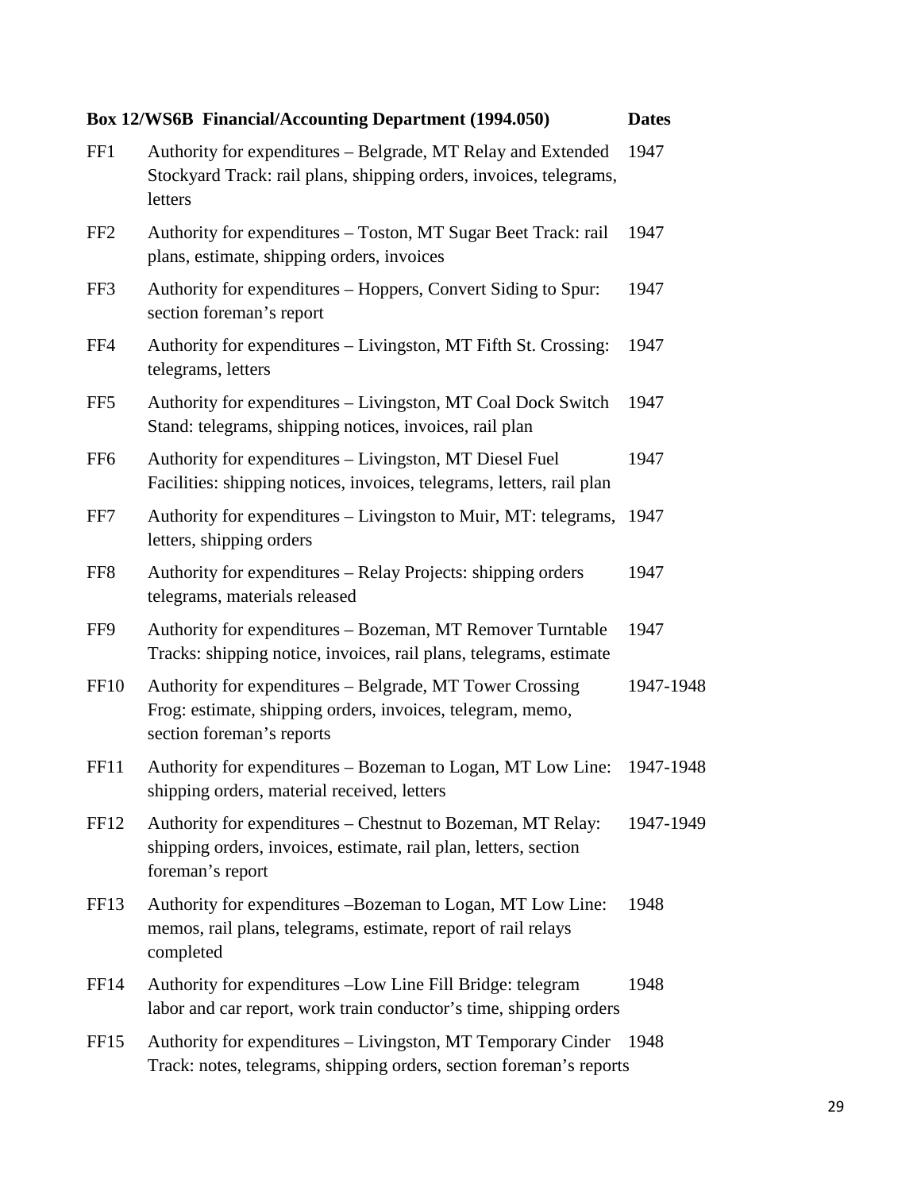| Box 12/WS6B Financial/Accounting Department (1994.050) | | Dates |
|---|---|---|
| FF1 | Authority for expenditures – Belgrade, MT Relay and Extended Stockyard Track: rail plans, shipping orders, invoices, telegrams, letters | 1947 |
| FF2 | Authority for expenditures – Toston, MT Sugar Beet Track: rail plans, estimate, shipping orders, invoices | 1947 |
| FF3 | Authority for expenditures – Hoppers, Convert Siding to Spur: section foreman's report | 1947 |
| FF4 | Authority for expenditures – Livingston, MT Fifth St. Crossing: telegrams, letters | 1947 |
| FF5 | Authority for expenditures – Livingston, MT Coal Dock Switch Stand: telegrams, shipping notices, invoices, rail plan | 1947 |
| FF6 | Authority for expenditures – Livingston, MT Diesel Fuel Facilities: shipping notices, invoices, telegrams, letters, rail plan | 1947 |
| FF7 | Authority for expenditures – Livingston to Muir, MT: telegrams, letters, shipping orders | 1947 |
| FF8 | Authority for expenditures – Relay Projects: shipping orders telegrams, materials released | 1947 |
| FF9 | Authority for expenditures – Bozeman, MT Remover Turntable Tracks: shipping notice, invoices, rail plans, telegrams, estimate | 1947 |
| FF10 | Authority for expenditures – Belgrade, MT Tower Crossing Frog: estimate, shipping orders, invoices, telegram, memo, section foreman's reports | 1947-1948 |
| FF11 | Authority for expenditures – Bozeman to Logan, MT Low Line: shipping orders, material received, letters | 1947-1948 |
| FF12 | Authority for expenditures – Chestnut to Bozeman, MT Relay: shipping orders, invoices, estimate, rail plan, letters, section foreman's report | 1947-1949 |
| FF13 | Authority for expenditures –Bozeman to Logan, MT Low Line: memos, rail plans, telegrams, estimate, report of rail relays completed | 1948 |
| FF14 | Authority for expenditures –Low Line Fill Bridge: telegram labor and car report, work train conductor's time, shipping orders | 1948 |
| FF15 | Authority for expenditures – Livingston, MT Temporary Cinder Track: notes, telegrams, shipping orders, section foreman's reports | 1948 |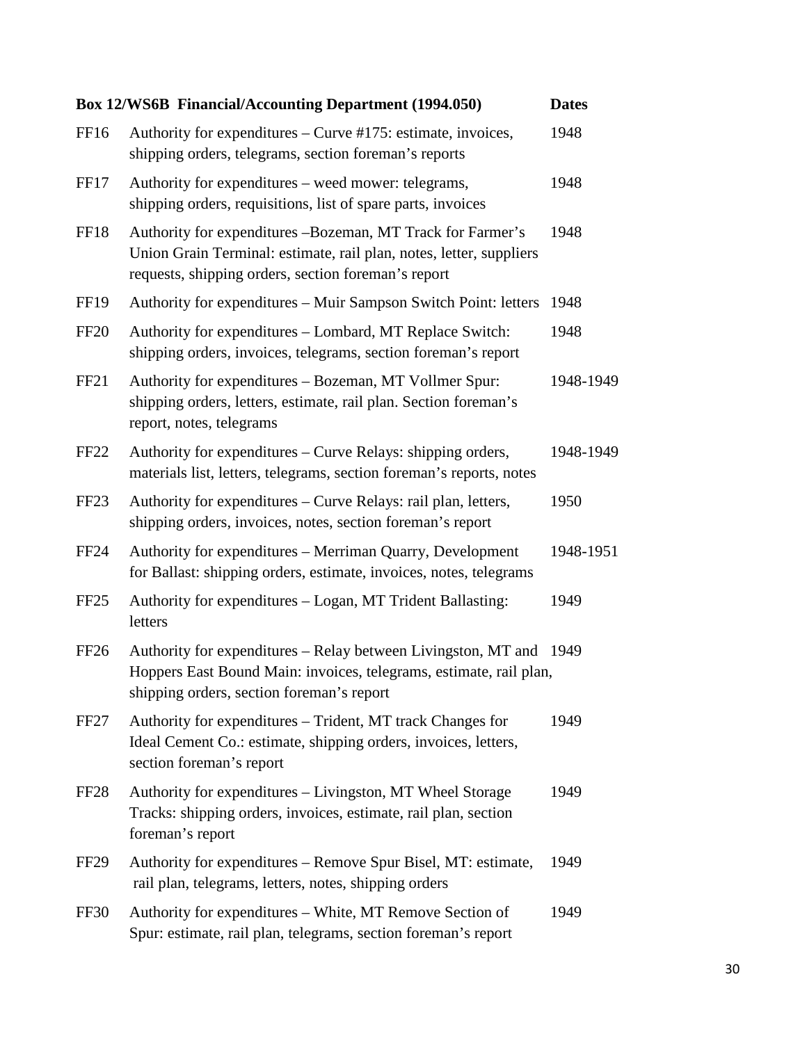| Box 12/WS6B Financial/Accounting Department (1994.050) | | Dates |
|---|---|---|
| FF16 | Authority for expenditures – Curve #175: estimate, invoices, shipping orders, telegrams, section foreman's reports | 1948 |
| FF17 | Authority for expenditures – weed mower: telegrams, shipping orders, requisitions, list of spare parts, invoices | 1948 |
| FF18 | Authority for expenditures –Bozeman, MT Track for Farmer's Union Grain Terminal: estimate, rail plan, notes, letter, suppliers requests, shipping orders, section foreman's report | 1948 |
| FF19 | Authority for expenditures – Muir Sampson Switch Point: letters | 1948 |
| FF20 | Authority for expenditures – Lombard, MT Replace Switch: shipping orders, invoices, telegrams, section foreman's report | 1948 |
| FF21 | Authority for expenditures – Bozeman, MT Vollmer Spur: shipping orders, letters, estimate, rail plan. Section foreman's report, notes, telegrams | 1948-1949 |
| FF22 | Authority for expenditures – Curve Relays: shipping orders, materials list, letters, telegrams, section foreman's reports, notes | 1948-1949 |
| FF23 | Authority for expenditures – Curve Relays: rail plan, letters, shipping orders, invoices, notes, section foreman's report | 1950 |
| FF24 | Authority for expenditures – Merriman Quarry, Development for Ballast: shipping orders, estimate, invoices, notes, telegrams | 1948-1951 |
| FF25 | Authority for expenditures – Logan, MT Trident Ballasting: letters | 1949 |
| FF26 | Authority for expenditures – Relay between Livingston, MT and Hoppers East Bound Main: invoices, telegrams, estimate, rail plan, shipping orders, section foreman's report | 1949 |
| FF27 | Authority for expenditures – Trident, MT track Changes for Ideal Cement Co.: estimate, shipping orders, invoices, letters, section foreman's report | 1949 |
| FF28 | Authority for expenditures – Livingston, MT Wheel Storage Tracks: shipping orders, invoices, estimate, rail plan, section foreman's report | 1949 |
| FF29 | Authority for expenditures – Remove Spur Bisel, MT: estimate, rail plan, telegrams, letters, notes, shipping orders | 1949 |
| FF30 | Authority for expenditures – White, MT Remove Section of Spur: estimate, rail plan, telegrams, section foreman's report | 1949 |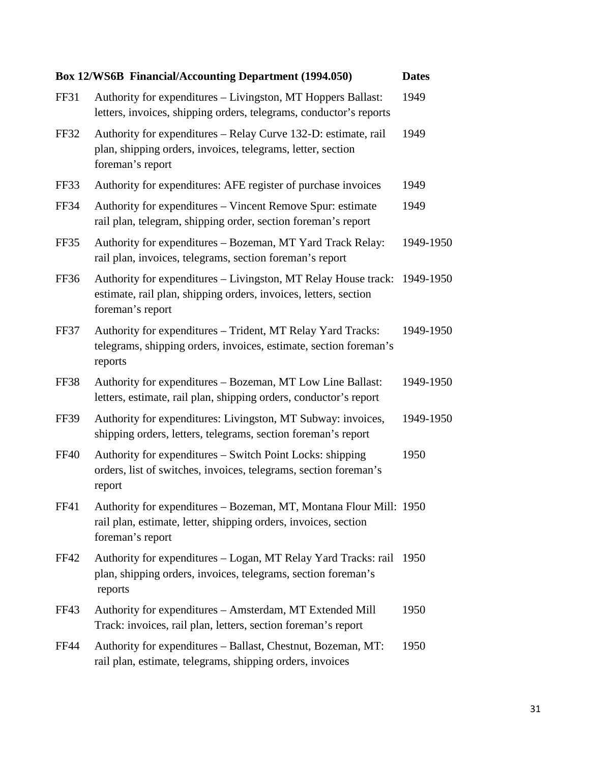| Box 12/WS6B Financial/Accounting Department (1994.050) | | Dates |
|---|---|---|
| FF31 | Authority for expenditures – Livingston, MT Hoppers Ballast: letters, invoices, shipping orders, telegrams, conductor's reports | 1949 |
| FF32 | Authority for expenditures – Relay Curve 132-D: estimate, rail plan, shipping orders, invoices, telegrams, letter, section foreman's report | 1949 |
| FF33 | Authority for expenditures: AFE register of purchase invoices | 1949 |
| FF34 | Authority for expenditures – Vincent Remove Spur: estimate rail plan, telegram, shipping order, section foreman's report | 1949 |
| FF35 | Authority for expenditures – Bozeman, MT Yard Track Relay: rail plan, invoices, telegrams, section foreman's report | 1949-1950 |
| FF36 | Authority for expenditures – Livingston, MT Relay House track: estimate, rail plan, shipping orders, invoices, letters, section foreman's report | 1949-1950 |
| FF37 | Authority for expenditures – Trident, MT Relay Yard Tracks: telegrams, shipping orders, invoices, estimate, section foreman's reports | 1949-1950 |
| FF38 | Authority for expenditures – Bozeman, MT Low Line Ballast: letters, estimate, rail plan, shipping orders, conductor's report | 1949-1950 |
| FF39 | Authority for expenditures: Livingston, MT Subway: invoices, shipping orders, letters, telegrams, section foreman's report | 1949-1950 |
| FF40 | Authority for expenditures – Switch Point Locks: shipping orders, list of switches, invoices, telegrams, section foreman's report | 1950 |
| FF41 | Authority for expenditures – Bozeman, MT, Montana Flour Mill: rail plan, estimate, letter, shipping orders, invoices, section foreman's report | 1950 |
| FF42 | Authority for expenditures – Logan, MT Relay Yard Tracks: rail plan, shipping orders, invoices, telegrams, section foreman's reports | 1950 |
| FF43 | Authority for expenditures – Amsterdam, MT Extended Mill Track: invoices, rail plan, letters, section foreman's report | 1950 |
| FF44 | Authority for expenditures – Ballast, Chestnut, Bozeman, MT: rail plan, estimate, telegrams, shipping orders, invoices | 1950 |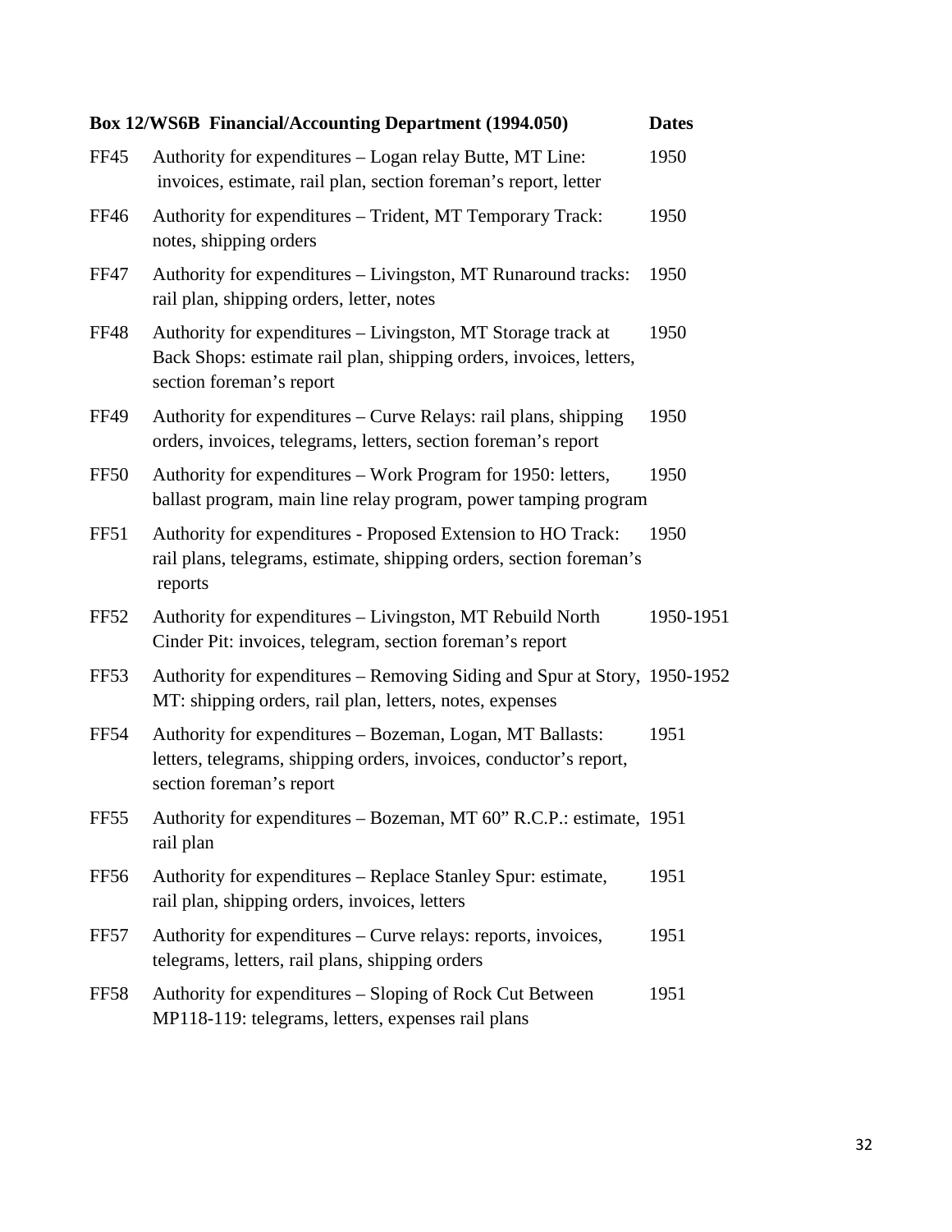| Box 12/WS6B Financial/Accounting Department (1994.050) | | Dates |
|---|---|---|
| FF45 | Authority for expenditures – Logan relay Butte, MT Line: invoices, estimate, rail plan, section foreman's report, letter | 1950 |
| FF46 | Authority for expenditures – Trident, MT Temporary Track: notes, shipping orders | 1950 |
| FF47 | Authority for expenditures – Livingston, MT Runaround tracks: rail plan, shipping orders, letter, notes | 1950 |
| FF48 | Authority for expenditures – Livingston, MT Storage track at Back Shops: estimate rail plan, shipping orders, invoices, letters, section foreman's report | 1950 |
| FF49 | Authority for expenditures – Curve Relays: rail plans, shipping orders, invoices, telegrams, letters, section foreman's report | 1950 |
| FF50 | Authority for expenditures – Work Program for 1950: letters, ballast program, main line relay program, power tamping program | 1950 |
| FF51 | Authority for expenditures - Proposed Extension to HO Track: rail plans, telegrams, estimate, shipping orders, section foreman's reports | 1950 |
| FF52 | Authority for expenditures – Livingston, MT Rebuild North Cinder Pit: invoices, telegram, section foreman's report | 1950-1951 |
| FF53 | Authority for expenditures – Removing Siding and Spur at Story, MT: shipping orders, rail plan, letters, notes, expenses | 1950-1952 |
| FF54 | Authority for expenditures – Bozeman, Logan, MT Ballasts: letters, telegrams, shipping orders, invoices, conductor's report, section foreman's report | 1951 |
| FF55 | Authority for expenditures – Bozeman, MT 60" R.C.P.: estimate, rail plan | 1951 |
| FF56 | Authority for expenditures – Replace Stanley Spur: estimate, rail plan, shipping orders, invoices, letters | 1951 |
| FF57 | Authority for expenditures – Curve relays: reports, invoices, telegrams, letters, rail plans, shipping orders | 1951 |
| FF58 | Authority for expenditures – Sloping of Rock Cut Between MP118-119: telegrams, letters, expenses rail plans | 1951 |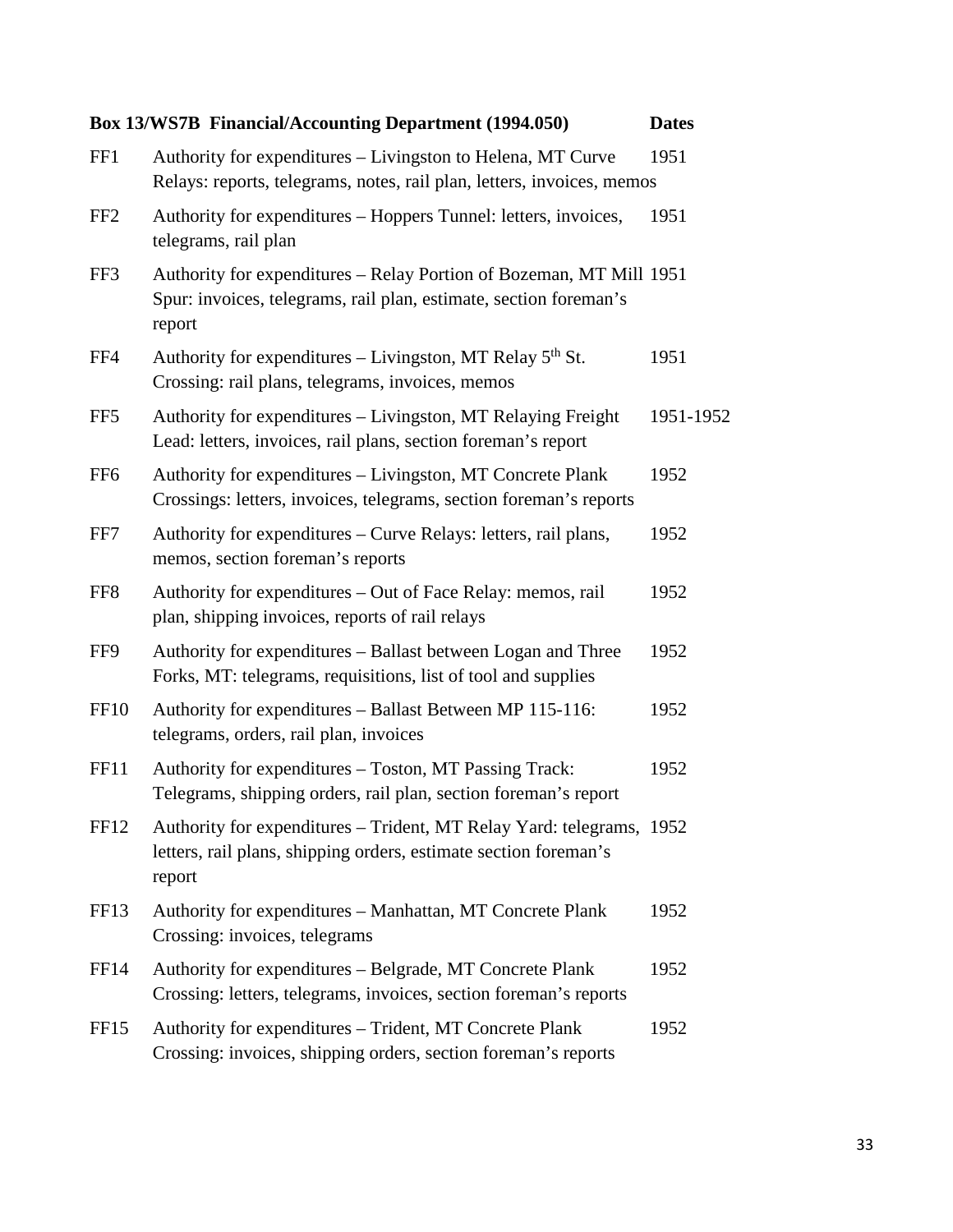| Box 13/WS7B Financial/Accounting Department (1994.050) | | Dates |
|---|---|---|
| FF1 | Authority for expenditures – Livingston to Helena, MT Curve Relays: reports, telegrams, notes, rail plan, letters, invoices, memos | 1951 |
| FF2 | Authority for expenditures – Hoppers Tunnel: letters, invoices, telegrams, rail plan | 1951 |
| FF3 | Authority for expenditures – Relay Portion of Bozeman, MT Mill Spur: invoices, telegrams, rail plan, estimate, section foreman's report | 1951 |
| FF4 | Authority for expenditures – Livingston, MT Relay 5th St. Crossing: rail plans, telegrams, invoices, memos | 1951 |
| FF5 | Authority for expenditures – Livingston, MT Relaying Freight Lead: letters, invoices, rail plans, section foreman's report | 1951-1952 |
| FF6 | Authority for expenditures – Livingston, MT Concrete Plank Crossings: letters, invoices, telegrams, section foreman's reports | 1952 |
| FF7 | Authority for expenditures – Curve Relays: letters, rail plans, memos, section foreman's reports | 1952 |
| FF8 | Authority for expenditures – Out of Face Relay: memos, rail plan, shipping invoices, reports of rail relays | 1952 |
| FF9 | Authority for expenditures – Ballast between Logan and Three Forks, MT: telegrams, requisitions, list of tool and supplies | 1952 |
| FF10 | Authority for expenditures – Ballast Between MP 115-116: telegrams, orders, rail plan, invoices | 1952 |
| FF11 | Authority for expenditures – Toston, MT Passing Track: Telegrams, shipping orders, rail plan, section foreman's report | 1952 |
| FF12 | Authority for expenditures – Trident, MT Relay Yard: telegrams, letters, rail plans, shipping orders, estimate section foreman's report | 1952 |
| FF13 | Authority for expenditures – Manhattan, MT Concrete Plank Crossing: invoices, telegrams | 1952 |
| FF14 | Authority for expenditures – Belgrade, MT Concrete Plank Crossing: letters, telegrams, invoices, section foreman's reports | 1952 |
| FF15 | Authority for expenditures – Trident, MT Concrete Plank Crossing: invoices, shipping orders, section foreman's reports | 1952 |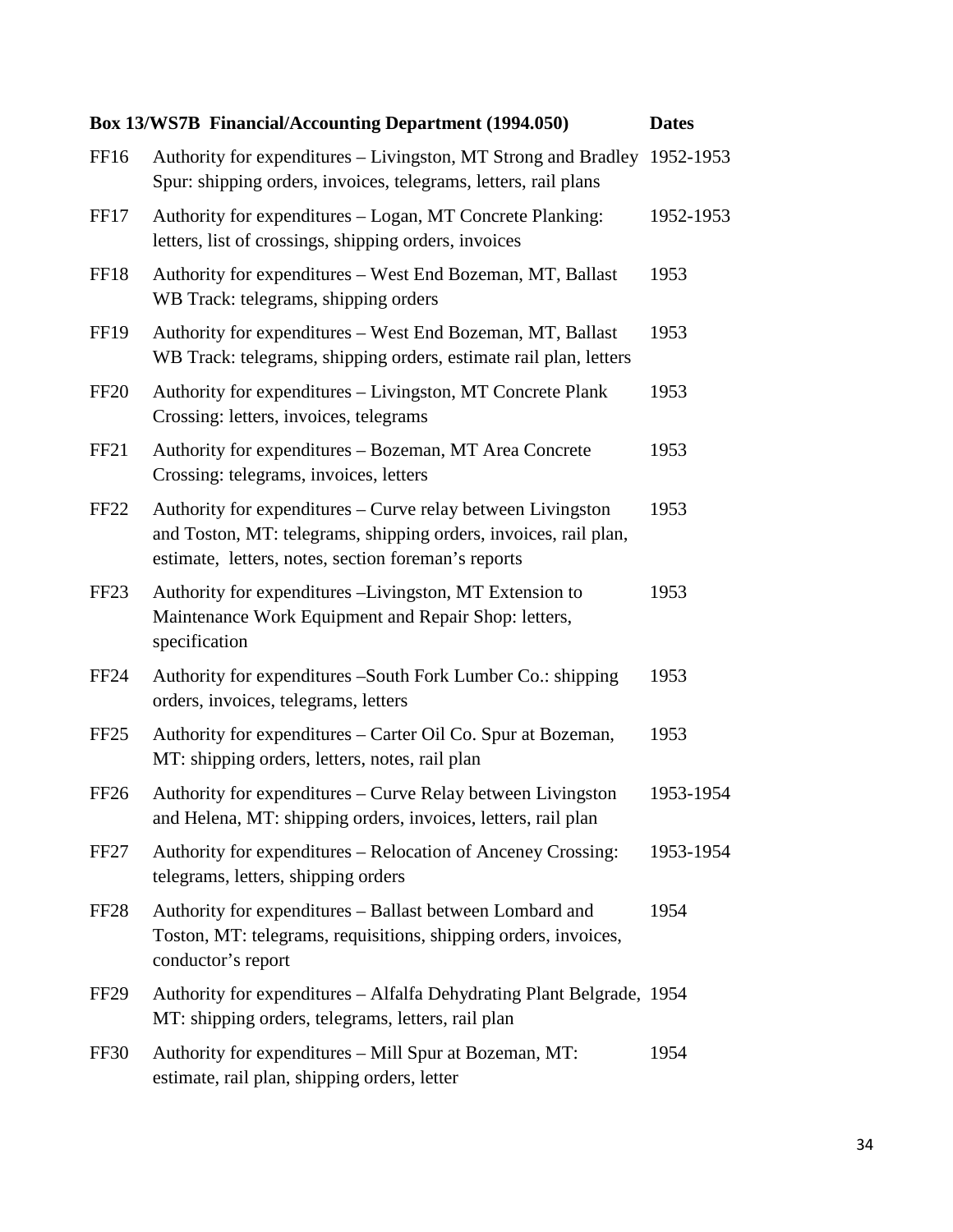| Box 13/WS7B Financial/Accounting Department (1994.050) | | Dates |
|---|---|---|
| FF16 | Authority for expenditures – Livingston, MT Strong and Bradley Spur: shipping orders, invoices, telegrams, letters, rail plans | 1952-1953 |
| FF17 | Authority for expenditures – Logan, MT Concrete Planking: letters, list of crossings, shipping orders, invoices | 1952-1953 |
| FF18 | Authority for expenditures – West End Bozeman, MT, Ballast WB Track: telegrams, shipping orders | 1953 |
| FF19 | Authority for expenditures – West End Bozeman, MT, Ballast WB Track: telegrams, shipping orders, estimate rail plan, letters | 1953 |
| FF20 | Authority for expenditures – Livingston, MT Concrete Plank Crossing: letters, invoices, telegrams | 1953 |
| FF21 | Authority for expenditures – Bozeman, MT Area Concrete Crossing: telegrams, invoices, letters | 1953 |
| FF22 | Authority for expenditures – Curve relay between Livingston and Toston, MT: telegrams, shipping orders, invoices, rail plan, estimate, letters, notes, section foreman's reports | 1953 |
| FF23 | Authority for expenditures –Livingston, MT Extension to Maintenance Work Equipment and Repair Shop: letters, specification | 1953 |
| FF24 | Authority for expenditures –South Fork Lumber Co.: shipping orders, invoices, telegrams, letters | 1953 |
| FF25 | Authority for expenditures – Carter Oil Co. Spur at Bozeman, MT: shipping orders, letters, notes, rail plan | 1953 |
| FF26 | Authority for expenditures – Curve Relay between Livingston and Helena, MT: shipping orders, invoices, letters, rail plan | 1953-1954 |
| FF27 | Authority for expenditures – Relocation of Anceney Crossing: telegrams, letters, shipping orders | 1953-1954 |
| FF28 | Authority for expenditures – Ballast between Lombard and Toston, MT: telegrams, requisitions, shipping orders, invoices, conductor's report | 1954 |
| FF29 | Authority for expenditures – Alfalfa Dehydrating Plant Belgrade, MT: shipping orders, telegrams, letters, rail plan | 1954 |
| FF30 | Authority for expenditures – Mill Spur at Bozeman, MT: estimate, rail plan, shipping orders, letter | 1954 |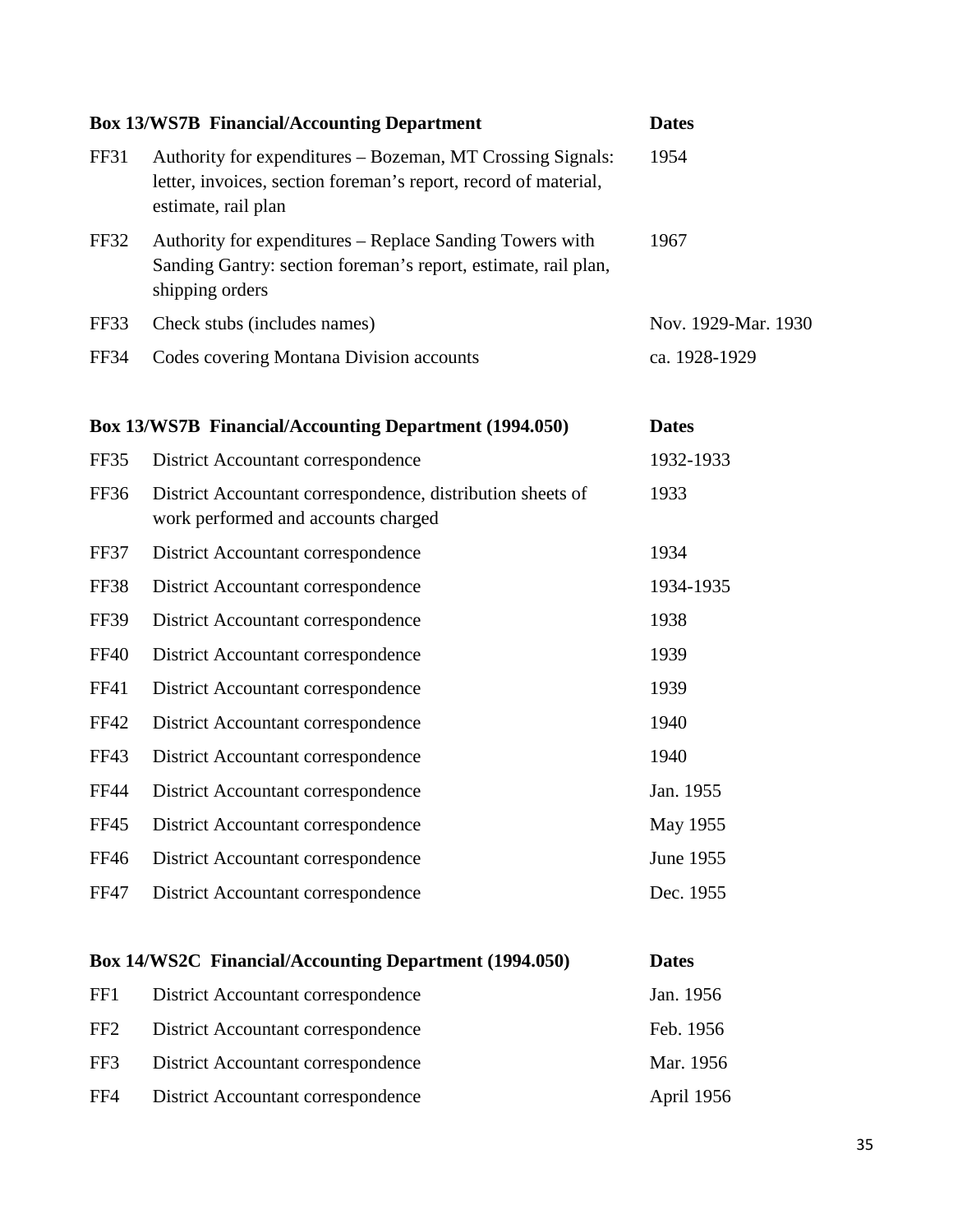| Box 13/WS7B Financial/Accounting Department | | Dates |
|---|---|---|
| FF31 | Authority for expenditures – Bozeman, MT Crossing Signals: letter, invoices, section foreman's report, record of material, estimate, rail plan | 1954 |
| FF32 | Authority for expenditures – Replace Sanding Towers with Sanding Gantry: section foreman's report, estimate, rail plan, shipping orders | 1967 |
| FF33 | Check stubs (includes names) | Nov. 1929-Mar. 1930 |
| FF34 | Codes covering Montana Division accounts | ca. 1928-1929 |

| Box 13/WS7B Financial/Accounting Department (1994.050) | | Dates |
|---|---|---|
| FF35 | District Accountant correspondence | 1932-1933 |
| FF36 | District Accountant correspondence, distribution sheets of work performed and accounts charged | 1933 |
| FF37 | District Accountant correspondence | 1934 |
| FF38 | District Accountant correspondence | 1934-1935 |
| FF39 | District Accountant correspondence | 1938 |
| FF40 | District Accountant correspondence | 1939 |
| FF41 | District Accountant correspondence | 1939 |
| FF42 | District Accountant correspondence | 1940 |
| FF43 | District Accountant correspondence | 1940 |
| FF44 | District Accountant correspondence | Jan. 1955 |
| FF45 | District Accountant correspondence | May 1955 |
| FF46 | District Accountant correspondence | June 1955 |
| FF47 | District Accountant correspondence | Dec. 1955 |

| Box 14/WS2C Financial/Accounting Department (1994.050) | | Dates |
|---|---|---|
| FF1 | District Accountant correspondence | Jan. 1956 |
| FF2 | District Accountant correspondence | Feb. 1956 |
| FF3 | District Accountant correspondence | Mar. 1956 |
| FF4 | District Accountant correspondence | April 1956 |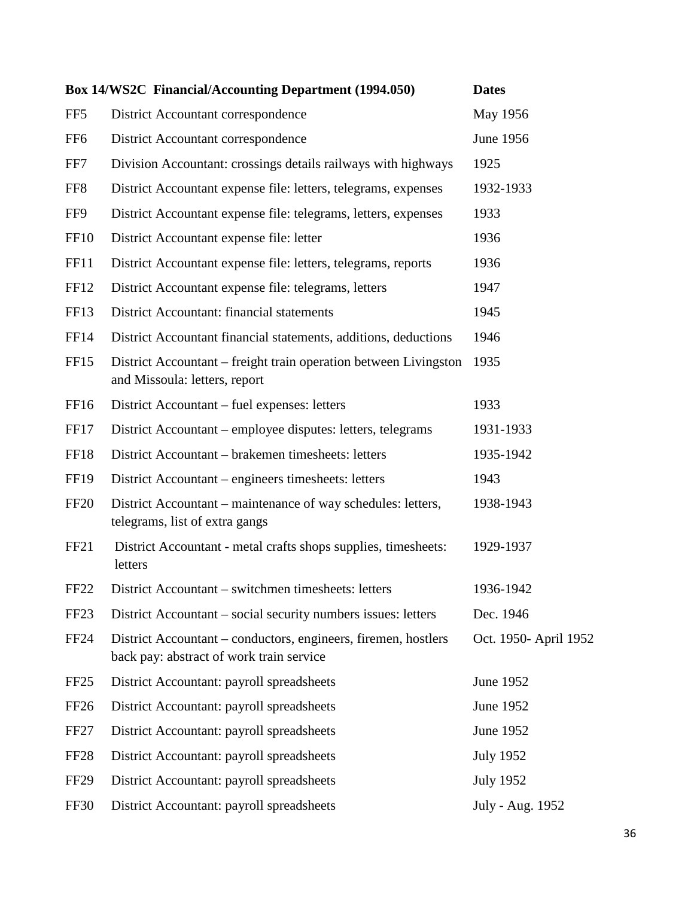| Box 14/WS2C Financial/Accounting Department (1994.050) | | Dates |
|---|---|---|
| FF5 | District Accountant correspondence | May 1956 |
| FF6 | District Accountant correspondence | June 1956 |
| FF7 | Division Accountant: crossings details railways with highways | 1925 |
| FF8 | District Accountant expense file: letters, telegrams, expenses | 1932-1933 |
| FF9 | District Accountant expense file: telegrams, letters, expenses | 1933 |
| FF10 | District Accountant expense file: letter | 1936 |
| FF11 | District Accountant expense file: letters, telegrams, reports | 1936 |
| FF12 | District Accountant expense file: telegrams, letters | 1947 |
| FF13 | District Accountant: financial statements | 1945 |
| FF14 | District Accountant financial statements, additions, deductions | 1946 |
| FF15 | District Accountant – freight train operation between Livingston and Missoula: letters, report | 1935 |
| FF16 | District Accountant – fuel expenses: letters | 1933 |
| FF17 | District Accountant – employee disputes: letters, telegrams | 1931-1933 |
| FF18 | District Accountant – brakemen timesheets: letters | 1935-1942 |
| FF19 | District Accountant – engineers timesheets: letters | 1943 |
| FF20 | District Accountant – maintenance of way schedules: letters, telegrams, list of extra gangs | 1938-1943 |
| FF21 | District Accountant - metal crafts shops supplies, timesheets: letters | 1929-1937 |
| FF22 | District Accountant – switchmen timesheets: letters | 1936-1942 |
| FF23 | District Accountant – social security numbers issues: letters | Dec. 1946 |
| FF24 | District Accountant – conductors, engineers, firemen, hostlers back pay: abstract of work train service | Oct. 1950- April 1952 |
| FF25 | District Accountant: payroll spreadsheets | June 1952 |
| FF26 | District Accountant: payroll spreadsheets | June 1952 |
| FF27 | District Accountant: payroll spreadsheets | June 1952 |
| FF28 | District Accountant: payroll spreadsheets | July 1952 |
| FF29 | District Accountant: payroll spreadsheets | July 1952 |
| FF30 | District Accountant: payroll spreadsheets | July - Aug. 1952 |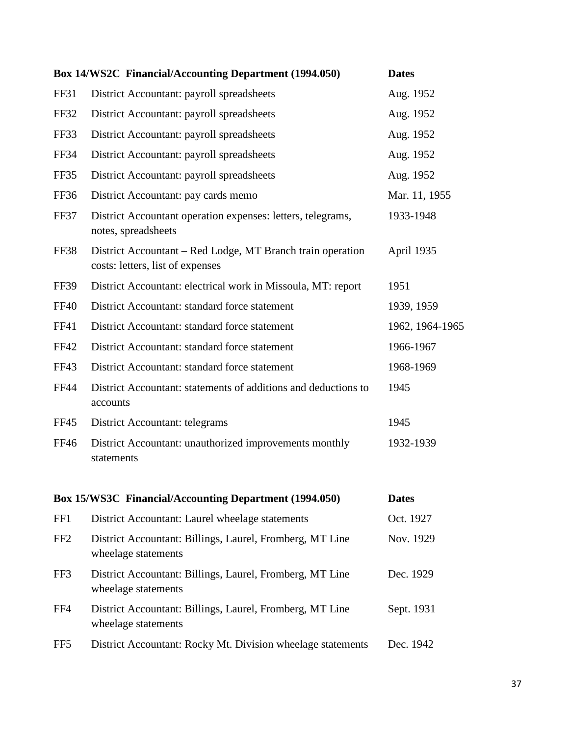| Box 14/WS2C Financial/Accounting Department (1994.050) | | Dates |
|---|---|---|
| FF31 | District Accountant: payroll spreadsheets | Aug. 1952 |
| FF32 | District Accountant: payroll spreadsheets | Aug. 1952 |
| FF33 | District Accountant: payroll spreadsheets | Aug. 1952 |
| FF34 | District Accountant: payroll spreadsheets | Aug. 1952 |
| FF35 | District Accountant: payroll spreadsheets | Aug. 1952 |
| FF36 | District Accountant: pay cards memo | Mar. 11, 1955 |
| FF37 | District Accountant operation expenses: letters, telegrams, notes, spreadsheets | 1933-1948 |
| FF38 | District Accountant – Red Lodge, MT Branch train operation costs: letters, list of expenses | April 1935 |
| FF39 | District Accountant: electrical work in Missoula, MT: report | 1951 |
| FF40 | District Accountant: standard force statement | 1939, 1959 |
| FF41 | District Accountant: standard force statement | 1962, 1964-1965 |
| FF42 | District Accountant: standard force statement | 1966-1967 |
| FF43 | District Accountant: standard force statement | 1968-1969 |
| FF44 | District Accountant: statements of additions and deductions to accounts | 1945 |
| FF45 | District Accountant: telegrams | 1945 |
| FF46 | District Accountant: unauthorized improvements monthly statements | 1932-1939 |

| Box 15/WS3C Financial/Accounting Department (1994.050) | | Dates |
|---|---|---|
| FF1 | District Accountant: Laurel wheelage statements | Oct. 1927 |
| FF2 | District Accountant: Billings, Laurel, Fromberg, MT Line wheelage statements | Nov. 1929 |
| FF3 | District Accountant: Billings, Laurel, Fromberg, MT Line wheelage statements | Dec. 1929 |
| FF4 | District Accountant: Billings, Laurel, Fromberg, MT Line wheelage statements | Sept. 1931 |
| FF5 | District Accountant: Rocky Mt. Division wheelage statements | Dec. 1942 |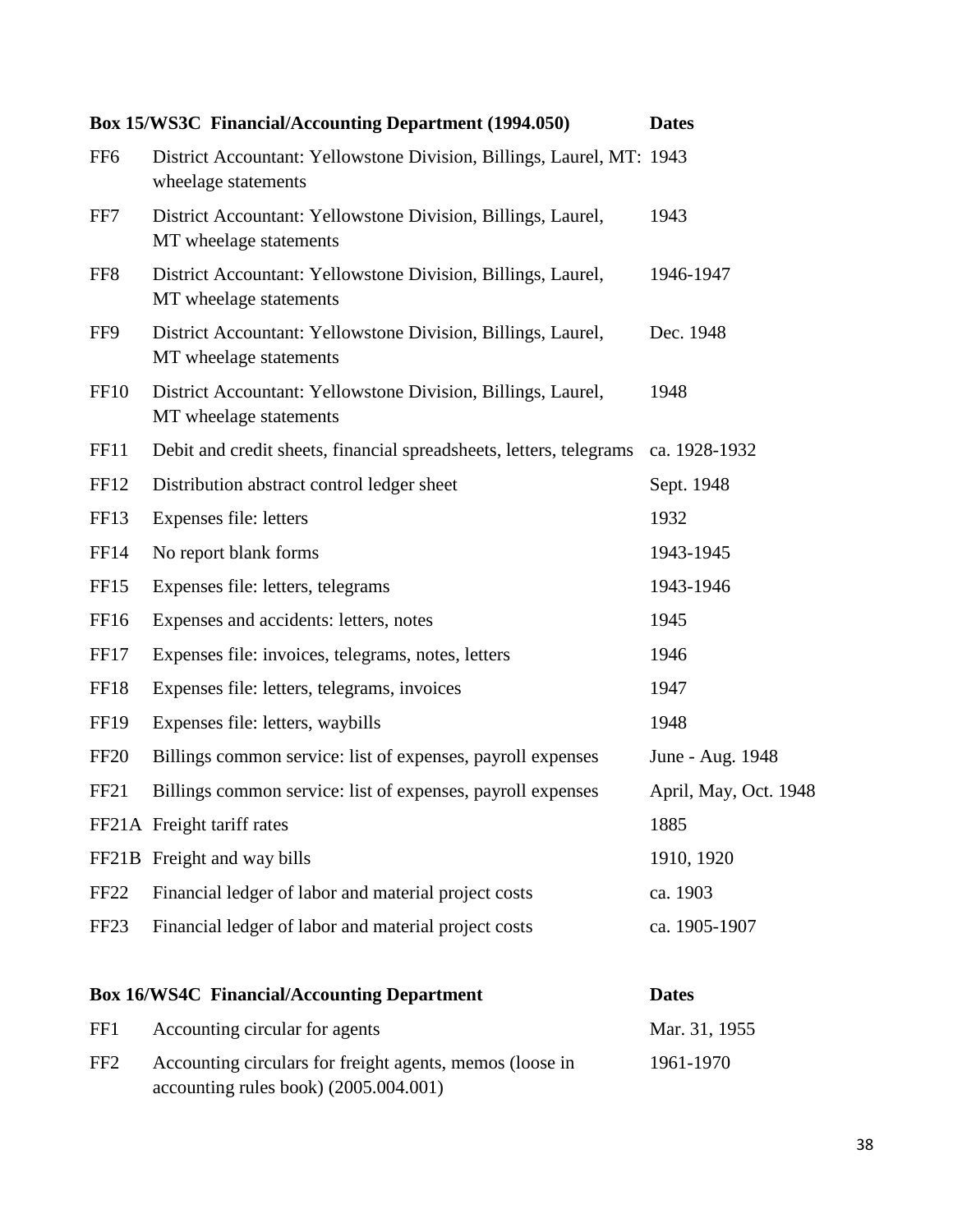| Box 15/WS3C Financial/Accounting Department (1994.050) | | Dates |
|---|---|---|
| FF6 | District Accountant: Yellowstone Division, Billings, Laurel, MT: wheelage statements | 1943 |
| FF7 | District Accountant: Yellowstone Division, Billings, Laurel, MT wheelage statements | 1943 |
| FF8 | District Accountant: Yellowstone Division, Billings, Laurel, MT wheelage statements | 1946-1947 |
| FF9 | District Accountant: Yellowstone Division, Billings, Laurel, MT wheelage statements | Dec. 1948 |
| FF10 | District Accountant: Yellowstone Division, Billings, Laurel, MT wheelage statements | 1948 |
| FF11 | Debit and credit sheets, financial spreadsheets, letters, telegrams | ca. 1928-1932 |
| FF12 | Distribution abstract control ledger sheet | Sept. 1948 |
| FF13 | Expenses file: letters | 1932 |
| FF14 | No report blank forms | 1943-1945 |
| FF15 | Expenses file: letters, telegrams | 1943-1946 |
| FF16 | Expenses and accidents: letters, notes | 1945 |
| FF17 | Expenses file: invoices, telegrams, notes, letters | 1946 |
| FF18 | Expenses file: letters, telegrams, invoices | 1947 |
| FF19 | Expenses file: letters, waybills | 1948 |
| FF20 | Billings common service: list of expenses, payroll expenses | June - Aug. 1948 |
| FF21 | Billings common service: list of expenses, payroll expenses | April, May, Oct. 1948 |
| FF21A | Freight tariff rates | 1885 |
| FF21B | Freight and way bills | 1910, 1920 |
| FF22 | Financial ledger of labor and material project costs | ca. 1903 |
| FF23 | Financial ledger of labor and material project costs | ca. 1905-1907 |

| Box 16/WS4C Financial/Accounting Department | | Dates |
|---|---|---|
| FF1 | Accounting circular for agents | Mar. 31, 1955 |
| FF2 | Accounting circulars for freight agents, memos (loose in accounting rules book) (2005.004.001) | 1961-1970 |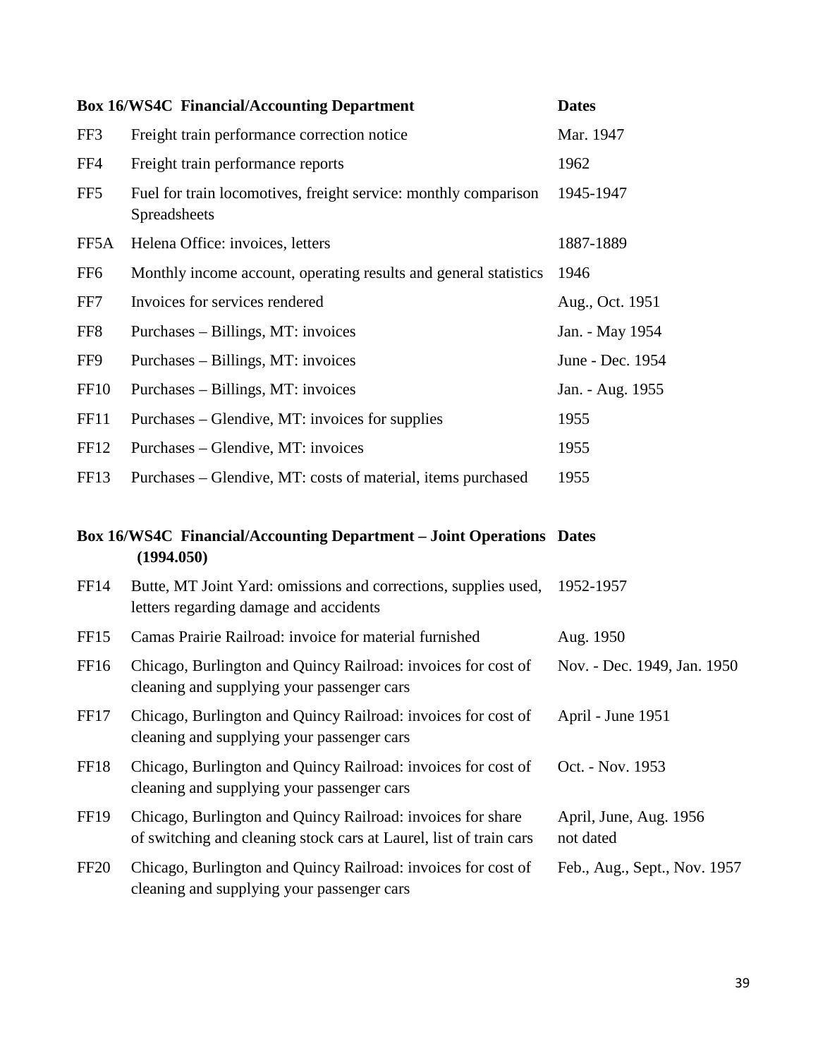| Box 16/WS4C Financial/Accounting Department | | Dates |
|---|---|---|
| FF3 | Freight train performance correction notice | Mar. 1947 |
| FF4 | Freight train performance reports | 1962 |
| FF5 | Fuel for train locomotives, freight service: monthly comparison Spreadsheets | 1945-1947 |
| FF5A | Helena Office: invoices, letters | 1887-1889 |
| FF6 | Monthly income account, operating results and general statistics | 1946 |
| FF7 | Invoices for services rendered | Aug., Oct. 1951 |
| FF8 | Purchases – Billings, MT: invoices | Jan. - May 1954 |
| FF9 | Purchases – Billings, MT: invoices | June - Dec. 1954 |
| FF10 | Purchases – Billings, MT: invoices | Jan. - Aug. 1955 |
| FF11 | Purchases – Glendive, MT: invoices for supplies | 1955 |
| FF12 | Purchases – Glendive, MT: invoices | 1955 |
| FF13 | Purchases – Glendive, MT: costs of material, items purchased | 1955 |

| Box 16/WS4C Financial/Accounting Department – Joint Operations (1994.050) | | Dates |
|---|---|---|
| FF14 | Butte, MT Joint Yard: omissions and corrections, supplies used, letters regarding damage and accidents | 1952-1957 |
| FF15 | Camas Prairie Railroad: invoice for material furnished | Aug. 1950 |
| FF16 | Chicago, Burlington and Quincy Railroad: invoices for cost of cleaning and supplying your passenger cars | Nov. - Dec. 1949, Jan. 1950 |
| FF17 | Chicago, Burlington and Quincy Railroad: invoices for cost of cleaning and supplying your passenger cars | April - June 1951 |
| FF18 | Chicago, Burlington and Quincy Railroad: invoices for cost of cleaning and supplying your passenger cars | Oct. - Nov. 1953 |
| FF19 | Chicago, Burlington and Quincy Railroad: invoices for share of switching and cleaning stock cars at Laurel, list of train cars | April, June, Aug. 1956 not dated |
| FF20 | Chicago, Burlington and Quincy Railroad: invoices for cost of cleaning and supplying your passenger cars | Feb., Aug., Sept., Nov. 1957 |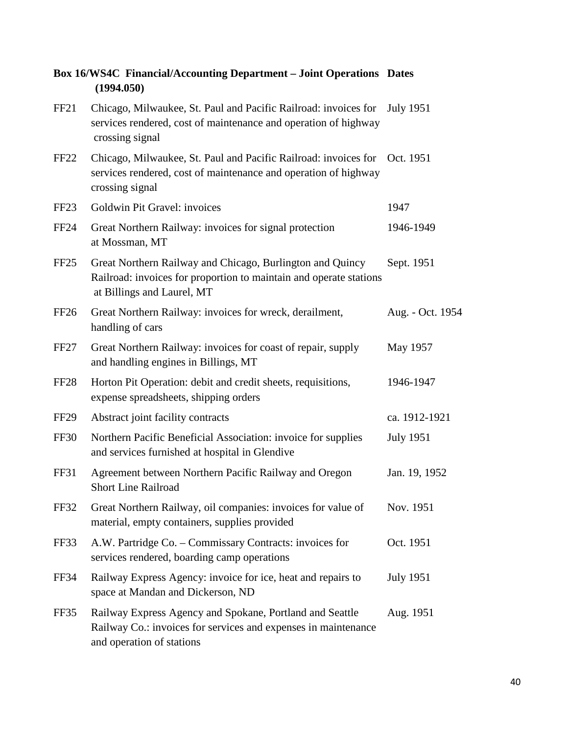| Box 16/WS4C | Financial/Accounting Department – Joint Operations (1994.050) | Dates |
|---|---|---|
| FF21 | Chicago, Milwaukee, St. Paul and Pacific Railroad: invoices for services rendered, cost of maintenance and operation of highway crossing signal | July 1951 |
| FF22 | Chicago, Milwaukee, St. Paul and Pacific Railroad: invoices for services rendered, cost of maintenance and operation of highway crossing signal | Oct. 1951 |
| FF23 | Goldwin Pit Gravel: invoices | 1947 |
| FF24 | Great Northern Railway: invoices for signal protection at Mossman, MT | 1946-1949 |
| FF25 | Great Northern Railway and Chicago, Burlington and Quincy Railroad: invoices for proportion to maintain and operate stations at Billings and Laurel, MT | Sept. 1951 |
| FF26 | Great Northern Railway: invoices for wreck, derailment, handling of cars | Aug. - Oct. 1954 |
| FF27 | Great Northern Railway: invoices for coast of repair, supply and handling engines in Billings, MT | May 1957 |
| FF28 | Horton Pit Operation: debit and credit sheets, requisitions, expense spreadsheets, shipping orders | 1946-1947 |
| FF29 | Abstract joint facility contracts | ca. 1912-1921 |
| FF30 | Northern Pacific Beneficial Association: invoice for supplies and services furnished at hospital in Glendive | July 1951 |
| FF31 | Agreement between Northern Pacific Railway and Oregon Short Line Railroad | Jan. 19, 1952 |
| FF32 | Great Northern Railway, oil companies: invoices for value of material, empty containers, supplies provided | Nov. 1951 |
| FF33 | A.W. Partridge Co. – Commissary Contracts: invoices for services rendered, boarding camp operations | Oct. 1951 |
| FF34 | Railway Express Agency: invoice for ice, heat and repairs to space at Mandan and Dickerson, ND | July 1951 |
| FF35 | Railway Express Agency and Spokane, Portland and Seattle Railway Co.: invoices for services and expenses in maintenance and operation of stations | Aug. 1951 |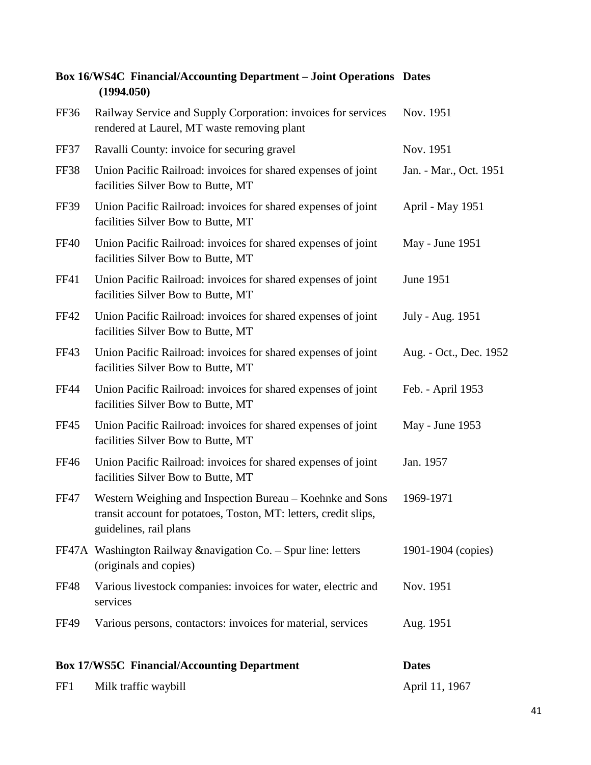| Box 16/WS4C Financial/Accounting Department – Joint Operations (1994.050) | | Dates |
|---|---|---|
| FF36 | Railway Service and Supply Corporation: invoices for services rendered at Laurel, MT waste removing plant | Nov. 1951 |
| FF37 | Ravalli County: invoice for securing gravel | Nov. 1951 |
| FF38 | Union Pacific Railroad: invoices for shared expenses of joint facilities Silver Bow to Butte, MT | Jan. - Mar., Oct. 1951 |
| FF39 | Union Pacific Railroad: invoices for shared expenses of joint facilities Silver Bow to Butte, MT | April - May 1951 |
| FF40 | Union Pacific Railroad: invoices for shared expenses of joint facilities Silver Bow to Butte, MT | May - June 1951 |
| FF41 | Union Pacific Railroad: invoices for shared expenses of joint facilities Silver Bow to Butte, MT | June 1951 |
| FF42 | Union Pacific Railroad: invoices for shared expenses of joint facilities Silver Bow to Butte, MT | July - Aug. 1951 |
| FF43 | Union Pacific Railroad: invoices for shared expenses of joint facilities Silver Bow to Butte, MT | Aug. - Oct., Dec. 1952 |
| FF44 | Union Pacific Railroad: invoices for shared expenses of joint facilities Silver Bow to Butte, MT | Feb. - April 1953 |
| FF45 | Union Pacific Railroad: invoices for shared expenses of joint facilities Silver Bow to Butte, MT | May - June 1953 |
| FF46 | Union Pacific Railroad: invoices for shared expenses of joint facilities Silver Bow to Butte, MT | Jan. 1957 |
| FF47 | Western Weighing and Inspection Bureau – Koehnke and Sons transit account for potatoes, Toston, MT: letters, credit slips, guidelines, rail plans | 1969-1971 |
| FF47A | Washington Railway &navigation Co. – Spur line: letters (originals and copies) | 1901-1904 (copies) |
| FF48 | Various livestock companies: invoices for water, electric and services | Nov. 1951 |
| FF49 | Various persons, contactors: invoices for material, services | Aug. 1951 |

| Box 17/WS5C Financial/Accounting Department | | Dates |
|---|---|---|
| FF1 | Milk traffic waybill | April 11, 1967 |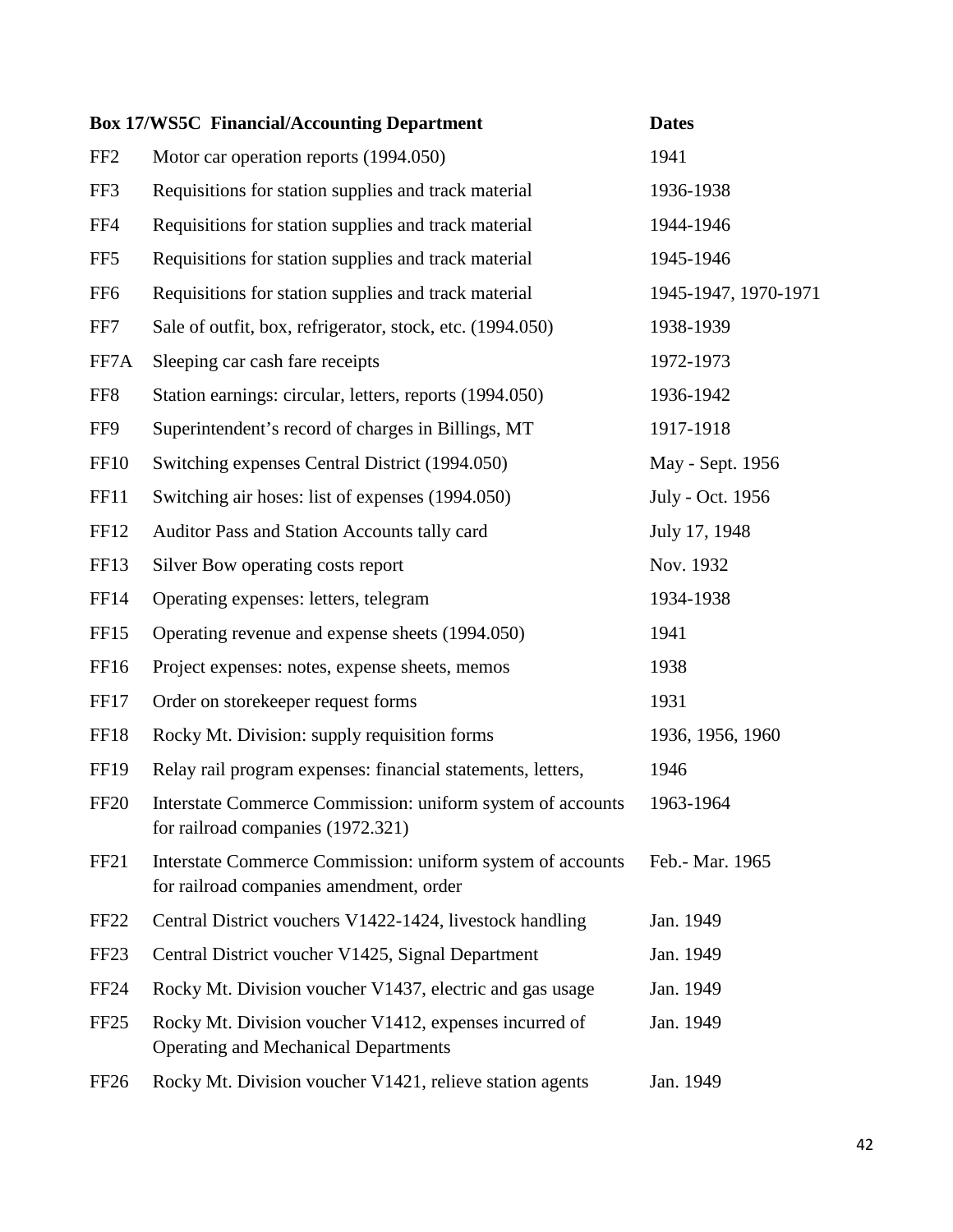| Box 17/WS5C | Financial/Accounting Department | Dates |
|---|---|---|
| FF2 | Motor car operation reports (1994.050) | 1941 |
| FF3 | Requisitions for station supplies and track material | 1936-1938 |
| FF4 | Requisitions for station supplies and track material | 1944-1946 |
| FF5 | Requisitions for station supplies and track material | 1945-1946 |
| FF6 | Requisitions for station supplies and track material | 1945-1947, 1970-1971 |
| FF7 | Sale of outfit, box, refrigerator, stock, etc. (1994.050) | 1938-1939 |
| FF7A | Sleeping car cash fare receipts | 1972-1973 |
| FF8 | Station earnings: circular, letters, reports (1994.050) | 1936-1942 |
| FF9 | Superintendent's record of charges in Billings, MT | 1917-1918 |
| FF10 | Switching expenses Central District (1994.050) | May - Sept. 1956 |
| FF11 | Switching air hoses: list of expenses (1994.050) | July - Oct. 1956 |
| FF12 | Auditor Pass and Station Accounts tally card | July 17, 1948 |
| FF13 | Silver Bow operating costs report | Nov. 1932 |
| FF14 | Operating expenses: letters, telegram | 1934-1938 |
| FF15 | Operating revenue and expense sheets (1994.050) | 1941 |
| FF16 | Project expenses: notes, expense sheets, memos | 1938 |
| FF17 | Order on storekeeper request forms | 1931 |
| FF18 | Rocky Mt. Division: supply requisition forms | 1936, 1956, 1960 |
| FF19 | Relay rail program expenses: financial statements, letters, | 1946 |
| FF20 | Interstate Commerce Commission: uniform system of accounts for railroad companies (1972.321) | 1963-1964 |
| FF21 | Interstate Commerce Commission: uniform system of accounts for railroad companies amendment, order | Feb.- Mar. 1965 |
| FF22 | Central District vouchers V1422-1424, livestock handling | Jan. 1949 |
| FF23 | Central District voucher V1425, Signal Department | Jan. 1949 |
| FF24 | Rocky Mt. Division voucher V1437, electric and gas usage | Jan. 1949 |
| FF25 | Rocky Mt. Division voucher V1412, expenses incurred of Operating and Mechanical Departments | Jan. 1949 |
| FF26 | Rocky Mt. Division voucher V1421, relieve station agents | Jan. 1949 |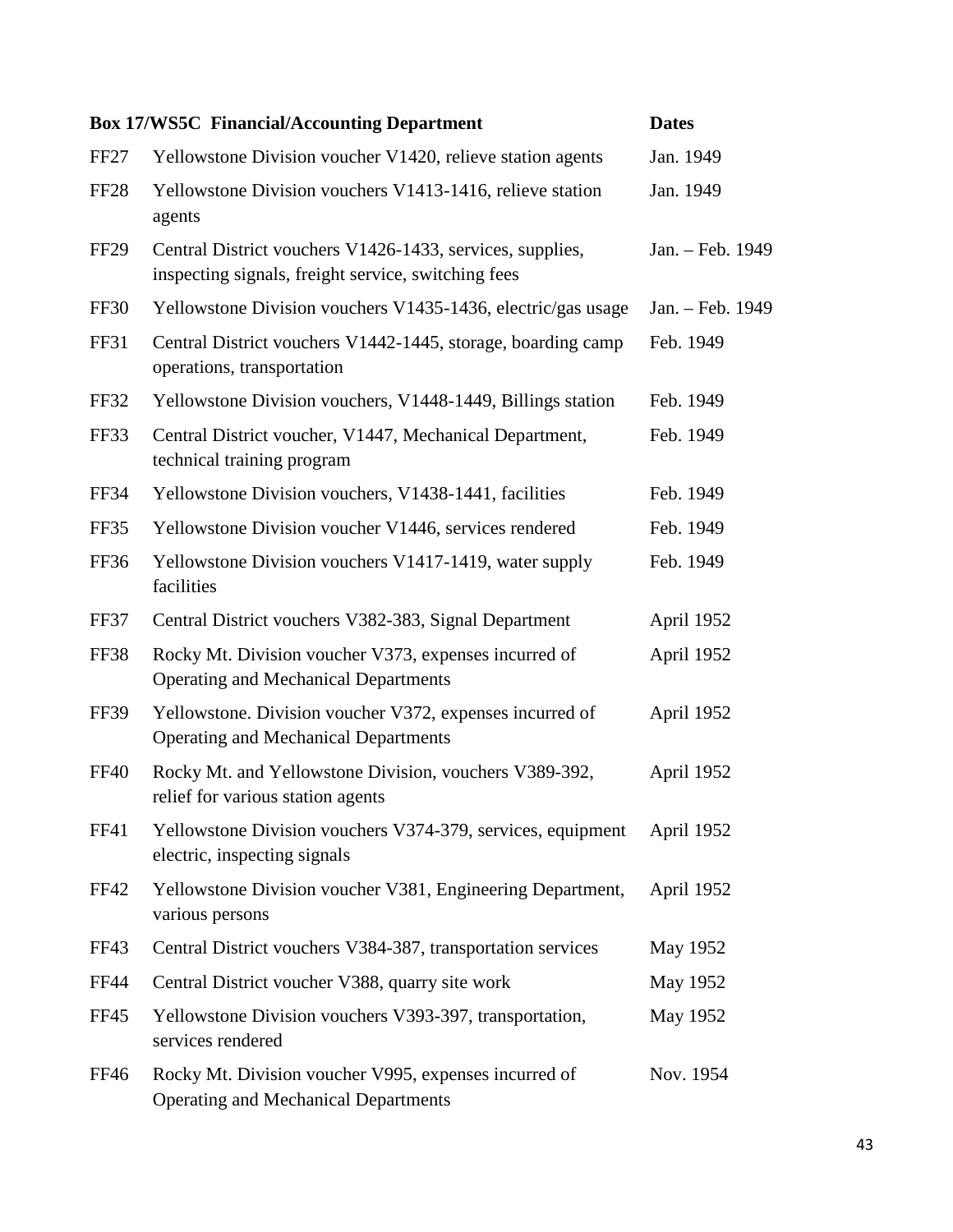| Box 17/WS5C Financial/Accounting Department | | Dates |
|---|---|---|
| FF27 | Yellowstone Division voucher V1420, relieve station agents | Jan. 1949 |
| FF28 | Yellowstone Division vouchers V1413-1416, relieve station agents | Jan. 1949 |
| FF29 | Central District vouchers V1426-1433, services, supplies, inspecting signals, freight service, switching fees | Jan. – Feb. 1949 |
| FF30 | Yellowstone Division vouchers V1435-1436, electric/gas usage | Jan. – Feb. 1949 |
| FF31 | Central District vouchers V1442-1445, storage, boarding camp operations, transportation | Feb. 1949 |
| FF32 | Yellowstone Division vouchers, V1448-1449, Billings station | Feb. 1949 |
| FF33 | Central District voucher, V1447, Mechanical Department, technical training program | Feb. 1949 |
| FF34 | Yellowstone Division vouchers, V1438-1441, facilities | Feb. 1949 |
| FF35 | Yellowstone Division voucher V1446, services rendered | Feb. 1949 |
| FF36 | Yellowstone Division vouchers V1417-1419, water supply facilities | Feb. 1949 |
| FF37 | Central District vouchers V382-383, Signal Department | April 1952 |
| FF38 | Rocky Mt. Division voucher V373, expenses incurred of Operating and Mechanical Departments | April 1952 |
| FF39 | Yellowstone. Division voucher V372, expenses incurred of Operating and Mechanical Departments | April 1952 |
| FF40 | Rocky Mt. and Yellowstone Division, vouchers V389-392, relief for various station agents | April 1952 |
| FF41 | Yellowstone Division vouchers V374-379, services, equipment electric, inspecting signals | April 1952 |
| FF42 | Yellowstone Division voucher V381, Engineering Department, various persons | April 1952 |
| FF43 | Central District vouchers V384-387, transportation services | May 1952 |
| FF44 | Central District voucher V388, quarry site work | May 1952 |
| FF45 | Yellowstone Division vouchers V393-397, transportation, services rendered | May 1952 |
| FF46 | Rocky Mt. Division voucher V995, expenses incurred of Operating and Mechanical Departments | Nov. 1954 |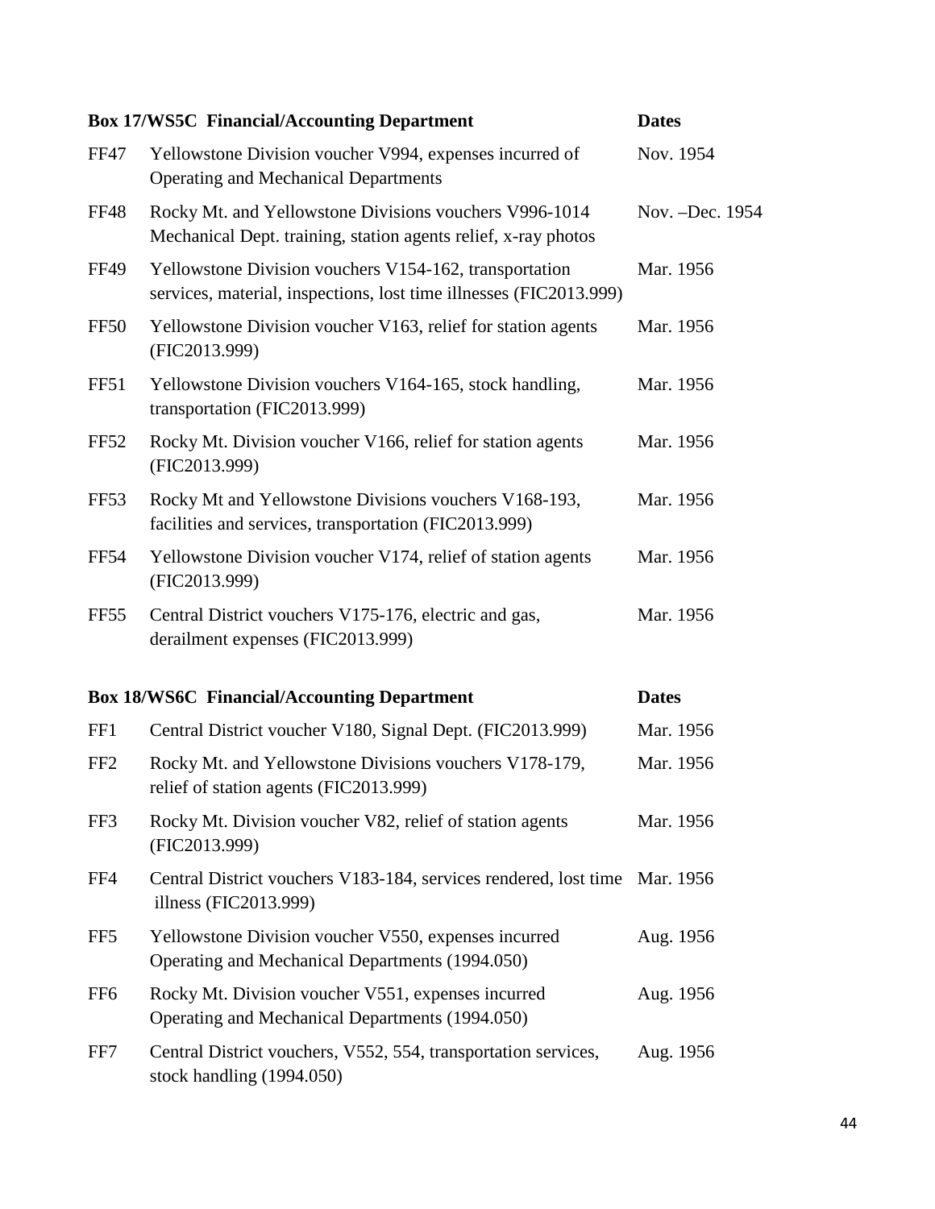| Box 17/WS5C Financial/Accounting Department | | Dates |
|---|---|---|
| FF47 | Yellowstone Division voucher V994, expenses incurred of Operating and Mechanical Departments | Nov. 1954 |
| FF48 | Rocky Mt. and Yellowstone Divisions vouchers V996-1014 Mechanical Dept. training, station agents relief, x-ray photos | Nov. –Dec. 1954 |
| FF49 | Yellowstone Division vouchers V154-162, transportation services, material, inspections, lost time illnesses (FIC2013.999) | Mar. 1956 |
| FF50 | Yellowstone Division voucher V163, relief for station agents (FIC2013.999) | Mar. 1956 |
| FF51 | Yellowstone Division vouchers V164-165, stock handling, transportation (FIC2013.999) | Mar. 1956 |
| FF52 | Rocky Mt. Division voucher V166, relief for station agents (FIC2013.999) | Mar. 1956 |
| FF53 | Rocky Mt and Yellowstone Divisions vouchers V168-193, facilities and services, transportation (FIC2013.999) | Mar. 1956 |
| FF54 | Yellowstone Division voucher V174, relief of station agents (FIC2013.999) | Mar. 1956 |
| FF55 | Central District vouchers V175-176, electric and gas, derailment expenses (FIC2013.999) | Mar. 1956 |

| Box 18/WS6C Financial/Accounting Department | | Dates |
|---|---|---|
| FF1 | Central District voucher V180, Signal Dept. (FIC2013.999) | Mar. 1956 |
| FF2 | Rocky Mt. and Yellowstone Divisions vouchers V178-179, relief of station agents (FIC2013.999) | Mar. 1956 |
| FF3 | Rocky Mt. Division voucher V82, relief of station agents (FIC2013.999) | Mar. 1956 |
| FF4 | Central District vouchers V183-184, services rendered, lost time illness (FIC2013.999) | Mar. 1956 |
| FF5 | Yellowstone Division voucher V550, expenses incurred Operating and Mechanical Departments (1994.050) | Aug. 1956 |
| FF6 | Rocky Mt. Division voucher V551, expenses incurred Operating and Mechanical Departments (1994.050) | Aug. 1956 |
| FF7 | Central District vouchers, V552, 554, transportation services, stock handling (1994.050) | Aug. 1956 |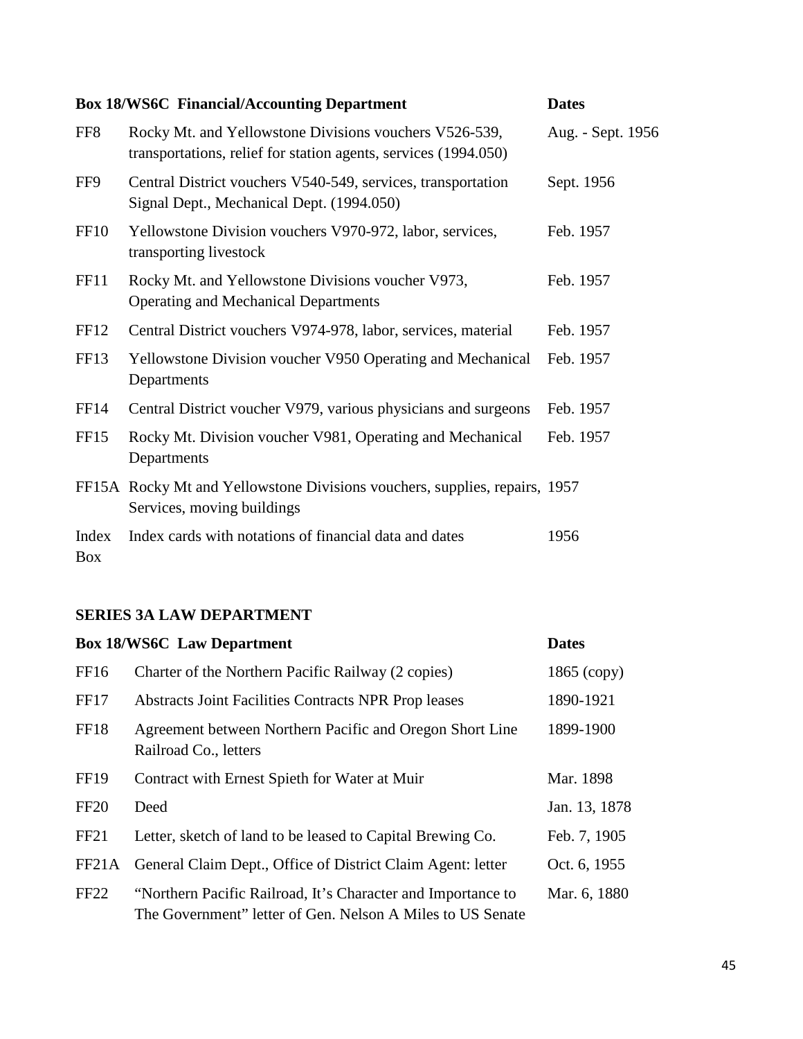| Box 18/WS6C Financial/Accounting Department | | Dates |
|---|---|---|
| FF8 | Rocky Mt. and Yellowstone Divisions vouchers V526-539, transportations, relief for station agents, services (1994.050) | Aug. - Sept. 1956 |
| FF9 | Central District vouchers V540-549, services, transportation Signal Dept., Mechanical Dept. (1994.050) | Sept. 1956 |
| FF10 | Yellowstone Division vouchers V970-972, labor, services, transporting livestock | Feb. 1957 |
| FF11 | Rocky Mt. and Yellowstone Divisions voucher V973, Operating and Mechanical Departments | Feb. 1957 |
| FF12 | Central District vouchers V974-978, labor, services, material | Feb. 1957 |
| FF13 | Yellowstone Division voucher V950 Operating and Mechanical Departments | Feb. 1957 |
| FF14 | Central District voucher V979, various physicians and surgeons | Feb. 1957 |
| FF15 | Rocky Mt. Division voucher V981, Operating and Mechanical Departments | Feb. 1957 |
| FF15A | Rocky Mt and Yellowstone Divisions vouchers, supplies, repairs, Services, moving buildings | 1957 |
| Index Box | Index cards with notations of financial data and dates | 1956 |

## SERIES 3A LAW DEPARTMENT

| Box 18/WS6C Law Department | | Dates |
|---|---|---|
| FF16 | Charter of the Northern Pacific Railway (2 copies) | 1865 (copy) |
| FF17 | Abstracts Joint Facilities Contracts NPR Prop leases | 1890-1921 |
| FF18 | Agreement between Northern Pacific and Oregon Short Line Railroad Co., letters | 1899-1900 |
| FF19 | Contract with Ernest Spieth for Water at Muir | Mar. 1898 |
| FF20 | Deed | Jan. 13, 1878 |
| FF21 | Letter, sketch of land to be leased to Capital Brewing Co. | Feb. 7, 1905 |
| FF21A | General Claim Dept., Office of District Claim Agent: letter | Oct. 6, 1955 |
| FF22 | "Northern Pacific Railroad, It's Character and Importance to The Government" letter of Gen. Nelson A Miles to US Senate | Mar. 6, 1880 |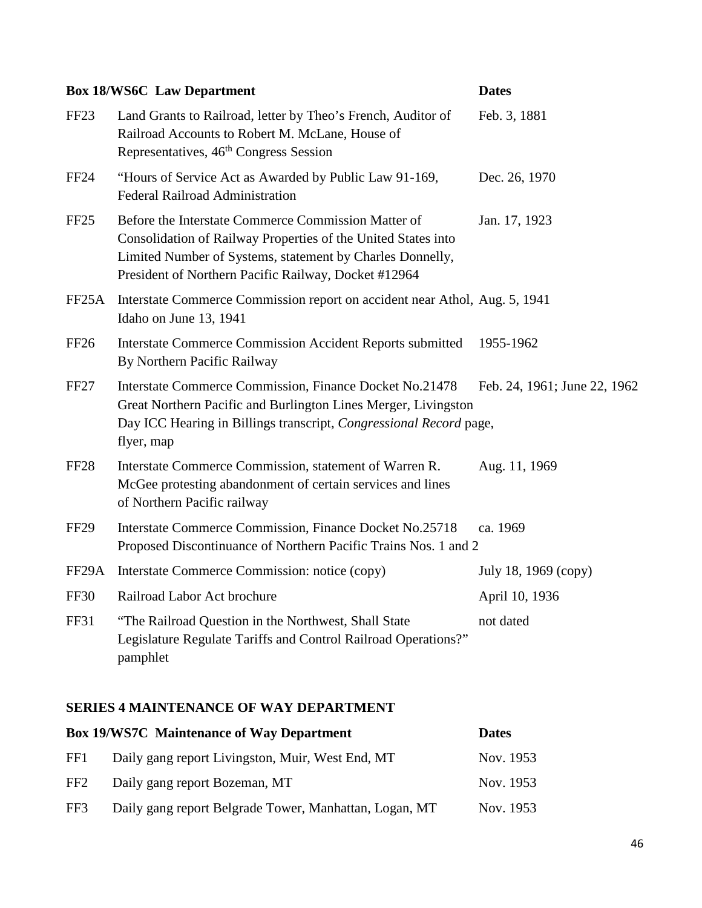| Box 18/WS6C Law Department | | Dates |
|---|---|---|
| FF23 | Land Grants to Railroad, letter by Theo's French, Auditor of Railroad Accounts to Robert M. McLane, House of Representatives, 46th Congress Session | Feb. 3, 1881 |
| FF24 | "Hours of Service Act as Awarded by Public Law 91-169, Federal Railroad Administration | Dec. 26, 1970 |
| FF25 | Before the Interstate Commerce Commission Matter of Consolidation of Railway Properties of the United States into Limited Number of Systems, statement by Charles Donnelly, President of Northern Pacific Railway, Docket #12964 | Jan. 17, 1923 |
| FF25A | Interstate Commerce Commission report on accident near Athol, Idaho on June 13, 1941 | Aug. 5, 1941 |
| FF26 | Interstate Commerce Commission Accident Reports submitted By Northern Pacific Railway | 1955-1962 |
| FF27 | Interstate Commerce Commission, Finance Docket No.21478 Great Northern Pacific and Burlington Lines Merger, Livingston Day ICC Hearing in Billings transcript, *Congressional Record* page, flyer, map | Feb. 24, 1961; June 22, 1962 |
| FF28 | Interstate Commerce Commission, statement of Warren R. McGee protesting abandonment of certain services and lines of Northern Pacific railway | Aug. 11, 1969 |
| FF29 | Interstate Commerce Commission, Finance Docket No.25718 Proposed Discontinuance of Northern Pacific Trains Nos. 1 and 2 | ca. 1969 |
| FF29A | Interstate Commerce Commission: notice (copy) | July 18, 1969 (copy) |
| FF30 | Railroad Labor Act brochure | April 10, 1936 |
| FF31 | "The Railroad Question in the Northwest, Shall State Legislature Regulate Tariffs and Control Railroad Operations?" pamphlet | not dated |

## SERIES 4 MAINTENANCE OF WAY DEPARTMENT

| Box 19/WS7C Maintenance of Way Department | | Dates |
|---|---|---|
| FF1 | Daily gang report Livingston, Muir, West End, MT | Nov. 1953 |
| FF2 | Daily gang report Bozeman, MT | Nov. 1953 |
| FF3 | Daily gang report Belgrade Tower, Manhattan, Logan, MT | Nov. 1953 |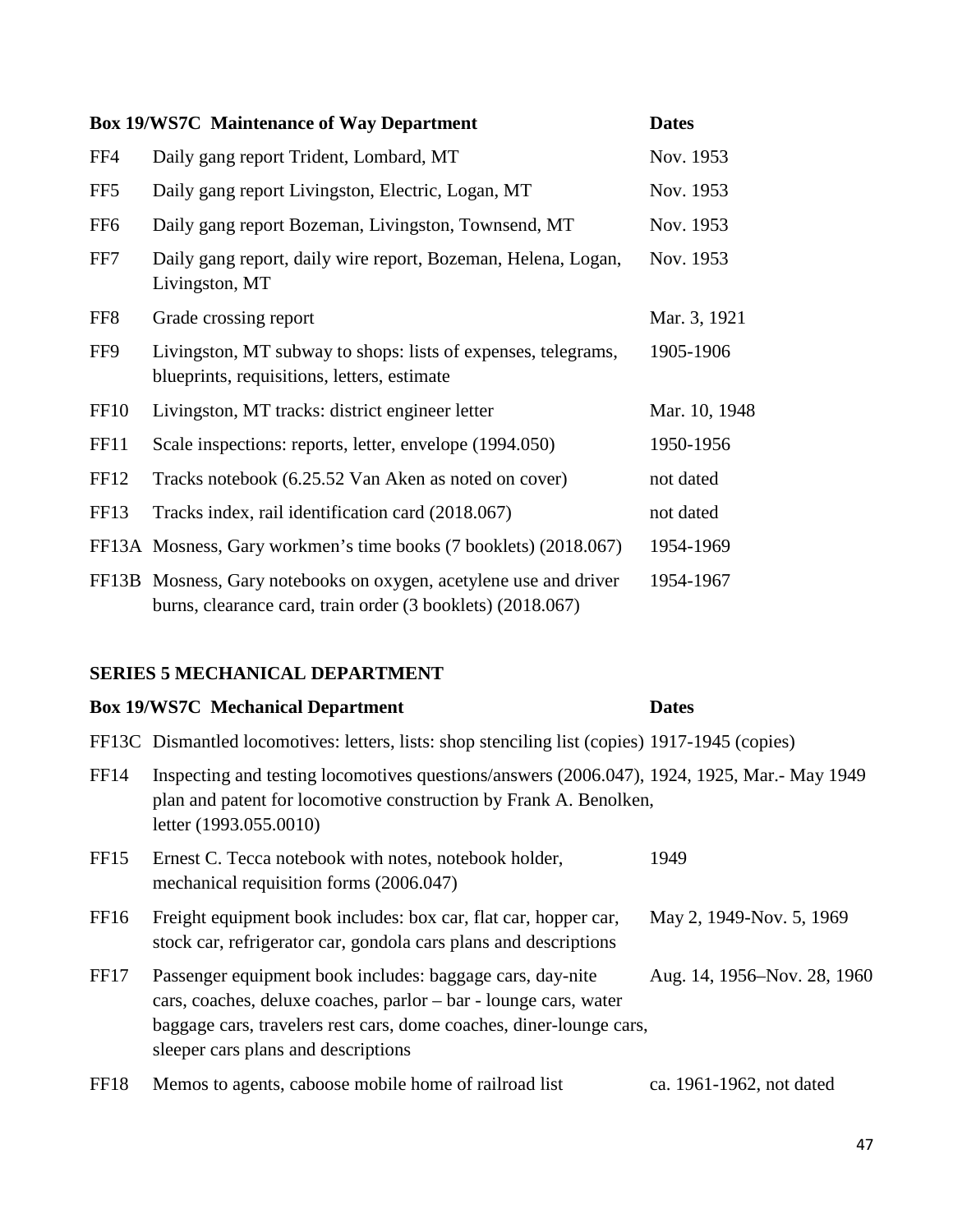| Box 19/WS7C Maintenance of Way Department | | Dates |
|---|---|---|
| FF4 | Daily gang report Trident, Lombard, MT | Nov. 1953 |
| FF5 | Daily gang report Livingston, Electric, Logan, MT | Nov. 1953 |
| FF6 | Daily gang report Bozeman, Livingston, Townsend, MT | Nov. 1953 |
| FF7 | Daily gang report, daily wire report, Bozeman, Helena, Logan, Livingston, MT | Nov. 1953 |
| FF8 | Grade crossing report | Mar. 3, 1921 |
| FF9 | Livingston, MT subway to shops: lists of expenses, telegrams, blueprints, requisitions, letters, estimate | 1905-1906 |
| FF10 | Livingston, MT tracks: district engineer letter | Mar. 10, 1948 |
| FF11 | Scale inspections: reports, letter, envelope (1994.050) | 1950-1956 |
| FF12 | Tracks notebook (6.25.52 Van Aken as noted on cover) | not dated |
| FF13 | Tracks index, rail identification card (2018.067) | not dated |
| FF13A | Mosness, Gary workmen's time books (7 booklets) (2018.067) | 1954-1969 |
| FF13B | Mosness, Gary notebooks on oxygen, acetylene use and driver burns, clearance card, train order (3 booklets) (2018.067) | 1954-1967 |

## SERIES 5 MECHANICAL DEPARTMENT

| Box 19/WS7C Mechanical Department | | Dates |
|---|---|---|
| FF13C | Dismantled locomotives: letters, lists: shop stenciling list (copies) | 1917-1945 (copies) |
| FF14 | Inspecting and testing locomotives questions/answers (2006.047), plan and patent for locomotive construction by Frank A. Benolken, letter (1993.055.0010) | 1924, 1925, Mar.- May 1949 |
| FF15 | Ernest C. Tecca notebook with notes, notebook holder, mechanical requisition forms (2006.047) | 1949 |
| FF16 | Freight equipment book includes: box car, flat car, hopper car, stock car, refrigerator car, gondola cars plans and descriptions | May 2, 1949-Nov. 5, 1969 |
| FF17 | Passenger equipment book includes: baggage cars, day-nite cars, coaches, deluxe coaches, parlor – bar - lounge cars, water baggage cars, travelers rest cars, dome coaches, diner-lounge cars, sleeper cars plans and descriptions | Aug. 14, 1956–Nov. 28, 1960 |
| FF18 | Memos to agents, caboose mobile home of railroad list | ca. 1961-1962, not dated |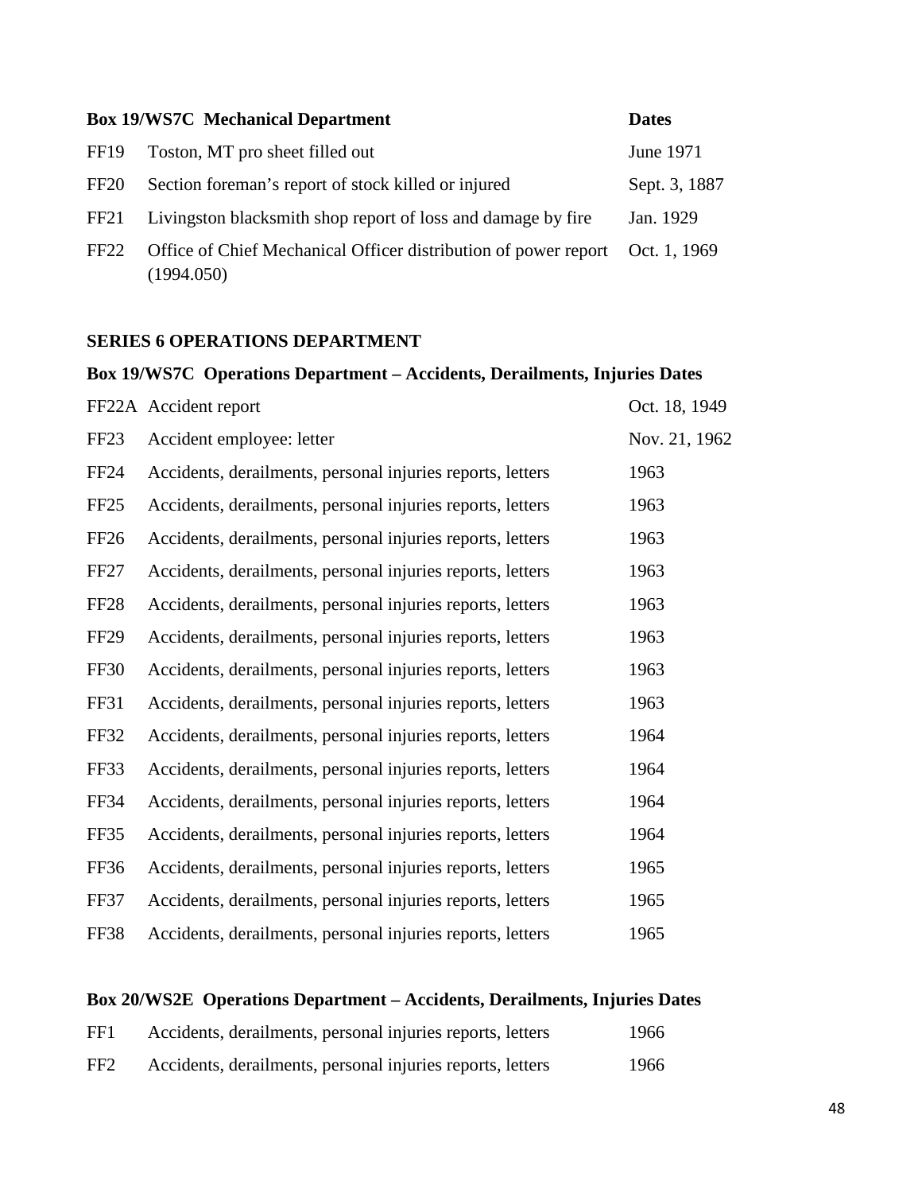| Box 19/WS7C Mechanical Department | | Dates |
|---|---|---|
| FF19 | Toston, MT pro sheet filled out | June 1971 |
| FF20 | Section foreman's report of stock killed or injured | Sept. 3, 1887 |
| FF21 | Livingston blacksmith shop report of loss and damage by fire | Jan. 1929 |
| FF22 | Office of Chief Mechanical Officer distribution of power report (1994.050) | Oct. 1, 1969 |

## SERIES 6 OPERATIONS DEPARTMENT

| Box 19/WS7C Operations Department – Accidents, Derailments, Injuries | | Dates |
|---|---|---|
| FF22A | Accident report | Oct. 18, 1949 |
| FF23 | Accident employee: letter | Nov. 21, 1962 |
| FF24 | Accidents, derailments, personal injuries reports, letters | 1963 |
| FF25 | Accidents, derailments, personal injuries reports, letters | 1963 |
| FF26 | Accidents, derailments, personal injuries reports, letters | 1963 |
| FF27 | Accidents, derailments, personal injuries reports, letters | 1963 |
| FF28 | Accidents, derailments, personal injuries reports, letters | 1963 |
| FF29 | Accidents, derailments, personal injuries reports, letters | 1963 |
| FF30 | Accidents, derailments, personal injuries reports, letters | 1963 |
| FF31 | Accidents, derailments, personal injuries reports, letters | 1963 |
| FF32 | Accidents, derailments, personal injuries reports, letters | 1964 |
| FF33 | Accidents, derailments, personal injuries reports, letters | 1964 |
| FF34 | Accidents, derailments, personal injuries reports, letters | 1964 |
| FF35 | Accidents, derailments, personal injuries reports, letters | 1964 |
| FF36 | Accidents, derailments, personal injuries reports, letters | 1965 |
| FF37 | Accidents, derailments, personal injuries reports, letters | 1965 |
| FF38 | Accidents, derailments, personal injuries reports, letters | 1965 |

| Box 20/WS2E Operations Department – Accidents, Derailments, Injuries | | Dates |
|---|---|---|
| FF1 | Accidents, derailments, personal injuries reports, letters | 1966 |
| FF2 | Accidents, derailments, personal injuries reports, letters | 1966 |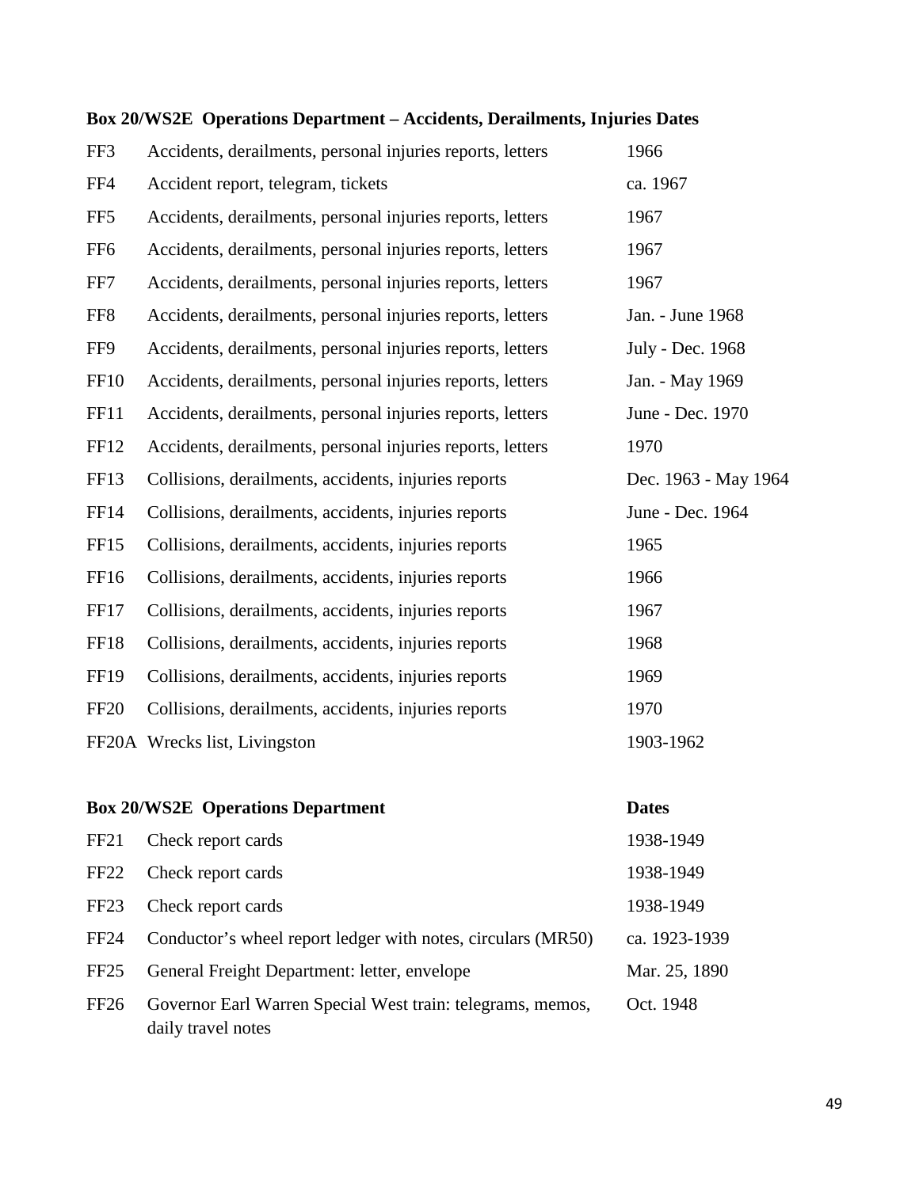| Box 20/WS2E Operations Department – Accidents, Derailments, Injuries | | Dates |
|---|---|---|
| FF3 | Accidents, derailments, personal injuries reports, letters | 1966 |
| FF4 | Accident report, telegram, tickets | ca. 1967 |
| FF5 | Accidents, derailments, personal injuries reports, letters | 1967 |
| FF6 | Accidents, derailments, personal injuries reports, letters | 1967 |
| FF7 | Accidents, derailments, personal injuries reports, letters | 1967 |
| FF8 | Accidents, derailments, personal injuries reports, letters | Jan. - June 1968 |
| FF9 | Accidents, derailments, personal injuries reports, letters | July - Dec. 1968 |
| FF10 | Accidents, derailments, personal injuries reports, letters | Jan. - May 1969 |
| FF11 | Accidents, derailments, personal injuries reports, letters | June - Dec. 1970 |
| FF12 | Accidents, derailments, personal injuries reports, letters | 1970 |
| FF13 | Collisions, derailments, accidents, injuries reports | Dec. 1963 - May 1964 |
| FF14 | Collisions, derailments, accidents, injuries reports | June - Dec. 1964 |
| FF15 | Collisions, derailments, accidents, injuries reports | 1965 |
| FF16 | Collisions, derailments, accidents, injuries reports | 1966 |
| FF17 | Collisions, derailments, accidents, injuries reports | 1967 |
| FF18 | Collisions, derailments, accidents, injuries reports | 1968 |
| FF19 | Collisions, derailments, accidents, injuries reports | 1969 |
| FF20 | Collisions, derailments, accidents, injuries reports | 1970 |
| FF20A | Wrecks list, Livingston | 1903-1962 |

| Box 20/WS2E Operations Department | | Dates |
|---|---|---|
| FF21 | Check report cards | 1938-1949 |
| FF22 | Check report cards | 1938-1949 |
| FF23 | Check report cards | 1938-1949 |
| FF24 | Conductor's wheel report ledger with notes, circulars (MR50) | ca. 1923-1939 |
| FF25 | General Freight Department: letter, envelope | Mar. 25, 1890 |
| FF26 | Governor Earl Warren Special West train: telegrams, memos, daily travel notes | Oct. 1948 |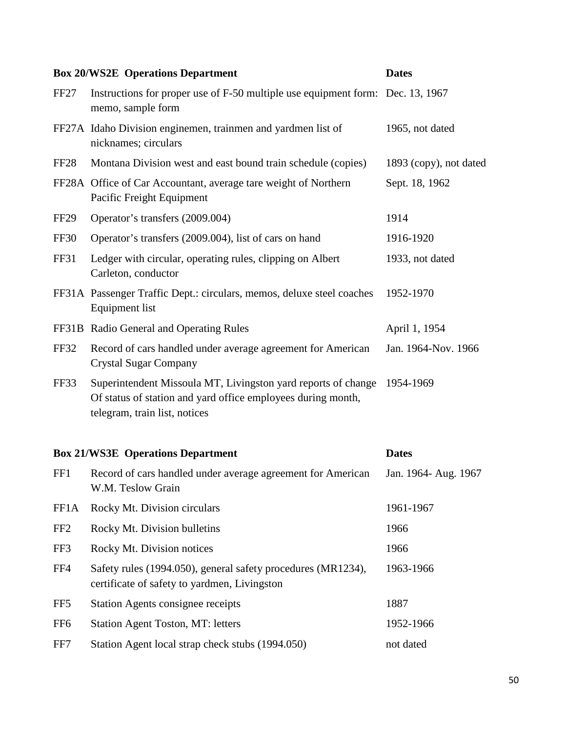| Box 20/WS2E Operations Department | | Dates |
|---|---|---|
| FF27 | Instructions for proper use of F-50 multiple use equipment form: memo, sample form | Dec. 13, 1967 |
| FF27A | Idaho Division enginemen, trainmen and yardmen list of nicknames; circulars | 1965, not dated |
| FF28 | Montana Division west and east bound train schedule (copies) | 1893 (copy), not dated |
| FF28A | Office of Car Accountant, average tare weight of Northern Pacific Freight Equipment | Sept. 18, 1962 |
| FF29 | Operator's transfers (2009.004) | 1914 |
| FF30 | Operator's transfers (2009.004), list of cars on hand | 1916-1920 |
| FF31 | Ledger with circular, operating rules, clipping on Albert Carleton, conductor | 1933, not dated |
| FF31A | Passenger Traffic Dept.: circulars, memos, deluxe steel coaches Equipment list | 1952-1970 |
| FF31B | Radio General and Operating Rules | April 1, 1954 |
| FF32 | Record of cars handled under average agreement for American Crystal Sugar Company | Jan. 1964-Nov. 1966 |
| FF33 | Superintendent Missoula MT, Livingston yard reports of change Of status of station and yard office employees during month, telegram, train list, notices | 1954-1969 |

| Box 21/WS3E Operations Department | | Dates |
|---|---|---|
| FF1 | Record of cars handled under average agreement for American W.M. Teslow Grain | Jan. 1964- Aug. 1967 |
| FF1A | Rocky Mt. Division circulars | 1961-1967 |
| FF2 | Rocky Mt. Division bulletins | 1966 |
| FF3 | Rocky Mt. Division notices | 1966 |
| FF4 | Safety rules (1994.050), general safety procedures (MR1234), certificate of safety to yardmen, Livingston | 1963-1966 |
| FF5 | Station Agents consignee receipts | 1887 |
| FF6 | Station Agent Toston, MT: letters | 1952-1966 |
| FF7 | Station Agent local strap check stubs (1994.050) | not dated |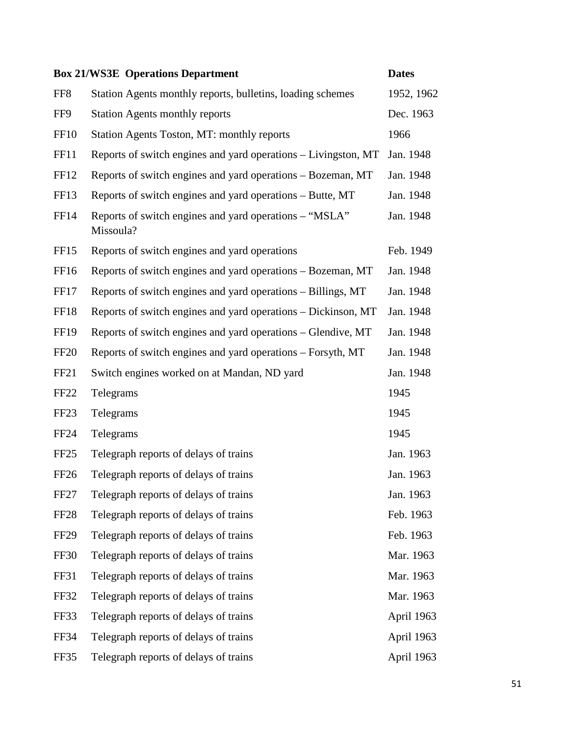| Box 21/WS3E Operations Department | | Dates |
|---|---|---|
| FF8 | Station Agents monthly reports, bulletins, loading schemes | 1952, 1962 |
| FF9 | Station Agents monthly reports | Dec. 1963 |
| FF10 | Station Agents Toston, MT: monthly reports | 1966 |
| FF11 | Reports of switch engines and yard operations – Livingston, MT | Jan. 1948 |
| FF12 | Reports of switch engines and yard operations – Bozeman, MT | Jan. 1948 |
| FF13 | Reports of switch engines and yard operations – Butte, MT | Jan. 1948 |
| FF14 | Reports of switch engines and yard operations – "MSLA" Missoula? | Jan. 1948 |
| FF15 | Reports of switch engines and yard operations | Feb. 1949 |
| FF16 | Reports of switch engines and yard operations – Bozeman, MT | Jan. 1948 |
| FF17 | Reports of switch engines and yard operations – Billings, MT | Jan. 1948 |
| FF18 | Reports of switch engines and yard operations – Dickinson, MT | Jan. 1948 |
| FF19 | Reports of switch engines and yard operations – Glendive, MT | Jan. 1948 |
| FF20 | Reports of switch engines and yard operations – Forsyth, MT | Jan. 1948 |
| FF21 | Switch engines worked on at Mandan, ND yard | Jan. 1948 |
| FF22 | Telegrams | 1945 |
| FF23 | Telegrams | 1945 |
| FF24 | Telegrams | 1945 |
| FF25 | Telegraph reports of delays of trains | Jan. 1963 |
| FF26 | Telegraph reports of delays of trains | Jan. 1963 |
| FF27 | Telegraph reports of delays of trains | Jan. 1963 |
| FF28 | Telegraph reports of delays of trains | Feb. 1963 |
| FF29 | Telegraph reports of delays of trains | Feb. 1963 |
| FF30 | Telegraph reports of delays of trains | Mar. 1963 |
| FF31 | Telegraph reports of delays of trains | Mar. 1963 |
| FF32 | Telegraph reports of delays of trains | Mar. 1963 |
| FF33 | Telegraph reports of delays of trains | April 1963 |
| FF34 | Telegraph reports of delays of trains | April 1963 |
| FF35 | Telegraph reports of delays of trains | April 1963 |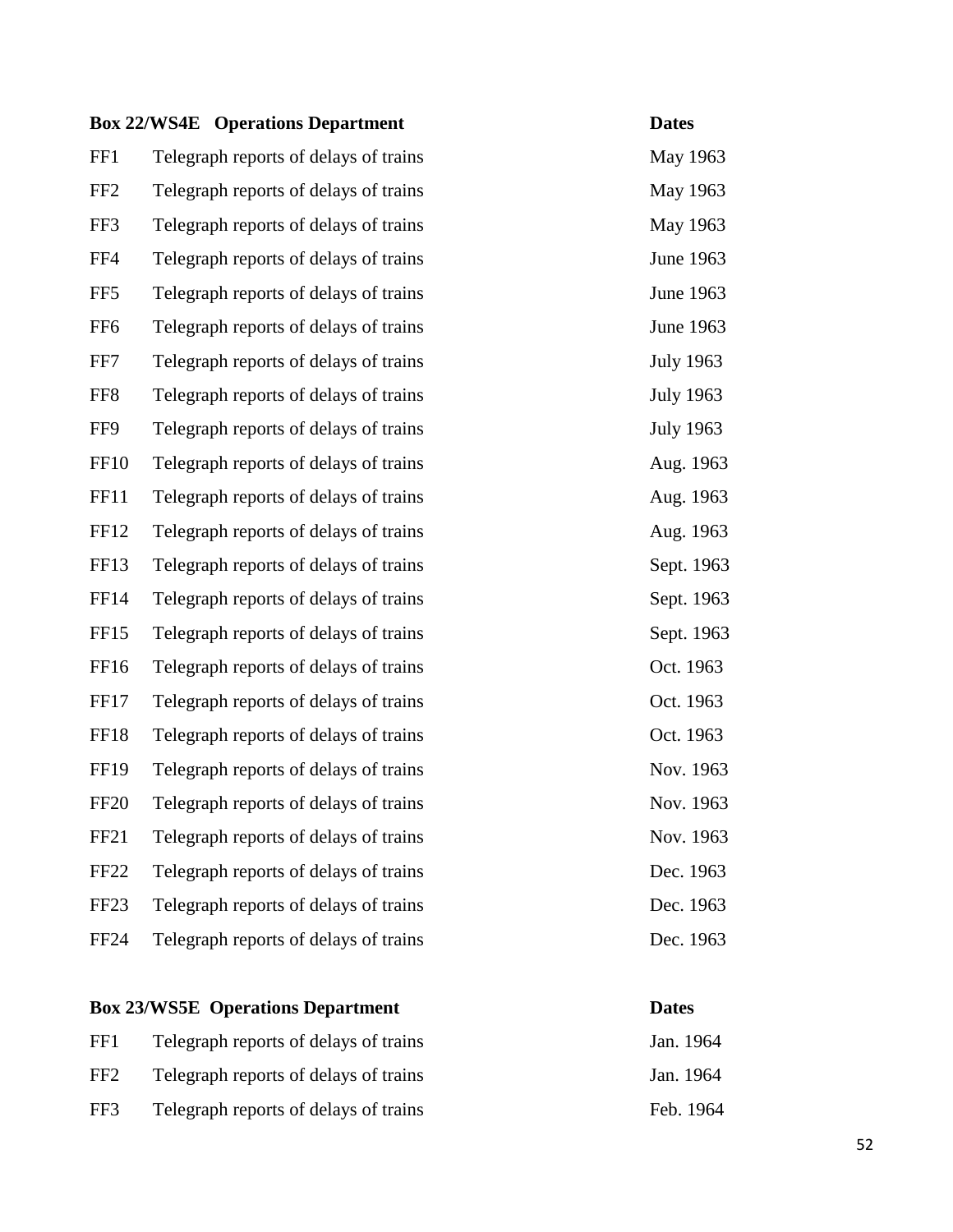| Box 22/WS4E Operations Department | | Dates |
|---|---|---|
| FF1 | Telegraph reports of delays of trains | May 1963 |
| FF2 | Telegraph reports of delays of trains | May 1963 |
| FF3 | Telegraph reports of delays of trains | May 1963 |
| FF4 | Telegraph reports of delays of trains | June 1963 |
| FF5 | Telegraph reports of delays of trains | June 1963 |
| FF6 | Telegraph reports of delays of trains | June 1963 |
| FF7 | Telegraph reports of delays of trains | July 1963 |
| FF8 | Telegraph reports of delays of trains | July 1963 |
| FF9 | Telegraph reports of delays of trains | July 1963 |
| FF10 | Telegraph reports of delays of trains | Aug. 1963 |
| FF11 | Telegraph reports of delays of trains | Aug. 1963 |
| FF12 | Telegraph reports of delays of trains | Aug. 1963 |
| FF13 | Telegraph reports of delays of trains | Sept. 1963 |
| FF14 | Telegraph reports of delays of trains | Sept. 1963 |
| FF15 | Telegraph reports of delays of trains | Sept. 1963 |
| FF16 | Telegraph reports of delays of trains | Oct. 1963 |
| FF17 | Telegraph reports of delays of trains | Oct. 1963 |
| FF18 | Telegraph reports of delays of trains | Oct. 1963 |
| FF19 | Telegraph reports of delays of trains | Nov. 1963 |
| FF20 | Telegraph reports of delays of trains | Nov. 1963 |
| FF21 | Telegraph reports of delays of trains | Nov. 1963 |
| FF22 | Telegraph reports of delays of trains | Dec. 1963 |
| FF23 | Telegraph reports of delays of trains | Dec. 1963 |
| FF24 | Telegraph reports of delays of trains | Dec. 1963 |

| Box 23/WS5E Operations Department | | Dates |
|---|---|---|
| FF1 | Telegraph reports of delays of trains | Jan. 1964 |
| FF2 | Telegraph reports of delays of trains | Jan. 1964 |
| FF3 | Telegraph reports of delays of trains | Feb. 1964 |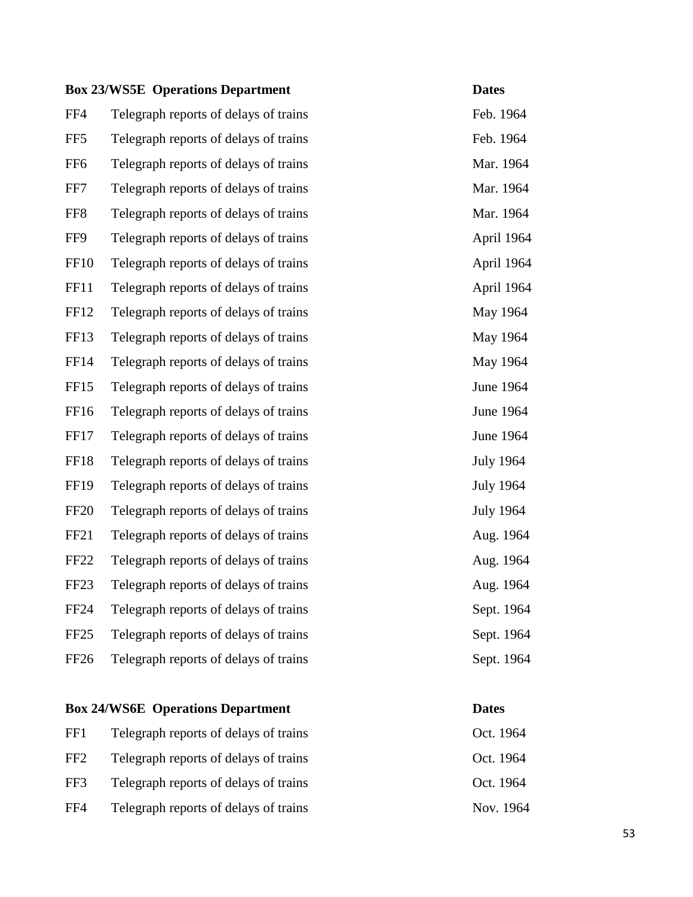| Box 23/WS5E Operations Department | | Dates |
|---|---|---|
| FF4 | Telegraph reports of delays of trains | Feb. 1964 |
| FF5 | Telegraph reports of delays of trains | Feb. 1964 |
| FF6 | Telegraph reports of delays of trains | Mar. 1964 |
| FF7 | Telegraph reports of delays of trains | Mar. 1964 |
| FF8 | Telegraph reports of delays of trains | Mar. 1964 |
| FF9 | Telegraph reports of delays of trains | April 1964 |
| FF10 | Telegraph reports of delays of trains | April 1964 |
| FF11 | Telegraph reports of delays of trains | April 1964 |
| FF12 | Telegraph reports of delays of trains | May 1964 |
| FF13 | Telegraph reports of delays of trains | May 1964 |
| FF14 | Telegraph reports of delays of trains | May 1964 |
| FF15 | Telegraph reports of delays of trains | June 1964 |
| FF16 | Telegraph reports of delays of trains | June 1964 |
| FF17 | Telegraph reports of delays of trains | June 1964 |
| FF18 | Telegraph reports of delays of trains | July 1964 |
| FF19 | Telegraph reports of delays of trains | July 1964 |
| FF20 | Telegraph reports of delays of trains | July 1964 |
| FF21 | Telegraph reports of delays of trains | Aug. 1964 |
| FF22 | Telegraph reports of delays of trains | Aug. 1964 |
| FF23 | Telegraph reports of delays of trains | Aug. 1964 |
| FF24 | Telegraph reports of delays of trains | Sept. 1964 |
| FF25 | Telegraph reports of delays of trains | Sept. 1964 |
| FF26 | Telegraph reports of delays of trains | Sept. 1964 |

| Box 24/WS6E Operations Department | | Dates |
|---|---|---|
| FF1 | Telegraph reports of delays of trains | Oct. 1964 |
| FF2 | Telegraph reports of delays of trains | Oct. 1964 |
| FF3 | Telegraph reports of delays of trains | Oct. 1964 |
| FF4 | Telegraph reports of delays of trains | Nov. 1964 |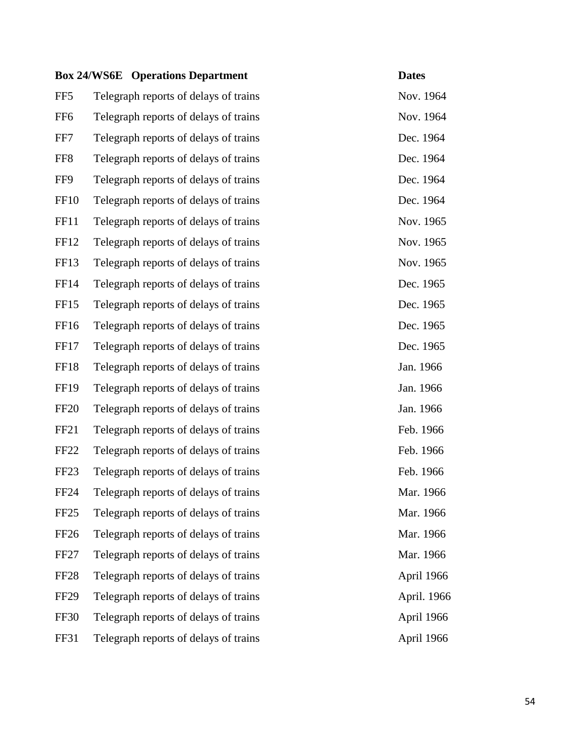| Box 24/WS6E | Operations Department | Dates |
|---|---|---|
| FF5 | Telegraph reports of delays of trains | Nov. 1964 |
| FF6 | Telegraph reports of delays of trains | Nov. 1964 |
| FF7 | Telegraph reports of delays of trains | Dec. 1964 |
| FF8 | Telegraph reports of delays of trains | Dec. 1964 |
| FF9 | Telegraph reports of delays of trains | Dec. 1964 |
| FF10 | Telegraph reports of delays of trains | Dec. 1964 |
| FF11 | Telegraph reports of delays of trains | Nov. 1965 |
| FF12 | Telegraph reports of delays of trains | Nov. 1965 |
| FF13 | Telegraph reports of delays of trains | Nov. 1965 |
| FF14 | Telegraph reports of delays of trains | Dec. 1965 |
| FF15 | Telegraph reports of delays of trains | Dec. 1965 |
| FF16 | Telegraph reports of delays of trains | Dec. 1965 |
| FF17 | Telegraph reports of delays of trains | Dec. 1965 |
| FF18 | Telegraph reports of delays of trains | Jan. 1966 |
| FF19 | Telegraph reports of delays of trains | Jan. 1966 |
| FF20 | Telegraph reports of delays of trains | Jan. 1966 |
| FF21 | Telegraph reports of delays of trains | Feb. 1966 |
| FF22 | Telegraph reports of delays of trains | Feb. 1966 |
| FF23 | Telegraph reports of delays of trains | Feb. 1966 |
| FF24 | Telegraph reports of delays of trains | Mar. 1966 |
| FF25 | Telegraph reports of delays of trains | Mar. 1966 |
| FF26 | Telegraph reports of delays of trains | Mar. 1966 |
| FF27 | Telegraph reports of delays of trains | Mar. 1966 |
| FF28 | Telegraph reports of delays of trains | April 1966 |
| FF29 | Telegraph reports of delays of trains | April. 1966 |
| FF30 | Telegraph reports of delays of trains | April 1966 |
| FF31 | Telegraph reports of delays of trains | April 1966 |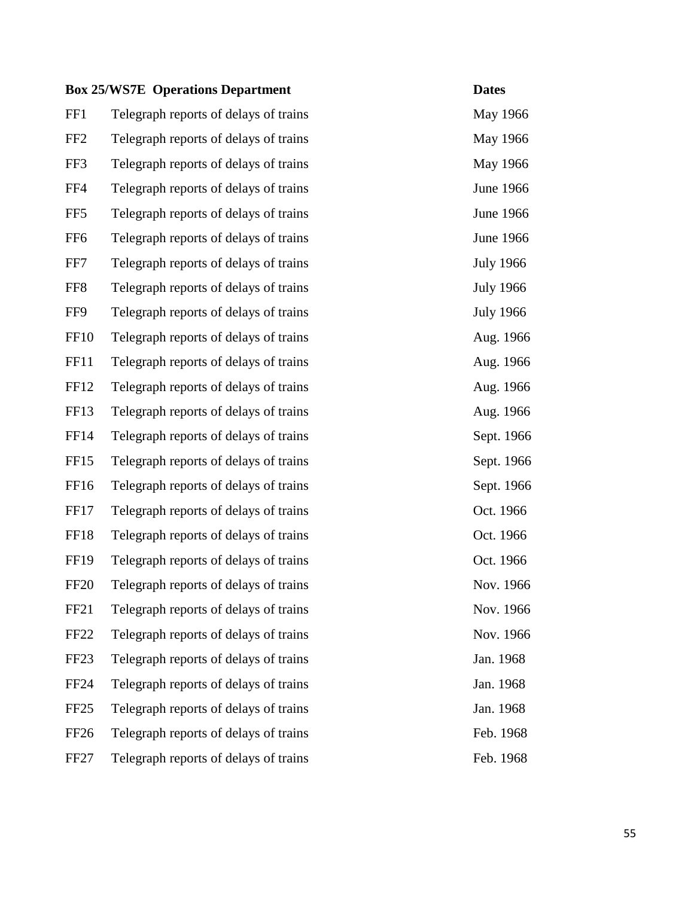| Box 25/WS7E | Operations Department | Dates |
|---|---|---|
| FF1 | Telegraph reports of delays of trains | May 1966 |
| FF2 | Telegraph reports of delays of trains | May 1966 |
| FF3 | Telegraph reports of delays of trains | May 1966 |
| FF4 | Telegraph reports of delays of trains | June 1966 |
| FF5 | Telegraph reports of delays of trains | June 1966 |
| FF6 | Telegraph reports of delays of trains | June 1966 |
| FF7 | Telegraph reports of delays of trains | July 1966 |
| FF8 | Telegraph reports of delays of trains | July 1966 |
| FF9 | Telegraph reports of delays of trains | July 1966 |
| FF10 | Telegraph reports of delays of trains | Aug. 1966 |
| FF11 | Telegraph reports of delays of trains | Aug. 1966 |
| FF12 | Telegraph reports of delays of trains | Aug. 1966 |
| FF13 | Telegraph reports of delays of trains | Aug. 1966 |
| FF14 | Telegraph reports of delays of trains | Sept. 1966 |
| FF15 | Telegraph reports of delays of trains | Sept. 1966 |
| FF16 | Telegraph reports of delays of trains | Sept. 1966 |
| FF17 | Telegraph reports of delays of trains | Oct. 1966 |
| FF18 | Telegraph reports of delays of trains | Oct. 1966 |
| FF19 | Telegraph reports of delays of trains | Oct. 1966 |
| FF20 | Telegraph reports of delays of trains | Nov. 1966 |
| FF21 | Telegraph reports of delays of trains | Nov. 1966 |
| FF22 | Telegraph reports of delays of trains | Nov. 1966 |
| FF23 | Telegraph reports of delays of trains | Jan. 1968 |
| FF24 | Telegraph reports of delays of trains | Jan. 1968 |
| FF25 | Telegraph reports of delays of trains | Jan. 1968 |
| FF26 | Telegraph reports of delays of trains | Feb. 1968 |
| FF27 | Telegraph reports of delays of trains | Feb. 1968 |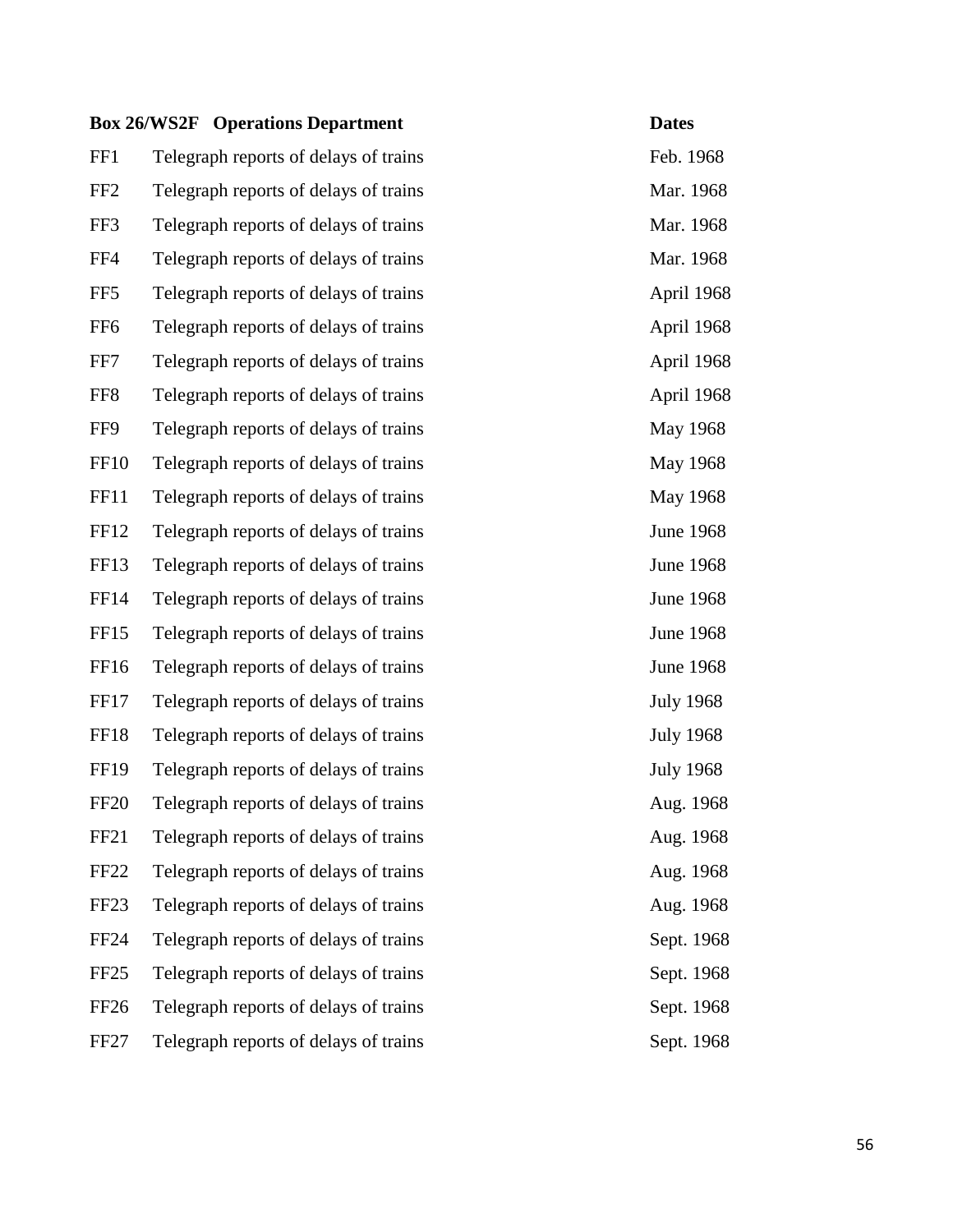| Box 26/WS2F | Operations Department | Dates |
|---|---|---|
| FF1 | Telegraph reports of delays of trains | Feb. 1968 |
| FF2 | Telegraph reports of delays of trains | Mar. 1968 |
| FF3 | Telegraph reports of delays of trains | Mar. 1968 |
| FF4 | Telegraph reports of delays of trains | Mar. 1968 |
| FF5 | Telegraph reports of delays of trains | April 1968 |
| FF6 | Telegraph reports of delays of trains | April 1968 |
| FF7 | Telegraph reports of delays of trains | April 1968 |
| FF8 | Telegraph reports of delays of trains | April 1968 |
| FF9 | Telegraph reports of delays of trains | May 1968 |
| FF10 | Telegraph reports of delays of trains | May 1968 |
| FF11 | Telegraph reports of delays of trains | May 1968 |
| FF12 | Telegraph reports of delays of trains | June 1968 |
| FF13 | Telegraph reports of delays of trains | June 1968 |
| FF14 | Telegraph reports of delays of trains | June 1968 |
| FF15 | Telegraph reports of delays of trains | June 1968 |
| FF16 | Telegraph reports of delays of trains | June 1968 |
| FF17 | Telegraph reports of delays of trains | July 1968 |
| FF18 | Telegraph reports of delays of trains | July 1968 |
| FF19 | Telegraph reports of delays of trains | July 1968 |
| FF20 | Telegraph reports of delays of trains | Aug. 1968 |
| FF21 | Telegraph reports of delays of trains | Aug. 1968 |
| FF22 | Telegraph reports of delays of trains | Aug. 1968 |
| FF23 | Telegraph reports of delays of trains | Aug. 1968 |
| FF24 | Telegraph reports of delays of trains | Sept. 1968 |
| FF25 | Telegraph reports of delays of trains | Sept. 1968 |
| FF26 | Telegraph reports of delays of trains | Sept. 1968 |
| FF27 | Telegraph reports of delays of trains | Sept. 1968 |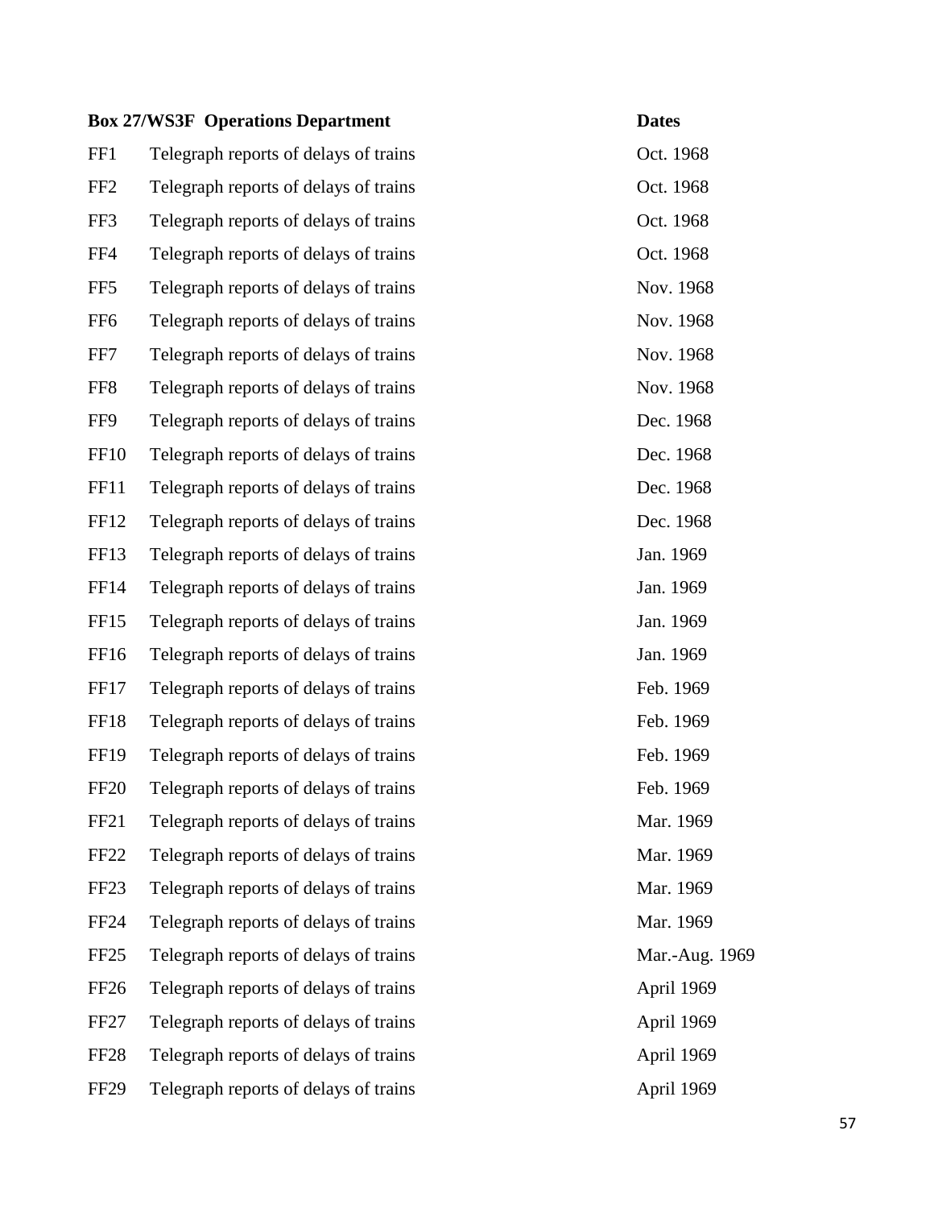| Box 27/WS3F Operations Department | | Dates |
|---|---|---|
| FF1 | Telegraph reports of delays of trains | Oct. 1968 |
| FF2 | Telegraph reports of delays of trains | Oct. 1968 |
| FF3 | Telegraph reports of delays of trains | Oct. 1968 |
| FF4 | Telegraph reports of delays of trains | Oct. 1968 |
| FF5 | Telegraph reports of delays of trains | Nov. 1968 |
| FF6 | Telegraph reports of delays of trains | Nov. 1968 |
| FF7 | Telegraph reports of delays of trains | Nov. 1968 |
| FF8 | Telegraph reports of delays of trains | Nov. 1968 |
| FF9 | Telegraph reports of delays of trains | Dec. 1968 |
| FF10 | Telegraph reports of delays of trains | Dec. 1968 |
| FF11 | Telegraph reports of delays of trains | Dec. 1968 |
| FF12 | Telegraph reports of delays of trains | Dec. 1968 |
| FF13 | Telegraph reports of delays of trains | Jan. 1969 |
| FF14 | Telegraph reports of delays of trains | Jan. 1969 |
| FF15 | Telegraph reports of delays of trains | Jan. 1969 |
| FF16 | Telegraph reports of delays of trains | Jan. 1969 |
| FF17 | Telegraph reports of delays of trains | Feb. 1969 |
| FF18 | Telegraph reports of delays of trains | Feb. 1969 |
| FF19 | Telegraph reports of delays of trains | Feb. 1969 |
| FF20 | Telegraph reports of delays of trains | Feb. 1969 |
| FF21 | Telegraph reports of delays of trains | Mar. 1969 |
| FF22 | Telegraph reports of delays of trains | Mar. 1969 |
| FF23 | Telegraph reports of delays of trains | Mar. 1969 |
| FF24 | Telegraph reports of delays of trains | Mar. 1969 |
| FF25 | Telegraph reports of delays of trains | Mar.-Aug. 1969 |
| FF26 | Telegraph reports of delays of trains | April 1969 |
| FF27 | Telegraph reports of delays of trains | April 1969 |
| FF28 | Telegraph reports of delays of trains | April 1969 |
| FF29 | Telegraph reports of delays of trains | April 1969 |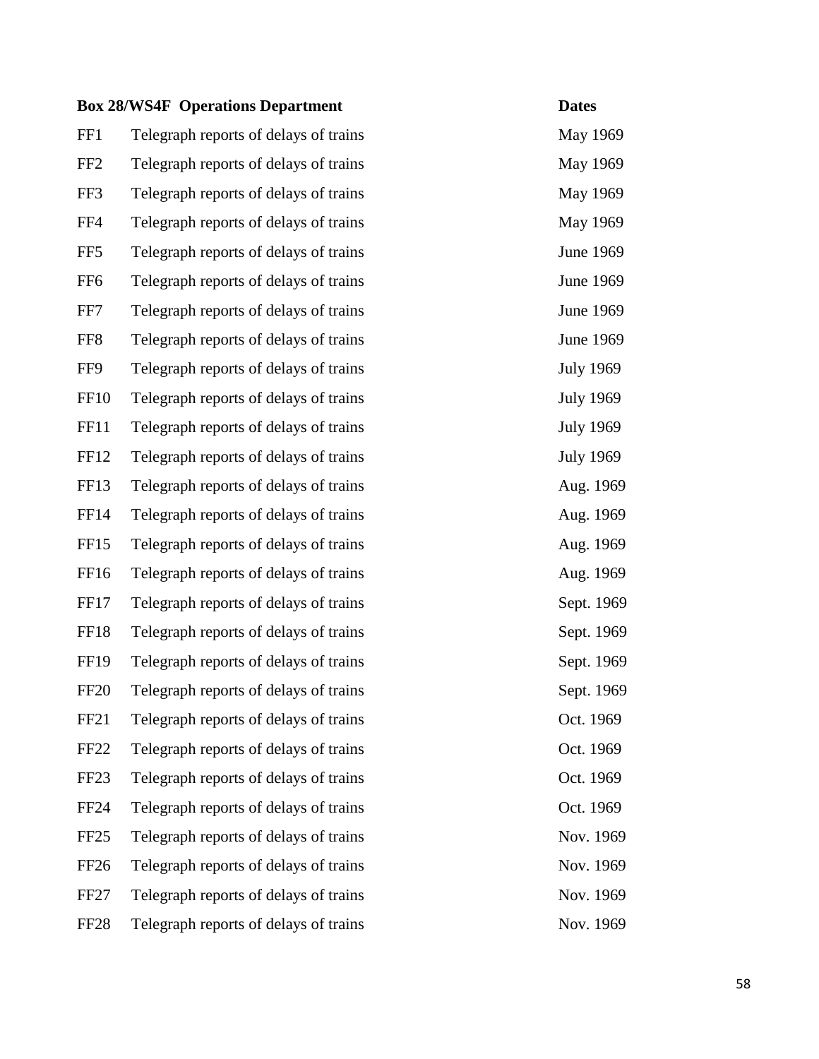| Box 28/WS4F | Operations Department | Dates |
|---|---|---|
| FF1 | Telegraph reports of delays of trains | May 1969 |
| FF2 | Telegraph reports of delays of trains | May 1969 |
| FF3 | Telegraph reports of delays of trains | May 1969 |
| FF4 | Telegraph reports of delays of trains | May 1969 |
| FF5 | Telegraph reports of delays of trains | June 1969 |
| FF6 | Telegraph reports of delays of trains | June 1969 |
| FF7 | Telegraph reports of delays of trains | June 1969 |
| FF8 | Telegraph reports of delays of trains | June 1969 |
| FF9 | Telegraph reports of delays of trains | July 1969 |
| FF10 | Telegraph reports of delays of trains | July 1969 |
| FF11 | Telegraph reports of delays of trains | July 1969 |
| FF12 | Telegraph reports of delays of trains | July 1969 |
| FF13 | Telegraph reports of delays of trains | Aug. 1969 |
| FF14 | Telegraph reports of delays of trains | Aug. 1969 |
| FF15 | Telegraph reports of delays of trains | Aug. 1969 |
| FF16 | Telegraph reports of delays of trains | Aug. 1969 |
| FF17 | Telegraph reports of delays of trains | Sept. 1969 |
| FF18 | Telegraph reports of delays of trains | Sept. 1969 |
| FF19 | Telegraph reports of delays of trains | Sept. 1969 |
| FF20 | Telegraph reports of delays of trains | Sept. 1969 |
| FF21 | Telegraph reports of delays of trains | Oct. 1969 |
| FF22 | Telegraph reports of delays of trains | Oct. 1969 |
| FF23 | Telegraph reports of delays of trains | Oct. 1969 |
| FF24 | Telegraph reports of delays of trains | Oct. 1969 |
| FF25 | Telegraph reports of delays of trains | Nov. 1969 |
| FF26 | Telegraph reports of delays of trains | Nov. 1969 |
| FF27 | Telegraph reports of delays of trains | Nov. 1969 |
| FF28 | Telegraph reports of delays of trains | Nov. 1969 |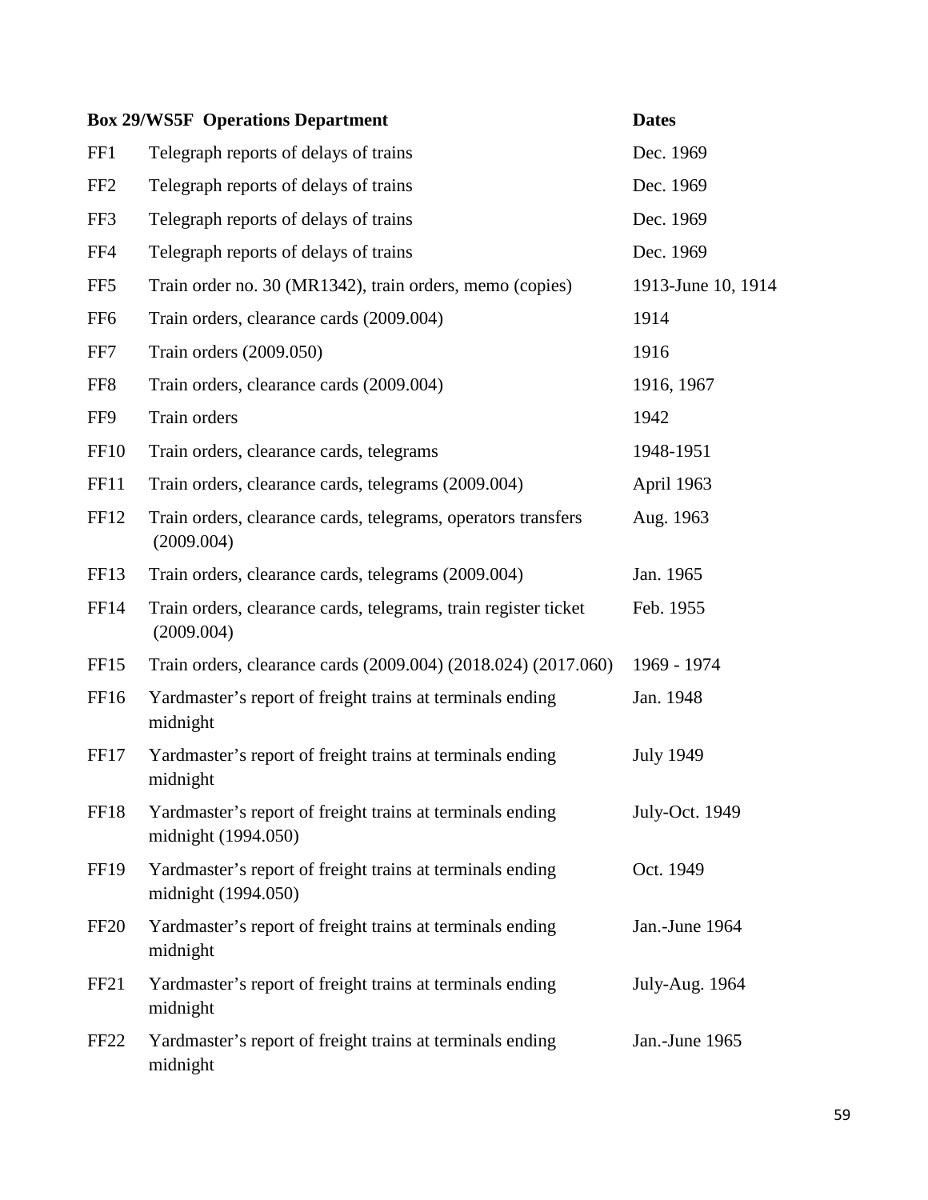| Box 29/WS5F Operations Department | | Dates |
|---|---|---|
| FF1 | Telegraph reports of delays of trains | Dec. 1969 |
| FF2 | Telegraph reports of delays of trains | Dec. 1969 |
| FF3 | Telegraph reports of delays of trains | Dec. 1969 |
| FF4 | Telegraph reports of delays of trains | Dec. 1969 |
| FF5 | Train order no. 30 (MR1342), train orders, memo (copies) | 1913-June 10, 1914 |
| FF6 | Train orders, clearance cards (2009.004) | 1914 |
| FF7 | Train orders (2009.050) | 1916 |
| FF8 | Train orders, clearance cards (2009.004) | 1916, 1967 |
| FF9 | Train orders | 1942 |
| FF10 | Train orders, clearance cards, telegrams | 1948-1951 |
| FF11 | Train orders, clearance cards, telegrams (2009.004) | April 1963 |
| FF12 | Train orders, clearance cards, telegrams, operators transfers (2009.004) | Aug. 1963 |
| FF13 | Train orders, clearance cards, telegrams (2009.004) | Jan. 1965 |
| FF14 | Train orders, clearance cards, telegrams, train register ticket (2009.004) | Feb. 1955 |
| FF15 | Train orders, clearance cards (2009.004) (2018.024) (2017.060) | 1969 - 1974 |
| FF16 | Yardmaster's report of freight trains at terminals ending midnight | Jan. 1948 |
| FF17 | Yardmaster's report of freight trains at terminals ending midnight | July 1949 |
| FF18 | Yardmaster's report of freight trains at terminals ending midnight (1994.050) | July-Oct. 1949 |
| FF19 | Yardmaster's report of freight trains at terminals ending midnight (1994.050) | Oct. 1949 |
| FF20 | Yardmaster's report of freight trains at terminals ending midnight | Jan.-June 1964 |
| FF21 | Yardmaster's report of freight trains at terminals ending midnight | July-Aug. 1964 |
| FF22 | Yardmaster's report of freight trains at terminals ending midnight | Jan.-June 1965 |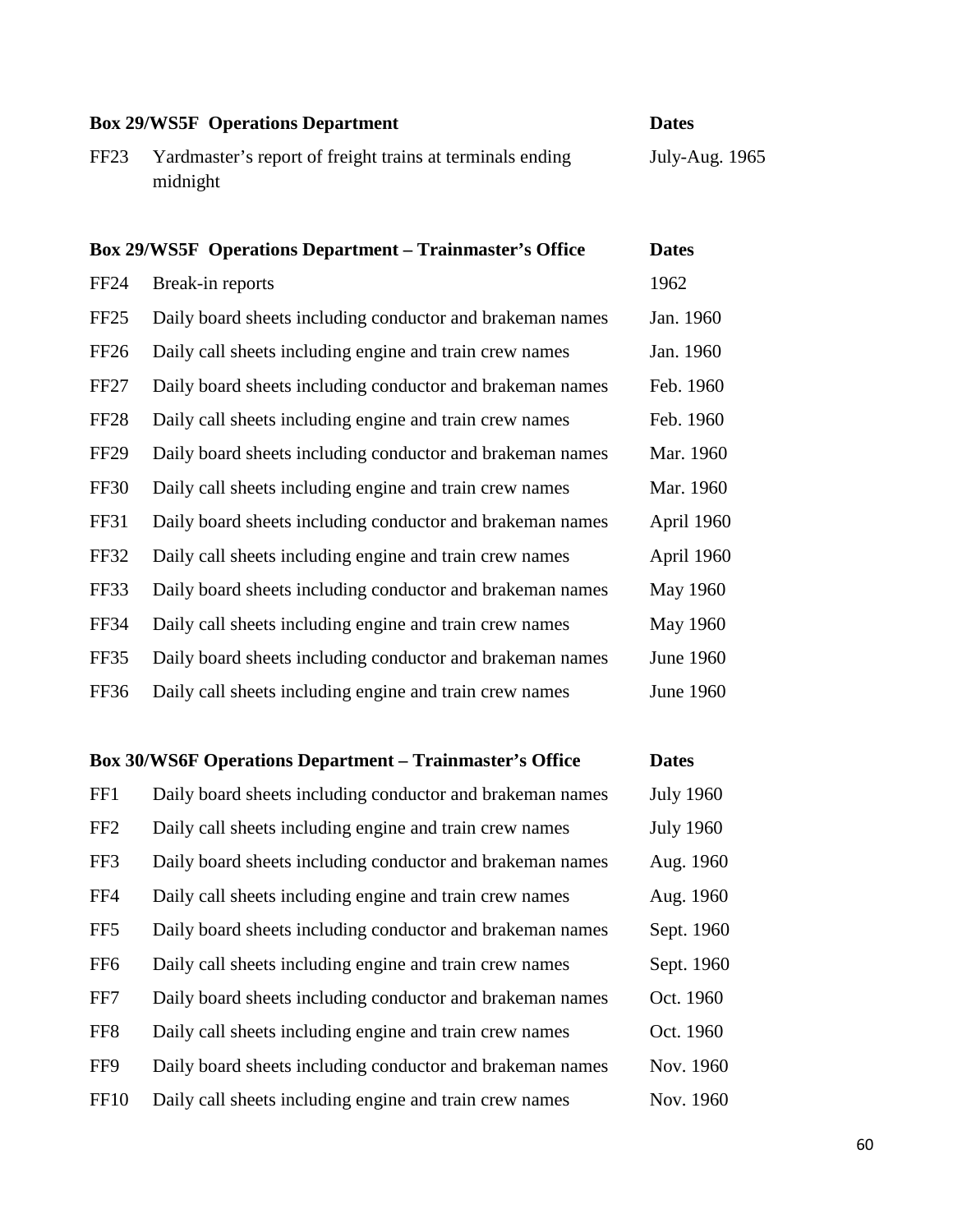| Box 29/WS5F  Operations Department | | Dates |
|---|---|---|
| FF23 | Yardmaster's report of freight trains at terminals ending midnight | July-Aug. 1965 |

| Box 29/WS5F  Operations Department – Trainmaster's Office | | Dates |
|---|---|---|
| FF24 | Break-in reports | 1962 |
| FF25 | Daily board sheets including conductor and brakeman names | Jan. 1960 |
| FF26 | Daily call sheets including engine and train crew names | Jan. 1960 |
| FF27 | Daily board sheets including conductor and brakeman names | Feb. 1960 |
| FF28 | Daily call sheets including engine and train crew names | Feb. 1960 |
| FF29 | Daily board sheets including conductor and brakeman names | Mar. 1960 |
| FF30 | Daily call sheets including engine and train crew names | Mar. 1960 |
| FF31 | Daily board sheets including conductor and brakeman names | April 1960 |
| FF32 | Daily call sheets including engine and train crew names | April 1960 |
| FF33 | Daily board sheets including conductor and brakeman names | May 1960 |
| FF34 | Daily call sheets including engine and train crew names | May 1960 |
| FF35 | Daily board sheets including conductor and brakeman names | June 1960 |
| FF36 | Daily call sheets including engine and train crew names | June 1960 |

| Box 30/WS6F Operations Department – Trainmaster's Office | | Dates |
|---|---|---|
| FF1 | Daily board sheets including conductor and brakeman names | July 1960 |
| FF2 | Daily call sheets including engine and train crew names | July 1960 |
| FF3 | Daily board sheets including conductor and brakeman names | Aug. 1960 |
| FF4 | Daily call sheets including engine and train crew names | Aug. 1960 |
| FF5 | Daily board sheets including conductor and brakeman names | Sept. 1960 |
| FF6 | Daily call sheets including engine and train crew names | Sept. 1960 |
| FF7 | Daily board sheets including conductor and brakeman names | Oct. 1960 |
| FF8 | Daily call sheets including engine and train crew names | Oct. 1960 |
| FF9 | Daily board sheets including conductor and brakeman names | Nov. 1960 |
| FF10 | Daily call sheets including engine and train crew names | Nov. 1960 |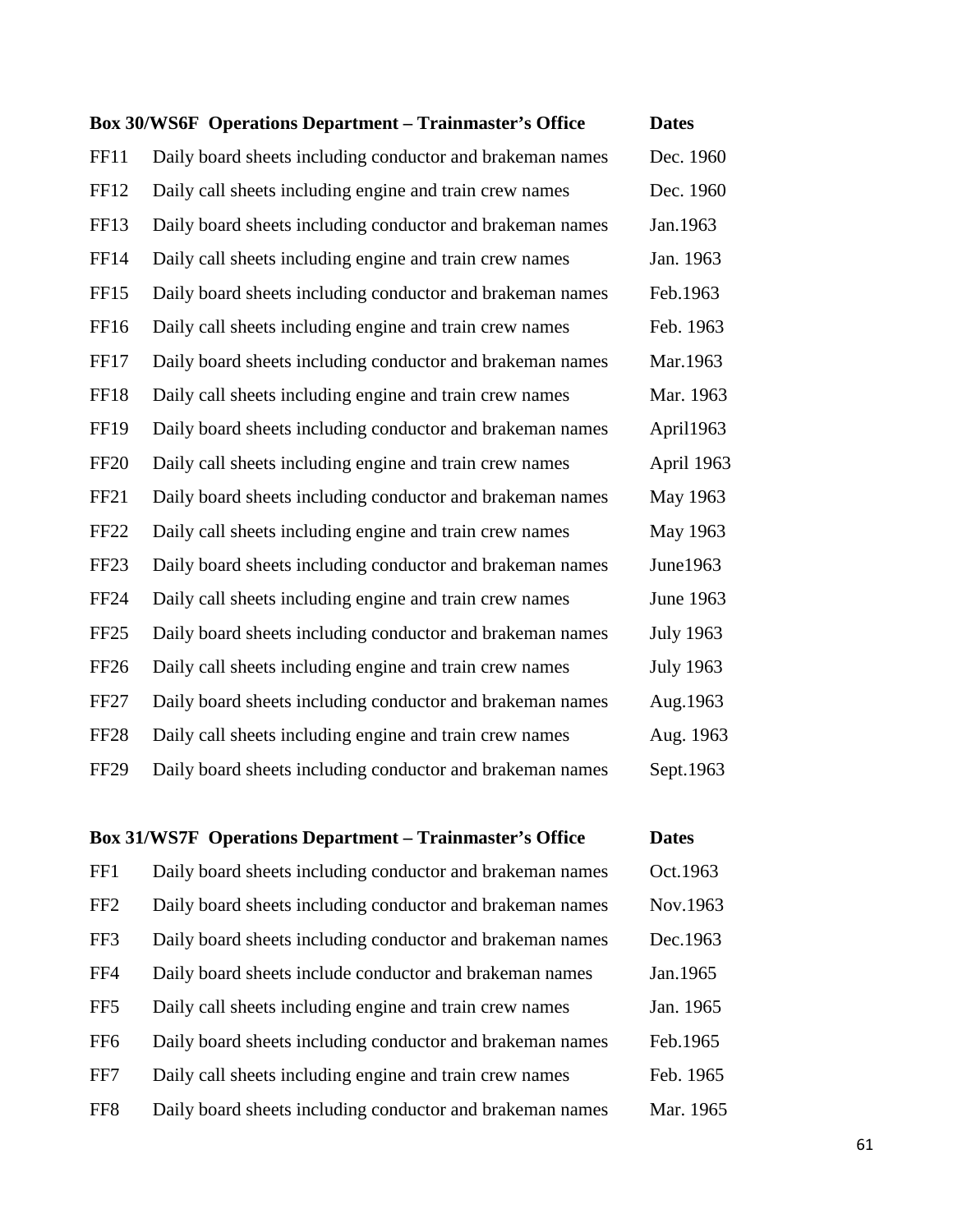| Box 30/WS6F | Operations Department – Trainmaster's Office | Dates |
|---|---|---|
| FF11 | Daily board sheets including conductor and brakeman names | Dec. 1960 |
| FF12 | Daily call sheets including engine and train crew names | Dec. 1960 |
| FF13 | Daily board sheets including conductor and brakeman names | Jan.1963 |
| FF14 | Daily call sheets including engine and train crew names | Jan. 1963 |
| FF15 | Daily board sheets including conductor and brakeman names | Feb.1963 |
| FF16 | Daily call sheets including engine and train crew names | Feb. 1963 |
| FF17 | Daily board sheets including conductor and brakeman names | Mar.1963 |
| FF18 | Daily call sheets including engine and train crew names | Mar. 1963 |
| FF19 | Daily board sheets including conductor and brakeman names | April1963 |
| FF20 | Daily call sheets including engine and train crew names | April 1963 |
| FF21 | Daily board sheets including conductor and brakeman names | May 1963 |
| FF22 | Daily call sheets including engine and train crew names | May 1963 |
| FF23 | Daily board sheets including conductor and brakeman names | June1963 |
| FF24 | Daily call sheets including engine and train crew names | June 1963 |
| FF25 | Daily board sheets including conductor and brakeman names | July 1963 |
| FF26 | Daily call sheets including engine and train crew names | July 1963 |
| FF27 | Daily board sheets including conductor and brakeman names | Aug.1963 |
| FF28 | Daily call sheets including engine and train crew names | Aug. 1963 |
| FF29 | Daily board sheets including conductor and brakeman names | Sept.1963 |

| Box 31/WS7F | Operations Department – Trainmaster's Office | Dates |
|---|---|---|
| FF1 | Daily board sheets including conductor and brakeman names | Oct.1963 |
| FF2 | Daily board sheets including conductor and brakeman names | Nov.1963 |
| FF3 | Daily board sheets including conductor and brakeman names | Dec.1963 |
| FF4 | Daily board sheets include conductor and brakeman names | Jan.1965 |
| FF5 | Daily call sheets including engine and train crew names | Jan. 1965 |
| FF6 | Daily board sheets including conductor and brakeman names | Feb.1965 |
| FF7 | Daily call sheets including engine and train crew names | Feb. 1965 |
| FF8 | Daily board sheets including conductor and brakeman names | Mar. 1965 |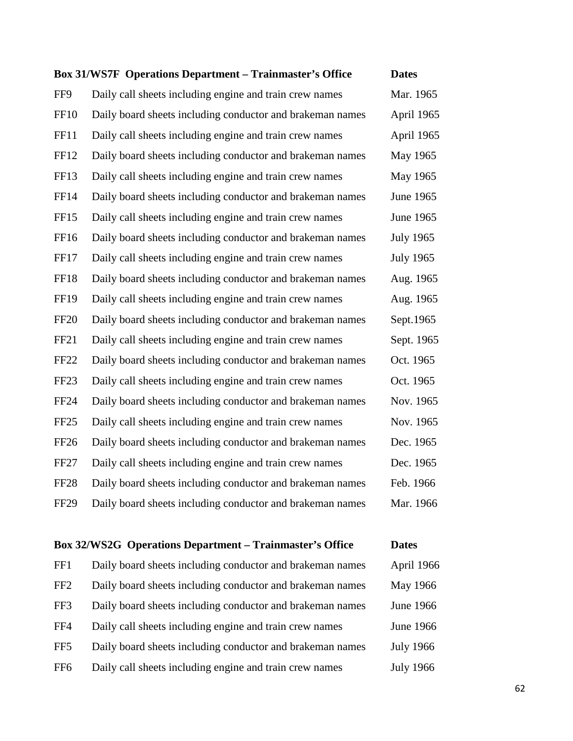| Box 31/WS7F Operations Department – Trainmaster's Office | | Dates |
|---|---|---|
| FF9 | Daily call sheets including engine and train crew names | Mar. 1965 |
| FF10 | Daily board sheets including conductor and brakeman names | April 1965 |
| FF11 | Daily call sheets including engine and train crew names | April 1965 |
| FF12 | Daily board sheets including conductor and brakeman names | May 1965 |
| FF13 | Daily call sheets including engine and train crew names | May 1965 |
| FF14 | Daily board sheets including conductor and brakeman names | June 1965 |
| FF15 | Daily call sheets including engine and train crew names | June 1965 |
| FF16 | Daily board sheets including conductor and brakeman names | July 1965 |
| FF17 | Daily call sheets including engine and train crew names | July 1965 |
| FF18 | Daily board sheets including conductor and brakeman names | Aug. 1965 |
| FF19 | Daily call sheets including engine and train crew names | Aug. 1965 |
| FF20 | Daily board sheets including conductor and brakeman names | Sept.1965 |
| FF21 | Daily call sheets including engine and train crew names | Sept. 1965 |
| FF22 | Daily board sheets including conductor and brakeman names | Oct. 1965 |
| FF23 | Daily call sheets including engine and train crew names | Oct. 1965 |
| FF24 | Daily board sheets including conductor and brakeman names | Nov. 1965 |
| FF25 | Daily call sheets including engine and train crew names | Nov. 1965 |
| FF26 | Daily board sheets including conductor and brakeman names | Dec. 1965 |
| FF27 | Daily call sheets including engine and train crew names | Dec. 1965 |
| FF28 | Daily board sheets including conductor and brakeman names | Feb. 1966 |
| FF29 | Daily board sheets including conductor and brakeman names | Mar. 1966 |

| Box 32/WS2G Operations Department – Trainmaster's Office | | Dates |
|---|---|---|
| FF1 | Daily board sheets including conductor and brakeman names | April 1966 |
| FF2 | Daily board sheets including conductor and brakeman names | May 1966 |
| FF3 | Daily board sheets including conductor and brakeman names | June 1966 |
| FF4 | Daily call sheets including engine and train crew names | June 1966 |
| FF5 | Daily board sheets including conductor and brakeman names | July 1966 |
| FF6 | Daily call sheets including engine and train crew names | July 1966 |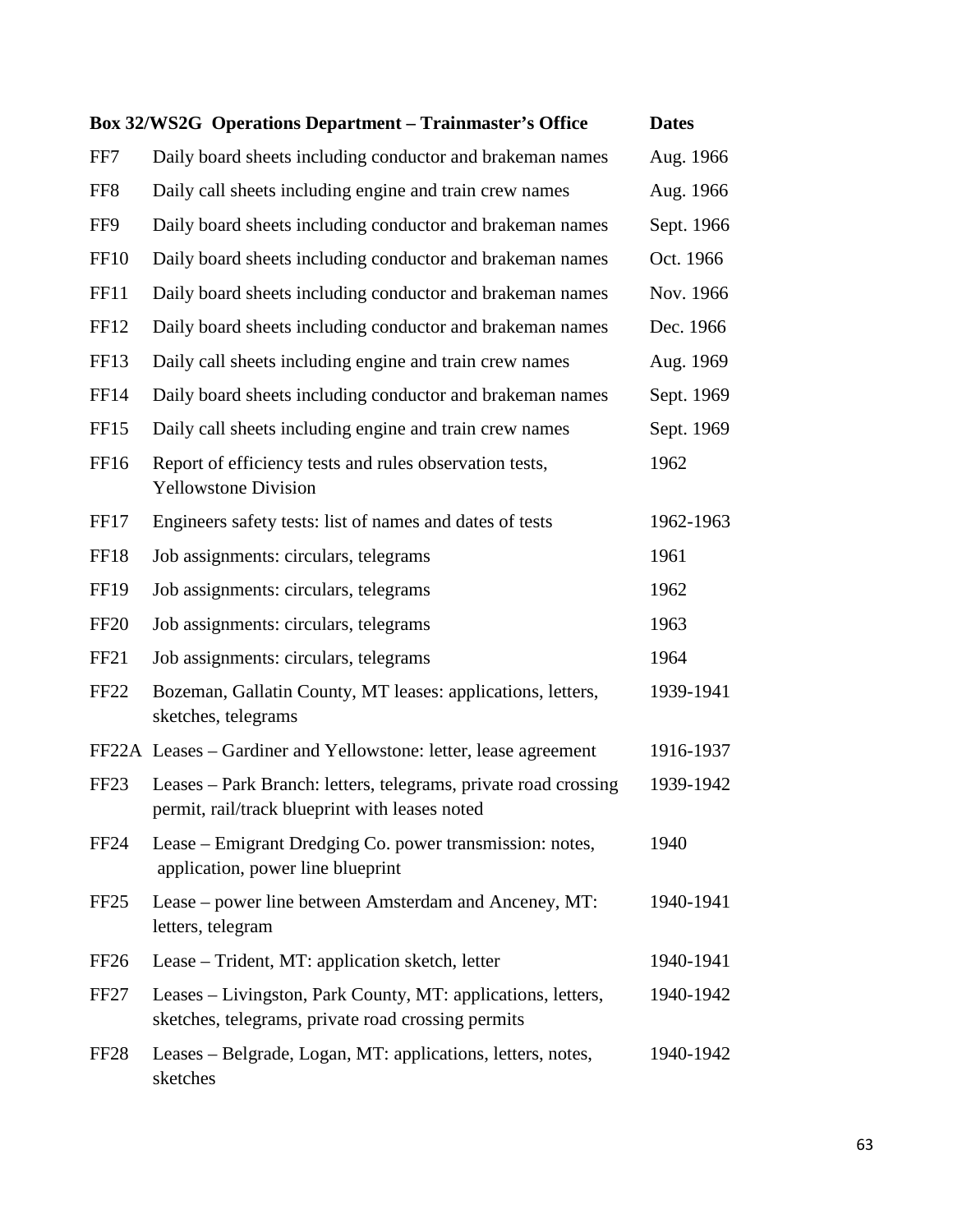| Box 32/WS2G Operations Department – Trainmaster's Office | | Dates |
|---|---|---|
| FF7 | Daily board sheets including conductor and brakeman names | Aug. 1966 |
| FF8 | Daily call sheets including engine and train crew names | Aug. 1966 |
| FF9 | Daily board sheets including conductor and brakeman names | Sept. 1966 |
| FF10 | Daily board sheets including conductor and brakeman names | Oct. 1966 |
| FF11 | Daily board sheets including conductor and brakeman names | Nov. 1966 |
| FF12 | Daily board sheets including conductor and brakeman names | Dec. 1966 |
| FF13 | Daily call sheets including engine and train crew names | Aug. 1969 |
| FF14 | Daily board sheets including conductor and brakeman names | Sept. 1969 |
| FF15 | Daily call sheets including engine and train crew names | Sept. 1969 |
| FF16 | Report of efficiency tests and rules observation tests, Yellowstone Division | 1962 |
| FF17 | Engineers safety tests: list of names and dates of tests | 1962-1963 |
| FF18 | Job assignments: circulars, telegrams | 1961 |
| FF19 | Job assignments: circulars, telegrams | 1962 |
| FF20 | Job assignments: circulars, telegrams | 1963 |
| FF21 | Job assignments: circulars, telegrams | 1964 |
| FF22 | Bozeman, Gallatin County, MT leases: applications, letters, sketches, telegrams | 1939-1941 |
| FF22A | Leases – Gardiner and Yellowstone: letter, lease agreement | 1916-1937 |
| FF23 | Leases – Park Branch: letters, telegrams, private road crossing permit, rail/track blueprint with leases noted | 1939-1942 |
| FF24 | Lease – Emigrant Dredging Co. power transmission: notes, application, power line blueprint | 1940 |
| FF25 | Lease – power line between Amsterdam and Anceney, MT: letters, telegram | 1940-1941 |
| FF26 | Lease – Trident, MT: application sketch, letter | 1940-1941 |
| FF27 | Leases – Livingston, Park County, MT: applications, letters, sketches, telegrams, private road crossing permits | 1940-1942 |
| FF28 | Leases – Belgrade, Logan, MT: applications, letters, notes, sketches | 1940-1942 |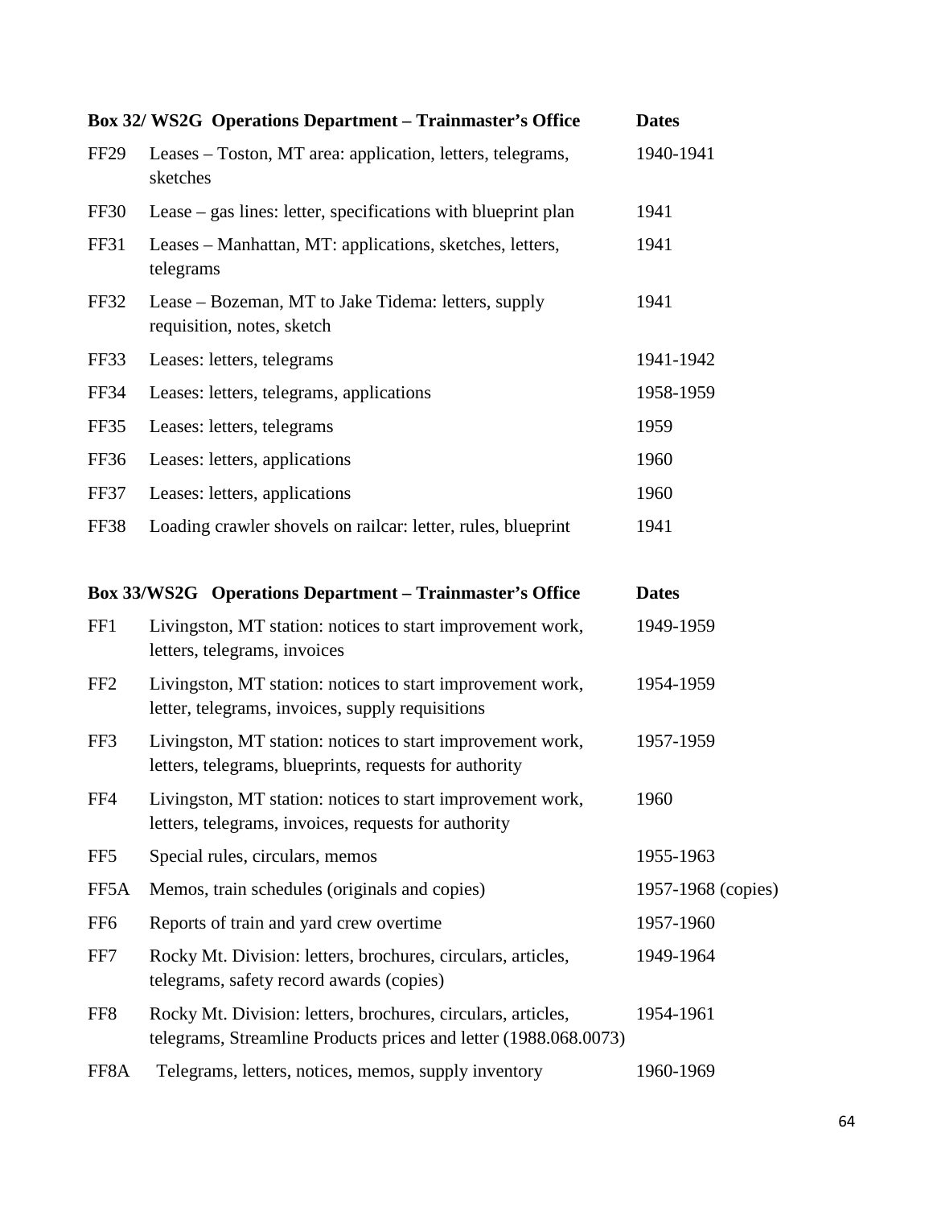| Box 32/ WS2G Operations Department – Trainmaster's Office | | Dates |
|---|---|---|
| FF29 | Leases – Toston, MT area: application, letters, telegrams, sketches | 1940-1941 |
| FF30 | Lease – gas lines: letter, specifications with blueprint plan | 1941 |
| FF31 | Leases – Manhattan, MT: applications, sketches, letters, telegrams | 1941 |
| FF32 | Lease – Bozeman, MT to Jake Tidema: letters, supply requisition, notes, sketch | 1941 |
| FF33 | Leases: letters, telegrams | 1941-1942 |
| FF34 | Leases: letters, telegrams, applications | 1958-1959 |
| FF35 | Leases: letters, telegrams | 1959 |
| FF36 | Leases: letters, applications | 1960 |
| FF37 | Leases: letters, applications | 1960 |
| FF38 | Loading crawler shovels on railcar: letter, rules, blueprint | 1941 |

| Box 33/WS2G Operations Department – Trainmaster's Office | | Dates |
|---|---|---|
| FF1 | Livingston, MT station: notices to start improvement work, letters, telegrams, invoices | 1949-1959 |
| FF2 | Livingston, MT station: notices to start improvement work, letter, telegrams, invoices, supply requisitions | 1954-1959 |
| FF3 | Livingston, MT station: notices to start improvement work, letters, telegrams, blueprints, requests for authority | 1957-1959 |
| FF4 | Livingston, MT station: notices to start improvement work, letters, telegrams, invoices, requests for authority | 1960 |
| FF5 | Special rules, circulars, memos | 1955-1963 |
| FF5A | Memos, train schedules (originals and copies) | 1957-1968 (copies) |
| FF6 | Reports of train and yard crew overtime | 1957-1960 |
| FF7 | Rocky Mt. Division: letters, brochures, circulars, articles, telegrams, safety record awards (copies) | 1949-1964 |
| FF8 | Rocky Mt. Division: letters, brochures, circulars, articles, telegrams, Streamline Products prices and letter (1988.068.0073) | 1954-1961 |
| FF8A | Telegrams, letters, notices, memos, supply inventory | 1960-1969 |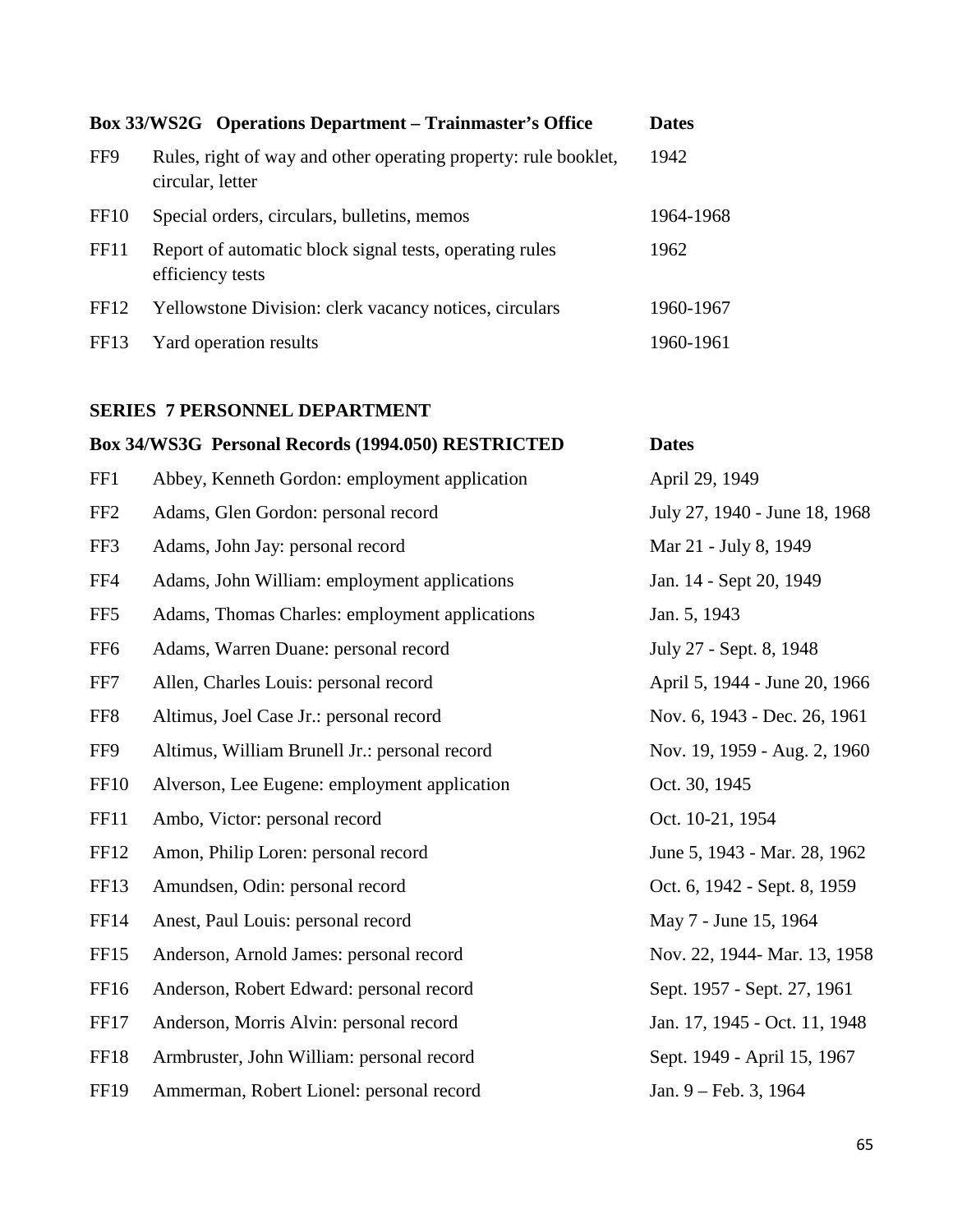| Box 33/WS2G Operations Department – Trainmaster's Office | | Dates |
|---|---|---|
| FF9 | Rules, right of way and other operating property: rule booklet, circular, letter | 1942 |
| FF10 | Special orders, circulars, bulletins, memos | 1964-1968 |
| FF11 | Report of automatic block signal tests, operating rules efficiency tests | 1962 |
| FF12 | Yellowstone Division: clerk vacancy notices, circulars | 1960-1967 |
| FF13 | Yard operation results | 1960-1961 |

## SERIES 7 PERSONNEL DEPARTMENT

| Box 34/WS3G Personal Records (1994.050) RESTRICTED | | Dates |
|---|---|---|
| FF1 | Abbey, Kenneth Gordon: employment application | April 29, 1949 |
| FF2 | Adams, Glen Gordon: personal record | July 27, 1940 - June 18, 1968 |
| FF3 | Adams, John Jay: personal record | Mar 21 - July 8, 1949 |
| FF4 | Adams, John William: employment applications | Jan. 14 - Sept 20, 1949 |
| FF5 | Adams, Thomas Charles: employment applications | Jan. 5, 1943 |
| FF6 | Adams, Warren Duane: personal record | July 27 - Sept. 8, 1948 |
| FF7 | Allen, Charles Louis: personal record | April 5, 1944 - June 20, 1966 |
| FF8 | Altimus, Joel Case Jr.: personal record | Nov. 6, 1943 - Dec. 26, 1961 |
| FF9 | Altimus, William Brunell Jr.: personal record | Nov. 19, 1959 - Aug. 2, 1960 |
| FF10 | Alverson, Lee Eugene: employment application | Oct. 30, 1945 |
| FF11 | Ambo, Victor: personal record | Oct. 10-21, 1954 |
| FF12 | Amon, Philip Loren: personal record | June 5, 1943 - Mar. 28, 1962 |
| FF13 | Amundsen, Odin: personal record | Oct. 6, 1942 - Sept. 8, 1959 |
| FF14 | Anest, Paul Louis: personal record | May 7 - June 15, 1964 |
| FF15 | Anderson, Arnold James: personal record | Nov. 22, 1944- Mar. 13, 1958 |
| FF16 | Anderson, Robert Edward: personal record | Sept. 1957 - Sept. 27, 1961 |
| FF17 | Anderson, Morris Alvin: personal record | Jan. 17, 1945 - Oct. 11, 1948 |
| FF18 | Armbruster, John William: personal record | Sept. 1949 - April 15, 1967 |
| FF19 | Ammerman, Robert Lionel: personal record | Jan. 9 – Feb. 3, 1964 |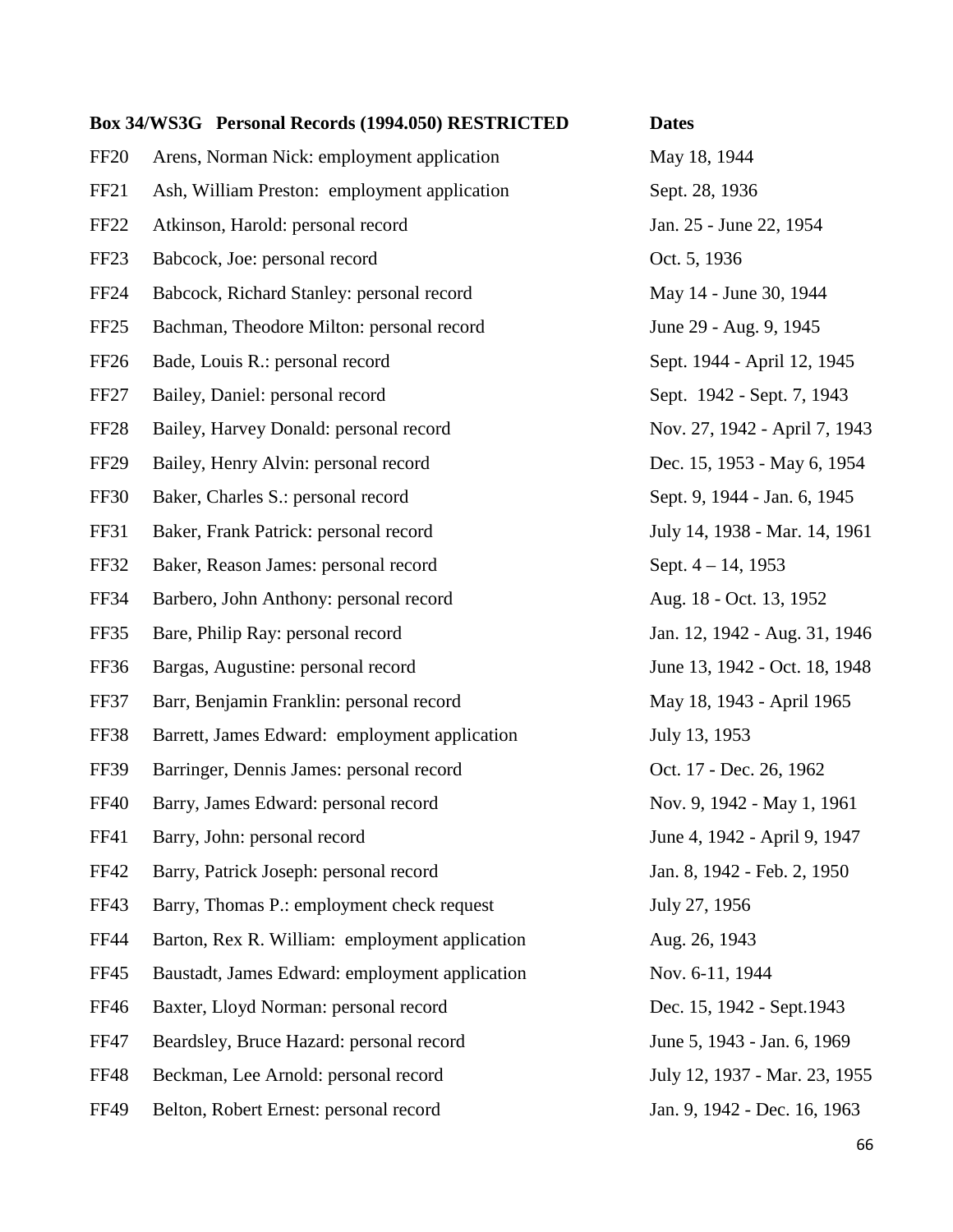| Box 34/WS3G | Personal Records (1994.050) RESTRICTED | Dates |
|---|---|---|
| FF20 | Arens, Norman Nick: employment application | May 18, 1944 |
| FF21 | Ash, William Preston: employment application | Sept. 28, 1936 |
| FF22 | Atkinson, Harold: personal record | Jan. 25 - June 22, 1954 |
| FF23 | Babcock, Joe: personal record | Oct. 5, 1936 |
| FF24 | Babcock, Richard Stanley: personal record | May 14 - June 30, 1944 |
| FF25 | Bachman, Theodore Milton: personal record | June 29 - Aug. 9, 1945 |
| FF26 | Bade, Louis R.: personal record | Sept. 1944 - April 12, 1945 |
| FF27 | Bailey, Daniel: personal record | Sept. 1942 - Sept. 7, 1943 |
| FF28 | Bailey, Harvey Donald: personal record | Nov. 27, 1942 - April 7, 1943 |
| FF29 | Bailey, Henry Alvin: personal record | Dec. 15, 1953 - May 6, 1954 |
| FF30 | Baker, Charles S.: personal record | Sept. 9, 1944 - Jan. 6, 1945 |
| FF31 | Baker, Frank Patrick: personal record | July 14, 1938 - Mar. 14, 1961 |
| FF32 | Baker, Reason James: personal record | Sept. 4 – 14, 1953 |
| FF34 | Barbero, John Anthony: personal record | Aug. 18 - Oct. 13, 1952 |
| FF35 | Bare, Philip Ray: personal record | Jan. 12, 1942 - Aug. 31, 1946 |
| FF36 | Bargas, Augustine: personal record | June 13, 1942 - Oct. 18, 1948 |
| FF37 | Barr, Benjamin Franklin: personal record | May 18, 1943 - April 1965 |
| FF38 | Barrett, James Edward: employment application | July 13, 1953 |
| FF39 | Barringer, Dennis James: personal record | Oct. 17 - Dec. 26, 1962 |
| FF40 | Barry, James Edward: personal record | Nov. 9, 1942 - May 1, 1961 |
| FF41 | Barry, John: personal record | June 4, 1942 - April 9, 1947 |
| FF42 | Barry, Patrick Joseph: personal record | Jan. 8, 1942 - Feb. 2, 1950 |
| FF43 | Barry, Thomas P.: employment check request | July 27, 1956 |
| FF44 | Barton, Rex R. William: employment application | Aug. 26, 1943 |
| FF45 | Baustadt, James Edward: employment application | Nov. 6-11, 1944 |
| FF46 | Baxter, Lloyd Norman: personal record | Dec. 15, 1942 - Sept.1943 |
| FF47 | Beardsley, Bruce Hazard: personal record | June 5, 1943 - Jan. 6, 1969 |
| FF48 | Beckman, Lee Arnold: personal record | July 12, 1937 - Mar. 23, 1955 |
| FF49 | Belton, Robert Ernest: personal record | Jan. 9, 1942 - Dec. 16, 1963 |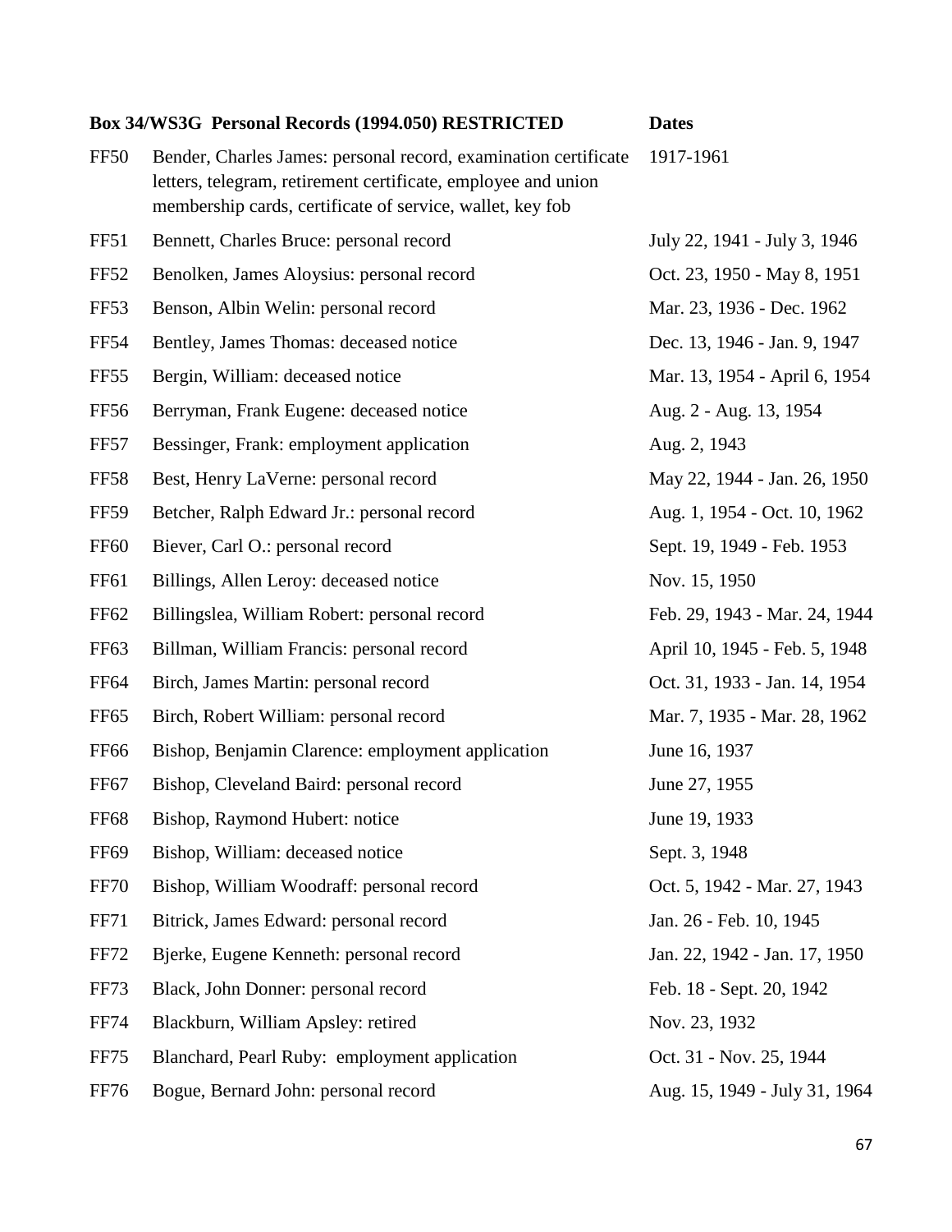| Box 34/WS3G Personal Records (1994.050) RESTRICTED | | Dates |
|---|---|---|
| FF50 | Bender, Charles James: personal record, examination certificate letters, telegram, retirement certificate, employee and union membership cards, certificate of service, wallet, key fob | 1917-1961 |
| FF51 | Bennett, Charles Bruce: personal record | July 22, 1941 - July 3, 1946 |
| FF52 | Benolken, James Aloysius: personal record | Oct. 23, 1950 - May 8, 1951 |
| FF53 | Benson, Albin Welin: personal record | Mar. 23, 1936 - Dec. 1962 |
| FF54 | Bentley, James Thomas: deceased notice | Dec. 13, 1946 - Jan. 9, 1947 |
| FF55 | Bergin, William: deceased notice | Mar. 13, 1954 - April 6, 1954 |
| FF56 | Berryman, Frank Eugene: deceased notice | Aug. 2 - Aug. 13, 1954 |
| FF57 | Bessinger, Frank: employment application | Aug. 2, 1943 |
| FF58 | Best, Henry LaVerne: personal record | May 22, 1944 - Jan. 26, 1950 |
| FF59 | Betcher, Ralph Edward Jr.: personal record | Aug. 1, 1954 - Oct. 10, 1962 |
| FF60 | Biever, Carl O.: personal record | Sept. 19, 1949 - Feb. 1953 |
| FF61 | Billings, Allen Leroy: deceased notice | Nov. 15, 1950 |
| FF62 | Billingslea, William Robert: personal record | Feb. 29, 1943 - Mar. 24, 1944 |
| FF63 | Billman, William Francis: personal record | April 10, 1945 - Feb. 5, 1948 |
| FF64 | Birch, James Martin: personal record | Oct. 31, 1933 - Jan. 14, 1954 |
| FF65 | Birch, Robert William: personal record | Mar. 7, 1935 - Mar. 28, 1962 |
| FF66 | Bishop, Benjamin Clarence: employment application | June 16, 1937 |
| FF67 | Bishop, Cleveland Baird: personal record | June 27, 1955 |
| FF68 | Bishop, Raymond Hubert: notice | June 19, 1933 |
| FF69 | Bishop, William: deceased notice | Sept. 3, 1948 |
| FF70 | Bishop, William Woodraff: personal record | Oct. 5, 1942 - Mar. 27, 1943 |
| FF71 | Bitrick, James Edward: personal record | Jan. 26 - Feb. 10, 1945 |
| FF72 | Bjerke, Eugene Kenneth: personal record | Jan. 22, 1942 - Jan. 17, 1950 |
| FF73 | Black, John Donner: personal record | Feb. 18 - Sept. 20, 1942 |
| FF74 | Blackburn, William Apsley: retired | Nov. 23, 1932 |
| FF75 | Blanchard, Pearl Ruby: employment application | Oct. 31 - Nov. 25, 1944 |
| FF76 | Bogue, Bernard John: personal record | Aug. 15, 1949 - July 31, 1964 |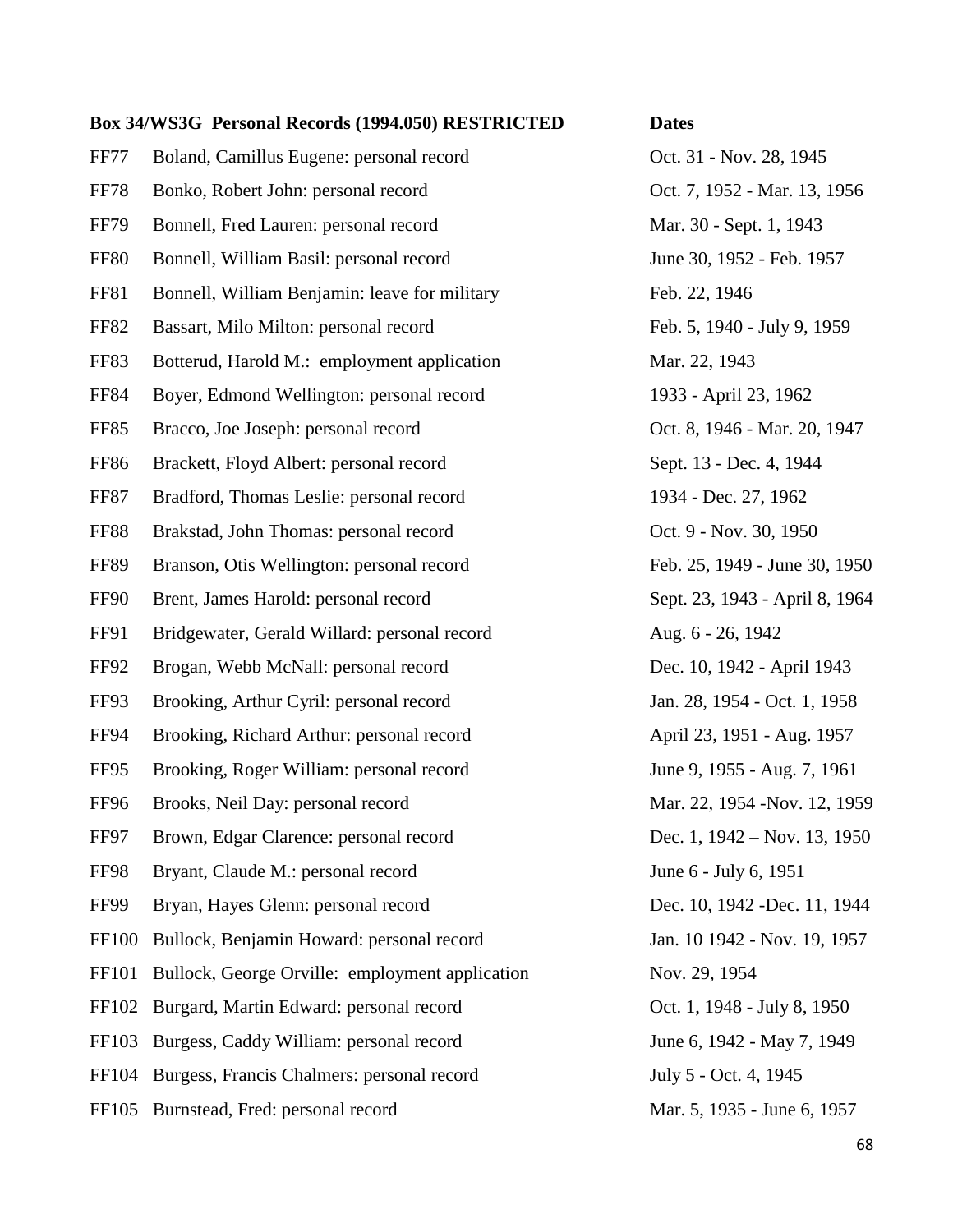| Box 34/WS3G Personal Records (1994.050) RESTRICTED | | Dates |
|---|---|---|
| FF77 | Boland, Camillus Eugene: personal record | Oct. 31 - Nov. 28, 1945 |
| FF78 | Bonko, Robert John: personal record | Oct. 7, 1952 - Mar. 13, 1956 |
| FF79 | Bonnell, Fred Lauren: personal record | Mar. 30 - Sept. 1, 1943 |
| FF80 | Bonnell, William Basil: personal record | June 30, 1952 - Feb. 1957 |
| FF81 | Bonnell, William Benjamin: leave for military | Feb. 22, 1946 |
| FF82 | Bassart, Milo Milton: personal record | Feb. 5, 1940 - July 9, 1959 |
| FF83 | Botterud, Harold M.: employment application | Mar. 22, 1943 |
| FF84 | Boyer, Edmond Wellington: personal record | 1933 - April 23, 1962 |
| FF85 | Bracco, Joe Joseph: personal record | Oct. 8, 1946 - Mar. 20, 1947 |
| FF86 | Brackett, Floyd Albert: personal record | Sept. 13 - Dec. 4, 1944 |
| FF87 | Bradford, Thomas Leslie: personal record | 1934 - Dec. 27, 1962 |
| FF88 | Brakstad, John Thomas: personal record | Oct. 9 - Nov. 30, 1950 |
| FF89 | Branson, Otis Wellington: personal record | Feb. 25, 1949 - June 30, 1950 |
| FF90 | Brent, James Harold: personal record | Sept. 23, 1943 - April 8, 1964 |
| FF91 | Bridgewater, Gerald Willard: personal record | Aug. 6 - 26, 1942 |
| FF92 | Brogan, Webb McNall: personal record | Dec. 10, 1942 - April 1943 |
| FF93 | Brooking, Arthur Cyril: personal record | Jan. 28, 1954 - Oct. 1, 1958 |
| FF94 | Brooking, Richard Arthur: personal record | April 23, 1951 - Aug. 1957 |
| FF95 | Brooking, Roger William: personal record | June 9, 1955 - Aug. 7, 1961 |
| FF96 | Brooks, Neil Day: personal record | Mar. 22, 1954 -Nov. 12, 1959 |
| FF97 | Brown, Edgar Clarence: personal record | Dec. 1, 1942 – Nov. 13, 1950 |
| FF98 | Bryant, Claude M.: personal record | June 6 - July 6, 1951 |
| FF99 | Bryan, Hayes Glenn: personal record | Dec. 10, 1942 -Dec. 11, 1944 |
| FF100 | Bullock, Benjamin Howard: personal record | Jan. 10 1942 - Nov. 19, 1957 |
| FF101 | Bullock, George Orville: employment application | Nov. 29, 1954 |
| FF102 | Burgard, Martin Edward: personal record | Oct. 1, 1948 - July 8, 1950 |
| FF103 | Burgess, Caddy William: personal record | June 6, 1942 - May 7, 1949 |
| FF104 | Burgess, Francis Chalmers: personal record | July 5 - Oct. 4, 1945 |
| FF105 | Burnstead, Fred: personal record | Mar. 5, 1935 - June 6, 1957 |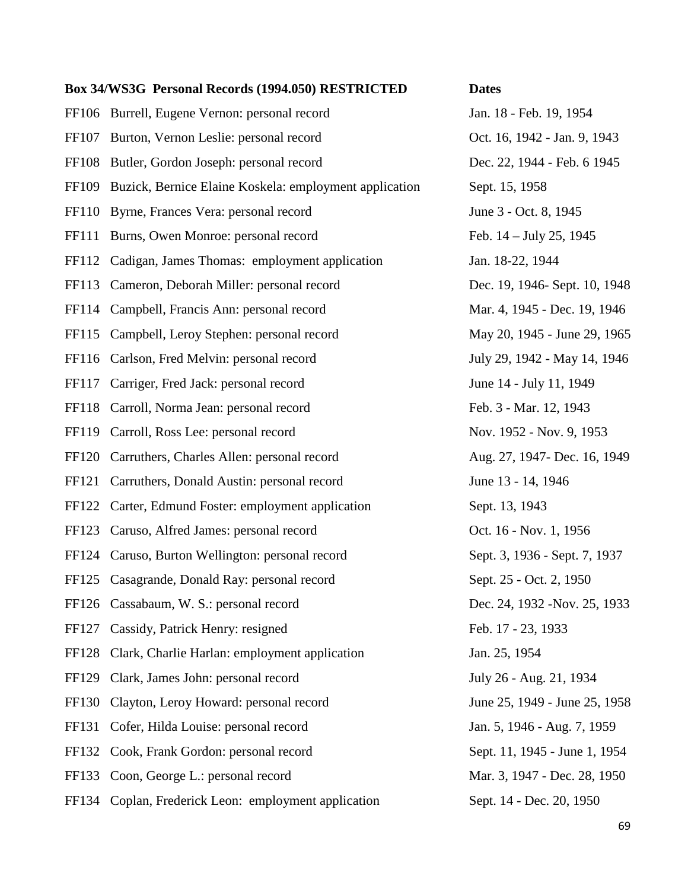| Box 34/WS3G Personal Records (1994.050) RESTRICTED | | Dates |
|---|---|---|
| FF106 | Burrell, Eugene Vernon: personal record | Jan. 18 - Feb. 19, 1954 |
| FF107 | Burton, Vernon Leslie: personal record | Oct. 16, 1942 - Jan. 9, 1943 |
| FF108 | Butler, Gordon Joseph: personal record | Dec. 22, 1944 - Feb. 6 1945 |
| FF109 | Buzick, Bernice Elaine Koskela: employment application | Sept. 15, 1958 |
| FF110 | Byrne, Frances Vera: personal record | June 3 - Oct. 8, 1945 |
| FF111 | Burns, Owen Monroe: personal record | Feb. 14 – July 25, 1945 |
| FF112 | Cadigan, James Thomas: employment application | Jan. 18-22, 1944 |
| FF113 | Cameron, Deborah Miller: personal record | Dec. 19, 1946- Sept. 10, 1948 |
| FF114 | Campbell, Francis Ann: personal record | Mar. 4, 1945 - Dec. 19, 1946 |
| FF115 | Campbell, Leroy Stephen: personal record | May 20, 1945 - June 29, 1965 |
| FF116 | Carlson, Fred Melvin: personal record | July 29, 1942 - May 14, 1946 |
| FF117 | Carriger, Fred Jack: personal record | June 14 - July 11, 1949 |
| FF118 | Carroll, Norma Jean: personal record | Feb. 3 - Mar. 12, 1943 |
| FF119 | Carroll, Ross Lee: personal record | Nov. 1952 - Nov. 9, 1953 |
| FF120 | Carruthers, Charles Allen: personal record | Aug. 27, 1947- Dec. 16, 1949 |
| FF121 | Carruthers, Donald Austin: personal record | June 13 - 14, 1946 |
| FF122 | Carter, Edmund Foster: employment application | Sept. 13, 1943 |
| FF123 | Caruso, Alfred James: personal record | Oct. 16 - Nov. 1, 1956 |
| FF124 | Caruso, Burton Wellington: personal record | Sept. 3, 1936 - Sept. 7, 1937 |
| FF125 | Casagrande, Donald Ray: personal record | Sept. 25 - Oct. 2, 1950 |
| FF126 | Cassabaum, W. S.: personal record | Dec. 24, 1932 -Nov. 25, 1933 |
| FF127 | Cassidy, Patrick Henry: resigned | Feb. 17 - 23, 1933 |
| FF128 | Clark, Charlie Harlan: employment application | Jan. 25, 1954 |
| FF129 | Clark, James John: personal record | July 26 - Aug. 21, 1934 |
| FF130 | Clayton, Leroy Howard: personal record | June 25, 1949 - June 25, 1958 |
| FF131 | Cofer, Hilda Louise: personal record | Jan. 5, 1946 - Aug. 7, 1959 |
| FF132 | Cook, Frank Gordon: personal record | Sept. 11, 1945 - June 1, 1954 |
| FF133 | Coon, George L.: personal record | Mar. 3, 1947 - Dec. 28, 1950 |
| FF134 | Coplan, Frederick Leon: employment application | Sept. 14 - Dec. 20, 1950 |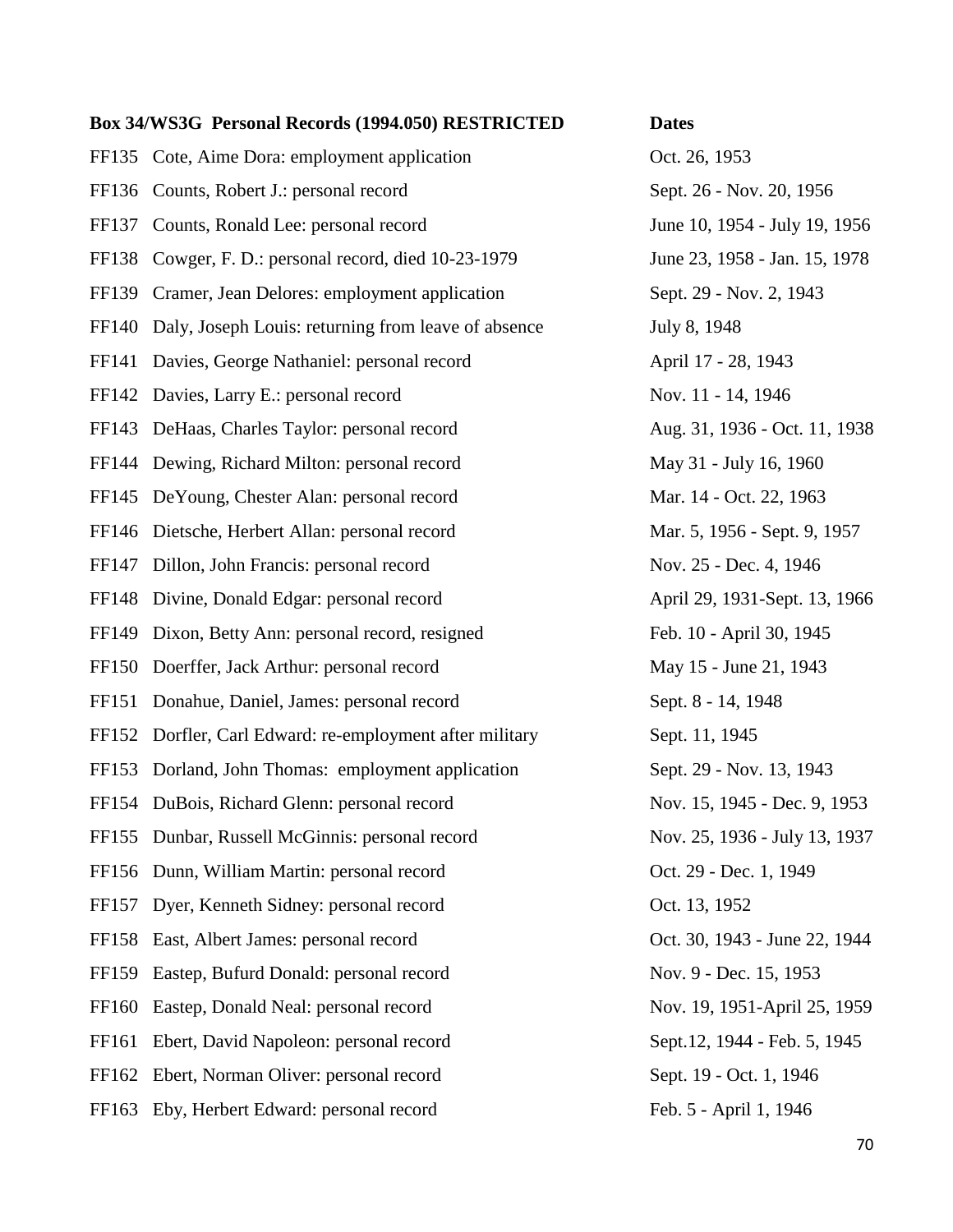| Box 34/WS3G Personal Records (1994.050) RESTRICTED | | Dates |
|---|---|---|
| FF135 | Cote, Aime Dora: employment application | Oct. 26, 1953 |
| FF136 | Counts, Robert J.: personal record | Sept. 26 - Nov. 20, 1956 |
| FF137 | Counts, Ronald Lee: personal record | June 10, 1954 - July 19, 1956 |
| FF138 | Cowger, F. D.: personal record, died 10-23-1979 | June 23, 1958 - Jan. 15, 1978 |
| FF139 | Cramer, Jean Delores: employment application | Sept. 29 - Nov. 2, 1943 |
| FF140 | Daly, Joseph Louis: returning from leave of absence | July 8, 1948 |
| FF141 | Davies, George Nathaniel: personal record | April 17 - 28, 1943 |
| FF142 | Davies, Larry E.: personal record | Nov. 11 - 14, 1946 |
| FF143 | DeHaas, Charles Taylor: personal record | Aug. 31, 1936 - Oct. 11, 1938 |
| FF144 | Dewing, Richard Milton: personal record | May 31 - July 16, 1960 |
| FF145 | DeYoung, Chester Alan: personal record | Mar. 14 - Oct. 22, 1963 |
| FF146 | Dietsche, Herbert Allan: personal record | Mar. 5, 1956 - Sept. 9, 1957 |
| FF147 | Dillon, John Francis: personal record | Nov. 25 - Dec. 4, 1946 |
| FF148 | Divine, Donald Edgar: personal record | April 29, 1931-Sept. 13, 1966 |
| FF149 | Dixon, Betty Ann: personal record, resigned | Feb. 10 - April 30, 1945 |
| FF150 | Doerffer, Jack Arthur: personal record | May 15 - June 21, 1943 |
| FF151 | Donahue, Daniel, James: personal record | Sept. 8 - 14, 1948 |
| FF152 | Dorfler, Carl Edward: re-employment after military | Sept. 11, 1945 |
| FF153 | Dorland, John Thomas: employment application | Sept. 29 - Nov. 13, 1943 |
| FF154 | DuBois, Richard Glenn: personal record | Nov. 15, 1945 - Dec. 9, 1953 |
| FF155 | Dunbar, Russell McGinnis: personal record | Nov. 25, 1936 - July 13, 1937 |
| FF156 | Dunn, William Martin: personal record | Oct. 29 - Dec. 1, 1949 |
| FF157 | Dyer, Kenneth Sidney: personal record | Oct. 13, 1952 |
| FF158 | East, Albert James: personal record | Oct. 30, 1943 - June 22, 1944 |
| FF159 | Eastep, Bufurd Donald: personal record | Nov. 9 - Dec. 15, 1953 |
| FF160 | Eastep, Donald Neal: personal record | Nov. 19, 1951-April 25, 1959 |
| FF161 | Ebert, David Napoleon: personal record | Sept.12, 1944 - Feb. 5, 1945 |
| FF162 | Ebert, Norman Oliver: personal record | Sept. 19 - Oct. 1, 1946 |
| FF163 | Eby, Herbert Edward: personal record | Feb. 5 - April 1, 1946 |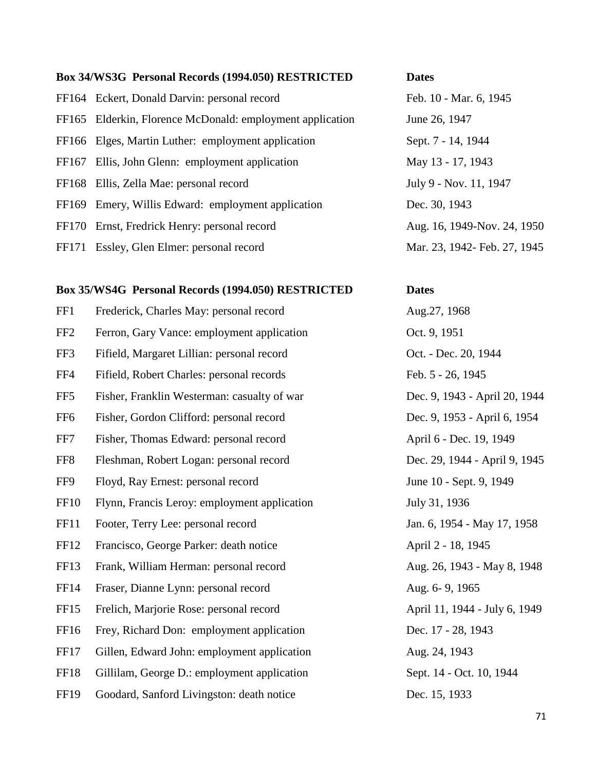| Box 34/WS3G Personal Records (1994.050) RESTRICTED | | Dates |
|---|---|---|
| FF164 | Eckert, Donald Darvin: personal record | Feb. 10 - Mar. 6, 1945 |
| FF165 | Elderkin, Florence McDonald: employment application | June 26, 1947 |
| FF166 | Elges, Martin Luther: employment application | Sept. 7 - 14, 1944 |
| FF167 | Ellis, John Glenn: employment application | May 13 - 17, 1943 |
| FF168 | Ellis, Zella Mae: personal record | July 9 - Nov. 11, 1947 |
| FF169 | Emery, Willis Edward: employment application | Dec. 30, 1943 |
| FF170 | Ernst, Fredrick Henry: personal record | Aug. 16, 1949-Nov. 24, 1950 |
| FF171 | Essley, Glen Elmer: personal record | Mar. 23, 1942- Feb. 27, 1945 |

| Box 35/WS4G Personal Records (1994.050) RESTRICTED | | Dates |
|---|---|---|
| FF1 | Frederick, Charles May: personal record | Aug.27, 1968 |
| FF2 | Ferron, Gary Vance: employment application | Oct. 9, 1951 |
| FF3 | Fifield, Margaret Lillian: personal record | Oct. - Dec. 20, 1944 |
| FF4 | Fifield, Robert Charles: personal records | Feb. 5 - 26, 1945 |
| FF5 | Fisher, Franklin Westerman: casualty of war | Dec. 9, 1943 - April 20, 1944 |
| FF6 | Fisher, Gordon Clifford: personal record | Dec. 9, 1953 - April 6, 1954 |
| FF7 | Fisher, Thomas Edward: personal record | April 6 - Dec. 19, 1949 |
| FF8 | Fleshman, Robert Logan: personal record | Dec. 29, 1944 - April 9, 1945 |
| FF9 | Floyd, Ray Ernest: personal record | June 10 - Sept. 9, 1949 |
| FF10 | Flynn, Francis Leroy: employment application | July 31, 1936 |
| FF11 | Footer, Terry Lee: personal record | Jan. 6, 1954 - May 17, 1958 |
| FF12 | Francisco, George Parker: death notice | April 2 - 18, 1945 |
| FF13 | Frank, William Herman: personal record | Aug. 26, 1943 - May 8, 1948 |
| FF14 | Fraser, Dianne Lynn: personal record | Aug. 6- 9, 1965 |
| FF15 | Frelich, Marjorie Rose: personal record | April 11, 1944 - July 6, 1949 |
| FF16 | Frey, Richard Don: employment application | Dec. 17 - 28, 1943 |
| FF17 | Gillen, Edward John: employment application | Aug. 24, 1943 |
| FF18 | Gillilam, George D.: employment application | Sept. 14 - Oct. 10, 1944 |
| FF19 | Goodard, Sanford Livingston: death notice | Dec. 15, 1933 |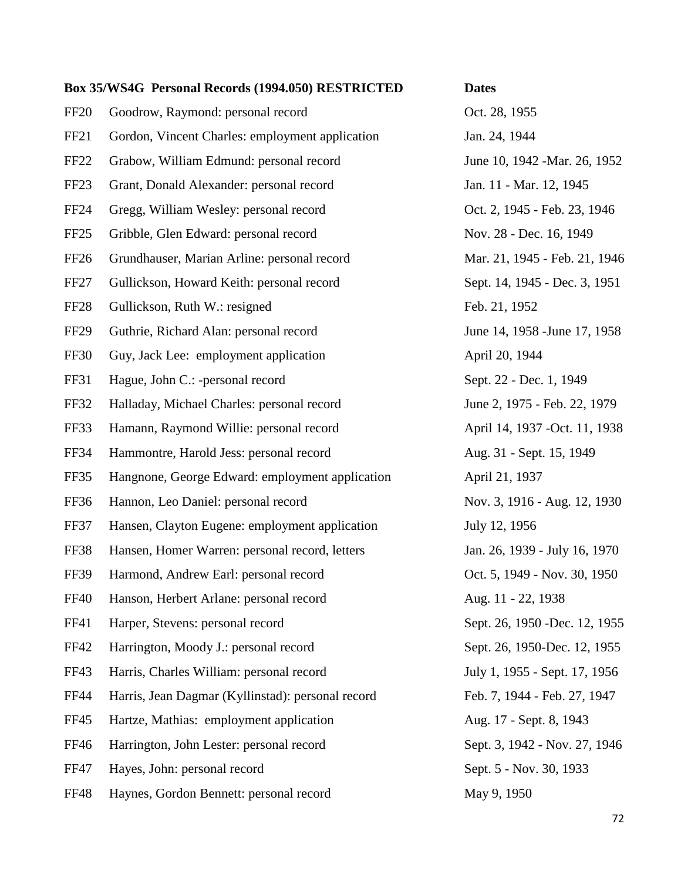| Box 35/WS4G Personal Records (1994.050) RESTRICTED | | Dates |
|---|---|---|
| FF20 | Goodrow, Raymond: personal record | Oct. 28, 1955 |
| FF21 | Gordon, Vincent Charles: employment application | Jan. 24, 1944 |
| FF22 | Grabow, William Edmund: personal record | June 10, 1942 -Mar. 26, 1952 |
| FF23 | Grant, Donald Alexander: personal record | Jan. 11 - Mar. 12, 1945 |
| FF24 | Gregg, William Wesley: personal record | Oct. 2, 1945 - Feb. 23, 1946 |
| FF25 | Gribble, Glen Edward: personal record | Nov. 28 - Dec. 16, 1949 |
| FF26 | Grundhauser, Marian Arline: personal record | Mar. 21, 1945 - Feb. 21, 1946 |
| FF27 | Gullickson, Howard Keith: personal record | Sept. 14, 1945 - Dec. 3, 1951 |
| FF28 | Gullickson, Ruth W.: resigned | Feb. 21, 1952 |
| FF29 | Guthrie, Richard Alan: personal record | June 14, 1958 -June 17, 1958 |
| FF30 | Guy, Jack Lee: employment application | April 20, 1944 |
| FF31 | Hague, John C.: -personal record | Sept. 22 - Dec. 1, 1949 |
| FF32 | Halladay, Michael Charles: personal record | June 2, 1975 - Feb. 22, 1979 |
| FF33 | Hamann, Raymond Willie: personal record | April 14, 1937 -Oct. 11, 1938 |
| FF34 | Hammontre, Harold Jess: personal record | Aug. 31 - Sept. 15, 1949 |
| FF35 | Hangnone, George Edward: employment application | April 21, 1937 |
| FF36 | Hannon, Leo Daniel: personal record | Nov. 3, 1916 - Aug. 12, 1930 |
| FF37 | Hansen, Clayton Eugene: employment application | July 12, 1956 |
| FF38 | Hansen, Homer Warren: personal record, letters | Jan. 26, 1939 - July 16, 1970 |
| FF39 | Harmond, Andrew Earl: personal record | Oct. 5, 1949 - Nov. 30, 1950 |
| FF40 | Hanson, Herbert Arlane: personal record | Aug. 11 - 22, 1938 |
| FF41 | Harper, Stevens: personal record | Sept. 26, 1950 -Dec. 12, 1955 |
| FF42 | Harrington, Moody J.: personal record | Sept. 26, 1950-Dec. 12, 1955 |
| FF43 | Harris, Charles William: personal record | July 1, 1955 - Sept. 17, 1956 |
| FF44 | Harris, Jean Dagmar (Kyllinstad): personal record | Feb. 7, 1944 - Feb. 27, 1947 |
| FF45 | Hartze, Mathias: employment application | Aug. 17 - Sept. 8, 1943 |
| FF46 | Harrington, John Lester: personal record | Sept. 3, 1942 - Nov. 27, 1946 |
| FF47 | Hayes, John: personal record | Sept. 5 - Nov. 30, 1933 |
| FF48 | Haynes, Gordon Bennett: personal record | May 9, 1950 |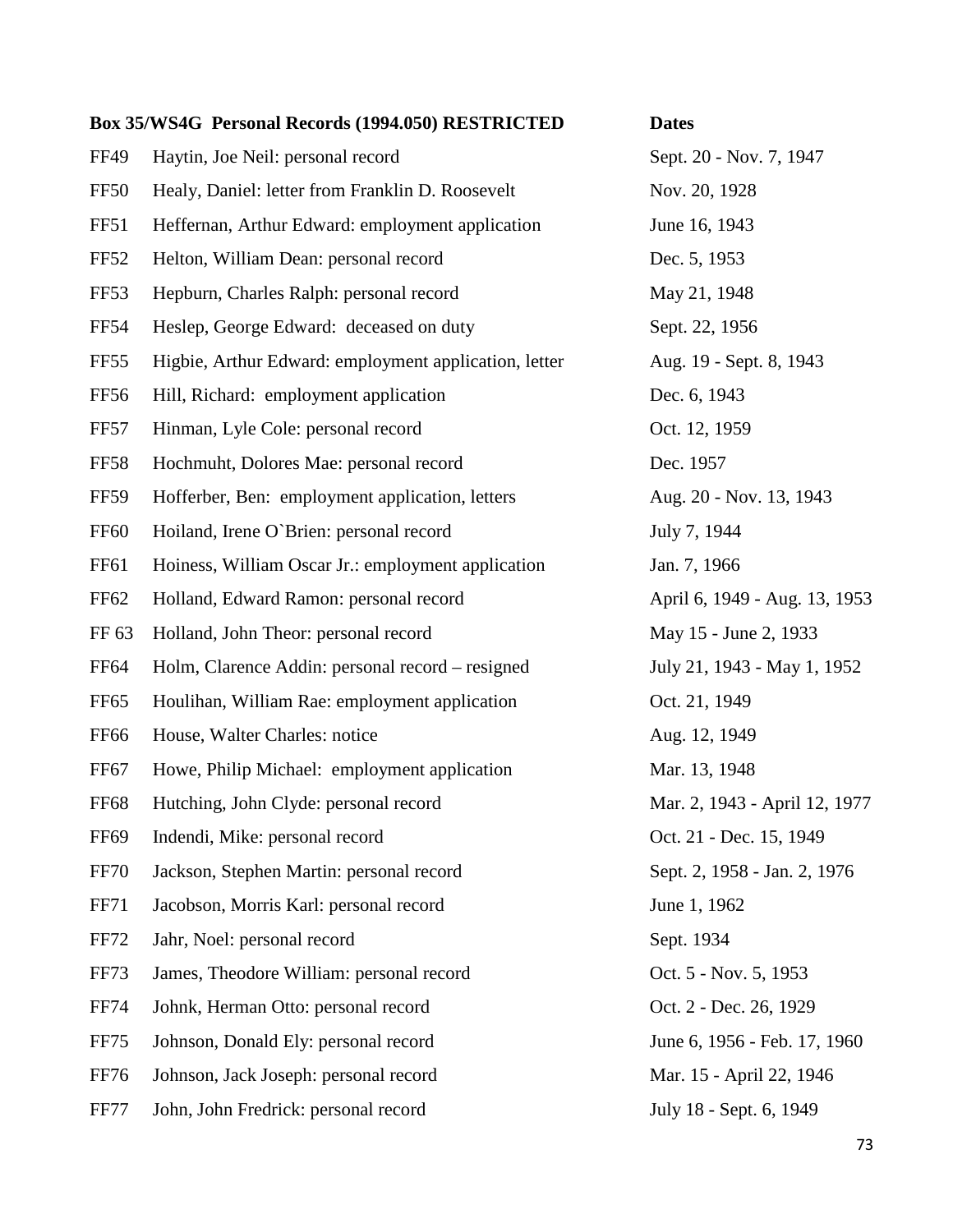| Box 35/WS4G Personal Records (1994.050) RESTRICTED | | Dates |
|---|---|---|
| FF49 | Haytin, Joe Neil: personal record | Sept. 20 - Nov. 7, 1947 |
| FF50 | Healy, Daniel: letter from Franklin D. Roosevelt | Nov. 20, 1928 |
| FF51 | Heffernan, Arthur Edward: employment application | June 16, 1943 |
| FF52 | Helton, William Dean: personal record | Dec. 5, 1953 |
| FF53 | Hepburn, Charles Ralph: personal record | May 21, 1948 |
| FF54 | Heslep, George Edward: deceased on duty | Sept. 22, 1956 |
| FF55 | Higbie, Arthur Edward: employment application, letter | Aug. 19 - Sept. 8, 1943 |
| FF56 | Hill, Richard: employment application | Dec. 6, 1943 |
| FF57 | Hinman, Lyle Cole: personal record | Oct. 12, 1959 |
| FF58 | Hochmuht, Dolores Mae: personal record | Dec. 1957 |
| FF59 | Hofferber, Ben: employment application, letters | Aug. 20 - Nov. 13, 1943 |
| FF60 | Hoiland, Irene O`Brien: personal record | July 7, 1944 |
| FF61 | Hoiness, William Oscar Jr.: employment application | Jan. 7, 1966 |
| FF62 | Holland, Edward Ramon: personal record | April 6, 1949 - Aug. 13, 1953 |
| FF 63 | Holland, John Theor: personal record | May 15 - June 2, 1933 |
| FF64 | Holm, Clarence Addin: personal record – resigned | July 21, 1943 - May 1, 1952 |
| FF65 | Houlihan, William Rae: employment application | Oct. 21, 1949 |
| FF66 | House, Walter Charles: notice | Aug. 12, 1949 |
| FF67 | Howe, Philip Michael: employment application | Mar. 13, 1948 |
| FF68 | Hutching, John Clyde: personal record | Mar. 2, 1943 - April 12, 1977 |
| FF69 | Indendi, Mike: personal record | Oct. 21 - Dec. 15, 1949 |
| FF70 | Jackson, Stephen Martin: personal record | Sept. 2, 1958 - Jan. 2, 1976 |
| FF71 | Jacobson, Morris Karl: personal record | June 1, 1962 |
| FF72 | Jahr, Noel: personal record | Sept. 1934 |
| FF73 | James, Theodore William: personal record | Oct. 5 - Nov. 5, 1953 |
| FF74 | Johnk, Herman Otto: personal record | Oct. 2 - Dec. 26, 1929 |
| FF75 | Johnson, Donald Ely: personal record | June 6, 1956 - Feb. 17, 1960 |
| FF76 | Johnson, Jack Joseph: personal record | Mar. 15 - April 22, 1946 |
| FF77 | John, John Fredrick: personal record | July 18 - Sept. 6, 1949 |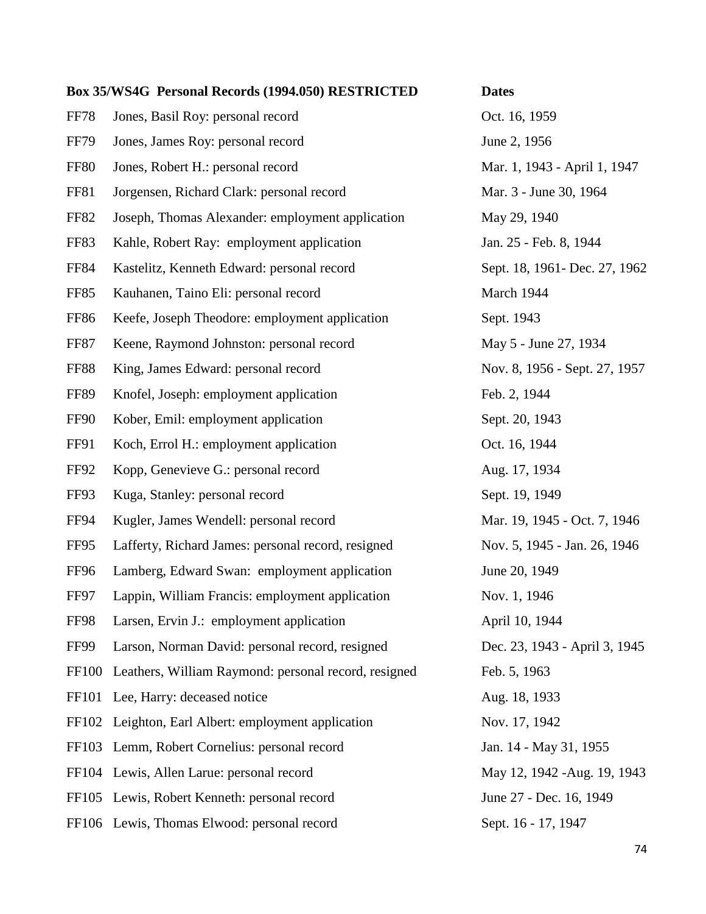| Box 35/WS4G Personal Records (1994.050) RESTRICTED | | Dates |
|---|---|---|
| FF78 | Jones, Basil Roy: personal record | Oct. 16, 1959 |
| FF79 | Jones, James Roy: personal record | June 2, 1956 |
| FF80 | Jones, Robert H.: personal record | Mar. 1, 1943 - April 1, 1947 |
| FF81 | Jorgensen, Richard Clark: personal record | Mar. 3 - June 30, 1964 |
| FF82 | Joseph, Thomas Alexander: employment application | May 29, 1940 |
| FF83 | Kahle, Robert Ray: employment application | Jan. 25 - Feb. 8, 1944 |
| FF84 | Kastelitz, Kenneth Edward: personal record | Sept. 18, 1961- Dec. 27, 1962 |
| FF85 | Kauhanen, Taino Eli: personal record | March 1944 |
| FF86 | Keefe, Joseph Theodore: employment application | Sept. 1943 |
| FF87 | Keene, Raymond Johnston: personal record | May 5 - June 27, 1934 |
| FF88 | King, James Edward: personal record | Nov. 8, 1956 - Sept. 27, 1957 |
| FF89 | Knofel, Joseph: employment application | Feb. 2, 1944 |
| FF90 | Kober, Emil: employment application | Sept. 20, 1943 |
| FF91 | Koch, Errol H.: employment application | Oct. 16, 1944 |
| FF92 | Kopp, Genevieve G.: personal record | Aug. 17, 1934 |
| FF93 | Kuga, Stanley: personal record | Sept. 19, 1949 |
| FF94 | Kugler, James Wendell: personal record | Mar. 19, 1945 - Oct. 7, 1946 |
| FF95 | Lafferty, Richard James: personal record, resigned | Nov. 5, 1945 - Jan. 26, 1946 |
| FF96 | Lamberg, Edward Swan: employment application | June 20, 1949 |
| FF97 | Lappin, William Francis: employment application | Nov. 1, 1946 |
| FF98 | Larsen, Ervin J.: employment application | April 10, 1944 |
| FF99 | Larson, Norman David: personal record, resigned | Dec. 23, 1943 - April 3, 1945 |
| FF100 | Leathers, William Raymond: personal record, resigned | Feb. 5, 1963 |
| FF101 | Lee, Harry: deceased notice | Aug. 18, 1933 |
| FF102 | Leighton, Earl Albert: employment application | Nov. 17, 1942 |
| FF103 | Lemm, Robert Cornelius: personal record | Jan. 14 - May 31, 1955 |
| FF104 | Lewis, Allen Larue: personal record | May 12, 1942 -Aug. 19, 1943 |
| FF105 | Lewis, Robert Kenneth: personal record | June 27 - Dec. 16, 1949 |
| FF106 | Lewis, Thomas Elwood: personal record | Sept. 16 - 17, 1947 |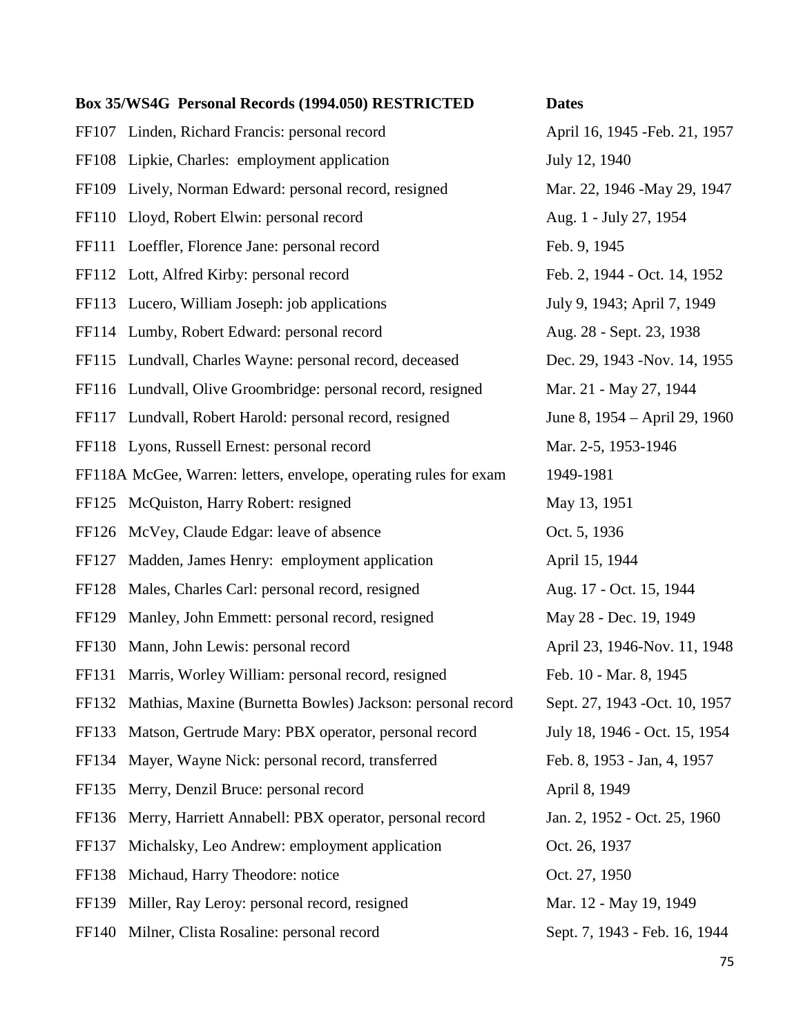| Box 35/WS4G Personal Records (1994.050) RESTRICTED | Dates |
|---|---|
| FF107 Linden, Richard Francis: personal record | April 16, 1945 -Feb. 21, 1957 |
| FF108 Lipkie, Charles: employment application | July 12, 1940 |
| FF109 Lively, Norman Edward: personal record, resigned | Mar. 22, 1946 -May 29, 1947 |
| FF110 Lloyd, Robert Elwin: personal record | Aug. 1 - July 27, 1954 |
| FF111 Loeffler, Florence Jane: personal record | Feb. 9, 1945 |
| FF112 Lott, Alfred Kirby: personal record | Feb. 2, 1944 - Oct. 14, 1952 |
| FF113 Lucero, William Joseph: job applications | July 9, 1943; April 7, 1949 |
| FF114 Lumby, Robert Edward: personal record | Aug. 28 - Sept. 23, 1938 |
| FF115 Lundvall, Charles Wayne: personal record, deceased | Dec. 29, 1943 -Nov. 14, 1955 |
| FF116 Lundvall, Olive Groombridge: personal record, resigned | Mar. 21 - May 27, 1944 |
| FF117 Lundvall, Robert Harold: personal record, resigned | June 8, 1954 – April 29, 1960 |
| FF118 Lyons, Russell Ernest: personal record | Mar. 2-5, 1953-1946 |
| FF118A McGee, Warren: letters, envelope, operating rules for exam | 1949-1981 |
| FF125 McQuiston, Harry Robert: resigned | May 13, 1951 |
| FF126 McVey, Claude Edgar: leave of absence | Oct. 5, 1936 |
| FF127 Madden, James Henry: employment application | April 15, 1944 |
| FF128 Males, Charles Carl: personal record, resigned | Aug. 17 - Oct. 15, 1944 |
| FF129 Manley, John Emmett: personal record, resigned | May 28 - Dec. 19, 1949 |
| FF130 Mann, John Lewis: personal record | April 23, 1946-Nov. 11, 1948 |
| FF131 Marris, Worley William: personal record, resigned | Feb. 10 - Mar. 8, 1945 |
| FF132 Mathias, Maxine (Burnetta Bowles) Jackson: personal record | Sept. 27, 1943 -Oct. 10, 1957 |
| FF133 Matson, Gertrude Mary: PBX operator, personal record | July 18, 1946 - Oct. 15, 1954 |
| FF134 Mayer, Wayne Nick: personal record, transferred | Feb. 8, 1953 - Jan, 4, 1957 |
| FF135 Merry, Denzil Bruce: personal record | April 8, 1949 |
| FF136 Merry, Harriett Annabell: PBX operator, personal record | Jan. 2, 1952 - Oct. 25, 1960 |
| FF137 Michalsky, Leo Andrew: employment application | Oct. 26, 1937 |
| FF138 Michaud, Harry Theodore: notice | Oct. 27, 1950 |
| FF139 Miller, Ray Leroy: personal record, resigned | Mar. 12 - May 19, 1949 |
| FF140 Milner, Clista Rosaline: personal record | Sept. 7, 1943 - Feb. 16, 1944 |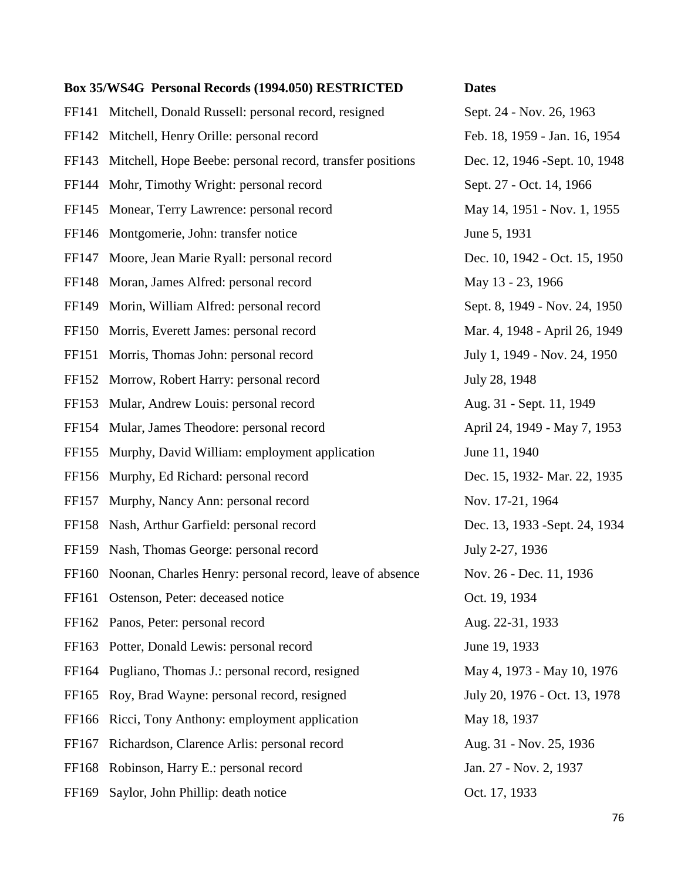| Box 35/WS4G Personal Records (1994.050) RESTRICTED | | Dates |
|---|---|---|
| FF141 | Mitchell, Donald Russell: personal record, resigned | Sept. 24 - Nov. 26, 1963 |
| FF142 | Mitchell, Henry Orille: personal record | Feb. 18, 1959 - Jan. 16, 1954 |
| FF143 | Mitchell, Hope Beebe: personal record, transfer positions | Dec. 12, 1946 -Sept. 10, 1948 |
| FF144 | Mohr, Timothy Wright: personal record | Sept. 27 - Oct. 14, 1966 |
| FF145 | Monear, Terry Lawrence: personal record | May 14, 1951 - Nov. 1, 1955 |
| FF146 | Montgomerie, John: transfer notice | June 5, 1931 |
| FF147 | Moore, Jean Marie Ryall: personal record | Dec. 10, 1942 - Oct. 15, 1950 |
| FF148 | Moran, James Alfred: personal record | May 13 - 23, 1966 |
| FF149 | Morin, William Alfred: personal record | Sept. 8, 1949 - Nov. 24, 1950 |
| FF150 | Morris, Everett James: personal record | Mar. 4, 1948 - April 26, 1949 |
| FF151 | Morris, Thomas John: personal record | July 1, 1949 - Nov. 24, 1950 |
| FF152 | Morrow, Robert Harry: personal record | July 28, 1948 |
| FF153 | Mular, Andrew Louis: personal record | Aug. 31 - Sept. 11, 1949 |
| FF154 | Mular, James Theodore: personal record | April 24, 1949 - May 7, 1953 |
| FF155 | Murphy, David William: employment application | June 11, 1940 |
| FF156 | Murphy, Ed Richard: personal record | Dec. 15, 1932- Mar. 22, 1935 |
| FF157 | Murphy, Nancy Ann: personal record | Nov. 17-21, 1964 |
| FF158 | Nash, Arthur Garfield: personal record | Dec. 13, 1933 -Sept. 24, 1934 |
| FF159 | Nash, Thomas George: personal record | July 2-27, 1936 |
| FF160 | Noonan, Charles Henry: personal record, leave of absence | Nov. 26 - Dec. 11, 1936 |
| FF161 | Ostenson, Peter: deceased notice | Oct. 19, 1934 |
| FF162 | Panos, Peter: personal record | Aug. 22-31, 1933 |
| FF163 | Potter, Donald Lewis: personal record | June 19, 1933 |
| FF164 | Pugliano, Thomas J.: personal record, resigned | May 4, 1973 - May 10, 1976 |
| FF165 | Roy, Brad Wayne: personal record, resigned | July 20, 1976 - Oct. 13, 1978 |
| FF166 | Ricci, Tony Anthony: employment application | May 18, 1937 |
| FF167 | Richardson, Clarence Arlis: personal record | Aug. 31 - Nov. 25, 1936 |
| FF168 | Robinson, Harry E.: personal record | Jan. 27 - Nov. 2, 1937 |
| FF169 | Saylor, John Phillip: death notice | Oct. 17, 1933 |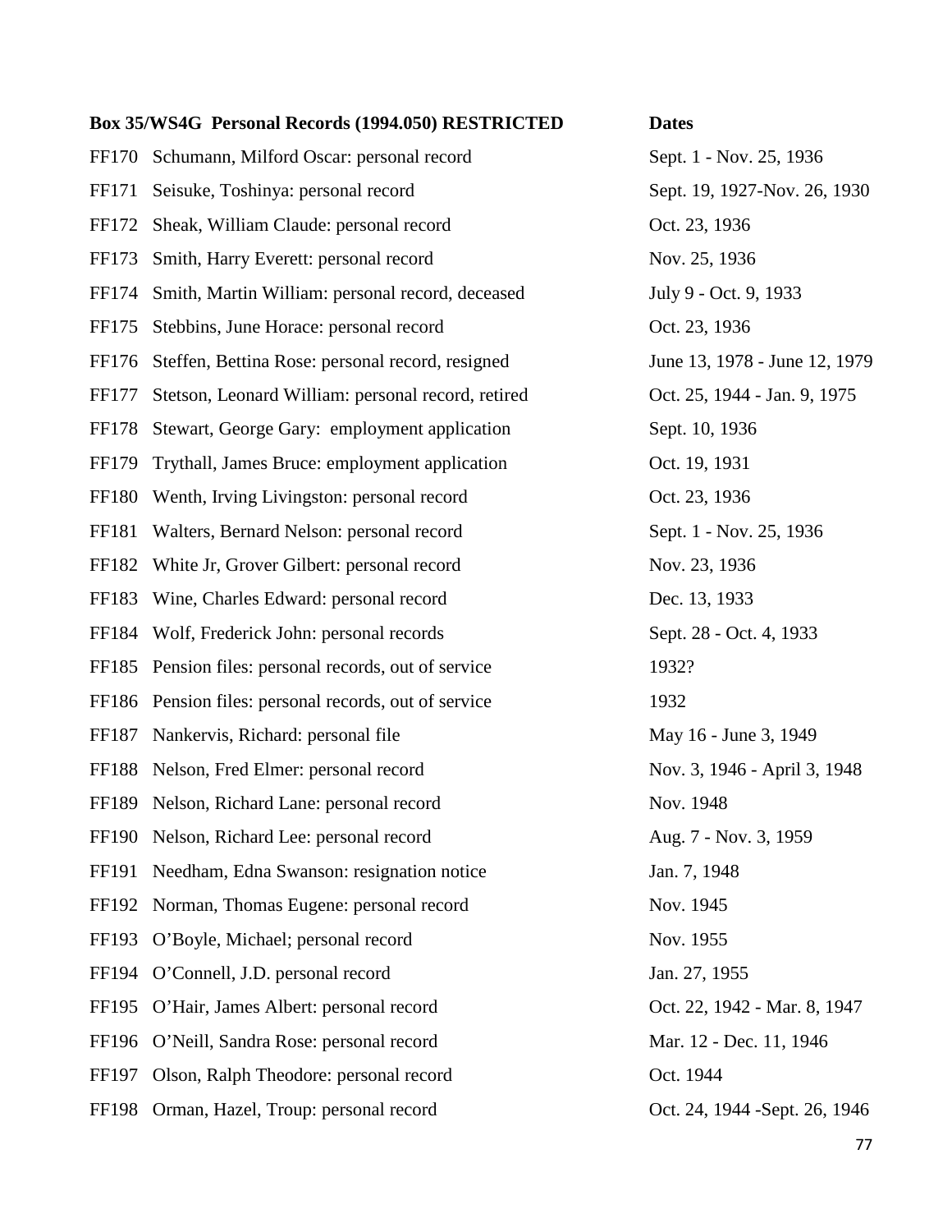| Box 35/WS4G Personal Records (1994.050) RESTRICTED | | Dates |
|---|---|---|
| FF170 | Schumann, Milford Oscar: personal record | Sept. 1 - Nov. 25, 1936 |
| FF171 | Seisuke, Toshinya: personal record | Sept. 19, 1927-Nov. 26, 1930 |
| FF172 | Sheak, William Claude: personal record | Oct. 23, 1936 |
| FF173 | Smith, Harry Everett: personal record | Nov. 25, 1936 |
| FF174 | Smith, Martin William: personal record, deceased | July 9 - Oct. 9, 1933 |
| FF175 | Stebbins, June Horace: personal record | Oct. 23, 1936 |
| FF176 | Steffen, Bettina Rose: personal record, resigned | June 13, 1978 - June 12, 1979 |
| FF177 | Stetson, Leonard William: personal record, retired | Oct. 25, 1944 - Jan. 9, 1975 |
| FF178 | Stewart, George Gary: employment application | Sept. 10, 1936 |
| FF179 | Trythall, James Bruce: employment application | Oct. 19, 1931 |
| FF180 | Wenth, Irving Livingston: personal record | Oct. 23, 1936 |
| FF181 | Walters, Bernard Nelson: personal record | Sept. 1 - Nov. 25, 1936 |
| FF182 | White Jr, Grover Gilbert: personal record | Nov. 23, 1936 |
| FF183 | Wine, Charles Edward: personal record | Dec. 13, 1933 |
| FF184 | Wolf, Frederick John: personal records | Sept. 28 - Oct. 4, 1933 |
| FF185 | Pension files: personal records, out of service | 1932? |
| FF186 | Pension files: personal records, out of service | 1932 |
| FF187 | Nankervis, Richard: personal file | May 16 - June 3, 1949 |
| FF188 | Nelson, Fred Elmer: personal record | Nov. 3, 1946 - April 3, 1948 |
| FF189 | Nelson, Richard Lane: personal record | Nov. 1948 |
| FF190 | Nelson, Richard Lee: personal record | Aug. 7 - Nov. 3, 1959 |
| FF191 | Needham, Edna Swanson: resignation notice | Jan. 7, 1948 |
| FF192 | Norman, Thomas Eugene: personal record | Nov. 1945 |
| FF193 | O'Boyle, Michael; personal record | Nov. 1955 |
| FF194 | O'Connell, J.D. personal record | Jan. 27, 1955 |
| FF195 | O'Hair, James Albert: personal record | Oct. 22, 1942 - Mar. 8, 1947 |
| FF196 | O'Neill, Sandra Rose: personal record | Mar. 12 - Dec. 11, 1946 |
| FF197 | Olson, Ralph Theodore: personal record | Oct. 1944 |
| FF198 | Orman, Hazel, Troup: personal record | Oct. 24, 1944 -Sept. 26, 1946 |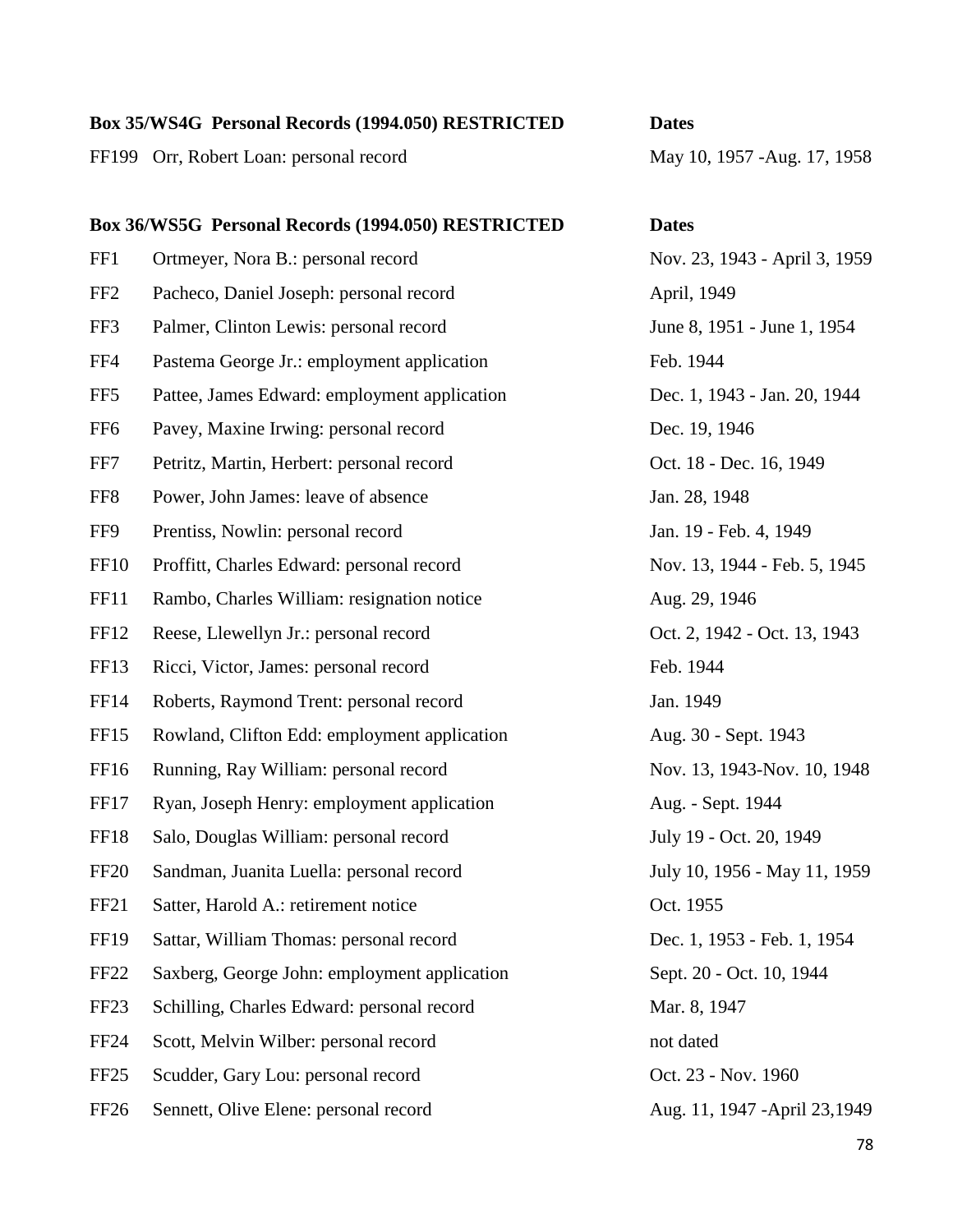| **Box 35/WS4G Personal Records (1994.050) RESTRICTED** | | **Dates** |
|---|---|---|
| FF199 | Orr, Robert Loan: personal record | May 10, 1957 -Aug. 17, 1958 |

| **Box 36/WS5G Personal Records (1994.050) RESTRICTED** | | **Dates** |
|---|---|---|
| FF1 | Ortmeyer, Nora B.: personal record | Nov. 23, 1943 - April 3, 1959 |
| FF2 | Pacheco, Daniel Joseph: personal record | April, 1949 |
| FF3 | Palmer, Clinton Lewis: personal record | June 8, 1951 - June 1, 1954 |
| FF4 | Pastema George Jr.: employment application | Feb. 1944 |
| FF5 | Pattee, James Edward: employment application | Dec. 1, 1943 - Jan. 20, 1944 |
| FF6 | Pavey, Maxine Irwing: personal record | Dec. 19, 1946 |
| FF7 | Petritz, Martin, Herbert: personal record | Oct. 18 - Dec. 16, 1949 |
| FF8 | Power, John James: leave of absence | Jan. 28, 1948 |
| FF9 | Prentiss, Nowlin: personal record | Jan. 19 - Feb. 4, 1949 |
| FF10 | Proffitt, Charles Edward: personal record | Nov. 13, 1944 - Feb. 5, 1945 |
| FF11 | Rambo, Charles William: resignation notice | Aug. 29, 1946 |
| FF12 | Reese, Llewellyn Jr.: personal record | Oct. 2, 1942 - Oct. 13, 1943 |
| FF13 | Ricci, Victor, James: personal record | Feb. 1944 |
| FF14 | Roberts, Raymond Trent: personal record | Jan. 1949 |
| FF15 | Rowland, Clifton Edd: employment application | Aug. 30 - Sept. 1943 |
| FF16 | Running, Ray William: personal record | Nov. 13, 1943-Nov. 10, 1948 |
| FF17 | Ryan, Joseph Henry: employment application | Aug. - Sept. 1944 |
| FF18 | Salo, Douglas William: personal record | July 19 - Oct. 20, 1949 |
| FF20 | Sandman, Juanita Luella: personal record | July 10, 1956 - May 11, 1959 |
| FF21 | Satter, Harold A.: retirement notice | Oct. 1955 |
| FF19 | Sattar, William Thomas: personal record | Dec. 1, 1953 - Feb. 1, 1954 |
| FF22 | Saxberg, George John: employment application | Sept. 20 - Oct. 10, 1944 |
| FF23 | Schilling, Charles Edward: personal record | Mar. 8, 1947 |
| FF24 | Scott, Melvin Wilber: personal record | not dated |
| FF25 | Scudder, Gary Lou: personal record | Oct. 23 - Nov. 1960 |
| FF26 | Sennett, Olive Elene: personal record | Aug. 11, 1947 -April 23,1949 |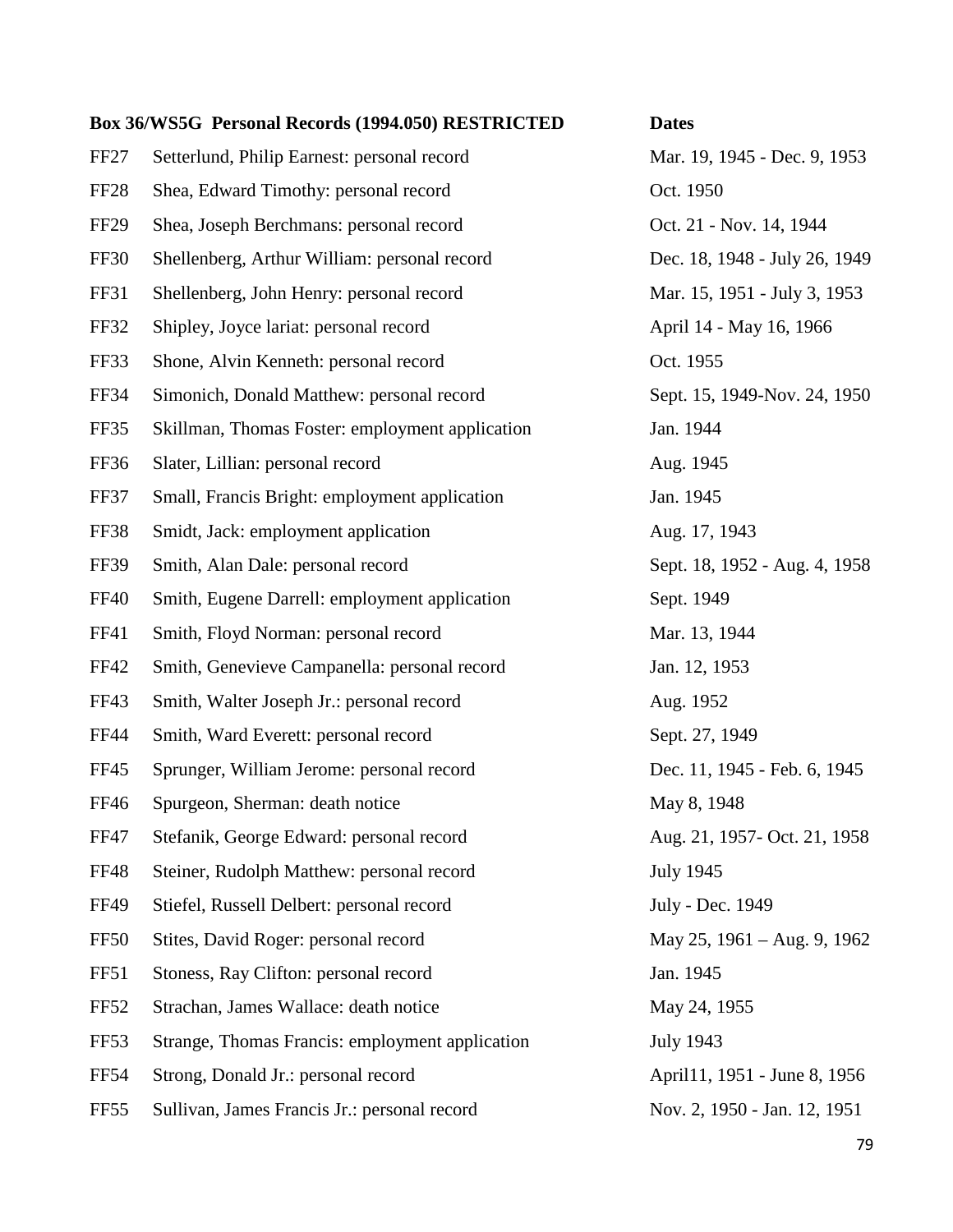| Box 36/WS5G Personal Records (1994.050) RESTRICTED | | Dates |
|---|---|---|
| FF27 | Setterlund, Philip Earnest: personal record | Mar. 19, 1945 - Dec. 9, 1953 |
| FF28 | Shea, Edward Timothy: personal record | Oct. 1950 |
| FF29 | Shea, Joseph Berchmans: personal record | Oct. 21 - Nov. 14, 1944 |
| FF30 | Shellenberg, Arthur William: personal record | Dec. 18, 1948 - July 26, 1949 |
| FF31 | Shellenberg, John Henry: personal record | Mar. 15, 1951 - July 3, 1953 |
| FF32 | Shipley, Joyce lariat: personal record | April 14 - May 16, 1966 |
| FF33 | Shone, Alvin Kenneth: personal record | Oct. 1955 |
| FF34 | Simonich, Donald Matthew: personal record | Sept. 15, 1949-Nov. 24, 1950 |
| FF35 | Skillman, Thomas Foster: employment application | Jan. 1944 |
| FF36 | Slater, Lillian: personal record | Aug. 1945 |
| FF37 | Small, Francis Bright: employment application | Jan. 1945 |
| FF38 | Smidt, Jack: employment application | Aug. 17, 1943 |
| FF39 | Smith, Alan Dale: personal record | Sept. 18, 1952 - Aug. 4, 1958 |
| FF40 | Smith, Eugene Darrell: employment application | Sept. 1949 |
| FF41 | Smith, Floyd Norman: personal record | Mar. 13, 1944 |
| FF42 | Smith, Genevieve Campanella: personal record | Jan. 12, 1953 |
| FF43 | Smith, Walter Joseph Jr.: personal record | Aug. 1952 |
| FF44 | Smith, Ward Everett: personal record | Sept. 27, 1949 |
| FF45 | Sprunger, William Jerome: personal record | Dec. 11, 1945 - Feb. 6, 1945 |
| FF46 | Spurgeon, Sherman: death notice | May 8, 1948 |
| FF47 | Stefanik, George Edward: personal record | Aug. 21, 1957- Oct. 21, 1958 |
| FF48 | Steiner, Rudolph Matthew: personal record | July 1945 |
| FF49 | Stiefel, Russell Delbert: personal record | July - Dec. 1949 |
| FF50 | Stites, David Roger: personal record | May 25, 1961 – Aug. 9, 1962 |
| FF51 | Stoness, Ray Clifton: personal record | Jan. 1945 |
| FF52 | Strachan, James Wallace: death notice | May 24, 1955 |
| FF53 | Strange, Thomas Francis: employment application | July 1943 |
| FF54 | Strong, Donald Jr.: personal record | April11, 1951 - June 8, 1956 |
| FF55 | Sullivan, James Francis Jr.: personal record | Nov. 2, 1950 - Jan. 12, 1951 |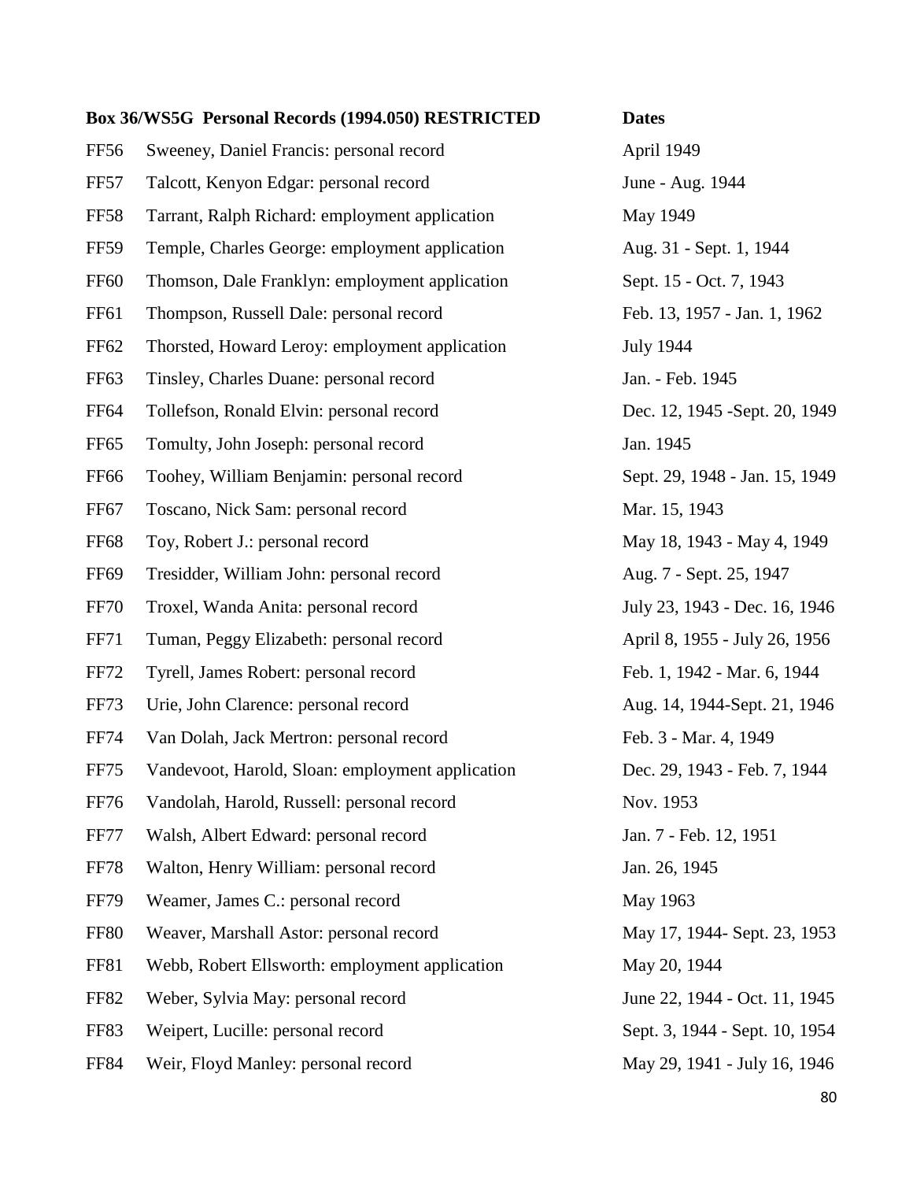| Box 36/WS5G Personal Records (1994.050) RESTRICTED | | Dates |
|---|---|---|
| FF56 | Sweeney, Daniel Francis: personal record | April 1949 |
| FF57 | Talcott, Kenyon Edgar: personal record | June - Aug. 1944 |
| FF58 | Tarrant, Ralph Richard: employment application | May 1949 |
| FF59 | Temple, Charles George: employment application | Aug. 31 - Sept. 1, 1944 |
| FF60 | Thomson, Dale Franklyn: employment application | Sept. 15 - Oct. 7, 1943 |
| FF61 | Thompson, Russell Dale: personal record | Feb. 13, 1957 - Jan. 1, 1962 |
| FF62 | Thorsted, Howard Leroy: employment application | July 1944 |
| FF63 | Tinsley, Charles Duane: personal record | Jan. - Feb. 1945 |
| FF64 | Tollefson, Ronald Elvin: personal record | Dec. 12, 1945 -Sept. 20, 1949 |
| FF65 | Tomulty, John Joseph: personal record | Jan. 1945 |
| FF66 | Toohey, William Benjamin: personal record | Sept. 29, 1948 - Jan. 15, 1949 |
| FF67 | Toscano, Nick Sam: personal record | Mar. 15, 1943 |
| FF68 | Toy, Robert J.: personal record | May 18, 1943 - May 4, 1949 |
| FF69 | Tresidder, William John: personal record | Aug. 7 - Sept. 25, 1947 |
| FF70 | Troxel, Wanda Anita: personal record | July 23, 1943 - Dec. 16, 1946 |
| FF71 | Tuman, Peggy Elizabeth: personal record | April 8, 1955 - July 26, 1956 |
| FF72 | Tyrell, James Robert: personal record | Feb. 1, 1942 - Mar. 6, 1944 |
| FF73 | Urie, John Clarence: personal record | Aug. 14, 1944-Sept. 21, 1946 |
| FF74 | Van Dolah, Jack Mertron: personal record | Feb. 3 - Mar. 4, 1949 |
| FF75 | Vandevoot, Harold, Sloan: employment application | Dec. 29, 1943 - Feb. 7, 1944 |
| FF76 | Vandolah, Harold, Russell: personal record | Nov. 1953 |
| FF77 | Walsh, Albert Edward: personal record | Jan. 7 - Feb. 12, 1951 |
| FF78 | Walton, Henry William: personal record | Jan. 26, 1945 |
| FF79 | Weamer, James C.: personal record | May 1963 |
| FF80 | Weaver, Marshall Astor: personal record | May 17, 1944- Sept. 23, 1953 |
| FF81 | Webb, Robert Ellsworth: employment application | May 20, 1944 |
| FF82 | Weber, Sylvia May: personal record | June 22, 1944 - Oct. 11, 1945 |
| FF83 | Weipert, Lucille: personal record | Sept. 3, 1944 - Sept. 10, 1954 |
| FF84 | Weir, Floyd Manley: personal record | May 29, 1941 - July 16, 1946 |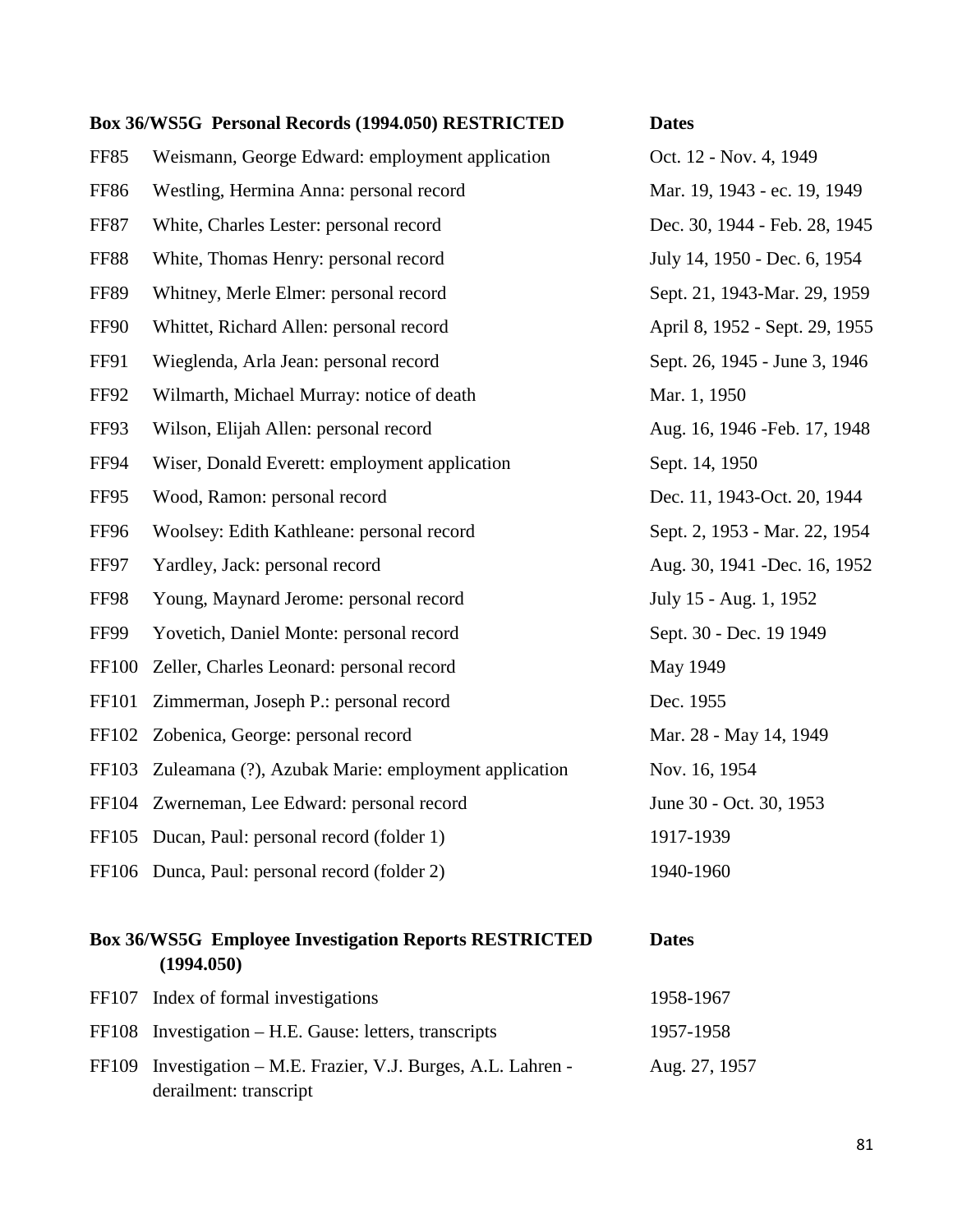| Box 36/WS5G Personal Records (1994.050) RESTRICTED | | Dates |
|---|---|---|
| FF85 | Weismann, George Edward: employment application | Oct. 12 - Nov. 4, 1949 |
| FF86 | Westling, Hermina Anna: personal record | Mar. 19, 1943 - ec. 19, 1949 |
| FF87 | White, Charles Lester: personal record | Dec. 30, 1944 - Feb. 28, 1945 |
| FF88 | White, Thomas Henry: personal record | July 14, 1950 - Dec. 6, 1954 |
| FF89 | Whitney, Merle Elmer: personal record | Sept. 21, 1943-Mar. 29, 1959 |
| FF90 | Whittet, Richard Allen: personal record | April 8, 1952 - Sept. 29, 1955 |
| FF91 | Wieglenda, Arla Jean: personal record | Sept. 26, 1945 - June 3, 1946 |
| FF92 | Wilmarth, Michael Murray: notice of death | Mar. 1, 1950 |
| FF93 | Wilson, Elijah Allen: personal record | Aug. 16, 1946 -Feb. 17, 1948 |
| FF94 | Wiser, Donald Everett: employment application | Sept. 14, 1950 |
| FF95 | Wood, Ramon: personal record | Dec. 11, 1943-Oct. 20, 1944 |
| FF96 | Woolsey: Edith Kathleane: personal record | Sept. 2, 1953 - Mar. 22, 1954 |
| FF97 | Yardley, Jack: personal record | Aug. 30, 1941 -Dec. 16, 1952 |
| FF98 | Young, Maynard Jerome: personal record | July 15 - Aug. 1, 1952 |
| FF99 | Yovetich, Daniel Monte: personal record | Sept. 30 - Dec. 19 1949 |
| FF100 | Zeller, Charles Leonard: personal record | May 1949 |
| FF101 | Zimmerman, Joseph P.: personal record | Dec. 1955 |
| FF102 | Zobenica, George: personal record | Mar. 28 - May 14, 1949 |
| FF103 | Zuleamana (?), Azubak Marie: employment application | Nov. 16, 1954 |
| FF104 | Zwerneman, Lee Edward: personal record | June 30 - Oct. 30, 1953 |
| FF105 | Ducan, Paul: personal record (folder 1) | 1917-1939 |
| FF106 | Dunca, Paul: personal record (folder 2) | 1940-1960 |

| Box 36/WS5G Employee Investigation Reports RESTRICTED (1994.050) | | Dates |
|---|---|---|
| FF107 | Index of formal investigations | 1958-1967 |
| FF108 | Investigation – H.E. Gause: letters, transcripts | 1957-1958 |
| FF109 | Investigation – M.E. Frazier, V.J. Burges, A.L. Lahren - derailment: transcript | Aug. 27, 1957 |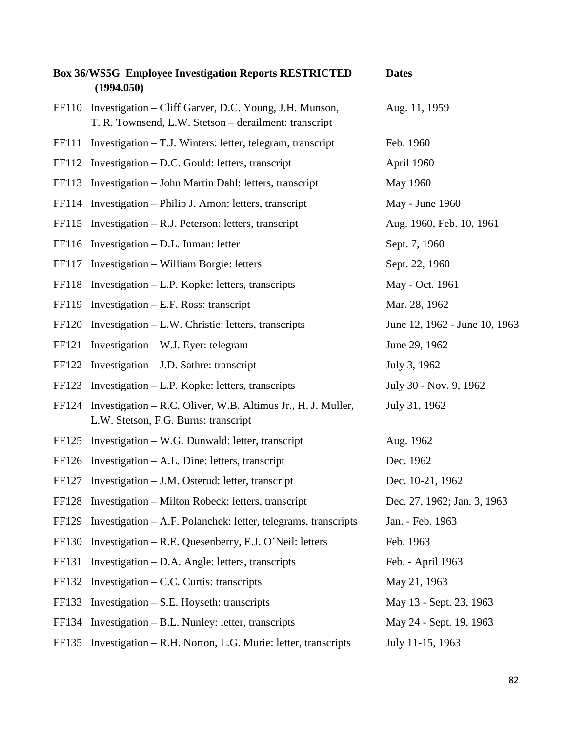| Box 36/WS5G Employee Investigation Reports RESTRICTED (1994.050) | | Dates |
|---|---|---|
| FF110 | Investigation – Cliff Garver, D.C. Young, J.H. Munson, T. R. Townsend, L.W. Stetson – derailment: transcript | Aug. 11, 1959 |
| FF111 | Investigation – T.J. Winters: letter, telegram, transcript | Feb. 1960 |
| FF112 | Investigation – D.C. Gould: letters, transcript | April 1960 |
| FF113 | Investigation – John Martin Dahl: letters, transcript | May 1960 |
| FF114 | Investigation – Philip J. Amon: letters, transcript | May - June 1960 |
| FF115 | Investigation – R.J. Peterson: letters, transcript | Aug. 1960, Feb. 10, 1961 |
| FF116 | Investigation – D.L. Inman: letter | Sept. 7, 1960 |
| FF117 | Investigation – William Borgie: letters | Sept. 22, 1960 |
| FF118 | Investigation – L.P. Kopke: letters, transcripts | May - Oct. 1961 |
| FF119 | Investigation – E.F. Ross: transcript | Mar. 28, 1962 |
| FF120 | Investigation – L.W. Christie: letters, transcripts | June 12, 1962 - June 10, 1963 |
| FF121 | Investigation – W.J. Eyer: telegram | June 29, 1962 |
| FF122 | Investigation – J.D. Sathre: transcript | July 3, 1962 |
| FF123 | Investigation – L.P. Kopke: letters, transcripts | July 30 - Nov. 9, 1962 |
| FF124 | Investigation – R.C. Oliver, W.B. Altimus Jr., H. J. Muller, L.W. Stetson, F.G. Burns: transcript | July 31, 1962 |
| FF125 | Investigation – W.G. Dunwald: letter, transcript | Aug. 1962 |
| FF126 | Investigation – A.L. Dine: letters, transcript | Dec. 1962 |
| FF127 | Investigation – J.M. Osterud: letter, transcript | Dec. 10-21, 1962 |
| FF128 | Investigation – Milton Robeck: letters, transcript | Dec. 27, 1962; Jan. 3, 1963 |
| FF129 | Investigation – A.F. Polanchek: letter, telegrams, transcripts | Jan. - Feb. 1963 |
| FF130 | Investigation – R.E. Quesenberry, E.J. O'Neil: letters | Feb. 1963 |
| FF131 | Investigation – D.A. Angle: letters, transcripts | Feb. - April 1963 |
| FF132 | Investigation – C.C. Curtis: transcripts | May 21, 1963 |
| FF133 | Investigation – S.E. Hoyseth: transcripts | May 13 - Sept. 23, 1963 |
| FF134 | Investigation – B.L. Nunley: letter, transcripts | May 24 - Sept. 19, 1963 |
| FF135 | Investigation – R.H. Norton, L.G. Murie: letter, transcripts | July 11-15, 1963 |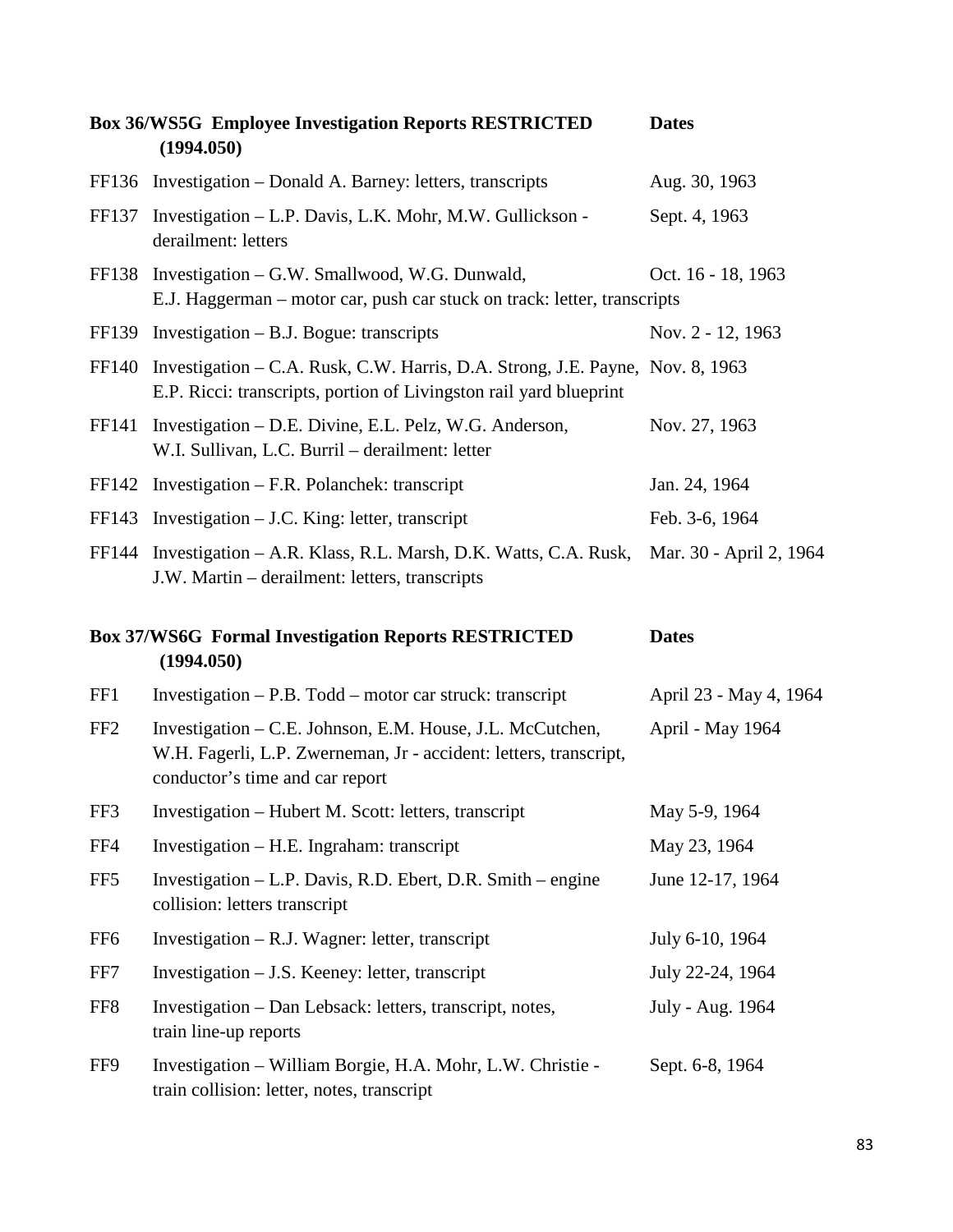| Box 36/WS5G Employee Investigation Reports RESTRICTED (1994.050) | | Dates |
|---|---|---|
| FF136 | Investigation – Donald A. Barney: letters, transcripts | Aug. 30, 1963 |
| FF137 | Investigation – L.P. Davis, L.K. Mohr, M.W. Gullickson - derailment: letters | Sept. 4, 1963 |
| FF138 | Investigation – G.W. Smallwood, W.G. Dunwald, E.J. Haggerman – motor car, push car stuck on track: letter, transcripts | Oct. 16 - 18, 1963 |
| FF139 | Investigation – B.J. Bogue: transcripts | Nov. 2 - 12, 1963 |
| FF140 | Investigation – C.A. Rusk, C.W. Harris, D.A. Strong, J.E. Payne, E.P. Ricci: transcripts, portion of Livingston rail yard blueprint | Nov. 8, 1963 |
| FF141 | Investigation – D.E. Divine, E.L. Pelz, W.G. Anderson, W.I. Sullivan, L.C. Burril – derailment: letter | Nov. 27, 1963 |
| FF142 | Investigation – F.R. Polanchek: transcript | Jan. 24, 1964 |
| FF143 | Investigation – J.C. King: letter, transcript | Feb. 3-6, 1964 |
| FF144 | Investigation – A.R. Klass, R.L. Marsh, D.K. Watts, C.A. Rusk, J.W. Martin – derailment: letters, transcripts | Mar. 30 - April 2, 1964 |

| Box 37/WS6G Formal Investigation Reports RESTRICTED (1994.050) | | Dates |
|---|---|---|
| FF1 | Investigation – P.B. Todd – motor car struck: transcript | April 23 - May 4, 1964 |
| FF2 | Investigation – C.E. Johnson, E.M. House, J.L. McCutchen, W.H. Fagerli, L.P. Zwerneman, Jr - accident: letters, transcript, conductor's time and car report | April - May 1964 |
| FF3 | Investigation – Hubert M. Scott: letters, transcript | May 5-9, 1964 |
| FF4 | Investigation – H.E. Ingraham: transcript | May 23, 1964 |
| FF5 | Investigation – L.P. Davis, R.D. Ebert, D.R. Smith – engine collision: letters transcript | June 12-17, 1964 |
| FF6 | Investigation – R.J. Wagner: letter, transcript | July 6-10, 1964 |
| FF7 | Investigation – J.S. Keeney: letter, transcript | July 22-24, 1964 |
| FF8 | Investigation – Dan Lebsack: letters, transcript, notes, train line-up reports | July - Aug. 1964 |
| FF9 | Investigation – William Borgie, H.A. Mohr, L.W. Christie - train collision: letter, notes, transcript | Sept. 6-8, 1964 |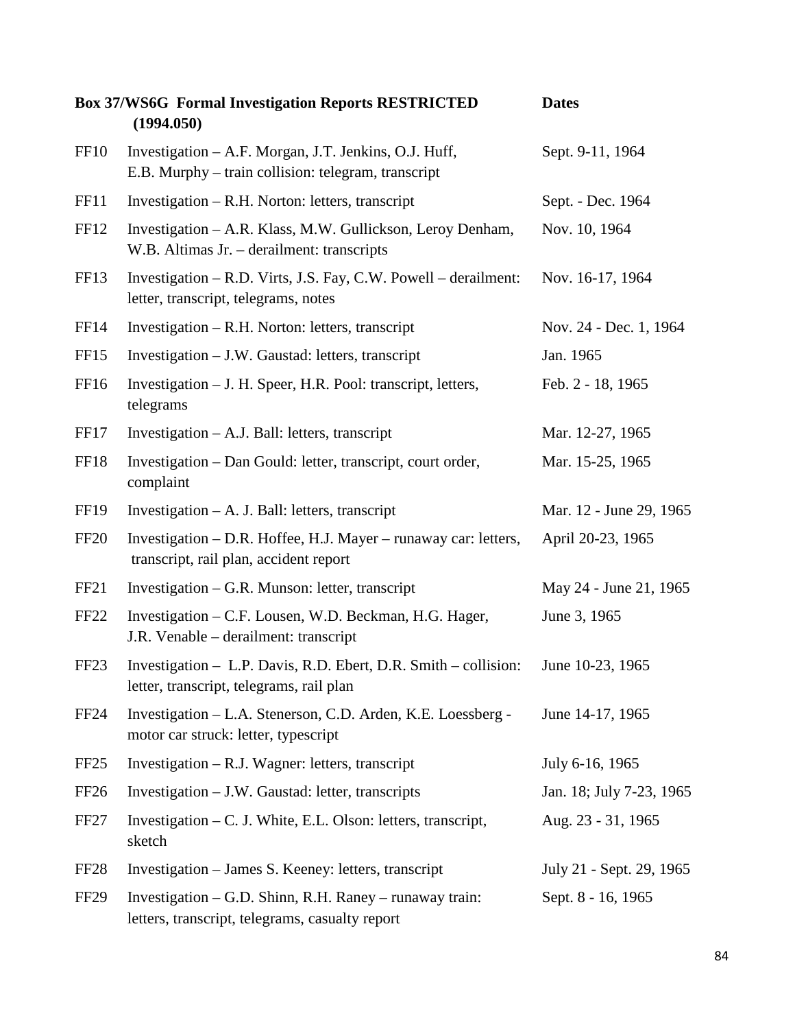| Box 37/WS6G Formal Investigation Reports RESTRICTED (1994.050) | | Dates |
|---|---|---|
| FF10 | Investigation – A.F. Morgan, J.T. Jenkins, O.J. Huff, E.B. Murphy – train collision: telegram, transcript | Sept. 9-11, 1964 |
| FF11 | Investigation – R.H. Norton: letters, transcript | Sept. - Dec. 1964 |
| FF12 | Investigation – A.R. Klass, M.W. Gullickson, Leroy Denham, W.B. Altimas Jr. – derailment: transcripts | Nov. 10, 1964 |
| FF13 | Investigation – R.D. Virts, J.S. Fay, C.W. Powell – derailment: letter, transcript, telegrams, notes | Nov. 16-17, 1964 |
| FF14 | Investigation – R.H. Norton: letters, transcript | Nov. 24 - Dec. 1, 1964 |
| FF15 | Investigation – J.W. Gaustad: letters, transcript | Jan. 1965 |
| FF16 | Investigation – J. H. Speer, H.R. Pool: transcript, letters, telegrams | Feb. 2 - 18, 1965 |
| FF17 | Investigation – A.J. Ball: letters, transcript | Mar. 12-27, 1965 |
| FF18 | Investigation – Dan Gould: letter, transcript, court order, complaint | Mar. 15-25, 1965 |
| FF19 | Investigation – A. J. Ball: letters, transcript | Mar. 12 - June 29, 1965 |
| FF20 | Investigation – D.R. Hoffee, H.J. Mayer – runaway car: letters, transcript, rail plan, accident report | April 20-23, 1965 |
| FF21 | Investigation – G.R. Munson: letter, transcript | May 24 - June 21, 1965 |
| FF22 | Investigation – C.F. Lousen, W.D. Beckman, H.G. Hager, J.R. Venable – derailment: transcript | June 3, 1965 |
| FF23 | Investigation – L.P. Davis, R.D. Ebert, D.R. Smith – collision: letter, transcript, telegrams, rail plan | June 10-23, 1965 |
| FF24 | Investigation – L.A. Stenerson, C.D. Arden, K.E. Loessberg - motor car struck: letter, typescript | June 14-17, 1965 |
| FF25 | Investigation – R.J. Wagner: letters, transcript | July 6-16, 1965 |
| FF26 | Investigation – J.W. Gaustad: letter, transcripts | Jan. 18; July 7-23, 1965 |
| FF27 | Investigation – C. J. White, E.L. Olson: letters, transcript, sketch | Aug. 23 - 31, 1965 |
| FF28 | Investigation – James S. Keeney: letters, transcript | July 21 - Sept. 29, 1965 |
| FF29 | Investigation – G.D. Shinn, R.H. Raney – runaway train: letters, transcript, telegrams, casualty report | Sept. 8 - 16, 1965 |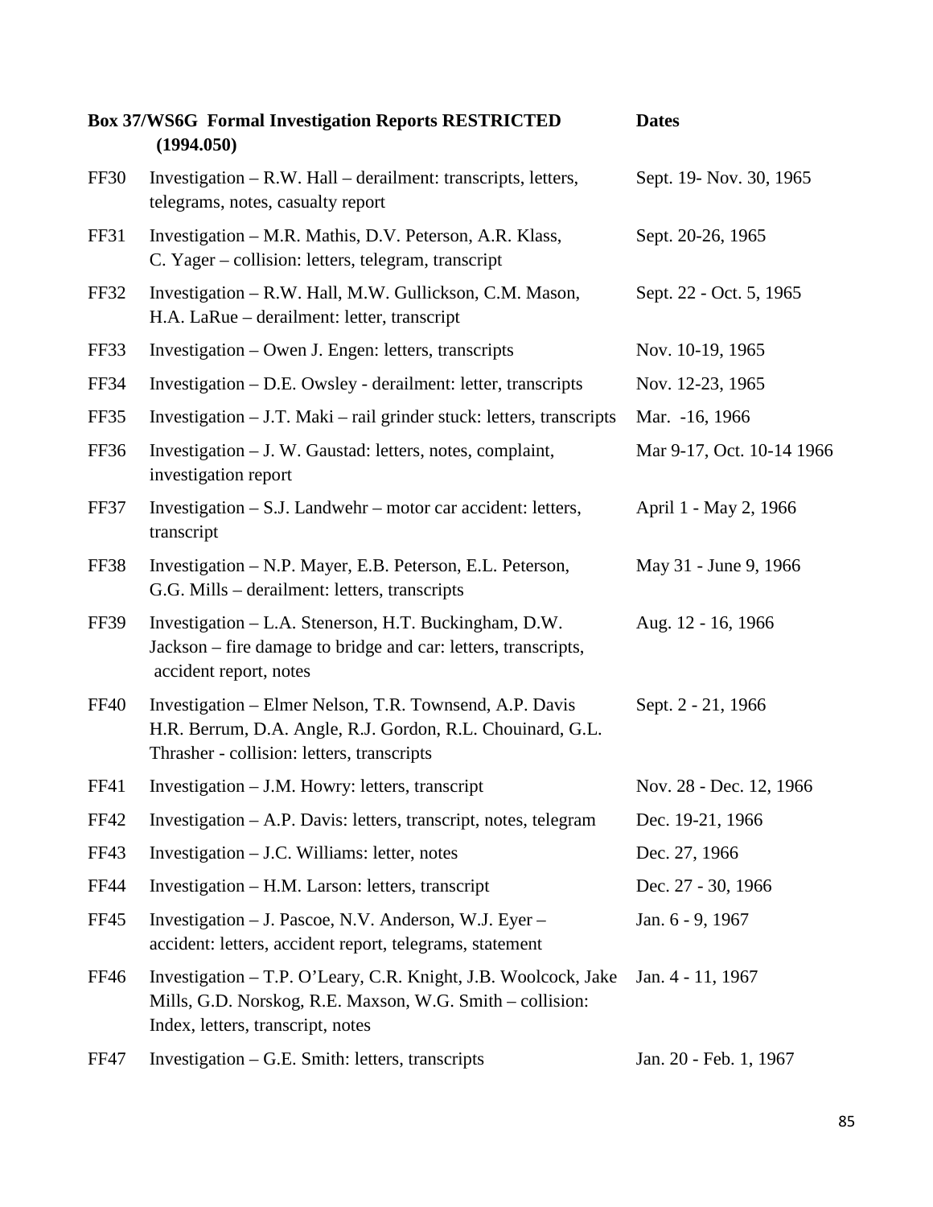| Box 37/WS6G Formal Investigation Reports RESTRICTED (1994.050) | | Dates |
|---|---|---|
| FF30 | Investigation – R.W. Hall – derailment: transcripts, letters, telegrams, notes, casualty report | Sept. 19- Nov. 30, 1965 |
| FF31 | Investigation – M.R. Mathis, D.V. Peterson, A.R. Klass, C. Yager – collision: letters, telegram, transcript | Sept. 20-26, 1965 |
| FF32 | Investigation – R.W. Hall, M.W. Gullickson, C.M. Mason, H.A. LaRue – derailment: letter, transcript | Sept. 22 - Oct. 5, 1965 |
| FF33 | Investigation – Owen J. Engen: letters, transcripts | Nov. 10-19, 1965 |
| FF34 | Investigation – D.E. Owsley - derailment: letter, transcripts | Nov. 12-23, 1965 |
| FF35 | Investigation – J.T. Maki – rail grinder stuck: letters, transcripts | Mar. -16, 1966 |
| FF36 | Investigation – J. W. Gaustad: letters, notes, complaint, investigation report | Mar 9-17, Oct. 10-14 1966 |
| FF37 | Investigation – S.J. Landwehr – motor car accident: letters, transcript | April 1 - May 2, 1966 |
| FF38 | Investigation – N.P. Mayer, E.B. Peterson, E.L. Peterson, G.G. Mills – derailment: letters, transcripts | May 31 - June 9, 1966 |
| FF39 | Investigation – L.A. Stenerson, H.T. Buckingham, D.W. Jackson – fire damage to bridge and car: letters, transcripts, accident report, notes | Aug. 12 - 16, 1966 |
| FF40 | Investigation – Elmer Nelson, T.R. Townsend, A.P. Davis H.R. Berrum, D.A. Angle, R.J. Gordon, R.L. Chouinard, G.L. Thrasher - collision: letters, transcripts | Sept. 2 - 21, 1966 |
| FF41 | Investigation – J.M. Howry: letters, transcript | Nov. 28 - Dec. 12, 1966 |
| FF42 | Investigation – A.P. Davis: letters, transcript, notes, telegram | Dec. 19-21, 1966 |
| FF43 | Investigation – J.C. Williams: letter, notes | Dec. 27, 1966 |
| FF44 | Investigation – H.M. Larson: letters, transcript | Dec. 27 - 30, 1966 |
| FF45 | Investigation – J. Pascoe, N.V. Anderson, W.J. Eyer – accident: letters, accident report, telegrams, statement | Jan. 6 - 9, 1967 |
| FF46 | Investigation – T.P. O'Leary, C.R. Knight, J.B. Woolcock, Jake Mills, G.D. Norskog, R.E. Maxson, W.G. Smith – collision: Index, letters, transcript, notes | Jan. 4 - 11, 1967 |
| FF47 | Investigation – G.E. Smith: letters, transcripts | Jan. 20 - Feb. 1, 1967 |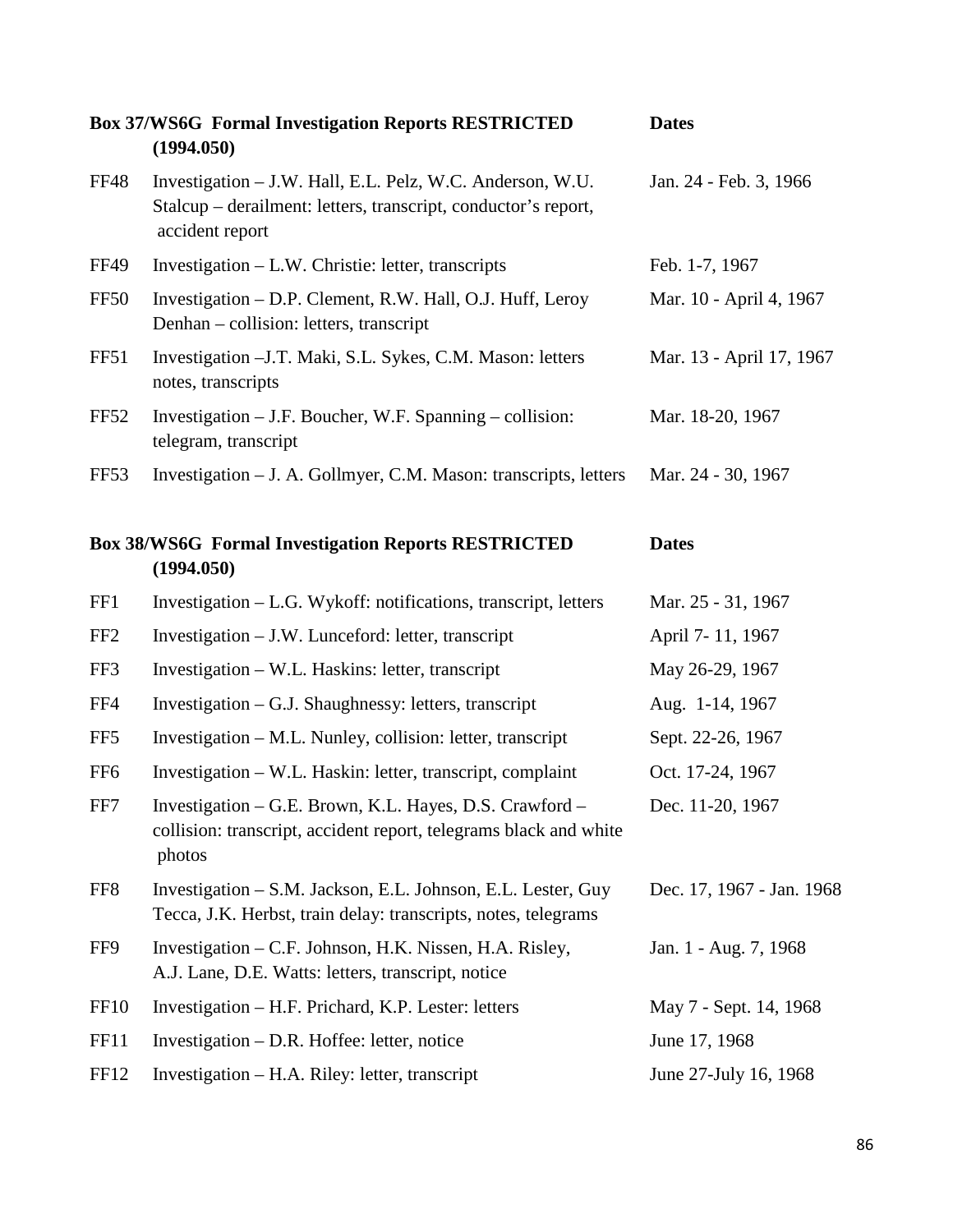| Box 37/WS6G Formal Investigation Reports RESTRICTED (1994.050) | | Dates |
|---|---|---|
| FF48 | Investigation – J.W. Hall, E.L. Pelz, W.C. Anderson, W.U. Stalcup – derailment: letters, transcript, conductor's report, accident report | Jan. 24 - Feb. 3, 1966 |
| FF49 | Investigation – L.W. Christie: letter, transcripts | Feb. 1-7, 1967 |
| FF50 | Investigation – D.P. Clement, R.W. Hall, O.J. Huff, Leroy Denhan – collision: letters, transcript | Mar. 10 - April 4, 1967 |
| FF51 | Investigation –J.T. Maki, S.L. Sykes, C.M. Mason: letters notes, transcripts | Mar. 13 - April 17, 1967 |
| FF52 | Investigation – J.F. Boucher, W.F. Spanning – collision: telegram, transcript | Mar. 18-20, 1967 |
| FF53 | Investigation – J. A. Gollmyer, C.M. Mason: transcripts, letters | Mar. 24 - 30, 1967 |

| Box 38/WS6G Formal Investigation Reports RESTRICTED (1994.050) | | Dates |
|---|---|---|
| FF1 | Investigation – L.G. Wykoff: notifications, transcript, letters | Mar. 25 - 31, 1967 |
| FF2 | Investigation – J.W. Lunceford: letter, transcript | April 7- 11, 1967 |
| FF3 | Investigation – W.L. Haskins: letter, transcript | May 26-29, 1967 |
| FF4 | Investigation – G.J. Shaughnessy: letters, transcript | Aug. 1-14, 1967 |
| FF5 | Investigation – M.L. Nunley, collision: letter, transcript | Sept. 22-26, 1967 |
| FF6 | Investigation – W.L. Haskin: letter, transcript, complaint | Oct. 17-24, 1967 |
| FF7 | Investigation – G.E. Brown, K.L. Hayes, D.S. Crawford – collision: transcript, accident report, telegrams black and white photos | Dec. 11-20, 1967 |
| FF8 | Investigation – S.M. Jackson, E.L. Johnson, E.L. Lester, Guy Tecca, J.K. Herbst, train delay: transcripts, notes, telegrams | Dec. 17, 1967 - Jan. 1968 |
| FF9 | Investigation – C.F. Johnson, H.K. Nissen, H.A. Risley, A.J. Lane, D.E. Watts: letters, transcript, notice | Jan. 1 - Aug. 7, 1968 |
| FF10 | Investigation – H.F. Prichard, K.P. Lester: letters | May 7 - Sept. 14, 1968 |
| FF11 | Investigation – D.R. Hoffee: letter, notice | June 17, 1968 |
| FF12 | Investigation – H.A. Riley: letter, transcript | June 27-July 16, 1968 |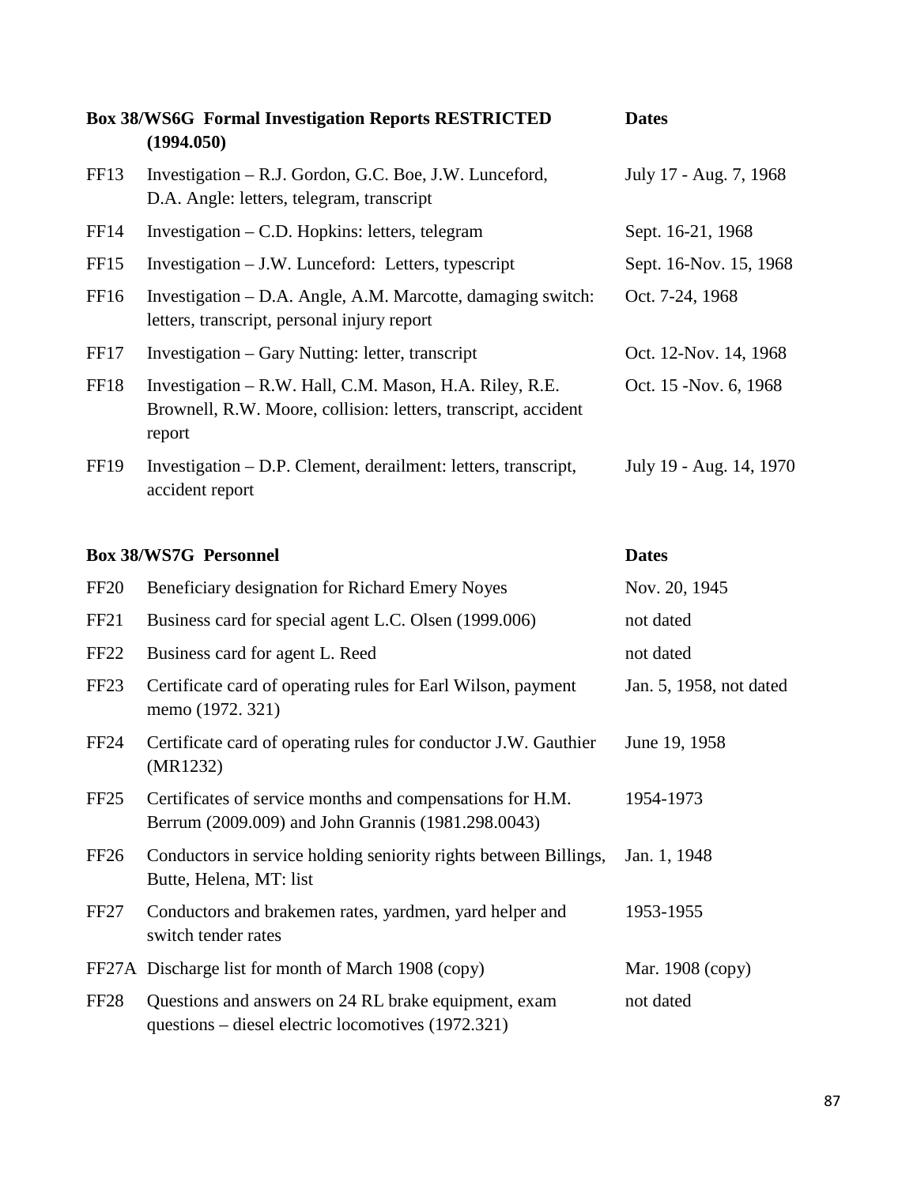| Box 38/WS6G Formal Investigation Reports RESTRICTED (1994.050) | | Dates |
|---|---|---|
| FF13 | Investigation – R.J. Gordon, G.C. Boe, J.W. Lunceford, D.A. Angle: letters, telegram, transcript | July 17 - Aug. 7, 1968 |
| FF14 | Investigation – C.D. Hopkins: letters, telegram | Sept. 16-21, 1968 |
| FF15 | Investigation – J.W. Lunceford: Letters, typescript | Sept. 16-Nov. 15, 1968 |
| FF16 | Investigation – D.A. Angle, A.M. Marcotte, damaging switch: letters, transcript, personal injury report | Oct. 7-24, 1968 |
| FF17 | Investigation – Gary Nutting: letter, transcript | Oct. 12-Nov. 14, 1968 |
| FF18 | Investigation – R.W. Hall, C.M. Mason, H.A. Riley, R.E. Brownell, R.W. Moore, collision: letters, transcript, accident report | Oct. 15 -Nov. 6, 1968 |
| FF19 | Investigation – D.P. Clement, derailment: letters, transcript, accident report | July 19 - Aug. 14, 1970 |

| Box 38/WS7G Personnel | | Dates |
|---|---|---|
| FF20 | Beneficiary designation for Richard Emery Noyes | Nov. 20, 1945 |
| FF21 | Business card for special agent L.C. Olsen (1999.006) | not dated |
| FF22 | Business card for agent L. Reed | not dated |
| FF23 | Certificate card of operating rules for Earl Wilson, payment memo (1972. 321) | Jan. 5, 1958, not dated |
| FF24 | Certificate card of operating rules for conductor J.W. Gauthier (MR1232) | June 19, 1958 |
| FF25 | Certificates of service months and compensations for H.M. Berrum (2009.009) and John Grannis (1981.298.0043) | 1954-1973 |
| FF26 | Conductors in service holding seniority rights between Billings, Butte, Helena, MT: list | Jan. 1, 1948 |
| FF27 | Conductors and brakemen rates, yardmen, yard helper and switch tender rates | 1953-1955 |
| FF27A | Discharge list for month of March 1908 (copy) | Mar. 1908 (copy) |
| FF28 | Questions and answers on 24 RL brake equipment, exam questions – diesel electric locomotives (1972.321) | not dated |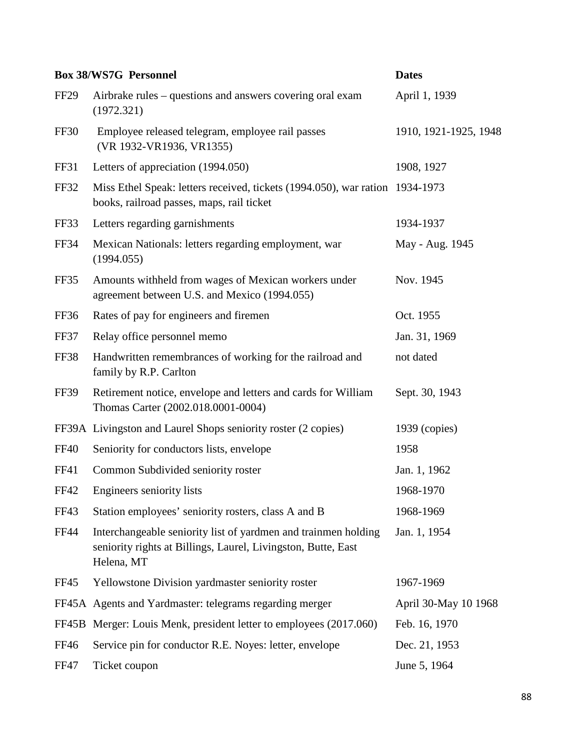| Box 38/WS7G Personnel | | Dates |
|---|---|---|
| FF29 | Airbrake rules – questions and answers covering oral exam (1972.321) | April 1, 1939 |
| FF30 | Employee released telegram, employee rail passes (VR 1932-VR1936, VR1355) | 1910, 1921-1925, 1948 |
| FF31 | Letters of appreciation (1994.050) | 1908, 1927 |
| FF32 | Miss Ethel Speak: letters received, tickets (1994.050), war ration books, railroad passes, maps, rail ticket | 1934-1973 |
| FF33 | Letters regarding garnishments | 1934-1937 |
| FF34 | Mexican Nationals: letters regarding employment, war (1994.055) | May - Aug. 1945 |
| FF35 | Amounts withheld from wages of Mexican workers under agreement between U.S. and Mexico (1994.055) | Nov. 1945 |
| FF36 | Rates of pay for engineers and firemen | Oct. 1955 |
| FF37 | Relay office personnel memo | Jan. 31, 1969 |
| FF38 | Handwritten remembrances of working for the railroad and family by R.P. Carlton | not dated |
| FF39 | Retirement notice, envelope and letters and cards for William Thomas Carter (2002.018.0001-0004) | Sept. 30, 1943 |
| FF39A | Livingston and Laurel Shops seniority roster (2 copies) | 1939 (copies) |
| FF40 | Seniority for conductors lists, envelope | 1958 |
| FF41 | Common Subdivided seniority roster | Jan. 1, 1962 |
| FF42 | Engineers seniority lists | 1968-1970 |
| FF43 | Station employees' seniority rosters, class A and B | 1968-1969 |
| FF44 | Interchangeable seniority list of yardmen and trainmen holding seniority rights at Billings, Laurel, Livingston, Butte, East Helena, MT | Jan. 1, 1954 |
| FF45 | Yellowstone Division yardmaster seniority roster | 1967-1969 |
| FF45A | Agents and Yardmaster: telegrams regarding merger | April 30-May 10 1968 |
| FF45B | Merger: Louis Menk, president letter to employees (2017.060) | Feb. 16, 1970 |
| FF46 | Service pin for conductor R.E. Noyes: letter, envelope | Dec. 21, 1953 |
| FF47 | Ticket coupon | June 5, 1964 |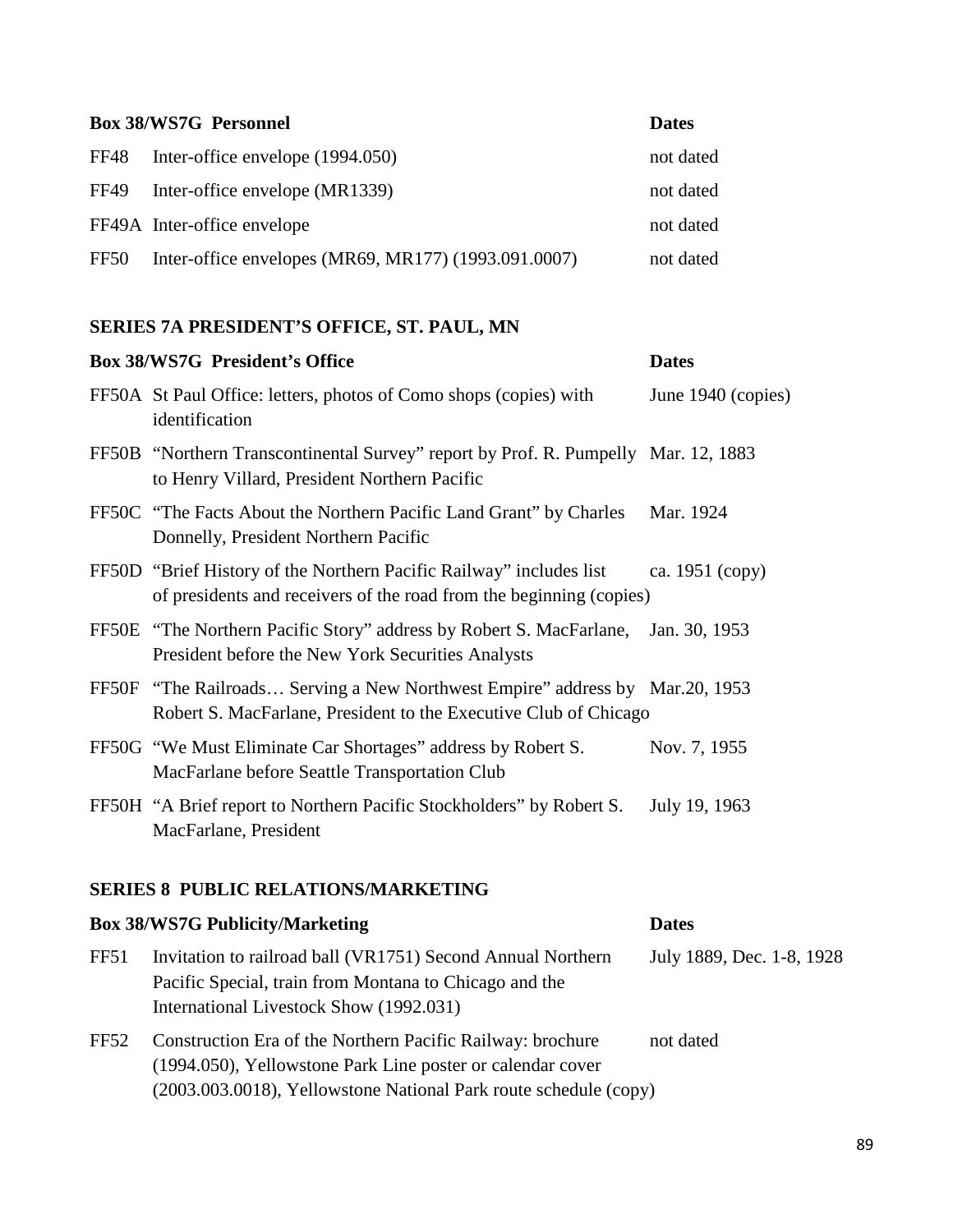| Box 38/WS7G Personnel | | Dates |
|---|---|---|
| FF48 | Inter-office envelope (1994.050) | not dated |
| FF49 | Inter-office envelope (MR1339) | not dated |
| FF49A | Inter-office envelope | not dated |
| FF50 | Inter-office envelopes (MR69, MR177) (1993.091.0007) | not dated |

## SERIES 7A PRESIDENT'S OFFICE, ST. PAUL, MN

| Box 38/WS7G President's Office | | Dates |
|---|---|---|
| FF50A | St Paul Office: letters, photos of Como shops (copies) with identification | June 1940 (copies) |
| FF50B | "Northern Transcontinental Survey" report by Prof. R. Pumpelly to Henry Villard, President Northern Pacific | Mar. 12, 1883 |
| FF50C | "The Facts About the Northern Pacific Land Grant" by Charles Donnelly, President Northern Pacific | Mar. 1924 |
| FF50D | "Brief History of the Northern Pacific Railway" includes list of presidents and receivers of the road from the beginning (copies) | ca. 1951 (copy) |
| FF50E | "The Northern Pacific Story" address by Robert S. MacFarlane, President before the New York Securities Analysts | Jan. 30, 1953 |
| FF50F | "The Railroads… Serving a New Northwest Empire" address by Robert S. MacFarlane, President to the Executive Club of Chicago | Mar.20, 1953 |
| FF50G | "We Must Eliminate Car Shortages" address by Robert S. MacFarlane before Seattle Transportation Club | Nov. 7, 1955 |
| FF50H | "A Brief report to Northern Pacific Stockholders" by Robert S. MacFarlane, President | July 19, 1963 |

## SERIES 8 PUBLIC RELATIONS/MARKETING

| Box 38/WS7G Publicity/Marketing | | Dates |
|---|---|---|
| FF51 | Invitation to railroad ball (VR1751) Second Annual Northern Pacific Special, train from Montana to Chicago and the International Livestock Show (1992.031) | July 1889, Dec. 1-8, 1928 |
| FF52 | Construction Era of the Northern Pacific Railway: brochure (1994.050), Yellowstone Park Line poster or calendar cover (2003.003.0018), Yellowstone National Park route schedule (copy) | not dated |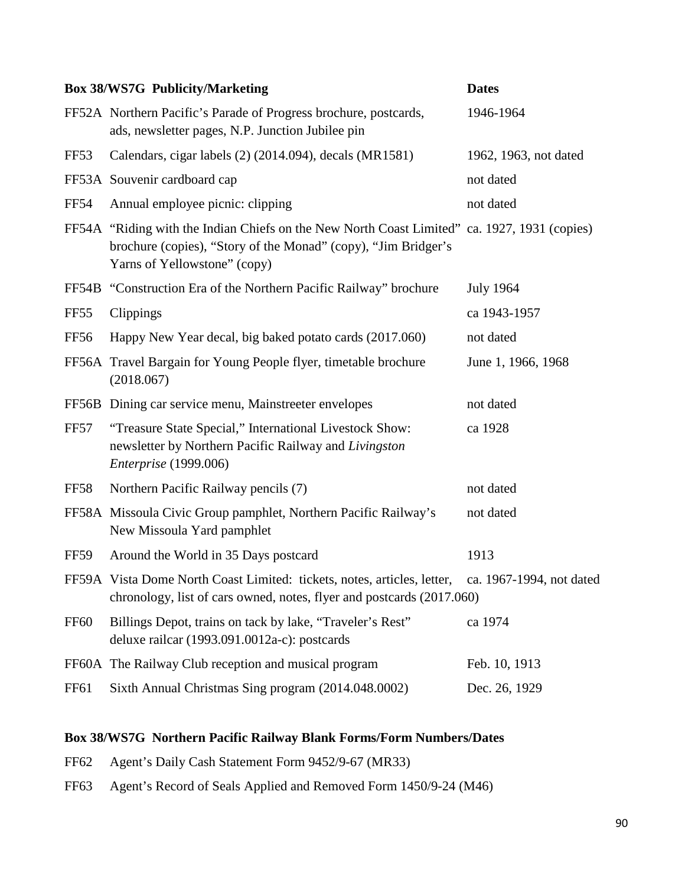| Box 38/WS7G Publicity/Marketing | | Dates |
|---|---|---|
| FF52A | Northern Pacific's Parade of Progress brochure, postcards, ads, newsletter pages, N.P. Junction Jubilee pin | 1946-1964 |
| FF53 | Calendars, cigar labels (2) (2014.094), decals (MR1581) | 1962, 1963, not dated |
| FF53A | Souvenir cardboard cap | not dated |
| FF54 | Annual employee picnic: clipping | not dated |
| FF54A | "Riding with the Indian Chiefs on the New North Coast Limited" brochure (copies), "Story of the Monad" (copy), "Jim Bridger's Yarns of Yellowstone" (copy) | ca. 1927, 1931 (copies) |
| FF54B | "Construction Era of the Northern Pacific Railway" brochure | July 1964 |
| FF55 | Clippings | ca 1943-1957 |
| FF56 | Happy New Year decal, big baked potato cards (2017.060) | not dated |
| FF56A | Travel Bargain for Young People flyer, timetable brochure (2018.067) | June 1, 1966, 1968 |
| FF56B | Dining car service menu, Mainstreeter envelopes | not dated |
| FF57 | "Treasure State Special," International Livestock Show: newsletter by Northern Pacific Railway and *Livingston Enterprise* (1999.006) | ca 1928 |
| FF58 | Northern Pacific Railway pencils (7) | not dated |
| FF58A | Missoula Civic Group pamphlet, Northern Pacific Railway's New Missoula Yard pamphlet | not dated |
| FF59 | Around the World in 35 Days postcard | 1913 |
| FF59A | Vista Dome North Coast Limited: tickets, notes, articles, letter, chronology, list of cars owned, notes, flyer and postcards (2017.060) | ca. 1967-1994, not dated |
| FF60 | Billings Depot, trains on tack by lake, "Traveler's Rest" deluxe railcar (1993.091.0012a-c): postcards | ca 1974 |
| FF60A | The Railway Club reception and musical program | Feb. 10, 1913 |
| FF61 | Sixth Annual Christmas Sing program (2014.048.0002) | Dec. 26, 1929 |

**Box 38/WS7G Northern Pacific Railway Blank Forms/Form Numbers/Dates**

| | |
|---|---|
| FF62 | Agent's Daily Cash Statement Form 9452/9-67 (MR33) |
| FF63 | Agent's Record of Seals Applied and Removed Form 1450/9-24 (M46) |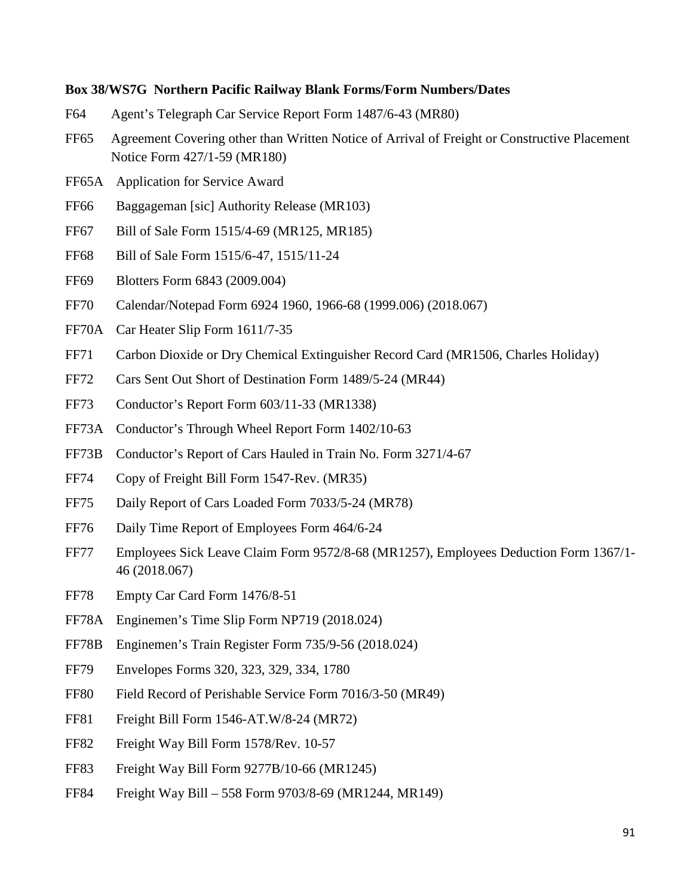**Box 38/WS7G Northern Pacific Railway Blank Forms/Form Numbers/Dates**

F64 Agent's Telegraph Car Service Report Form 1487/6-43 (MR80)

FF65 Agreement Covering other than Written Notice of Arrival of Freight or Constructive Placement Notice Form 427/1-59 (MR180)

FF65A Application for Service Award

FF66 Baggageman [sic] Authority Release (MR103)

FF67 Bill of Sale Form 1515/4-69 (MR125, MR185)

FF68 Bill of Sale Form 1515/6-47, 1515/11-24

FF69 Blotters Form 6843 (2009.004)

FF70 Calendar/Notepad Form 6924 1960, 1966-68 (1999.006) (2018.067)

FF70A Car Heater Slip Form 1611/7-35

FF71 Carbon Dioxide or Dry Chemical Extinguisher Record Card (MR1506, Charles Holiday)

FF72 Cars Sent Out Short of Destination Form 1489/5-24 (MR44)

FF73 Conductor's Report Form 603/11-33 (MR1338)

FF73A Conductor's Through Wheel Report Form 1402/10-63

FF73B Conductor's Report of Cars Hauled in Train No. Form 3271/4-67

FF74 Copy of Freight Bill Form 1547-Rev. (MR35)

FF75 Daily Report of Cars Loaded Form 7033/5-24 (MR78)

FF76 Daily Time Report of Employees Form 464/6-24

FF77 Employees Sick Leave Claim Form 9572/8-68 (MR1257), Employees Deduction Form 1367/1-46 (2018.067)

FF78 Empty Car Card Form 1476/8-51

FF78A Enginemen's Time Slip Form NP719 (2018.024)

FF78B Enginemen's Train Register Form 735/9-56 (2018.024)

FF79 Envelopes Forms 320, 323, 329, 334, 1780

FF80 Field Record of Perishable Service Form 7016/3-50 (MR49)

FF81 Freight Bill Form 1546-AT.W/8-24 (MR72)

FF82 Freight Way Bill Form 1578/Rev. 10-57

FF83 Freight Way Bill Form 9277B/10-66 (MR1245)

FF84 Freight Way Bill – 558 Form 9703/8-69 (MR1244, MR149)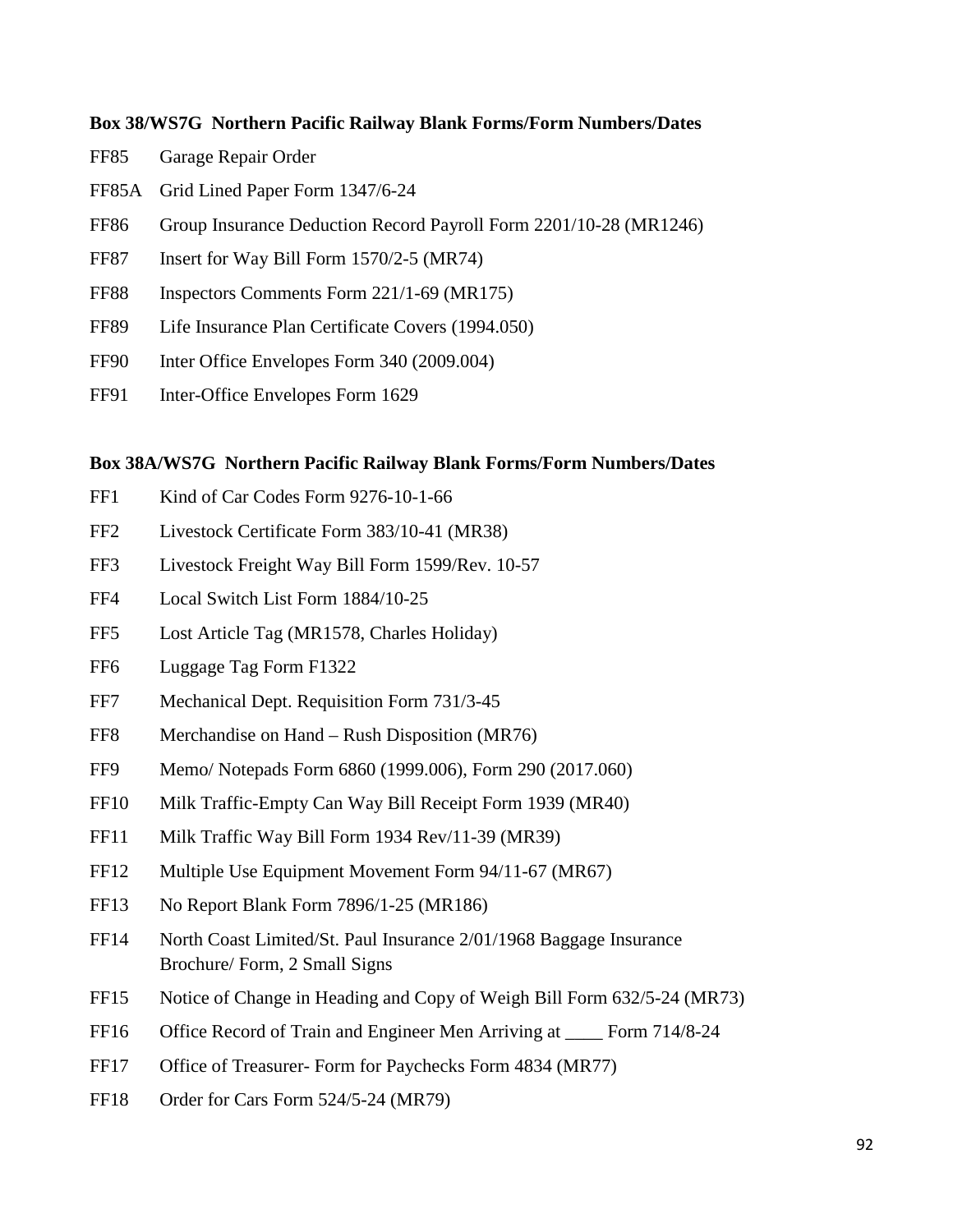**Box 38/WS7G Northern Pacific Railway Blank Forms/Form Numbers/Dates**

FF85 Garage Repair Order

FF85A Grid Lined Paper Form 1347/6-24

FF86 Group Insurance Deduction Record Payroll Form 2201/10-28 (MR1246)

FF87 Insert for Way Bill Form 1570/2-5 (MR74)

FF88 Inspectors Comments Form 221/1-69 (MR175)

FF89 Life Insurance Plan Certificate Covers (1994.050)

FF90 Inter Office Envelopes Form 340 (2009.004)

FF91 Inter-Office Envelopes Form 1629

**Box 38A/WS7G Northern Pacific Railway Blank Forms/Form Numbers/Dates**

FF1 Kind of Car Codes Form 9276-10-1-66

FF2 Livestock Certificate Form 383/10-41 (MR38)

FF3 Livestock Freight Way Bill Form 1599/Rev. 10-57

FF4 Local Switch List Form 1884/10-25

FF5 Lost Article Tag (MR1578, Charles Holiday)

FF6 Luggage Tag Form F1322

FF7 Mechanical Dept. Requisition Form 731/3-45

FF8 Merchandise on Hand – Rush Disposition (MR76)

FF9 Memo/ Notepads Form 6860 (1999.006), Form 290 (2017.060)

FF10 Milk Traffic-Empty Can Way Bill Receipt Form 1939 (MR40)

FF11 Milk Traffic Way Bill Form 1934 Rev/11-39 (MR39)

FF12 Multiple Use Equipment Movement Form 94/11-67 (MR67)

FF13 No Report Blank Form 7896/1-25 (MR186)

FF14 North Coast Limited/St. Paul Insurance 2/01/1968 Baggage Insurance Brochure/ Form, 2 Small Signs

FF15 Notice of Change in Heading and Copy of Weigh Bill Form 632/5-24 (MR73)

FF16 Office Record of Train and Engineer Men Arriving at ____ Form 714/8-24

FF17 Office of Treasurer- Form for Paychecks Form 4834 (MR77)

FF18 Order for Cars Form 524/5-24 (MR79)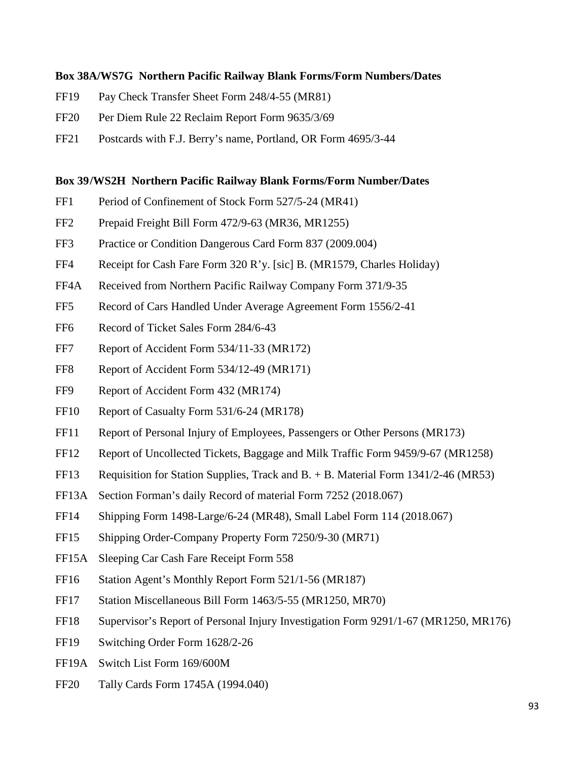**Box 38A/WS7G Northern Pacific Railway Blank Forms/Form Numbers/Dates**

FF19 Pay Check Transfer Sheet Form 248/4-55 (MR81)

FF20 Per Diem Rule 22 Reclaim Report Form 9635/3/69

FF21 Postcards with F.J. Berry's name, Portland, OR Form 4695/3-44

**Box 39/WS2H Northern Pacific Railway Blank Forms/Form Number/Dates**

FF1 Period of Confinement of Stock Form 527/5-24 (MR41)

FF2 Prepaid Freight Bill Form 472/9-63 (MR36, MR1255)

FF3 Practice or Condition Dangerous Card Form 837 (2009.004)

FF4 Receipt for Cash Fare Form 320 R'y. [sic] B. (MR1579, Charles Holiday)

FF4A Received from Northern Pacific Railway Company Form 371/9-35

FF5 Record of Cars Handled Under Average Agreement Form 1556/2-41

FF6 Record of Ticket Sales Form 284/6-43

FF7 Report of Accident Form 534/11-33 (MR172)

FF8 Report of Accident Form 534/12-49 (MR171)

FF9 Report of Accident Form 432 (MR174)

FF10 Report of Casualty Form 531/6-24 (MR178)

FF11 Report of Personal Injury of Employees, Passengers or Other Persons (MR173)

FF12 Report of Uncollected Tickets, Baggage and Milk Traffic Form 9459/9-67 (MR1258)

FF13 Requisition for Station Supplies, Track and B. + B. Material Form 1341/2-46 (MR53)

FF13A Section Forman's daily Record of material Form 7252 (2018.067)

FF14 Shipping Form 1498-Large/6-24 (MR48), Small Label Form 114 (2018.067)

FF15 Shipping Order-Company Property Form 7250/9-30 (MR71)

FF15A Sleeping Car Cash Fare Receipt Form 558

FF16 Station Agent's Monthly Report Form 521/1-56 (MR187)

FF17 Station Miscellaneous Bill Form 1463/5-55 (MR1250, MR70)

FF18 Supervisor's Report of Personal Injury Investigation Form 9291/1-67 (MR1250, MR176)

FF19 Switching Order Form 1628/2-26

FF19A Switch List Form 169/600M

FF20 Tally Cards Form 1745A (1994.040)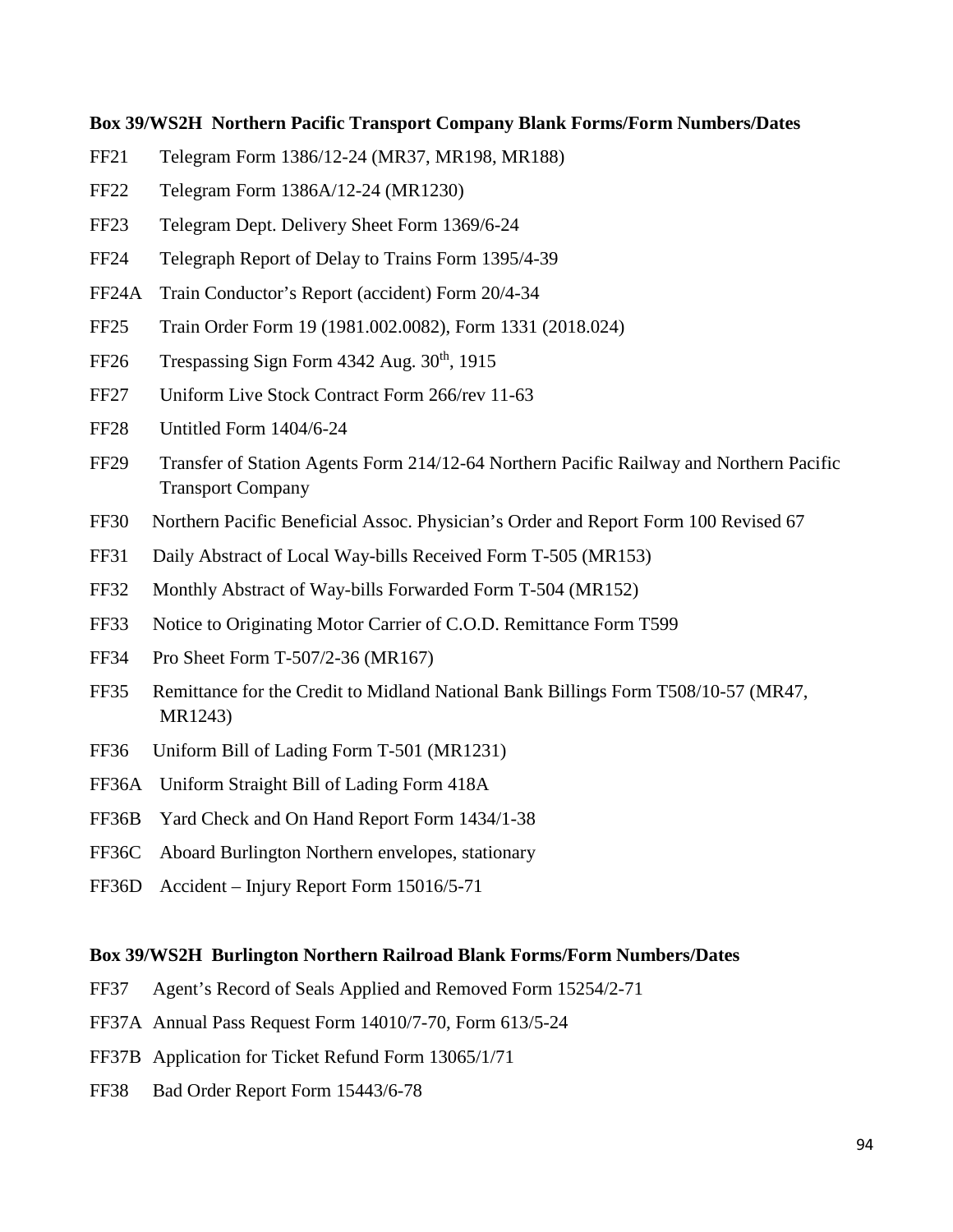**Box 39/WS2H Northern Pacific Transport Company Blank Forms/Form Numbers/Dates**

FF21 Telegram Form 1386/12-24 (MR37, MR198, MR188)

FF22 Telegram Form 1386A/12-24 (MR1230)

FF23 Telegram Dept. Delivery Sheet Form 1369/6-24

FF24 Telegraph Report of Delay to Trains Form 1395/4-39

FF24A Train Conductor's Report (accident) Form 20/4-34

FF25 Train Order Form 19 (1981.002.0082), Form 1331 (2018.024)

FF26 Trespassing Sign Form 4342 Aug. 30th, 1915

FF27 Uniform Live Stock Contract Form 266/rev 11-63

FF28 Untitled Form 1404/6-24

FF29 Transfer of Station Agents Form 214/12-64 Northern Pacific Railway and Northern Pacific Transport Company

FF30 Northern Pacific Beneficial Assoc. Physician's Order and Report Form 100 Revised 67

FF31 Daily Abstract of Local Way-bills Received Form T-505 (MR153)

FF32 Monthly Abstract of Way-bills Forwarded Form T-504 (MR152)

FF33 Notice to Originating Motor Carrier of C.O.D. Remittance Form T599

FF34 Pro Sheet Form T-507/2-36 (MR167)

FF35 Remittance for the Credit to Midland National Bank Billings Form T508/10-57 (MR47, MR1243)

FF36 Uniform Bill of Lading Form T-501 (MR1231)

FF36A Uniform Straight Bill of Lading Form 418A

FF36B Yard Check and On Hand Report Form 1434/1-38

FF36C Aboard Burlington Northern envelopes, stationary

FF36D Accident – Injury Report Form 15016/5-71

**Box 39/WS2H Burlington Northern Railroad Blank Forms/Form Numbers/Dates**

FF37 Agent's Record of Seals Applied and Removed Form 15254/2-71

FF37A Annual Pass Request Form 14010/7-70, Form 613/5-24

FF37B Application for Ticket Refund Form 13065/1/71

FF38 Bad Order Report Form 15443/6-78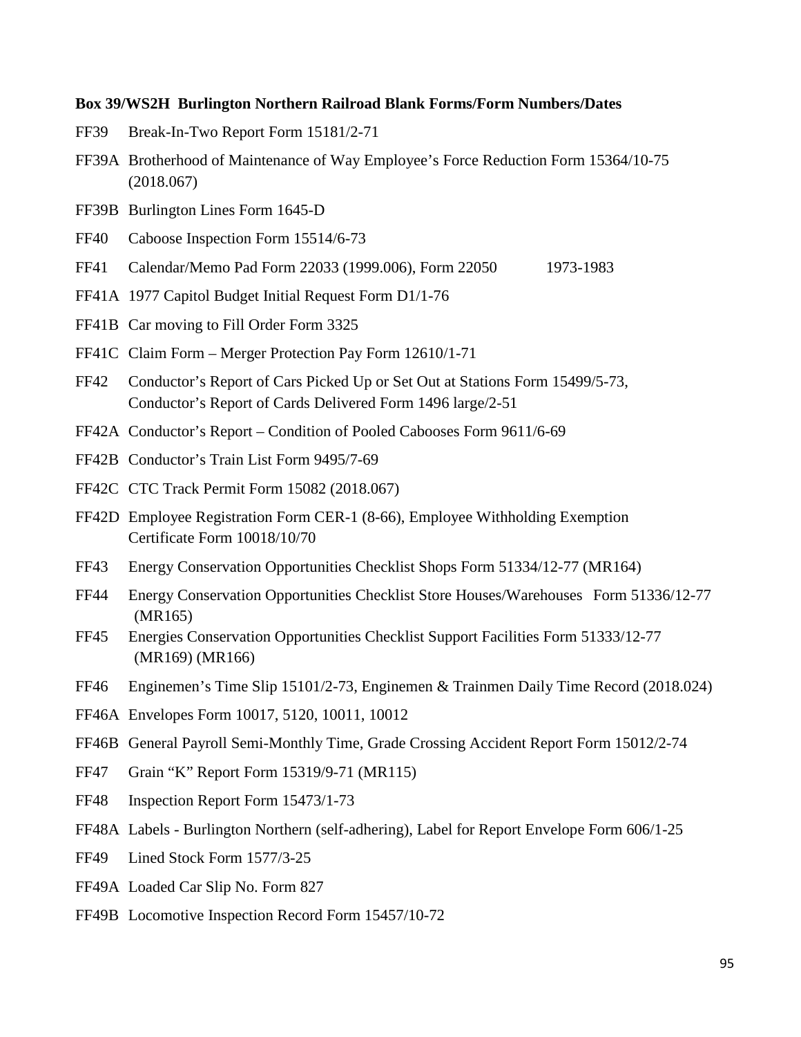**Box 39/WS2H Burlington Northern Railroad Blank Forms/Form Numbers/Dates**

FF39 Break-In-Two Report Form 15181/2-71

FF39A Brotherhood of Maintenance of Way Employee's Force Reduction Form 15364/10-75 (2018.067)

FF39B Burlington Lines Form 1645-D

FF40 Caboose Inspection Form 15514/6-73

FF41 Calendar/Memo Pad Form 22033 (1999.006), Form 22050 1973-1983

FF41A 1977 Capitol Budget Initial Request Form D1/1-76

FF41B Car moving to Fill Order Form 3325

FF41C Claim Form – Merger Protection Pay Form 12610/1-71

FF42 Conductor's Report of Cars Picked Up or Set Out at Stations Form 15499/5-73, Conductor's Report of Cards Delivered Form 1496 large/2-51

FF42A Conductor's Report – Condition of Pooled Cabooses Form 9611/6-69

FF42B Conductor's Train List Form 9495/7-69

FF42C CTC Track Permit Form 15082 (2018.067)

FF42D Employee Registration Form CER-1 (8-66), Employee Withholding Exemption Certificate Form 10018/10/70

FF43 Energy Conservation Opportunities Checklist Shops Form 51334/12-77 (MR164)

FF44 Energy Conservation Opportunities Checklist Store Houses/Warehouses Form 51336/12-77 (MR165)

FF45 Energies Conservation Opportunities Checklist Support Facilities Form 51333/12-77 (MR169) (MR166)

FF46 Enginemen's Time Slip 15101/2-73, Enginemen & Trainmen Daily Time Record (2018.024)

FF46A Envelopes Form 10017, 5120, 10011, 10012

FF46B General Payroll Semi-Monthly Time, Grade Crossing Accident Report Form 15012/2-74

FF47 Grain "K" Report Form 15319/9-71 (MR115)

FF48 Inspection Report Form 15473/1-73

FF48A Labels - Burlington Northern (self-adhering), Label for Report Envelope Form 606/1-25

FF49 Lined Stock Form 1577/3-25

FF49A Loaded Car Slip No. Form 827

FF49B Locomotive Inspection Record Form 15457/10-72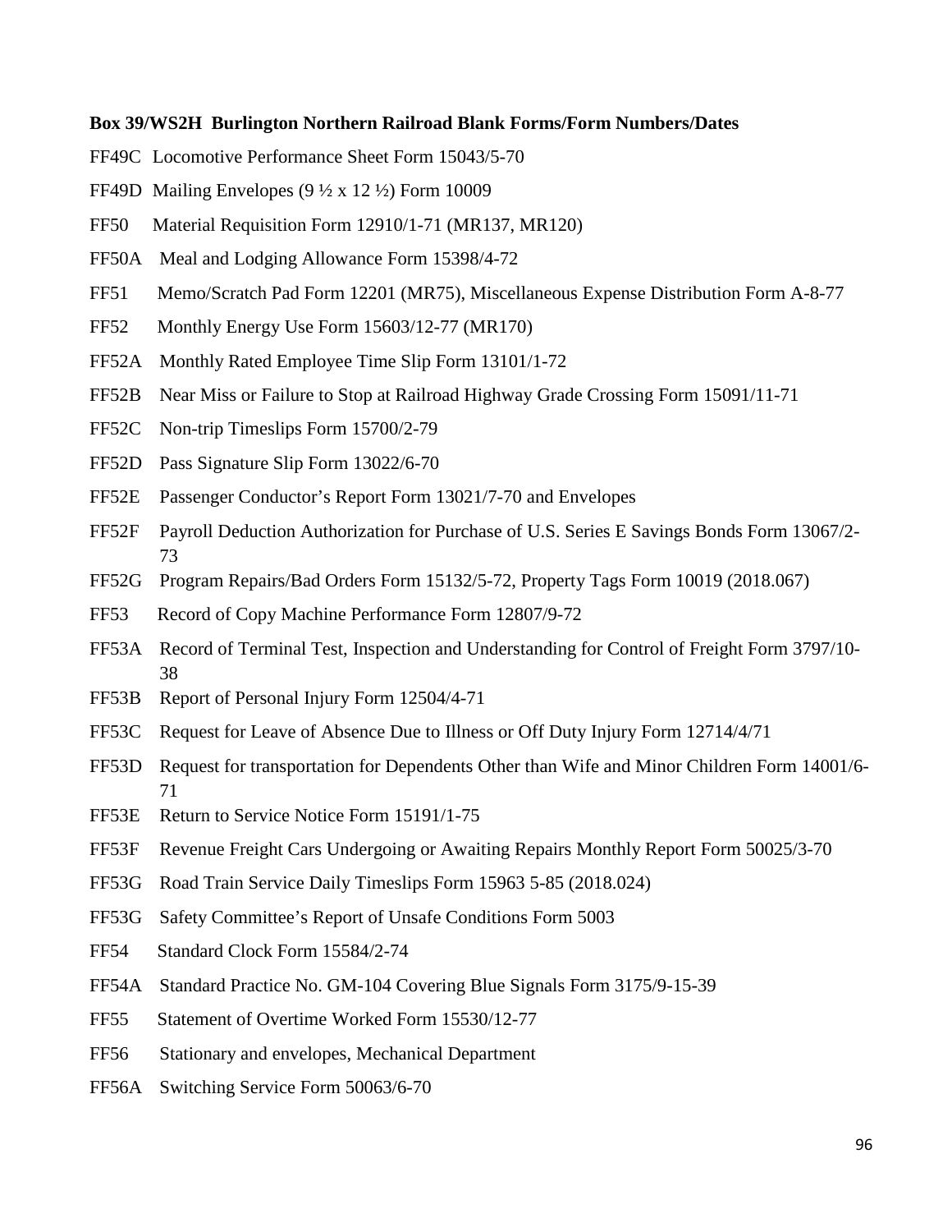**Box 39/WS2H  Burlington Northern Railroad Blank Forms/Form Numbers/Dates**

FF49C  Locomotive Performance Sheet Form 15043/5-70

FF49D  Mailing Envelopes (9 ½ x 12 ½) Form 10009

FF50  Material Requisition Form 12910/1-71 (MR137, MR120)

FF50A  Meal and Lodging Allowance Form 15398/4-72

FF51  Memo/Scratch Pad Form 12201 (MR75), Miscellaneous Expense Distribution Form A-8-77

FF52  Monthly Energy Use Form 15603/12-77 (MR170)

FF52A  Monthly Rated Employee Time Slip Form 13101/1-72

FF52B  Near Miss or Failure to Stop at Railroad Highway Grade Crossing Form 15091/11-71

FF52C  Non-trip Timeslips Form 15700/2-79

FF52D  Pass Signature Slip Form 13022/6-70

FF52E  Passenger Conductor's Report Form 13021/7-70 and Envelopes

FF52F  Payroll Deduction Authorization for Purchase of U.S. Series E Savings Bonds Form 13067/2-73

FF52G  Program Repairs/Bad Orders Form 15132/5-72, Property Tags Form 10019 (2018.067)

FF53  Record of Copy Machine Performance Form 12807/9-72

FF53A  Record of Terminal Test, Inspection and Understanding for Control of Freight Form 3797/10-38

FF53B  Report of Personal Injury Form 12504/4-71

FF53C  Request for Leave of Absence Due to Illness or Off Duty Injury Form 12714/4/71

FF53D  Request for transportation for Dependents Other than Wife and Minor Children Form 14001/6-71

FF53E  Return to Service Notice Form 15191/1-75

FF53F  Revenue Freight Cars Undergoing or Awaiting Repairs Monthly Report Form 50025/3-70

FF53G  Road Train Service Daily Timeslips Form 15963 5-85 (2018.024)

FF53G  Safety Committee's Report of Unsafe Conditions Form 5003

FF54  Standard Clock Form 15584/2-74

FF54A  Standard Practice No. GM-104 Covering Blue Signals Form 3175/9-15-39

FF55  Statement of Overtime Worked Form 15530/12-77

FF56  Stationary and envelopes, Mechanical Department

FF56A  Switching Service Form 50063/6-70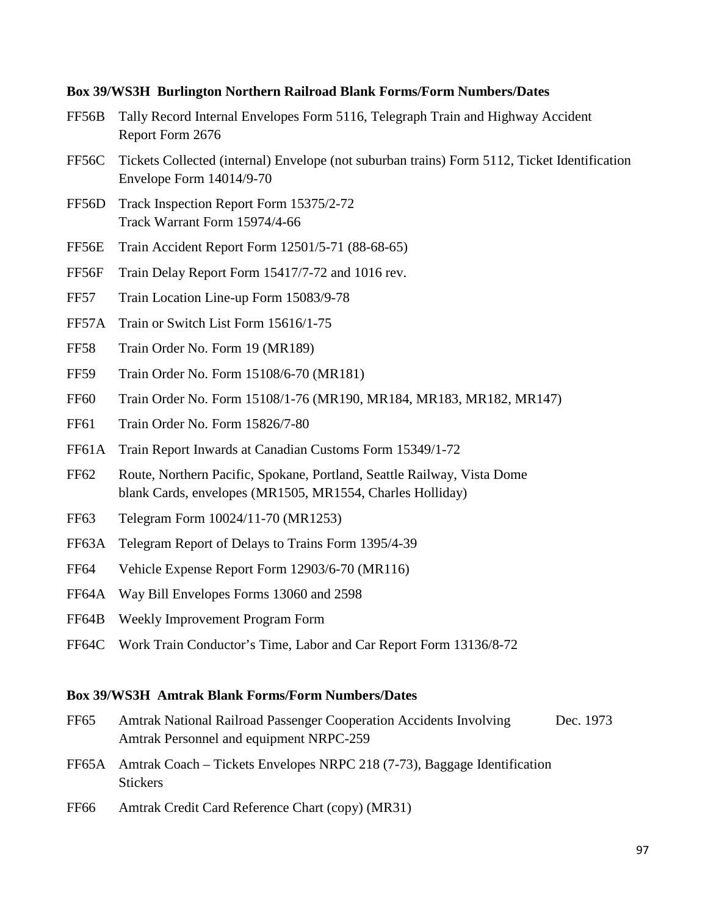**Box 39/WS3H Burlington Northern Railroad Blank Forms/Form Numbers/Dates**

FF56B Tally Record Internal Envelopes Form 5116, Telegraph Train and Highway Accident Report Form 2676

FF56C Tickets Collected (internal) Envelope (not suburban trains) Form 5112, Ticket Identification Envelope Form 14014/9-70

FF56D Track Inspection Report Form 15375/2-72
Track Warrant Form 15974/4-66

FF56E Train Accident Report Form 12501/5-71 (88-68-65)

FF56F Train Delay Report Form 15417/7-72 and 1016 rev.

FF57 Train Location Line-up Form 15083/9-78

FF57A Train or Switch List Form 15616/1-75

FF58 Train Order No. Form 19 (MR189)

FF59 Train Order No. Form 15108/6-70 (MR181)

FF60 Train Order No. Form 15108/1-76 (MR190, MR184, MR183, MR182, MR147)

FF61 Train Order No. Form 15826/7-80

FF61A Train Report Inwards at Canadian Customs Form 15349/1-72

FF62 Route, Northern Pacific, Spokane, Portland, Seattle Railway, Vista Dome blank Cards, envelopes (MR1505, MR1554, Charles Holliday)

FF63 Telegram Form 10024/11-70 (MR1253)

FF63A Telegram Report of Delays to Trains Form 1395/4-39

FF64 Vehicle Expense Report Form 12903/6-70 (MR116)

FF64A Way Bill Envelopes Forms 13060 and 2598

FF64B Weekly Improvement Program Form

FF64C Work Train Conductor's Time, Labor and Car Report Form 13136/8-72

**Box 39/WS3H Amtrak Blank Forms/Form Numbers/Dates**

FF65 Amtrak National Railroad Passenger Cooperation Accidents Involving Amtrak Personnel and equipment NRPC-259 Dec. 1973

FF65A Amtrak Coach – Tickets Envelopes NRPC 218 (7-73), Baggage Identification Stickers

FF66 Amtrak Credit Card Reference Chart (copy) (MR31)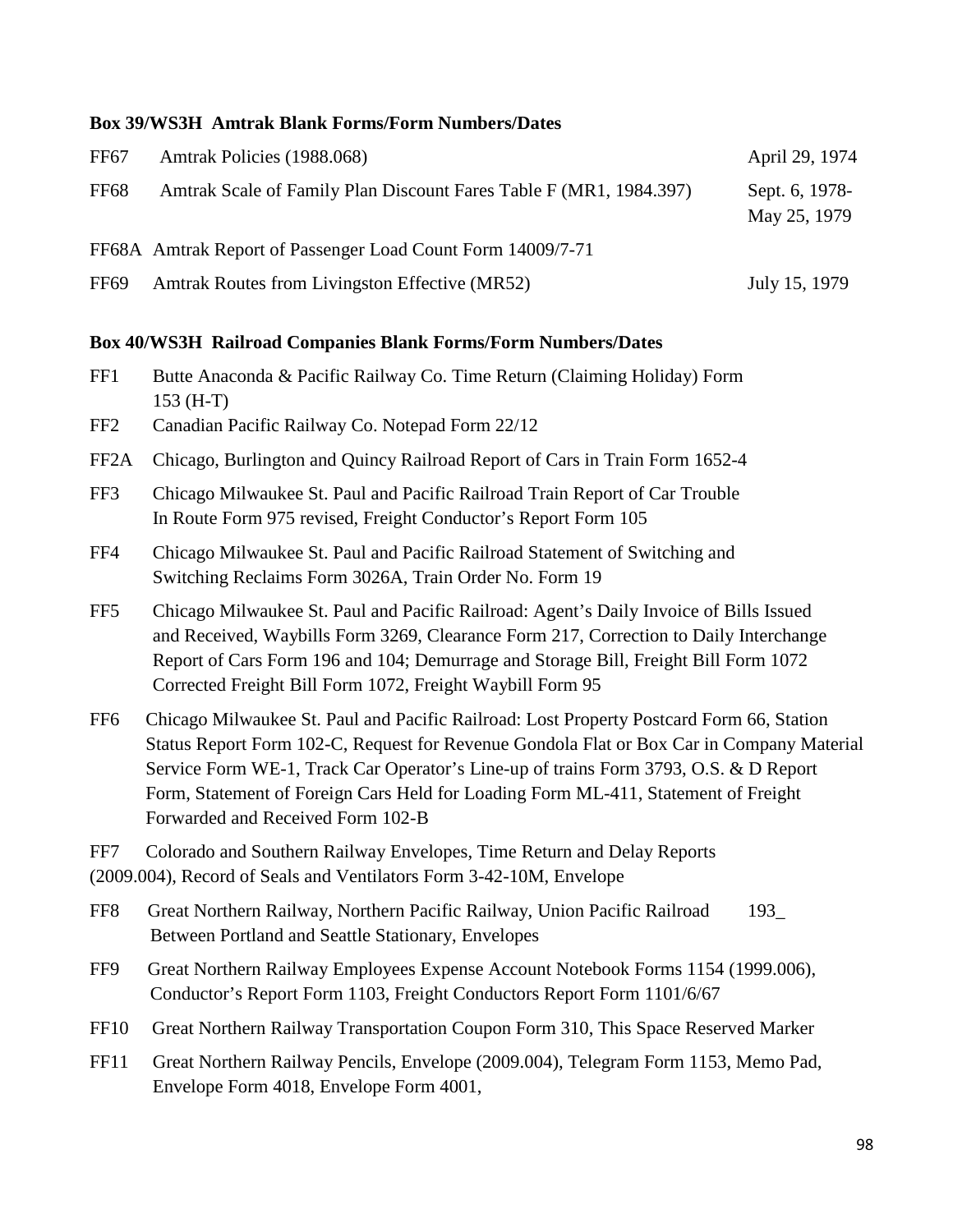**Box 39/WS3H Amtrak Blank Forms/Form Numbers/Dates**

| | | |
|---|---|---|
| FF67 | Amtrak Policies (1988.068) | April 29, 1974 |
| FF68 | Amtrak Scale of Family Plan Discount Fares Table F (MR1, 1984.397) | Sept. 6, 1978- May 25, 1979 |
| FF68A | Amtrak Report of Passenger Load Count Form 14009/7-71 | |
| FF69 | Amtrak Routes from Livingston Effective (MR52) | July 15, 1979 |

**Box 40/WS3H Railroad Companies Blank Forms/Form Numbers/Dates**

| | | |
|---|---|---|
| FF1 | Butte Anaconda & Pacific Railway Co. Time Return (Claiming Holiday) Form 153 (H-T) | |
| FF2 | Canadian Pacific Railway Co. Notepad Form 22/12 | |
| FF2A | Chicago, Burlington and Quincy Railroad Report of Cars in Train Form 1652-4 | |
| FF3 | Chicago Milwaukee St. Paul and Pacific Railroad Train Report of Car Trouble In Route Form 975 revised, Freight Conductor's Report Form 105 | |
| FF4 | Chicago Milwaukee St. Paul and Pacific Railroad Statement of Switching and Switching Reclaims Form 3026A, Train Order No. Form 19 | |
| FF5 | Chicago Milwaukee St. Paul and Pacific Railroad: Agent's Daily Invoice of Bills Issued and Received, Waybills Form 3269, Clearance Form 217, Correction to Daily Interchange Report of Cars Form 196 and 104; Demurrage and Storage Bill, Freight Bill Form 1072 Corrected Freight Bill Form 1072, Freight Waybill Form 95 | |
| FF6 | Chicago Milwaukee St. Paul and Pacific Railroad: Lost Property Postcard Form 66, Station Status Report Form 102-C, Request for Revenue Gondola Flat or Box Car in Company Material Service Form WE-1, Track Car Operator's Line-up of trains Form 3793, O.S. & D Report Form, Statement of Foreign Cars Held for Loading Form ML-411, Statement of Freight Forwarded and Received Form 102-B | |
| FF7 | Colorado and Southern Railway Envelopes, Time Return and Delay Reports (2009.004), Record of Seals and Ventilators Form 3-42-10M, Envelope | |
| FF8 | Great Northern Railway, Northern Pacific Railway, Union Pacific Railroad Between Portland and Seattle Stationary, Envelopes | 193_ |
| FF9 | Great Northern Railway Employees Expense Account Notebook Forms 1154 (1999.006), Conductor's Report Form 1103, Freight Conductors Report Form 1101/6/67 | |
| FF10 | Great Northern Railway Transportation Coupon Form 310, This Space Reserved Marker | |
| FF11 | Great Northern Railway Pencils, Envelope (2009.004), Telegram Form 1153, Memo Pad, Envelope Form 4018, Envelope Form 4001, | |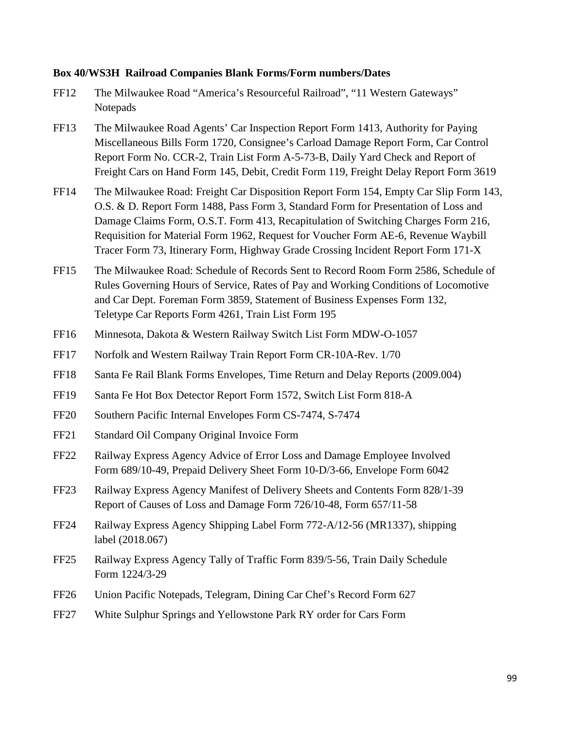**Box 40/WS3H Railroad Companies Blank Forms/Form numbers/Dates**

FF12 The Milwaukee Road "America's Resourceful Railroad", "11 Western Gateways" Notepads

FF13 The Milwaukee Road Agents' Car Inspection Report Form 1413, Authority for Paying Miscellaneous Bills Form 1720, Consignee's Carload Damage Report Form, Car Control Report Form No. CCR-2, Train List Form A-5-73-B, Daily Yard Check and Report of Freight Cars on Hand Form 145, Debit, Credit Form 119, Freight Delay Report Form 3619

FF14 The Milwaukee Road: Freight Car Disposition Report Form 154, Empty Car Slip Form 143, O.S. & D. Report Form 1488, Pass Form 3, Standard Form for Presentation of Loss and Damage Claims Form, O.S.T. Form 413, Recapitulation of Switching Charges Form 216, Requisition for Material Form 1962, Request for Voucher Form AE-6, Revenue Waybill Tracer Form 73, Itinerary Form, Highway Grade Crossing Incident Report Form 171-X

FF15 The Milwaukee Road: Schedule of Records Sent to Record Room Form 2586, Schedule of Rules Governing Hours of Service, Rates of Pay and Working Conditions of Locomotive and Car Dept. Foreman Form 3859, Statement of Business Expenses Form 132, Teletype Car Reports Form 4261, Train List Form 195

FF16 Minnesota, Dakota & Western Railway Switch List Form MDW-O-1057

FF17 Norfolk and Western Railway Train Report Form CR-10A-Rev. 1/70

FF18 Santa Fe Rail Blank Forms Envelopes, Time Return and Delay Reports (2009.004)

FF19 Santa Fe Hot Box Detector Report Form 1572, Switch List Form 818-A

FF20 Southern Pacific Internal Envelopes Form CS-7474, S-7474

FF21 Standard Oil Company Original Invoice Form

FF22 Railway Express Agency Advice of Error Loss and Damage Employee Involved Form 689/10-49, Prepaid Delivery Sheet Form 10-D/3-66, Envelope Form 6042

FF23 Railway Express Agency Manifest of Delivery Sheets and Contents Form 828/1-39 Report of Causes of Loss and Damage Form 726/10-48, Form 657/11-58

FF24 Railway Express Agency Shipping Label Form 772-A/12-56 (MR1337), shipping label (2018.067)

FF25 Railway Express Agency Tally of Traffic Form 839/5-56, Train Daily Schedule Form 1224/3-29

FF26 Union Pacific Notepads, Telegram, Dining Car Chef's Record Form 627

FF27 White Sulphur Springs and Yellowstone Park RY order for Cars Form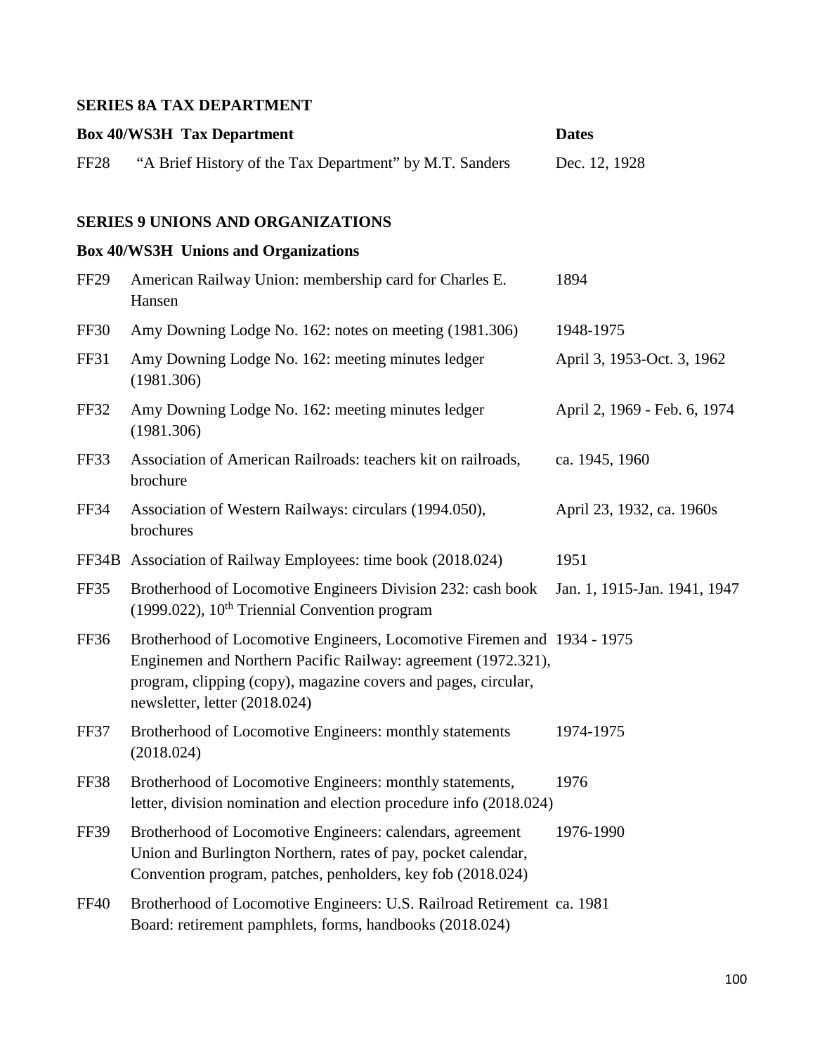## SERIES 8A TAX DEPARTMENT

| **Box 40/WS3H Tax Department** | | **Dates** |
|---|---|---|
| FF28 | "A Brief History of the Tax Department" by M.T. Sanders | Dec. 12, 1928 |

## SERIES 9 UNIONS AND ORGANIZATIONS

| **Box 40/WS3H Unions and Organizations** | | |
|---|---|---|
| FF29 | American Railway Union: membership card for Charles E. Hansen | 1894 |
| FF30 | Amy Downing Lodge No. 162: notes on meeting (1981.306) | 1948-1975 |
| FF31 | Amy Downing Lodge No. 162: meeting minutes ledger (1981.306) | April 3, 1953-Oct. 3, 1962 |
| FF32 | Amy Downing Lodge No. 162: meeting minutes ledger (1981.306) | April 2, 1969 - Feb. 6, 1974 |
| FF33 | Association of American Railroads: teachers kit on railroads, brochure | ca. 1945, 1960 |
| FF34 | Association of Western Railways: circulars (1994.050), brochures | April 23, 1932, ca. 1960s |
| FF34B | Association of Railway Employees: time book (2018.024) | 1951 |
| FF35 | Brotherhood of Locomotive Engineers Division 232: cash book (1999.022), 10th Triennial Convention program | Jan. 1, 1915-Jan. 1941, 1947 |
| FF36 | Brotherhood of Locomotive Engineers, Locomotive Firemen and Enginemen and Northern Pacific Railway: agreement (1972.321), program, clipping (copy), magazine covers and pages, circular, newsletter, letter (2018.024) | 1934 - 1975 |
| FF37 | Brotherhood of Locomotive Engineers: monthly statements (2018.024) | 1974-1975 |
| FF38 | Brotherhood of Locomotive Engineers: monthly statements, letter, division nomination and election procedure info (2018.024) | 1976 |
| FF39 | Brotherhood of Locomotive Engineers: calendars, agreement Union and Burlington Northern, rates of pay, pocket calendar, Convention program, patches, penholders, key fob (2018.024) | 1976-1990 |
| FF40 | Brotherhood of Locomotive Engineers: U.S. Railroad Retirement Board: retirement pamphlets, forms, handbooks (2018.024) | ca. 1981 |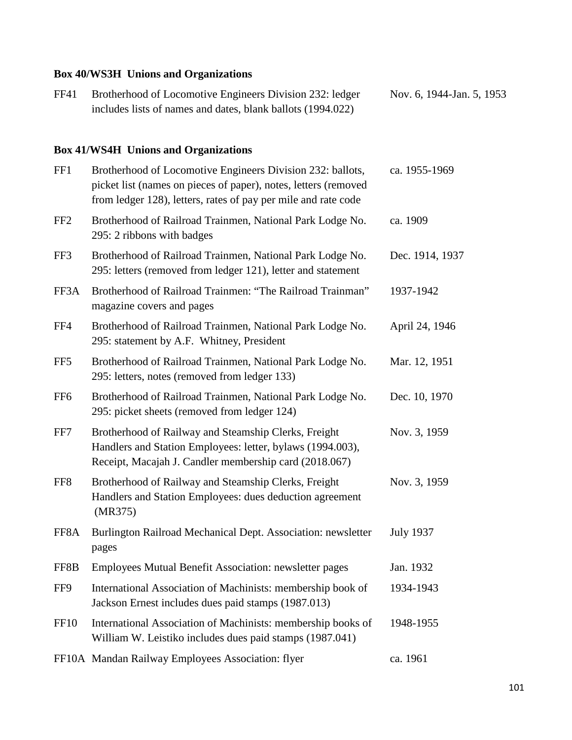**Box 40/WS3H Unions and Organizations**

| | | |
|---|---|---|
| FF41 | Brotherhood of Locomotive Engineers Division 232: ledger includes lists of names and dates, blank ballots (1994.022) | Nov. 6, 1944-Jan. 5, 1953 |

**Box 41/WS4H Unions and Organizations**

| | | |
|---|---|---|
| FF1 | Brotherhood of Locomotive Engineers Division 232: ballots, picket list (names on pieces of paper), notes, letters (removed from ledger 128), letters, rates of pay per mile and rate code | ca. 1955-1969 |
| FF2 | Brotherhood of Railroad Trainmen, National Park Lodge No. 295: 2 ribbons with badges | ca. 1909 |
| FF3 | Brotherhood of Railroad Trainmen, National Park Lodge No. 295: letters (removed from ledger 121), letter and statement | Dec. 1914, 1937 |
| FF3A | Brotherhood of Railroad Trainmen: "The Railroad Trainman" magazine covers and pages | 1937-1942 |
| FF4 | Brotherhood of Railroad Trainmen, National Park Lodge No. 295: statement by A.F. Whitney, President | April 24, 1946 |
| FF5 | Brotherhood of Railroad Trainmen, National Park Lodge No. 295: letters, notes (removed from ledger 133) | Mar. 12, 1951 |
| FF6 | Brotherhood of Railroad Trainmen, National Park Lodge No. 295: picket sheets (removed from ledger 124) | Dec. 10, 1970 |
| FF7 | Brotherhood of Railway and Steamship Clerks, Freight Handlers and Station Employees: letter, bylaws (1994.003), Receipt, Macajah J. Candler membership card (2018.067) | Nov. 3, 1959 |
| FF8 | Brotherhood of Railway and Steamship Clerks, Freight Handlers and Station Employees: dues deduction agreement (MR375) | Nov. 3, 1959 |
| FF8A | Burlington Railroad Mechanical Dept. Association: newsletter pages | July 1937 |
| FF8B | Employees Mutual Benefit Association: newsletter pages | Jan. 1932 |
| FF9 | International Association of Machinists: membership book of Jackson Ernest includes dues paid stamps (1987.013) | 1934-1943 |
| FF10 | International Association of Machinists: membership books of William W. Leistiko includes dues paid stamps (1987.041) | 1948-1955 |
| FF10A | Mandan Railway Employees Association: flyer | ca. 1961 |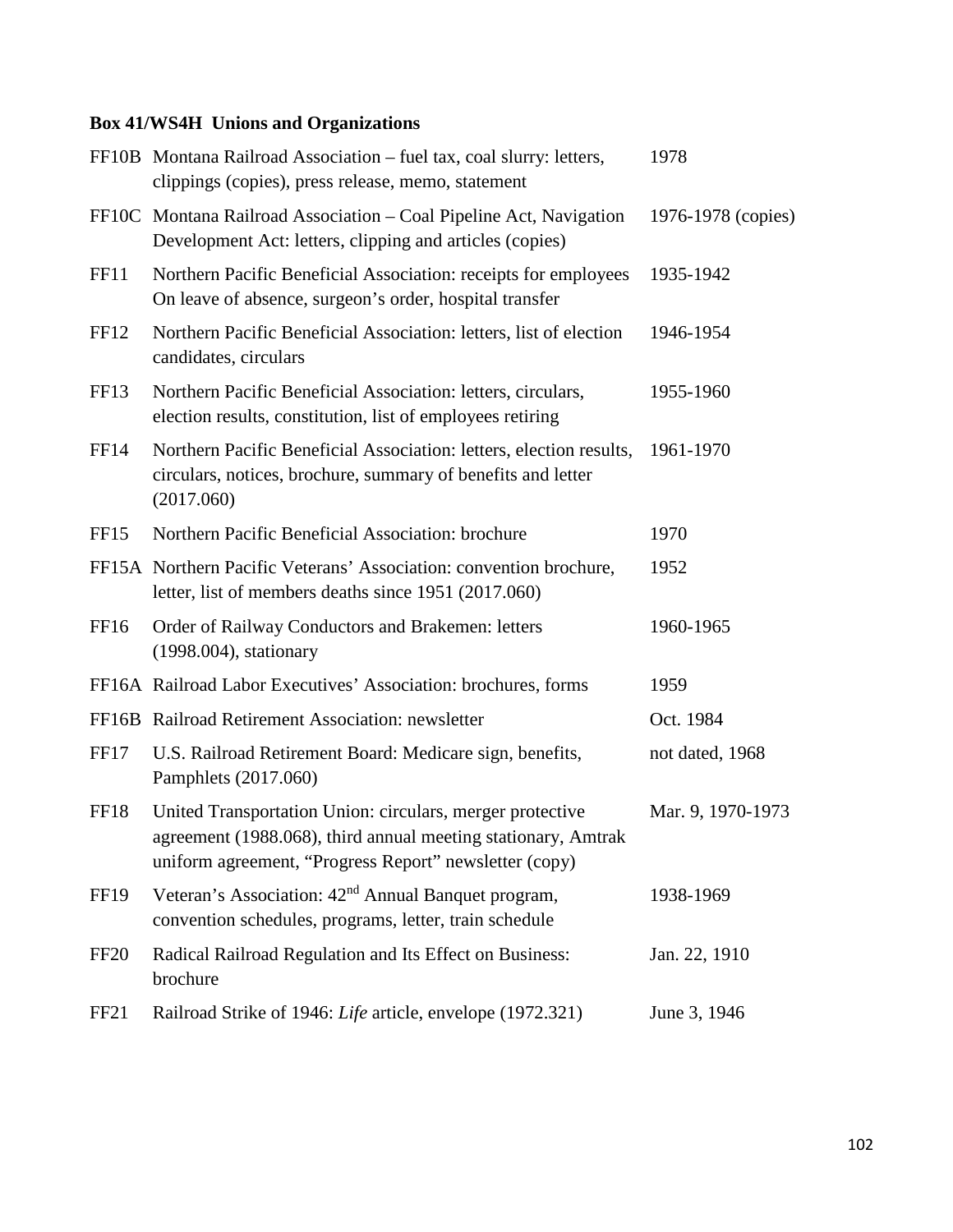**Box 41/WS4H Unions and Organizations**

| | | |
|---|---|---|
| FF10B | Montana Railroad Association – fuel tax, coal slurry: letters, clippings (copies), press release, memo, statement | 1978 |
| FF10C | Montana Railroad Association – Coal Pipeline Act, Navigation Development Act: letters, clipping and articles (copies) | 1976-1978 (copies) |
| FF11 | Northern Pacific Beneficial Association: receipts for employees On leave of absence, surgeon's order, hospital transfer | 1935-1942 |
| FF12 | Northern Pacific Beneficial Association: letters, list of election candidates, circulars | 1946-1954 |
| FF13 | Northern Pacific Beneficial Association: letters, circulars, election results, constitution, list of employees retiring | 1955-1960 |
| FF14 | Northern Pacific Beneficial Association: letters, election results, circulars, notices, brochure, summary of benefits and letter (2017.060) | 1961-1970 |
| FF15 | Northern Pacific Beneficial Association: brochure | 1970 |
| FF15A | Northern Pacific Veterans' Association: convention brochure, letter, list of members deaths since 1951 (2017.060) | 1952 |
| FF16 | Order of Railway Conductors and Brakemen: letters (1998.004), stationary | 1960-1965 |
| FF16A | Railroad Labor Executives' Association: brochures, forms | 1959 |
| FF16B | Railroad Retirement Association: newsletter | Oct. 1984 |
| FF17 | U.S. Railroad Retirement Board: Medicare sign, benefits, Pamphlets (2017.060) | not dated, 1968 |
| FF18 | United Transportation Union: circulars, merger protective agreement (1988.068), third annual meeting stationary, Amtrak uniform agreement, "Progress Report" newsletter (copy) | Mar. 9, 1970-1973 |
| FF19 | Veteran's Association: 42nd Annual Banquet program, convention schedules, programs, letter, train schedule | 1938-1969 |
| FF20 | Radical Railroad Regulation and Its Effect on Business: brochure | Jan. 22, 1910 |
| FF21 | Railroad Strike of 1946: *Life* article, envelope (1972.321) | June 3, 1946 |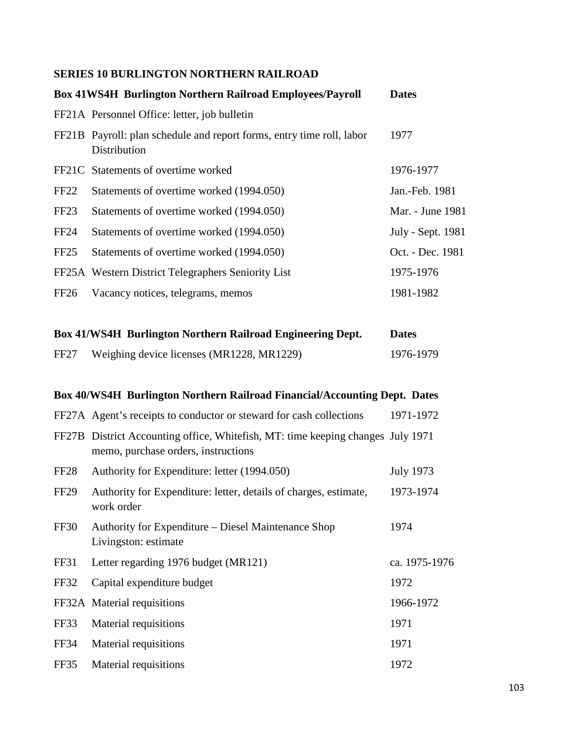## SERIES 10 BURLINGTON NORTHERN RAILROAD

| Box 41WS4H Burlington Northern Railroad Employees/Payroll | | Dates |
|---|---|---|
| FF21A | Personnel Office: letter, job bulletin | |
| FF21B | Payroll: plan schedule and report forms, entry time roll, labor Distribution | 1977 |
| FF21C | Statements of overtime worked | 1976-1977 |
| FF22 | Statements of overtime worked (1994.050) | Jan.-Feb. 1981 |
| FF23 | Statements of overtime worked (1994.050) | Mar. - June 1981 |
| FF24 | Statements of overtime worked (1994.050) | July - Sept. 1981 |
| FF25 | Statements of overtime worked (1994.050) | Oct. - Dec. 1981 |
| FF25A | Western District Telegraphers Seniority List | 1975-1976 |
| FF26 | Vacancy notices, telegrams, memos | 1981-1982 |

| Box 41/WS4H Burlington Northern Railroad Engineering Dept. | | Dates |
|---|---|---|
| FF27 | Weighing device licenses (MR1228, MR1229) | 1976-1979 |

| Box 40/WS4H Burlington Northern Railroad Financial/Accounting Dept. | | Dates |
|---|---|---|
| FF27A | Agent's receipts to conductor or steward for cash collections | 1971-1972 |
| FF27B | District Accounting office, Whitefish, MT: time keeping changes memo, purchase orders, instructions | July 1971 |
| FF28 | Authority for Expenditure: letter (1994.050) | July 1973 |
| FF29 | Authority for Expenditure: letter, details of charges, estimate, work order | 1973-1974 |
| FF30 | Authority for Expenditure – Diesel Maintenance Shop Livingston: estimate | 1974 |
| FF31 | Letter regarding 1976 budget (MR121) | ca. 1975-1976 |
| FF32 | Capital expenditure budget | 1972 |
| FF32A | Material requisitions | 1966-1972 |
| FF33 | Material requisitions | 1971 |
| FF34 | Material requisitions | 1971 |
| FF35 | Material requisitions | 1972 |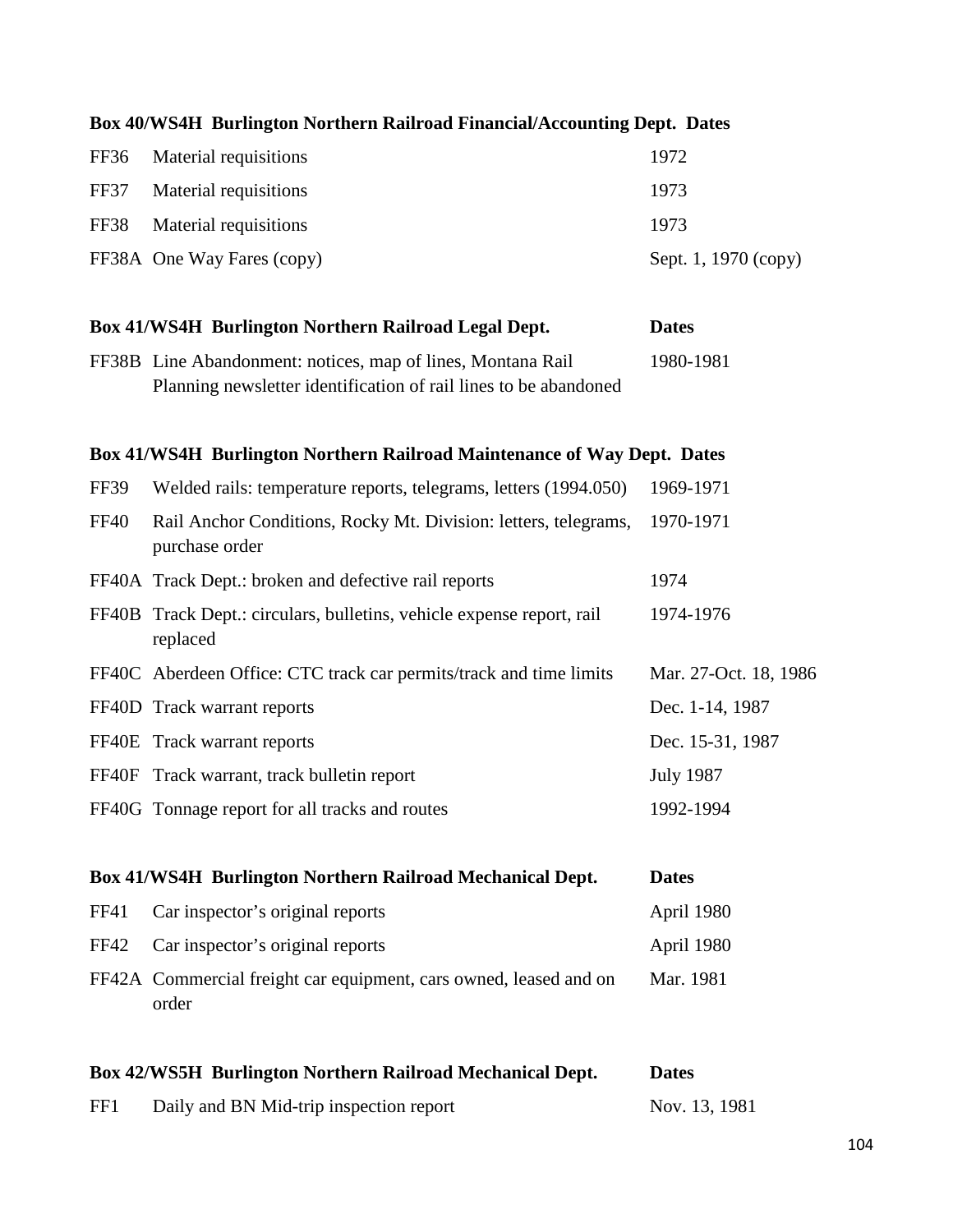| Box 40/WS4H Burlington Northern Railroad Financial/Accounting Dept. | | Dates |
|---|---|---|
| FF36 | Material requisitions | 1972 |
| FF37 | Material requisitions | 1973 |
| FF38 | Material requisitions | 1973 |
| FF38A | One Way Fares (copy) | Sept. 1, 1970 (copy) |

| Box 41/WS4H Burlington Northern Railroad Legal Dept. | | Dates |
|---|---|---|
| FF38B | Line Abandonment: notices, map of lines, Montana Rail Planning newsletter identification of rail lines to be abandoned | 1980-1981 |

| Box 41/WS4H Burlington Northern Railroad Maintenance of Way Dept. | | Dates |
|---|---|---|
| FF39 | Welded rails: temperature reports, telegrams, letters (1994.050) | 1969-1971 |
| FF40 | Rail Anchor Conditions, Rocky Mt. Division: letters, telegrams, purchase order | 1970-1971 |
| FF40A | Track Dept.: broken and defective rail reports | 1974 |
| FF40B | Track Dept.: circulars, bulletins, vehicle expense report, rail replaced | 1974-1976 |
| FF40C | Aberdeen Office: CTC track car permits/track and time limits | Mar. 27-Oct. 18, 1986 |
| FF40D | Track warrant reports | Dec. 1-14, 1987 |
| FF40E | Track warrant reports | Dec. 15-31, 1987 |
| FF40F | Track warrant, track bulletin report | July 1987 |
| FF40G | Tonnage report for all tracks and routes | 1992-1994 |

| Box 41/WS4H Burlington Northern Railroad Mechanical Dept. | | Dates |
|---|---|---|
| FF41 | Car inspector's original reports | April 1980 |
| FF42 | Car inspector's original reports | April 1980 |
| FF42A | Commercial freight car equipment, cars owned, leased and on order | Mar. 1981 |

| Box 42/WS5H Burlington Northern Railroad Mechanical Dept. | | Dates |
|---|---|---|
| FF1 | Daily and BN Mid-trip inspection report | Nov. 13, 1981 |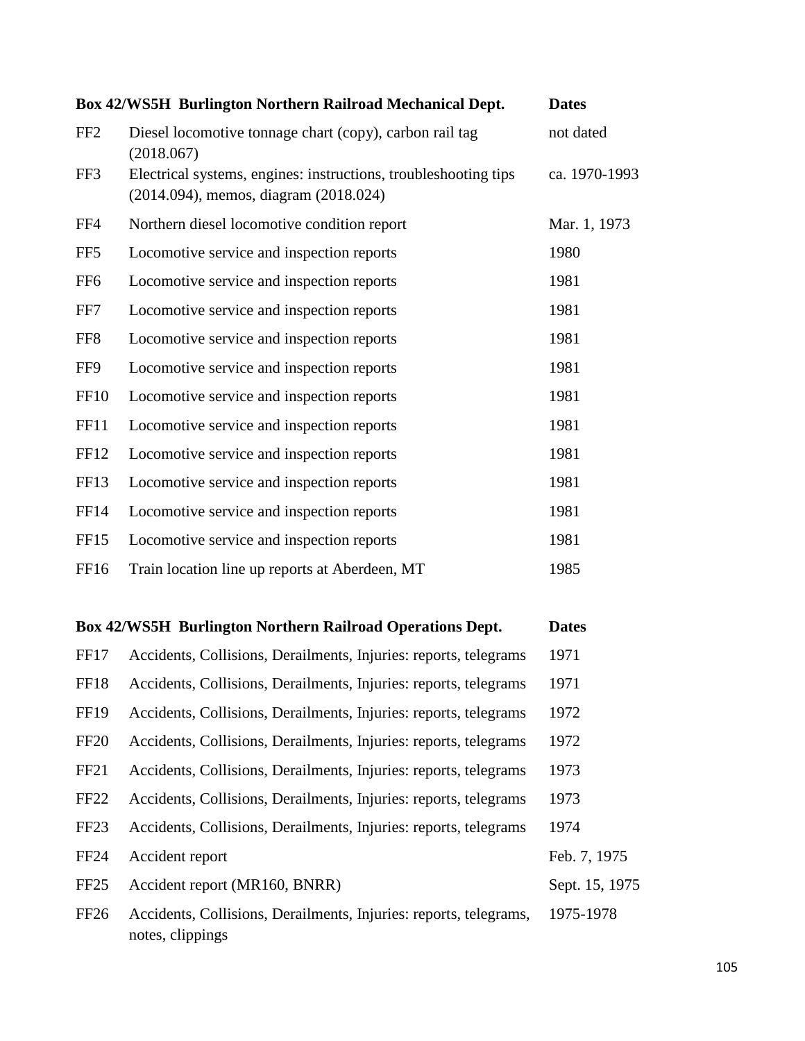| Box 42/WS5H Burlington Northern Railroad Mechanical Dept. | | Dates |
|---|---|---|
| FF2 | Diesel locomotive tonnage chart (copy), carbon rail tag (2018.067) | not dated |
| FF3 | Electrical systems, engines: instructions, troubleshooting tips (2014.094), memos, diagram (2018.024) | ca. 1970-1993 |
| FF4 | Northern diesel locomotive condition report | Mar. 1, 1973 |
| FF5 | Locomotive service and inspection reports | 1980 |
| FF6 | Locomotive service and inspection reports | 1981 |
| FF7 | Locomotive service and inspection reports | 1981 |
| FF8 | Locomotive service and inspection reports | 1981 |
| FF9 | Locomotive service and inspection reports | 1981 |
| FF10 | Locomotive service and inspection reports | 1981 |
| FF11 | Locomotive service and inspection reports | 1981 |
| FF12 | Locomotive service and inspection reports | 1981 |
| FF13 | Locomotive service and inspection reports | 1981 |
| FF14 | Locomotive service and inspection reports | 1981 |
| FF15 | Locomotive service and inspection reports | 1981 |
| FF16 | Train location line up reports at Aberdeen, MT | 1985 |

| Box 42/WS5H Burlington Northern Railroad Operations Dept. | | Dates |
|---|---|---|
| FF17 | Accidents, Collisions, Derailments, Injuries: reports, telegrams | 1971 |
| FF18 | Accidents, Collisions, Derailments, Injuries: reports, telegrams | 1971 |
| FF19 | Accidents, Collisions, Derailments, Injuries: reports, telegrams | 1972 |
| FF20 | Accidents, Collisions, Derailments, Injuries: reports, telegrams | 1972 |
| FF21 | Accidents, Collisions, Derailments, Injuries: reports, telegrams | 1973 |
| FF22 | Accidents, Collisions, Derailments, Injuries: reports, telegrams | 1973 |
| FF23 | Accidents, Collisions, Derailments, Injuries: reports, telegrams | 1974 |
| FF24 | Accident report | Feb. 7, 1975 |
| FF25 | Accident report (MR160, BNRR) | Sept. 15, 1975 |
| FF26 | Accidents, Collisions, Derailments, Injuries: reports, telegrams, notes, clippings | 1975-1978 |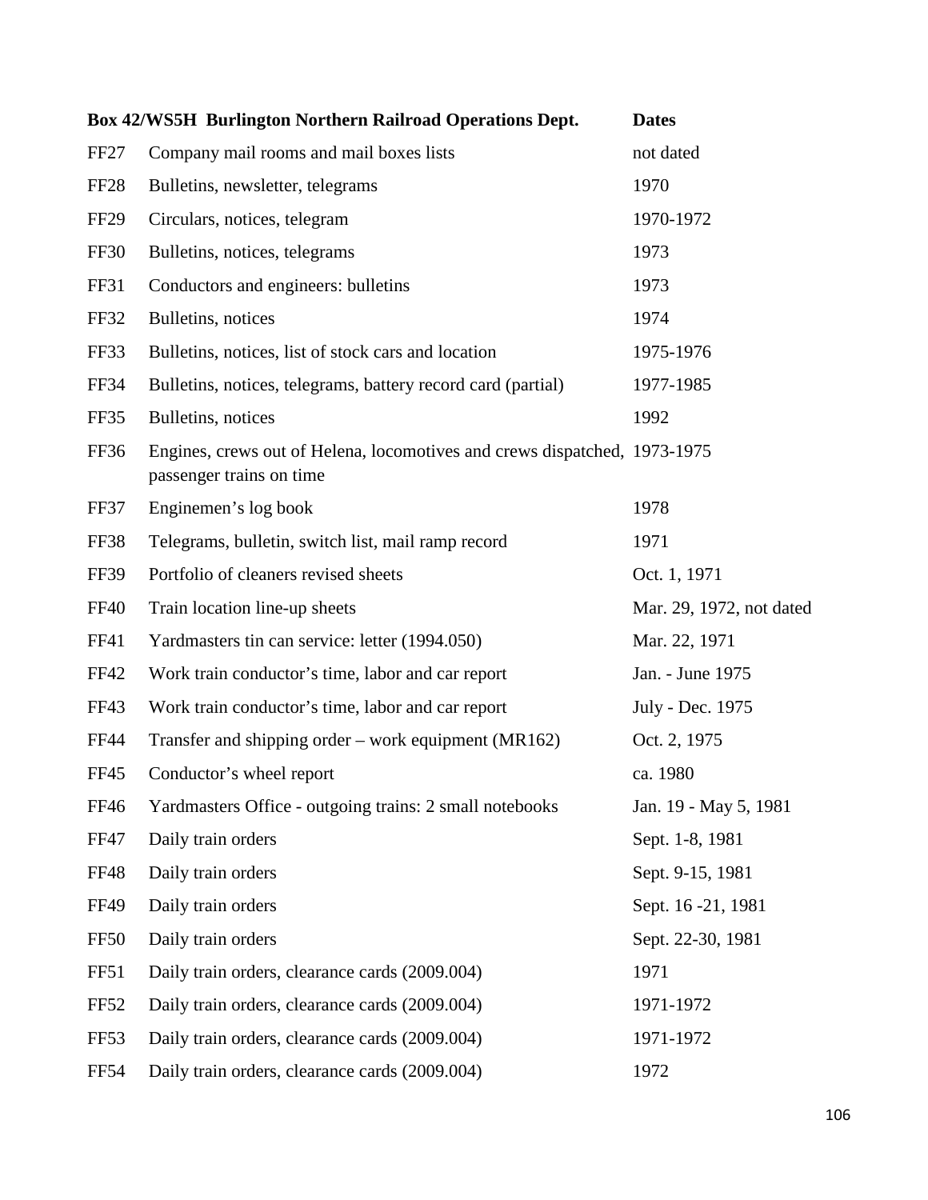| Box 42/WS5H | Burlington Northern Railroad Operations Dept. | Dates |
|---|---|---|
| FF27 | Company mail rooms and mail boxes lists | not dated |
| FF28 | Bulletins, newsletter, telegrams | 1970 |
| FF29 | Circulars, notices, telegram | 1970-1972 |
| FF30 | Bulletins, notices, telegrams | 1973 |
| FF31 | Conductors and engineers: bulletins | 1973 |
| FF32 | Bulletins, notices | 1974 |
| FF33 | Bulletins, notices, list of stock cars and location | 1975-1976 |
| FF34 | Bulletins, notices, telegrams, battery record card (partial) | 1977-1985 |
| FF35 | Bulletins, notices | 1992 |
| FF36 | Engines, crews out of Helena, locomotives and crews dispatched, passenger trains on time | 1973-1975 |
| FF37 | Enginemen's log book | 1978 |
| FF38 | Telegrams, bulletin, switch list, mail ramp record | 1971 |
| FF39 | Portfolio of cleaners revised sheets | Oct. 1, 1971 |
| FF40 | Train location line-up sheets | Mar. 29, 1972, not dated |
| FF41 | Yardmasters tin can service: letter (1994.050) | Mar. 22, 1971 |
| FF42 | Work train conductor's time, labor and car report | Jan. - June 1975 |
| FF43 | Work train conductor's time, labor and car report | July - Dec. 1975 |
| FF44 | Transfer and shipping order – work equipment (MR162) | Oct. 2, 1975 |
| FF45 | Conductor's wheel report | ca. 1980 |
| FF46 | Yardmasters Office - outgoing trains: 2 small notebooks | Jan. 19 - May 5, 1981 |
| FF47 | Daily train orders | Sept. 1-8, 1981 |
| FF48 | Daily train orders | Sept. 9-15, 1981 |
| FF49 | Daily train orders | Sept. 16 -21, 1981 |
| FF50 | Daily train orders | Sept. 22-30, 1981 |
| FF51 | Daily train orders, clearance cards (2009.004) | 1971 |
| FF52 | Daily train orders, clearance cards (2009.004) | 1971-1972 |
| FF53 | Daily train orders, clearance cards (2009.004) | 1971-1972 |
| FF54 | Daily train orders, clearance cards (2009.004) | 1972 |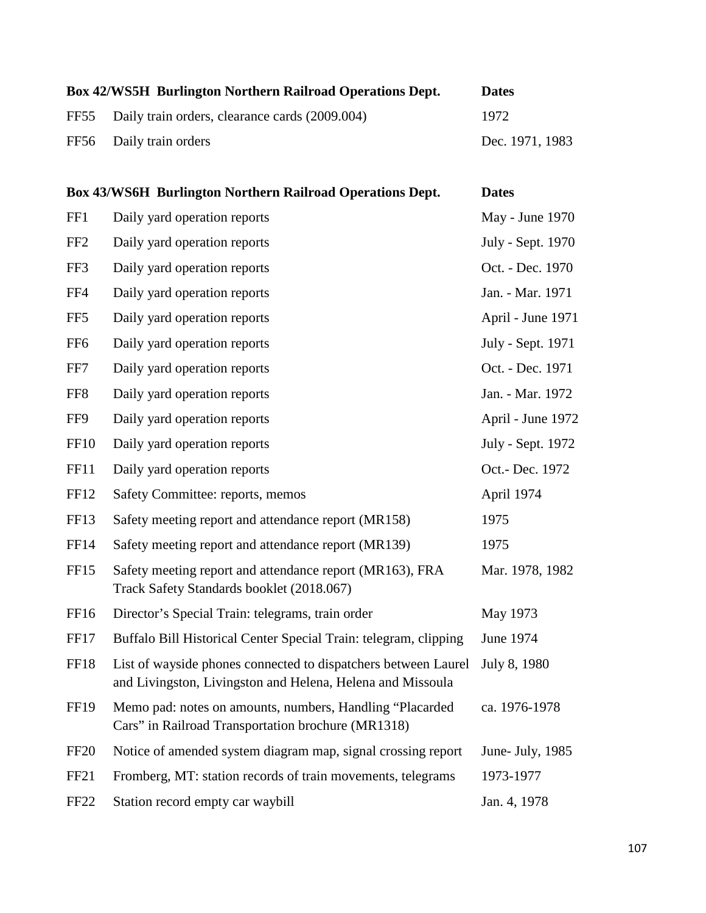| Box 42/WS5H Burlington Northern Railroad Operations Dept. | | Dates |
|---|---|---|
| FF55 | Daily train orders, clearance cards (2009.004) | 1972 |
| FF56 | Daily train orders | Dec. 1971, 1983 |

| Box 43/WS6H Burlington Northern Railroad Operations Dept. | | Dates |
|---|---|---|
| FF1 | Daily yard operation reports | May - June 1970 |
| FF2 | Daily yard operation reports | July - Sept. 1970 |
| FF3 | Daily yard operation reports | Oct. - Dec. 1970 |
| FF4 | Daily yard operation reports | Jan. - Mar. 1971 |
| FF5 | Daily yard operation reports | April - June 1971 |
| FF6 | Daily yard operation reports | July - Sept. 1971 |
| FF7 | Daily yard operation reports | Oct. - Dec. 1971 |
| FF8 | Daily yard operation reports | Jan. - Mar. 1972 |
| FF9 | Daily yard operation reports | April - June 1972 |
| FF10 | Daily yard operation reports | July - Sept. 1972 |
| FF11 | Daily yard operation reports | Oct.- Dec. 1972 |
| FF12 | Safety Committee: reports, memos | April 1974 |
| FF13 | Safety meeting report and attendance report (MR158) | 1975 |
| FF14 | Safety meeting report and attendance report (MR139) | 1975 |
| FF15 | Safety meeting report and attendance report (MR163), FRA Track Safety Standards booklet (2018.067) | Mar. 1978, 1982 |
| FF16 | Director's Special Train: telegrams, train order | May 1973 |
| FF17 | Buffalo Bill Historical Center Special Train: telegram, clipping | June 1974 |
| FF18 | List of wayside phones connected to dispatchers between Laurel and Livingston, Livingston and Helena, Helena and Missoula | July 8, 1980 |
| FF19 | Memo pad: notes on amounts, numbers, Handling "Placarded Cars" in Railroad Transportation brochure (MR1318) | ca. 1976-1978 |
| FF20 | Notice of amended system diagram map, signal crossing report | June- July, 1985 |
| FF21 | Fromberg, MT: station records of train movements, telegrams | 1973-1977 |
| FF22 | Station record empty car waybill | Jan. 4, 1978 |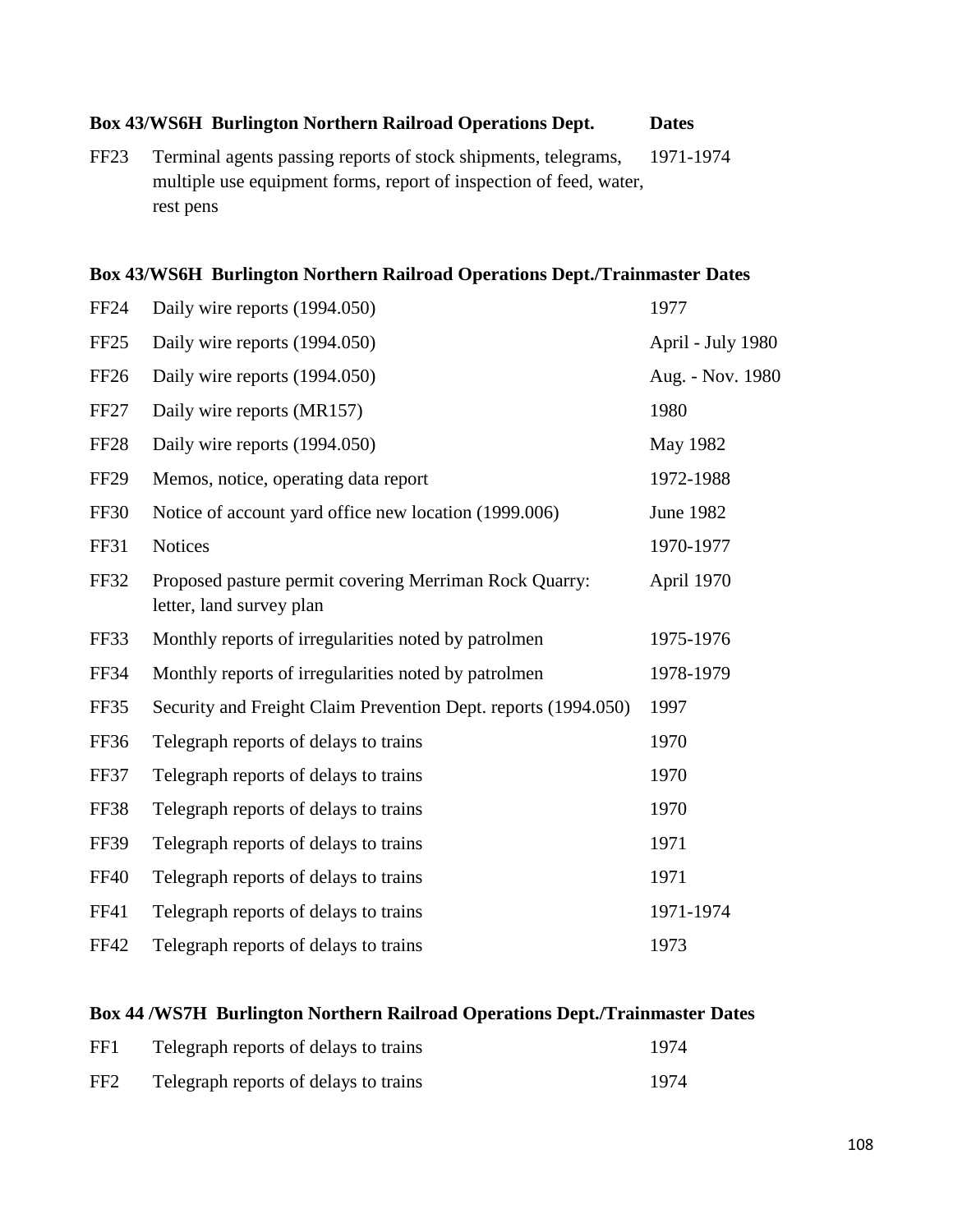| Box 43/WS6H Burlington Northern Railroad Operations Dept. | | Dates |
|---|---|---|
| FF23 | Terminal agents passing reports of stock shipments, telegrams, multiple use equipment forms, report of inspection of feed, water, rest pens | 1971-1974 |

| Box 43/WS6H Burlington Northern Railroad Operations Dept./Trainmaster | | Dates |
|---|---|---|
| FF24 | Daily wire reports (1994.050) | 1977 |
| FF25 | Daily wire reports (1994.050) | April - July 1980 |
| FF26 | Daily wire reports (1994.050) | Aug. - Nov. 1980 |
| FF27 | Daily wire reports (MR157) | 1980 |
| FF28 | Daily wire reports (1994.050) | May 1982 |
| FF29 | Memos, notice, operating data report | 1972-1988 |
| FF30 | Notice of account yard office new location (1999.006) | June 1982 |
| FF31 | Notices | 1970-1977 |
| FF32 | Proposed pasture permit covering Merriman Rock Quarry: letter, land survey plan | April 1970 |
| FF33 | Monthly reports of irregularities noted by patrolmen | 1975-1976 |
| FF34 | Monthly reports of irregularities noted by patrolmen | 1978-1979 |
| FF35 | Security and Freight Claim Prevention Dept. reports (1994.050) | 1997 |
| FF36 | Telegraph reports of delays to trains | 1970 |
| FF37 | Telegraph reports of delays to trains | 1970 |
| FF38 | Telegraph reports of delays to trains | 1970 |
| FF39 | Telegraph reports of delays to trains | 1971 |
| FF40 | Telegraph reports of delays to trains | 1971 |
| FF41 | Telegraph reports of delays to trains | 1971-1974 |
| FF42 | Telegraph reports of delays to trains | 1973 |

| Box 44 /WS7H Burlington Northern Railroad Operations Dept./Trainmaster | | Dates |
|---|---|---|
| FF1 | Telegraph reports of delays to trains | 1974 |
| FF2 | Telegraph reports of delays to trains | 1974 |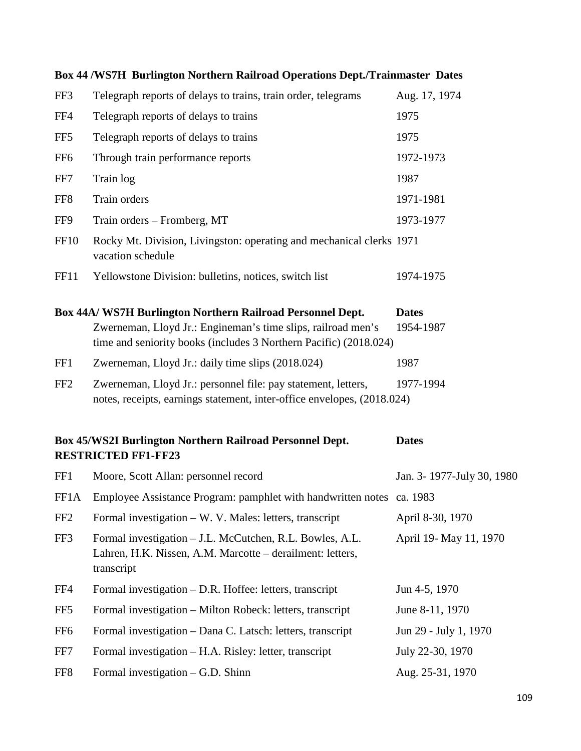### Box 44 /WS7H Burlington Northern Railroad Operations Dept./Trainmaster Dates

| | | |
|---|---|---|
| FF3 | Telegraph reports of delays to trains, train order, telegrams | Aug. 17, 1974 |
| FF4 | Telegraph reports of delays to trains | 1975 |
| FF5 | Telegraph reports of delays to trains | 1975 |
| FF6 | Through train performance reports | 1972-1973 |
| FF7 | Train log | 1987 |
| FF8 | Train orders | 1971-1981 |
| FF9 | Train orders – Fromberg, MT | 1973-1977 |
| FF10 | Rocky Mt. Division, Livingston: operating and mechanical clerks vacation schedule | 1971 |
| FF11 | Yellowstone Division: bulletins, notices, switch list | 1974-1975 |

### Box 44A/ WS7H Burlington Northern Railroad Personnel Dept. Dates

| | | |
|---|---|---|
| | Zwerneman, Lloyd Jr.: Engineman's time slips, railroad men's time and seniority books (includes 3 Northern Pacific) (2018.024) | 1954-1987 |
| FF1 | Zwerneman, Lloyd Jr.: daily time slips (2018.024) | 1987 |
| FF2 | Zwerneman, Lloyd Jr.: personnel file: pay statement, letters, notices, receipts, earnings statement, inter-office envelopes, (2018.024) | 1977-1994 |

### Box 45/WS2I Burlington Northern Railroad Personnel Dept. Dates
**RESTRICTED FF1-FF23**

| | | |
|---|---|---|
| FF1 | Moore, Scott Allan: personnel record | Jan. 3- 1977-July 30, 1980 |
| FF1A | Employee Assistance Program: pamphlet with handwritten notes | ca. 1983 |
| FF2 | Formal investigation – W. V. Males: letters, transcript | April 8-30, 1970 |
| FF3 | Formal investigation – J.L. McCutchen, R.L. Bowles, A.L. Lahren, H.K. Nissen, A.M. Marcotte – derailment: letters, transcript | April 19- May 11, 1970 |
| FF4 | Formal investigation – D.R. Hoffee: letters, transcript | Jun 4-5, 1970 |
| FF5 | Formal investigation – Milton Robeck: letters, transcript | June 8-11, 1970 |
| FF6 | Formal investigation – Dana C. Latsch: letters, transcript | Jun 29 - July 1, 1970 |
| FF7 | Formal investigation – H.A. Risley: letter, transcript | July 22-30, 1970 |
| FF8 | Formal investigation – G.D. Shinn | Aug. 25-31, 1970 |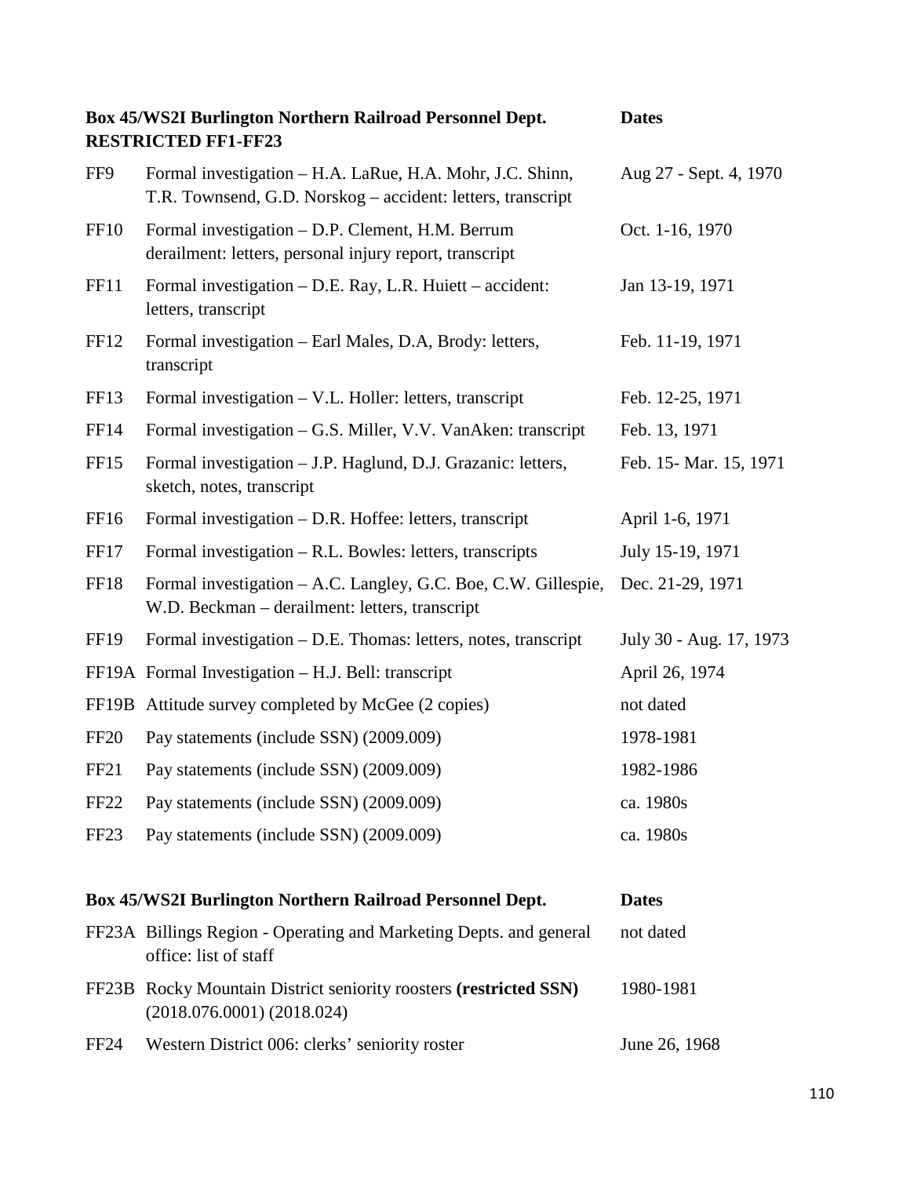| Box 45/WS2I Burlington Northern Railroad Personnel Dept. RESTRICTED FF1-FF23 | | Dates |
|---|---|---|
| FF9 | Formal investigation – H.A. LaRue, H.A. Mohr, J.C. Shinn, T.R. Townsend, G.D. Norskog – accident: letters, transcript | Aug 27 - Sept. 4, 1970 |
| FF10 | Formal investigation – D.P. Clement, H.M. Berrum derailment: letters, personal injury report, transcript | Oct. 1-16, 1970 |
| FF11 | Formal investigation – D.E. Ray, L.R. Huiett – accident: letters, transcript | Jan 13-19, 1971 |
| FF12 | Formal investigation – Earl Males, D.A, Brody: letters, transcript | Feb. 11-19, 1971 |
| FF13 | Formal investigation – V.L. Holler: letters, transcript | Feb. 12-25, 1971 |
| FF14 | Formal investigation – G.S. Miller, V.V. VanAken: transcript | Feb. 13, 1971 |
| FF15 | Formal investigation – J.P. Haglund, D.J. Grazanic: letters, sketch, notes, transcript | Feb. 15- Mar. 15, 1971 |
| FF16 | Formal investigation – D.R. Hoffee: letters, transcript | April 1-6, 1971 |
| FF17 | Formal investigation – R.L. Bowles: letters, transcripts | July 15-19, 1971 |
| FF18 | Formal investigation – A.C. Langley, G.C. Boe, C.W. Gillespie, W.D. Beckman – derailment: letters, transcript | Dec. 21-29, 1971 |
| FF19 | Formal investigation – D.E. Thomas: letters, notes, transcript | July 30 - Aug. 17, 1973 |
| FF19A | Formal Investigation – H.J. Bell: transcript | April 26, 1974 |
| FF19B | Attitude survey completed by McGee (2 copies) | not dated |
| FF20 | Pay statements (include SSN) (2009.009) | 1978-1981 |
| FF21 | Pay statements (include SSN) (2009.009) | 1982-1986 |
| FF22 | Pay statements (include SSN) (2009.009) | ca. 1980s |
| FF23 | Pay statements (include SSN) (2009.009) | ca. 1980s |

| Box 45/WS2I Burlington Northern Railroad Personnel Dept. | | Dates |
|---|---|---|
| FF23A | Billings Region - Operating and Marketing Depts. and general office: list of staff | not dated |
| FF23B | Rocky Mountain District seniority roosters **(restricted SSN)** (2018.076.0001) (2018.024) | 1980-1981 |
| FF24 | Western District 006: clerks' seniority roster | June 26, 1968 |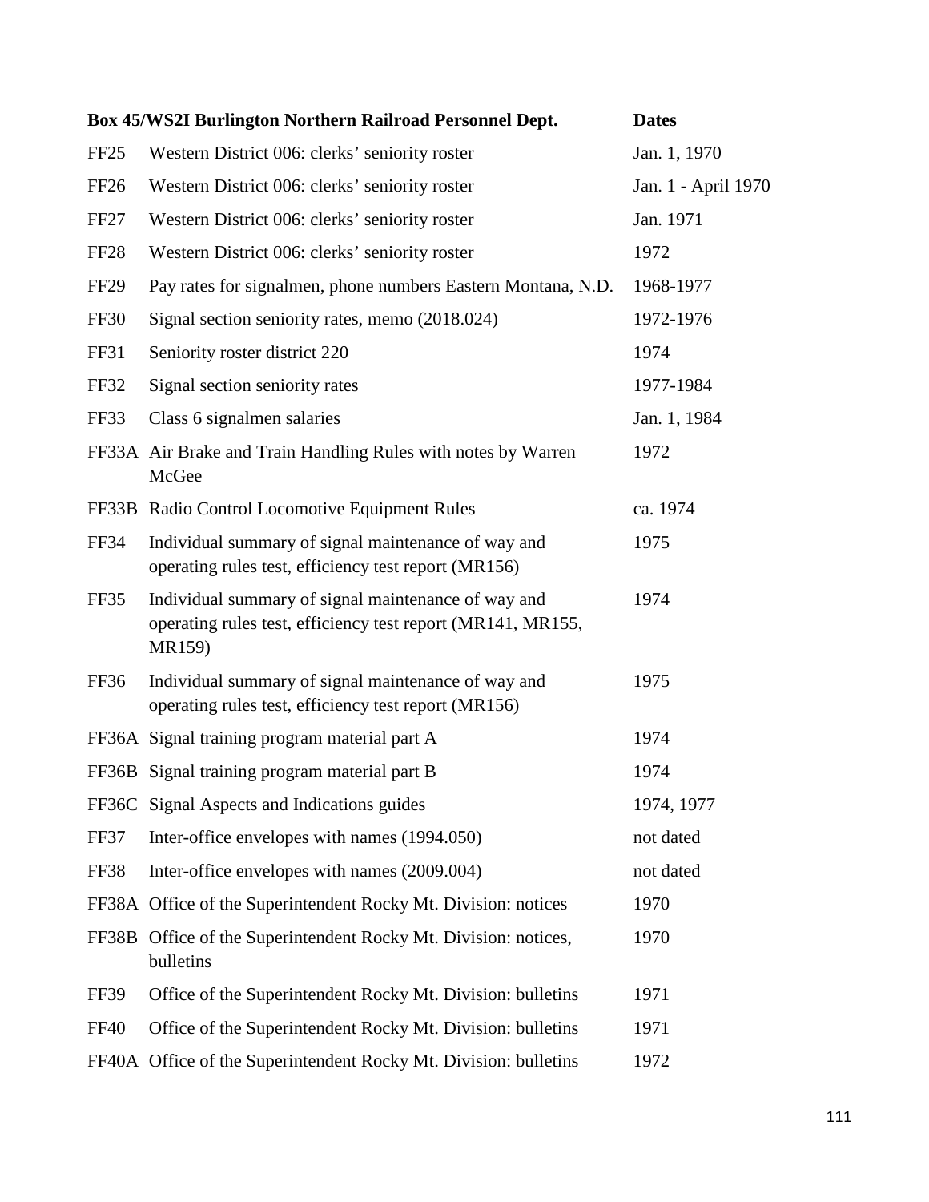| Box 45/WS2I Burlington Northern Railroad Personnel Dept. | | Dates |
|---|---|---|
| FF25 | Western District 006: clerks' seniority roster | Jan. 1, 1970 |
| FF26 | Western District 006: clerks' seniority roster | Jan. 1 - April 1970 |
| FF27 | Western District 006: clerks' seniority roster | Jan. 1971 |
| FF28 | Western District 006: clerks' seniority roster | 1972 |
| FF29 | Pay rates for signalmen, phone numbers Eastern Montana, N.D. | 1968-1977 |
| FF30 | Signal section seniority rates, memo (2018.024) | 1972-1976 |
| FF31 | Seniority roster district 220 | 1974 |
| FF32 | Signal section seniority rates | 1977-1984 |
| FF33 | Class 6 signalmen salaries | Jan. 1, 1984 |
| FF33A | Air Brake and Train Handling Rules with notes by Warren McGee | 1972 |
| FF33B | Radio Control Locomotive Equipment Rules | ca. 1974 |
| FF34 | Individual summary of signal maintenance of way and operating rules test, efficiency test report (MR156) | 1975 |
| FF35 | Individual summary of signal maintenance of way and operating rules test, efficiency test report (MR141, MR155, MR159) | 1974 |
| FF36 | Individual summary of signal maintenance of way and operating rules test, efficiency test report (MR156) | 1975 |
| FF36A | Signal training program material part A | 1974 |
| FF36B | Signal training program material part B | 1974 |
| FF36C | Signal Aspects and Indications guides | 1974, 1977 |
| FF37 | Inter-office envelopes with names (1994.050) | not dated |
| FF38 | Inter-office envelopes with names (2009.004) | not dated |
| FF38A | Office of the Superintendent Rocky Mt. Division: notices | 1970 |
| FF38B | Office of the Superintendent Rocky Mt. Division: notices, bulletins | 1970 |
| FF39 | Office of the Superintendent Rocky Mt. Division: bulletins | 1971 |
| FF40 | Office of the Superintendent Rocky Mt. Division: bulletins | 1971 |
| FF40A | Office of the Superintendent Rocky Mt. Division: bulletins | 1972 |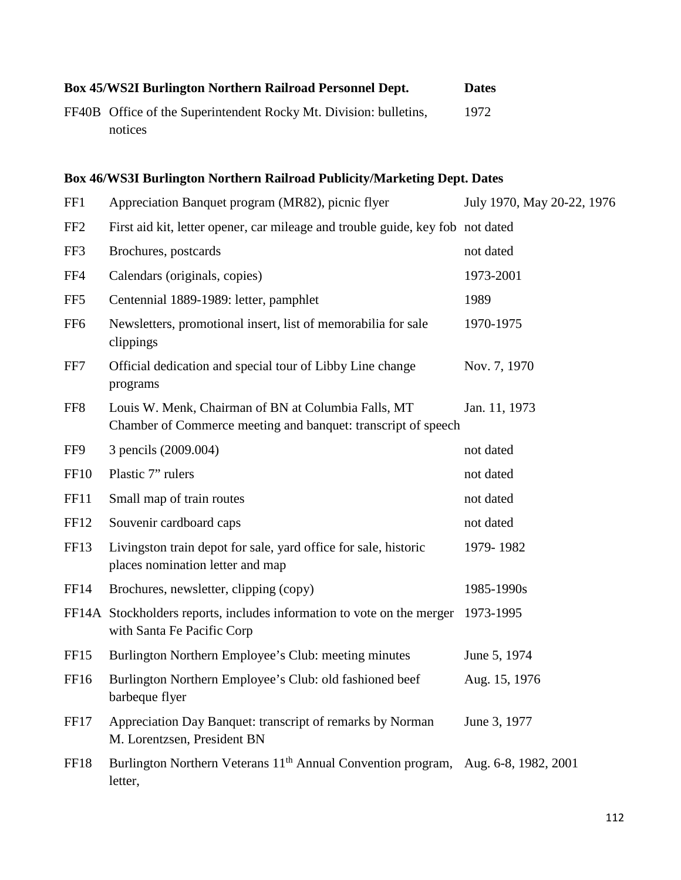| Box 45/WS2I Burlington Northern Railroad Personnel Dept. | | Dates |
|---|---|---|
| FF40B | Office of the Superintendent Rocky Mt. Division: bulletins, notices | 1972 |

| Box 46/WS3I Burlington Northern Railroad Publicity/Marketing Dept. Dates | | |
|---|---|---|
| FF1 | Appreciation Banquet program (MR82), picnic flyer | July 1970, May 20-22, 1976 |
| FF2 | First aid kit, letter opener, car mileage and trouble guide, key fob | not dated |
| FF3 | Brochures, postcards | not dated |
| FF4 | Calendars (originals, copies) | 1973-2001 |
| FF5 | Centennial 1889-1989: letter, pamphlet | 1989 |
| FF6 | Newsletters, promotional insert, list of memorabilia for sale clippings | 1970-1975 |
| FF7 | Official dedication and special tour of Libby Line change programs | Nov. 7, 1970 |
| FF8 | Louis W. Menk, Chairman of BN at Columbia Falls, MT Chamber of Commerce meeting and banquet: transcript of speech | Jan. 11, 1973 |
| FF9 | 3 pencils (2009.004) | not dated |
| FF10 | Plastic 7" rulers | not dated |
| FF11 | Small map of train routes | not dated |
| FF12 | Souvenir cardboard caps | not dated |
| FF13 | Livingston train depot for sale, yard office for sale, historic places nomination letter and map | 1979- 1982 |
| FF14 | Brochures, newsletter, clipping (copy) | 1985-1990s |
| FF14A | Stockholders reports, includes information to vote on the merger with Santa Fe Pacific Corp | 1973-1995 |
| FF15 | Burlington Northern Employee's Club: meeting minutes | June 5, 1974 |
| FF16 | Burlington Northern Employee's Club: old fashioned beef barbeque flyer | Aug. 15, 1976 |
| FF17 | Appreciation Day Banquet: transcript of remarks by Norman M. Lorentzsen, President BN | June 3, 1977 |
| FF18 | Burlington Northern Veterans 11th Annual Convention program, letter, | Aug. 6-8, 1982, 2001 |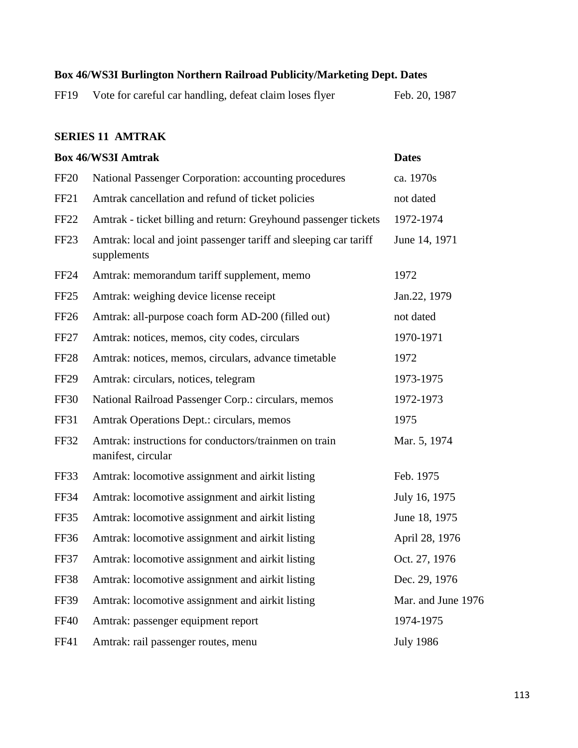**Box 46/WS3I Burlington Northern Railroad Publicity/Marketing Dept. Dates**

| | | |
|---|---|---|
| FF19 | Vote for careful car handling, defeat claim loses flyer | Feb. 20, 1987 |

## SERIES 11 AMTRAK

| **Box 46/WS3I Amtrak** | | **Dates** |
|---|---|---|
| FF20 | National Passenger Corporation: accounting procedures | ca. 1970s |
| FF21 | Amtrak cancellation and refund of ticket policies | not dated |
| FF22 | Amtrak - ticket billing and return: Greyhound passenger tickets | 1972-1974 |
| FF23 | Amtrak: local and joint passenger tariff and sleeping car tariff supplements | June 14, 1971 |
| FF24 | Amtrak: memorandum tariff supplement, memo | 1972 |
| FF25 | Amtrak: weighing device license receipt | Jan.22, 1979 |
| FF26 | Amtrak: all-purpose coach form AD-200 (filled out) | not dated |
| FF27 | Amtrak: notices, memos, city codes, circulars | 1970-1971 |
| FF28 | Amtrak: notices, memos, circulars, advance timetable | 1972 |
| FF29 | Amtrak: circulars, notices, telegram | 1973-1975 |
| FF30 | National Railroad Passenger Corp.: circulars, memos | 1972-1973 |
| FF31 | Amtrak Operations Dept.: circulars, memos | 1975 |
| FF32 | Amtrak: instructions for conductors/trainmen on train manifest, circular | Mar. 5, 1974 |
| FF33 | Amtrak: locomotive assignment and airkit listing | Feb. 1975 |
| FF34 | Amtrak: locomotive assignment and airkit listing | July 16, 1975 |
| FF35 | Amtrak: locomotive assignment and airkit listing | June 18, 1975 |
| FF36 | Amtrak: locomotive assignment and airkit listing | April 28, 1976 |
| FF37 | Amtrak: locomotive assignment and airkit listing | Oct. 27, 1976 |
| FF38 | Amtrak: locomotive assignment and airkit listing | Dec. 29, 1976 |
| FF39 | Amtrak: locomotive assignment and airkit listing | Mar. and June 1976 |
| FF40 | Amtrak: passenger equipment report | 1974-1975 |
| FF41 | Amtrak: rail passenger routes, menu | July 1986 |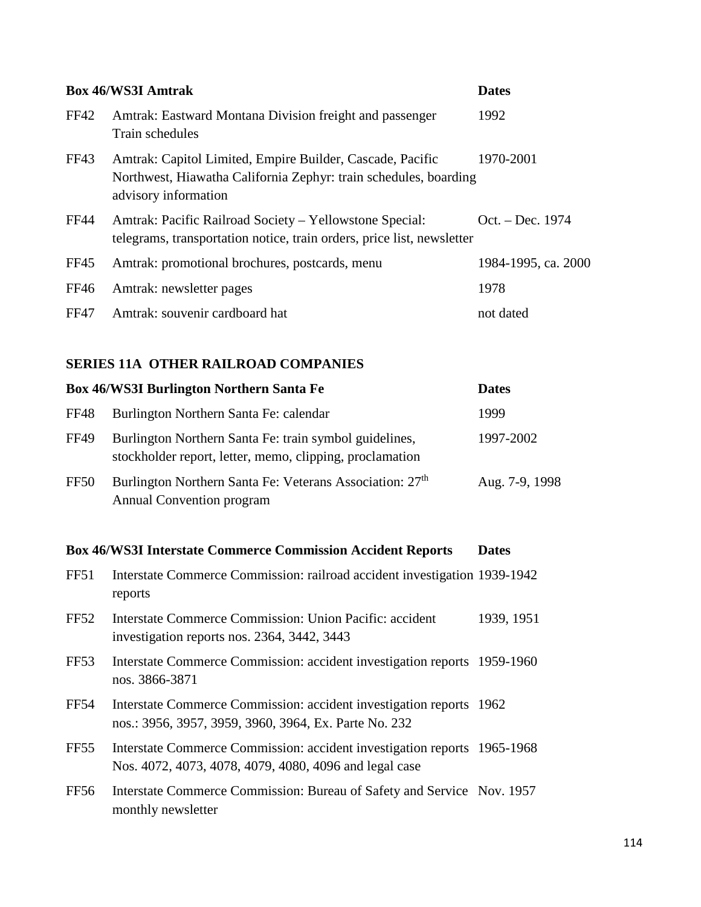| Box 46/WS3I Amtrak | | Dates |
|---|---|---|
| FF42 | Amtrak: Eastward Montana Division freight and passenger Train schedules | 1992 |
| FF43 | Amtrak: Capitol Limited, Empire Builder, Cascade, Pacific Northwest, Hiawatha California Zephyr: train schedules, boarding advisory information | 1970-2001 |
| FF44 | Amtrak: Pacific Railroad Society – Yellowstone Special: telegrams, transportation notice, train orders, price list, newsletter | Oct. – Dec. 1974 |
| FF45 | Amtrak: promotional brochures, postcards, menu | 1984-1995, ca. 2000 |
| FF46 | Amtrak: newsletter pages | 1978 |
| FF47 | Amtrak: souvenir cardboard hat | not dated |

## SERIES 11A OTHER RAILROAD COMPANIES

| Box 46/WS3I Burlington Northern Santa Fe | | Dates |
|---|---|---|
| FF48 | Burlington Northern Santa Fe: calendar | 1999 |
| FF49 | Burlington Northern Santa Fe: train symbol guidelines, stockholder report, letter, memo, clipping, proclamation | 1997-2002 |
| FF50 | Burlington Northern Santa Fe: Veterans Association: 27th Annual Convention program | Aug. 7-9, 1998 |

| Box 46/WS3I Interstate Commerce Commission Accident Reports | | Dates |
|---|---|---|
| FF51 | Interstate Commerce Commission: railroad accident investigation reports | 1939-1942 |
| FF52 | Interstate Commerce Commission: Union Pacific: accident investigation reports nos. 2364, 3442, 3443 | 1939, 1951 |
| FF53 | Interstate Commerce Commission: accident investigation reports nos. 3866-3871 | 1959-1960 |
| FF54 | Interstate Commerce Commission: accident investigation reports nos.: 3956, 3957, 3959, 3960, 3964, Ex. Parte No. 232 | 1962 |
| FF55 | Interstate Commerce Commission: accident investigation reports Nos. 4072, 4073, 4078, 4079, 4080, 4096 and legal case | 1965-1968 |
| FF56 | Interstate Commerce Commission: Bureau of Safety and Service monthly newsletter | Nov. 1957 |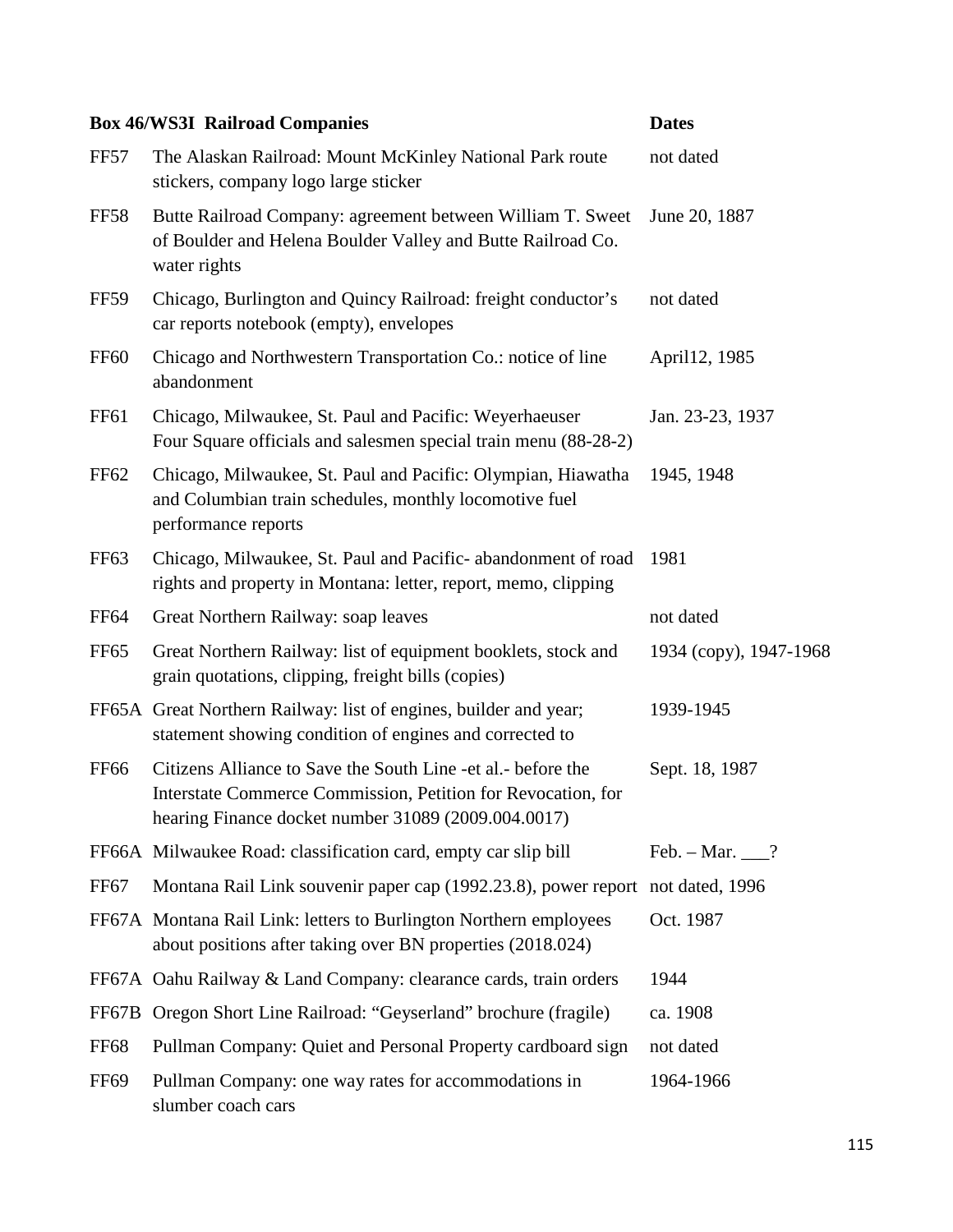| Box 46/WS3I Railroad Companies | | Dates |
|---|---|---|
| FF57 | The Alaskan Railroad: Mount McKinley National Park route stickers, company logo large sticker | not dated |
| FF58 | Butte Railroad Company: agreement between William T. Sweet of Boulder and Helena Boulder Valley and Butte Railroad Co. water rights | June 20, 1887 |
| FF59 | Chicago, Burlington and Quincy Railroad: freight conductor's car reports notebook (empty), envelopes | not dated |
| FF60 | Chicago and Northwestern Transportation Co.: notice of line abandonment | April12, 1985 |
| FF61 | Chicago, Milwaukee, St. Paul and Pacific: Weyerhaeuser Four Square officials and salesmen special train menu (88-28-2) | Jan. 23-23, 1937 |
| FF62 | Chicago, Milwaukee, St. Paul and Pacific: Olympian, Hiawatha and Columbian train schedules, monthly locomotive fuel performance reports | 1945, 1948 |
| FF63 | Chicago, Milwaukee, St. Paul and Pacific- abandonment of road rights and property in Montana: letter, report, memo, clipping | 1981 |
| FF64 | Great Northern Railway: soap leaves | not dated |
| FF65 | Great Northern Railway: list of equipment booklets, stock and grain quotations, clipping, freight bills (copies) | 1934 (copy), 1947-1968 |
| FF65A | Great Northern Railway: list of engines, builder and year; statement showing condition of engines and corrected to | 1939-1945 |
| FF66 | Citizens Alliance to Save the South Line -et al.- before the Interstate Commerce Commission, Petition for Revocation, for hearing Finance docket number 31089 (2009.004.0017) | Sept. 18, 1987 |
| FF66A | Milwaukee Road: classification card, empty car slip bill | Feb. – Mar. ___? |
| FF67 | Montana Rail Link souvenir paper cap (1992.23.8), power report | not dated, 1996 |
| FF67A | Montana Rail Link: letters to Burlington Northern employees about positions after taking over BN properties (2018.024) | Oct. 1987 |
| FF67A | Oahu Railway & Land Company: clearance cards, train orders | 1944 |
| FF67B | Oregon Short Line Railroad: "Geyserland" brochure (fragile) | ca. 1908 |
| FF68 | Pullman Company: Quiet and Personal Property cardboard sign | not dated |
| FF69 | Pullman Company: one way rates for accommodations in slumber coach cars | 1964-1966 |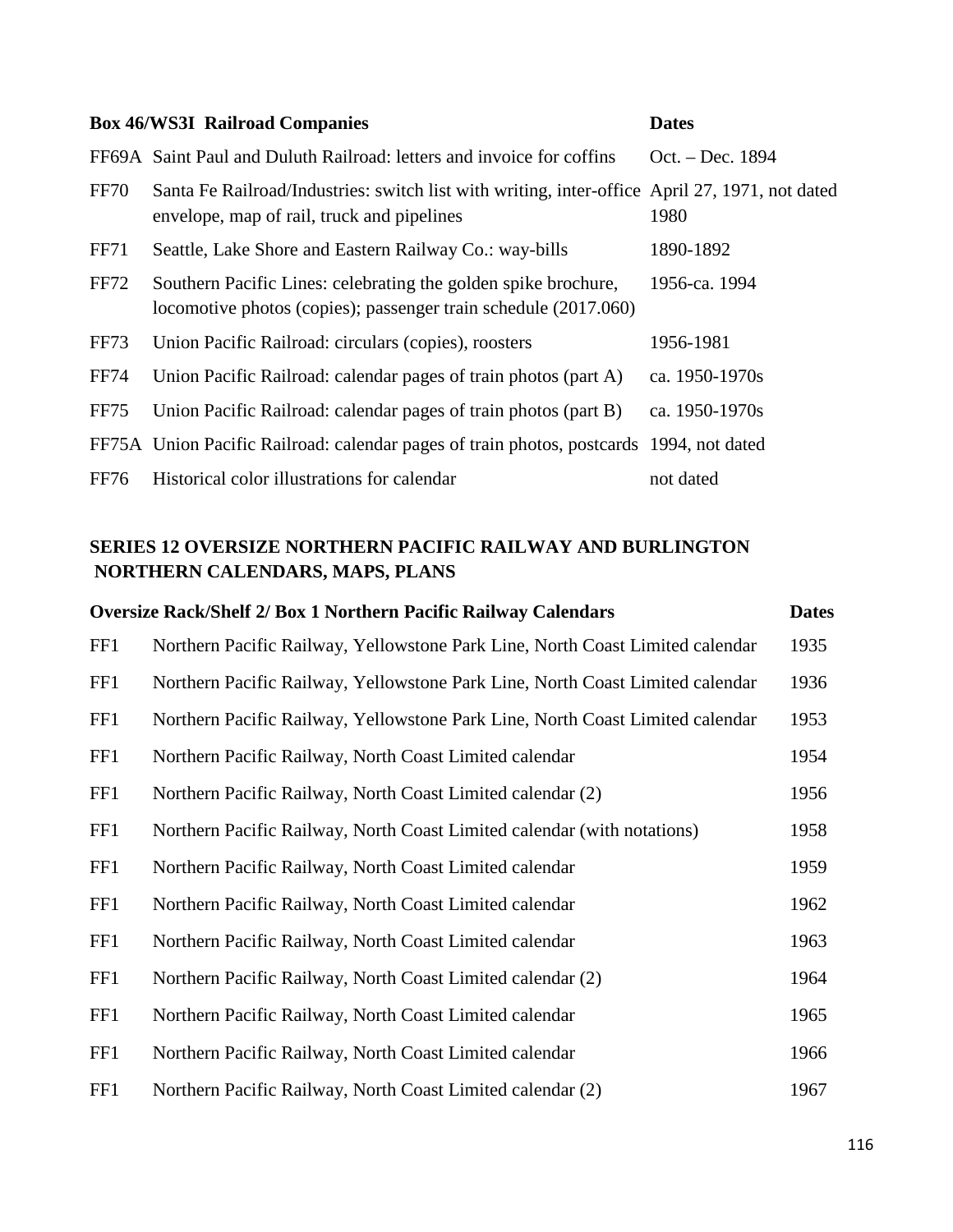| Box 46/WS3I Railroad Companies | | Dates |
|---|---|---|
| FF69A | Saint Paul and Duluth Railroad: letters and invoice for coffins | Oct. – Dec. 1894 |
| FF70 | Santa Fe Railroad/Industries: switch list with writing, inter-office envelope, map of rail, truck and pipelines | April 27, 1971, not dated 1980 |
| FF71 | Seattle, Lake Shore and Eastern Railway Co.: way-bills | 1890-1892 |
| FF72 | Southern Pacific Lines: celebrating the golden spike brochure, locomotive photos (copies); passenger train schedule (2017.060) | 1956-ca. 1994 |
| FF73 | Union Pacific Railroad: circulars (copies), roosters | 1956-1981 |
| FF74 | Union Pacific Railroad: calendar pages of train photos (part A) | ca. 1950-1970s |
| FF75 | Union Pacific Railroad: calendar pages of train photos (part B) | ca. 1950-1970s |
| FF75A | Union Pacific Railroad: calendar pages of train photos, postcards | 1994, not dated |
| FF76 | Historical color illustrations for calendar | not dated |

## SERIES 12 OVERSIZE NORTHERN PACIFIC RAILWAY AND BURLINGTON NORTHERN CALENDARS, MAPS, PLANS

| Oversize Rack/Shelf 2/ Box 1 Northern Pacific Railway Calendars | | Dates |
|---|---|---|
| FF1 | Northern Pacific Railway, Yellowstone Park Line, North Coast Limited calendar | 1935 |
| FF1 | Northern Pacific Railway, Yellowstone Park Line, North Coast Limited calendar | 1936 |
| FF1 | Northern Pacific Railway, Yellowstone Park Line, North Coast Limited calendar | 1953 |
| FF1 | Northern Pacific Railway, North Coast Limited calendar | 1954 |
| FF1 | Northern Pacific Railway, North Coast Limited calendar (2) | 1956 |
| FF1 | Northern Pacific Railway, North Coast Limited calendar (with notations) | 1958 |
| FF1 | Northern Pacific Railway, North Coast Limited calendar | 1959 |
| FF1 | Northern Pacific Railway, North Coast Limited calendar | 1962 |
| FF1 | Northern Pacific Railway, North Coast Limited calendar | 1963 |
| FF1 | Northern Pacific Railway, North Coast Limited calendar (2) | 1964 |
| FF1 | Northern Pacific Railway, North Coast Limited calendar | 1965 |
| FF1 | Northern Pacific Railway, North Coast Limited calendar | 1966 |
| FF1 | Northern Pacific Railway, North Coast Limited calendar (2) | 1967 |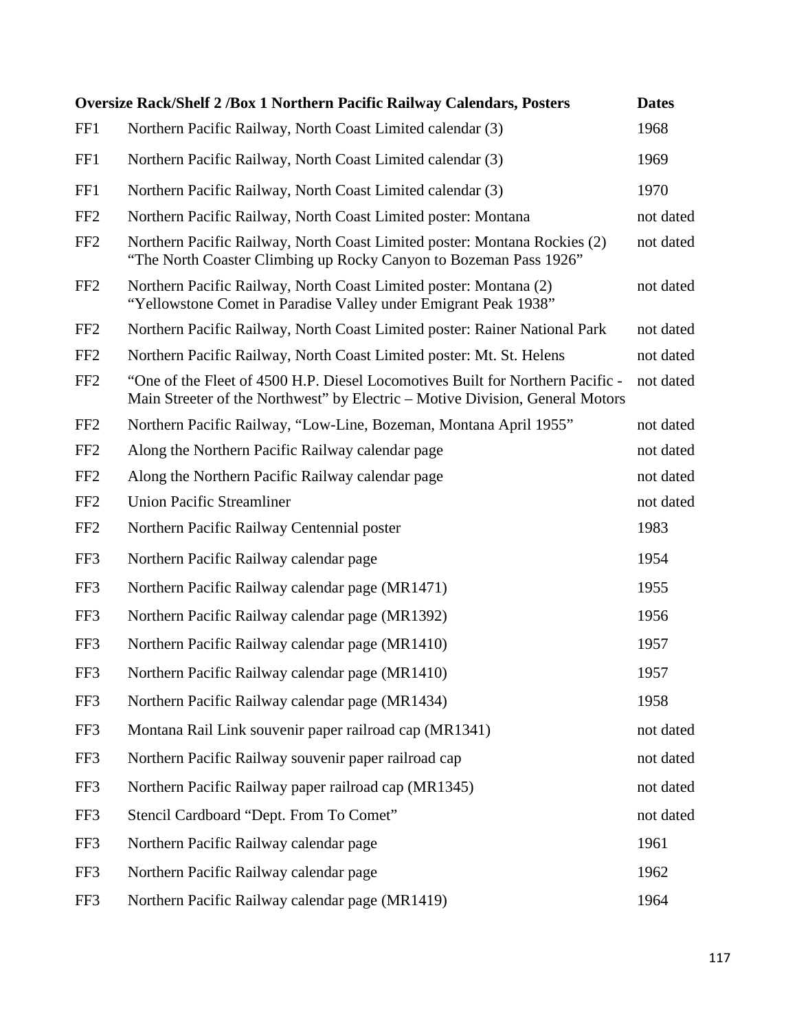| Oversize Rack/Shelf 2 /Box 1 Northern Pacific Railway Calendars, Posters | | Dates |
|---|---|---|
| FF1 | Northern Pacific Railway, North Coast Limited calendar (3) | 1968 |
| FF1 | Northern Pacific Railway, North Coast Limited calendar (3) | 1969 |
| FF1 | Northern Pacific Railway, North Coast Limited calendar (3) | 1970 |
| FF2 | Northern Pacific Railway, North Coast Limited poster: Montana | not dated |
| FF2 | Northern Pacific Railway, North Coast Limited poster: Montana Rockies (2) "The North Coaster Climbing up Rocky Canyon to Bozeman Pass 1926" | not dated |
| FF2 | Northern Pacific Railway, North Coast Limited poster: Montana (2) "Yellowstone Comet in Paradise Valley under Emigrant Peak 1938" | not dated |
| FF2 | Northern Pacific Railway, North Coast Limited poster: Rainer National Park | not dated |
| FF2 | Northern Pacific Railway, North Coast Limited poster: Mt. St. Helens | not dated |
| FF2 | "One of the Fleet of 4500 H.P. Diesel Locomotives Built for Northern Pacific - Main Streeter of the Northwest" by Electric – Motive Division, General Motors | not dated |
| FF2 | Northern Pacific Railway, "Low-Line, Bozeman, Montana April 1955" | not dated |
| FF2 | Along the Northern Pacific Railway calendar page | not dated |
| FF2 | Along the Northern Pacific Railway calendar page | not dated |
| FF2 | Union Pacific Streamliner | not dated |
| FF2 | Northern Pacific Railway Centennial poster | 1983 |
| FF3 | Northern Pacific Railway calendar page | 1954 |
| FF3 | Northern Pacific Railway calendar page (MR1471) | 1955 |
| FF3 | Northern Pacific Railway calendar page (MR1392) | 1956 |
| FF3 | Northern Pacific Railway calendar page (MR1410) | 1957 |
| FF3 | Northern Pacific Railway calendar page (MR1410) | 1957 |
| FF3 | Northern Pacific Railway calendar page (MR1434) | 1958 |
| FF3 | Montana Rail Link souvenir paper railroad cap (MR1341) | not dated |
| FF3 | Northern Pacific Railway souvenir paper railroad cap | not dated |
| FF3 | Northern Pacific Railway paper railroad cap (MR1345) | not dated |
| FF3 | Stencil Cardboard "Dept. From To Comet" | not dated |
| FF3 | Northern Pacific Railway calendar page | 1961 |
| FF3 | Northern Pacific Railway calendar page | 1962 |
| FF3 | Northern Pacific Railway calendar page (MR1419) | 1964 |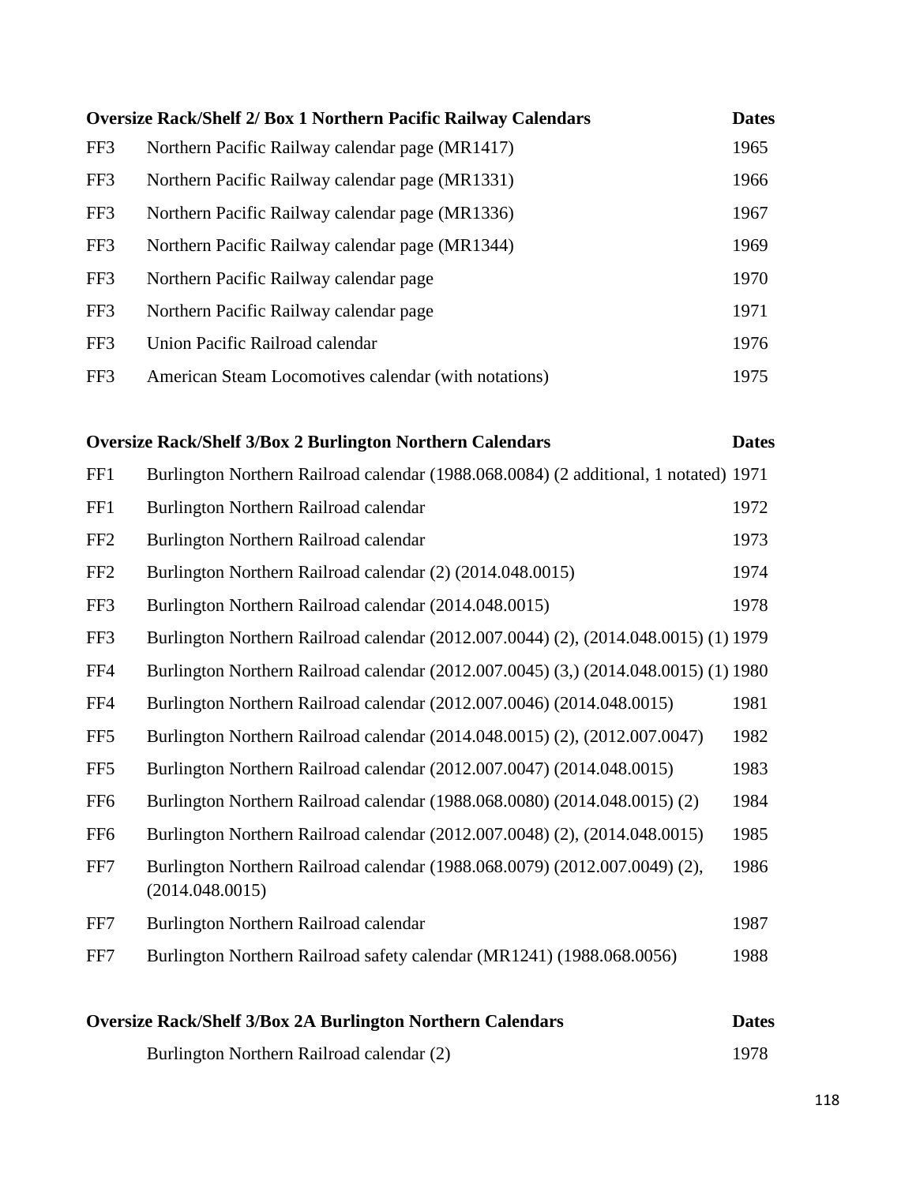| Oversize Rack/Shelf 2/ Box 1 Northern Pacific Railway Calendars | | Dates |
|---|---|---|
| FF3 | Northern Pacific Railway calendar page (MR1417) | 1965 |
| FF3 | Northern Pacific Railway calendar page (MR1331) | 1966 |
| FF3 | Northern Pacific Railway calendar page (MR1336) | 1967 |
| FF3 | Northern Pacific Railway calendar page (MR1344) | 1969 |
| FF3 | Northern Pacific Railway calendar page | 1970 |
| FF3 | Northern Pacific Railway calendar page | 1971 |
| FF3 | Union Pacific Railroad calendar | 1976 |
| FF3 | American Steam Locomotives calendar (with notations) | 1975 |

| Oversize Rack/Shelf 3/Box 2 Burlington Northern Calendars | | Dates |
|---|---|---|
| FF1 | Burlington Northern Railroad calendar (1988.068.0084) (2 additional, 1 notated) | 1971 |
| FF1 | Burlington Northern Railroad calendar | 1972 |
| FF2 | Burlington Northern Railroad calendar | 1973 |
| FF2 | Burlington Northern Railroad calendar (2) (2014.048.0015) | 1974 |
| FF3 | Burlington Northern Railroad calendar (2014.048.0015) | 1978 |
| FF3 | Burlington Northern Railroad calendar (2012.007.0044) (2), (2014.048.0015) (1) | 1979 |
| FF4 | Burlington Northern Railroad calendar (2012.007.0045) (3,) (2014.048.0015) (1) | 1980 |
| FF4 | Burlington Northern Railroad calendar (2012.007.0046) (2014.048.0015) | 1981 |
| FF5 | Burlington Northern Railroad calendar (2014.048.0015) (2), (2012.007.0047) | 1982 |
| FF5 | Burlington Northern Railroad calendar (2012.007.0047) (2014.048.0015) | 1983 |
| FF6 | Burlington Northern Railroad calendar (1988.068.0080) (2014.048.0015) (2) | 1984 |
| FF6 | Burlington Northern Railroad calendar (2012.007.0048) (2), (2014.048.0015) | 1985 |
| FF7 | Burlington Northern Railroad calendar (1988.068.0079) (2012.007.0049) (2), (2014.048.0015) | 1986 |
| FF7 | Burlington Northern Railroad calendar | 1987 |
| FF7 | Burlington Northern Railroad safety calendar (MR1241) (1988.068.0056) | 1988 |

| Oversize Rack/Shelf 3/Box 2A Burlington Northern Calendars | | Dates |
|---|---|---|
| | Burlington Northern Railroad calendar (2) | 1978 |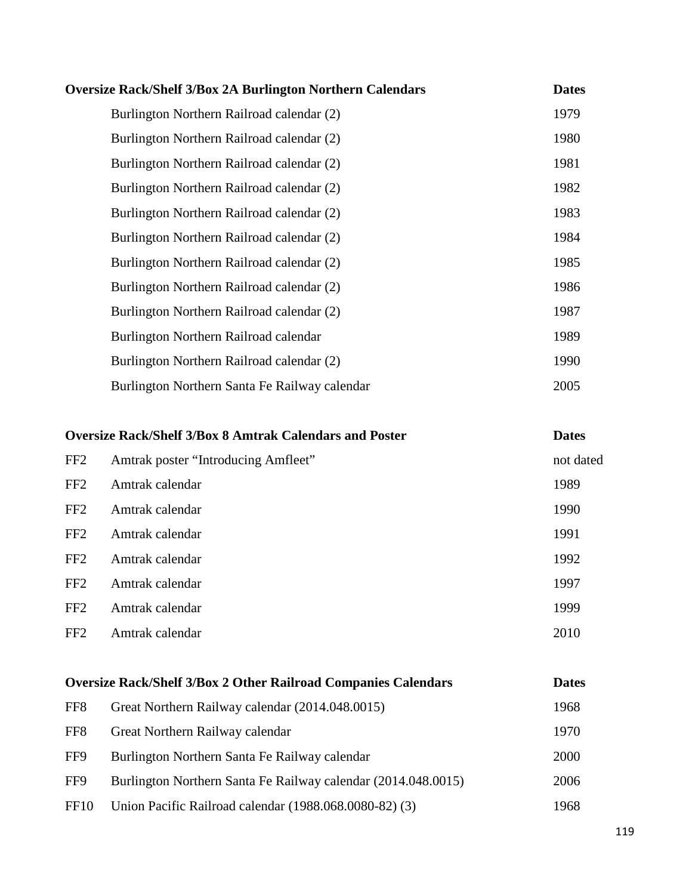| Oversize Rack/Shelf 3/Box 2A Burlington Northern Calendars | | Dates |
|---|---|---|
| | Burlington Northern Railroad calendar (2) | 1979 |
| | Burlington Northern Railroad calendar (2) | 1980 |
| | Burlington Northern Railroad calendar (2) | 1981 |
| | Burlington Northern Railroad calendar (2) | 1982 |
| | Burlington Northern Railroad calendar (2) | 1983 |
| | Burlington Northern Railroad calendar (2) | 1984 |
| | Burlington Northern Railroad calendar (2) | 1985 |
| | Burlington Northern Railroad calendar (2) | 1986 |
| | Burlington Northern Railroad calendar (2) | 1987 |
| | Burlington Northern Railroad calendar | 1989 |
| | Burlington Northern Railroad calendar (2) | 1990 |
| | Burlington Northern Santa Fe Railway calendar | 2005 |

| Oversize Rack/Shelf 3/Box 8 Amtrak Calendars and Poster | | Dates |
|---|---|---|
| FF2 | Amtrak poster “Introducing Amfleet” | not dated |
| FF2 | Amtrak calendar | 1989 |
| FF2 | Amtrak calendar | 1990 |
| FF2 | Amtrak calendar | 1991 |
| FF2 | Amtrak calendar | 1992 |
| FF2 | Amtrak calendar | 1997 |
| FF2 | Amtrak calendar | 1999 |
| FF2 | Amtrak calendar | 2010 |

| Oversize Rack/Shelf 3/Box 2 Other Railroad Companies Calendars | | Dates |
|---|---|---|
| FF8 | Great Northern Railway calendar (2014.048.0015) | 1968 |
| FF8 | Great Northern Railway calendar | 1970 |
| FF9 | Burlington Northern Santa Fe Railway calendar | 2000 |
| FF9 | Burlington Northern Santa Fe Railway calendar (2014.048.0015) | 2006 |
| FF10 | Union Pacific Railroad calendar (1988.068.0080-82) (3) | 1968 |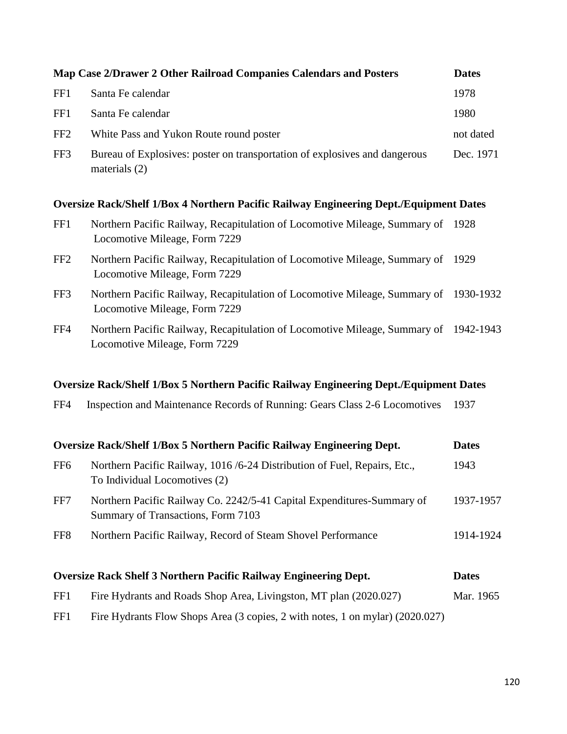| Map Case 2/Drawer 2 Other Railroad Companies Calendars and Posters | | Dates |
|---|---|---|
| FF1 | Santa Fe calendar | 1978 |
| FF1 | Santa Fe calendar | 1980 |
| FF2 | White Pass and Yukon Route round poster | not dated |
| FF3 | Bureau of Explosives: poster on transportation of explosives and dangerous materials (2) | Dec. 1971 |

| Oversize Rack/Shelf 1/Box 4 Northern Pacific Railway Engineering Dept./Equipment | | Dates |
|---|---|---|
| FF1 | Northern Pacific Railway, Recapitulation of Locomotive Mileage, Summary of Locomotive Mileage, Form 7229 | 1928 |
| FF2 | Northern Pacific Railway, Recapitulation of Locomotive Mileage, Summary of Locomotive Mileage, Form 7229 | 1929 |
| FF3 | Northern Pacific Railway, Recapitulation of Locomotive Mileage, Summary of Locomotive Mileage, Form 7229 | 1930-1932 |
| FF4 | Northern Pacific Railway, Recapitulation of Locomotive Mileage, Summary of Locomotive Mileage, Form 7229 | 1942-1943 |

| Oversize Rack/Shelf 1/Box 5 Northern Pacific Railway Engineering Dept./Equipment | | Dates |
|---|---|---|
| FF4 | Inspection and Maintenance Records of Running: Gears Class 2-6 Locomotives | 1937 |

| Oversize Rack/Shelf 1/Box 5 Northern Pacific Railway Engineering Dept. | | Dates |
|---|---|---|
| FF6 | Northern Pacific Railway, 1016 /6-24 Distribution of Fuel, Repairs, Etc., To Individual Locomotives (2) | 1943 |
| FF7 | Northern Pacific Railway Co. 2242/5-41 Capital Expenditures-Summary of Summary of Transactions, Form 7103 | 1937-1957 |
| FF8 | Northern Pacific Railway, Record of Steam Shovel Performance | 1914-1924 |

| Oversize Rack Shelf 3 Northern Pacific Railway Engineering Dept. | | Dates |
|---|---|---|
| FF1 | Fire Hydrants and Roads Shop Area, Livingston, MT plan (2020.027) | Mar. 1965 |
| FF1 | Fire Hydrants Flow Shops Area (3 copies, 2 with notes, 1 on mylar) (2020.027) | |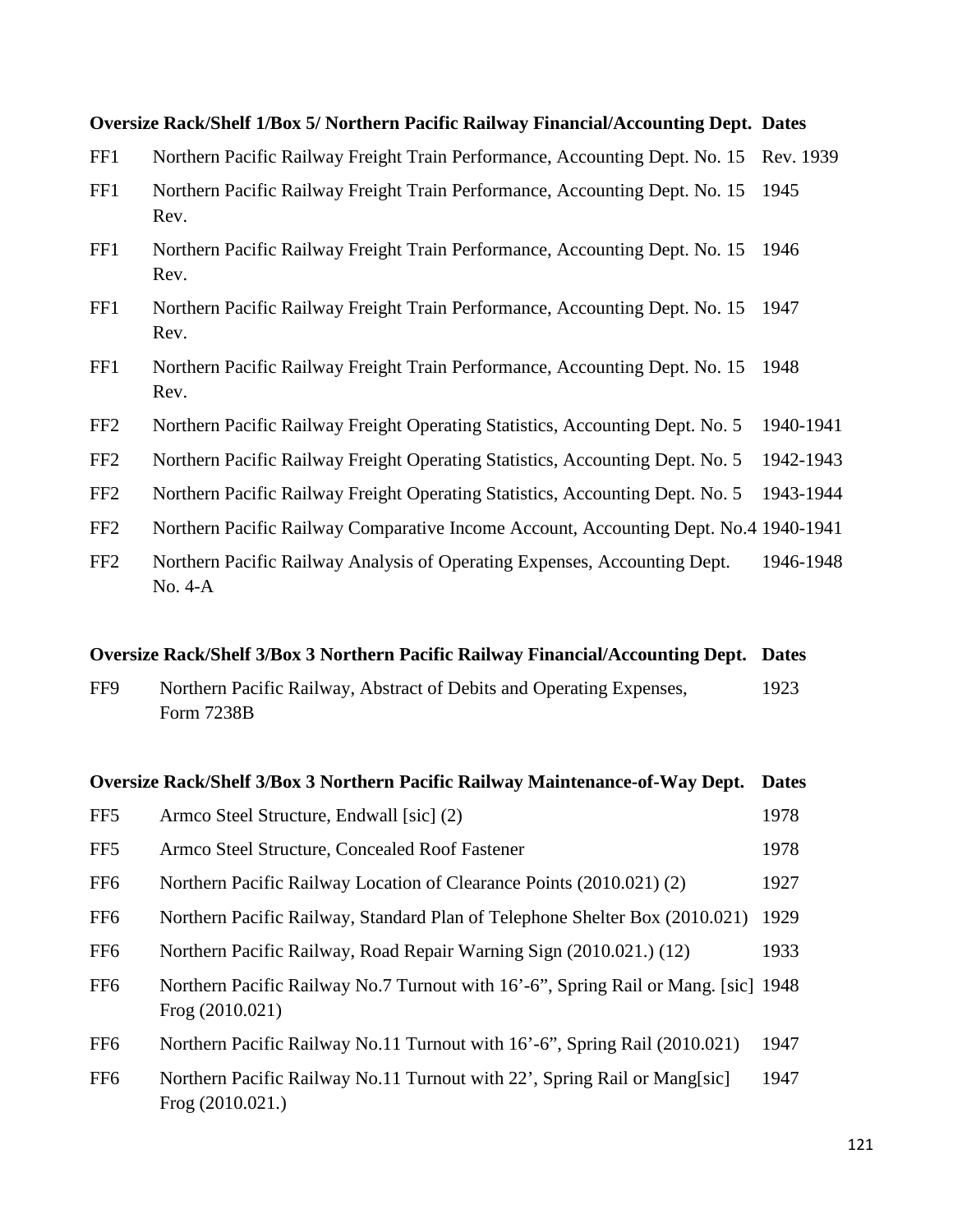| Oversize Rack/Shelf 1/Box 5/ Northern Pacific Railway Financial/Accounting Dept. | | Dates |
|---|---|---|
| FF1 | Northern Pacific Railway Freight Train Performance, Accounting Dept. No. 15 | Rev. 1939 |
| FF1 | Northern Pacific Railway Freight Train Performance, Accounting Dept. No. 15 Rev. | 1945 |
| FF1 | Northern Pacific Railway Freight Train Performance, Accounting Dept. No. 15 Rev. | 1946 |
| FF1 | Northern Pacific Railway Freight Train Performance, Accounting Dept. No. 15 Rev. | 1947 |
| FF1 | Northern Pacific Railway Freight Train Performance, Accounting Dept. No. 15 Rev. | 1948 |
| FF2 | Northern Pacific Railway Freight Operating Statistics, Accounting Dept. No. 5 | 1940-1941 |
| FF2 | Northern Pacific Railway Freight Operating Statistics, Accounting Dept. No. 5 | 1942-1943 |
| FF2 | Northern Pacific Railway Freight Operating Statistics, Accounting Dept. No. 5 | 1943-1944 |
| FF2 | Northern Pacific Railway Comparative Income Account, Accounting Dept. No.4 | 1940-1941 |
| FF2 | Northern Pacific Railway Analysis of Operating Expenses, Accounting Dept. No. 4-A | 1946-1948 |

| Oversize Rack/Shelf 3/Box 3 Northern Pacific Railway Financial/Accounting Dept. | | Dates |
|---|---|---|
| FF9 | Northern Pacific Railway, Abstract of Debits and Operating Expenses, Form 7238B | 1923 |

| Oversize Rack/Shelf 3/Box 3 Northern Pacific Railway Maintenance-of-Way Dept. | | Dates |
|---|---|---|
| FF5 | Armco Steel Structure, Endwall [sic] (2) | 1978 |
| FF5 | Armco Steel Structure, Concealed Roof Fastener | 1978 |
| FF6 | Northern Pacific Railway Location of Clearance Points (2010.021) (2) | 1927 |
| FF6 | Northern Pacific Railway, Standard Plan of Telephone Shelter Box (2010.021) | 1929 |
| FF6 | Northern Pacific Railway, Road Repair Warning Sign (2010.021.) (12) | 1933 |
| FF6 | Northern Pacific Railway No.7 Turnout with 16'-6", Spring Rail or Mang. [sic] Frog (2010.021) | 1948 |
| FF6 | Northern Pacific Railway No.11 Turnout with 16'-6", Spring Rail (2010.021) | 1947 |
| FF6 | Northern Pacific Railway No.11 Turnout with 22', Spring Rail or Mang[sic] Frog (2010.021.) | 1947 |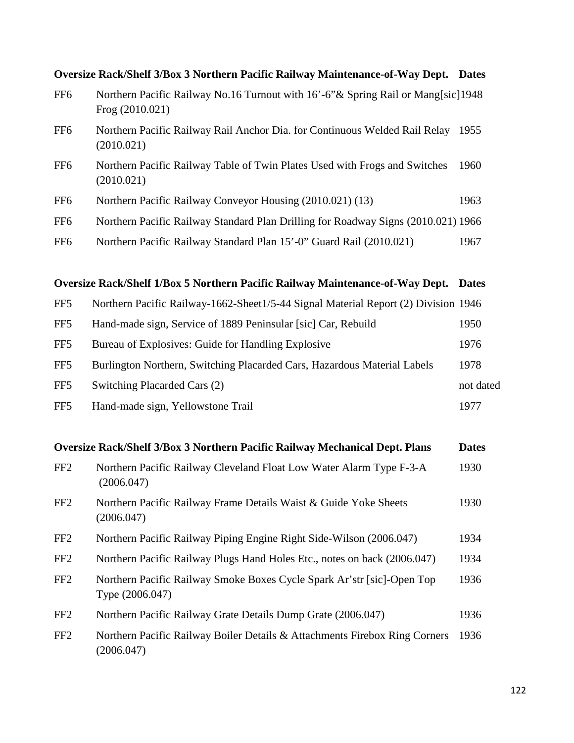| Oversize Rack/Shelf 3/Box 3 Northern Pacific Railway Maintenance-of-Way Dept. | | Dates |
|---|---|---|
| FF6 | Northern Pacific Railway No.16 Turnout with 16’-6”& Spring Rail or Mang[sic] Frog (2010.021) | 1948 |
| FF6 | Northern Pacific Railway Rail Anchor Dia. for Continuous Welded Rail Relay (2010.021) | 1955 |
| FF6 | Northern Pacific Railway Table of Twin Plates Used with Frogs and Switches (2010.021) | 1960 |
| FF6 | Northern Pacific Railway Conveyor Housing (2010.021) (13) | 1963 |
| FF6 | Northern Pacific Railway Standard Plan Drilling for Roadway Signs (2010.021) | 1966 |
| FF6 | Northern Pacific Railway Standard Plan 15’-0” Guard Rail (2010.021) | 1967 |

| Oversize Rack/Shelf 1/Box 5 Northern Pacific Railway Maintenance-of-Way Dept. | | Dates |
|---|---|---|
| FF5 | Northern Pacific Railway-1662-Sheet1/5-44 Signal Material Report (2) Division | 1946 |
| FF5 | Hand-made sign, Service of 1889 Peninsular [sic] Car, Rebuild | 1950 |
| FF5 | Bureau of Explosives: Guide for Handling Explosive | 1976 |
| FF5 | Burlington Northern, Switching Placarded Cars, Hazardous Material Labels | 1978 |
| FF5 | Switching Placarded Cars (2) | not dated |
| FF5 | Hand-made sign, Yellowstone Trail | 1977 |

| Oversize Rack/Shelf 3/Box 3 Northern Pacific Railway Mechanical Dept. Plans | | Dates |
|---|---|---|
| FF2 | Northern Pacific Railway Cleveland Float Low Water Alarm Type F-3-A (2006.047) | 1930 |
| FF2 | Northern Pacific Railway Frame Details Waist & Guide Yoke Sheets (2006.047) | 1930 |
| FF2 | Northern Pacific Railway Piping Engine Right Side-Wilson (2006.047) | 1934 |
| FF2 | Northern Pacific Railway Plugs Hand Holes Etc., notes on back (2006.047) | 1934 |
| FF2 | Northern Pacific Railway Smoke Boxes Cycle Spark Ar’str [sic]-Open Top Type (2006.047) | 1936 |
| FF2 | Northern Pacific Railway Grate Details Dump Grate (2006.047) | 1936 |
| FF2 | Northern Pacific Railway Boiler Details & Attachments Firebox Ring Corners (2006.047) | 1936 |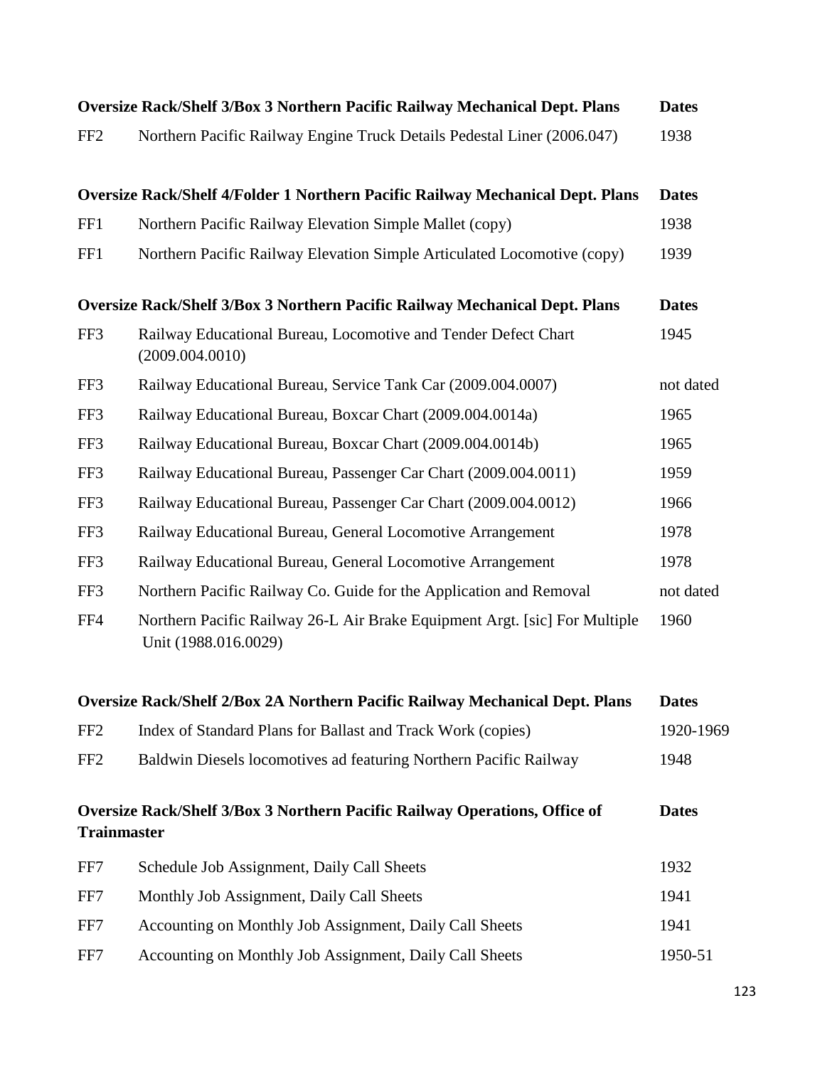| Oversize Rack/Shelf 3/Box 3 Northern Pacific Railway Mechanical Dept. Plans | | Dates |
|---|---|---|
| FF2 | Northern Pacific Railway Engine Truck Details Pedestal Liner (2006.047) | 1938 |

| Oversize Rack/Shelf 4/Folder 1 Northern Pacific Railway Mechanical Dept. Plans | | Dates |
|---|---|---|
| FF1 | Northern Pacific Railway Elevation Simple Mallet (copy) | 1938 |
| FF1 | Northern Pacific Railway Elevation Simple Articulated Locomotive (copy) | 1939 |

| Oversize Rack/Shelf 3/Box 3 Northern Pacific Railway Mechanical Dept. Plans | | Dates |
|---|---|---|
| FF3 | Railway Educational Bureau, Locomotive and Tender Defect Chart (2009.004.0010) | 1945 |
| FF3 | Railway Educational Bureau, Service Tank Car (2009.004.0007) | not dated |
| FF3 | Railway Educational Bureau, Boxcar Chart (2009.004.0014a) | 1965 |
| FF3 | Railway Educational Bureau, Boxcar Chart (2009.004.0014b) | 1965 |
| FF3 | Railway Educational Bureau, Passenger Car Chart (2009.004.0011) | 1959 |
| FF3 | Railway Educational Bureau, Passenger Car Chart (2009.004.0012) | 1966 |
| FF3 | Railway Educational Bureau, General Locomotive Arrangement | 1978 |
| FF3 | Railway Educational Bureau, General Locomotive Arrangement | 1978 |
| FF3 | Northern Pacific Railway Co. Guide for the Application and Removal | not dated |
| FF4 | Northern Pacific Railway 26-L Air Brake Equipment Argt. [sic] For Multiple Unit (1988.016.0029) | 1960 |

| Oversize Rack/Shelf 2/Box 2A Northern Pacific Railway Mechanical Dept. Plans | | Dates |
|---|---|---|
| FF2 | Index of Standard Plans for Ballast and Track Work (copies) | 1920-1969 |
| FF2 | Baldwin Diesels locomotives ad featuring Northern Pacific Railway | 1948 |

| Oversize Rack/Shelf 3/Box 3 Northern Pacific Railway Operations, Office of Trainmaster | | Dates |
|---|---|---|
| FF7 | Schedule Job Assignment, Daily Call Sheets | 1932 |
| FF7 | Monthly Job Assignment, Daily Call Sheets | 1941 |
| FF7 | Accounting on Monthly Job Assignment, Daily Call Sheets | 1941 |
| FF7 | Accounting on Monthly Job Assignment, Daily Call Sheets | 1950-51 |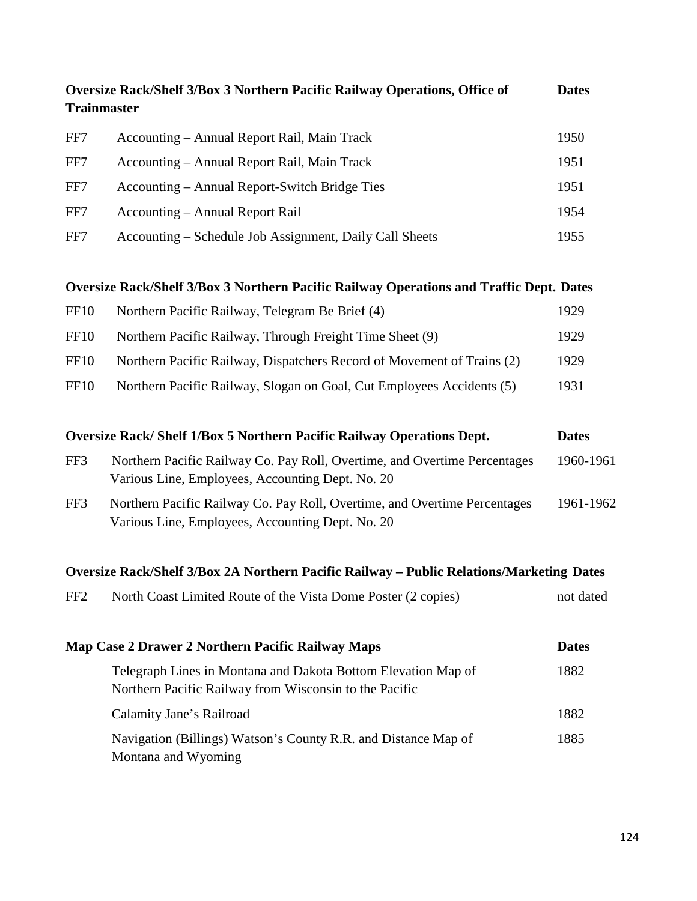| Oversize Rack/Shelf 3/Box 3 Northern Pacific Railway Operations, Office of Trainmaster | | Dates |
|---|---|---|
| FF7 | Accounting – Annual Report Rail, Main Track | 1950 |
| FF7 | Accounting – Annual Report Rail, Main Track | 1951 |
| FF7 | Accounting – Annual Report-Switch Bridge Ties | 1951 |
| FF7 | Accounting – Annual Report Rail | 1954 |
| FF7 | Accounting – Schedule Job Assignment, Daily Call Sheets | 1955 |

| Oversize Rack/Shelf 3/Box 3 Northern Pacific Railway Operations and Traffic Dept. | | Dates |
|---|---|---|
| FF10 | Northern Pacific Railway, Telegram Be Brief (4) | 1929 |
| FF10 | Northern Pacific Railway, Through Freight Time Sheet (9) | 1929 |
| FF10 | Northern Pacific Railway, Dispatchers Record of Movement of Trains (2) | 1929 |
| FF10 | Northern Pacific Railway, Slogan on Goal, Cut Employees Accidents (5) | 1931 |

| Oversize Rack/ Shelf 1/Box 5 Northern Pacific Railway Operations Dept. | | Dates |
|---|---|---|
| FF3 | Northern Pacific Railway Co. Pay Roll, Overtime, and Overtime Percentages Various Line, Employees, Accounting Dept. No. 20 | 1960-1961 |
| FF3 | Northern Pacific Railway Co. Pay Roll, Overtime, and Overtime Percentages Various Line, Employees, Accounting Dept. No. 20 | 1961-1962 |

| Oversize Rack/Shelf 3/Box 2A Northern Pacific Railway – Public Relations/Marketing | | Dates |
|---|---|---|
| FF2 | North Coast Limited Route of the Vista Dome Poster (2 copies) | not dated |

| Map Case 2 Drawer 2 Northern Pacific Railway Maps | | Dates |
|---|---|---|
| | Telegraph Lines in Montana and Dakota Bottom Elevation Map of Northern Pacific Railway from Wisconsin to the Pacific | 1882 |
| | Calamity Jane's Railroad | 1882 |
| | Navigation (Billings) Watson's County R.R. and Distance Map of Montana and Wyoming | 1885 |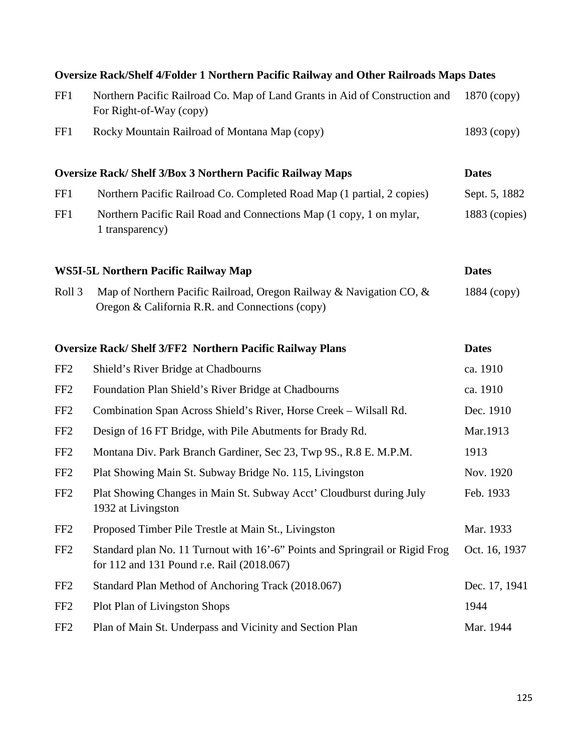**Oversize Rack/Shelf 4/Folder 1 Northern Pacific Railway and Other Railroads Maps Dates**

| | | |
|---|---|---|
| FF1 | Northern Pacific Railroad Co. Map of Land Grants in Aid of Construction and For Right-of-Way (copy) | 1870 (copy) |
| FF1 | Rocky Mountain Railroad of Montana Map (copy) | 1893 (copy) |

| **Oversize Rack/ Shelf 3/Box 3 Northern Pacific Railway Maps** | | **Dates** |
|---|---|---|
| FF1 | Northern Pacific Railroad Co. Completed Road Map (1 partial, 2 copies) | Sept. 5, 1882 |
| FF1 | Northern Pacific Rail Road and Connections Map (1 copy, 1 on mylar, 1 transparency) | 1883 (copies) |

| **WS5I-5L Northern Pacific Railway Map** | | **Dates** |
|---|---|---|
| Roll 3 | Map of Northern Pacific Railroad, Oregon Railway & Navigation CO, & Oregon & California R.R. and Connections (copy) | 1884 (copy) |

| **Oversize Rack/ Shelf 3/FF2 Northern Pacific Railway Plans** | | **Dates** |
|---|---|---|
| FF2 | Shield's River Bridge at Chadbourns | ca. 1910 |
| FF2 | Foundation Plan Shield's River Bridge at Chadbourns | ca. 1910 |
| FF2 | Combination Span Across Shield's River, Horse Creek – Wilsall Rd. | Dec. 1910 |
| FF2 | Design of 16 FT Bridge, with Pile Abutments for Brady Rd. | Mar.1913 |
| FF2 | Montana Div. Park Branch Gardiner, Sec 23, Twp 9S., R.8 E. M.P.M. | 1913 |
| FF2 | Plat Showing Main St. Subway Bridge No. 115, Livingston | Nov. 1920 |
| FF2 | Plat Showing Changes in Main St. Subway Acct' Cloudburst during July 1932 at Livingston | Feb. 1933 |
| FF2 | Proposed Timber Pile Trestle at Main St., Livingston | Mar. 1933 |
| FF2 | Standard plan No. 11 Turnout with 16'-6" Points and Springrail or Rigid Frog for 112 and 131 Pound r.e. Rail (2018.067) | Oct. 16, 1937 |
| FF2 | Standard Plan Method of Anchoring Track (2018.067) | Dec. 17, 1941 |
| FF2 | Plot Plan of Livingston Shops | 1944 |
| FF2 | Plan of Main St. Underpass and Vicinity and Section Plan | Mar. 1944 |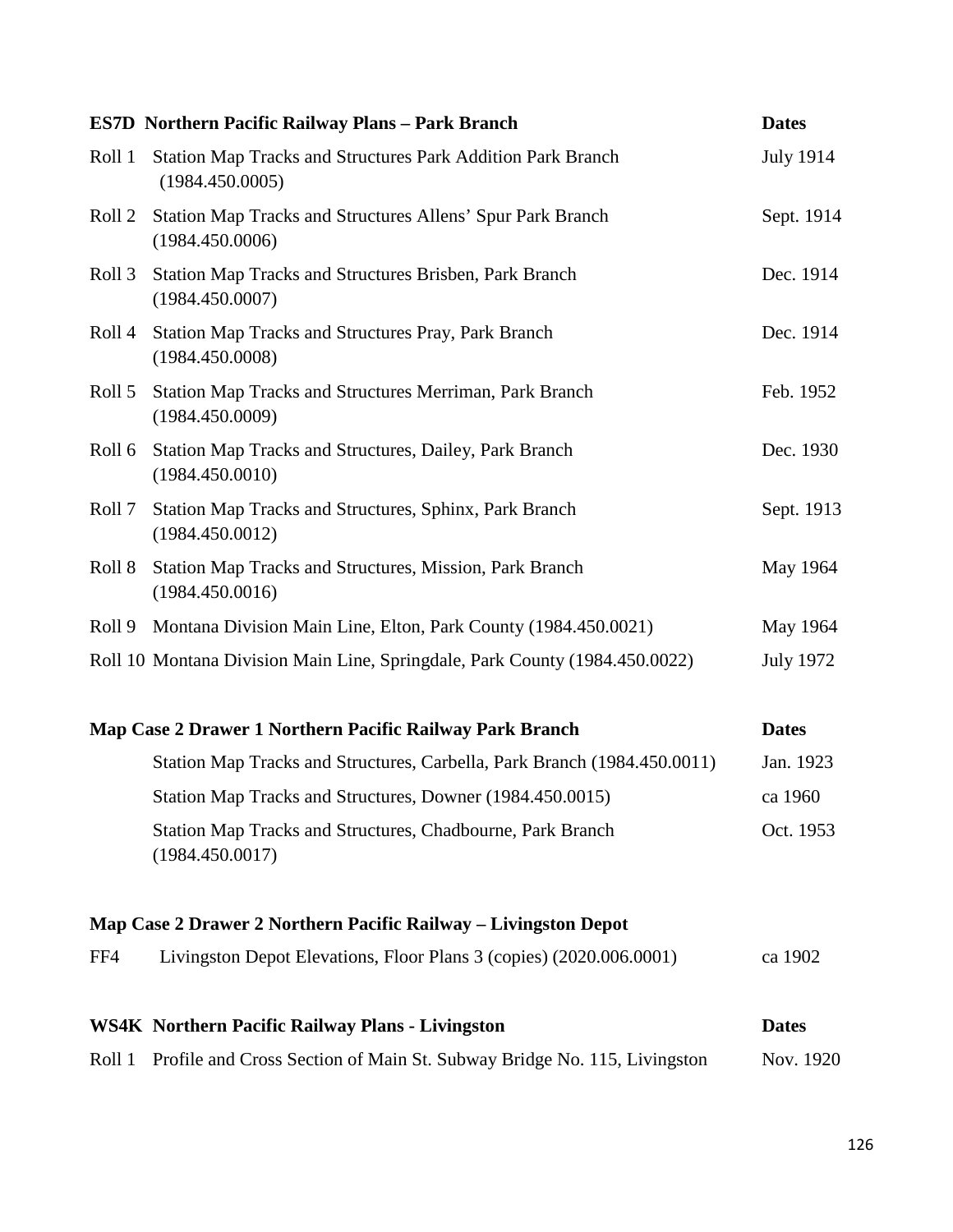| ES7D | Northern Pacific Railway Plans – Park Branch | Dates |
|---|---|---|
| Roll 1 | Station Map Tracks and Structures Park Addition Park Branch (1984.450.0005) | July 1914 |
| Roll 2 | Station Map Tracks and Structures Allens' Spur Park Branch (1984.450.0006) | Sept. 1914 |
| Roll 3 | Station Map Tracks and Structures Brisben, Park Branch (1984.450.0007) | Dec. 1914 |
| Roll 4 | Station Map Tracks and Structures Pray, Park Branch (1984.450.0008) | Dec. 1914 |
| Roll 5 | Station Map Tracks and Structures Merriman, Park Branch (1984.450.0009) | Feb. 1952 |
| Roll 6 | Station Map Tracks and Structures, Dailey, Park Branch (1984.450.0010) | Dec. 1930 |
| Roll 7 | Station Map Tracks and Structures, Sphinx, Park Branch (1984.450.0012) | Sept. 1913 |
| Roll 8 | Station Map Tracks and Structures, Mission, Park Branch (1984.450.0016) | May 1964 |
| Roll 9 | Montana Division Main Line, Elton, Park County (1984.450.0021) | May 1964 |
| Roll 10 | Montana Division Main Line, Springdale, Park County (1984.450.0022) | July 1972 |

| Map Case 2 Drawer 1 Northern Pacific Railway Park Branch | | Dates |
|---|---|---|
| | Station Map Tracks and Structures, Carbella, Park Branch (1984.450.0011) | Jan. 1923 |
| | Station Map Tracks and Structures, Downer (1984.450.0015) | ca 1960 |
| | Station Map Tracks and Structures, Chadbourne, Park Branch (1984.450.0017) | Oct. 1953 |

| Map Case 2 Drawer 2 Northern Pacific Railway – Livingston Depot | | |
|---|---|---|
| FF4 | Livingston Depot Elevations, Floor Plans 3 (copies) (2020.006.0001) | ca 1902 |

| WS4K | Northern Pacific Railway Plans - Livingston | Dates |
|---|---|---|
| Roll 1 | Profile and Cross Section of Main St. Subway Bridge No. 115, Livingston | Nov. 1920 |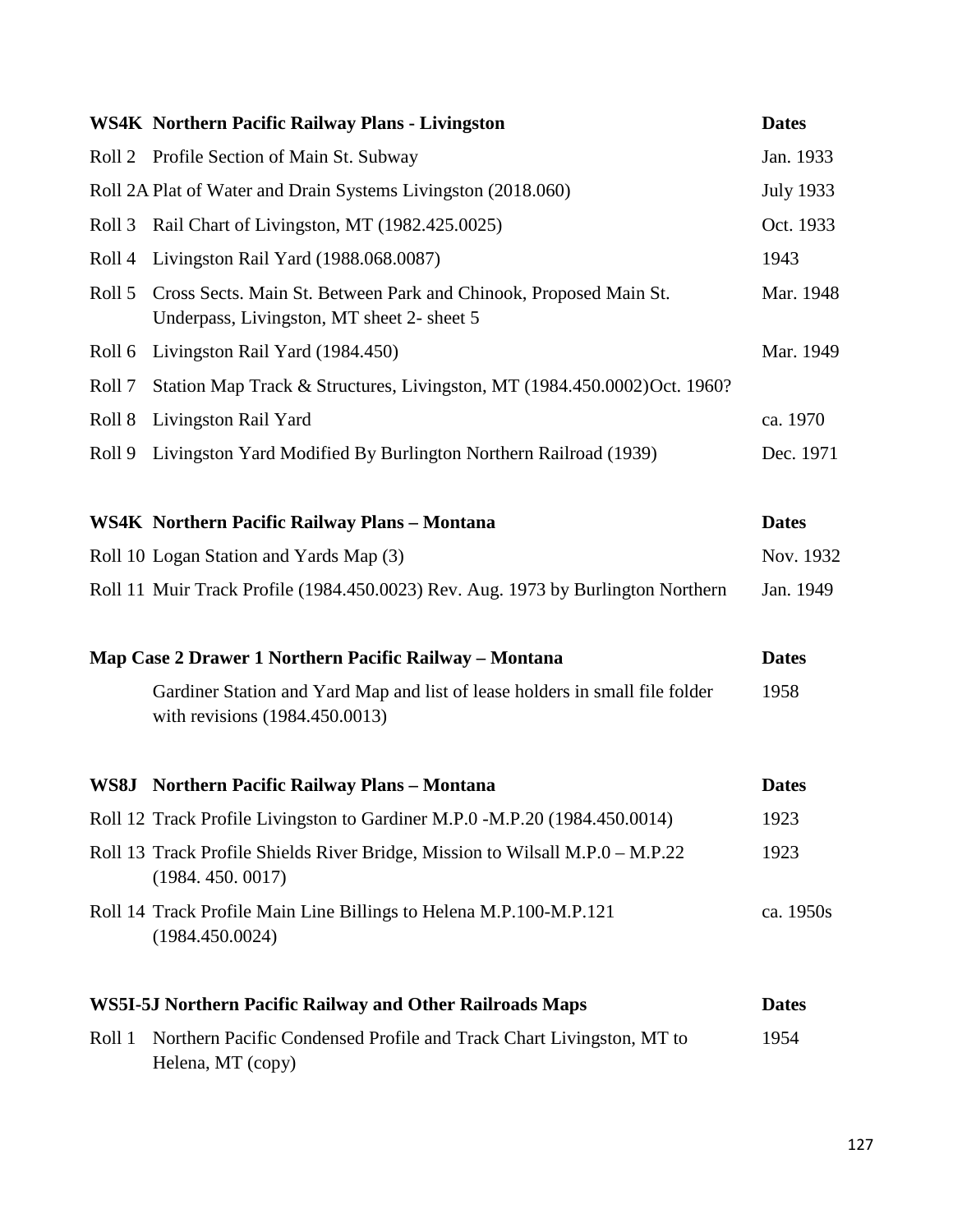| WS4K Northern Pacific Railway Plans - Livingston | | Dates |
|---|---|---|
| Roll 2 | Profile Section of Main St. Subway | Jan. 1933 |
| Roll 2A | Plat of Water and Drain Systems Livingston (2018.060) | July 1933 |
| Roll 3 | Rail Chart of Livingston, MT (1982.425.0025) | Oct. 1933 |
| Roll 4 | Livingston Rail Yard (1988.068.0087) | 1943 |
| Roll 5 | Cross Sects. Main St. Between Park and Chinook, Proposed Main St. Underpass, Livingston, MT sheet 2- sheet 5 | Mar. 1948 |
| Roll 6 | Livingston Rail Yard (1984.450) | Mar. 1949 |
| Roll 7 | Station Map Track & Structures, Livingston, MT (1984.450.0002)Oct. 1960? | |
| Roll 8 | Livingston Rail Yard | ca. 1970 |
| Roll 9 | Livingston Yard Modified By Burlington Northern Railroad (1939) | Dec. 1971 |

| WS4K Northern Pacific Railway Plans – Montana | | Dates |
|---|---|---|
| Roll 10 | Logan Station and Yards Map (3) | Nov. 1932 |
| Roll 11 | Muir Track Profile (1984.450.0023) Rev. Aug. 1973 by Burlington Northern | Jan. 1949 |

| Map Case 2 Drawer 1 Northern Pacific Railway – Montana | | Dates |
|---|---|---|
| | Gardiner Station and Yard Map and list of lease holders in small file folder with revisions (1984.450.0013) | 1958 |

| WS8J Northern Pacific Railway Plans – Montana | | Dates |
|---|---|---|
| Roll 12 | Track Profile Livingston to Gardiner M.P.0 -M.P.20 (1984.450.0014) | 1923 |
| Roll 13 | Track Profile Shields River Bridge, Mission to Wilsall M.P.0 – M.P.22 (1984. 450. 0017) | 1923 |
| Roll 14 | Track Profile Main Line Billings to Helena M.P.100-M.P.121 (1984.450.0024) | ca. 1950s |

| WS5I-5J Northern Pacific Railway and Other Railroads Maps | | Dates |
|---|---|---|
| Roll 1 | Northern Pacific Condensed Profile and Track Chart Livingston, MT to Helena, MT (copy) | 1954 |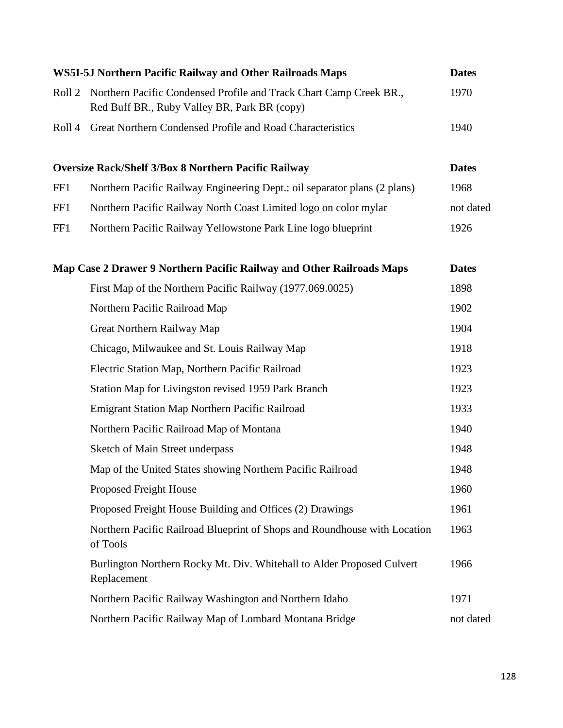| WS5I-5J Northern Pacific Railway and Other Railroads Maps | | Dates |
|---|---|---|
| Roll 2 | Northern Pacific Condensed Profile and Track Chart Camp Creek BR., Red Buff BR., Ruby Valley BR, Park BR (copy) | 1970 |
| Roll 4 | Great Northern Condensed Profile and Road Characteristics | 1940 |

| Oversize Rack/Shelf 3/Box 8 Northern Pacific Railway | | Dates |
|---|---|---|
| FF1 | Northern Pacific Railway Engineering Dept.: oil separator plans (2 plans) | 1968 |
| FF1 | Northern Pacific Railway North Coast Limited logo on color mylar | not dated |
| FF1 | Northern Pacific Railway Yellowstone Park Line logo blueprint | 1926 |

| Map Case 2 Drawer 9 Northern Pacific Railway and Other Railroads Maps | | Dates |
|---|---|---|
| | First Map of the Northern Pacific Railway (1977.069.0025) | 1898 |
| | Northern Pacific Railroad Map | 1902 |
| | Great Northern Railway Map | 1904 |
| | Chicago, Milwaukee and St. Louis Railway Map | 1918 |
| | Electric Station Map, Northern Pacific Railroad | 1923 |
| | Station Map for Livingston revised 1959 Park Branch | 1923 |
| | Emigrant Station Map Northern Pacific Railroad | 1933 |
| | Northern Pacific Railroad Map of Montana | 1940 |
| | Sketch of Main Street underpass | 1948 |
| | Map of the United States showing Northern Pacific Railroad | 1948 |
| | Proposed Freight House | 1960 |
| | Proposed Freight House Building and Offices (2) Drawings | 1961 |
| | Northern Pacific Railroad Blueprint of Shops and Roundhouse with Location of Tools | 1963 |
| | Burlington Northern Rocky Mt. Div. Whitehall to Alder Proposed Culvert Replacement | 1966 |
| | Northern Pacific Railway Washington and Northern Idaho | 1971 |
| | Northern Pacific Railway Map of Lombard Montana Bridge | not dated |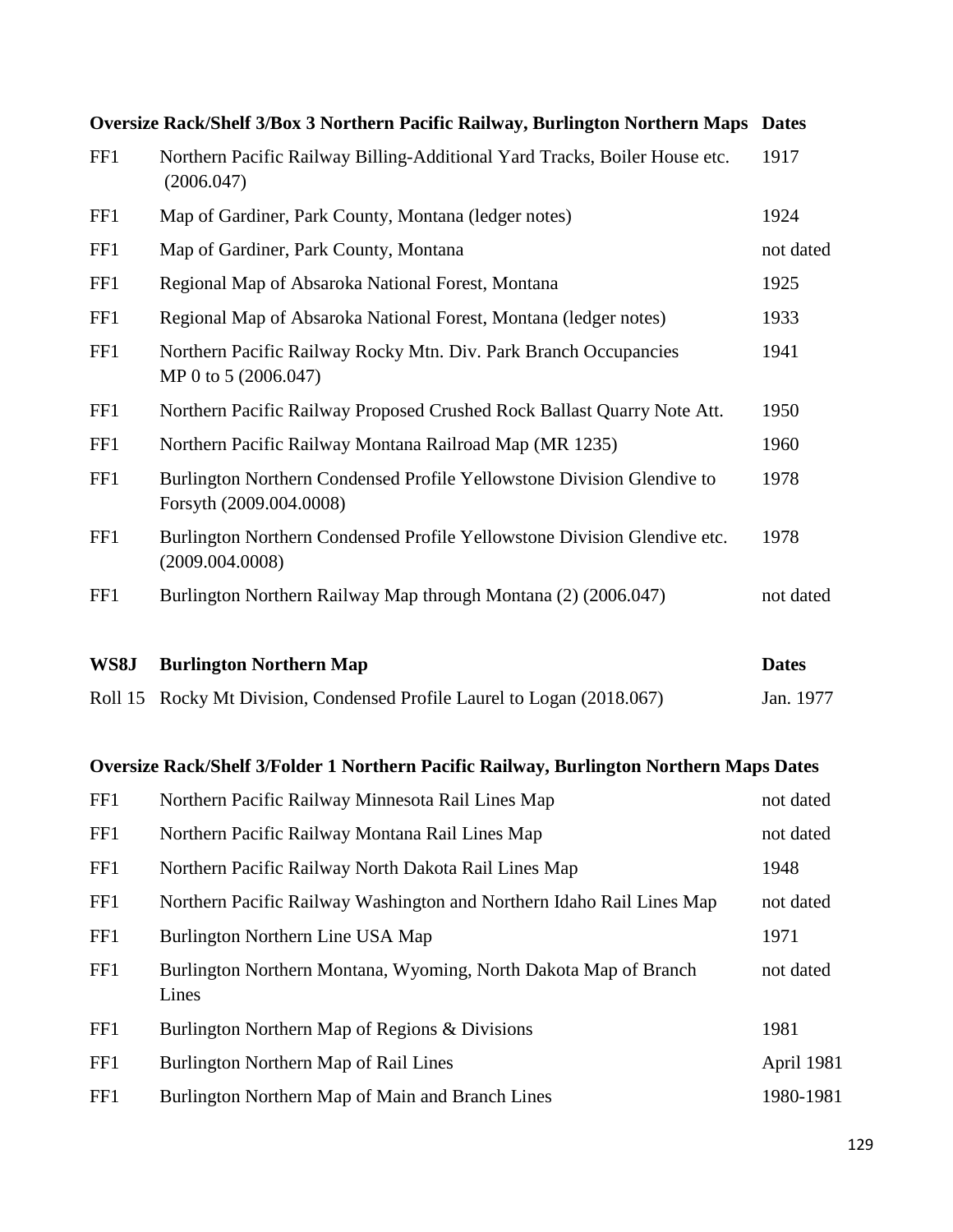| Oversize Rack/Shelf 3/Box 3 Northern Pacific Railway, Burlington Northern Maps | | Dates |
|---|---|---|
| FF1 | Northern Pacific Railway Billing-Additional Yard Tracks, Boiler House etc. (2006.047) | 1917 |
| FF1 | Map of Gardiner, Park County, Montana (ledger notes) | 1924 |
| FF1 | Map of Gardiner, Park County, Montana | not dated |
| FF1 | Regional Map of Absaroka National Forest, Montana | 1925 |
| FF1 | Regional Map of Absaroka National Forest, Montana (ledger notes) | 1933 |
| FF1 | Northern Pacific Railway Rocky Mtn. Div. Park Branch Occupancies MP 0 to 5 (2006.047) | 1941 |
| FF1 | Northern Pacific Railway Proposed Crushed Rock Ballast Quarry Note Att. | 1950 |
| FF1 | Northern Pacific Railway Montana Railroad Map (MR 1235) | 1960 |
| FF1 | Burlington Northern Condensed Profile Yellowstone Division Glendive to Forsyth (2009.004.0008) | 1978 |
| FF1 | Burlington Northern Condensed Profile Yellowstone Division Glendive etc. (2009.004.0008) | 1978 |
| FF1 | Burlington Northern Railway Map through Montana (2) (2006.047) | not dated |

| WS8J | Burlington Northern Map | Dates |
|---|---|---|
| Roll 15 | Rocky Mt Division, Condensed Profile Laurel to Logan (2018.067) | Jan. 1977 |

| Oversize Rack/Shelf 3/Folder 1 Northern Pacific Railway, Burlington Northern Maps | | Dates |
|---|---|---|
| FF1 | Northern Pacific Railway Minnesota Rail Lines Map | not dated |
| FF1 | Northern Pacific Railway Montana Rail Lines Map | not dated |
| FF1 | Northern Pacific Railway North Dakota Rail Lines Map | 1948 |
| FF1 | Northern Pacific Railway Washington and Northern Idaho Rail Lines Map | not dated |
| FF1 | Burlington Northern Line USA Map | 1971 |
| FF1 | Burlington Northern Montana, Wyoming, North Dakota Map of Branch Lines | not dated |
| FF1 | Burlington Northern Map of Regions & Divisions | 1981 |
| FF1 | Burlington Northern Map of Rail Lines | April 1981 |
| FF1 | Burlington Northern Map of Main and Branch Lines | 1980-1981 |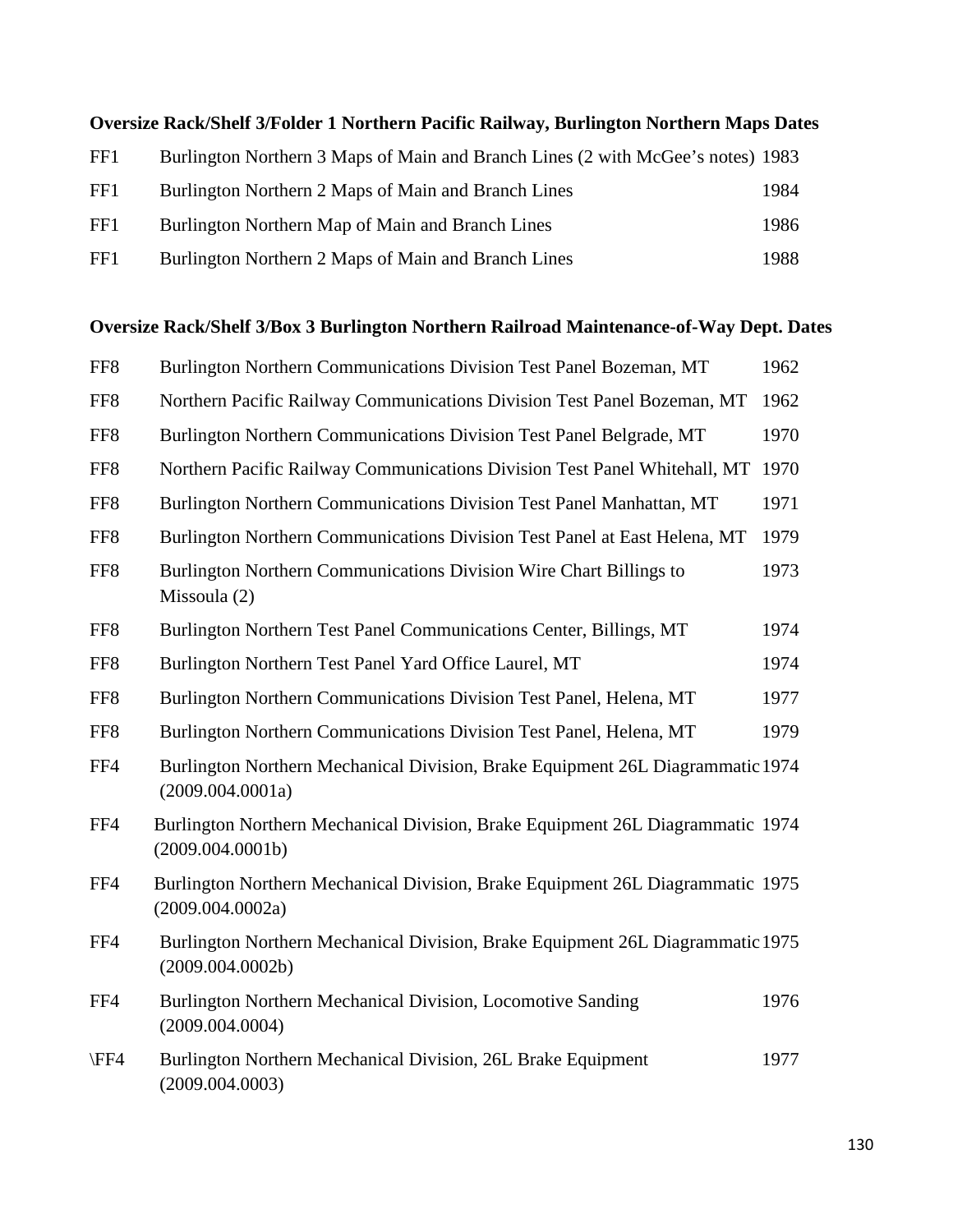**Oversize Rack/Shelf 3/Folder 1 Northern Pacific Railway, Burlington Northern Maps Dates**

| | | |
|---|---|---|
| FF1 | Burlington Northern 3 Maps of Main and Branch Lines (2 with McGee's notes) | 1983 |
| FF1 | Burlington Northern 2 Maps of Main and Branch Lines | 1984 |
| FF1 | Burlington Northern Map of Main and Branch Lines | 1986 |
| FF1 | Burlington Northern 2 Maps of Main and Branch Lines | 1988 |

**Oversize Rack/Shelf 3/Box 3 Burlington Northern Railroad Maintenance-of-Way Dept. Dates**

| | | |
|---|---|---|
| FF8 | Burlington Northern Communications Division Test Panel Bozeman, MT | 1962 |
| FF8 | Northern Pacific Railway Communications Division Test Panel Bozeman, MT | 1962 |
| FF8 | Burlington Northern Communications Division Test Panel Belgrade, MT | 1970 |
| FF8 | Northern Pacific Railway Communications Division Test Panel Whitehall, MT | 1970 |
| FF8 | Burlington Northern Communications Division Test Panel Manhattan, MT | 1971 |
| FF8 | Burlington Northern Communications Division Test Panel at East Helena, MT | 1979 |
| FF8 | Burlington Northern Communications Division Wire Chart Billings to Missoula (2) | 1973 |
| FF8 | Burlington Northern Test Panel Communications Center, Billings, MT | 1974 |
| FF8 | Burlington Northern Test Panel Yard Office Laurel, MT | 1974 |
| FF8 | Burlington Northern Communications Division Test Panel, Helena, MT | 1977 |
| FF8 | Burlington Northern Communications Division Test Panel, Helena, MT | 1979 |
| FF4 | Burlington Northern Mechanical Division, Brake Equipment 26L Diagrammatic (2009.004.0001a) | 1974 |
| FF4 | Burlington Northern Mechanical Division, Brake Equipment 26L Diagrammatic (2009.004.0001b) | 1974 |
| FF4 | Burlington Northern Mechanical Division, Brake Equipment 26L Diagrammatic (2009.004.0002a) | 1975 |
| FF4 | Burlington Northern Mechanical Division, Brake Equipment 26L Diagrammatic (2009.004.0002b) | 1975 |
| FF4 | Burlington Northern Mechanical Division, Locomotive Sanding (2009.004.0004) | 1976 |
| \FF4 | Burlington Northern Mechanical Division, 26L Brake Equipment (2009.004.0003) | 1977 |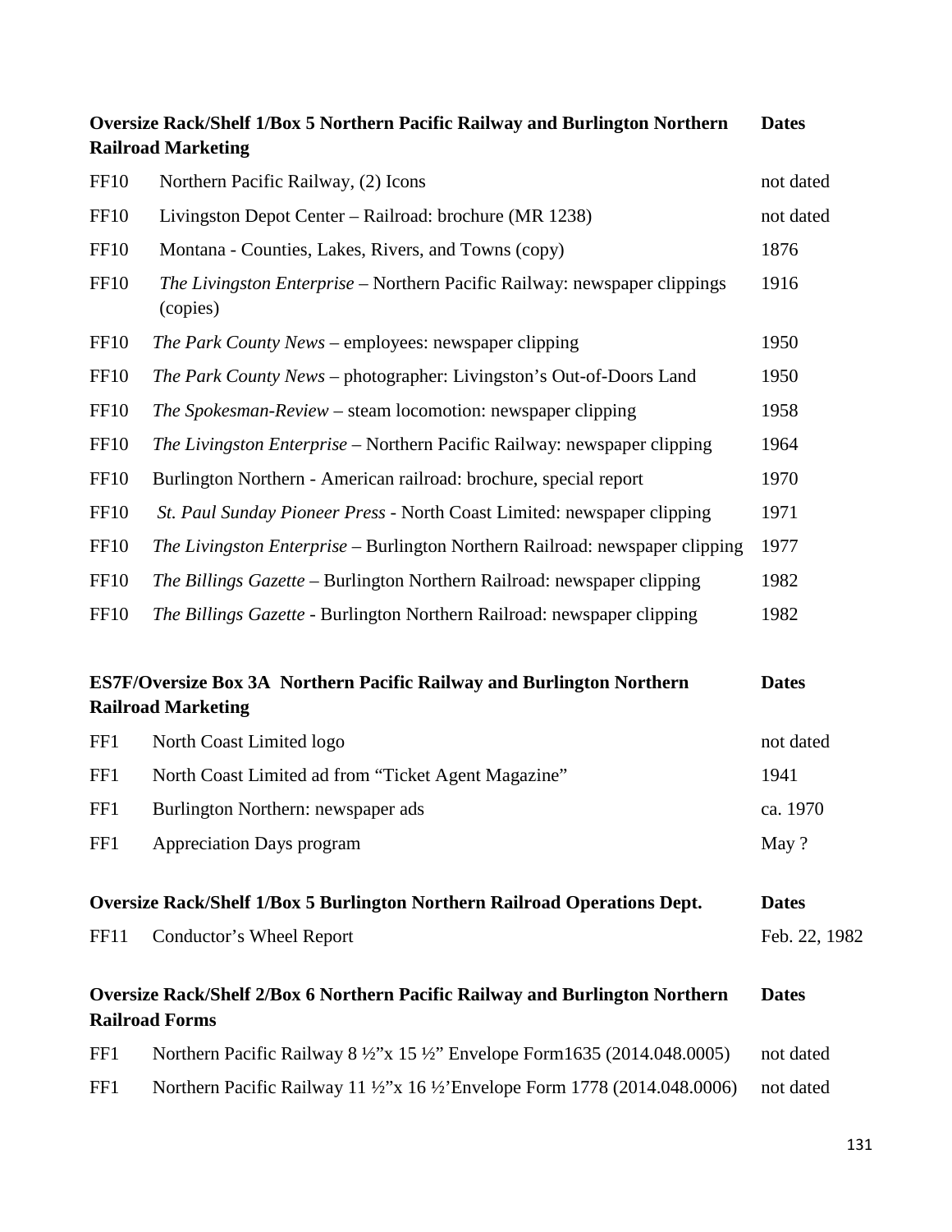| **Oversize Rack/Shelf 1/Box 5 Northern Pacific Railway and Burlington Northern Railroad Marketing** | | **Dates** |
|---|---|---|
| FF10 | Northern Pacific Railway, (2) Icons | not dated |
| FF10 | Livingston Depot Center – Railroad: brochure (MR 1238) | not dated |
| FF10 | Montana - Counties, Lakes, Rivers, and Towns (copy) | 1876 |
| FF10 | *The Livingston Enterprise* – Northern Pacific Railway: newspaper clippings (copies) | 1916 |
| FF10 | *The Park County News* – employees: newspaper clipping | 1950 |
| FF10 | *The Park County News* – photographer: Livingston's Out-of-Doors Land | 1950 |
| FF10 | *The Spokesman-Review* – steam locomotion: newspaper clipping | 1958 |
| FF10 | *The Livingston Enterprise* – Northern Pacific Railway: newspaper clipping | 1964 |
| FF10 | Burlington Northern - American railroad: brochure, special report | 1970 |
| FF10 | *St. Paul Sunday Pioneer Press* - North Coast Limited: newspaper clipping | 1971 |
| FF10 | *The Livingston Enterprise* – Burlington Northern Railroad: newspaper clipping | 1977 |
| FF10 | *The Billings Gazette* – Burlington Northern Railroad: newspaper clipping | 1982 |
| FF10 | *The Billings Gazette* - Burlington Northern Railroad: newspaper clipping | 1982 |

| **ES7F/Oversize Box 3A Northern Pacific Railway and Burlington Northern Railroad Marketing** | | **Dates** |
|---|---|---|
| FF1 | North Coast Limited logo | not dated |
| FF1 | North Coast Limited ad from "Ticket Agent Magazine" | 1941 |
| FF1 | Burlington Northern: newspaper ads | ca. 1970 |
| FF1 | Appreciation Days program | May ? |

| **Oversize Rack/Shelf 1/Box 5 Burlington Northern Railroad Operations Dept.** | | **Dates** |
|---|---|---|
| FF11 | Conductor's Wheel Report | Feb. 22, 1982 |

| **Oversize Rack/Shelf 2/Box 6 Northern Pacific Railway and Burlington Northern Railroad Forms** | | **Dates** |
|---|---|---|
| FF1 | Northern Pacific Railway 8 ½"x 15 ½" Envelope Form1635 (2014.048.0005) | not dated |
| FF1 | Northern Pacific Railway 11 ½"x 16 ½'Envelope Form 1778 (2014.048.0006) | not dated |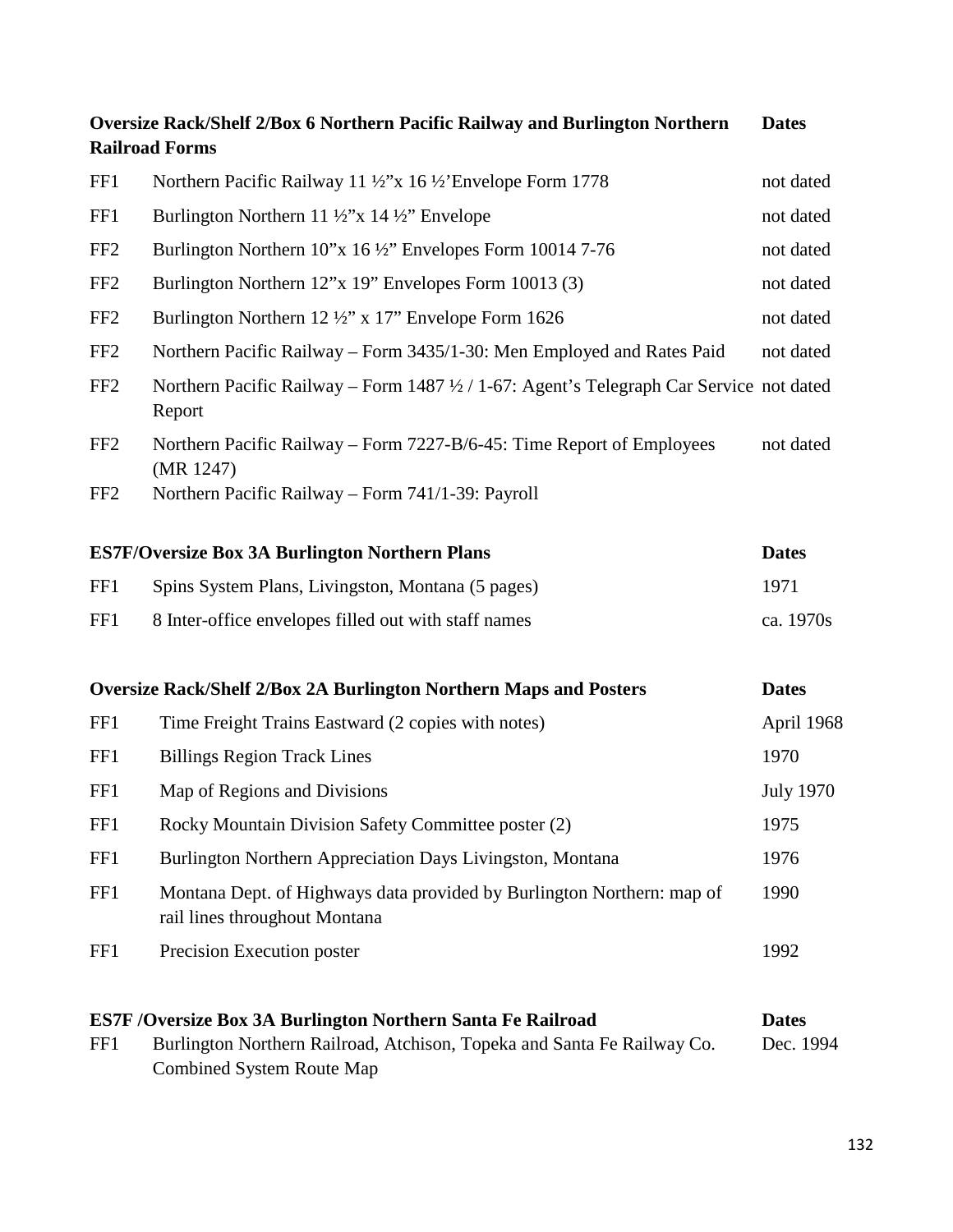| Oversize Rack/Shelf 2/Box 6 Northern Pacific Railway and Burlington Northern Railroad Forms | | Dates |
|---|---|---|
| FF1 | Northern Pacific Railway 11 ½”x 16 ½’Envelope Form 1778 | not dated |
| FF1 | Burlington Northern 11 ½”x 14 ½” Envelope | not dated |
| FF2 | Burlington Northern 10”x 16 ½” Envelopes Form 10014 7-76 | not dated |
| FF2 | Burlington Northern 12”x 19” Envelopes Form 10013 (3) | not dated |
| FF2 | Burlington Northern 12 ½” x 17” Envelope Form 1626 | not dated |
| FF2 | Northern Pacific Railway – Form 3435/1-30: Men Employed and Rates Paid | not dated |
| FF2 | Northern Pacific Railway – Form 1487 ½ / 1-67: Agent’s Telegraph Car Service Report | not dated |
| FF2 | Northern Pacific Railway – Form 7227-B/6-45: Time Report of Employees (MR 1247) | not dated |
| FF2 | Northern Pacific Railway – Form 741/1-39: Payroll | |

| ES7F/Oversize Box 3A Burlington Northern Plans | | Dates |
|---|---|---|
| FF1 | Spins System Plans, Livingston, Montana (5 pages) | 1971 |
| FF1 | 8 Inter-office envelopes filled out with staff names | ca. 1970s |

| Oversize Rack/Shelf 2/Box 2A Burlington Northern Maps and Posters | | Dates |
|---|---|---|
| FF1 | Time Freight Trains Eastward (2 copies with notes) | April 1968 |
| FF1 | Billings Region Track Lines | 1970 |
| FF1 | Map of Regions and Divisions | July 1970 |
| FF1 | Rocky Mountain Division Safety Committee poster (2) | 1975 |
| FF1 | Burlington Northern Appreciation Days Livingston, Montana | 1976 |
| FF1 | Montana Dept. of Highways data provided by Burlington Northern: map of rail lines throughout Montana | 1990 |
| FF1 | Precision Execution poster | 1992 |

| ES7F /Oversize Box 3A Burlington Northern Santa Fe Railroad | | Dates |
|---|---|---|
| FF1 | Burlington Northern Railroad, Atchison, Topeka and Santa Fe Railway Co. Combined System Route Map | Dec. 1994 |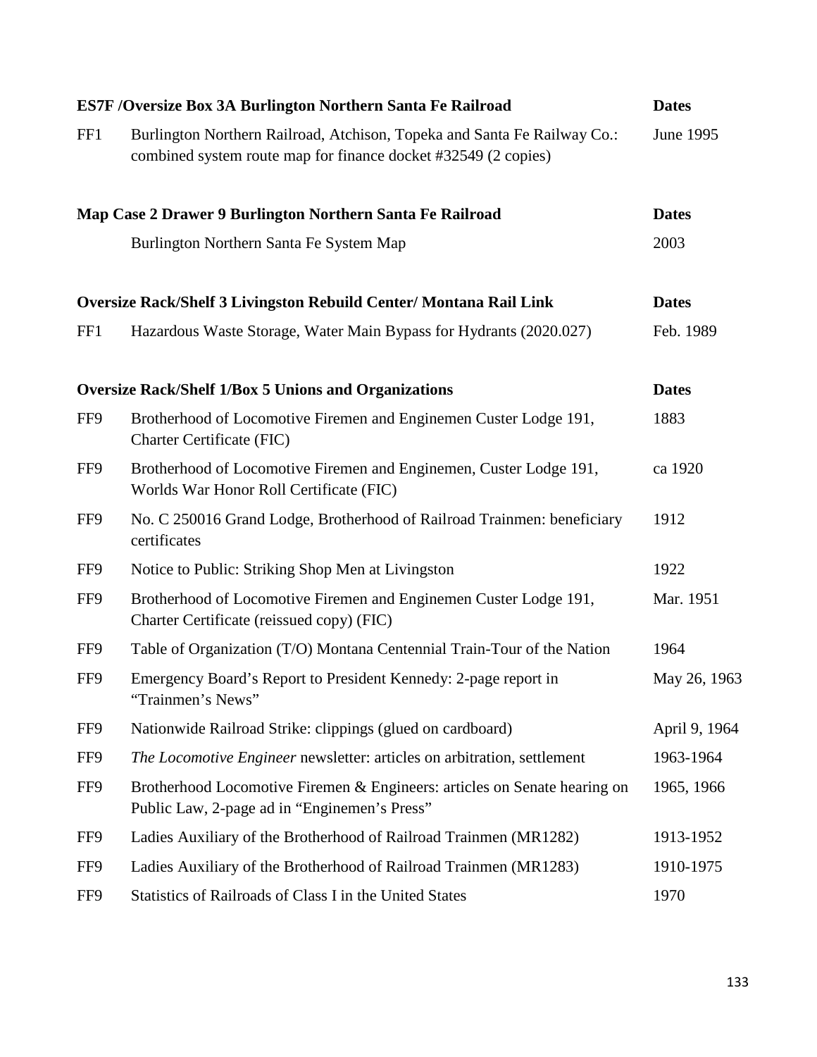| ES7F /Oversize Box 3A Burlington Northern Santa Fe Railroad | | Dates |
|---|---|---|
| FF1 | Burlington Northern Railroad, Atchison, Topeka and Santa Fe Railway Co.: combined system route map for finance docket #32549 (2 copies) | June 1995 |

| Map Case 2 Drawer 9 Burlington Northern Santa Fe Railroad | | Dates |
|---|---|---|
| | Burlington Northern Santa Fe System Map | 2003 |

| Oversize Rack/Shelf 3 Livingston Rebuild Center/ Montana Rail Link | | Dates |
|---|---|---|
| FF1 | Hazardous Waste Storage, Water Main Bypass for Hydrants (2020.027) | Feb. 1989 |

| Oversize Rack/Shelf 1/Box 5 Unions and Organizations | | Dates |
|---|---|---|
| FF9 | Brotherhood of Locomotive Firemen and Enginemen Custer Lodge 191, Charter Certificate (FIC) | 1883 |
| FF9 | Brotherhood of Locomotive Firemen and Enginemen, Custer Lodge 191, Worlds War Honor Roll Certificate (FIC) | ca 1920 |
| FF9 | No. C 250016 Grand Lodge, Brotherhood of Railroad Trainmen: beneficiary certificates | 1912 |
| FF9 | Notice to Public: Striking Shop Men at Livingston | 1922 |
| FF9 | Brotherhood of Locomotive Firemen and Enginemen Custer Lodge 191, Charter Certificate (reissued copy) (FIC) | Mar. 1951 |
| FF9 | Table of Organization (T/O) Montana Centennial Train-Tour of the Nation | 1964 |
| FF9 | Emergency Board's Report to President Kennedy: 2-page report in "Trainmen's News" | May 26, 1963 |
| FF9 | Nationwide Railroad Strike: clippings (glued on cardboard) | April 9, 1964 |
| FF9 | *The Locomotive Engineer* newsletter: articles on arbitration, settlement | 1963-1964 |
| FF9 | Brotherhood Locomotive Firemen & Engineers: articles on Senate hearing on Public Law, 2-page ad in "Enginemen's Press" | 1965, 1966 |
| FF9 | Ladies Auxiliary of the Brotherhood of Railroad Trainmen (MR1282) | 1913-1952 |
| FF9 | Ladies Auxiliary of the Brotherhood of Railroad Trainmen (MR1283) | 1910-1975 |
| FF9 | Statistics of Railroads of Class I in the United States | 1970 |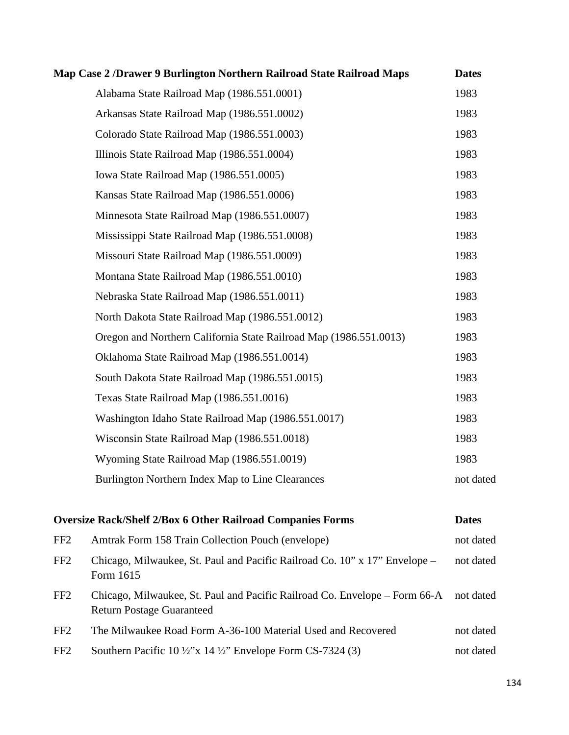| Map Case 2 /Drawer 9 Burlington Northern Railroad State Railroad Maps | Dates |
| --- | --- |
| Alabama State Railroad Map (1986.551.0001) | 1983 |
| Arkansas State Railroad Map (1986.551.0002) | 1983 |
| Colorado State Railroad Map (1986.551.0003) | 1983 |
| Illinois State Railroad Map (1986.551.0004) | 1983 |
| Iowa State Railroad Map (1986.551.0005) | 1983 |
| Kansas State Railroad Map (1986.551.0006) | 1983 |
| Minnesota State Railroad Map (1986.551.0007) | 1983 |
| Mississippi State Railroad Map (1986.551.0008) | 1983 |
| Missouri State Railroad Map (1986.551.0009) | 1983 |
| Montana State Railroad Map (1986.551.0010) | 1983 |
| Nebraska State Railroad Map (1986.551.0011) | 1983 |
| North Dakota State Railroad Map (1986.551.0012) | 1983 |
| Oregon and Northern California State Railroad Map (1986.551.0013) | 1983 |
| Oklahoma State Railroad Map (1986.551.0014) | 1983 |
| South Dakota State Railroad Map (1986.551.0015) | 1983 |
| Texas State Railroad Map (1986.551.0016) | 1983 |
| Washington Idaho State Railroad Map (1986.551.0017) | 1983 |
| Wisconsin State Railroad Map (1986.551.0018) | 1983 |
| Wyoming State Railroad Map (1986.551.0019) | 1983 |
| Burlington Northern Index Map to Line Clearances | not dated |

| | Oversize Rack/Shelf 2/Box 6 Other Railroad Companies Forms | Dates |
| --- | --- | --- |
| FF2 | Amtrak Form 158 Train Collection Pouch (envelope) | not dated |
| FF2 | Chicago, Milwaukee, St. Paul and Pacific Railroad Co. 10" x 17" Envelope – Form 1615 | not dated |
| FF2 | Chicago, Milwaukee, St. Paul and Pacific Railroad Co. Envelope – Form 66-A Return Postage Guaranteed | not dated |
| FF2 | The Milwaukee Road Form A-36-100 Material Used and Recovered | not dated |
| FF2 | Southern Pacific 10 ½"x 14 ½" Envelope Form CS-7324 (3) | not dated |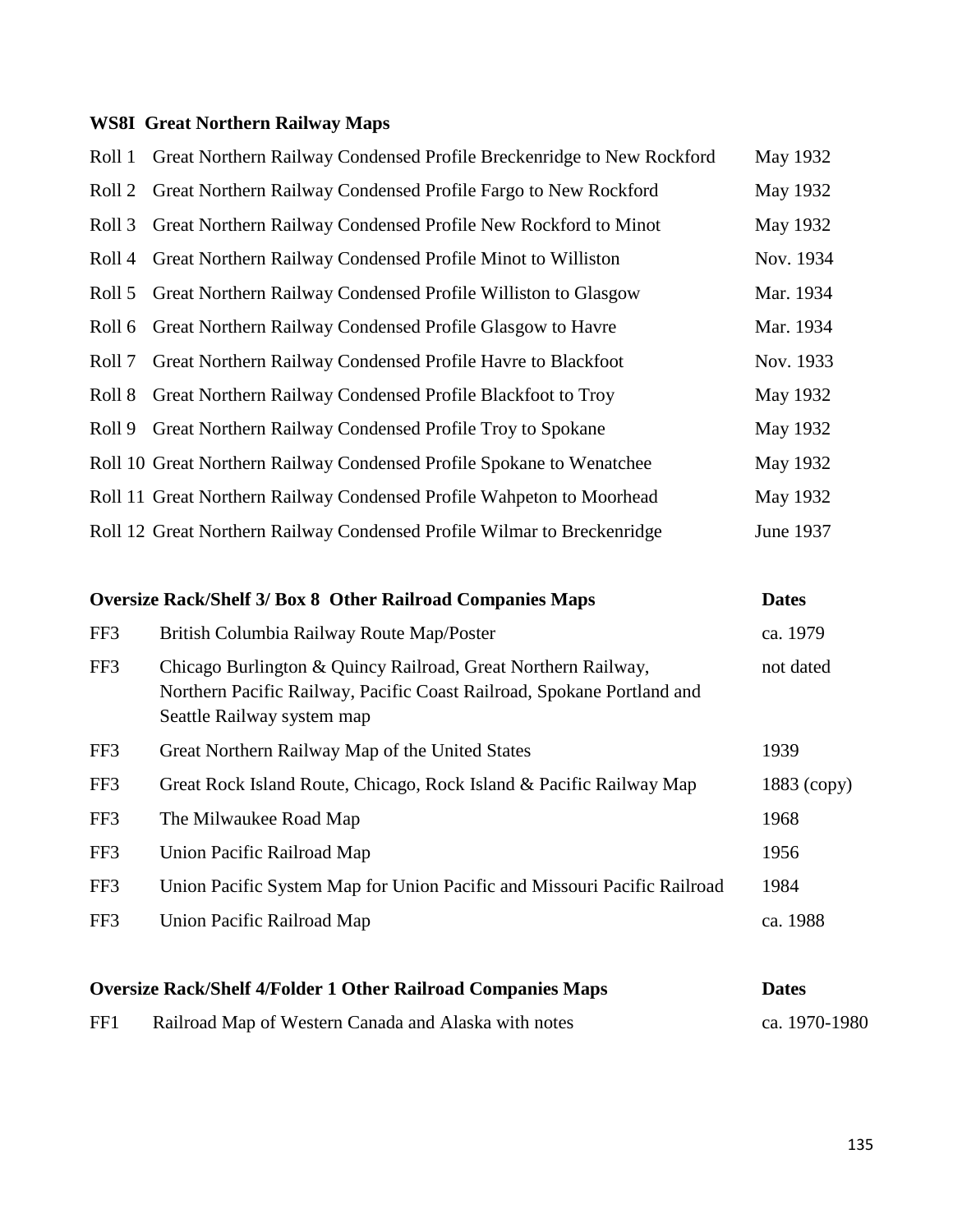**WS8I Great Northern Railway Maps**

| | | |
|---|---|---|
| Roll 1 | Great Northern Railway Condensed Profile Breckenridge to New Rockford | May 1932 |
| Roll 2 | Great Northern Railway Condensed Profile Fargo to New Rockford | May 1932 |
| Roll 3 | Great Northern Railway Condensed Profile New Rockford to Minot | May 1932 |
| Roll 4 | Great Northern Railway Condensed Profile Minot to Williston | Nov. 1934 |
| Roll 5 | Great Northern Railway Condensed Profile Williston to Glasgow | Mar. 1934 |
| Roll 6 | Great Northern Railway Condensed Profile Glasgow to Havre | Mar. 1934 |
| Roll 7 | Great Northern Railway Condensed Profile Havre to Blackfoot | Nov. 1933 |
| Roll 8 | Great Northern Railway Condensed Profile Blackfoot to Troy | May 1932 |
| Roll 9 | Great Northern Railway Condensed Profile Troy to Spokane | May 1932 |
| Roll 10 | Great Northern Railway Condensed Profile Spokane to Wenatchee | May 1932 |
| Roll 11 | Great Northern Railway Condensed Profile Wahpeton to Moorhead | May 1932 |
| Roll 12 | Great Northern Railway Condensed Profile Wilmar to Breckenridge | June 1937 |

| **Oversize Rack/Shelf 3/ Box 8** | **Other Railroad Companies Maps** | **Dates** |
|---|---|---|
| FF3 | British Columbia Railway Route Map/Poster | ca. 1979 |
| FF3 | Chicago Burlington & Quincy Railroad, Great Northern Railway, Northern Pacific Railway, Pacific Coast Railroad, Spokane Portland and Seattle Railway system map | not dated |
| FF3 | Great Northern Railway Map of the United States | 1939 |
| FF3 | Great Rock Island Route, Chicago, Rock Island & Pacific Railway Map | 1883 (copy) |
| FF3 | The Milwaukee Road Map | 1968 |
| FF3 | Union Pacific Railroad Map | 1956 |
| FF3 | Union Pacific System Map for Union Pacific and Missouri Pacific Railroad | 1984 |
| FF3 | Union Pacific Railroad Map | ca. 1988 |

| **Oversize Rack/Shelf 4/Folder 1** | **Other Railroad Companies Maps** | **Dates** |
|---|---|---|
| FF1 | Railroad Map of Western Canada and Alaska with notes | ca. 1970-1980 |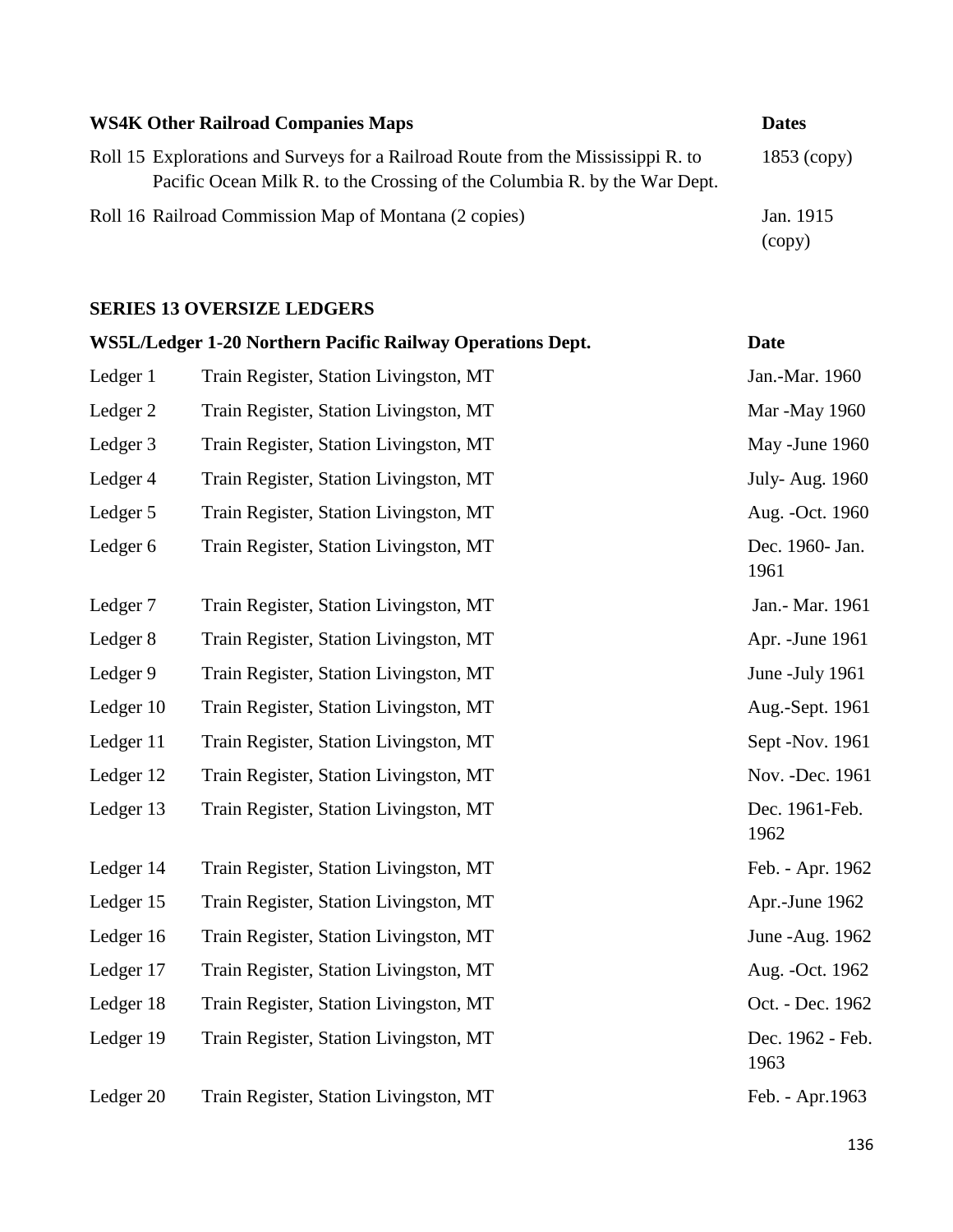| WS4K Other Railroad Companies Maps | Dates |
|---|---|
| Roll 15 Explorations and Surveys for a Railroad Route from the Mississippi R. to Pacific Ocean Milk R. to the Crossing of the Columbia R. by the War Dept. | 1853 (copy) |
| Roll 16 Railroad Commission Map of Montana (2 copies) | Jan. 1915 (copy) |

## SERIES 13 OVERSIZE LEDGERS

| WS5L/Ledger 1-20 Northern Pacific Railway Operations Dept. | | Date |
|---|---|---|
| Ledger 1 | Train Register, Station Livingston, MT | Jan.-Mar. 1960 |
| Ledger 2 | Train Register, Station Livingston, MT | Mar -May 1960 |
| Ledger 3 | Train Register, Station Livingston, MT | May -June 1960 |
| Ledger 4 | Train Register, Station Livingston, MT | July- Aug. 1960 |
| Ledger 5 | Train Register, Station Livingston, MT | Aug. -Oct. 1960 |
| Ledger 6 | Train Register, Station Livingston, MT | Dec. 1960- Jan. 1961 |
| Ledger 7 | Train Register, Station Livingston, MT | Jan.- Mar. 1961 |
| Ledger 8 | Train Register, Station Livingston, MT | Apr. -June 1961 |
| Ledger 9 | Train Register, Station Livingston, MT | June -July 1961 |
| Ledger 10 | Train Register, Station Livingston, MT | Aug.-Sept. 1961 |
| Ledger 11 | Train Register, Station Livingston, MT | Sept -Nov. 1961 |
| Ledger 12 | Train Register, Station Livingston, MT | Nov. -Dec. 1961 |
| Ledger 13 | Train Register, Station Livingston, MT | Dec. 1961-Feb. 1962 |
| Ledger 14 | Train Register, Station Livingston, MT | Feb. - Apr. 1962 |
| Ledger 15 | Train Register, Station Livingston, MT | Apr.-June 1962 |
| Ledger 16 | Train Register, Station Livingston, MT | June -Aug. 1962 |
| Ledger 17 | Train Register, Station Livingston, MT | Aug. -Oct. 1962 |
| Ledger 18 | Train Register, Station Livingston, MT | Oct. - Dec. 1962 |
| Ledger 19 | Train Register, Station Livingston, MT | Dec. 1962 - Feb. 1963 |
| Ledger 20 | Train Register, Station Livingston, MT | Feb. - Apr.1963 |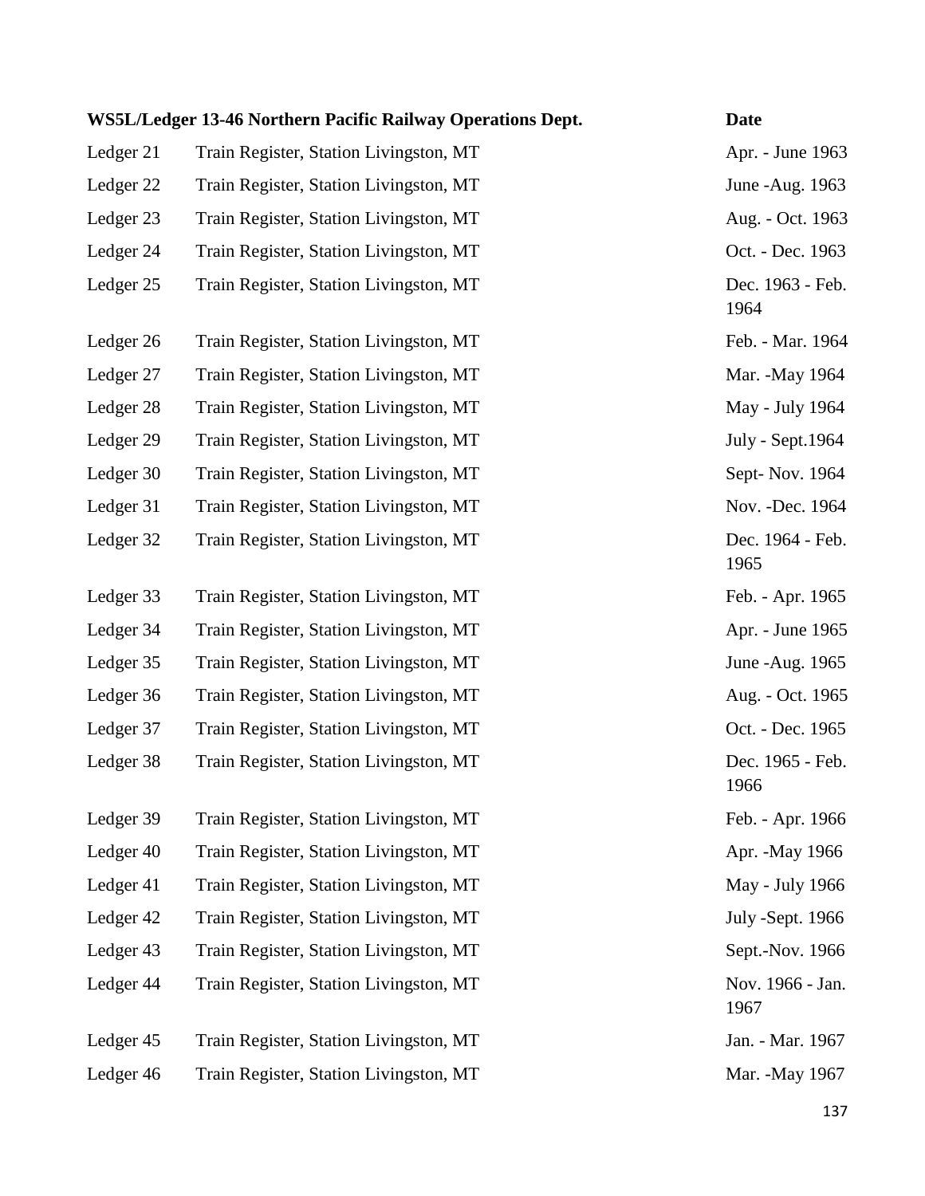| WS5L/Ledger 13-46 Northern Pacific Railway Operations Dept. | | Date |
|---|---|---|
| Ledger 21 | Train Register, Station Livingston, MT | Apr. - June 1963 |
| Ledger 22 | Train Register, Station Livingston, MT | June -Aug. 1963 |
| Ledger 23 | Train Register, Station Livingston, MT | Aug. - Oct. 1963 |
| Ledger 24 | Train Register, Station Livingston, MT | Oct. - Dec. 1963 |
| Ledger 25 | Train Register, Station Livingston, MT | Dec. 1963 - Feb. 1964 |
| Ledger 26 | Train Register, Station Livingston, MT | Feb. - Mar. 1964 |
| Ledger 27 | Train Register, Station Livingston, MT | Mar. -May 1964 |
| Ledger 28 | Train Register, Station Livingston, MT | May - July 1964 |
| Ledger 29 | Train Register, Station Livingston, MT | July - Sept.1964 |
| Ledger 30 | Train Register, Station Livingston, MT | Sept- Nov. 1964 |
| Ledger 31 | Train Register, Station Livingston, MT | Nov. -Dec. 1964 |
| Ledger 32 | Train Register, Station Livingston, MT | Dec. 1964 - Feb. 1965 |
| Ledger 33 | Train Register, Station Livingston, MT | Feb. - Apr. 1965 |
| Ledger 34 | Train Register, Station Livingston, MT | Apr. - June 1965 |
| Ledger 35 | Train Register, Station Livingston, MT | June -Aug. 1965 |
| Ledger 36 | Train Register, Station Livingston, MT | Aug. - Oct. 1965 |
| Ledger 37 | Train Register, Station Livingston, MT | Oct. - Dec. 1965 |
| Ledger 38 | Train Register, Station Livingston, MT | Dec. 1965 - Feb. 1966 |
| Ledger 39 | Train Register, Station Livingston, MT | Feb. - Apr. 1966 |
| Ledger 40 | Train Register, Station Livingston, MT | Apr. -May 1966 |
| Ledger 41 | Train Register, Station Livingston, MT | May - July 1966 |
| Ledger 42 | Train Register, Station Livingston, MT | July -Sept. 1966 |
| Ledger 43 | Train Register, Station Livingston, MT | Sept.-Nov. 1966 |
| Ledger 44 | Train Register, Station Livingston, MT | Nov. 1966 - Jan. 1967 |
| Ledger 45 | Train Register, Station Livingston, MT | Jan. - Mar. 1967 |
| Ledger 46 | Train Register, Station Livingston, MT | Mar. -May 1967 |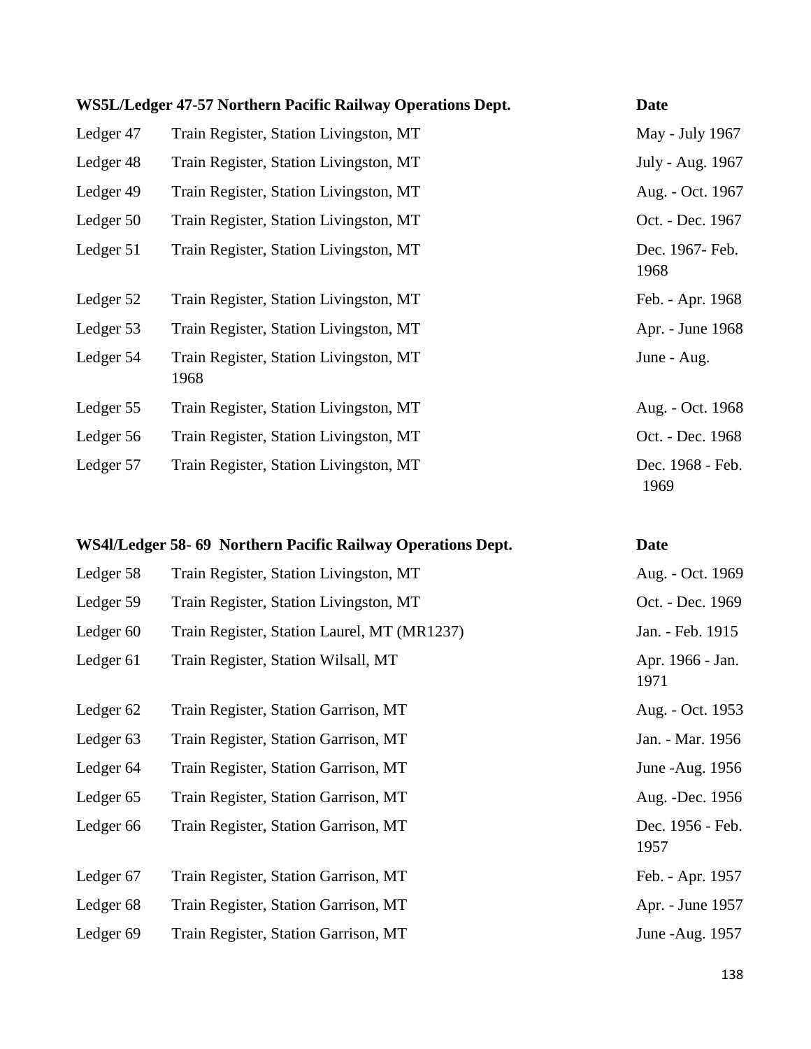| WS5L/Ledger 47-57 Northern Pacific Railway Operations Dept. | | Date |
|---|---|---|
| Ledger 47 | Train Register, Station Livingston, MT | May - July 1967 |
| Ledger 48 | Train Register, Station Livingston, MT | July - Aug. 1967 |
| Ledger 49 | Train Register, Station Livingston, MT | Aug. - Oct. 1967 |
| Ledger 50 | Train Register, Station Livingston, MT | Oct. - Dec. 1967 |
| Ledger 51 | Train Register, Station Livingston, MT | Dec. 1967- Feb. 1968 |
| Ledger 52 | Train Register, Station Livingston, MT | Feb. - Apr. 1968 |
| Ledger 53 | Train Register, Station Livingston, MT | Apr. - June 1968 |
| Ledger 54 | Train Register, Station Livingston, MT 1968 | June - Aug. |
| Ledger 55 | Train Register, Station Livingston, MT | Aug. - Oct. 1968 |
| Ledger 56 | Train Register, Station Livingston, MT | Oct. - Dec. 1968 |
| Ledger 57 | Train Register, Station Livingston, MT | Dec. 1968 - Feb. 1969 |

| WS4l/Ledger 58- 69 Northern Pacific Railway Operations Dept. | | Date |
|---|---|---|
| Ledger 58 | Train Register, Station Livingston, MT | Aug. - Oct. 1969 |
| Ledger 59 | Train Register, Station Livingston, MT | Oct. - Dec. 1969 |
| Ledger 60 | Train Register, Station Laurel, MT (MR1237) | Jan. - Feb. 1915 |
| Ledger 61 | Train Register, Station Wilsall, MT | Apr. 1966 - Jan. 1971 |
| Ledger 62 | Train Register, Station Garrison, MT | Aug. - Oct. 1953 |
| Ledger 63 | Train Register, Station Garrison, MT | Jan. - Mar. 1956 |
| Ledger 64 | Train Register, Station Garrison, MT | June -Aug. 1956 |
| Ledger 65 | Train Register, Station Garrison, MT | Aug. -Dec. 1956 |
| Ledger 66 | Train Register, Station Garrison, MT | Dec. 1956 - Feb. 1957 |
| Ledger 67 | Train Register, Station Garrison, MT | Feb. - Apr. 1957 |
| Ledger 68 | Train Register, Station Garrison, MT | Apr. - June 1957 |
| Ledger 69 | Train Register, Station Garrison, MT | June -Aug. 1957 |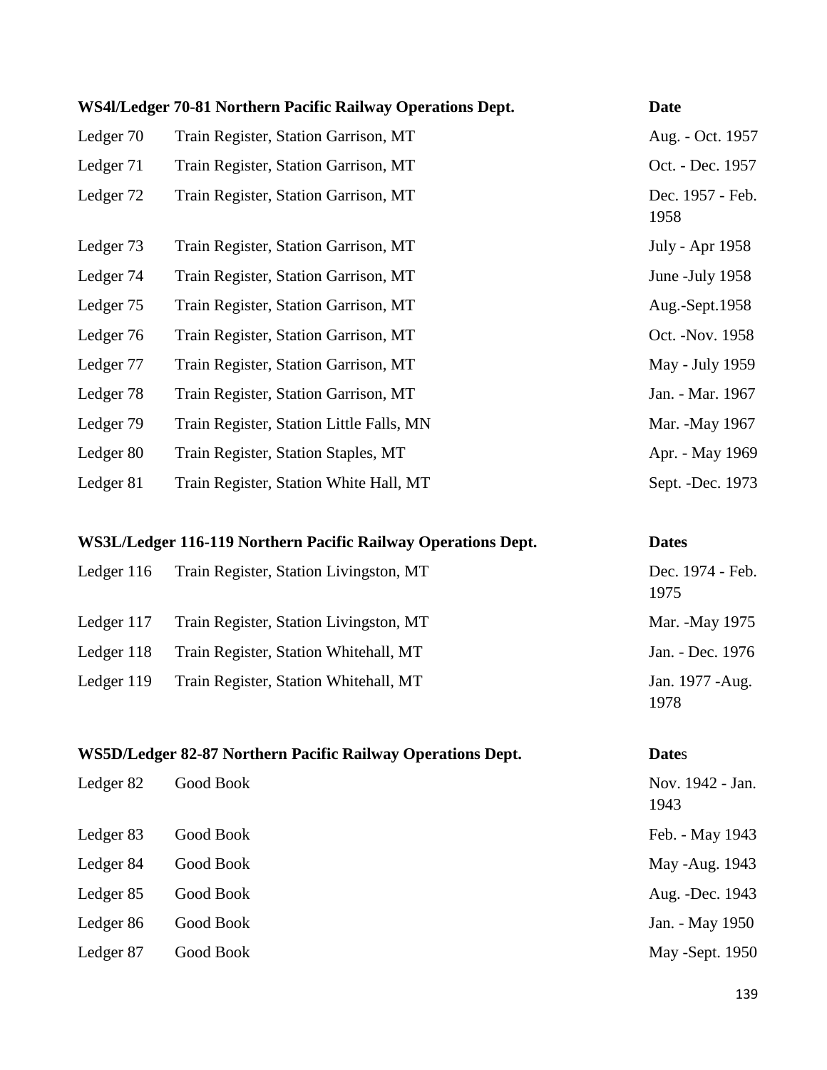| WS4l/Ledger 70-81 Northern Pacific Railway Operations Dept. | | Date |
|---|---|---|
| Ledger 70 | Train Register, Station Garrison, MT | Aug. - Oct. 1957 |
| Ledger 71 | Train Register, Station Garrison, MT | Oct. - Dec. 1957 |
| Ledger 72 | Train Register, Station Garrison, MT | Dec. 1957 - Feb. 1958 |
| Ledger 73 | Train Register, Station Garrison, MT | July - Apr 1958 |
| Ledger 74 | Train Register, Station Garrison, MT | June -July 1958 |
| Ledger 75 | Train Register, Station Garrison, MT | Aug.-Sept.1958 |
| Ledger 76 | Train Register, Station Garrison, MT | Oct. -Nov. 1958 |
| Ledger 77 | Train Register, Station Garrison, MT | May - July 1959 |
| Ledger 78 | Train Register, Station Garrison, MT | Jan. - Mar. 1967 |
| Ledger 79 | Train Register, Station Little Falls, MN | Mar. -May 1967 |
| Ledger 80 | Train Register, Station Staples, MT | Apr. - May 1969 |
| Ledger 81 | Train Register, Station White Hall, MT | Sept. -Dec. 1973 |

| WS3L/Ledger 116-119 Northern Pacific Railway Operations Dept. | | Dates |
|---|---|---|
| Ledger 116 | Train Register, Station Livingston, MT | Dec. 1974 - Feb. 1975 |
| Ledger 117 | Train Register, Station Livingston, MT | Mar. -May 1975 |
| Ledger 118 | Train Register, Station Whitehall, MT | Jan. - Dec. 1976 |
| Ledger 119 | Train Register, Station Whitehall, MT | Jan. 1977 -Aug. 1978 |

| WS5D/Ledger 82-87 Northern Pacific Railway Operations Dept. | | Dates |
|---|---|---|
| Ledger 82 | Good Book | Nov. 1942 - Jan. 1943 |
| Ledger 83 | Good Book | Feb. - May 1943 |
| Ledger 84 | Good Book | May -Aug. 1943 |
| Ledger 85 | Good Book | Aug. -Dec. 1943 |
| Ledger 86 | Good Book | Jan. - May 1950 |
| Ledger 87 | Good Book | May -Sept. 1950 |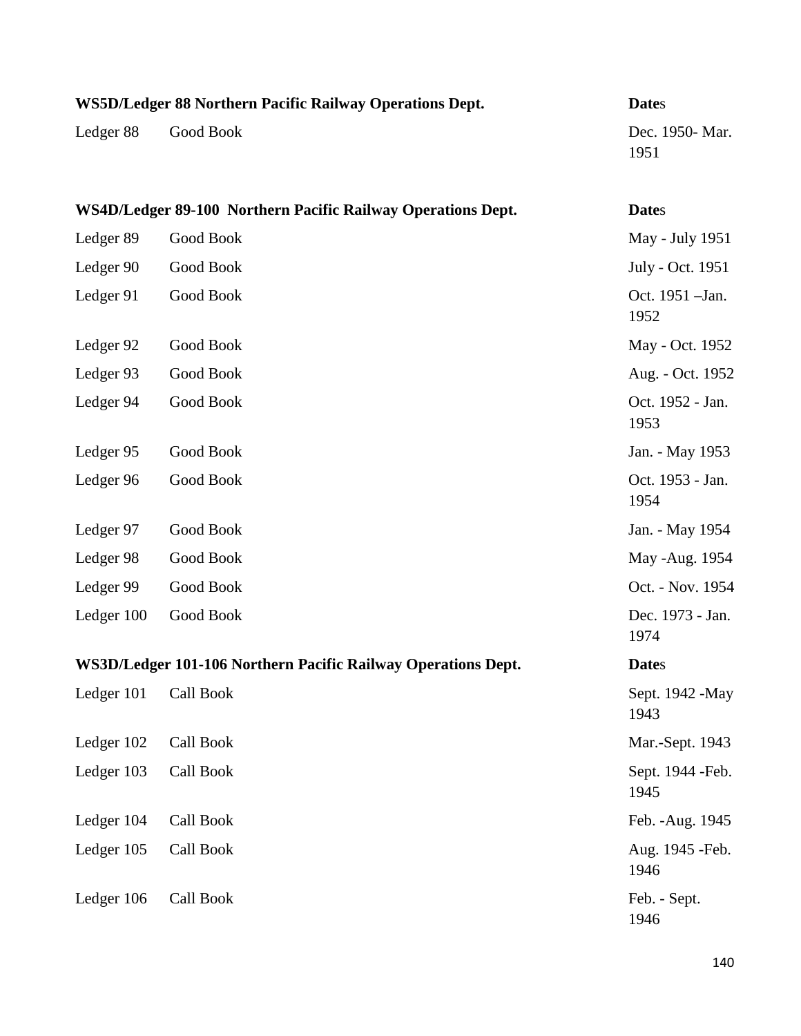| **WS5D/Ledger 88 Northern Pacific Railway Operations Dept.** | | **Dates** |
|---|---|---|
| Ledger 88 | Good Book | Dec. 1950- Mar. 1951 |

| **WS4D/Ledger 89-100 Northern Pacific Railway Operations Dept.** | | **Dates** |
|---|---|---|
| Ledger 89 | Good Book | May - July 1951 |
| Ledger 90 | Good Book | July - Oct. 1951 |
| Ledger 91 | Good Book | Oct. 1951 –Jan. 1952 |
| Ledger 92 | Good Book | May - Oct. 1952 |
| Ledger 93 | Good Book | Aug. - Oct. 1952 |
| Ledger 94 | Good Book | Oct. 1952 - Jan. 1953 |
| Ledger 95 | Good Book | Jan. - May 1953 |
| Ledger 96 | Good Book | Oct. 1953 - Jan. 1954 |
| Ledger 97 | Good Book | Jan. - May 1954 |
| Ledger 98 | Good Book | May -Aug. 1954 |
| Ledger 99 | Good Book | Oct. - Nov. 1954 |
| Ledger 100 | Good Book | Dec. 1973 - Jan. 1974 |

| **WS3D/Ledger 101-106 Northern Pacific Railway Operations Dept.** | | **Dates** |
|---|---|---|
| Ledger 101 | Call Book | Sept. 1942 -May 1943 |
| Ledger 102 | Call Book | Mar.-Sept. 1943 |
| Ledger 103 | Call Book | Sept. 1944 -Feb. 1945 |
| Ledger 104 | Call Book | Feb. -Aug. 1945 |
| Ledger 105 | Call Book | Aug. 1945 -Feb. 1946 |
| Ledger 106 | Call Book | Feb. - Sept. 1946 |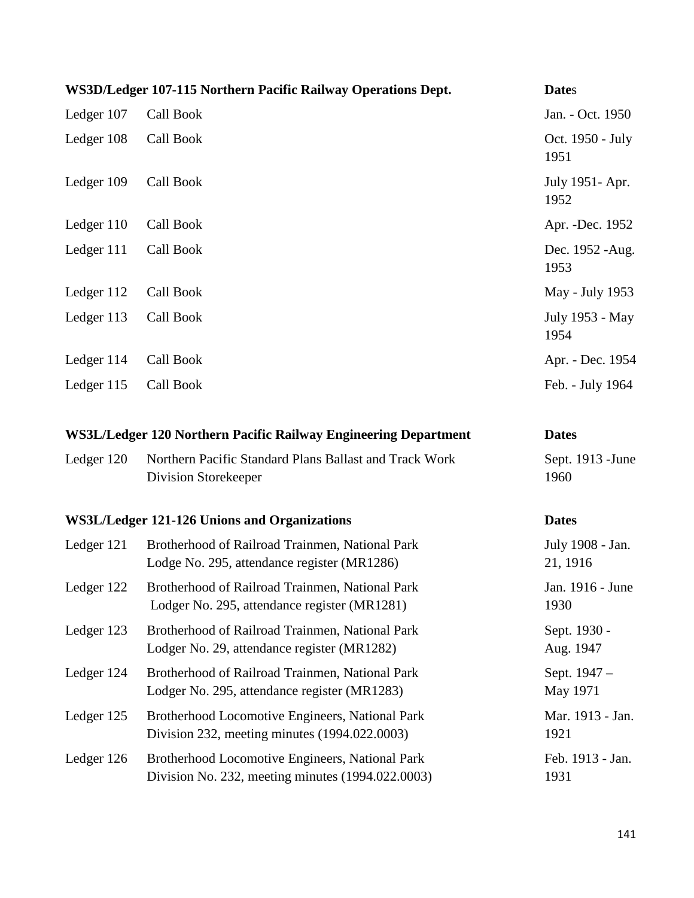| WS3D/Ledger 107-115 Northern Pacific Railway Operations Dept. | | Dates |
|---|---|---|
| Ledger 107 | Call Book | Jan. - Oct. 1950 |
| Ledger 108 | Call Book | Oct. 1950 - July 1951 |
| Ledger 109 | Call Book | July 1951- Apr. 1952 |
| Ledger 110 | Call Book | Apr. -Dec. 1952 |
| Ledger 111 | Call Book | Dec. 1952 -Aug. 1953 |
| Ledger 112 | Call Book | May - July 1953 |
| Ledger 113 | Call Book | July 1953 - May 1954 |
| Ledger 114 | Call Book | Apr. - Dec. 1954 |
| Ledger 115 | Call Book | Feb. - July 1964 |

| WS3L/Ledger 120 Northern Pacific Railway Engineering Department | | Dates |
|---|---|---|
| Ledger 120 | Northern Pacific Standard Plans Ballast and Track Work Division Storekeeper | Sept. 1913 -June 1960 |

| WS3L/Ledger 121-126 Unions and Organizations | | Dates |
|---|---|---|
| Ledger 121 | Brotherhood of Railroad Trainmen, National Park Lodge No. 295, attendance register (MR1286) | July 1908 - Jan. 21, 1916 |
| Ledger 122 | Brotherhood of Railroad Trainmen, National Park Lodger No. 295, attendance register (MR1281) | Jan. 1916 - June 1930 |
| Ledger 123 | Brotherhood of Railroad Trainmen, National Park Lodger No. 29, attendance register (MR1282) | Sept. 1930 - Aug. 1947 |
| Ledger 124 | Brotherhood of Railroad Trainmen, National Park Lodger No. 295, attendance register (MR1283) | Sept. 1947 – May 1971 |
| Ledger 125 | Brotherhood Locomotive Engineers, National Park Division 232, meeting minutes (1994.022.0003) | Mar. 1913 - Jan. 1921 |
| Ledger 126 | Brotherhood Locomotive Engineers, National Park Division No. 232, meeting minutes (1994.022.0003) | Feb. 1913 - Jan. 1931 |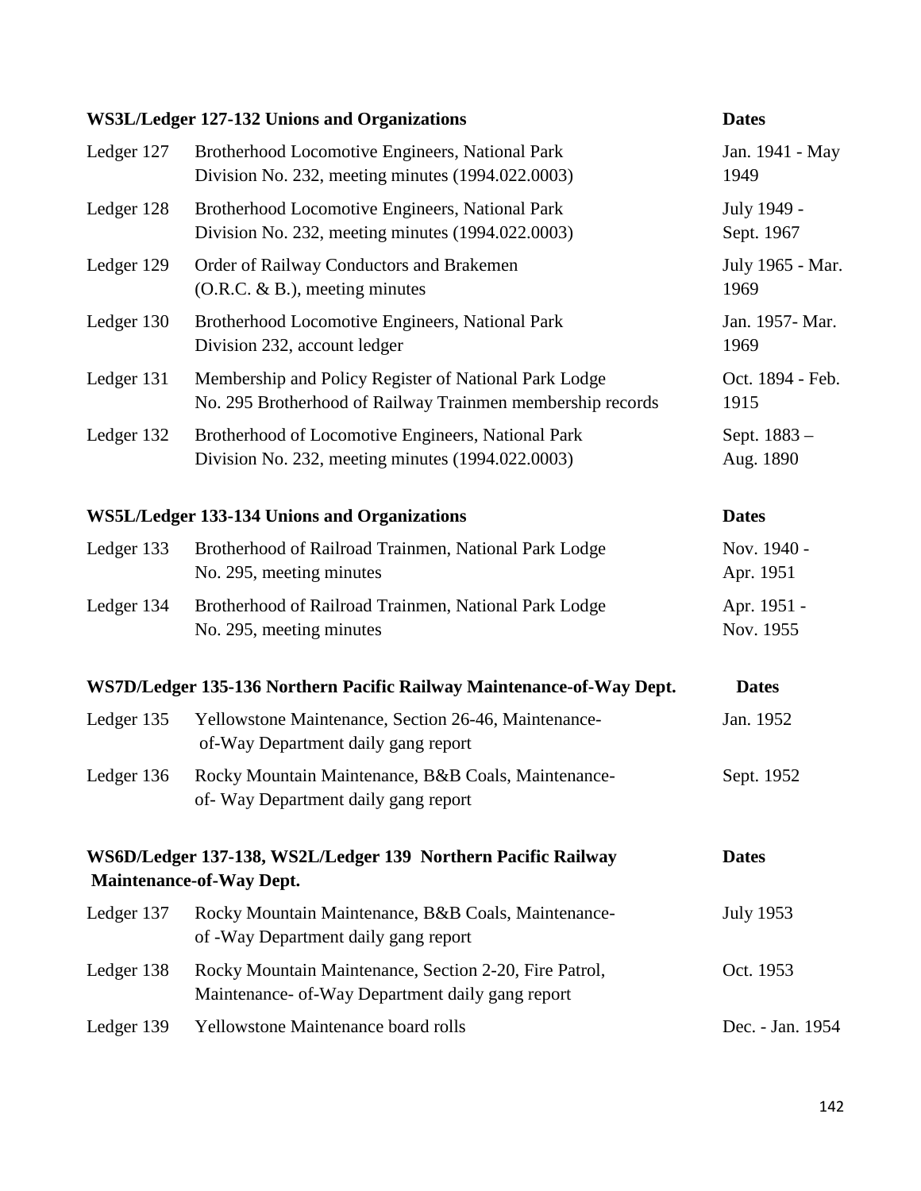| WS3L/Ledger 127-132 Unions and Organizations | | Dates |
|---|---|---|
| Ledger 127 | Brotherhood Locomotive Engineers, National Park Division No. 232, meeting minutes (1994.022.0003) | Jan. 1941 - May 1949 |
| Ledger 128 | Brotherhood Locomotive Engineers, National Park Division No. 232, meeting minutes (1994.022.0003) | July 1949 - Sept. 1967 |
| Ledger 129 | Order of Railway Conductors and Brakemen (O.R.C. & B.), meeting minutes | July 1965 - Mar. 1969 |
| Ledger 130 | Brotherhood Locomotive Engineers, National Park Division 232, account ledger | Jan. 1957- Mar. 1969 |
| Ledger 131 | Membership and Policy Register of National Park Lodge No. 295 Brotherhood of Railway Trainmen membership records | Oct. 1894 - Feb. 1915 |
| Ledger 132 | Brotherhood of Locomotive Engineers, National Park Division No. 232, meeting minutes (1994.022.0003) | Sept. 1883 – Aug. 1890 |

| WS5L/Ledger 133-134 Unions and Organizations | | Dates |
|---|---|---|
| Ledger 133 | Brotherhood of Railroad Trainmen, National Park Lodge No. 295, meeting minutes | Nov. 1940 - Apr. 1951 |
| Ledger 134 | Brotherhood of Railroad Trainmen, National Park Lodge No. 295, meeting minutes | Apr. 1951 - Nov. 1955 |

| WS7D/Ledger 135-136 Northern Pacific Railway Maintenance-of-Way Dept. | | Dates |
|---|---|---|
| Ledger 135 | Yellowstone Maintenance, Section 26-46, Maintenance-of-Way Department daily gang report | Jan. 1952 |
| Ledger 136 | Rocky Mountain Maintenance, B&B Coals, Maintenance-of- Way Department daily gang report | Sept. 1952 |

| WS6D/Ledger 137-138, WS2L/Ledger 139 Northern Pacific Railway Maintenance-of-Way Dept. | | Dates |
|---|---|---|
| Ledger 137 | Rocky Mountain Maintenance, B&B Coals, Maintenance-of -Way Department daily gang report | July 1953 |
| Ledger 138 | Rocky Mountain Maintenance, Section 2-20, Fire Patrol, Maintenance- of-Way Department daily gang report | Oct. 1953 |
| Ledger 139 | Yellowstone Maintenance board rolls | Dec. - Jan. 1954 |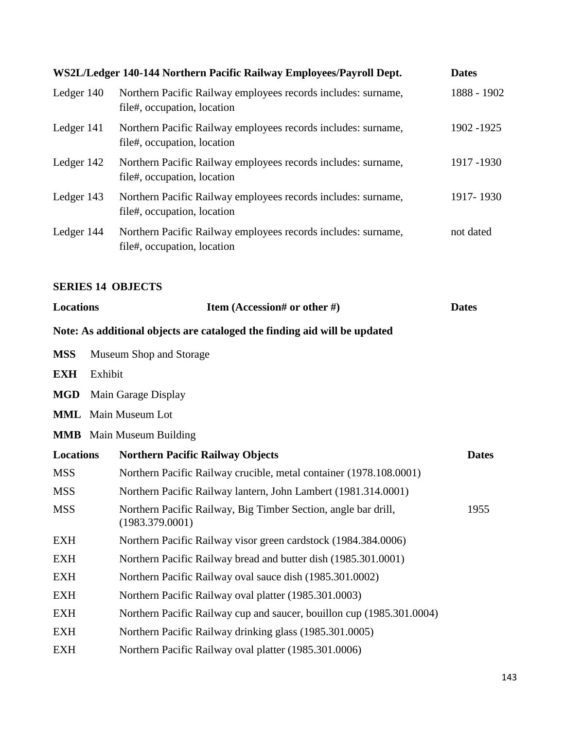| WS2L/Ledger 140-144 Northern Pacific Railway Employees/Payroll Dept. | | Dates |
|---|---|---|
| Ledger 140 | Northern Pacific Railway employees records includes: surname, file#, occupation, location | 1888 - 1902 |
| Ledger 141 | Northern Pacific Railway employees records includes: surname, file#, occupation, location | 1902 -1925 |
| Ledger 142 | Northern Pacific Railway employees records includes: surname, file#, occupation, location | 1917 -1930 |
| Ledger 143 | Northern Pacific Railway employees records includes: surname, file#, occupation, location | 1917- 1930 |
| Ledger 144 | Northern Pacific Railway employees records includes: surname, file#, occupation, location | not dated |

## SERIES 14 OBJECTS

| Locations | Item (Accession# or other #) | Dates |
|---|---|---|

**Note: As additional objects are cataloged the finding aid will be updated**

**MSS** Museum Shop and Storage

**EXH** Exhibit

**MGD** Main Garage Display

**MML** Main Museum Lot

**MMB** Main Museum Building

| Locations | Northern Pacific Railway Objects | Dates |
|---|---|---|
| MSS | Northern Pacific Railway crucible, metal container (1978.108.0001) | |
| MSS | Northern Pacific Railway lantern, John Lambert (1981.314.0001) | |
| MSS | Northern Pacific Railway, Big Timber Section, angle bar drill, (1983.379.0001) | 1955 |
| EXH | Northern Pacific Railway visor green cardstock (1984.384.0006) | |
| EXH | Northern Pacific Railway bread and butter dish (1985.301.0001) | |
| EXH | Northern Pacific Railway oval sauce dish (1985.301.0002) | |
| EXH | Northern Pacific Railway oval platter (1985.301.0003) | |
| EXH | Northern Pacific Railway cup and saucer, bouillon cup (1985.301.0004) | |
| EXH | Northern Pacific Railway drinking glass (1985.301.0005) | |
| EXH | Northern Pacific Railway oval platter (1985.301.0006) | |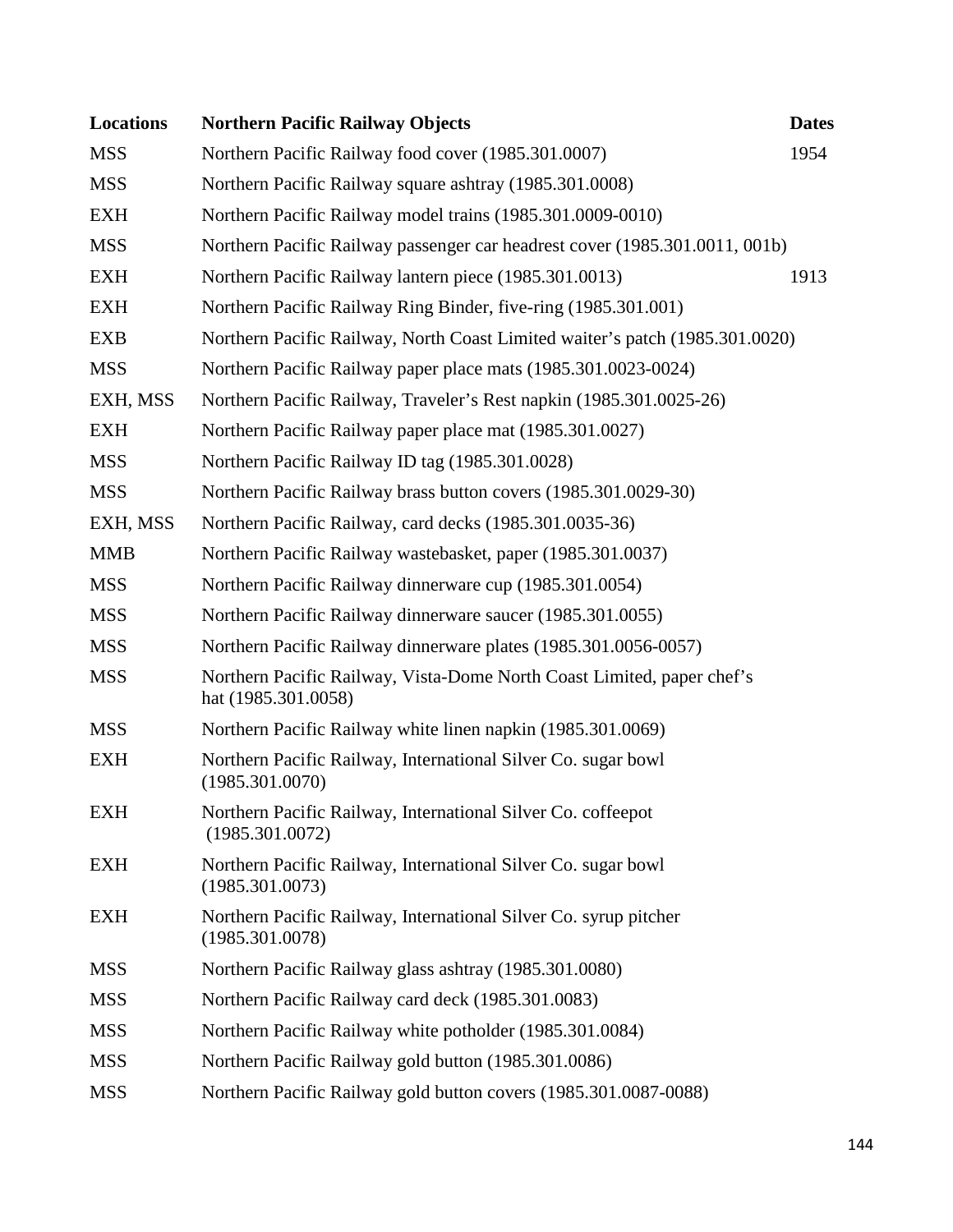| Locations | Northern Pacific Railway Objects | Dates |
|---|---|---|
| MSS | Northern Pacific Railway food cover (1985.301.0007) | 1954 |
| MSS | Northern Pacific Railway square ashtray (1985.301.0008) | |
| EXH | Northern Pacific Railway model trains (1985.301.0009-0010) | |
| MSS | Northern Pacific Railway passenger car headrest cover (1985.301.0011, 001b) | |
| EXH | Northern Pacific Railway lantern piece (1985.301.0013) | 1913 |
| EXH | Northern Pacific Railway Ring Binder, five-ring (1985.301.001) | |
| EXB | Northern Pacific Railway, North Coast Limited waiter's patch (1985.301.0020) | |
| MSS | Northern Pacific Railway paper place mats (1985.301.0023-0024) | |
| EXH, MSS | Northern Pacific Railway, Traveler's Rest napkin (1985.301.0025-26) | |
| EXH | Northern Pacific Railway paper place mat (1985.301.0027) | |
| MSS | Northern Pacific Railway ID tag (1985.301.0028) | |
| MSS | Northern Pacific Railway brass button covers (1985.301.0029-30) | |
| EXH, MSS | Northern Pacific Railway, card decks (1985.301.0035-36) | |
| MMB | Northern Pacific Railway wastebasket, paper (1985.301.0037) | |
| MSS | Northern Pacific Railway dinnerware cup (1985.301.0054) | |
| MSS | Northern Pacific Railway dinnerware saucer (1985.301.0055) | |
| MSS | Northern Pacific Railway dinnerware plates (1985.301.0056-0057) | |
| MSS | Northern Pacific Railway, Vista-Dome North Coast Limited, paper chef's hat (1985.301.0058) | |
| MSS | Northern Pacific Railway white linen napkin (1985.301.0069) | |
| EXH | Northern Pacific Railway, International Silver Co. sugar bowl (1985.301.0070) | |
| EXH | Northern Pacific Railway, International Silver Co. coffeepot (1985.301.0072) | |
| EXH | Northern Pacific Railway, International Silver Co. sugar bowl (1985.301.0073) | |
| EXH | Northern Pacific Railway, International Silver Co. syrup pitcher (1985.301.0078) | |
| MSS | Northern Pacific Railway glass ashtray (1985.301.0080) | |
| MSS | Northern Pacific Railway card deck (1985.301.0083) | |
| MSS | Northern Pacific Railway white potholder (1985.301.0084) | |
| MSS | Northern Pacific Railway gold button (1985.301.0086) | |
| MSS | Northern Pacific Railway gold button covers (1985.301.0087-0088) | |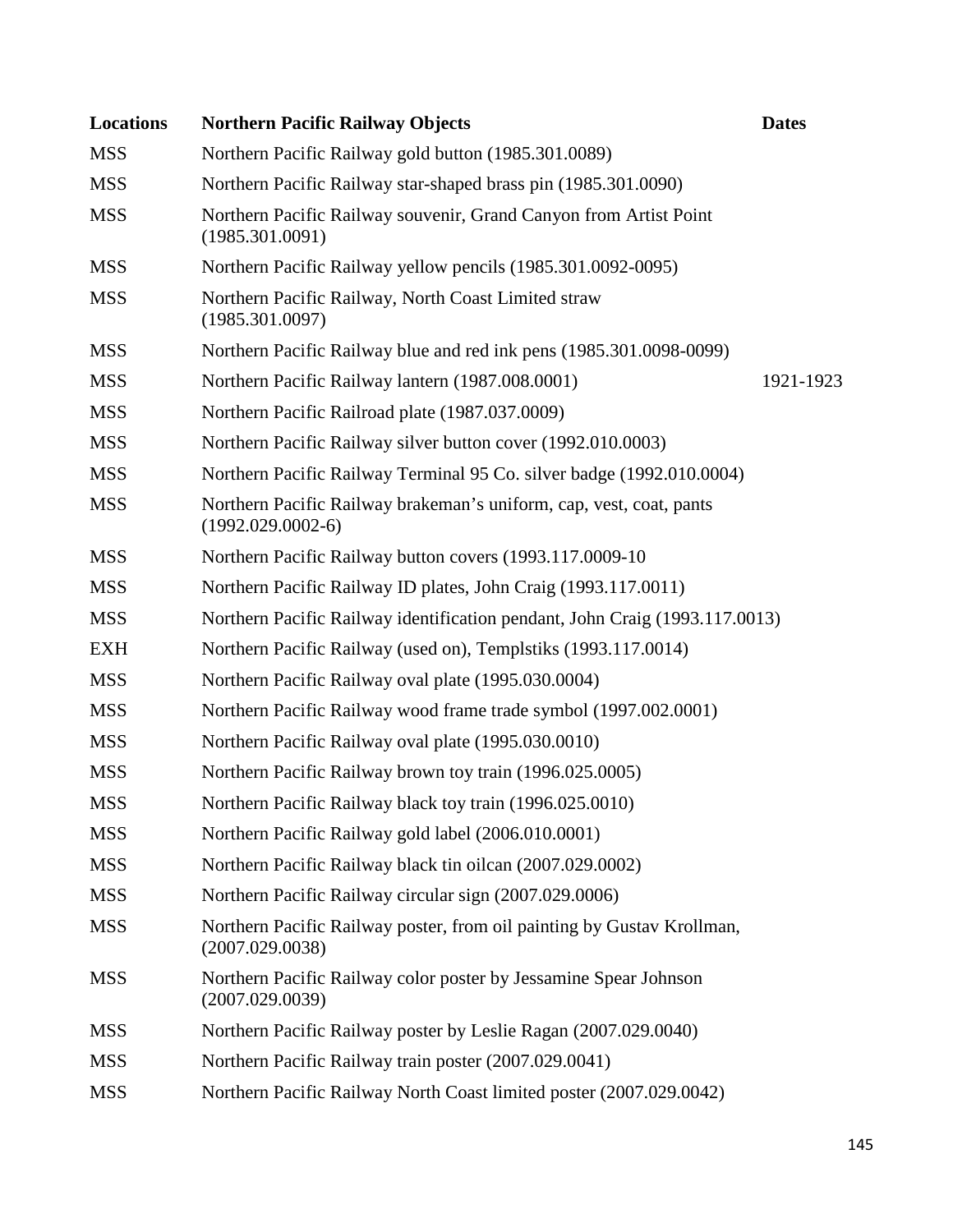| Locations | Northern Pacific Railway Objects | Dates |
|---|---|---|
| MSS | Northern Pacific Railway gold button (1985.301.0089) | |
| MSS | Northern Pacific Railway star-shaped brass pin (1985.301.0090) | |
| MSS | Northern Pacific Railway souvenir, Grand Canyon from Artist Point (1985.301.0091) | |
| MSS | Northern Pacific Railway yellow pencils (1985.301.0092-0095) | |
| MSS | Northern Pacific Railway, North Coast Limited straw (1985.301.0097) | |
| MSS | Northern Pacific Railway blue and red ink pens (1985.301.0098-0099) | |
| MSS | Northern Pacific Railway lantern (1987.008.0001) | 1921-1923 |
| MSS | Northern Pacific Railroad plate (1987.037.0009) | |
| MSS | Northern Pacific Railway silver button cover (1992.010.0003) | |
| MSS | Northern Pacific Railway Terminal 95 Co. silver badge (1992.010.0004) | |
| MSS | Northern Pacific Railway brakeman's uniform, cap, vest, coat, pants (1992.029.0002-6) | |
| MSS | Northern Pacific Railway button covers (1993.117.0009-10 | |
| MSS | Northern Pacific Railway ID plates, John Craig (1993.117.0011) | |
| MSS | Northern Pacific Railway identification pendant, John Craig (1993.117.0013) | |
| EXH | Northern Pacific Railway (used on), Templstiks (1993.117.0014) | |
| MSS | Northern Pacific Railway oval plate (1995.030.0004) | |
| MSS | Northern Pacific Railway wood frame trade symbol (1997.002.0001) | |
| MSS | Northern Pacific Railway oval plate (1995.030.0010) | |
| MSS | Northern Pacific Railway brown toy train (1996.025.0005) | |
| MSS | Northern Pacific Railway black toy train (1996.025.0010) | |
| MSS | Northern Pacific Railway gold label (2006.010.0001) | |
| MSS | Northern Pacific Railway black tin oilcan (2007.029.0002) | |
| MSS | Northern Pacific Railway circular sign (2007.029.0006) | |
| MSS | Northern Pacific Railway poster, from oil painting by Gustav Krollman, (2007.029.0038) | |
| MSS | Northern Pacific Railway color poster by Jessamine Spear Johnson (2007.029.0039) | |
| MSS | Northern Pacific Railway poster by Leslie Ragan (2007.029.0040) | |
| MSS | Northern Pacific Railway train poster (2007.029.0041) | |
| MSS | Northern Pacific Railway North Coast limited poster (2007.029.0042) | |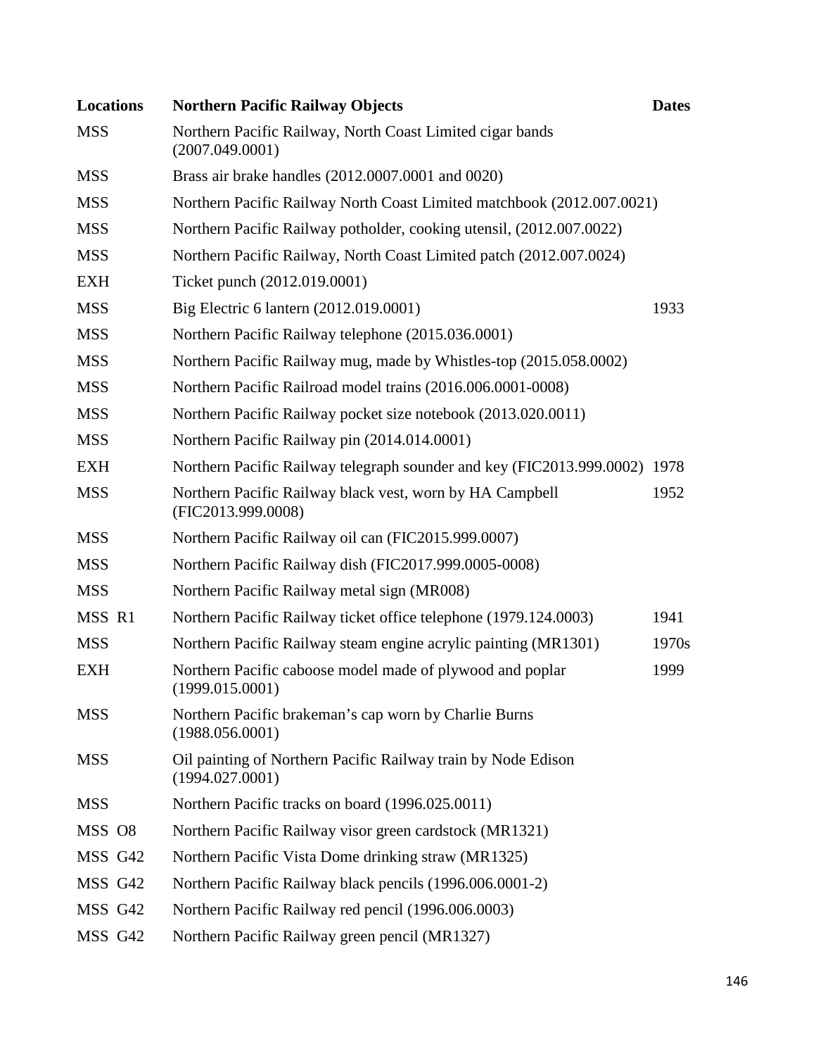| Locations | Northern Pacific Railway Objects | Dates |
|---|---|---|
| MSS | Northern Pacific Railway, North Coast Limited cigar bands (2007.049.0001) | |
| MSS | Brass air brake handles (2012.0007.0001 and 0020) | |
| MSS | Northern Pacific Railway North Coast Limited matchbook (2012.007.0021) | |
| MSS | Northern Pacific Railway potholder, cooking utensil, (2012.007.0022) | |
| MSS | Northern Pacific Railway, North Coast Limited patch (2012.007.0024) | |
| EXH | Ticket punch (2012.019.0001) | |
| MSS | Big Electric 6 lantern (2012.019.0001) | 1933 |
| MSS | Northern Pacific Railway telephone (2015.036.0001) | |
| MSS | Northern Pacific Railway mug, made by Whistles-top (2015.058.0002) | |
| MSS | Northern Pacific Railroad model trains (2016.006.0001-0008) | |
| MSS | Northern Pacific Railway pocket size notebook (2013.020.0011) | |
| MSS | Northern Pacific Railway pin (2014.014.0001) | |
| EXH | Northern Pacific Railway telegraph sounder and key (FIC2013.999.0002) | 1978 |
| MSS | Northern Pacific Railway black vest, worn by HA Campbell (FIC2013.999.0008) | 1952 |
| MSS | Northern Pacific Railway oil can (FIC2015.999.0007) | |
| MSS | Northern Pacific Railway dish (FIC2017.999.0005-0008) | |
| MSS | Northern Pacific Railway metal sign (MR008) | |
| MSS R1 | Northern Pacific Railway ticket office telephone (1979.124.0003) | 1941 |
| MSS | Northern Pacific Railway steam engine acrylic painting (MR1301) | 1970s |
| EXH | Northern Pacific caboose model made of plywood and poplar (1999.015.0001) | 1999 |
| MSS | Northern Pacific brakeman's cap worn by Charlie Burns (1988.056.0001) | |
| MSS | Oil painting of Northern Pacific Railway train by Node Edison (1994.027.0001) | |
| MSS | Northern Pacific tracks on board (1996.025.0011) | |
| MSS O8 | Northern Pacific Railway visor green cardstock (MR1321) | |
| MSS G42 | Northern Pacific Vista Dome drinking straw (MR1325) | |
| MSS G42 | Northern Pacific Railway black pencils (1996.006.0001-2) | |
| MSS G42 | Northern Pacific Railway red pencil (1996.006.0003) | |
| MSS G42 | Northern Pacific Railway green pencil (MR1327) | |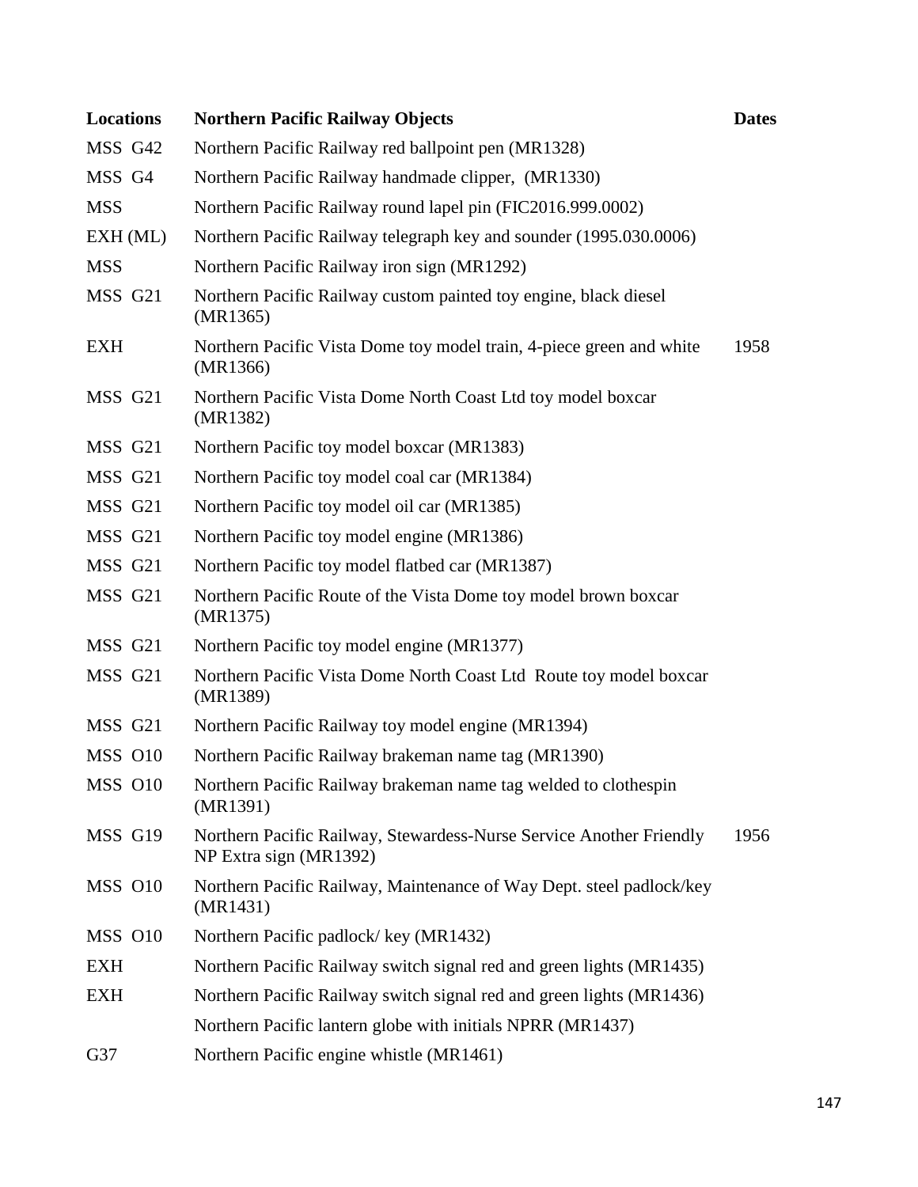| Locations | Northern Pacific Railway Objects | Dates |
|---|---|---|
| MSS G42 | Northern Pacific Railway red ballpoint pen (MR1328) | |
| MSS G4 | Northern Pacific Railway handmade clipper, (MR1330) | |
| MSS | Northern Pacific Railway round lapel pin (FIC2016.999.0002) | |
| EXH (ML) | Northern Pacific Railway telegraph key and sounder (1995.030.0006) | |
| MSS | Northern Pacific Railway iron sign (MR1292) | |
| MSS G21 | Northern Pacific Railway custom painted toy engine, black diesel (MR1365) | |
| EXH | Northern Pacific Vista Dome toy model train, 4-piece green and white (MR1366) | 1958 |
| MSS G21 | Northern Pacific Vista Dome North Coast Ltd toy model boxcar (MR1382) | |
| MSS G21 | Northern Pacific toy model boxcar (MR1383) | |
| MSS G21 | Northern Pacific toy model coal car (MR1384) | |
| MSS G21 | Northern Pacific toy model oil car (MR1385) | |
| MSS G21 | Northern Pacific toy model engine (MR1386) | |
| MSS G21 | Northern Pacific toy model flatbed car (MR1387) | |
| MSS G21 | Northern Pacific Route of the Vista Dome toy model brown boxcar (MR1375) | |
| MSS G21 | Northern Pacific toy model engine (MR1377) | |
| MSS G21 | Northern Pacific Vista Dome North Coast Ltd Route toy model boxcar (MR1389) | |
| MSS G21 | Northern Pacific Railway toy model engine (MR1394) | |
| MSS O10 | Northern Pacific Railway brakeman name tag (MR1390) | |
| MSS O10 | Northern Pacific Railway brakeman name tag welded to clothespin (MR1391) | |
| MSS G19 | Northern Pacific Railway, Stewardess-Nurse Service Another Friendly NP Extra sign (MR1392) | 1956 |
| MSS O10 | Northern Pacific Railway, Maintenance of Way Dept. steel padlock/key (MR1431) | |
| MSS O10 | Northern Pacific padlock/ key (MR1432) | |
| EXH | Northern Pacific Railway switch signal red and green lights (MR1435) | |
| EXH | Northern Pacific Railway switch signal red and green lights (MR1436) | |
| | Northern Pacific lantern globe with initials NPRR (MR1437) | |
| G37 | Northern Pacific engine whistle (MR1461) | |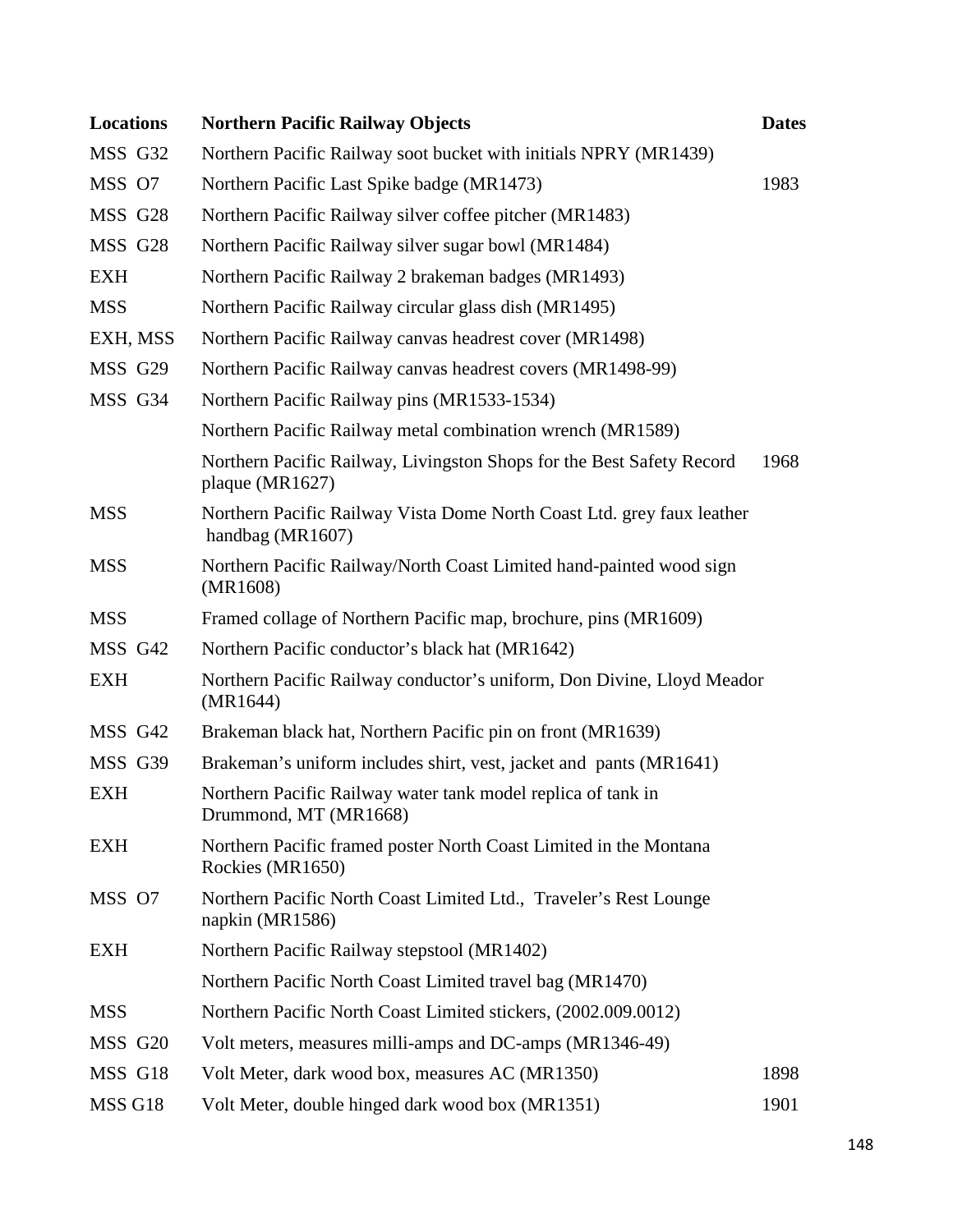| Locations | Northern Pacific Railway Objects | Dates |
| --- | --- | --- |
| MSS G32 | Northern Pacific Railway soot bucket with initials NPRY (MR1439) | |
| MSS O7 | Northern Pacific Last Spike badge (MR1473) | 1983 |
| MSS G28 | Northern Pacific Railway silver coffee pitcher (MR1483) | |
| MSS G28 | Northern Pacific Railway silver sugar bowl (MR1484) | |
| EXH | Northern Pacific Railway 2 brakeman badges (MR1493) | |
| MSS | Northern Pacific Railway circular glass dish (MR1495) | |
| EXH, MSS | Northern Pacific Railway canvas headrest cover (MR1498) | |
| MSS G29 | Northern Pacific Railway canvas headrest covers (MR1498-99) | |
| MSS G34 | Northern Pacific Railway pins (MR1533-1534) | |
| | Northern Pacific Railway metal combination wrench (MR1589) | |
| | Northern Pacific Railway, Livingston Shops for the Best Safety Record plaque (MR1627) | 1968 |
| MSS | Northern Pacific Railway Vista Dome North Coast Ltd. grey faux leather handbag (MR1607) | |
| MSS | Northern Pacific Railway/North Coast Limited hand-painted wood sign (MR1608) | |
| MSS | Framed collage of Northern Pacific map, brochure, pins (MR1609) | |
| MSS G42 | Northern Pacific conductor's black hat (MR1642) | |
| EXH | Northern Pacific Railway conductor's uniform, Don Divine, Lloyd Meador (MR1644) | |
| MSS G42 | Brakeman black hat, Northern Pacific pin on front (MR1639) | |
| MSS G39 | Brakeman's uniform includes shirt, vest, jacket and pants (MR1641) | |
| EXH | Northern Pacific Railway water tank model replica of tank in Drummond, MT (MR1668) | |
| EXH | Northern Pacific framed poster North Coast Limited in the Montana Rockies (MR1650) | |
| MSS O7 | Northern Pacific North Coast Limited Ltd., Traveler's Rest Lounge napkin (MR1586) | |
| EXH | Northern Pacific Railway stepstool (MR1402) | |
| | Northern Pacific North Coast Limited travel bag (MR1470) | |
| MSS | Northern Pacific North Coast Limited stickers, (2002.009.0012) | |
| MSS G20 | Volt meters, measures milli-amps and DC-amps (MR1346-49) | |
| MSS G18 | Volt Meter, dark wood box, measures AC (MR1350) | 1898 |
| MSS G18 | Volt Meter, double hinged dark wood box (MR1351) | 1901 |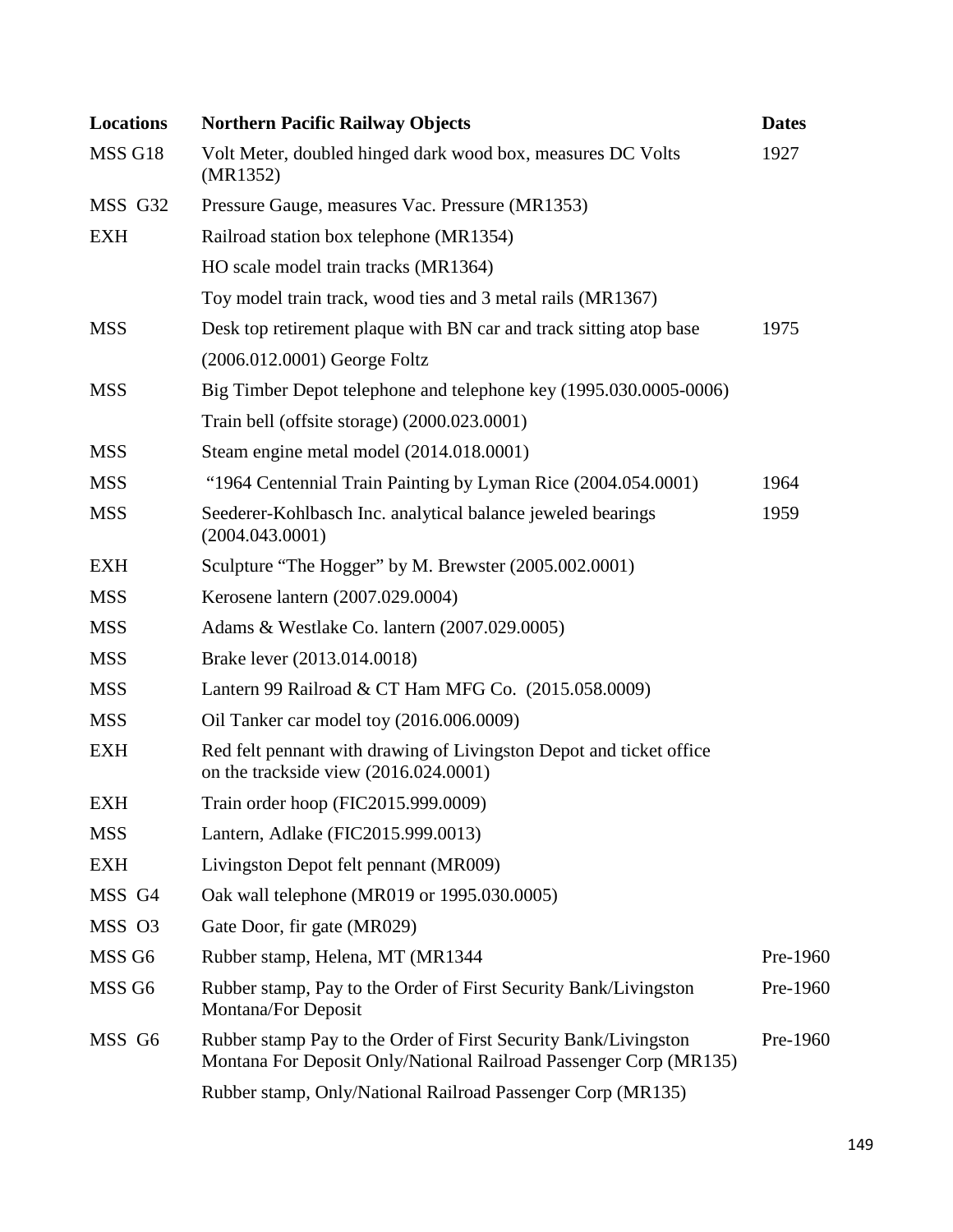| Locations | Northern Pacific Railway Objects | Dates |
|---|---|---|
| MSS G18 | Volt Meter, doubled hinged dark wood box, measures DC Volts (MR1352) | 1927 |
| MSS G32 | Pressure Gauge, measures Vac. Pressure (MR1353) | |
| EXH | Railroad station box telephone (MR1354) | |
| | HO scale model train tracks (MR1364) | |
| | Toy model train track, wood ties and 3 metal rails (MR1367) | |
| MSS | Desk top retirement plaque with BN car and track sitting atop base | 1975 |
| | (2006.012.0001) George Foltz | |
| MSS | Big Timber Depot telephone and telephone key (1995.030.0005-0006) | |
| | Train bell (offsite storage) (2000.023.0001) | |
| MSS | Steam engine metal model (2014.018.0001) | |
| MSS | "1964 Centennial Train Painting by Lyman Rice (2004.054.0001) | 1964 |
| MSS | Seederer-Kohlbasch Inc. analytical balance jeweled bearings (2004.043.0001) | 1959 |
| EXH | Sculpture "The Hogger" by M. Brewster (2005.002.0001) | |
| MSS | Kerosene lantern (2007.029.0004) | |
| MSS | Adams & Westlake Co. lantern (2007.029.0005) | |
| MSS | Brake lever (2013.014.0018) | |
| MSS | Lantern 99 Railroad & CT Ham MFG Co. (2015.058.0009) | |
| MSS | Oil Tanker car model toy (2016.006.0009) | |
| EXH | Red felt pennant with drawing of Livingston Depot and ticket office on the trackside view (2016.024.0001) | |
| EXH | Train order hoop (FIC2015.999.0009) | |
| MSS | Lantern, Adlake (FIC2015.999.0013) | |
| EXH | Livingston Depot felt pennant (MR009) | |
| MSS G4 | Oak wall telephone (MR019 or 1995.030.0005) | |
| MSS O3 | Gate Door, fir gate (MR029) | |
| MSS G6 | Rubber stamp, Helena, MT (MR1344 | Pre-1960 |
| MSS G6 | Rubber stamp, Pay to the Order of First Security Bank/Livingston Montana/For Deposit | Pre-1960 |
| MSS G6 | Rubber stamp Pay to the Order of First Security Bank/Livingston Montana For Deposit Only/National Railroad Passenger Corp (MR135) | Pre-1960 |
| | Rubber stamp, Only/National Railroad Passenger Corp (MR135) | |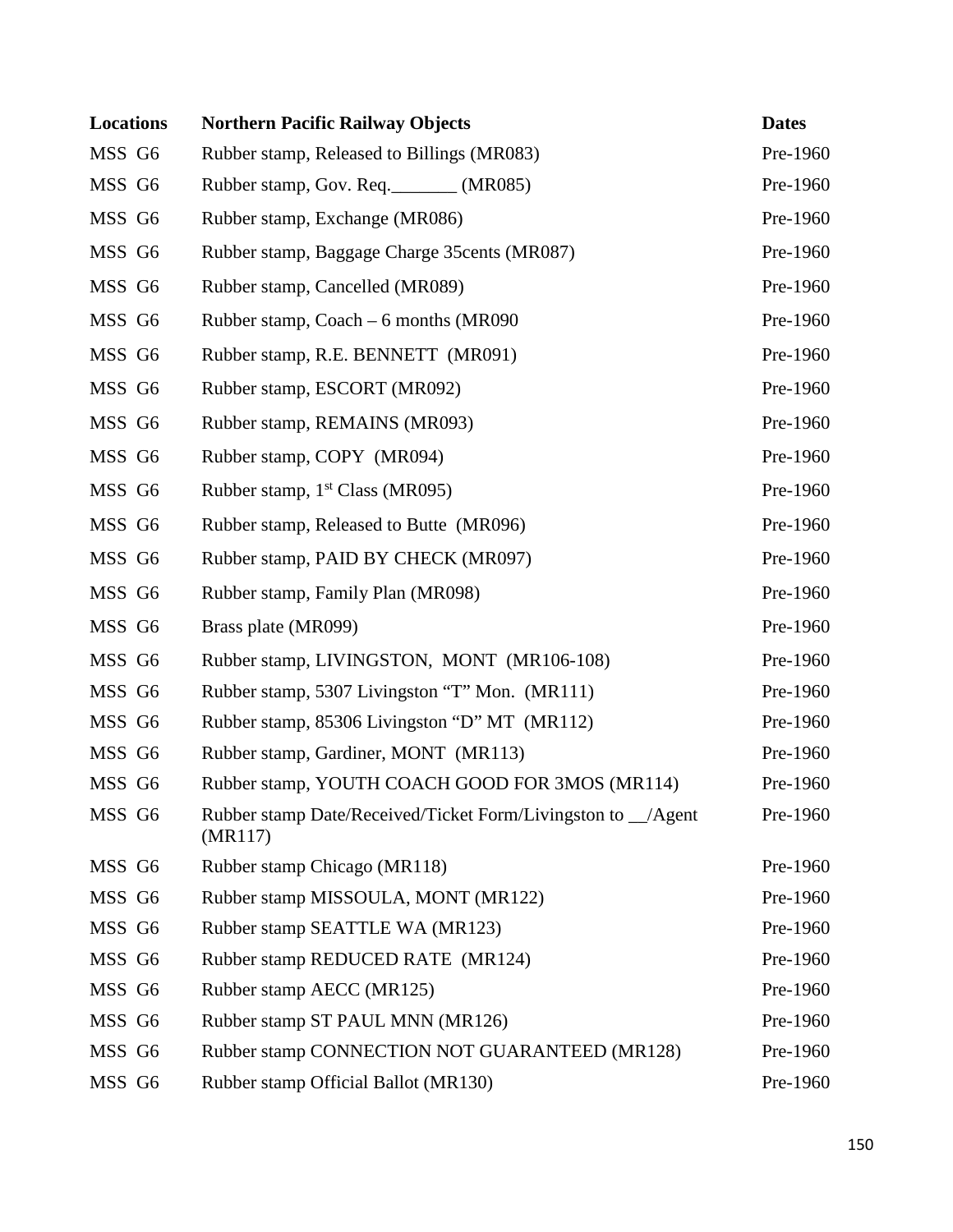| Locations | Northern Pacific Railway Objects | Dates |
|---|---|---|
| MSS G6 | Rubber stamp, Released to Billings (MR083) | Pre-1960 |
| MSS G6 | Rubber stamp, Gov. Req._______ (MR085) | Pre-1960 |
| MSS G6 | Rubber stamp, Exchange (MR086) | Pre-1960 |
| MSS G6 | Rubber stamp, Baggage Charge 35cents (MR087) | Pre-1960 |
| MSS G6 | Rubber stamp, Cancelled (MR089) | Pre-1960 |
| MSS G6 | Rubber stamp, Coach – 6 months (MR090 | Pre-1960 |
| MSS G6 | Rubber stamp, R.E. BENNETT (MR091) | Pre-1960 |
| MSS G6 | Rubber stamp, ESCORT (MR092) | Pre-1960 |
| MSS G6 | Rubber stamp, REMAINS (MR093) | Pre-1960 |
| MSS G6 | Rubber stamp, COPY (MR094) | Pre-1960 |
| MSS G6 | Rubber stamp, 1st Class (MR095) | Pre-1960 |
| MSS G6 | Rubber stamp, Released to Butte (MR096) | Pre-1960 |
| MSS G6 | Rubber stamp, PAID BY CHECK (MR097) | Pre-1960 |
| MSS G6 | Rubber stamp, Family Plan (MR098) | Pre-1960 |
| MSS G6 | Brass plate (MR099) | Pre-1960 |
| MSS G6 | Rubber stamp, LIVINGSTON, MONT (MR106-108) | Pre-1960 |
| MSS G6 | Rubber stamp, 5307 Livingston "T" Mon. (MR111) | Pre-1960 |
| MSS G6 | Rubber stamp, 85306 Livingston "D" MT (MR112) | Pre-1960 |
| MSS G6 | Rubber stamp, Gardiner, MONT (MR113) | Pre-1960 |
| MSS G6 | Rubber stamp, YOUTH COACH GOOD FOR 3MOS (MR114) | Pre-1960 |
| MSS G6 | Rubber stamp Date/Received/Ticket Form/Livingston to __/Agent (MR117) | Pre-1960 |
| MSS G6 | Rubber stamp Chicago (MR118) | Pre-1960 |
| MSS G6 | Rubber stamp MISSOULA, MONT (MR122) | Pre-1960 |
| MSS G6 | Rubber stamp SEATTLE WA (MR123) | Pre-1960 |
| MSS G6 | Rubber stamp REDUCED RATE (MR124) | Pre-1960 |
| MSS G6 | Rubber stamp AECC (MR125) | Pre-1960 |
| MSS G6 | Rubber stamp ST PAUL MNN (MR126) | Pre-1960 |
| MSS G6 | Rubber stamp CONNECTION NOT GUARANTEED (MR128) | Pre-1960 |
| MSS G6 | Rubber stamp Official Ballot (MR130) | Pre-1960 |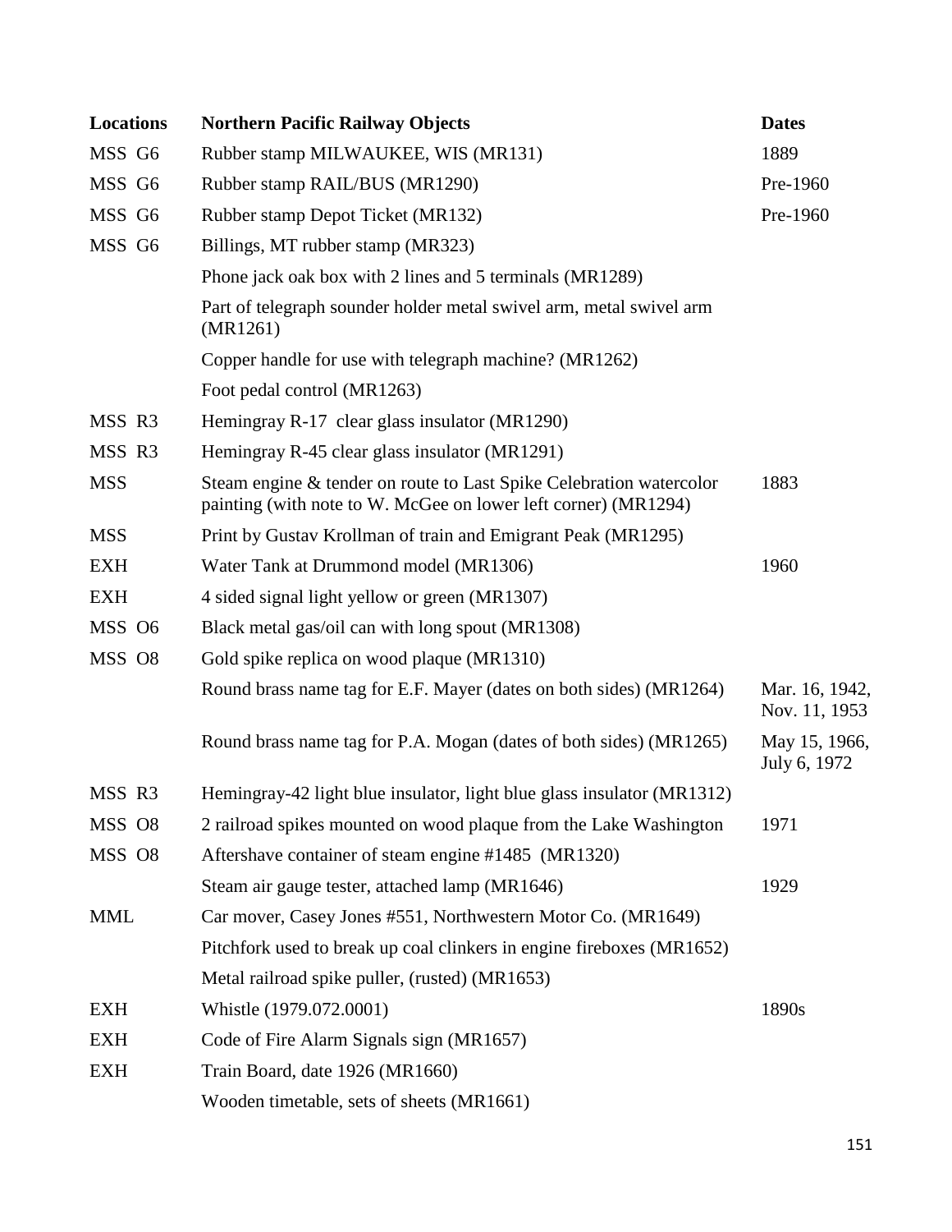| Locations | Northern Pacific Railway Objects | Dates |
|---|---|---|
| MSS G6 | Rubber stamp MILWAUKEE, WIS (MR131) | 1889 |
| MSS G6 | Rubber stamp RAIL/BUS (MR1290) | Pre-1960 |
| MSS G6 | Rubber stamp Depot Ticket (MR132) | Pre-1960 |
| MSS G6 | Billings, MT rubber stamp (MR323) | |
| | Phone jack oak box with 2 lines and 5 terminals (MR1289) | |
| | Part of telegraph sounder holder metal swivel arm, metal swivel arm (MR1261) | |
| | Copper handle for use with telegraph machine? (MR1262) | |
| | Foot pedal control (MR1263) | |
| MSS R3 | Hemingray R-17 clear glass insulator (MR1290) | |
| MSS R3 | Hemingray R-45 clear glass insulator (MR1291) | |
| MSS | Steam engine & tender on route to Last Spike Celebration watercolor painting (with note to W. McGee on lower left corner) (MR1294) | 1883 |
| MSS | Print by Gustav Krollman of train and Emigrant Peak (MR1295) | |
| EXH | Water Tank at Drummond model (MR1306) | 1960 |
| EXH | 4 sided signal light yellow or green (MR1307) | |
| MSS O6 | Black metal gas/oil can with long spout (MR1308) | |
| MSS O8 | Gold spike replica on wood plaque (MR1310) | |
| | Round brass name tag for E.F. Mayer (dates on both sides) (MR1264) | Mar. 16, 1942, Nov. 11, 1953 |
| | Round brass name tag for P.A. Mogan (dates of both sides) (MR1265) | May 15, 1966, July 6, 1972 |
| MSS R3 | Hemingray-42 light blue insulator, light blue glass insulator (MR1312) | |
| MSS O8 | 2 railroad spikes mounted on wood plaque from the Lake Washington | 1971 |
| MSS O8 | Aftershave container of steam engine #1485 (MR1320) | |
| | Steam air gauge tester, attached lamp (MR1646) | 1929 |
| MML | Car mover, Casey Jones #551, Northwestern Motor Co. (MR1649) | |
| | Pitchfork used to break up coal clinkers in engine fireboxes (MR1652) | |
| | Metal railroad spike puller, (rusted) (MR1653) | |
| EXH | Whistle (1979.072.0001) | 1890s |
| EXH | Code of Fire Alarm Signals sign (MR1657) | |
| EXH | Train Board, date 1926 (MR1660) | |
| | Wooden timetable, sets of sheets (MR1661) | |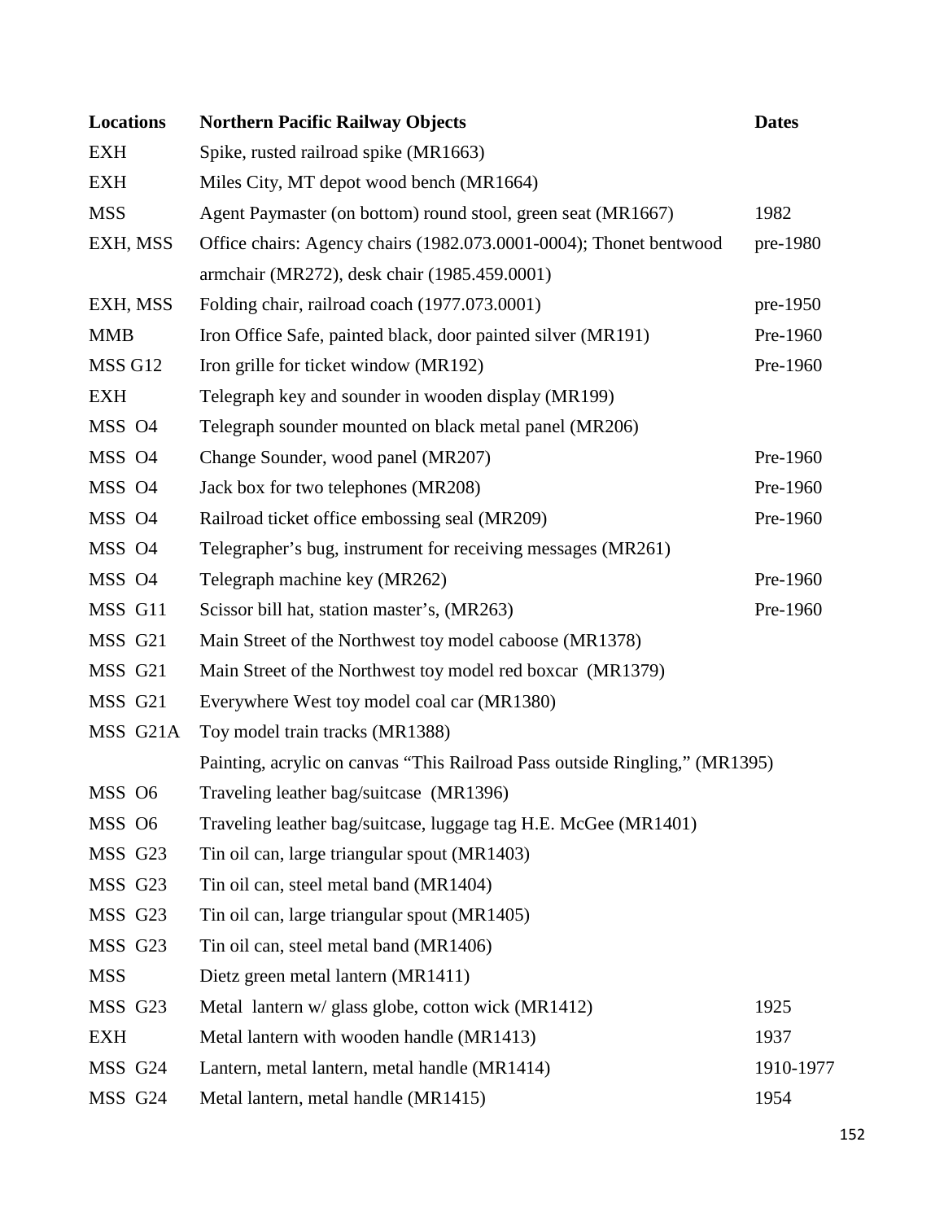| Locations | Northern Pacific Railway Objects | Dates |
|---|---|---|
| EXH | Spike, rusted railroad spike (MR1663) | |
| EXH | Miles City, MT depot wood bench (MR1664) | |
| MSS | Agent Paymaster (on bottom) round stool, green seat (MR1667) | 1982 |
| EXH, MSS | Office chairs: Agency chairs (1982.073.0001-0004); Thonet bentwood armchair (MR272), desk chair (1985.459.0001) | pre-1980 |
| EXH, MSS | Folding chair, railroad coach (1977.073.0001) | pre-1950 |
| MMB | Iron Office Safe, painted black, door painted silver (MR191) | Pre-1960 |
| MSS G12 | Iron grille for ticket window (MR192) | Pre-1960 |
| EXH | Telegraph key and sounder in wooden display (MR199) | |
| MSS O4 | Telegraph sounder mounted on black metal panel (MR206) | |
| MSS O4 | Change Sounder, wood panel (MR207) | Pre-1960 |
| MSS O4 | Jack box for two telephones (MR208) | Pre-1960 |
| MSS O4 | Railroad ticket office embossing seal (MR209) | Pre-1960 |
| MSS O4 | Telegrapher's bug, instrument for receiving messages (MR261) | |
| MSS O4 | Telegraph machine key (MR262) | Pre-1960 |
| MSS G11 | Scissor bill hat, station master's, (MR263) | Pre-1960 |
| MSS G21 | Main Street of the Northwest toy model caboose (MR1378) | |
| MSS G21 | Main Street of the Northwest toy model red boxcar (MR1379) | |
| MSS G21 | Everywhere West toy model coal car (MR1380) | |
| MSS G21A | Toy model train tracks (MR1388) | |
| | Painting, acrylic on canvas "This Railroad Pass outside Ringling," (MR1395) | |
| MSS O6 | Traveling leather bag/suitcase (MR1396) | |
| MSS O6 | Traveling leather bag/suitcase, luggage tag H.E. McGee (MR1401) | |
| MSS G23 | Tin oil can, large triangular spout (MR1403) | |
| MSS G23 | Tin oil can, steel metal band (MR1404) | |
| MSS G23 | Tin oil can, large triangular spout (MR1405) | |
| MSS G23 | Tin oil can, steel metal band (MR1406) | |
| MSS | Dietz green metal lantern (MR1411) | |
| MSS G23 | Metal lantern w/ glass globe, cotton wick (MR1412) | 1925 |
| EXH | Metal lantern with wooden handle (MR1413) | 1937 |
| MSS G24 | Lantern, metal lantern, metal handle (MR1414) | 1910-1977 |
| MSS G24 | Metal lantern, metal handle (MR1415) | 1954 |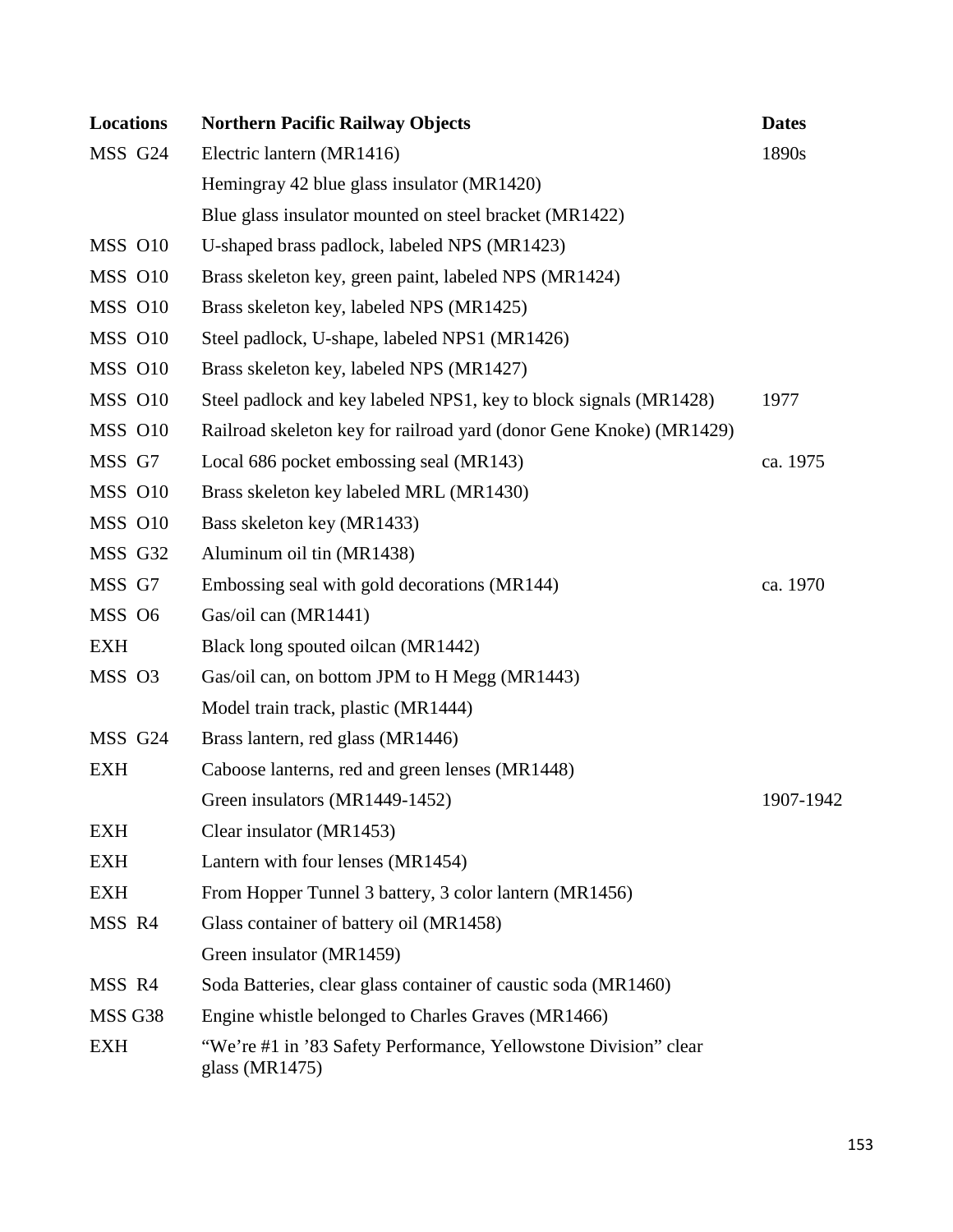| Locations | Northern Pacific Railway Objects | Dates |
| --- | --- | --- |
| MSS G24 | Electric lantern (MR1416) | 1890s |
| | Hemingray 42 blue glass insulator (MR1420) | |
| | Blue glass insulator mounted on steel bracket (MR1422) | |
| MSS O10 | U-shaped brass padlock, labeled NPS (MR1423) | |
| MSS O10 | Brass skeleton key, green paint, labeled NPS (MR1424) | |
| MSS O10 | Brass skeleton key, labeled NPS (MR1425) | |
| MSS O10 | Steel padlock, U-shape, labeled NPS1 (MR1426) | |
| MSS O10 | Brass skeleton key, labeled NPS (MR1427) | |
| MSS O10 | Steel padlock and key labeled NPS1, key to block signals (MR1428) | 1977 |
| MSS O10 | Railroad skeleton key for railroad yard (donor Gene Knoke) (MR1429) | |
| MSS G7 | Local 686 pocket embossing seal (MR143) | ca. 1975 |
| MSS O10 | Brass skeleton key labeled MRL (MR1430) | |
| MSS O10 | Bass skeleton key (MR1433) | |
| MSS G32 | Aluminum oil tin (MR1438) | |
| MSS G7 | Embossing seal with gold decorations (MR144) | ca. 1970 |
| MSS O6 | Gas/oil can (MR1441) | |
| EXH | Black long spouted oilcan (MR1442) | |
| MSS O3 | Gas/oil can, on bottom JPM to H Megg (MR1443) | |
| | Model train track, plastic (MR1444) | |
| MSS G24 | Brass lantern, red glass (MR1446) | |
| EXH | Caboose lanterns, red and green lenses (MR1448) | |
| | Green insulators (MR1449-1452) | 1907-1942 |
| EXH | Clear insulator (MR1453) | |
| EXH | Lantern with four lenses (MR1454) | |
| EXH | From Hopper Tunnel 3 battery, 3 color lantern (MR1456) | |
| MSS R4 | Glass container of battery oil (MR1458) | |
| | Green insulator (MR1459) | |
| MSS R4 | Soda Batteries, clear glass container of caustic soda (MR1460) | |
| MSS G38 | Engine whistle belonged to Charles Graves (MR1466) | |
| EXH | "We're #1 in '83 Safety Performance, Yellowstone Division" clear glass (MR1475) | |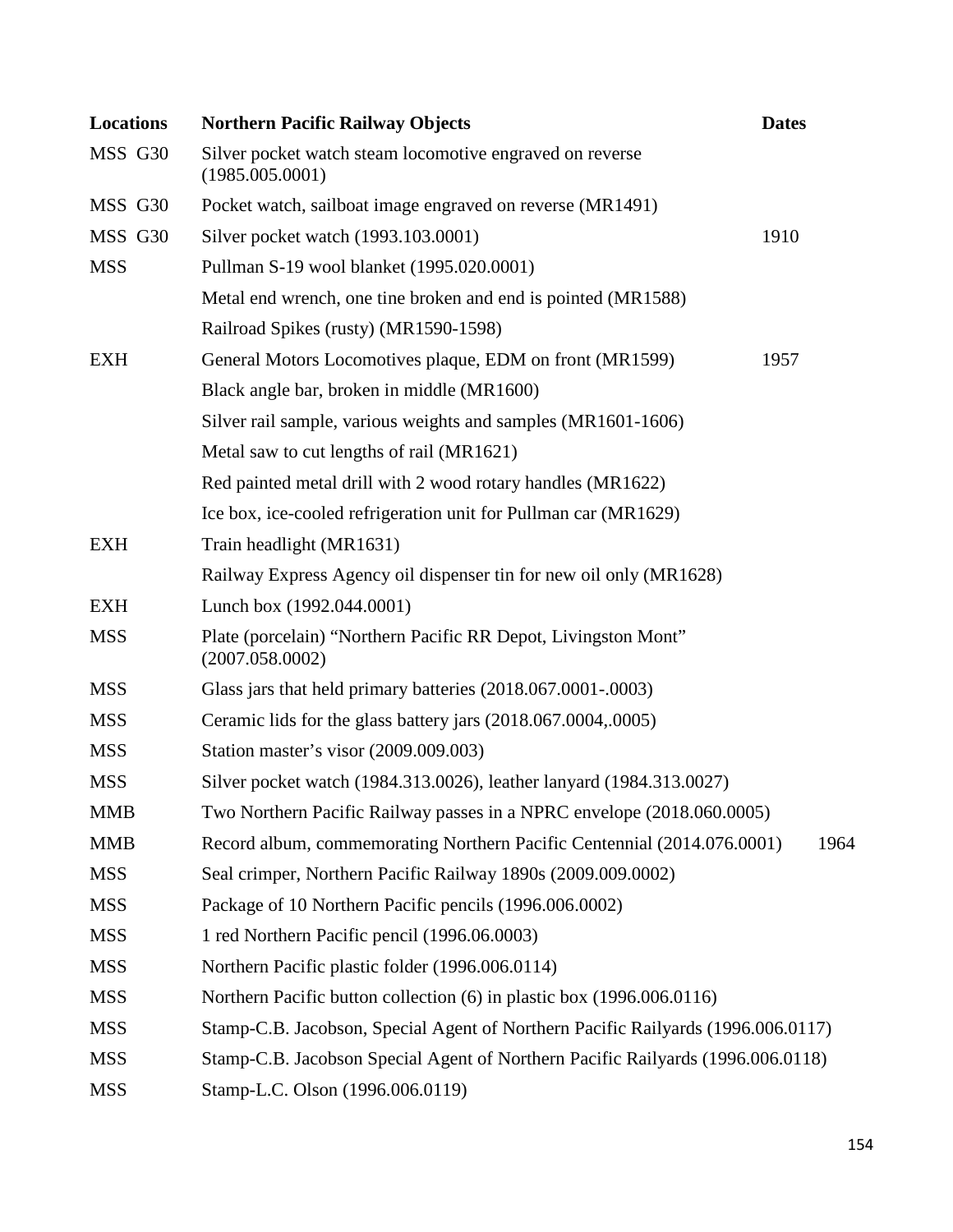| Locations | Northern Pacific Railway Objects | Dates |
|---|---|---|
| MSS G30 | Silver pocket watch steam locomotive engraved on reverse (1985.005.0001) | |
| MSS G30 | Pocket watch, sailboat image engraved on reverse (MR1491) | |
| MSS G30 | Silver pocket watch (1993.103.0001) | 1910 |
| MSS | Pullman S-19 wool blanket (1995.020.0001) | |
| | Metal end wrench, one tine broken and end is pointed (MR1588) | |
| | Railroad Spikes (rusty) (MR1590-1598) | |
| EXH | General Motors Locomotives plaque, EDM on front (MR1599) | 1957 |
| | Black angle bar, broken in middle (MR1600) | |
| | Silver rail sample, various weights and samples (MR1601-1606) | |
| | Metal saw to cut lengths of rail (MR1621) | |
| | Red painted metal drill with 2 wood rotary handles (MR1622) | |
| | Ice box, ice-cooled refrigeration unit for Pullman car (MR1629) | |
| EXH | Train headlight (MR1631) | |
| | Railway Express Agency oil dispenser tin for new oil only (MR1628) | |
| EXH | Lunch box (1992.044.0001) | |
| MSS | Plate (porcelain) "Northern Pacific RR Depot, Livingston Mont" (2007.058.0002) | |
| MSS | Glass jars that held primary batteries (2018.067.0001-.0003) | |
| MSS | Ceramic lids for the glass battery jars (2018.067.0004,.0005) | |
| MSS | Station master's visor (2009.009.003) | |
| MSS | Silver pocket watch (1984.313.0026), leather lanyard (1984.313.0027) | |
| MMB | Two Northern Pacific Railway passes in a NPRC envelope (2018.060.0005) | |
| MMB | Record album, commemorating Northern Pacific Centennial (2014.076.0001) | 1964 |
| MSS | Seal crimper, Northern Pacific Railway 1890s (2009.009.0002) | |
| MSS | Package of 10 Northern Pacific pencils (1996.006.0002) | |
| MSS | 1 red Northern Pacific pencil (1996.06.0003) | |
| MSS | Northern Pacific plastic folder (1996.006.0114) | |
| MSS | Northern Pacific button collection (6) in plastic box (1996.006.0116) | |
| MSS | Stamp-C.B. Jacobson, Special Agent of Northern Pacific Railyards (1996.006.0117) | |
| MSS | Stamp-C.B. Jacobson Special Agent of Northern Pacific Railyards (1996.006.0118) | |
| MSS | Stamp-L.C. Olson (1996.006.0119) | |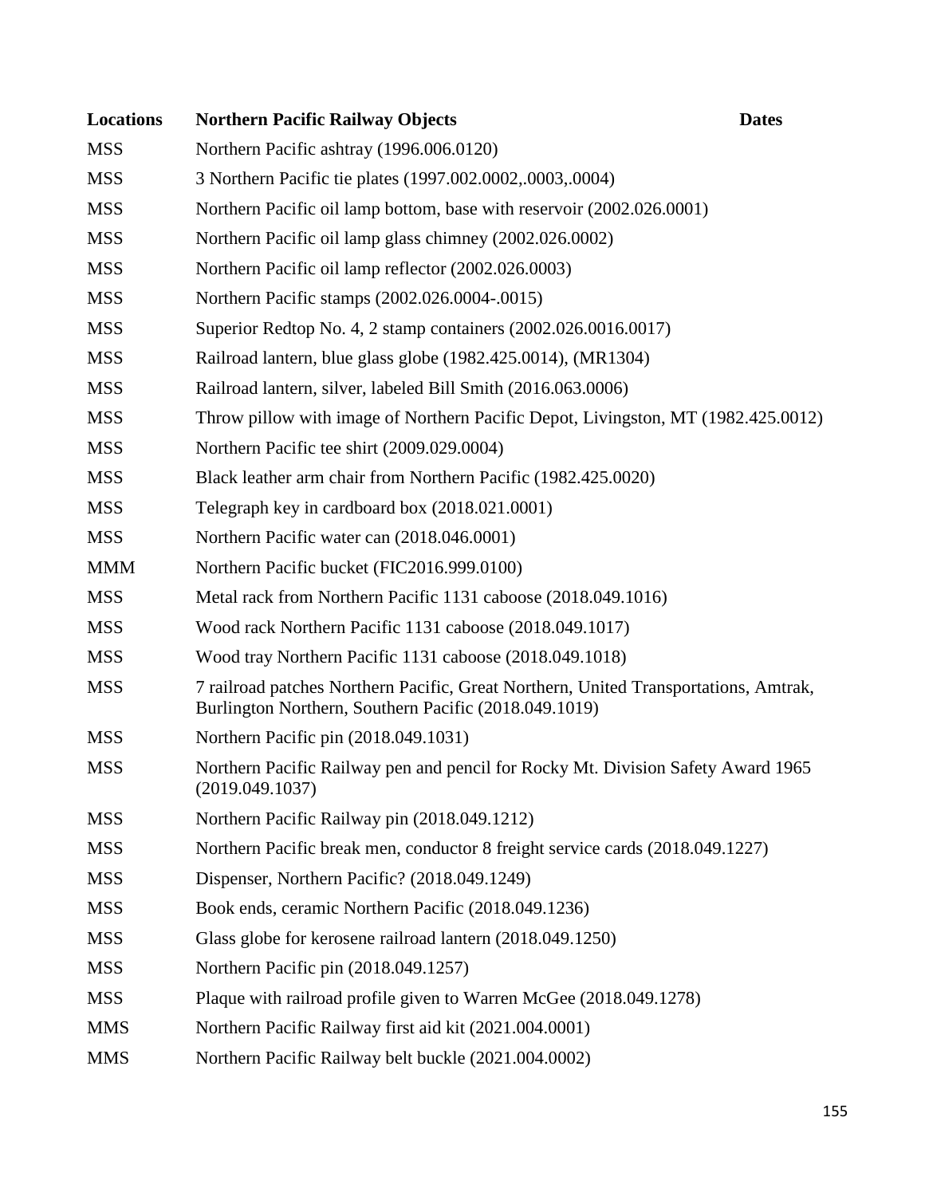| Locations | Northern Pacific Railway Objects | Dates |
|---|---|---|
| MSS | Northern Pacific ashtray (1996.006.0120) | |
| MSS | 3 Northern Pacific tie plates (1997.002.0002,.0003,.0004) | |
| MSS | Northern Pacific oil lamp bottom, base with reservoir (2002.026.0001) | |
| MSS | Northern Pacific oil lamp glass chimney (2002.026.0002) | |
| MSS | Northern Pacific oil lamp reflector (2002.026.0003) | |
| MSS | Northern Pacific stamps (2002.026.0004-.0015) | |
| MSS | Superior Redtop No. 4, 2 stamp containers (2002.026.0016.0017) | |
| MSS | Railroad lantern, blue glass globe (1982.425.0014), (MR1304) | |
| MSS | Railroad lantern, silver, labeled Bill Smith (2016.063.0006) | |
| MSS | Throw pillow with image of Northern Pacific Depot, Livingston, MT (1982.425.0012) | |
| MSS | Northern Pacific tee shirt (2009.029.0004) | |
| MSS | Black leather arm chair from Northern Pacific (1982.425.0020) | |
| MSS | Telegraph key in cardboard box (2018.021.0001) | |
| MSS | Northern Pacific water can (2018.046.0001) | |
| MMM | Northern Pacific bucket (FIC2016.999.0100) | |
| MSS | Metal rack from Northern Pacific 1131 caboose (2018.049.1016) | |
| MSS | Wood rack Northern Pacific 1131 caboose (2018.049.1017) | |
| MSS | Wood tray Northern Pacific 1131 caboose (2018.049.1018) | |
| MSS | 7 railroad patches Northern Pacific, Great Northern, United Transportations, Amtrak, Burlington Northern, Southern Pacific (2018.049.1019) | |
| MSS | Northern Pacific pin (2018.049.1031) | |
| MSS | Northern Pacific Railway pen and pencil for Rocky Mt. Division Safety Award 1965 (2019.049.1037) | |
| MSS | Northern Pacific Railway pin (2018.049.1212) | |
| MSS | Northern Pacific break men, conductor 8 freight service cards (2018.049.1227) | |
| MSS | Dispenser, Northern Pacific? (2018.049.1249) | |
| MSS | Book ends, ceramic Northern Pacific (2018.049.1236) | |
| MSS | Glass globe for kerosene railroad lantern (2018.049.1250) | |
| MSS | Northern Pacific pin (2018.049.1257) | |
| MSS | Plaque with railroad profile given to Warren McGee (2018.049.1278) | |
| MMS | Northern Pacific Railway first aid kit (2021.004.0001) | |
| MMS | Northern Pacific Railway belt buckle (2021.004.0002) | |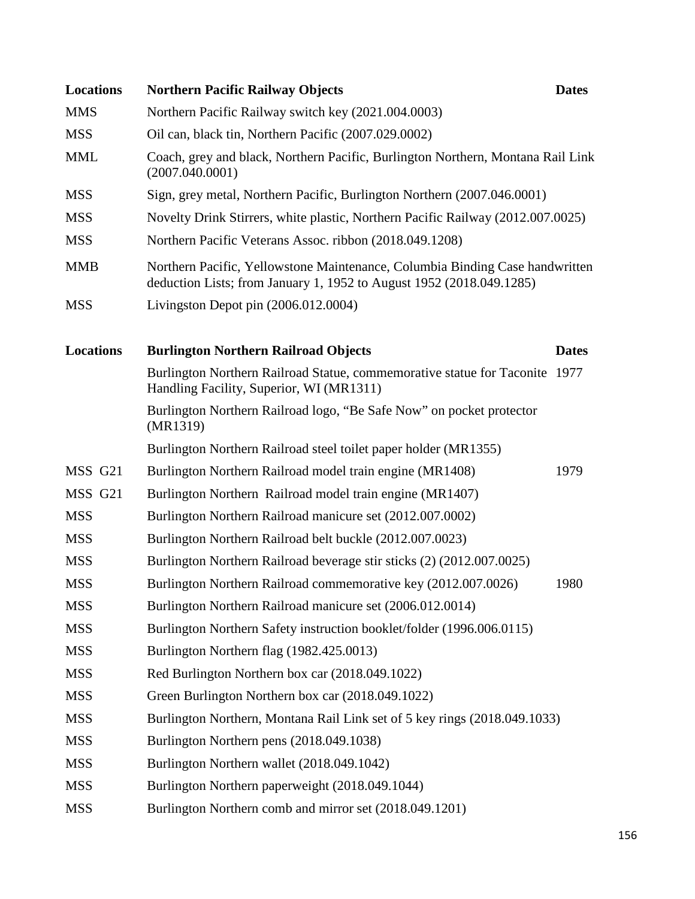| Locations | Northern Pacific Railway Objects | Dates |
|---|---|---|
| MMS | Northern Pacific Railway switch key (2021.004.0003) | |
| MSS | Oil can, black tin, Northern Pacific (2007.029.0002) | |
| MML | Coach, grey and black, Northern Pacific, Burlington Northern, Montana Rail Link (2007.040.0001) | |
| MSS | Sign, grey metal, Northern Pacific, Burlington Northern (2007.046.0001) | |
| MSS | Novelty Drink Stirrers, white plastic, Northern Pacific Railway (2012.007.0025) | |
| MSS | Northern Pacific Veterans Assoc. ribbon (2018.049.1208) | |
| MMB | Northern Pacific, Yellowstone Maintenance, Columbia Binding Case handwritten deduction Lists; from January 1, 1952 to August 1952 (2018.049.1285) | |
| MSS | Livingston Depot pin (2006.012.0004) | |

| Locations | Burlington Northern Railroad Objects | Dates |
|---|---|---|
| | Burlington Northern Railroad Statue, commemorative statue for Taconite Handling Facility, Superior, WI (MR1311) | 1977 |
| | Burlington Northern Railroad logo, "Be Safe Now" on pocket protector (MR1319) | |
| | Burlington Northern Railroad steel toilet paper holder (MR1355) | |
| MSS G21 | Burlington Northern Railroad model train engine (MR1408) | 1979 |
| MSS G21 | Burlington Northern Railroad model train engine (MR1407) | |
| MSS | Burlington Northern Railroad manicure set (2012.007.0002) | |
| MSS | Burlington Northern Railroad belt buckle (2012.007.0023) | |
| MSS | Burlington Northern Railroad beverage stir sticks (2) (2012.007.0025) | |
| MSS | Burlington Northern Railroad commemorative key (2012.007.0026) | 1980 |
| MSS | Burlington Northern Railroad manicure set (2006.012.0014) | |
| MSS | Burlington Northern Safety instruction booklet/folder (1996.006.0115) | |
| MSS | Burlington Northern flag (1982.425.0013) | |
| MSS | Red Burlington Northern box car (2018.049.1022) | |
| MSS | Green Burlington Northern box car (2018.049.1022) | |
| MSS | Burlington Northern, Montana Rail Link set of 5 key rings (2018.049.1033) | |
| MSS | Burlington Northern pens (2018.049.1038) | |
| MSS | Burlington Northern wallet (2018.049.1042) | |
| MSS | Burlington Northern paperweight (2018.049.1044) | |
| MSS | Burlington Northern comb and mirror set (2018.049.1201) | |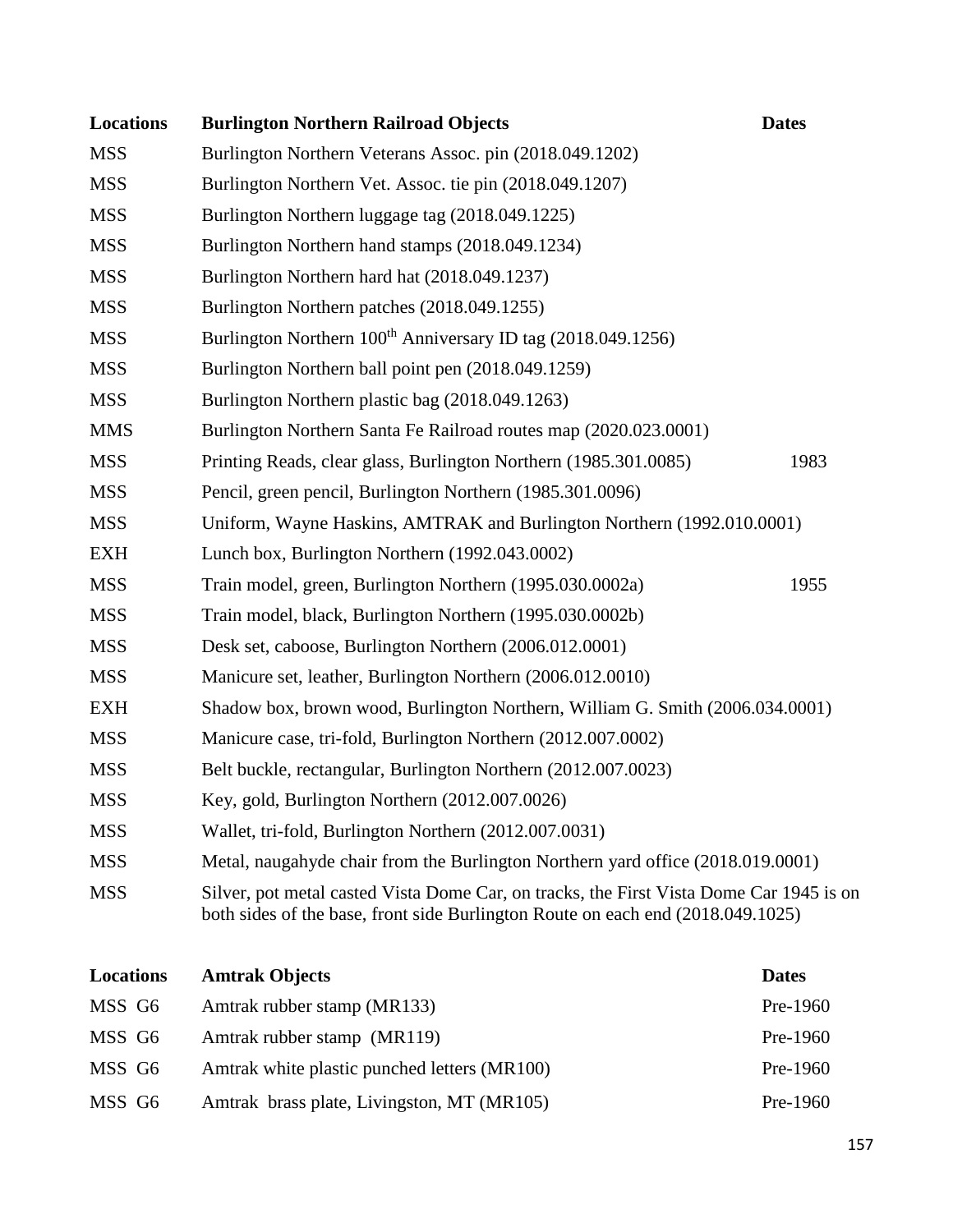| Locations | Burlington Northern Railroad Objects | Dates |
|---|---|---|
| MSS | Burlington Northern Veterans Assoc. pin (2018.049.1202) | |
| MSS | Burlington Northern Vet. Assoc. tie pin (2018.049.1207) | |
| MSS | Burlington Northern luggage tag (2018.049.1225) | |
| MSS | Burlington Northern hand stamps (2018.049.1234) | |
| MSS | Burlington Northern hard hat (2018.049.1237) | |
| MSS | Burlington Northern patches (2018.049.1255) | |
| MSS | Burlington Northern 100th Anniversary ID tag (2018.049.1256) | |
| MSS | Burlington Northern ball point pen (2018.049.1259) | |
| MSS | Burlington Northern plastic bag (2018.049.1263) | |
| MMS | Burlington Northern Santa Fe Railroad routes map (2020.023.0001) | |
| MSS | Printing Reads, clear glass, Burlington Northern (1985.301.0085) | 1983 |
| MSS | Pencil, green pencil, Burlington Northern (1985.301.0096) | |
| MSS | Uniform, Wayne Haskins, AMTRAK and Burlington Northern (1992.010.0001) | |
| EXH | Lunch box, Burlington Northern (1992.043.0002) | |
| MSS | Train model, green, Burlington Northern (1995.030.0002a) | 1955 |
| MSS | Train model, black, Burlington Northern (1995.030.0002b) | |
| MSS | Desk set, caboose, Burlington Northern (2006.012.0001) | |
| MSS | Manicure set, leather, Burlington Northern (2006.012.0010) | |
| EXH | Shadow box, brown wood, Burlington Northern, William G. Smith (2006.034.0001) | |
| MSS | Manicure case, tri-fold, Burlington Northern (2012.007.0002) | |
| MSS | Belt buckle, rectangular, Burlington Northern (2012.007.0023) | |
| MSS | Key, gold, Burlington Northern (2012.007.0026) | |
| MSS | Wallet, tri-fold, Burlington Northern (2012.007.0031) | |
| MSS | Metal, naugahyde chair from the Burlington Northern yard office (2018.019.0001) | |
| MSS | Silver, pot metal casted Vista Dome Car, on tracks, the First Vista Dome Car 1945 is on both sides of the base, front side Burlington Route on each end (2018.049.1025) | |

| Locations | Amtrak Objects | Dates |
|---|---|---|
| MSS G6 | Amtrak rubber stamp (MR133) | Pre-1960 |
| MSS G6 | Amtrak rubber stamp (MR119) | Pre-1960 |
| MSS G6 | Amtrak white plastic punched letters (MR100) | Pre-1960 |
| MSS G6 | Amtrak brass plate, Livingston, MT (MR105) | Pre-1960 |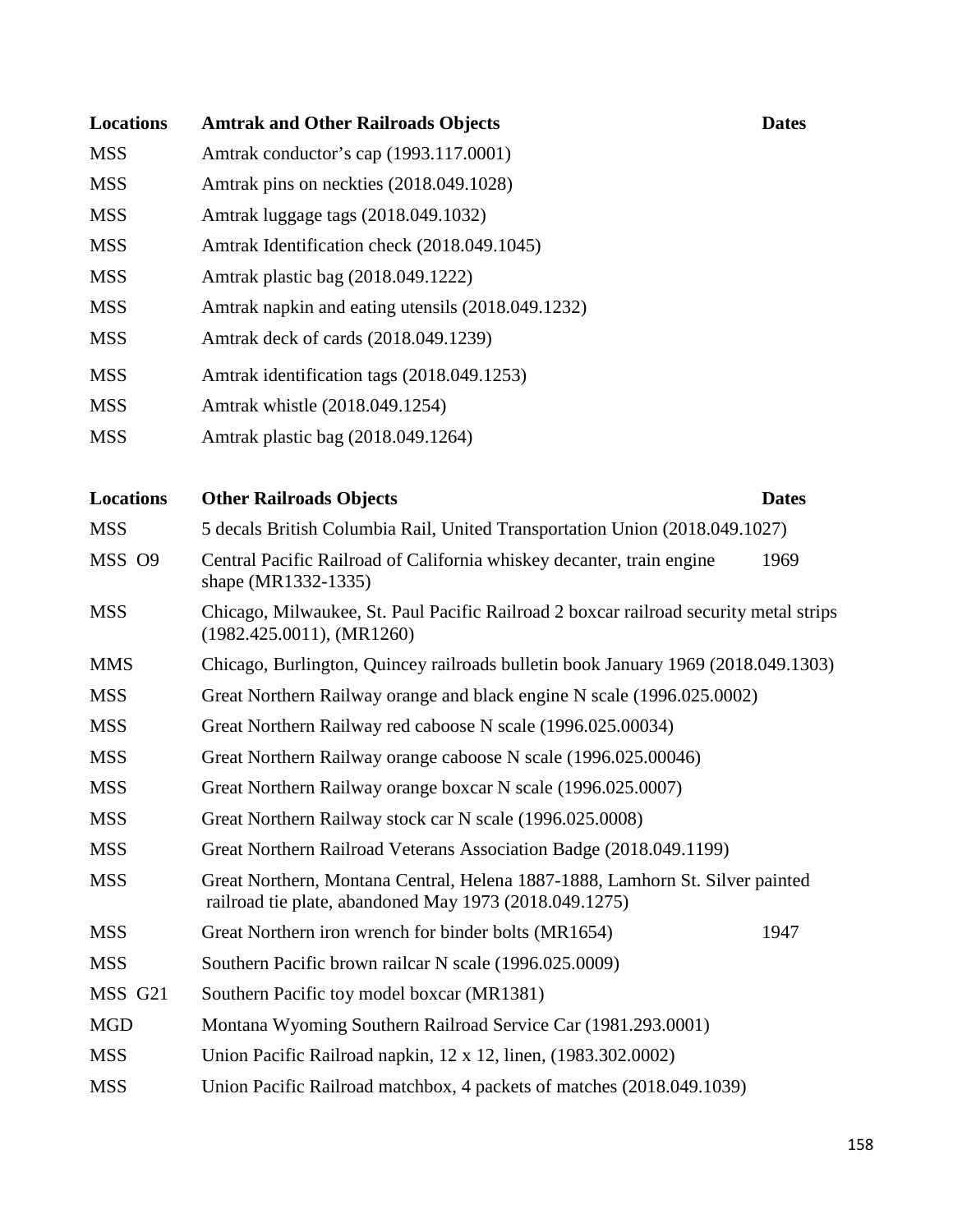| Locations | Amtrak and Other Railroads Objects | Dates |
| --- | --- | --- |
| MSS | Amtrak conductor's cap (1993.117.0001) | |
| MSS | Amtrak pins on neckties (2018.049.1028) | |
| MSS | Amtrak luggage tags (2018.049.1032) | |
| MSS | Amtrak Identification check (2018.049.1045) | |
| MSS | Amtrak plastic bag (2018.049.1222) | |
| MSS | Amtrak napkin and eating utensils (2018.049.1232) | |
| MSS | Amtrak deck of cards (2018.049.1239) | |
| MSS | Amtrak identification tags (2018.049.1253) | |
| MSS | Amtrak whistle (2018.049.1254) | |
| MSS | Amtrak plastic bag (2018.049.1264) | |

| Locations | Other Railroads Objects | Dates |
| --- | --- | --- |
| MSS | 5 decals British Columbia Rail, United Transportation Union (2018.049.1027) | |
| MSS O9 | Central Pacific Railroad of California whiskey decanter, train engine shape (MR1332-1335) | 1969 |
| MSS | Chicago, Milwaukee, St. Paul Pacific Railroad 2 boxcar railroad security metal strips (1982.425.0011), (MR1260) | |
| MMS | Chicago, Burlington, Quincey railroads bulletin book January 1969 (2018.049.1303) | |
| MSS | Great Northern Railway orange and black engine N scale (1996.025.0002) | |
| MSS | Great Northern Railway red caboose N scale (1996.025.00034) | |
| MSS | Great Northern Railway orange caboose N scale (1996.025.00046) | |
| MSS | Great Northern Railway orange boxcar N scale (1996.025.0007) | |
| MSS | Great Northern Railway stock car N scale (1996.025.0008) | |
| MSS | Great Northern Railroad Veterans Association Badge (2018.049.1199) | |
| MSS | Great Northern, Montana Central, Helena 1887-1888, Lamhorn St. Silver painted railroad tie plate, abandoned May 1973 (2018.049.1275) | |
| MSS | Great Northern iron wrench for binder bolts (MR1654) | 1947 |
| MSS | Southern Pacific brown railcar N scale (1996.025.0009) | |
| MSS G21 | Southern Pacific toy model boxcar (MR1381) | |
| MGD | Montana Wyoming Southern Railroad Service Car (1981.293.0001) | |
| MSS | Union Pacific Railroad napkin, 12 x 12, linen, (1983.302.0002) | |
| MSS | Union Pacific Railroad matchbox, 4 packets of matches (2018.049.1039) | |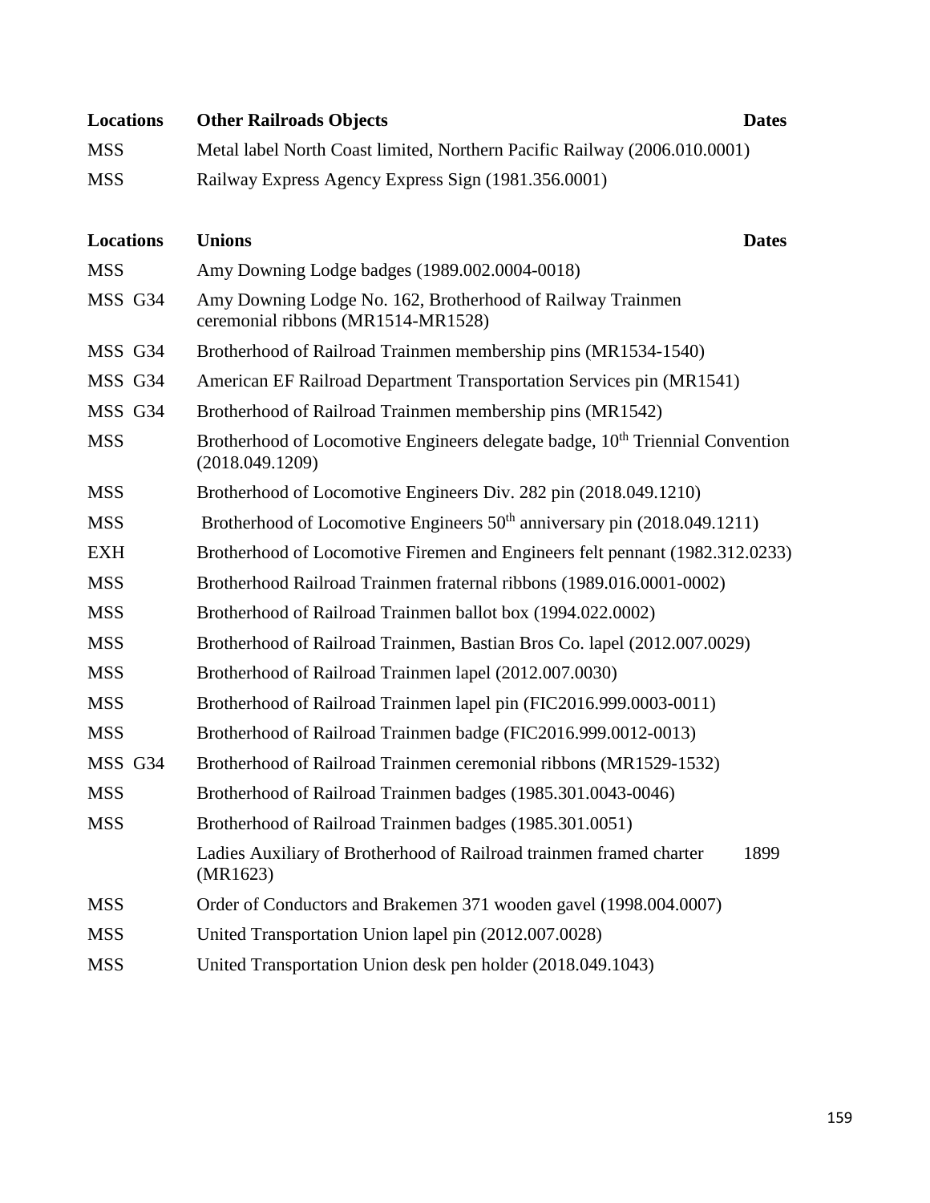| Locations | Other Railroads Objects | Dates |
|---|---|---|
| MSS | Metal label North Coast limited, Northern Pacific Railway (2006.010.0001) | |
| MSS | Railway Express Agency Express Sign (1981.356.0001) | |

| Locations | Unions | Dates |
|---|---|---|
| MSS | Amy Downing Lodge badges (1989.002.0004-0018) | |
| MSS G34 | Amy Downing Lodge No. 162, Brotherhood of Railway Trainmen ceremonial ribbons (MR1514-MR1528) | |
| MSS G34 | Brotherhood of Railroad Trainmen membership pins (MR1534-1540) | |
| MSS G34 | American EF Railroad Department Transportation Services pin (MR1541) | |
| MSS G34 | Brotherhood of Railroad Trainmen membership pins (MR1542) | |
| MSS | Brotherhood of Locomotive Engineers delegate badge, 10th Triennial Convention (2018.049.1209) | |
| MSS | Brotherhood of Locomotive Engineers Div. 282 pin (2018.049.1210) | |
| MSS | Brotherhood of Locomotive Engineers 50th anniversary pin (2018.049.1211) | |
| EXH | Brotherhood of Locomotive Firemen and Engineers felt pennant (1982.312.0233) | |
| MSS | Brotherhood Railroad Trainmen fraternal ribbons (1989.016.0001-0002) | |
| MSS | Brotherhood of Railroad Trainmen ballot box (1994.022.0002) | |
| MSS | Brotherhood of Railroad Trainmen, Bastian Bros Co. lapel (2012.007.0029) | |
| MSS | Brotherhood of Railroad Trainmen lapel (2012.007.0030) | |
| MSS | Brotherhood of Railroad Trainmen lapel pin (FIC2016.999.0003-0011) | |
| MSS | Brotherhood of Railroad Trainmen badge (FIC2016.999.0012-0013) | |
| MSS G34 | Brotherhood of Railroad Trainmen ceremonial ribbons (MR1529-1532) | |
| MSS | Brotherhood of Railroad Trainmen badges (1985.301.0043-0046) | |
| MSS | Brotherhood of Railroad Trainmen badges (1985.301.0051) | |
| | Ladies Auxiliary of Brotherhood of Railroad trainmen framed charter (MR1623) | 1899 |
| MSS | Order of Conductors and Brakemen 371 wooden gavel (1998.004.0007) | |
| MSS | United Transportation Union lapel pin (2012.007.0028) | |
| MSS | United Transportation Union desk pen holder (2018.049.1043) | |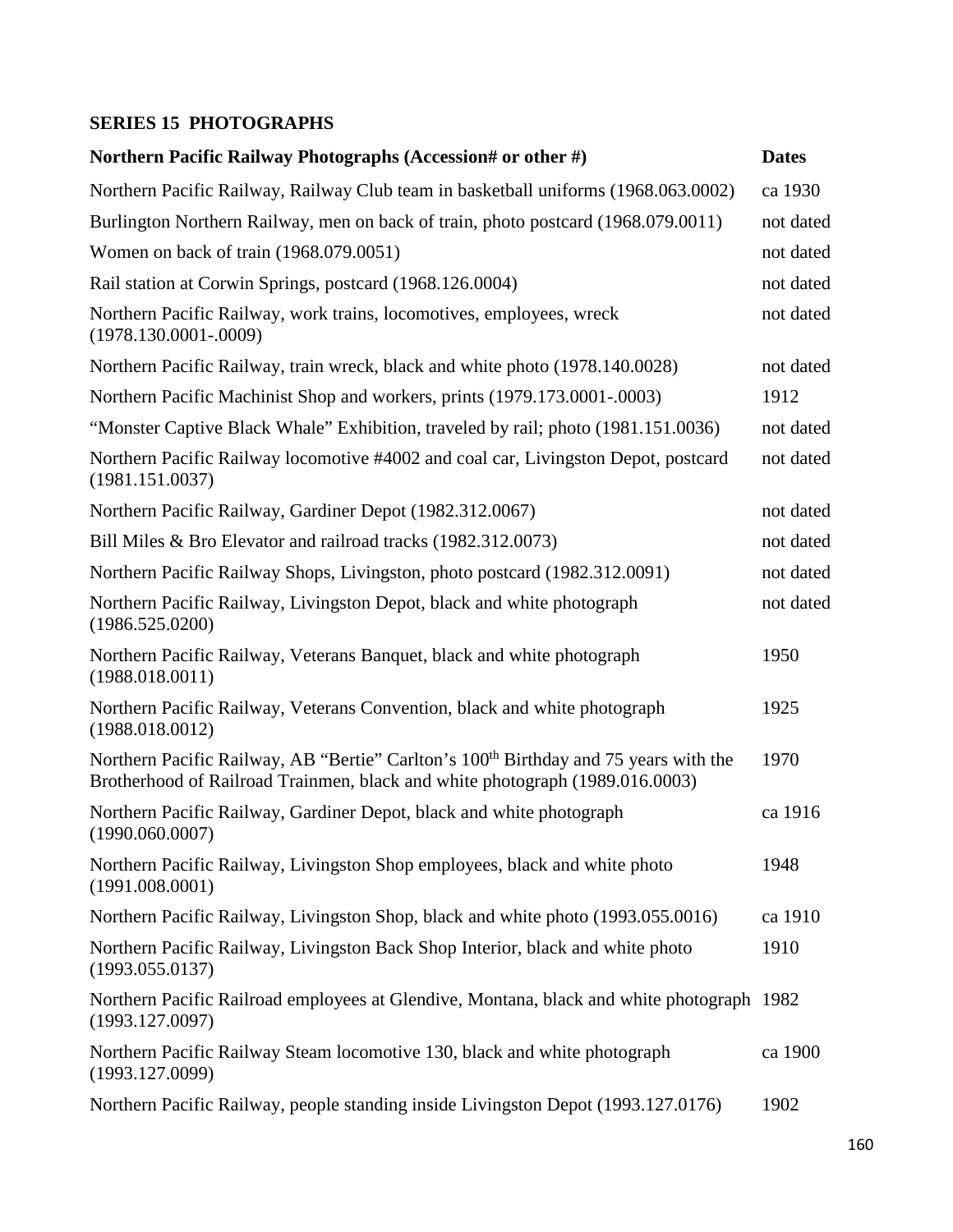## SERIES 15 PHOTOGRAPHS

| Northern Pacific Railway Photographs (Accession# or other #) | Dates |
| --- | --- |
| Northern Pacific Railway, Railway Club team in basketball uniforms (1968.063.0002) | ca 1930 |
| Burlington Northern Railway, men on back of train, photo postcard (1968.079.0011) | not dated |
| Women on back of train (1968.079.0051) | not dated |
| Rail station at Corwin Springs, postcard (1968.126.0004) | not dated |
| Northern Pacific Railway, work trains, locomotives, employees, wreck (1978.130.0001-.0009) | not dated |
| Northern Pacific Railway, train wreck, black and white photo (1978.140.0028) | not dated |
| Northern Pacific Machinist Shop and workers, prints (1979.173.0001-.0003) | 1912 |
| "Monster Captive Black Whale" Exhibition, traveled by rail; photo (1981.151.0036) | not dated |
| Northern Pacific Railway locomotive #4002 and coal car, Livingston Depot, postcard (1981.151.0037) | not dated |
| Northern Pacific Railway, Gardiner Depot (1982.312.0067) | not dated |
| Bill Miles & Bro Elevator and railroad tracks (1982.312.0073) | not dated |
| Northern Pacific Railway Shops, Livingston, photo postcard (1982.312.0091) | not dated |
| Northern Pacific Railway, Livingston Depot, black and white photograph (1986.525.0200) | not dated |
| Northern Pacific Railway, Veterans Banquet, black and white photograph (1988.018.0011) | 1950 |
| Northern Pacific Railway, Veterans Convention, black and white photograph (1988.018.0012) | 1925 |
| Northern Pacific Railway, AB "Bertie" Carlton's 100th Birthday and 75 years with the Brotherhood of Railroad Trainmen, black and white photograph (1989.016.0003) | 1970 |
| Northern Pacific Railway, Gardiner Depot, black and white photograph (1990.060.0007) | ca 1916 |
| Northern Pacific Railway, Livingston Shop employees, black and white photo (1991.008.0001) | 1948 |
| Northern Pacific Railway, Livingston Shop, black and white photo (1993.055.0016) | ca 1910 |
| Northern Pacific Railway, Livingston Back Shop Interior, black and white photo (1993.055.0137) | 1910 |
| Northern Pacific Railroad employees at Glendive, Montana, black and white photograph (1993.127.0097) | 1982 |
| Northern Pacific Railway Steam locomotive 130, black and white photograph (1993.127.0099) | ca 1900 |
| Northern Pacific Railway, people standing inside Livingston Depot (1993.127.0176) | 1902 |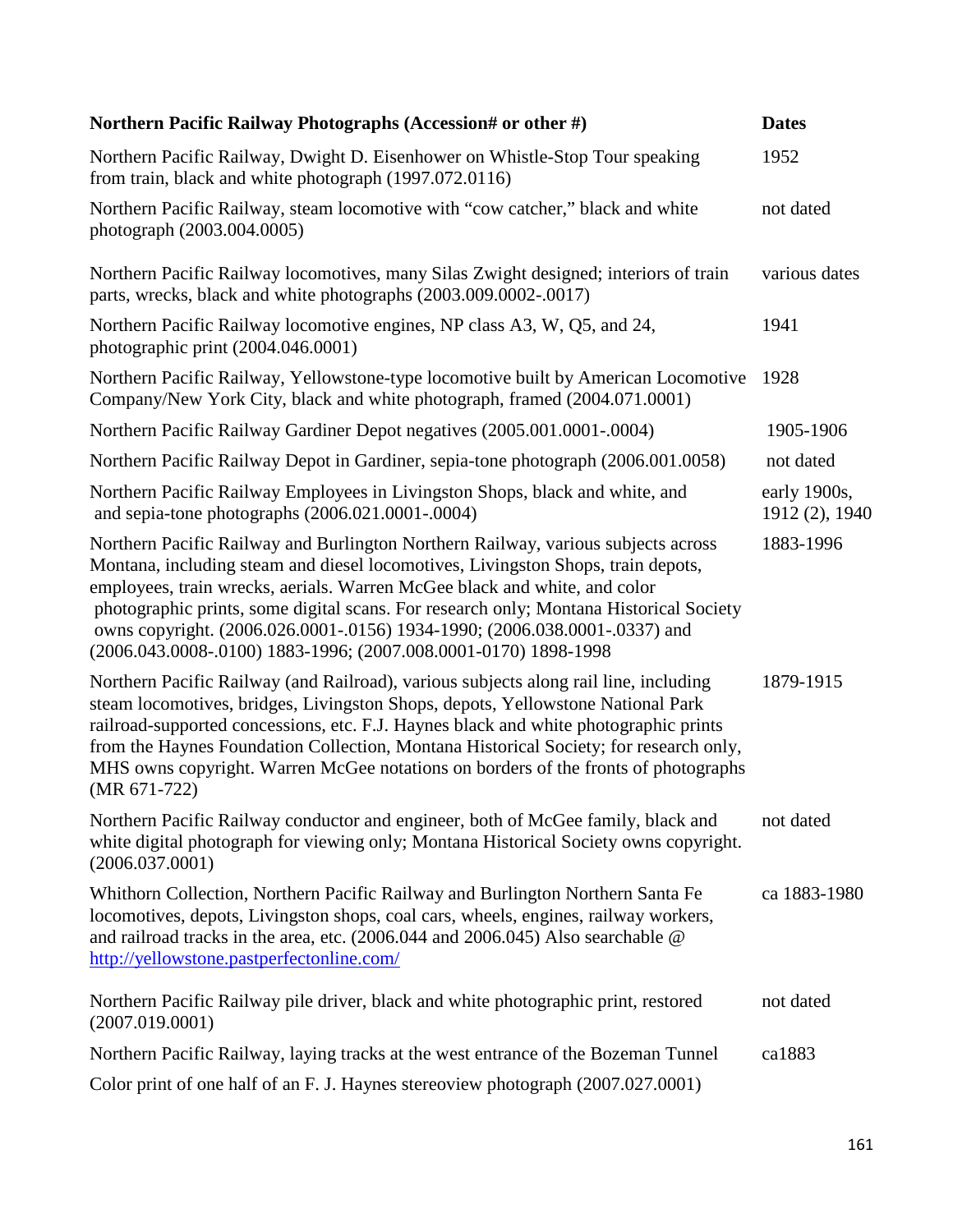| Northern Pacific Railway Photographs (Accession# or other #) | Dates |
|---|---|
| Northern Pacific Railway, Dwight D. Eisenhower on Whistle-Stop Tour speaking from train, black and white photograph (1997.072.0116) | 1952 |
| Northern Pacific Railway, steam locomotive with "cow catcher," black and white photograph (2003.004.0005) | not dated |
| Northern Pacific Railway locomotives, many Silas Zwight designed; interiors of train parts, wrecks, black and white photographs (2003.009.0002-.0017) | various dates |
| Northern Pacific Railway locomotive engines, NP class A3, W, Q5, and 24, photographic print (2004.046.0001) | 1941 |
| Northern Pacific Railway, Yellowstone-type locomotive built by American Locomotive Company/New York City, black and white photograph, framed (2004.071.0001) | 1928 |
| Northern Pacific Railway Gardiner Depot negatives (2005.001.0001-.0004) | 1905-1906 |
| Northern Pacific Railway Depot in Gardiner, sepia-tone photograph (2006.001.0058) | not dated |
| Northern Pacific Railway Employees in Livingston Shops, black and white, and and sepia-tone photographs (2006.021.0001-.0004) | early 1900s, 1912 (2), 1940 |
| Northern Pacific Railway and Burlington Northern Railway, various subjects across Montana, including steam and diesel locomotives, Livingston Shops, train depots, employees, train wrecks, aerials. Warren McGee black and white, and color photographic prints, some digital scans. For research only; Montana Historical Society owns copyright. (2006.026.0001-.0156) 1934-1990; (2006.038.0001-.0337) and (2006.043.0008-.0100) 1883-1996; (2007.008.0001-0170) 1898-1998 | 1883-1996 |
| Northern Pacific Railway (and Railroad), various subjects along rail line, including steam locomotives, bridges, Livingston Shops, depots, Yellowstone National Park railroad-supported concessions, etc. F.J. Haynes black and white photographic prints from the Haynes Foundation Collection, Montana Historical Society; for research only, MHS owns copyright. Warren McGee notations on borders of the fronts of photographs (MR 671-722) | 1879-1915 |
| Northern Pacific Railway conductor and engineer, both of McGee family, black and white digital photograph for viewing only; Montana Historical Society owns copyright. (2006.037.0001) | not dated |
| Whithorn Collection, Northern Pacific Railway and Burlington Northern Santa Fe locomotives, depots, Livingston shops, coal cars, wheels, engines, railway workers, and railroad tracks in the area, etc. (2006.044 and 2006.045) Also searchable @ http://yellowstone.pastperfectonline.com/ | ca 1883-1980 |
| Northern Pacific Railway pile driver, black and white photographic print, restored (2007.019.0001) | not dated |
| Northern Pacific Railway, laying tracks at the west entrance of the Bozeman Tunnel Color print of one half of an F. J. Haynes stereoview photograph (2007.027.0001) | ca1883 |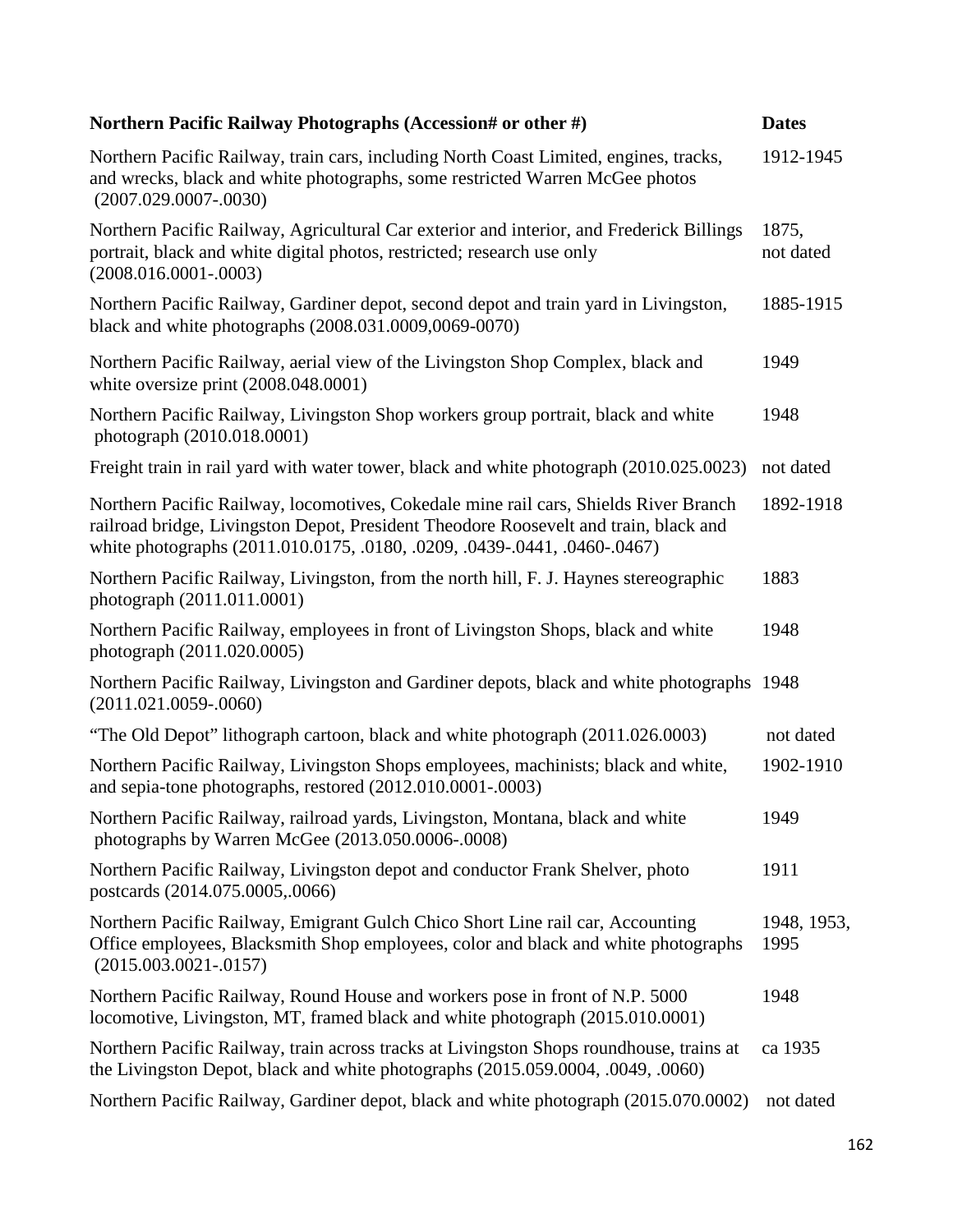| Northern Pacific Railway Photographs (Accession# or other #) | Dates |
|---|---|
| Northern Pacific Railway, train cars, including North Coast Limited, engines, tracks, and wrecks, black and white photographs, some restricted Warren McGee photos (2007.029.0007-.0030) | 1912-1945 |
| Northern Pacific Railway, Agricultural Car exterior and interior, and Frederick Billings portrait, black and white digital photos, restricted; research use only (2008.016.0001-.0003) | 1875, not dated |
| Northern Pacific Railway, Gardiner depot, second depot and train yard in Livingston, black and white photographs (2008.031.0009,0069-0070) | 1885-1915 |
| Northern Pacific Railway, aerial view of the Livingston Shop Complex, black and white oversize print (2008.048.0001) | 1949 |
| Northern Pacific Railway, Livingston Shop workers group portrait, black and white photograph (2010.018.0001) | 1948 |
| Freight train in rail yard with water tower, black and white photograph (2010.025.0023) | not dated |
| Northern Pacific Railway, locomotives, Cokedale mine rail cars, Shields River Branch railroad bridge, Livingston Depot, President Theodore Roosevelt and train, black and white photographs (2011.010.0175, .0180, .0209, .0439-.0441, .0460-.0467) | 1892-1918 |
| Northern Pacific Railway, Livingston, from the north hill, F. J. Haynes stereographic photograph (2011.011.0001) | 1883 |
| Northern Pacific Railway, employees in front of Livingston Shops, black and white photograph (2011.020.0005) | 1948 |
| Northern Pacific Railway, Livingston and Gardiner depots, black and white photographs (2011.021.0059-.0060) | 1948 |
| "The Old Depot" lithograph cartoon, black and white photograph (2011.026.0003) | not dated |
| Northern Pacific Railway, Livingston Shops employees, machinists; black and white, and sepia-tone photographs, restored (2012.010.0001-.0003) | 1902-1910 |
| Northern Pacific Railway, railroad yards, Livingston, Montana, black and white photographs by Warren McGee (2013.050.0006-.0008) | 1949 |
| Northern Pacific Railway, Livingston depot and conductor Frank Shelver, photo postcards (2014.075.0005,.0066) | 1911 |
| Northern Pacific Railway, Emigrant Gulch Chico Short Line rail car, Accounting Office employees, Blacksmith Shop employees, color and black and white photographs (2015.003.0021-.0157) | 1948, 1953, 1995 |
| Northern Pacific Railway, Round House and workers pose in front of N.P. 5000 locomotive, Livingston, MT, framed black and white photograph (2015.010.0001) | 1948 |
| Northern Pacific Railway, train across tracks at Livingston Shops roundhouse, trains at the Livingston Depot, black and white photographs (2015.059.0004, .0049, .0060) | ca 1935 |
| Northern Pacific Railway, Gardiner depot, black and white photograph (2015.070.0002) | not dated |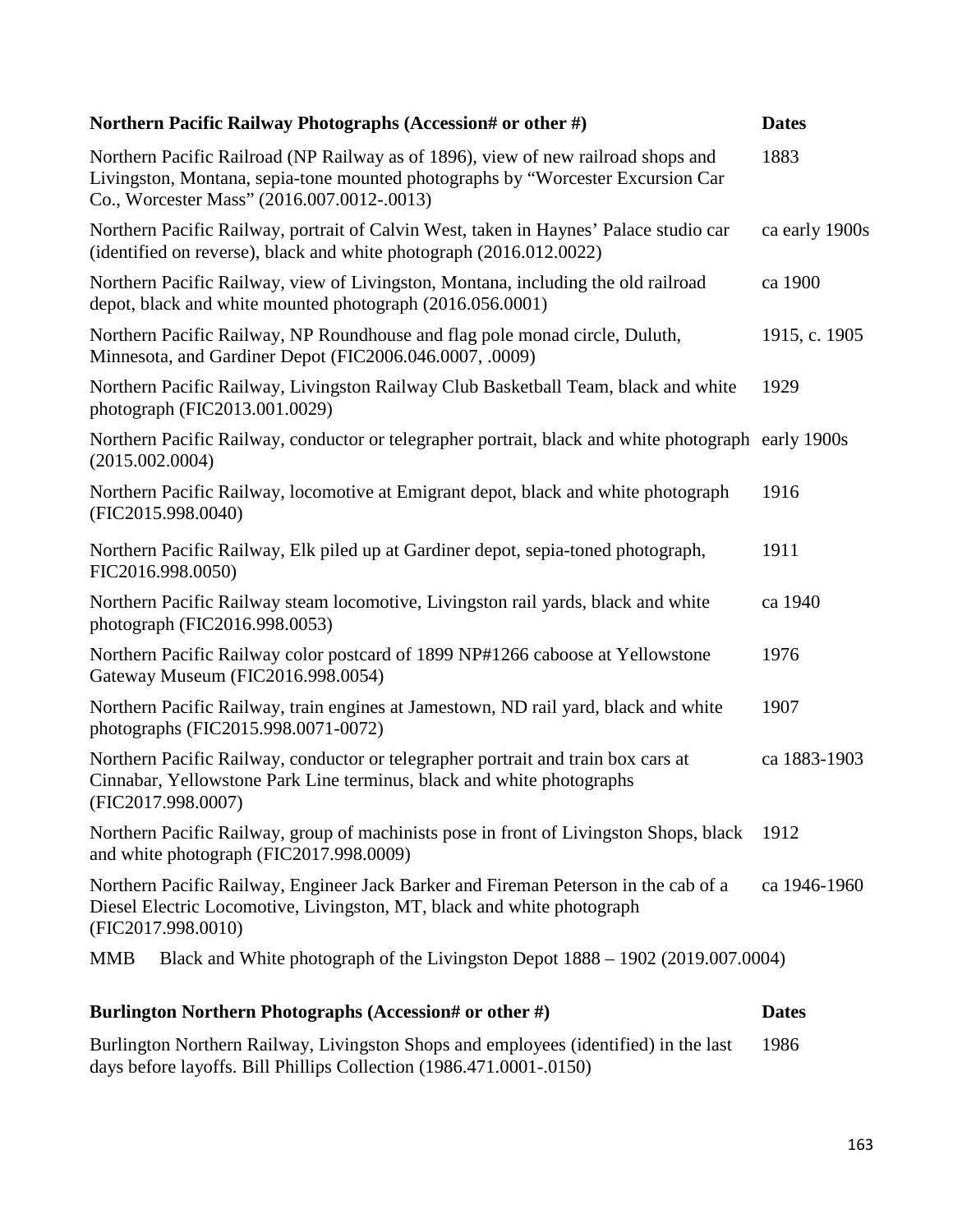| Northern Pacific Railway Photographs (Accession# or other #) | Dates |
|---|---|
| Northern Pacific Railroad (NP Railway as of 1896), view of new railroad shops and Livingston, Montana, sepia-tone mounted photographs by "Worcester Excursion Car Co., Worcester Mass" (2016.007.0012-.0013) | 1883 |
| Northern Pacific Railway, portrait of Calvin West, taken in Haynes' Palace studio car (identified on reverse), black and white photograph (2016.012.0022) | ca early 1900s |
| Northern Pacific Railway, view of Livingston, Montana, including the old railroad depot, black and white mounted photograph (2016.056.0001) | ca 1900 |
| Northern Pacific Railway, NP Roundhouse and flag pole monad circle, Duluth, Minnesota, and Gardiner Depot (FIC2006.046.0007, .0009) | 1915, c. 1905 |
| Northern Pacific Railway, Livingston Railway Club Basketball Team, black and white photograph (FIC2013.001.0029) | 1929 |
| Northern Pacific Railway, conductor or telegrapher portrait, black and white photograph (2015.002.0004) | early 1900s |
| Northern Pacific Railway, locomotive at Emigrant depot, black and white photograph (FIC2015.998.0040) | 1916 |
| Northern Pacific Railway, Elk piled up at Gardiner depot, sepia-toned photograph, FIC2016.998.0050) | 1911 |
| Northern Pacific Railway steam locomotive, Livingston rail yards, black and white photograph (FIC2016.998.0053) | ca 1940 |
| Northern Pacific Railway color postcard of 1899 NP#1266 caboose at Yellowstone Gateway Museum (FIC2016.998.0054) | 1976 |
| Northern Pacific Railway, train engines at Jamestown, ND rail yard, black and white photographs (FIC2015.998.0071-0072) | 1907 |
| Northern Pacific Railway, conductor or telegrapher portrait and train box cars at Cinnabar, Yellowstone Park Line terminus, black and white photographs (FIC2017.998.0007) | ca 1883-1903 |
| Northern Pacific Railway, group of machinists pose in front of Livingston Shops, black and white photograph (FIC2017.998.0009) | 1912 |
| Northern Pacific Railway, Engineer Jack Barker and Fireman Peterson in the cab of a Diesel Electric Locomotive, Livingston, MT, black and white photograph (FIC2017.998.0010) | ca 1946-1960 |
| MMB Black and White photograph of the Livingston Depot 1888 – 1902 (2019.007.0004) | |

| Burlington Northern Photographs (Accession# or other #) | Dates |
|---|---|
| Burlington Northern Railway, Livingston Shops and employees (identified) in the last days before layoffs. Bill Phillips Collection (1986.471.0001-.0150) | 1986 |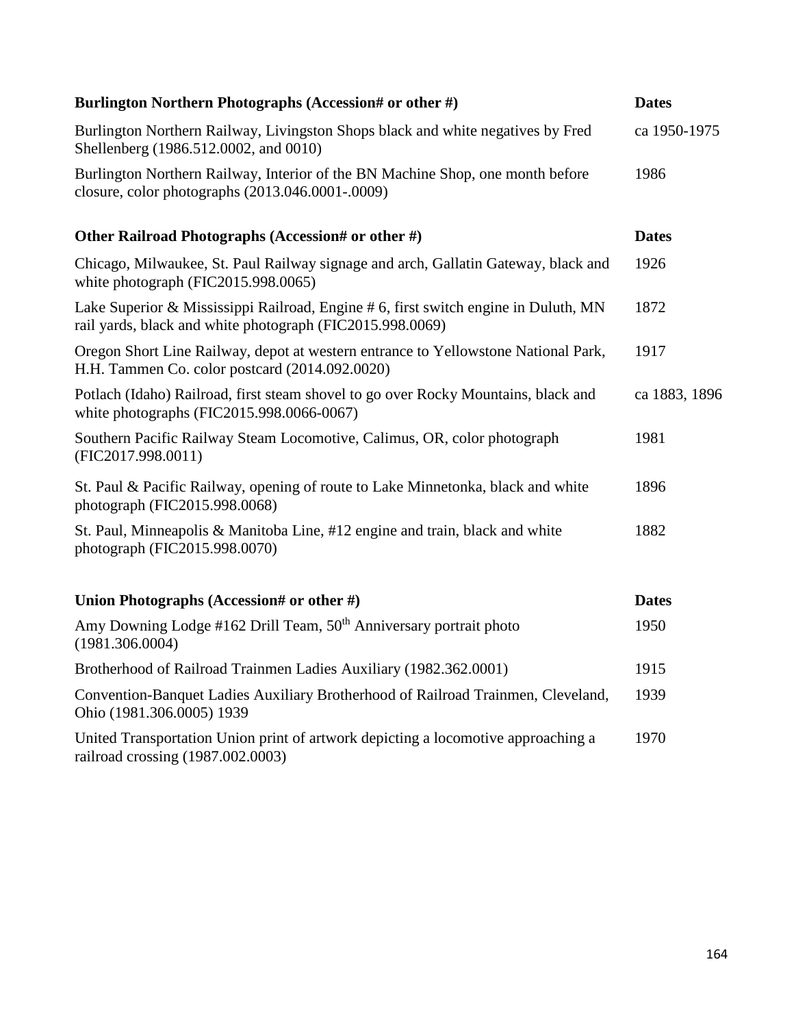| Burlington Northern Photographs (Accession# or other #) | Dates |
|---|---|
| Burlington Northern Railway, Livingston Shops black and white negatives by Fred Shellenberg (1986.512.0002, and 0010) | ca 1950-1975 |
| Burlington Northern Railway, Interior of the BN Machine Shop, one month before closure, color photographs (2013.046.0001-.0009) | 1986 |

| Other Railroad Photographs (Accession# or other #) | Dates |
|---|---|
| Chicago, Milwaukee, St. Paul Railway signage and arch, Gallatin Gateway, black and white photograph (FIC2015.998.0065) | 1926 |
| Lake Superior & Mississippi Railroad, Engine # 6, first switch engine in Duluth, MN rail yards, black and white photograph (FIC2015.998.0069) | 1872 |
| Oregon Short Line Railway, depot at western entrance to Yellowstone National Park, H.H. Tammen Co. color postcard (2014.092.0020) | 1917 |
| Potlach (Idaho) Railroad, first steam shovel to go over Rocky Mountains, black and white photographs (FIC2015.998.0066-0067) | ca 1883, 1896 |
| Southern Pacific Railway Steam Locomotive, Calimus, OR, color photograph (FIC2017.998.0011) | 1981 |
| St. Paul & Pacific Railway, opening of route to Lake Minnetonka, black and white photograph (FIC2015.998.0068) | 1896 |
| St. Paul, Minneapolis & Manitoba Line, #12 engine and train, black and white photograph (FIC2015.998.0070) | 1882 |

| Union Photographs (Accession# or other #) | Dates |
|---|---|
| Amy Downing Lodge #162 Drill Team, 50th Anniversary portrait photo (1981.306.0004) | 1950 |
| Brotherhood of Railroad Trainmen Ladies Auxiliary (1982.362.0001) | 1915 |
| Convention-Banquet Ladies Auxiliary Brotherhood of Railroad Trainmen, Cleveland, Ohio (1981.306.0005) 1939 | 1939 |
| United Transportation Union print of artwork depicting a locomotive approaching a railroad crossing (1987.002.0003) | 1970 |